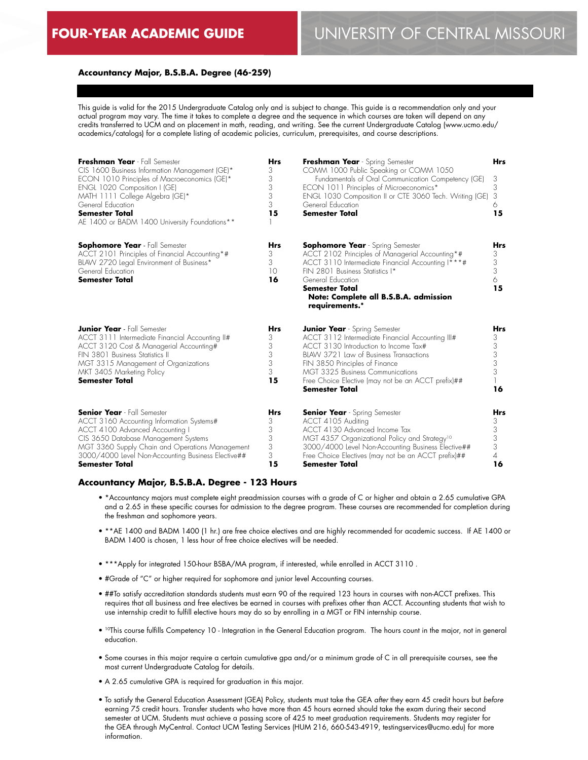# FOUR-YEAR ACADEMIC GUIDE — UNIVERSITY OF CENTRAL MISSOURI

**Accountancy Major, B.S.B.A. Degree (46-259)**

This guide is valid for the 2015 Undergraduate Catalog only and is subject to change. This guide is a recommendation only and your actual program may vary. The time it takes to complete a degree and the sequence in which courses are taken will depend on any credits transferred to UCM and on placement in math, reading, and writing. See the current Undergraduate Catalog (www.ucmo.edu/academics/catalogs) for a complete listing of academic policies, curriculum, prerequisites, and course descriptions.

| **Freshman Year** - Fall Semester | Hrs |
|---|---|
| CIS 1600 Business Information Management (GE)* | 3 |
| ECON 1010 Principles of Macroeconomics (GE)* | 3 |
| ENGL 1020 Composition I (GE) | 3 |
| MATH 1111 College Algebra (GE)* | 3 |
| General Education | 3 |
| **Semester Total** | **15** |
| AE 1400 or BADM 1400 University Foundations** | 1 |

| **Freshman Year** - Spring Semester | Hrs |
|---|---|
| COMM 1000 Public Speaking or COMM 1050 Fundamentals of Oral Communication Competency (GE) | 3 |
| ECON 1011 Principles of Microeconomics* | 3 |
| ENGL 1030 Composition II or CTE 3060 Tech. Writing (GE) | 3 |
| General Education | 6 |
| **Semester Total** | **15** |

| **Sophomore Year** - Fall Semester | Hrs |
|---|---|
| ACCT 2101 Principles of Financial Accounting*# | 3 |
| BLAW 2720 Legal Environment of Business* | 3 |
| General Education | 10 |
| **Semester Total** | **16** |

| **Sophomore Year** - Spring Semester | Hrs |
|---|---|
| ACCT 2102 Principles of Managerial Accounting*# | 3 |
| ACCT 3110 Intermediate Financial Accounting I***# | 3 |
| FIN 2801 Business Statistics I* | 3 |
| General Education | 6 |
| **Semester Total** | **15** |
| **Note: Complete all B.S.B.A. admission requirements.*** | |

| **Junior Year** - Fall Semester | Hrs |
|---|---|
| ACCT 3111 Intermediate Financial Accounting II# | 3 |
| ACCT 3120 Cost & Managerial Accounting# | 3 |
| FIN 3801 Business Statistics II | 3 |
| MGT 3315 Management of Organizations | 3 |
| MKT 3405 Marketing Policy | 3 |
| **Semester Total** | **15** |

| **Junior Year** - Spring Semester | Hrs |
|---|---|
| ACCT 3112 Intermediate Financial Accounting III# | 3 |
| ACCT 3130 Introduction to Income Tax# | 3 |
| BLAW 3721 Law of Business Transactions | 3 |
| FIN 3850 Principles of Finance | 3 |
| MGT 3325 Business Communications | 3 |
| Free Choice Elective (may not be an ACCT prefix)## | 1 |
| **Semester Total** | **16** |

| **Senior Year** - Fall Semester | Hrs |
|---|---|
| ACCT 3160 Accounting Information Systems# | 3 |
| ACCT 4100 Advanced Accounting I | 3 |
| CIS 3650 Database Management Systems | 3 |
| MGT 3360 Supply Chain and Operations Management | 3 |
| 3000/4000 Level Non-Accounting Business Elective## | 3 |
| **Semester Total** | **15** |

| **Senior Year** - Spring Semester | Hrs |
|---|---|
| ACCT 4105 Auditing | 3 |
| ACCT 4130 Advanced Income Tax | 3 |
| MGT 4357 Organizational Policy and Strategy[10] | 3 |
| 3000/4000 Level Non-Accounting Business Elective## | 3 |
| Free Choice Electives (may not be an ACCT prefix)## | 4 |
| **Semester Total** | **16** |

## Accountancy Major, B.S.B.A. Degree - 123 Hours

- *Accountancy majors must complete eight preadmission courses with a grade of C or higher and obtain a 2.65 cumulative GPA and a 2.65 in these specific courses for admission to the degree program. These courses are recommended for completion during the freshman and sophomore years.
- **AE 1400 and BADM 1400 (1 hr.) are free choice electives and are highly recommended for academic success. If AE 1400 or BADM 1400 is chosen, 1 less hour of free choice electives will be needed.
- ***Apply for integrated 150-hour BSBA/MA program, if interested, while enrolled in ACCT 3110 .
- #Grade of "C" or higher required for sophomore and junior level Accounting courses.
- ##To satisfy accreditation standards students must earn 90 of the required 123 hours in courses with non-ACCT prefixes. This requires that all business and free electives be earned in courses with prefixes other than ACCT. Accounting students that wish to use internship credit to fulfill elective hours may do so by enrolling in a MGT or FIN internship course.
- [10]This course fulfills Competency 10 - Integration in the General Education program. The hours count in the major, not in general education.
- Some courses in this major require a certain cumulative gpa and/or a minimum grade of C in all prerequisite courses, see the most current Undergraduate Catalog for details.
- A 2.65 cumulative GPA is required for graduation in this major.
- To satisfy the General Education Assessment (GEA) Policy, students must take the GEA *after* they earn 45 credit hours but *before* earning 75 credit hours. Transfer students who have more than 45 hours earned should take the exam during their second semester at UCM. Students must achieve a passing score of 425 to meet graduation requirements. Students may register for the GEA through MyCentral. Contact UCM Testing Services (HUM 216, 660-543-4919, testingservices@ucmo.edu) for more information.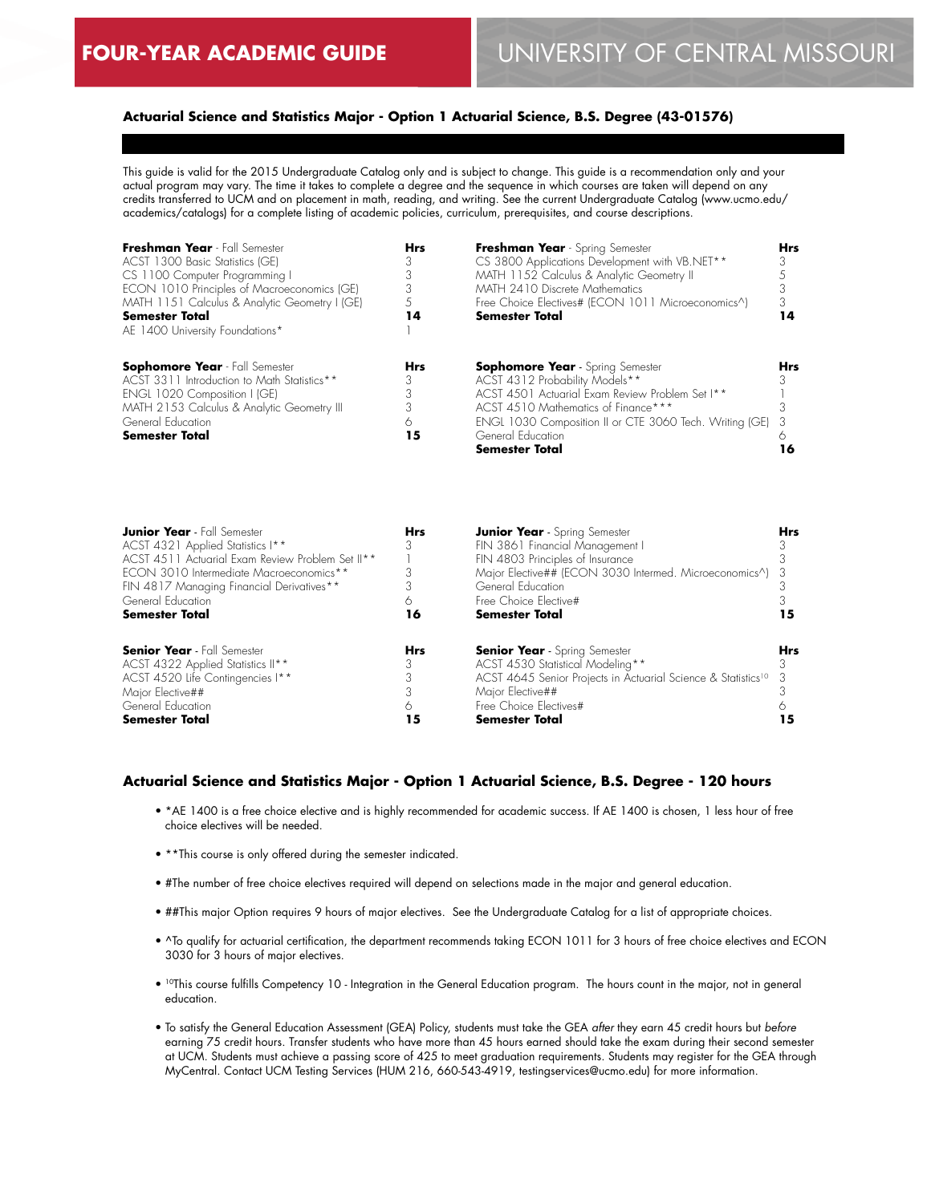# FOUR-YEAR ACADEMIC GUIDE

## UNIVERSITY OF CENTRAL MISSOURI

### Actuarial Science and Statistics Major - Option 1 Actuarial Science, B.S. Degree (43-01576)

This guide is valid for the 2015 Undergraduate Catalog only and is subject to change. This guide is a recommendation only and your actual program may vary. The time it takes to complete a degree and the sequence in which courses are taken will depend on any credits transferred to UCM and on placement in math, reading, and writing. See the current Undergraduate Catalog (www.ucmo.edu/academics/catalogs) for a complete listing of academic policies, curriculum, prerequisites, and course descriptions.

| **Freshman Year** - Fall Semester | Hrs |
|---|---|
| ACST 1300 Basic Statistics (GE) | 3 |
| CS 1100 Computer Programming I | 3 |
| ECON 1010 Principles of Macroeconomics (GE) | 3 |
| MATH 1151 Calculus & Analytic Geometry I (GE) | 5 |
| **Semester Total** | **14** |
| AE 1400 University Foundations* | 1 |

| **Freshman Year** - Spring Semester | Hrs |
|---|---|
| CS 3800 Applications Development with VB.NET** | 3 |
| MATH 1152 Calculus & Analytic Geometry II | 5 |
| MATH 2410 Discrete Mathematics | 3 |
| Free Choice Electives# (ECON 1011 Microeconomics^) | 3 |
| **Semester Total** | **14** |

| **Sophomore Year** - Fall Semester | Hrs |
|---|---|
| ACST 3311 Introduction to Math Statistics** | 3 |
| ENGL 1020 Composition I (GE) | 3 |
| MATH 2153 Calculus & Analytic Geometry III | 3 |
| General Education | 6 |
| **Semester Total** | **15** |

| **Sophomore Year** - Spring Semester | Hrs |
|---|---|
| ACST 4312 Probability Models** | 3 |
| ACST 4501 Actuarial Exam Review Problem Set I** | 1 |
| ACST 4510 Mathematics of Finance*** | 3 |
| ENGL 1030 Composition II or CTE 3060 Tech. Writing (GE) | 3 |
| General Education | 6 |
| **Semester Total** | **16** |

| **Junior Year** - Fall Semester | Hrs |
|---|---|
| ACST 4321 Applied Statistics I** | 3 |
| ACST 4511 Actuarial Exam Review Problem Set II** | 1 |
| ECON 3010 Intermediate Macroeconomics** | 3 |
| FIN 4817 Managing Financial Derivatives** | 3 |
| General Education | 6 |
| **Semester Total** | **16** |

| **Junior Year** - Spring Semester | Hrs |
|---|---|
| FIN 3861 Financial Management I | 3 |
| FIN 4803 Principles of Insurance | 3 |
| Major Elective## (ECON 3030 Intermed. Microeconomics^) | 3 |
| General Education | 3 |
| Free Choice Elective# | 3 |
| **Semester Total** | **15** |

| **Senior Year** - Fall Semester | Hrs |
|---|---|
| ACST 4322 Applied Statistics II** | 3 |
| ACST 4520 Life Contingencies I** | 3 |
| Major Elective## | 3 |
| General Education | 6 |
| **Semester Total** | **15** |

| **Senior Year** - Spring Semester | Hrs |
|---|---|
| ACST 4530 Statistical Modeling** | 3 |
| ACST 4645 Senior Projects in Actuarial Science & Statistics[10] | 3 |
| Major Elective## | 3 |
| Free Choice Electives# | 6 |
| **Semester Total** | **15** |

### Actuarial Science and Statistics Major - Option 1 Actuarial Science, B.S. Degree - 120 hours

- *AE 1400 is a free choice elective and is highly recommended for academic success. If AE 1400 is chosen, 1 less hour of free choice electives will be needed.
- **This course is only offered during the semester indicated.
- #The number of free choice electives required will depend on selections made in the major and general education.
- ##This major Option requires 9 hours of major electives. See the Undergraduate Catalog for a list of appropriate choices.
- ^To qualify for actuarial certification, the department recommends taking ECON 1011 for 3 hours of free choice electives and ECON 3030 for 3 hours of major electives.
- [10]This course fulfills Competency 10 - Integration in the General Education program. The hours count in the major, not in general education.
- To satisfy the General Education Assessment (GEA) Policy, students must take the GEA *after* they earn 45 credit hours but *before* earning 75 credit hours. Transfer students who have more than 45 hours earned should take the exam during their second semester at UCM. Students must achieve a passing score of 425 to meet graduation requirements. Students may register for the GEA through MyCentral. Contact UCM Testing Services (HUM 216, 660-543-4919, testingservices@ucmo.edu) for more information.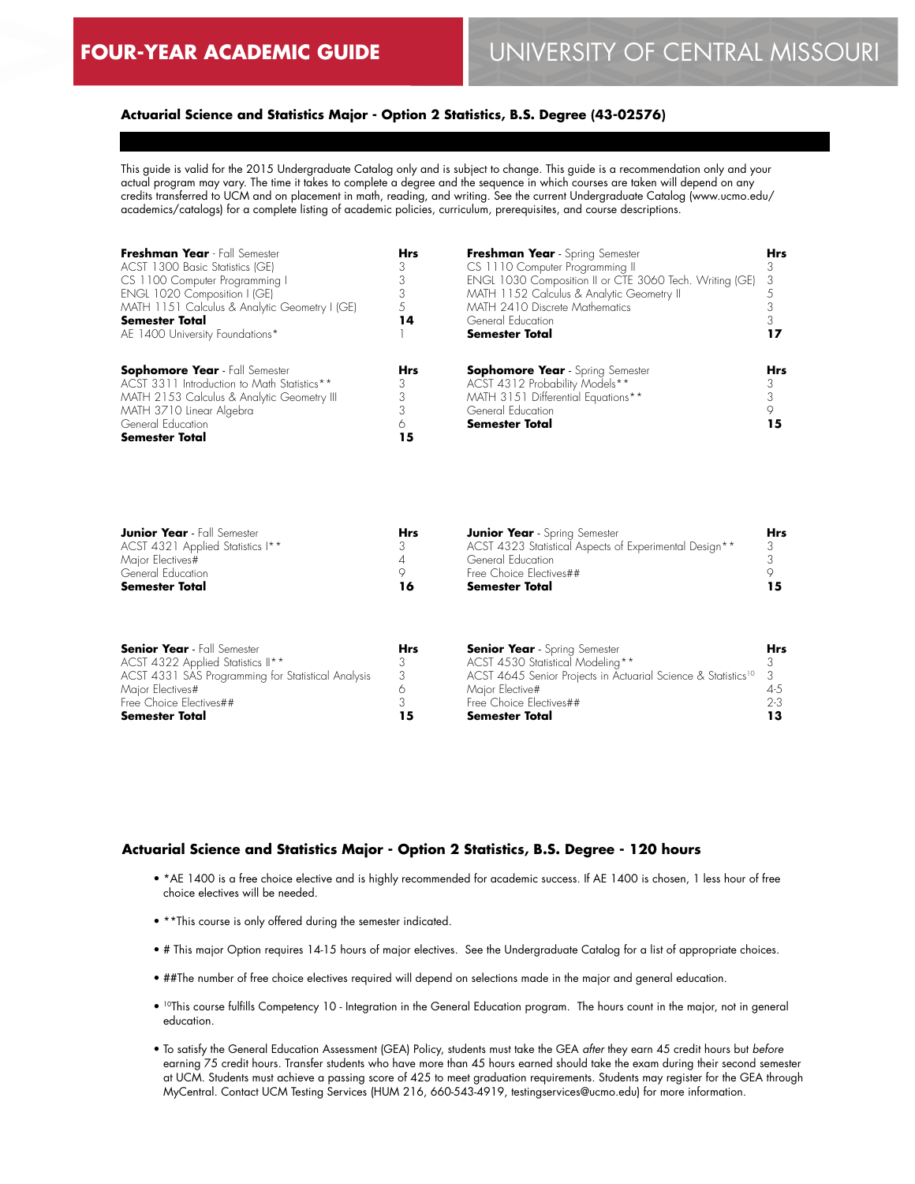# FOUR-YEAR ACADEMIC GUIDE — UNIVERSITY OF CENTRAL MISSOURI

## Actuarial Science and Statistics Major - Option 2 Statistics, B.S. Degree (43-02576)

This guide is valid for the 2015 Undergraduate Catalog only and is subject to change. This guide is a recommendation only and your actual program may vary. The time it takes to complete a degree and the sequence in which courses are taken will depend on any credits transferred to UCM and on placement in math, reading, and writing. See the current Undergraduate Catalog (www.ucmo.edu/academics/catalogs) for a complete listing of academic policies, curriculum, prerequisites, and course descriptions.

| **Freshman Year** - Fall Semester | **Hrs** | **Freshman Year** - Spring Semester | **Hrs** |
|---|---|---|---|
| ACST 1300 Basic Statistics (GE) | 3 | CS 1110 Computer Programming II | 3 |
| CS 1100 Computer Programming I | 3 | ENGL 1030 Composition II or CTE 3060 Tech. Writing (GE) | 3 |
| ENGL 1020 Composition I (GE) | 3 | MATH 1152 Calculus & Analytic Geometry II | 5 |
| MATH 1151 Calculus & Analytic Geometry I (GE) | 5 | MATH 2410 Discrete Mathematics | 3 |
| **Semester Total** | **14** | General Education | 3 |
| AE 1400 University Foundations* | 1 | **Semester Total** | **17** |

| **Sophomore Year** - Fall Semester | **Hrs** | **Sophomore Year** - Spring Semester | **Hrs** |
|---|---|---|---|
| ACST 3311 Introduction to Math Statistics** | 3 | ACST 4312 Probability Models** | 3 |
| MATH 2153 Calculus & Analytic Geometry III | 3 | MATH 3151 Differential Equations** | 3 |
| MATH 3710 Linear Algebra | 3 | General Education | 9 |
| General Education | 6 | **Semester Total** | **15** |
| **Semester Total** | **15** | | |

| **Junior Year** - Fall Semester | **Hrs** | **Junior Year** - Spring Semester | **Hrs** |
|---|---|---|---|
| ACST 4321 Applied Statistics I** | 3 | ACST 4323 Statistical Aspects of Experimental Design** | 3 |
| Major Electives# | 4 | General Education | 3 |
| General Education | 9 | Free Choice Electives## | 9 |
| **Semester Total** | **16** | **Semester Total** | **15** |

| **Senior Year** - Fall Semester | **Hrs** | **Senior Year** - Spring Semester | **Hrs** |
|---|---|---|---|
| ACST 4322 Applied Statistics II** | 3 | ACST 4530 Statistical Modeling** | 3 |
| ACST 4331 SAS Programming for Statistical Analysis | 3 | ACST 4645 Senior Projects in Actuarial Science & Statistics[10] | 3 |
| Major Electives# | 6 | Major Elective# | 4-5 |
| Free Choice Electives## | 3 | Free Choice Electives## | 2-3 |
| **Semester Total** | **15** | **Semester Total** | **13** |

## Actuarial Science and Statistics Major - Option 2 Statistics, B.S. Degree - 120 hours

- *AE 1400 is a free choice elective and is highly recommended for academic success. If AE 1400 is chosen, 1 less hour of free choice electives will be needed.
- **This course is only offered during the semester indicated.
- # This major Option requires 14-15 hours of major electives. See the Undergraduate Catalog for a list of appropriate choices.
- ##The number of free choice electives required will depend on selections made in the major and general education.
- [10]This course fulfills Competency 10 - Integration in the General Education program. The hours count in the major, not in general education.
- To satisfy the General Education Assessment (GEA) Policy, students must take the GEA *after* they earn 45 credit hours but *before* earning 75 credit hours. Transfer students who have more than 45 hours earned should take the exam during their second semester at UCM. Students must achieve a passing score of 425 to meet graduation requirements. Students may register for the GEA through MyCentral. Contact UCM Testing Services (HUM 216, 660-543-4919, testingservices@ucmo.edu) for more information.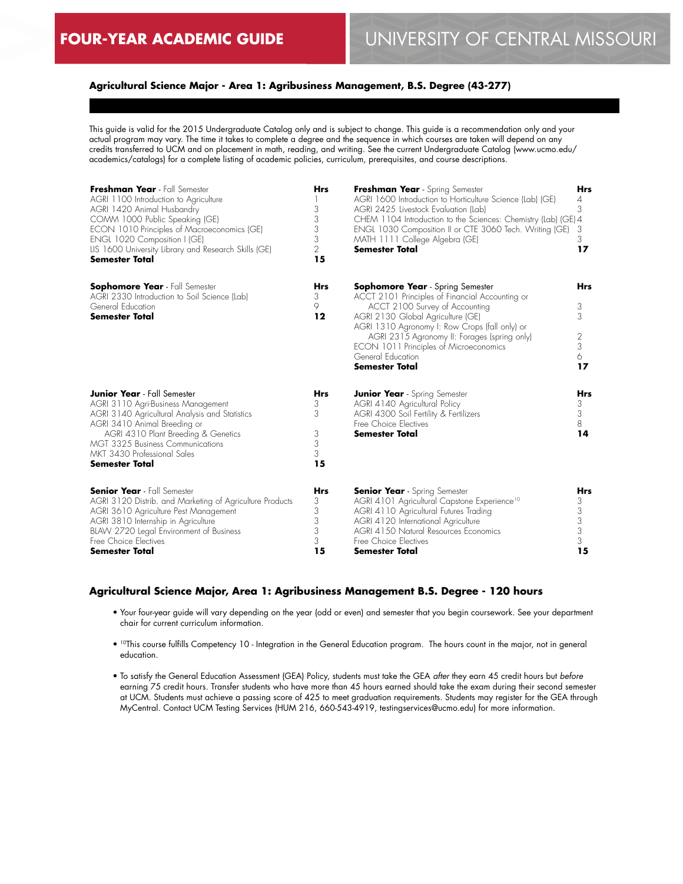# FOUR-YEAR ACADEMIC GUIDE

# UNIVERSITY OF CENTRAL MISSOURI

## Agricultural Science Major - Area 1: Agribusiness Management, B.S. Degree (43-277)

This guide is valid for the 2015 Undergraduate Catalog only and is subject to change. This guide is a recommendation only and your actual program may vary. The time it takes to complete a degree and the sequence in which courses are taken will depend on any credits transferred to UCM and on placement in math, reading, and writing. See the current Undergraduate Catalog (www.ucmo.edu/academics/catalogs) for a complete listing of academic policies, curriculum, prerequisites, and course descriptions.

| **Freshman Year** - Fall Semester | **Hrs** |
|---|---|
| AGRI 1100 Introduction to Agriculture | 1 |
| AGRI 1420 Animal Husbandry | 3 |
| COMM 1000 Public Speaking (GE) | 3 |
| ECON 1010 Principles of Macroeconomics (GE) | 3 |
| ENGL 1020 Composition I (GE) | 3 |
| LIS 1600 University Library and Research Skills (GE) | 2 |
| **Semester Total** | **15** |

| **Freshman Year** - Spring Semester | **Hrs** |
|---|---|
| AGRI 1600 Introduction to Horticulture Science (Lab) (GE) | 4 |
| AGRI 2425 Livestock Evaluation (Lab) | 3 |
| CHEM 1104 Introduction to the Sciences: Chemistry (Lab) (GE) | 4 |
| ENGL 1030 Composition II or CTE 3060 Tech. Writing (GE) | 3 |
| MATH 1111 College Algebra (GE) | 3 |
| **Semester Total** | **17** |

| **Sophomore Year** - Fall Semester | **Hrs** |
|---|---|
| AGRI 2330 Introduction to Soil Science (Lab) | 3 |
| General Education | 9 |
| **Semester Total** | **12** |

| **Sophomore Year** - Spring Semester | **Hrs** |
|---|---|
| ACCT 2101 Principles of Financial Accounting or ACCT 2100 Survey of Accounting | 3 |
| AGRI 2130 Global Agriculture (GE) | 3 |
| AGRI 1310 Agronomy I: Row Crops (fall only) or AGRI 2315 Agronomy II: Forages (spring only) | 2 |
| ECON 1011 Principles of Microeconomics | 3 |
| General Education | 6 |
| **Semester Total** | **17** |

| **Junior Year** - Fall Semester | **Hrs** |
|---|---|
| AGRI 3110 Agri-Business Management | 3 |
| AGRI 3140 Agricultural Analysis and Statistics | 3 |
| AGRI 3410 Animal Breeding or AGRI 4310 Plant Breeding & Genetics | 3 |
| MGT 3325 Business Communications | 3 |
| MKT 3430 Professional Sales | 3 |
| **Semester Total** | **15** |

| **Junior Year** - Spring Semester | **Hrs** |
|---|---|
| AGRI 4140 Agricultural Policy | 3 |
| AGRI 4300 Soil Fertility & Fertilizers | 3 |
| Free Choice Electives | 8 |
| **Semester Total** | **14** |

| **Senior Year** - Fall Semester | **Hrs** |
|---|---|
| AGRI 3120 Distrib. and Marketing of Agriculture Products | 3 |
| AGRI 3610 Agriculture Pest Management | 3 |
| AGRI 3810 Internship in Agriculture | 3 |
| BLAW 2720 Legal Environment of Business | 3 |
| Free Choice Electives | 3 |
| **Semester Total** | **15** |

| **Senior Year** - Spring Semester | **Hrs** |
|---|---|
| AGRI 4101 Agricultural Capstone Experience[10] | 3 |
| AGRI 4110 Agricultural Futures Trading | 3 |
| AGRI 4120 International Agriculture | 3 |
| AGRI 4150 Natural Resources Economics | 3 |
| Free Choice Electives | 3 |
| **Semester Total** | **15** |

## Agricultural Science Major, Area 1: Agribusiness Management B.S. Degree - 120 hours

- Your four-year guide will vary depending on the year (odd or even) and semester that you begin coursework. See your department chair for current curriculum information.
- [10]This course fulfills Competency 10 - Integration in the General Education program. The hours count in the major, not in general education.
- To satisfy the General Education Assessment (GEA) Policy, students must take the GEA *after* they earn 45 credit hours but *before* earning 75 credit hours. Transfer students who have more than 45 hours earned should take the exam during their second semester at UCM. Students must achieve a passing score of 425 to meet graduation requirements. Students may register for the GEA through MyCentral. Contact UCM Testing Services (HUM 216, 660-543-4919, testingservices@ucmo.edu) for more information.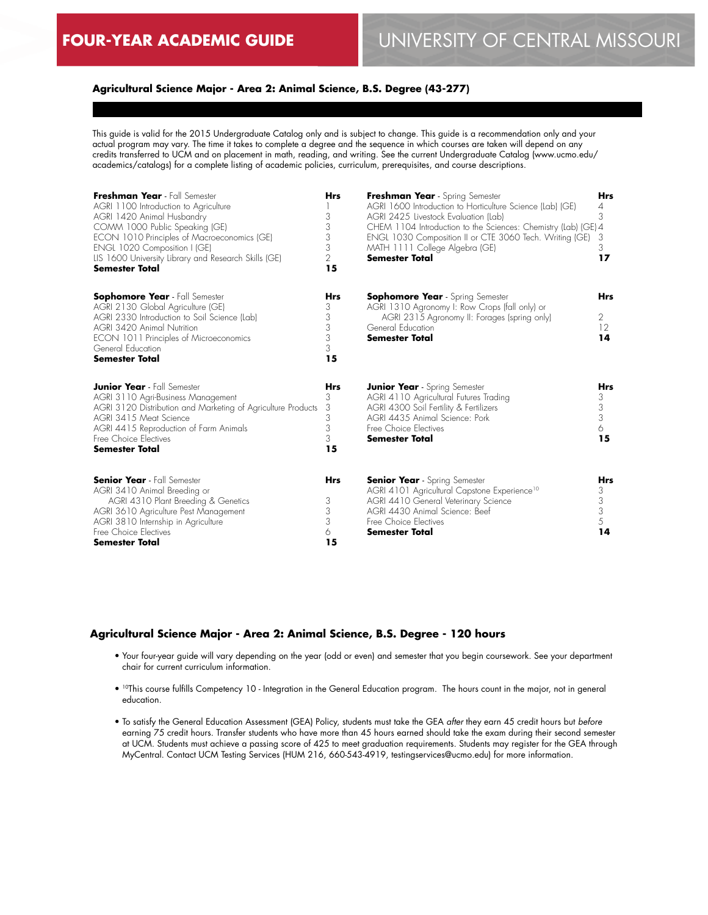# FOUR-YEAR ACADEMIC GUIDE — UNIVERSITY OF CENTRAL MISSOURI

## Agricultural Science Major - Area 2: Animal Science, B.S. Degree (43-277)

This guide is valid for the 2015 Undergraduate Catalog only and is subject to change. This guide is a recommendation only and your actual program may vary. The time it takes to complete a degree and the sequence in which courses are taken will depend on any credits transferred to UCM and on placement in math, reading, and writing. See the current Undergraduate Catalog (www.ucmo.edu/academics/catalogs) for a complete listing of academic policies, curriculum, prerequisites, and course descriptions.

| **Freshman Year** - Fall Semester | **Hrs** |
|---|---|
| AGRI 1100 Introduction to Agriculture | 1 |
| AGRI 1420 Animal Husbandry | 3 |
| COMM 1000 Public Speaking (GE) | 3 |
| ECON 1010 Principles of Macroeconomics (GE) | 3 |
| ENGL 1020 Composition I (GE) | 3 |
| LIS 1600 University Library and Research Skills (GE) | 2 |
| **Semester Total** | **15** |

| **Freshman Year** - Spring Semester | **Hrs** |
|---|---|
| AGRI 1600 Introduction to Horticulture Science (Lab) (GE) | 4 |
| AGRI 2425 Livestock Evaluation (Lab) | 3 |
| CHEM 1104 Introduction to the Sciences: Chemistry (Lab) (GE) | 4 |
| ENGL 1030 Composition II or CTE 3060 Tech. Writing (GE) | 3 |
| MATH 1111 College Algebra (GE) | 3 |
| **Semester Total** | **17** |

| **Sophomore Year** - Fall Semester | **Hrs** |
|---|---|
| AGRI 2130 Global Agriculture (GE) | 3 |
| AGRI 2330 Introduction to Soil Science (Lab) | 3 |
| AGRI 3420 Animal Nutrition | 3 |
| ECON 1011 Principles of Microeconomics | 3 |
| General Education | 3 |
| **Semester Total** | **15** |

| **Sophomore Year** - Spring Semester | **Hrs** |
|---|---|
| AGRI 1310 Agronomy I: Row Crops (fall only) or AGRI 2315 Agronomy II: Forages (spring only) | 2 |
| General Education | 12 |
| **Semester Total** | **14** |

| **Junior Year** - Fall Semester | **Hrs** |
|---|---|
| AGRI 3110 Agri-Business Management | 3 |
| AGRI 3120 Distribution and Marketing of Agriculture Products | 3 |
| AGRI 3415 Meat Science | 3 |
| AGRI 4415 Reproduction of Farm Animals | 3 |
| Free Choice Electives | 3 |
| **Semester Total** | **15** |

| **Junior Year** - Spring Semester | **Hrs** |
|---|---|
| AGRI 4110 Agricultural Futures Trading | 3 |
| AGRI 4300 Soil Fertility & Fertilizers | 3 |
| AGRI 4435 Animal Science: Pork | 3 |
| Free Choice Electives | 6 |
| **Semester Total** | **15** |

| **Senior Year** - Fall Semester | **Hrs** |
|---|---|
| AGRI 3410 Animal Breeding or AGRI 4310 Plant Breeding & Genetics | 3 |
| AGRI 3610 Agriculture Pest Management | 3 |
| AGRI 3810 Internship in Agriculture | 3 |
| Free Choice Electives | 6 |
| **Semester Total** | **15** |

| **Senior Year** - Spring Semester | **Hrs** |
|---|---|
| AGRI 4101 Agricultural Capstone Experience[10] | 3 |
| AGRI 4410 General Veterinary Science | 3 |
| AGRI 4430 Animal Science: Beef | 3 |
| Free Choice Electives | 5 |
| **Semester Total** | **14** |

## Agricultural Science Major - Area 2: Animal Science, B.S. Degree - 120 hours

- Your four-year guide will vary depending on the year (odd or even) and semester that you begin coursework. See your department chair for current curriculum information.
- [10]This course fulfills Competency 10 - Integration in the General Education program. The hours count in the major, not in general education.
- To satisfy the General Education Assessment (GEA) Policy, students must take the GEA *after* they earn 45 credit hours but *before* earning 75 credit hours. Transfer students who have more than 45 hours earned should take the exam during their second semester at UCM. Students must achieve a passing score of 425 to meet graduation requirements. Students may register for the GEA through MyCentral. Contact UCM Testing Services (HUM 216, 660-543-4919, testingservices@ucmo.edu) for more information.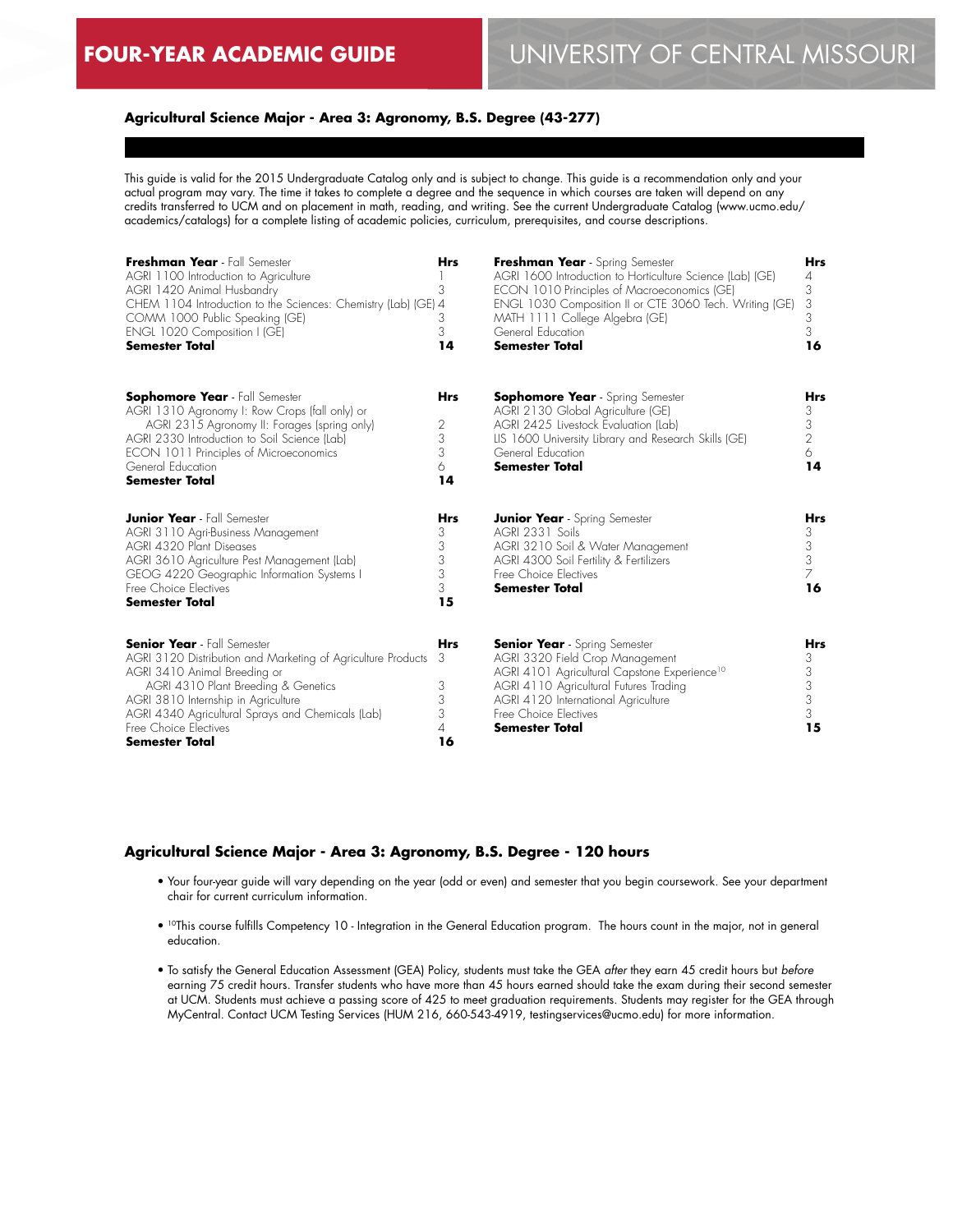# FOUR-YEAR ACADEMIC GUIDE

# UNIVERSITY OF CENTRAL MISSOURI

## Agricultural Science Major - Area 3: Agronomy, B.S. Degree (43-277)

This guide is valid for the 2015 Undergraduate Catalog only and is subject to change. This guide is a recommendation only and your actual program may vary. The time it takes to complete a degree and the sequence in which courses are taken will depend on any credits transferred to UCM and on placement in math, reading, and writing. See the current Undergraduate Catalog (www.ucmo.edu/academics/catalogs) for a complete listing of academic policies, curriculum, prerequisites, and course descriptions.

| **Freshman Year** - Fall Semester | **Hrs** |
|---|---|
| AGRI 1100 Introduction to Agriculture | 1 |
| AGRI 1420 Animal Husbandry | 3 |
| CHEM 1104 Introduction to the Sciences: Chemistry (Lab) (GE) | 4 |
| COMM 1000 Public Speaking (GE) | 3 |
| ENGL 1020 Composition I (GE) | 3 |
| **Semester Total** | **14** |

| **Freshman Year** - Spring Semester | **Hrs** |
|---|---|
| AGRI 1600 Introduction to Horticulture Science (Lab) (GE) | 4 |
| ECON 1010 Principles of Macroeconomics (GE) | 3 |
| ENGL 1030 Composition II or CTE 3060 Tech. Writing (GE) | 3 |
| MATH 1111 College Algebra (GE) | 3 |
| General Education | 3 |
| **Semester Total** | **16** |

| **Sophomore Year** - Fall Semester | **Hrs** |
|---|---|
| AGRI 1310 Agronomy I: Row Crops (fall only) or AGRI 2315 Agronomy II: Forages (spring only) | 2 |
| AGRI 2330 Introduction to Soil Science (Lab) | 3 |
| ECON 1011 Principles of Microeconomics | 3 |
| General Education | 6 |
| **Semester Total** | **14** |

| **Sophomore Year** - Spring Semester | **Hrs** |
|---|---|
| AGRI 2130 Global Agriculture (GE) | 3 |
| AGRI 2425 Livestock Evaluation (Lab) | 3 |
| LIS 1600 University Library and Research Skills (GE) | 2 |
| General Education | 6 |
| **Semester Total** | **14** |

| **Junior Year** - Fall Semester | **Hrs** |
|---|---|
| AGRI 3110 Agri-Business Management | 3 |
| AGRI 4320 Plant Diseases | 3 |
| AGRI 3610 Agriculture Pest Management (Lab) | 3 |
| GEOG 4220 Geographic Information Systems I | 3 |
| Free Choice Electives | 3 |
| **Semester Total** | **15** |

| **Junior Year** - Spring Semester | **Hrs** |
|---|---|
| AGRI 2331 Soils | 3 |
| AGRI 3210 Soil & Water Management | 3 |
| AGRI 4300 Soil Fertility & Fertilizers | 3 |
| Free Choice Electives | 7 |
| **Semester Total** | **16** |

| **Senior Year** - Fall Semester | **Hrs** |
|---|---|
| AGRI 3120 Distribution and Marketing of Agriculture Products | 3 |
| AGRI 3410 Animal Breeding or AGRI 4310 Plant Breeding & Genetics | 3 |
| AGRI 3810 Internship in Agriculture | 3 |
| AGRI 4340 Agricultural Sprays and Chemicals (Lab) | 3 |
| Free Choice Electives | 4 |
| **Semester Total** | **16** |

| **Senior Year** - Spring Semester | **Hrs** |
|---|---|
| AGRI 3320 Field Crop Management | 3 |
| AGRI 4101 Agricultural Capstone Experience[10] | 3 |
| AGRI 4110 Agricultural Futures Trading | 3 |
| AGRI 4120 International Agriculture | 3 |
| Free Choice Electives | 3 |
| **Semester Total** | **15** |

## Agricultural Science Major - Area 3: Agronomy, B.S. Degree - 120 hours

- Your four-year guide will vary depending on the year (odd or even) and semester that you begin coursework. See your department chair for current curriculum information.
- [10]This course fulfills Competency 10 - Integration in the General Education program. The hours count in the major, not in general education.
- To satisfy the General Education Assessment (GEA) Policy, students must take the GEA *after* they earn 45 credit hours but *before* earning 75 credit hours. Transfer students who have more than 45 hours earned should take the exam during their second semester at UCM. Students must achieve a passing score of 425 to meet graduation requirements. Students may register for the GEA through MyCentral. Contact UCM Testing Services (HUM 216, 660-543-4919, testingservices@ucmo.edu) for more information.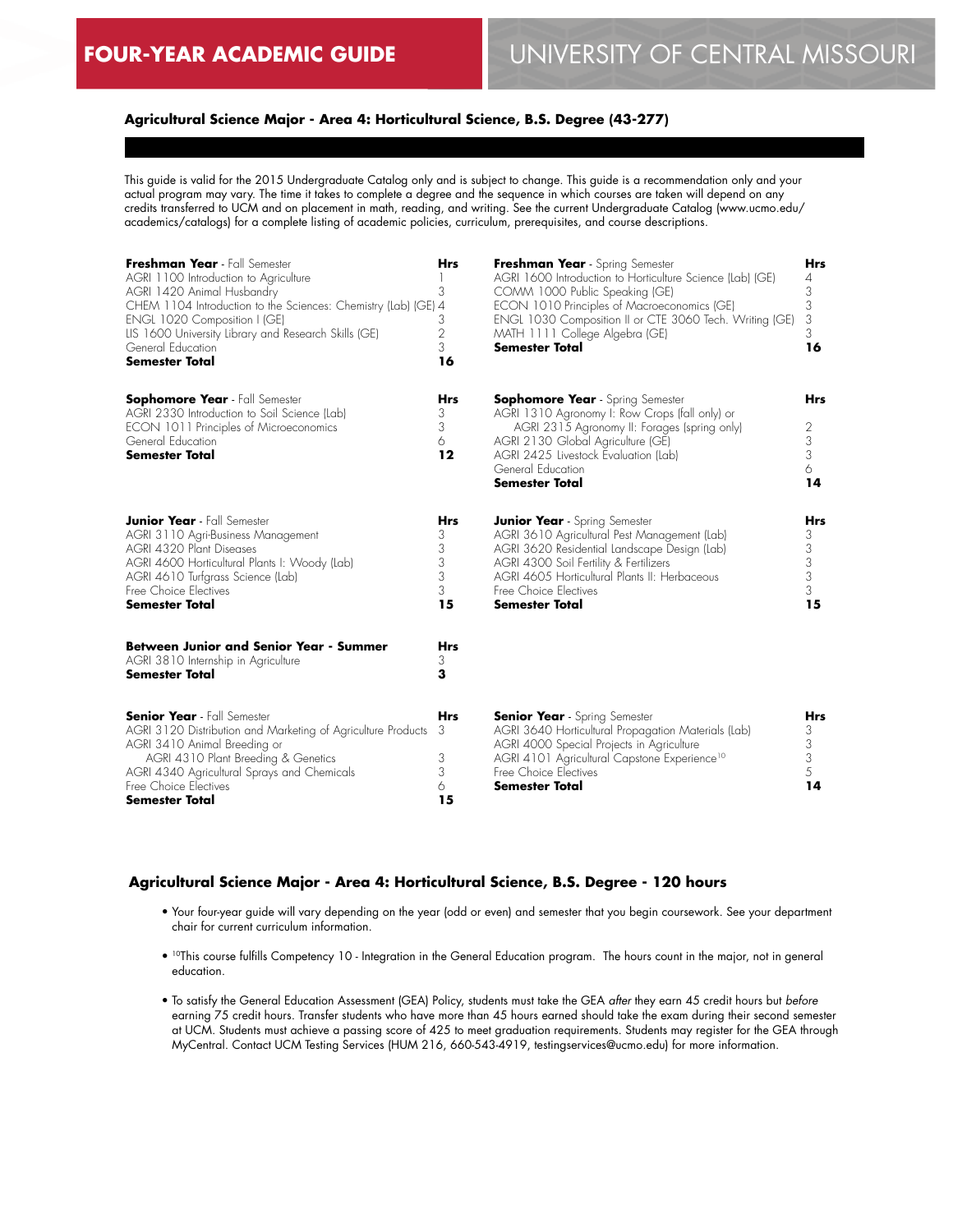# FOUR-YEAR ACADEMIC GUIDE

# UNIVERSITY OF CENTRAL MISSOURI

## Agricultural Science Major - Area 4: Horticultural Science, B.S. Degree (43-277)

This guide is valid for the 2015 Undergraduate Catalog only and is subject to change. This guide is a recommendation only and your actual program may vary. The time it takes to complete a degree and the sequence in which courses are taken will depend on any credits transferred to UCM and on placement in math, reading, and writing. See the current Undergraduate Catalog (www.ucmo.edu/academics/catalogs) for a complete listing of academic policies, curriculum, prerequisites, and course descriptions.

| **Freshman Year** - Fall Semester | **Hrs** |
|---|---|
| AGRI 1100 Introduction to Agriculture | 1 |
| AGRI 1420 Animal Husbandry | 3 |
| CHEM 1104 Introduction to the Sciences: Chemistry (Lab) (GE) | 4 |
| ENGL 1020 Composition I (GE) | 3 |
| LIS 1600 University Library and Research Skills (GE) | 2 |
| General Education | 3 |
| **Semester Total** | **16** |

| **Freshman Year** - Spring Semester | **Hrs** |
|---|---|
| AGRI 1600 Introduction to Horticulture Science (Lab) (GE) | 4 |
| COMM 1000 Public Speaking (GE) | 3 |
| ECON 1010 Principles of Macroeconomics (GE) | 3 |
| ENGL 1030 Composition II or CTE 3060 Tech. Writing (GE) | 3 |
| MATH 1111 College Algebra (GE) | 3 |
| **Semester Total** | **16** |

| **Sophomore Year** - Fall Semester | **Hrs** |
|---|---|
| AGRI 2330 Introduction to Soil Science (Lab) | 3 |
| ECON 1011 Principles of Microeconomics | 3 |
| General Education | 6 |
| **Semester Total** | **12** |

| **Sophomore Year** - Spring Semester | **Hrs** |
|---|---|
| AGRI 1310 Agronomy I: Row Crops (fall only) or AGRI 2315 Agronomy II: Forages (spring only) | 2 |
| AGRI 2130 Global Agriculture (GE) | 3 |
| AGRI 2425 Livestock Evaluation (Lab) | 3 |
| General Education | 6 |
| **Semester Total** | **14** |

| **Junior Year** - Fall Semester | **Hrs** |
|---|---|
| AGRI 3110 Agri-Business Management | 3 |
| AGRI 4320 Plant Diseases | 3 |
| AGRI 4600 Horticultural Plants I: Woody (Lab) | 3 |
| AGRI 4610 Turfgrass Science (Lab) | 3 |
| Free Choice Electives | 3 |
| **Semester Total** | **15** |

| **Junior Year** - Spring Semester | **Hrs** |
|---|---|
| AGRI 3610 Agricultural Pest Management (Lab) | 3 |
| AGRI 3620 Residential Landscape Design (Lab) | 3 |
| AGRI 4300 Soil Fertility & Fertilizers | 3 |
| AGRI 4605 Horticultural Plants II: Herbaceous | 3 |
| Free Choice Electives | 3 |
| **Semester Total** | **15** |

| **Between Junior and Senior Year - Summer** | **Hrs** |
|---|---|
| AGRI 3810 Internship in Agriculture | 3 |
| **Semester Total** | **3** |

| **Senior Year** - Fall Semester | **Hrs** |
|---|---|
| AGRI 3120 Distribution and Marketing of Agriculture Products | 3 |
| AGRI 3410 Animal Breeding or AGRI 4310 Plant Breeding & Genetics | 3 |
| AGRI 4340 Agricultural Sprays and Chemicals | 3 |
| Free Choice Electives | 6 |
| **Semester Total** | **15** |

| **Senior Year** - Spring Semester | **Hrs** |
|---|---|
| AGRI 3640 Horticultural Propagation Materials (Lab) | 3 |
| AGRI 4000 Special Projects in Agriculture | 3 |
| AGRI 4101 Agricultural Capstone Experience[10] | 3 |
| Free Choice Electives | 5 |
| **Semester Total** | **14** |

### Agricultural Science Major - Area 4: Horticultural Science, B.S. Degree - 120 hours

- Your four-year guide will vary depending on the year (odd or even) and semester that you begin coursework. See your department chair for current curriculum information.
- [10]This course fulfills Competency 10 - Integration in the General Education program. The hours count in the major, not in general education.
- To satisfy the General Education Assessment (GEA) Policy, students must take the GEA *after* they earn 45 credit hours but *before* earning 75 credit hours. Transfer students who have more than 45 hours earned should take the exam during their second semester at UCM. Students must achieve a passing score of 425 to meet graduation requirements. Students may register for the GEA through MyCentral. Contact UCM Testing Services (HUM 216, 660-543-4919, testingservices@ucmo.edu) for more information.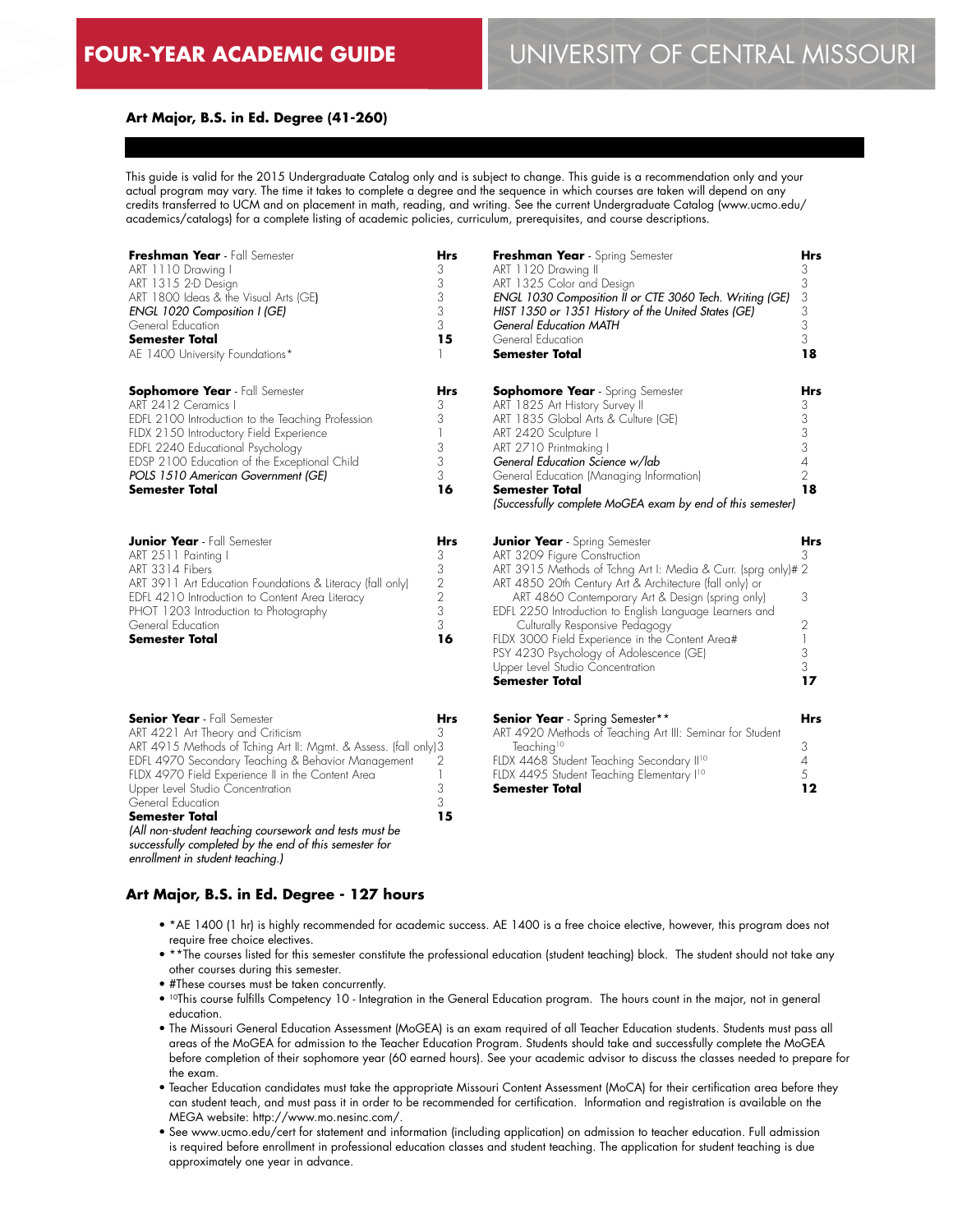# FOUR-YEAR ACADEMIC GUIDE

# UNIVERSITY OF CENTRAL MISSOURI

## Art Major, B.S. in Ed. Degree (41-260)

This guide is valid for the 2015 Undergraduate Catalog only and is subject to change. This guide is a recommendation only and your actual program may vary. The time it takes to complete a degree and the sequence in which courses are taken will depend on any credits transferred to UCM and on placement in math, reading, and writing. See the current Undergraduate Catalog (www.ucmo.edu/academics/catalogs) for a complete listing of academic policies, curriculum, prerequisites, and course descriptions.

| **Freshman Year** - Fall Semester | **Hrs** |
|---|---|
| ART 1110 Drawing I | 3 |
| ART 1315 2-D Design | 3 |
| ART 1800 Ideas & the Visual Arts (GE) | 3 |
| *ENGL 1020 Composition I (GE)* | 3 |
| General Education | 3 |
| **Semester Total** | **15** |
| AE 1400 University Foundations* | 1 |

| **Freshman Year** - Spring Semester | **Hrs** |
|---|---|
| ART 1120 Drawing II | 3 |
| ART 1325 Color and Design | 3 |
| *ENGL 1030 Composition II or CTE 3060 Tech. Writing (GE)* | 3 |
| *HIST 1350 or 1351 History of the United States (GE)* | 3 |
| *General Education MATH* | 3 |
| General Education | 3 |
| **Semester Total** | **18** |

| **Sophomore Year** - Fall Semester | **Hrs** |
|---|---|
| ART 2412 Ceramics I | 3 |
| EDFL 2100 Introduction to the Teaching Profession | 3 |
| FLDX 2150 Introductory Field Experience | 1 |
| EDFL 2240 Educational Psychology | 3 |
| EDSP 2100 Education of the Exceptional Child | 3 |
| *POLS 1510 American Government (GE)* | 3 |
| **Semester Total** | **16** |

| **Sophomore Year** - Spring Semester | **Hrs** |
|---|---|
| ART 1825 Art History Survey II | 3 |
| ART 1835 Global Arts & Culture (GE) | 3 |
| ART 2420 Sculpture I | 3 |
| ART 2710 Printmaking I | 3 |
| *General Education Science w/lab* | 4 |
| General Education (Managing Information) | 2 |
| **Semester Total** | **18** |
| *(Successfully complete MoGEA exam by end of this semester)* | |

| **Junior Year** - Fall Semester | **Hrs** |
|---|---|
| ART 2511 Painting I | 3 |
| ART 3314 Fibers | 3 |
| ART 3911 Art Education Foundations & Literacy (fall only) | 2 |
| EDFL 4210 Introduction to Content Area Literacy | 2 |
| PHOT 1203 Introduction to Photography | 3 |
| General Education | 3 |
| **Semester Total** | **16** |

| **Junior Year** - Spring Semester | **Hrs** |
|---|---|
| ART 3209 Figure Construction | 3 |
| ART 3915 Methods of Tchng Art I: Media & Curr. (sprg only)# | 2 |
| ART 4850 20th Century Art & Architecture (fall only) or ART 4860 Contemporary Art & Design (spring only) | 3 |
| EDFL 2250 Introduction to English Language Learners and Culturally Responsive Pedagogy | 2 |
| FLDX 3000 Field Experience in the Content Area# | 1 |
| PSY 4230 Psychology of Adolescence (GE) | 3 |
| Upper Level Studio Concentration | 3 |
| **Semester Total** | **17** |

| **Senior Year** - Fall Semester | **Hrs** |
|---|---|
| ART 4221 Art Theory and Criticism | 3 |
| ART 4915 Methods of Tching Art II: Mgmt. & Assess. (fall only) | 3 |
| EDFL 4970 Secondary Teaching & Behavior Management | 2 |
| FLDX 4970 Field Experience II in the Content Area | 1 |
| Upper Level Studio Concentration | 3 |
| General Education | 3 |
| **Semester Total** | **15** |
| *(All non-student teaching coursework and tests must be successfully completed by the end of this semester for enrollment in student teaching.)* | |

| **Senior Year** - Spring Semester** | **Hrs** |
|---|---|
| ART 4920 Methods of Teaching Art III: Seminar for Student Teaching[10] | 3 |
| FLDX 4468 Student Teaching Secondary II[10] | 4 |
| FLDX 4495 Student Teaching Elementary I[10] | 5 |
| **Semester Total** | **12** |

## Art Major, B.S. in Ed. Degree - 127 hours

- *AE 1400 (1 hr) is highly recommended for academic success. AE 1400 is a free choice elective, however, this program does not require free choice electives.
- **The courses listed for this semester constitute the professional education (student teaching) block. The student should not take any other courses during this semester.
- #These courses must be taken concurrently.
- [10]This course fulfills Competency 10 - Integration in the General Education program. The hours count in the major, not in general education.
- The Missouri General Education Assessment (MoGEA) is an exam required of all Teacher Education students. Students must pass all areas of the MoGEA for admission to the Teacher Education Program. Students should take and successfully complete the MoGEA before completion of their sophomore year (60 earned hours). See your academic advisor to discuss the classes needed to prepare for the exam.
- Teacher Education candidates must take the appropriate Missouri Content Assessment (MoCA) for their certification area before they can student teach, and must pass it in order to be recommended for certification. Information and registration is available on the MEGA website: http://www.mo.nesinc.com/.
- See www.ucmo.edu/cert for statement and information (including application) on admission to teacher education. Full admission is required before enrollment in professional education classes and student teaching. The application for student teaching is due approximately one year in advance.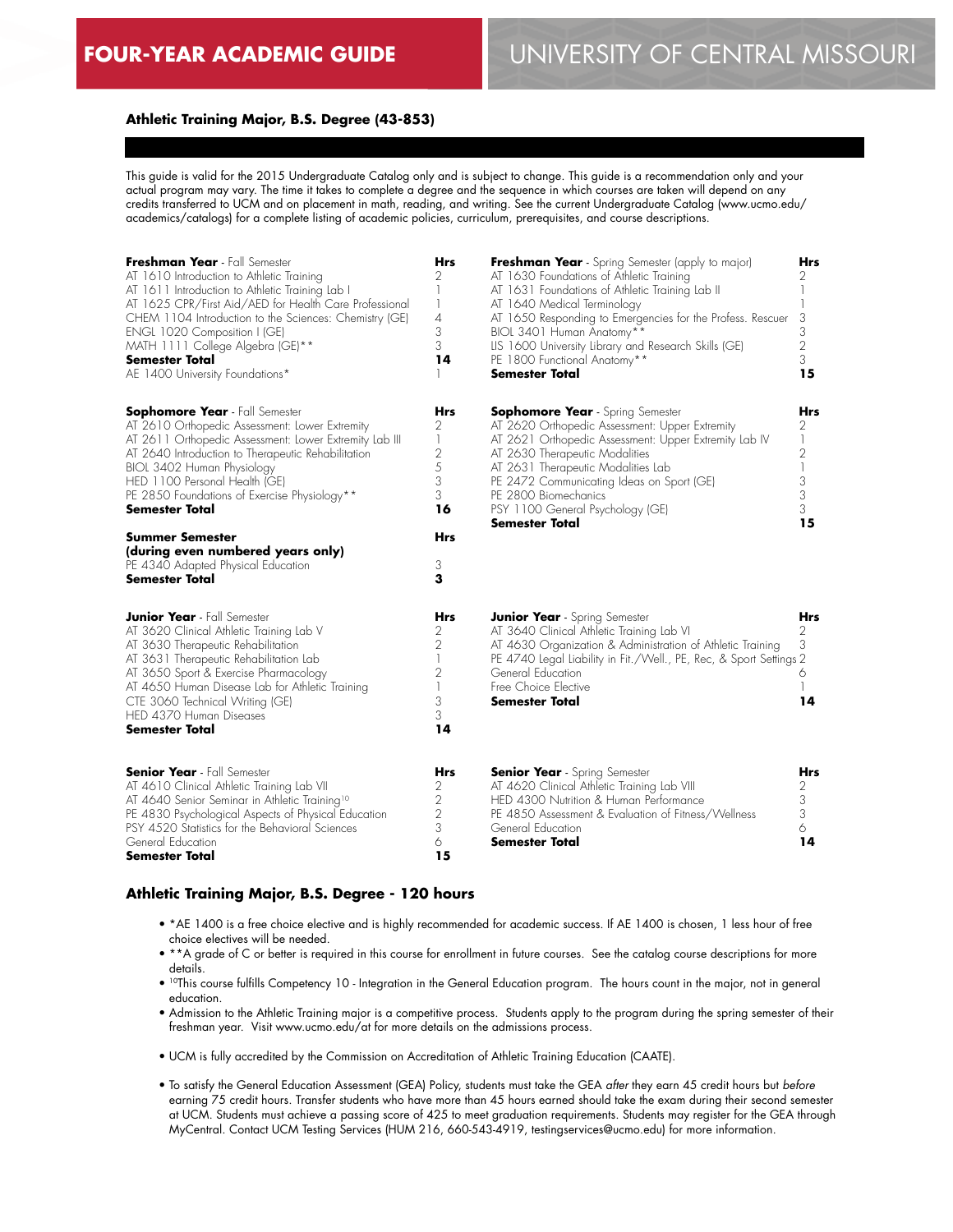**FOUR-YEAR ACADEMIC GUIDE** UNIVERSITY OF CENTRAL MISSOURI

## Athletic Training Major, B.S. Degree (43-853)

This guide is valid for the 2015 Undergraduate Catalog only and is subject to change. This guide is a recommendation only and your actual program may vary. The time it takes to complete a degree and the sequence in which courses are taken will depend on any credits transferred to UCM and on placement in math, reading, and writing. See the current Undergraduate Catalog (www.ucmo.edu/academics/catalogs) for a complete listing of academic policies, curriculum, prerequisites, and course descriptions.

| **Freshman Year** - Fall Semester | **Hrs** |
|---|---|
| AT 1610 Introduction to Athletic Training | 2 |
| AT 1611 Introduction to Athletic Training Lab I | 1 |
| AT 1625 CPR/First Aid/AED for Health Care Professional | 1 |
| CHEM 1104 Introduction to the Sciences: Chemistry (GE) | 4 |
| ENGL 1020 Composition I (GE) | 3 |
| MATH 1111 College Algebra (GE)** | 3 |
| **Semester Total** | **14** |
| AE 1400 University Foundations* | 1 |

| **Freshman Year** - Spring Semester (apply to major) | **Hrs** |
|---|---|
| AT 1630 Foundations of Athletic Training | 2 |
| AT 1631 Foundations of Athletic Training Lab II | 1 |
| AT 1640 Medical Terminology | 1 |
| AT 1650 Responding to Emergencies for the Profess. Rescuer | 3 |
| BIOL 3401 Human Anatomy** | 3 |
| LIS 1600 University Library and Research Skills (GE) | 2 |
| PE 1800 Functional Anatomy** | 3 |
| **Semester Total** | **15** |

| **Sophomore Year** - Fall Semester | **Hrs** |
|---|---|
| AT 2610 Orthopedic Assessment: Lower Extremity | 2 |
| AT 2611 Orthopedic Assessment: Lower Extremity Lab III | 1 |
| AT 2640 Introduction to Therapeutic Rehabilitation | 2 |
| BIOL 3402 Human Physiology | 5 |
| HED 1100 Personal Health (GE) | 3 |
| PE 2850 Foundations of Exercise Physiology** | 3 |
| **Semester Total** | **16** |

| **Sophomore Year** - Spring Semester | **Hrs** |
|---|---|
| AT 2620 Orthopedic Assessment: Upper Extremity | 2 |
| AT 2621 Orthopedic Assessment: Upper Extremity Lab IV | 1 |
| AT 2630 Therapeutic Modalities | 2 |
| AT 2631 Therapeutic Modalities Lab | 1 |
| PE 2472 Communicating Ideas on Sport (GE) | 3 |
| PE 2800 Biomechanics | 3 |
| PSY 1100 General Psychology (GE) | 3 |
| **Semester Total** | **15** |

| **Summer Semester (during even numbered years only)** | **Hrs** |
|---|---|
| PE 4340 Adapted Physical Education | 3 |
| **Semester Total** | **3** |

| **Junior Year** - Fall Semester | **Hrs** |
|---|---|
| AT 3620 Clinical Athletic Training Lab V | 2 |
| AT 3630 Therapeutic Rehabilitation | 2 |
| AT 3631 Therapeutic Rehabilitation Lab | 1 |
| AT 3650 Sport & Exercise Pharmacology | 2 |
| AT 4650 Human Disease Lab for Athletic Training | 1 |
| CTE 3060 Technical Writing (GE) | 3 |
| HED 4370 Human Diseases | 3 |
| **Semester Total** | **14** |

| **Junior Year** - Spring Semester | **Hrs** |
|---|---|
| AT 3640 Clinical Athletic Training Lab VI | 2 |
| AT 4630 Organization & Administration of Athletic Training | 3 |
| PE 4740 Legal Liability in Fit./Well., PE, Rec, & Sport Settings | 2 |
| General Education | 6 |
| Free Choice Elective | 1 |
| **Semester Total** | **14** |

| **Senior Year** - Fall Semester | **Hrs** |
|---|---|
| AT 4610 Clinical Athletic Training Lab VII | 2 |
| AT 4640 Senior Seminar in Athletic Training[10] | 2 |
| PE 4830 Psychological Aspects of Physical Education | 2 |
| PSY 4520 Statistics for the Behavioral Sciences | 3 |
| General Education | 6 |
| **Semester Total** | **15** |

| **Senior Year** - Spring Semester | **Hrs** |
|---|---|
| AT 4620 Clinical Athletic Training Lab VIII | 2 |
| HED 4300 Nutrition & Human Performance | 3 |
| PE 4850 Assessment & Evaluation of Fitness/Wellness | 3 |
| General Education | 6 |
| **Semester Total** | **14** |

### Athletic Training Major, B.S. Degree - 120 hours

- *AE 1400 is a free choice elective and is highly recommended for academic success. If AE 1400 is chosen, 1 less hour of free choice electives will be needed.
- **A grade of C or better is required in this course for enrollment in future courses. See the catalog course descriptions for more details.
- [10]This course fulfills Competency 10 - Integration in the General Education program. The hours count in the major, not in general education.
- Admission to the Athletic Training major is a competitive process. Students apply to the program during the spring semester of their freshman year. Visit www.ucmo.edu/at for more details on the admissions process.
- UCM is fully accredited by the Commission on Accreditation of Athletic Training Education (CAATE).
- To satisfy the General Education Assessment (GEA) Policy, students must take the GEA *after* they earn 45 credit hours but *before* earning 75 credit hours. Transfer students who have more than 45 hours earned should take the exam during their second semester at UCM. Students must achieve a passing score of 425 to meet graduation requirements. Students may register for the GEA through MyCentral. Contact UCM Testing Services (HUM 216, 660-543-4919, testingservices@ucmo.edu) for more information.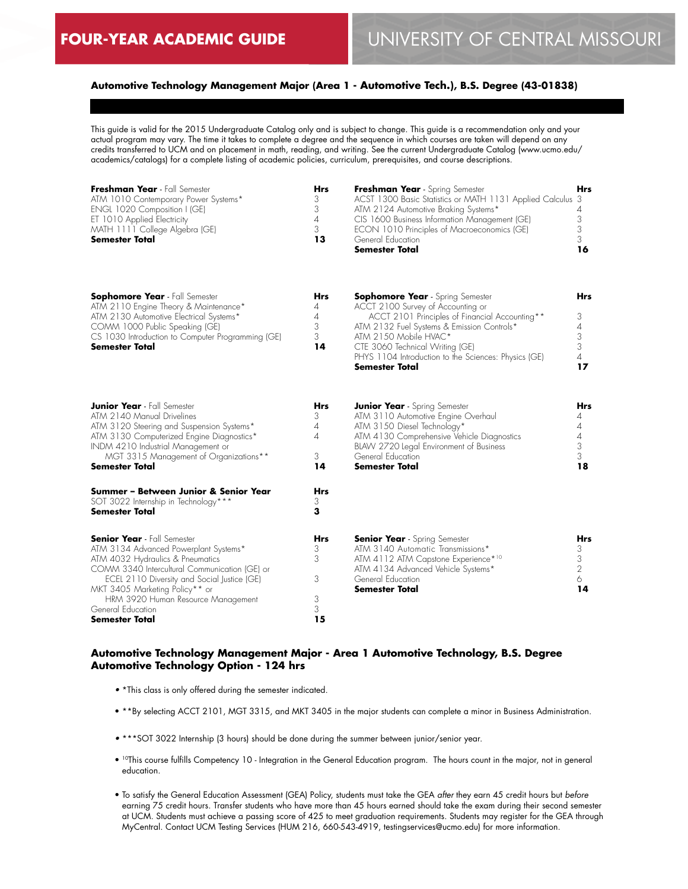# FOUR-YEAR ACADEMIC GUIDE

# UNIVERSITY OF CENTRAL MISSOURI

### Automotive Technology Management Major (Area 1 - Automotive Tech.), B.S. Degree (43-01838)

This guide is valid for the 2015 Undergraduate Catalog only and is subject to change. This guide is a recommendation only and your actual program may vary. The time it takes to complete a degree and the sequence in which courses are taken will depend on any credits transferred to UCM and on placement in math, reading, and writing. See the current Undergraduate Catalog (www.ucmo.edu/academics/catalogs) for a complete listing of academic policies, curriculum, prerequisites, and course descriptions.

| **Freshman Year** - Fall Semester | **Hrs** |
|---|---|
| ATM 1010 Contemporary Power Systems* | 3 |
| ENGL 1020 Composition I (GE) | 3 |
| ET 1010 Applied Electricity | 4 |
| MATH 1111 College Algebra (GE) | 3 |
| **Semester Total** | **13** |

| **Freshman Year** - Spring Semester | **Hrs** |
|---|---|
| ACST 1300 Basic Statistics or MATH 1131 Applied Calculus | 3 |
| ATM 2124 Automotive Braking Systems* | 4 |
| CIS 1600 Business Information Management (GE) | 3 |
| ECON 1010 Principles of Macroeconomics (GE) | 3 |
| General Education | 3 |
| **Semester Total** | **16** |

| **Sophomore Year** - Fall Semester | **Hrs** |
|---|---|
| ATM 2110 Engine Theory & Maintenance* | 4 |
| ATM 2130 Automotive Electrical Systems* | 4 |
| COMM 1000 Public Speaking (GE) | 3 |
| CS 1030 Introduction to Computer Programming (GE) | 3 |
| **Semester Total** | **14** |

| **Sophomore Year** - Spring Semester | **Hrs** |
|---|---|
| ACCT 2100 Survey of Accounting or ACCT 2101 Principles of Financial Accounting** | 3 |
| ATM 2132 Fuel Systems & Emission Controls* | 4 |
| ATM 2150 Mobile HVAC* | 3 |
| CTE 3060 Technical Writing (GE) | 3 |
| PHYS 1104 Introduction to the Sciences: Physics (GE) | 4 |
| **Semester Total** | **17** |

| **Junior Year** - Fall Semester | **Hrs** |
|---|---|
| ATM 2140 Manual Drivelines | 3 |
| ATM 3120 Steering and Suspension Systems* | 4 |
| ATM 3130 Computerized Engine Diagnostics* | 4 |
| INDM 4210 Industrial Management or MGT 3315 Management of Organizations** | 3 |
| **Semester Total** | **14** |

| **Junior Year** - Spring Semester | **Hrs** |
|---|---|
| ATM 3110 Automotive Engine Overhaul | 4 |
| ATM 3150 Diesel Technology* | 4 |
| ATM 4130 Comprehensive Vehicle Diagnostics | 4 |
| BLAW 2720 Legal Environment of Business | 3 |
| General Education | 3 |
| **Semester Total** | **18** |

| **Summer – Between Junior & Senior Year** | **Hrs** |
|---|---|
| SOT 3022 Internship in Technology*** | 3 |
| **Semester Total** | **3** |

| **Senior Year** - Fall Semester | **Hrs** |
|---|---|
| ATM 3134 Advanced Powerplant Systems* | 3 |
| ATM 4032 Hydraulics & Pneumatics | 3 |
| COMM 3340 Intercultural Communication (GE) or ECEL 2110 Diversity and Social Justice (GE) | 3 |
| MKT 3405 Marketing Policy** or HRM 3920 Human Resource Management | 3 |
| General Education | 3 |
| **Semester Total** | **15** |

| **Senior Year** - Spring Semester | **Hrs** |
|---|---|
| ATM 3140 Automatic Transmissions* | 3 |
| ATM 4112 ATM Capstone Experience*[10] | 3 |
| ATM 4134 Advanced Vehicle Systems* | 2 |
| General Education | 6 |
| **Semester Total** | **14** |

### Automotive Technology Management Major - Area 1 Automotive Technology, B.S. Degree Automotive Technology Option - 124 hrs

- *This class is only offered during the semester indicated.
- **By selecting ACCT 2101, MGT 3315, and MKT 3405 in the major students can complete a minor in Business Administration.
- ***SOT 3022 Internship (3 hours) should be done during the summer between junior/senior year.
- [10]This course fulfills Competency 10 - Integration in the General Education program. The hours count in the major, not in general education.
- To satisfy the General Education Assessment (GEA) Policy, students must take the GEA *after* they earn 45 credit hours but *before* earning 75 credit hours. Transfer students who have more than 45 hours earned should take the exam during their second semester at UCM. Students must achieve a passing score of 425 to meet graduation requirements. Students may register for the GEA through MyCentral. Contact UCM Testing Services (HUM 216, 660-543-4919, testingservices@ucmo.edu) for more information.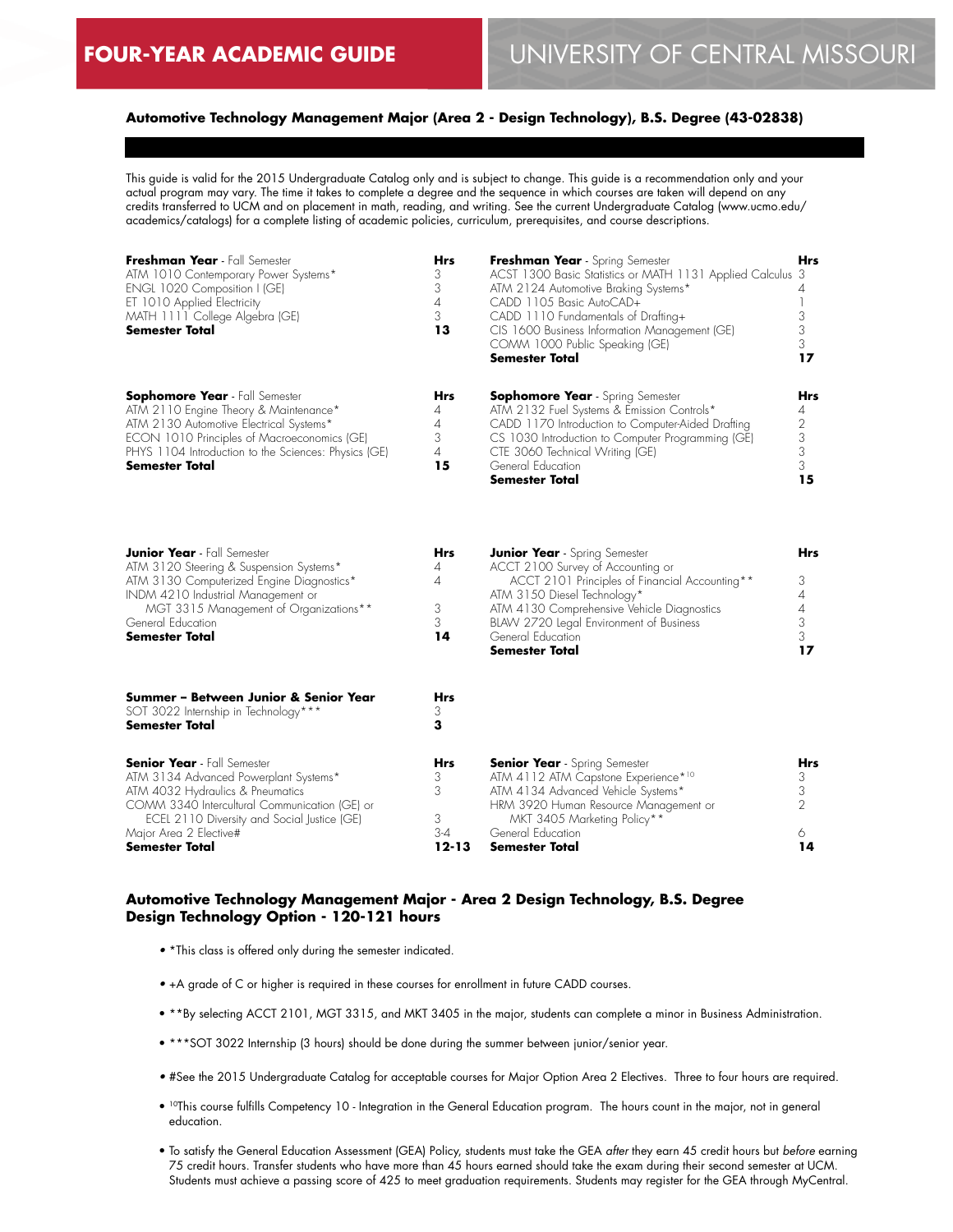# FOUR-YEAR ACADEMIC GUIDE

# UNIVERSITY OF CENTRAL MISSOURI

## Automotive Technology Management Major (Area 2 - Design Technology), B.S. Degree (43-02838)

This guide is valid for the 2015 Undergraduate Catalog only and is subject to change. This guide is a recommendation only and your actual program may vary. The time it takes to complete a degree and the sequence in which courses are taken will depend on any credits transferred to UCM and on placement in math, reading, and writing. See the current Undergraduate Catalog (www.ucmo.edu/academics/catalogs) for a complete listing of academic policies, curriculum, prerequisites, and course descriptions.

| **Freshman Year** - Fall Semester | **Hrs** |
|---|---|
| ATM 1010 Contemporary Power Systems* | 3 |
| ENGL 1020 Composition I (GE) | 3 |
| ET 1010 Applied Electricity | 4 |
| MATH 1111 College Algebra (GE) | 3 |
| **Semester Total** | **13** |

| **Freshman Year** - Spring Semester | **Hrs** |
|---|---|
| ACST 1300 Basic Statistics or MATH 1131 Applied Calculus | 3 |
| ATM 2124 Automotive Braking Systems* | 4 |
| CADD 1105 Basic AutoCAD+ | 1 |
| CADD 1110 Fundamentals of Drafting+ | 3 |
| CIS 1600 Business Information Management (GE) | 3 |
| COMM 1000 Public Speaking (GE) | 3 |
| **Semester Total** | **17** |

| **Sophomore Year** - Fall Semester | **Hrs** |
|---|---|
| ATM 2110 Engine Theory & Maintenance* | 4 |
| ATM 2130 Automotive Electrical Systems* | 4 |
| ECON 1010 Principles of Macroeconomics (GE) | 3 |
| PHYS 1104 Introduction to the Sciences: Physics (GE) | 4 |
| **Semester Total** | **15** |

| **Sophomore Year** - Spring Semester | **Hrs** |
|---|---|
| ATM 2132 Fuel Systems & Emission Controls* | 4 |
| CADD 1170 Introduction to Computer-Aided Drafting | 2 |
| CS 1030 Introduction to Computer Programming (GE) | 3 |
| CTE 3060 Technical Writing (GE) | 3 |
| General Education | 3 |
| **Semester Total** | **15** |

| **Junior Year** - Fall Semester | **Hrs** |
|---|---|
| ATM 3120 Steering & Suspension Systems* | 4 |
| ATM 3130 Computerized Engine Diagnostics* | 4 |
| INDM 4210 Industrial Management or MGT 3315 Management of Organizations** | 3 |
| General Education | 3 |
| **Semester Total** | **14** |

| **Junior Year** - Spring Semester | **Hrs** |
|---|---|
| ACCT 2100 Survey of Accounting or ACCT 2101 Principles of Financial Accounting** | 3 |
| ATM 3150 Diesel Technology* | 4 |
| ATM 4130 Comprehensive Vehicle Diagnostics | 4 |
| BLAW 2720 Legal Environment of Business | 3 |
| General Education | 3 |
| **Semester Total** | **17** |

| **Summer – Between Junior & Senior Year** | **Hrs** |
|---|---|
| SOT 3022 Internship in Technology*** | 3 |
| **Semester Total** | **3** |

| **Senior Year** - Fall Semester | **Hrs** |
|---|---|
| ATM 3134 Advanced Powerplant Systems* | 3 |
| ATM 4032 Hydraulics & Pneumatics | 3 |
| COMM 3340 Intercultural Communication (GE) or ECEL 2110 Diversity and Social Justice (GE) | 3 |
| Major Area 2 Elective# | 3-4 |
| **Semester Total** | **12-13** |

| **Senior Year** - Spring Semester | **Hrs** |
|---|---|
| ATM 4112 ATM Capstone Experience*[10] | 3 |
| ATM 4134 Advanced Vehicle Systems* | 3 |
| HRM 3920 Human Resource Management or MKT 3405 Marketing Policy** | 2 |
| General Education | 6 |
| **Semester Total** | **14** |

### Automotive Technology Management Major - Area 2 Design Technology, B.S. Degree Design Technology Option - 120-121 hours

- *This class is offered only during the semester indicated.
- +A grade of C or higher is required in these courses for enrollment in future CADD courses.
- **By selecting ACCT 2101, MGT 3315, and MKT 3405 in the major, students can complete a minor in Business Administration.
- ***SOT 3022 Internship (3 hours) should be done during the summer between junior/senior year.
- #See the 2015 Undergraduate Catalog for acceptable courses for Major Option Area 2 Electives. Three to four hours are required.
- [10]This course fulfills Competency 10 - Integration in the General Education program. The hours count in the major, not in general education.
- To satisfy the General Education Assessment (GEA) Policy, students must take the GEA *after* they earn 45 credit hours but *before* earning 75 credit hours. Transfer students who have more than 45 hours earned should take the exam during their second semester at UCM. Students must achieve a passing score of 425 to meet graduation requirements. Students may register for the GEA through MyCentral.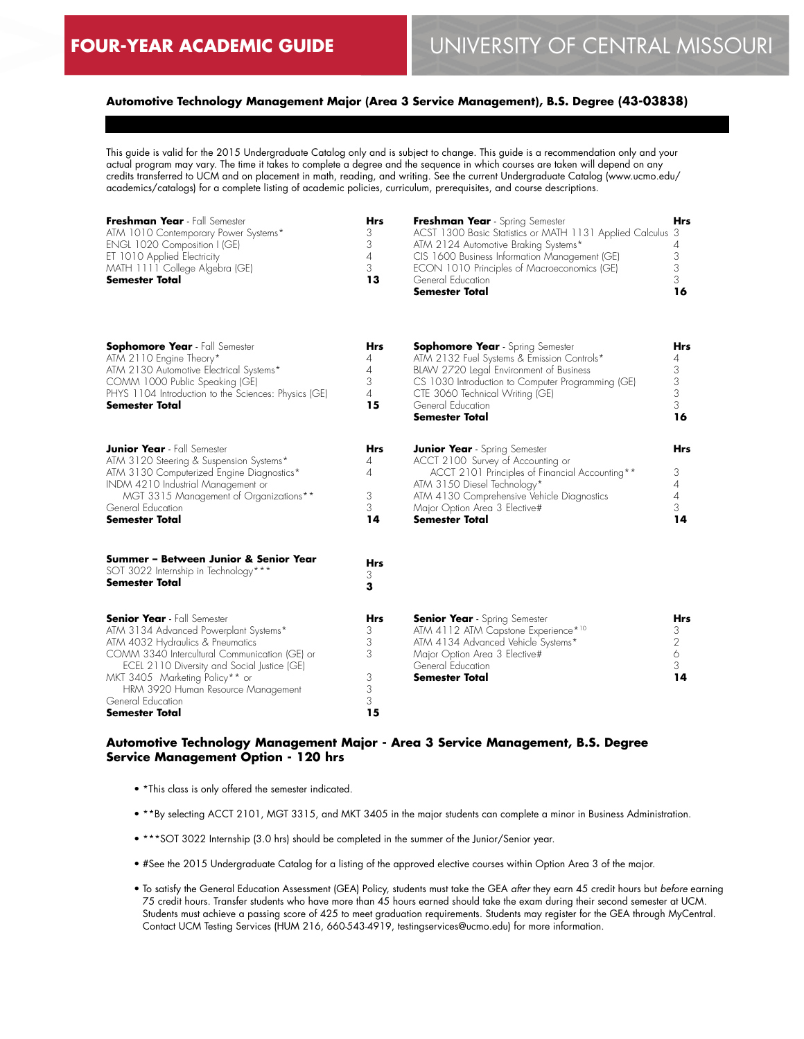**FOUR-YEAR ACADEMIC GUIDE** UNIVERSITY OF CENTRAL MISSOURI

### Automotive Technology Management Major (Area 3 Service Management), B.S. Degree (43-03838)

This guide is valid for the 2015 Undergraduate Catalog only and is subject to change. This guide is a recommendation only and your actual program may vary. The time it takes to complete a degree and the sequence in which courses are taken will depend on any credits transferred to UCM and on placement in math, reading, and writing. See the current Undergraduate Catalog (www.ucmo.edu/academics/catalogs) for a complete listing of academic policies, curriculum, prerequisites, and course descriptions.

| **Freshman Year** - Fall Semester | **Hrs** |
|---|---|
| ATM 1010 Contemporary Power Systems* | 3 |
| ENGL 1020 Composition I (GE) | 3 |
| ET 1010 Applied Electricity | 4 |
| MATH 1111 College Algebra (GE) | 3 |
| **Semester Total** | **13** |

| **Freshman Year** - Spring Semester | **Hrs** |
|---|---|
| ACST 1300 Basic Statistics or MATH 1131 Applied Calculus | 3 |
| ATM 2124 Automotive Braking Systems* | 4 |
| CIS 1600 Business Information Management (GE) | 3 |
| ECON 1010 Principles of Macroeconomics (GE) | 3 |
| General Education | 3 |
| **Semester Total** | **16** |

| **Sophomore Year** - Fall Semester | **Hrs** |
|---|---|
| ATM 2110 Engine Theory* | 4 |
| ATM 2130 Automotive Electrical Systems* | 4 |
| COMM 1000 Public Speaking (GE) | 3 |
| PHYS 1104 Introduction to the Sciences: Physics (GE) | 4 |
| **Semester Total** | **15** |

| **Sophomore Year** - Spring Semester | **Hrs** |
|---|---|
| ATM 2132 Fuel Systems & Emission Controls* | 4 |
| BLAW 2720 Legal Environment of Business | 3 |
| CS 1030 Introduction to Computer Programming (GE) | 3 |
| CTE 3060 Technical Writing (GE) | 3 |
| General Education | 3 |
| **Semester Total** | **16** |

| **Junior Year** - Fall Semester | **Hrs** |
|---|---|
| ATM 3120 Steering & Suspension Systems* | 4 |
| ATM 3130 Computerized Engine Diagnostics* | 4 |
| INDM 4210 Industrial Management or MGT 3315 Management of Organizations** | 3 |
| General Education | 3 |
| **Semester Total** | **14** |

| **Junior Year** - Spring Semester | **Hrs** |
|---|---|
| ACCT 2100 Survey of Accounting or ACCT 2101 Principles of Financial Accounting** | 3 |
| ATM 3150 Diesel Technology* | 4 |
| ATM 4130 Comprehensive Vehicle Diagnostics | 4 |
| Major Option Area 3 Elective# | 3 |
| **Semester Total** | **14** |

| **Summer – Between Junior & Senior Year** | **Hrs** |
|---|---|
| SOT 3022 Internship in Technology*** | 3 |
| **Semester Total** | **3** |

| **Senior Year** - Fall Semester | **Hrs** |
|---|---|
| ATM 3134 Advanced Powerplant Systems* | 3 |
| ATM 4032 Hydraulics & Pneumatics | 3 |
| COMM 3340 Intercultural Communication (GE) or ECEL 2110 Diversity and Social Justice (GE) | 3 |
| MKT 3405 Marketing Policy** or HRM 3920 Human Resource Management | 3 |
| General Education | 3 |
| **Semester Total** | **15** |

| **Senior Year** - Spring Semester | **Hrs** |
|---|---|
| ATM 4112 ATM Capstone Experience*[10] | 3 |
| ATM 4134 Advanced Vehicle Systems* | 2 |
| Major Option Area 3 Elective# | 6 |
| General Education | 3 |
| **Semester Total** | **14** |

### Automotive Technology Management Major - Area 3 Service Management, B.S. Degree Service Management Option - 120 hrs

- *This class is only offered the semester indicated.
- **By selecting ACCT 2101, MGT 3315, and MKT 3405 in the major students can complete a minor in Business Administration.
- ***SOT 3022 Internship (3.0 hrs) should be completed in the summer of the Junior/Senior year.
- #See the 2015 Undergraduate Catalog for a listing of the approved elective courses within Option Area 3 of the major.
- To satisfy the General Education Assessment (GEA) Policy, students must take the GEA *after* they earn 45 credit hours but *before* earning 75 credit hours. Transfer students who have more than 45 hours earned should take the exam during their second semester at UCM. Students must achieve a passing score of 425 to meet graduation requirements. Students may register for the GEA through MyCentral. Contact UCM Testing Services (HUM 216, 660-543-4919, testingservices@ucmo.edu) for more information.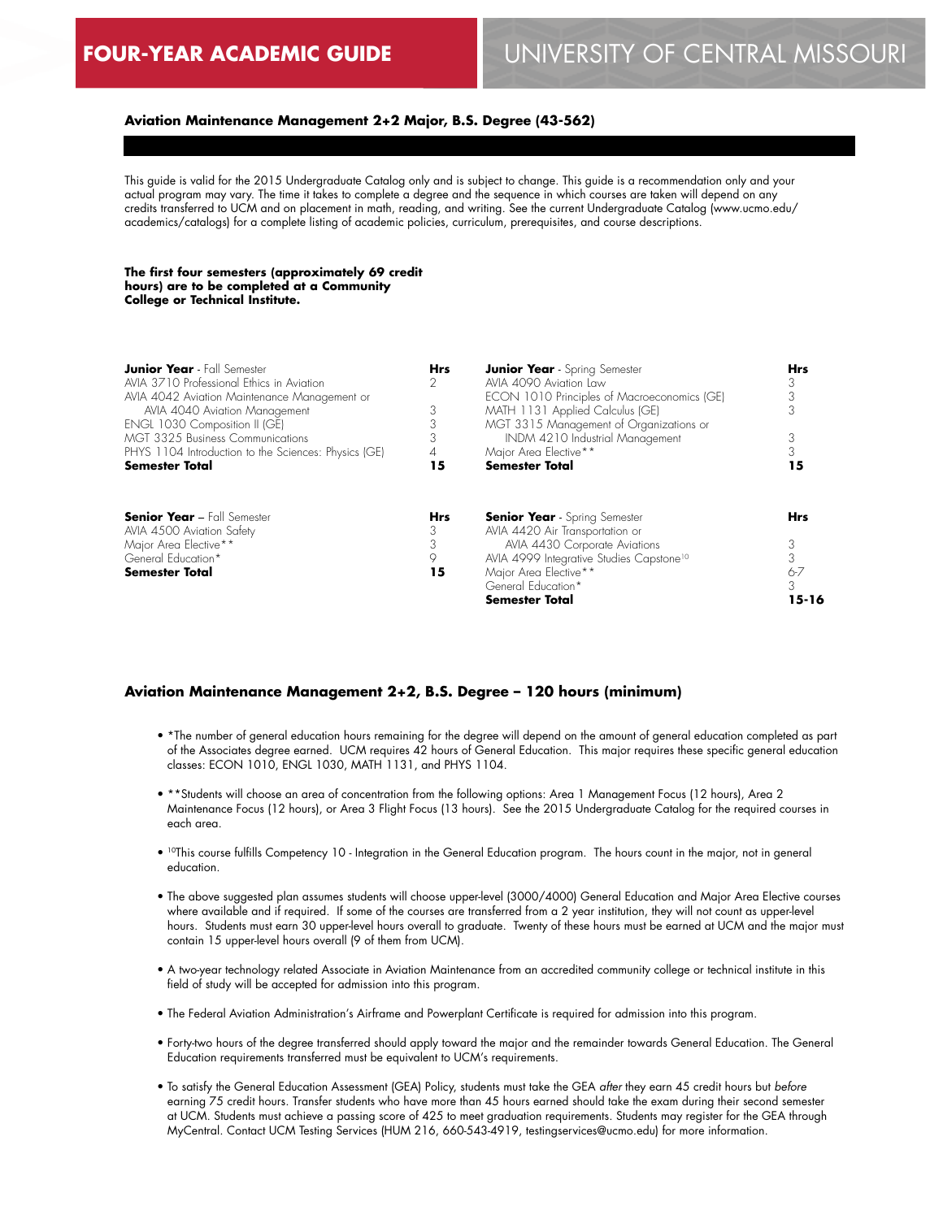# FOUR-YEAR ACADEMIC GUIDE — UNIVERSITY OF CENTRAL MISSOURI

## Aviation Maintenance Management 2+2 Major, B.S. Degree (43-562)

This guide is valid for the 2015 Undergraduate Catalog only and is subject to change. This guide is a recommendation only and your actual program may vary. The time it takes to complete a degree and the sequence in which courses are taken will depend on any credits transferred to UCM and on placement in math, reading, and writing. See the current Undergraduate Catalog (www.ucmo.edu/academics/catalogs) for a complete listing of academic policies, curriculum, prerequisites, and course descriptions.

**The first four semesters (approximately 69 credit hours) are to be completed at a Community College or Technical Institute.**

| **Junior Year** - Fall Semester | **Hrs** |
|---|---|
| AVIA 3710 Professional Ethics in Aviation | 2 |
| AVIA 4042 Aviation Maintenance Management or AVIA 4040 Aviation Management | 3 |
| ENGL 1030 Composition II (GE) | 3 |
| MGT 3325 Business Communications | 3 |
| PHYS 1104 Introduction to the Sciences: Physics (GE) | 4 |
| **Semester Total** | **15** |

| **Junior Year** - Spring Semester | **Hrs** |
|---|---|
| AVIA 4090 Aviation Law | 3 |
| ECON 1010 Principles of Macroeconomics (GE) | 3 |
| MATH 1131 Applied Calculus (GE) | 3 |
| MGT 3315 Management of Organizations or INDM 4210 Industrial Management | 3 |
| Major Area Elective** | 3 |
| **Semester Total** | **15** |

| **Senior Year** – Fall Semester | **Hrs** |
|---|---|
| AVIA 4500 Aviation Safety | 3 |
| Major Area Elective** | 3 |
| General Education* | 9 |
| **Semester Total** | **15** |

| **Senior Year** - Spring Semester | **Hrs** |
|---|---|
| AVIA 4420 Air Transportation or AVIA 4430 Corporate Aviations | 3 |
| AVIA 4999 Integrative Studies Capstone[10] | 3 |
| Major Area Elective** | 6-7 |
| General Education* | 3 |
| **Semester Total** | **15-16** |

## Aviation Maintenance Management 2+2, B.S. Degree – 120 hours (minimum)

- *The number of general education hours remaining for the degree will depend on the amount of general education completed as part of the Associates degree earned. UCM requires 42 hours of General Education. This major requires these specific general education classes: ECON 1010, ENGL 1030, MATH 1131, and PHYS 1104.
- **Students will choose an area of concentration from the following options: Area 1 Management Focus (12 hours), Area 2 Maintenance Focus (12 hours), or Area 3 Flight Focus (13 hours). See the 2015 Undergraduate Catalog for the required courses in each area.
- [10]This course fulfills Competency 10 - Integration in the General Education program. The hours count in the major, not in general education.
- The above suggested plan assumes students will choose upper-level (3000/4000) General Education and Major Area Elective courses where available and if required. If some of the courses are transferred from a 2 year institution, they will not count as upper-level hours. Students must earn 30 upper-level hours overall to graduate. Twenty of these hours must be earned at UCM and the major must contain 15 upper-level hours overall (9 of them from UCM).
- A two-year technology related Associate in Aviation Maintenance from an accredited community college or technical institute in this field of study will be accepted for admission into this program.
- The Federal Aviation Administration's Airframe and Powerplant Certificate is required for admission into this program.
- Forty-two hours of the degree transferred should apply toward the major and the remainder towards General Education. The General Education requirements transferred must be equivalent to UCM's requirements.
- To satisfy the General Education Assessment (GEA) Policy, students must take the GEA *after* they earn 45 credit hours but *before* earning 75 credit hours. Transfer students who have more than 45 hours earned should take the exam during their second semester at UCM. Students must achieve a passing score of 425 to meet graduation requirements. Students may register for the GEA through MyCentral. Contact UCM Testing Services (HUM 216, 660-543-4919, testingservices@ucmo.edu) for more information.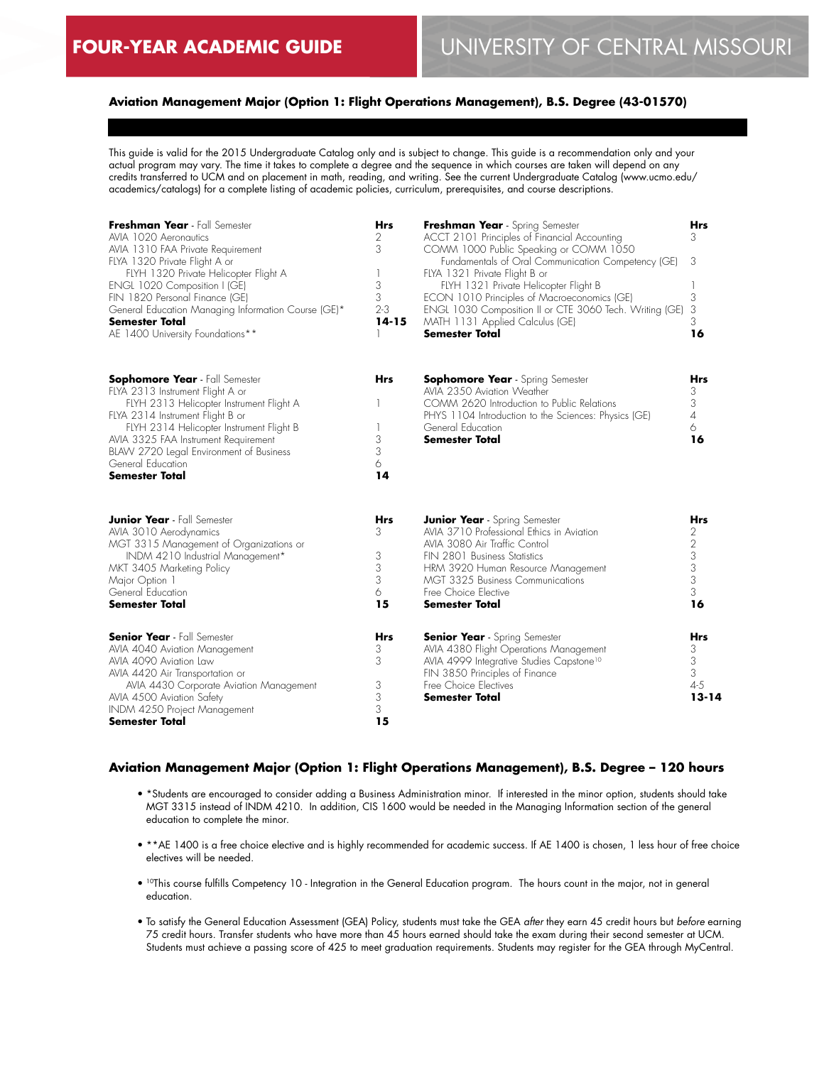FOUR-YEAR ACADEMIC GUIDE

UNIVERSITY OF CENTRAL MISSOURI

### Aviation Management Major (Option 1: Flight Operations Management), B.S. Degree (43-01570)

This guide is valid for the 2015 Undergraduate Catalog only and is subject to change. This guide is a recommendation only and your actual program may vary. The time it takes to complete a degree and the sequence in which courses are taken will depend on any credits transferred to UCM and on placement in math, reading, and writing. See the current Undergraduate Catalog (www.ucmo.edu/academics/catalogs) for a complete listing of academic policies, curriculum, prerequisites, and course descriptions.

| **Freshman Year** - Fall Semester | **Hrs** | **Freshman Year** - Spring Semester | **Hrs** |
|---|---|---|---|
| AVIA 1020 Aeronautics | 2 | ACCT 2101 Principles of Financial Accounting | 3 |
| AVIA 1310 FAA Private Requirement | 3 | COMM 1000 Public Speaking or COMM 1050 Fundamentals of Oral Communication Competency (GE) | 3 |
| FLYA 1320 Private Flight A or FLYH 1320 Private Helicopter Flight A | 1 | FLYA 1321 Private Flight B or FLYH 1321 Private Helicopter Flight B | 1 |
| ENGL 1020 Composition I (GE) | 3 | ECON 1010 Principles of Macroeconomics (GE) | 3 |
| FIN 1820 Personal Finance (GE) | 3 | ENGL 1030 Composition II or CTE 3060 Tech. Writing (GE) | 3 |
| General Education Managing Information Course (GE)* | 2-3 | MATH 1131 Applied Calculus (GE) | 3 |
| **Semester Total** | **14-15** | **Semester Total** | **16** |
| AE 1400 University Foundations** | 1 | | |

| **Sophomore Year** - Fall Semester | **Hrs** | **Sophomore Year** - Spring Semester | **Hrs** |
|---|---|---|---|
| FLYA 2313 Instrument Flight A or FLYH 2313 Helicopter Instrument Flight A | 1 | AVIA 2350 Aviation Weather | 3 |
| FLYA 2314 Instrument Flight B or FLYH 2314 Helicopter Instrument Flight B | 1 | COMM 2620 Introduction to Public Relations | 3 |
| AVIA 3325 FAA Instrument Requirement | 3 | PHYS 1104 Introduction to the Sciences: Physics (GE) | 4 |
| BLAW 2720 Legal Environment of Business | 3 | General Education | 6 |
| General Education | 6 | **Semester Total** | **16** |
| **Semester Total** | **14** | | |

| **Junior Year** - Fall Semester | **Hrs** | **Junior Year** - Spring Semester | **Hrs** |
|---|---|---|---|
| AVIA 3010 Aerodynamics | 3 | AVIA 3710 Professional Ethics in Aviation | 2 |
| MGT 3315 Management of Organizations or INDM 4210 Industrial Management* | 3 | AVIA 3080 Air Traffic Control | 2 |
| MKT 3405 Marketing Policy | 3 | FIN 2801 Business Statistics | 3 |
| Major Option 1 | 3 | HRM 3920 Human Resource Management | 3 |
| General Education | 6 | MGT 3325 Business Communications | 3 |
| **Semester Total** | **15** | Free Choice Elective | 3 |
| | | **Semester Total** | **16** |

| **Senior Year** - Fall Semester | **Hrs** | **Senior Year** - Spring Semester | **Hrs** |
|---|---|---|---|
| AVIA 4040 Aviation Management | 3 | AVIA 4380 Flight Operations Management | 3 |
| AVIA 4090 Aviation Law | 3 | AVIA 4999 Integrative Studies Capstone[10] | 3 |
| AVIA 4420 Air Transportation or AVIA 4430 Corporate Aviation Management | 3 | FIN 3850 Principles of Finance | 3 |
| AVIA 4500 Aviation Safety | 3 | Free Choice Electives | 4-5 |
| INDM 4250 Project Management | 3 | **Semester Total** | **13-14** |
| **Semester Total** | **15** | | |

### Aviation Management Major (Option 1: Flight Operations Management), B.S. Degree – 120 hours

- *Students are encouraged to consider adding a Business Administration minor. If interested in the minor option, students should take MGT 3315 instead of INDM 4210. In addition, CIS 1600 would be needed in the Managing Information section of the general education to complete the minor.
- **AE 1400 is a free choice elective and is highly recommended for academic success. If AE 1400 is chosen, 1 less hour of free choice electives will be needed.
- [10]This course fulfills Competency 10 - Integration in the General Education program. The hours count in the major, not in general education.
- To satisfy the General Education Assessment (GEA) Policy, students must take the GEA *after* they earn 45 credit hours but *before* earning 75 credit hours. Transfer students who have more than 45 hours earned should take the exam during their second semester at UCM. Students must achieve a passing score of 425 to meet graduation requirements. Students may register for the GEA through MyCentral.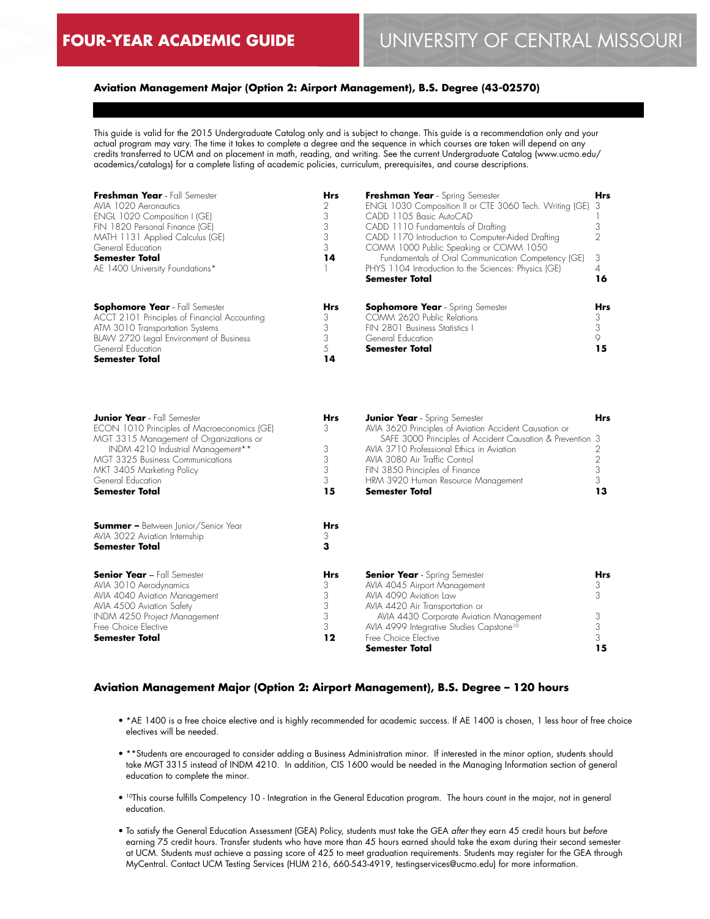## Aviation Management Major (Option 2: Airport Management), B.S. Degree (43-02570)

This guide is valid for the 2015 Undergraduate Catalog only and is subject to change. This guide is a recommendation only and your actual program may vary. The time it takes to complete a degree and the sequence in which courses are taken will depend on any credits transferred to UCM and on placement in math, reading, and writing. See the current Undergraduate Catalog (www.ucmo.edu/academics/catalogs) for a complete listing of academic policies, curriculum, prerequisites, and course descriptions.

| **Freshman Year** - Fall Semester | Hrs |
|---|---|
| AVIA 1020 Aeronautics | 2 |
| ENGL 1020 Composition I (GE) | 3 |
| FIN 1820 Personal Finance (GE) | 3 |
| MATH 1131 Applied Calculus (GE) | 3 |
| General Education | 3 |
| **Semester Total** | **14** |
| AE 1400 University Foundations* | 1 |

| **Freshman Year** - Spring Semester | Hrs |
|---|---|
| ENGL 1030 Composition II or CTE 3060 Tech. Writing (GE) | 3 |
| CADD 1105 Basic AutoCAD | 1 |
| CADD 1110 Fundamentals of Drafting | 3 |
| CADD 1170 Introduction to Computer-Aided Drafting | 2 |
| COMM 1000 Public Speaking or COMM 1050 Fundamentals of Oral Communication Competency (GE) | 3 |
| PHYS 1104 Introduction to the Sciences: Physics (GE) | 4 |
| **Semester Total** | **16** |

| **Sophomore Year** - Fall Semester | Hrs |
|---|---|
| ACCT 2101 Principles of Financial Accounting | 3 |
| ATM 3010 Transportation Systems | 3 |
| BLAW 2720 Legal Environment of Business | 3 |
| General Education | 5 |
| **Semester Total** | **14** |

| **Sophomore Year** - Spring Semester | Hrs |
|---|---|
| COMM 2620 Public Relations | 3 |
| FIN 2801 Business Statistics I | 3 |
| General Education | 9 |
| **Semester Total** | **15** |

| **Junior Year** - Fall Semester | Hrs |
|---|---|
| ECON 1010 Principles of Macroeconomics (GE) | 3 |
| MGT 3315 Management of Organizations or INDM 4210 Industrial Management** | 3 |
| MGT 3325 Business Communications | 3 |
| MKT 3405 Marketing Policy | 3 |
| General Education | 3 |
| **Semester Total** | **15** |

| **Junior Year** - Spring Semester | Hrs |
|---|---|
| AVIA 3620 Principles of Aviation Accident Causation or SAFE 3000 Principles of Accident Causation & Prevention | 3 |
| AVIA 3710 Professional Ethics in Aviation | 2 |
| AVIA 3080 Air Traffic Control | 2 |
| FIN 3850 Principles of Finance | 3 |
| HRM 3920 Human Resource Management | 3 |
| **Semester Total** | **13** |

| **Summer –** Between Junior/Senior Year | Hrs |
|---|---|
| AVIA 3022 Aviation Internship | 3 |
| **Semester Total** | **3** |

| **Senior Year** – Fall Semester | Hrs |
|---|---|
| AVIA 3010 Aerodynamics | 3 |
| AVIA 4040 Aviation Management | 3 |
| AVIA 4500 Aviation Safety | 3 |
| INDM 4250 Project Management | 3 |
| Free Choice Elective | 3 |
| **Semester Total** | **12** |

| **Senior Year** - Spring Semester | Hrs |
|---|---|
| AVIA 4045 Airport Management | 3 |
| AVIA 4090 Aviation Law | 3 |
| AVIA 4420 Air Transportation or AVIA 4430 Corporate Aviation Management | 3 |
| AVIA 4999 Integrative Studies Capstone[10] | 3 |
| Free Choice Elective | 3 |
| **Semester Total** | **15** |

### Aviation Management Major (Option 2: Airport Management), B.S. Degree – 120 hours

- *AE 1400 is a free choice elective and is highly recommended for academic success. If AE 1400 is chosen, 1 less hour of free choice electives will be needed.
- **Students are encouraged to consider adding a Business Administration minor. If interested in the minor option, students should take MGT 3315 instead of INDM 4210. In addition, CIS 1600 would be needed in the Managing Information section of general education to complete the minor.
- [10]This course fulfills Competency 10 - Integration in the General Education program. The hours count in the major, not in general education.
- To satisfy the General Education Assessment (GEA) Policy, students must take the GEA *after* they earn 45 credit hours but *before* earning 75 credit hours. Transfer students who have more than 45 hours earned should take the exam during their second semester at UCM. Students must achieve a passing score of 425 to meet graduation requirements. Students may register for the GEA through MyCentral. Contact UCM Testing Services (HUM 216, 660-543-4919, testingservices@ucmo.edu) for more information.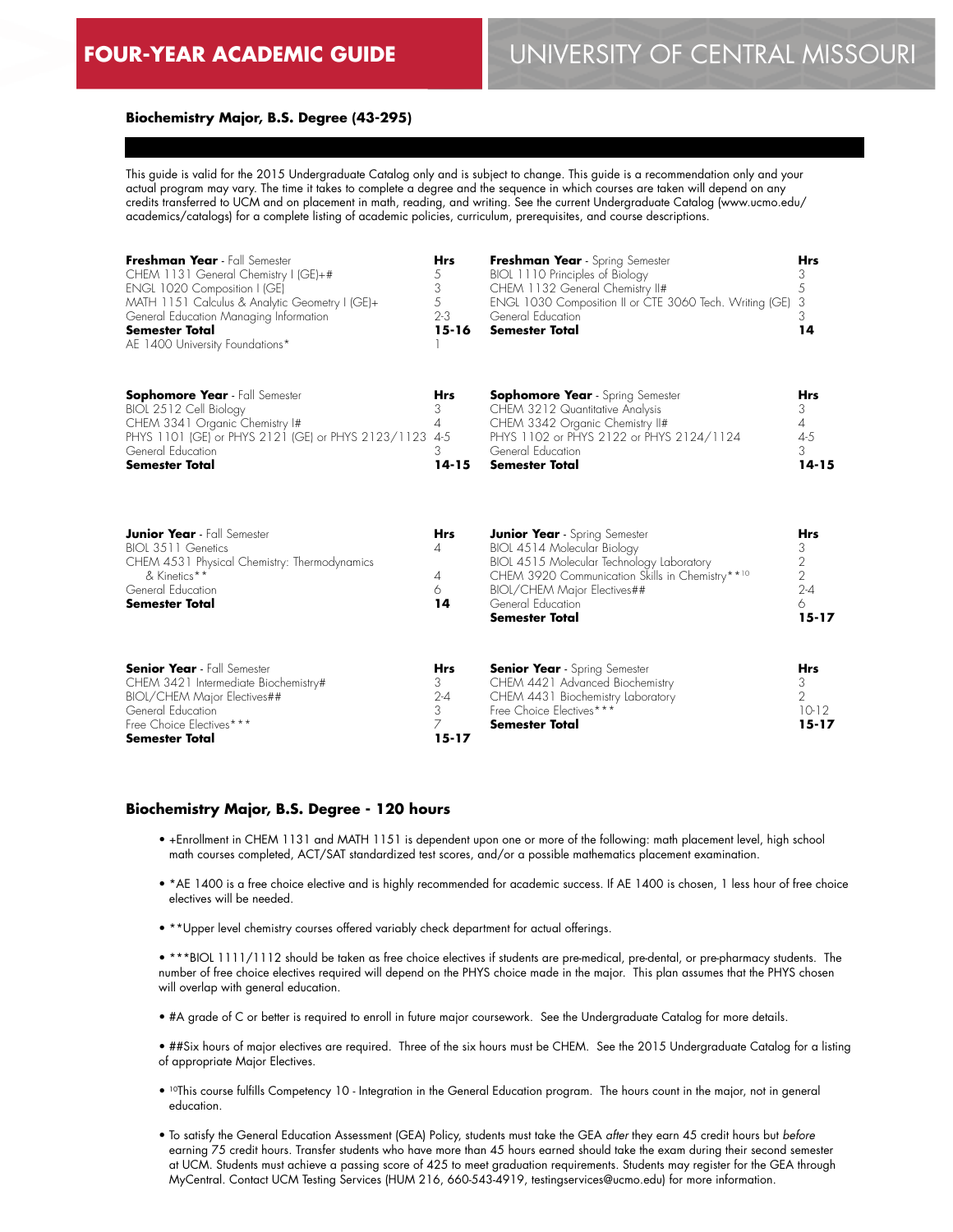## FOUR-YEAR ACADEMIC GUIDE

## UNIVERSITY OF CENTRAL MISSOURI

### Biochemistry Major, B.S. Degree (43-295)

This guide is valid for the 2015 Undergraduate Catalog only and is subject to change. This guide is a recommendation only and your actual program may vary. The time it takes to complete a degree and the sequence in which courses are taken will depend on any credits transferred to UCM and on placement in math, reading, and writing. See the current Undergraduate Catalog (www.ucmo.edu/academics/catalogs) for a complete listing of academic policies, curriculum, prerequisites, and course descriptions.

| **Freshman Year** - Fall Semester | Hrs |
|---|---|
| CHEM 1131 General Chemistry I (GE)+# | 5 |
| ENGL 1020 Composition I (GE) | 3 |
| MATH 1151 Calculus & Analytic Geometry I (GE)+ | 5 |
| General Education Managing Information | 2-3 |
| **Semester Total** | **15-16** |
| AE 1400 University Foundations* | 1 |

| **Freshman Year** - Spring Semester | Hrs |
|---|---|
| BIOL 1110 Principles of Biology | 3 |
| CHEM 1132 General Chemistry II# | 5 |
| ENGL 1030 Composition II or CTE 3060 Tech. Writing (GE) | 3 |
| General Education | 3 |
| **Semester Total** | **14** |

| **Sophomore Year** - Fall Semester | Hrs |
|---|---|
| BIOL 2512 Cell Biology | 3 |
| CHEM 3341 Organic Chemistry I# | 4 |
| PHYS 1101 (GE) or PHYS 2121 (GE) or PHYS 2123/1123 | 4-5 |
| General Education | 3 |
| **Semester Total** | **14-15** |

| **Sophomore Year** - Spring Semester | Hrs |
|---|---|
| CHEM 3212 Quantitative Analysis | 3 |
| CHEM 3342 Organic Chemistry II# | 4 |
| PHYS 1102 or PHYS 2122 or PHYS 2124/1124 | 4-5 |
| General Education | 3 |
| **Semester Total** | **14-15** |

| **Junior Year** - Fall Semester | Hrs |
|---|---|
| BIOL 3511 Genetics | 4 |
| CHEM 4531 Physical Chemistry: Thermodynamics & Kinetics** | 4 |
| General Education | 6 |
| **Semester Total** | **14** |

| **Junior Year** - Spring Semester | Hrs |
|---|---|
| BIOL 4514 Molecular Biology | 3 |
| BIOL 4515 Molecular Technology Laboratory | 2 |
| CHEM 3920 Communication Skills in Chemistry**[10] | 2 |
| BIOL/CHEM Major Electives## | 2-4 |
| General Education | 6 |
| **Semester Total** | **15-17** |

| **Senior Year** - Fall Semester | Hrs |
|---|---|
| CHEM 3421 Intermediate Biochemistry# | 3 |
| BIOL/CHEM Major Electives## | 2-4 |
| General Education | 3 |
| Free Choice Electives*** | 7 |
| **Semester Total** | **15-17** |

| **Senior Year** - Spring Semester | Hrs |
|---|---|
| CHEM 4421 Advanced Biochemistry | 3 |
| CHEM 4431 Biochemistry Laboratory | 2 |
| Free Choice Electives*** | 10-12 |
| **Semester Total** | **15-17** |

### Biochemistry Major, B.S. Degree - 120 hours

- +Enrollment in CHEM 1131 and MATH 1151 is dependent upon one or more of the following: math placement level, high school math courses completed, ACT/SAT standardized test scores, and/or a possible mathematics placement examination.
- *AE 1400 is a free choice elective and is highly recommended for academic success. If AE 1400 is chosen, 1 less hour of free choice electives will be needed.
- **Upper level chemistry courses offered variably check department for actual offerings.
- ***BIOL 1111/1112 should be taken as free choice electives if students are pre-medical, pre-dental, or pre-pharmacy students. The number of free choice electives required will depend on the PHYS choice made in the major. This plan assumes that the PHYS chosen will overlap with general education.
- #A grade of C or better is required to enroll in future major coursework. See the Undergraduate Catalog for more details.
- ##Six hours of major electives are required. Three of the six hours must be CHEM. See the 2015 Undergraduate Catalog for a listing of appropriate Major Electives.
- [10]This course fulfills Competency 10 - Integration in the General Education program. The hours count in the major, not in general education.
- To satisfy the General Education Assessment (GEA) Policy, students must take the GEA *after* they earn 45 credit hours but *before* earning 75 credit hours. Transfer students who have more than 45 hours earned should take the exam during their second semester at UCM. Students must achieve a passing score of 425 to meet graduation requirements. Students may register for the GEA through MyCentral. Contact UCM Testing Services (HUM 216, 660-543-4919, testingservices@ucmo.edu) for more information.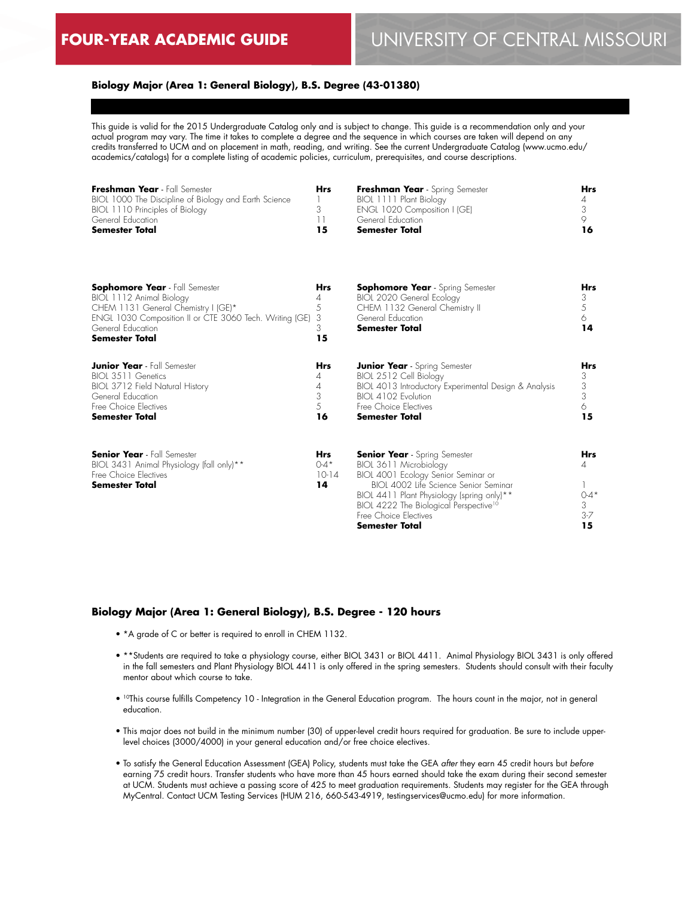# FOUR-YEAR ACADEMIC GUIDE

# UNIVERSITY OF CENTRAL MISSOURI

## Biology Major (Area 1: General Biology), B.S. Degree (43-01380)

This guide is valid for the 2015 Undergraduate Catalog only and is subject to change. This guide is a recommendation only and your actual program may vary. The time it takes to complete a degree and the sequence in which courses are taken will depend on any credits transferred to UCM and on placement in math, reading, and writing. See the current Undergraduate Catalog (www.ucmo.edu/academics/catalogs) for a complete listing of academic policies, curriculum, prerequisites, and course descriptions.

| **Freshman Year** - Fall Semester | **Hrs** |
|---|---|
| BIOL 1000 The Discipline of Biology and Earth Science | 1 |
| BIOL 1110 Principles of Biology | 3 |
| General Education | 11 |
| **Semester Total** | **15** |

| **Freshman Year** - Spring Semester | **Hrs** |
|---|---|
| BIOL 1111 Plant Biology | 4 |
| ENGL 1020 Composition I (GE) | 3 |
| General Education | 9 |
| **Semester Total** | **16** |

| **Sophomore Year** - Fall Semester | **Hrs** |
|---|---|
| BIOL 1112 Animal Biology | 4 |
| CHEM 1131 General Chemistry I (GE)* | 5 |
| ENGL 1030 Composition II or CTE 3060 Tech. Writing (GE) | 3 |
| General Education | 3 |
| **Semester Total** | **15** |

| **Sophomore Year** - Spring Semester | **Hrs** |
|---|---|
| BIOL 2020 General Ecology | 3 |
| CHEM 1132 General Chemistry II | 5 |
| General Education | 6 |
| **Semester Total** | **14** |

| **Junior Year** - Fall Semester | **Hrs** |
|---|---|
| BIOL 3511 Genetics | 4 |
| BIOL 3712 Field Natural History | 4 |
| General Education | 3 |
| Free Choice Electives | 5 |
| **Semester Total** | **16** |

| **Junior Year** - Spring Semester | **Hrs** |
|---|---|
| BIOL 2512 Cell Biology | 3 |
| BIOL 4013 Introductory Experimental Design & Analysis | 3 |
| BIOL 4102 Evolution | 3 |
| Free Choice Electives | 6 |
| **Semester Total** | **15** |

| **Senior Year** - Fall Semester | **Hrs** |
|---|---|
| BIOL 3431 Animal Physiology (fall only)** | 0-4* |
| Free Choice Electives | 10-14 |
| **Semester Total** | **14** |

| **Senior Year** - Spring Semester | **Hrs** |
|---|---|
| BIOL 3611 Microbiology | 4 |
| BIOL 4001 Ecology Senior Seminar or BIOL 4002 Life Science Senior Seminar | 1 |
| BIOL 4411 Plant Physiology (spring only)** | 0-4* |
| BIOL 4222 The Biological Perspective[10] | 3 |
| Free Choice Electives | 3-7 |
| **Semester Total** | **15** |

## Biology Major (Area 1: General Biology), B.S. Degree - 120 hours

- *A grade of C or better is required to enroll in CHEM 1132.
- **Students are required to take a physiology course, either BIOL 3431 or BIOL 4411. Animal Physiology BIOL 3431 is only offered in the fall semesters and Plant Physiology BIOL 4411 is only offered in the spring semesters. Students should consult with their faculty mentor about which course to take.
- [10]This course fulfills Competency 10 - Integration in the General Education program. The hours count in the major, not in general education.
- This major does not build in the minimum number (30) of upper-level credit hours required for graduation. Be sure to include upper-level choices (3000/4000) in your general education and/or free choice electives.
- To satisfy the General Education Assessment (GEA) Policy, students must take the GEA *after* they earn 45 credit hours but *before* earning 75 credit hours. Transfer students who have more than 45 hours earned should take the exam during their second semester at UCM. Students must achieve a passing score of 425 to meet graduation requirements. Students may register for the GEA through MyCentral. Contact UCM Testing Services (HUM 216, 660-543-4919, testingservices@ucmo.edu) for more information.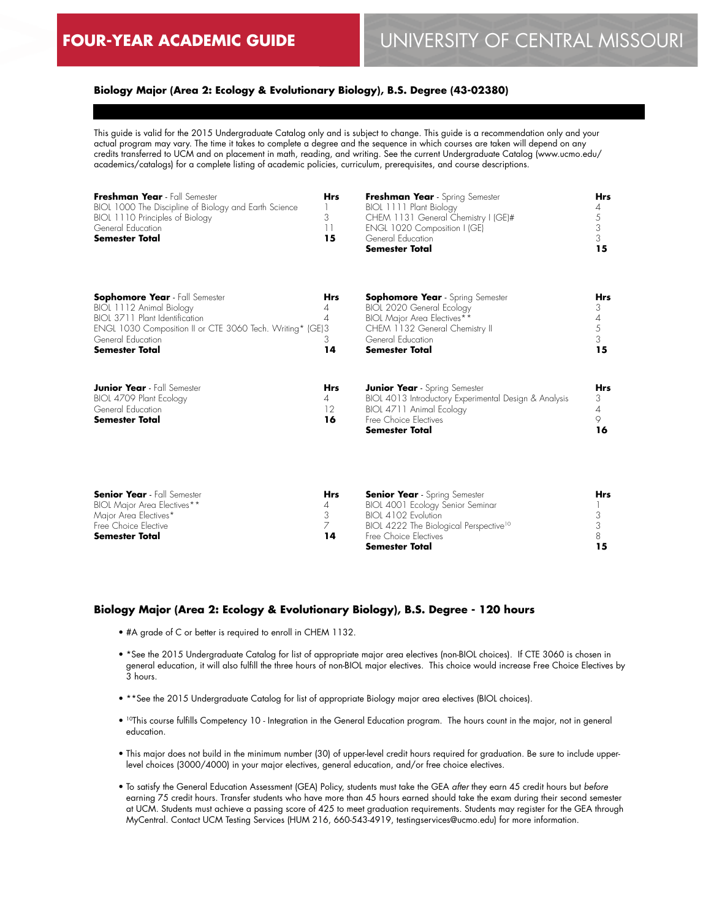## Biology Major (Area 2: Ecology & Evolutionary Biology), B.S. Degree (43-02380)

This guide is valid for the 2015 Undergraduate Catalog only and is subject to change. This guide is a recommendation only and your actual program may vary. The time it takes to complete a degree and the sequence in which courses are taken will depend on any credits transferred to UCM and on placement in math, reading, and writing. See the current Undergraduate Catalog (www.ucmo.edu/academics/catalogs) for a complete listing of academic policies, curriculum, prerequisites, and course descriptions.

| **Freshman Year** - Fall Semester | **Hrs** |
|---|---|
| BIOL 1000 The Discipline of Biology and Earth Science | 1 |
| BIOL 1110 Principles of Biology | 3 |
| General Education | 11 |
| **Semester Total** | **15** |

| **Freshman Year** - Spring Semester | **Hrs** |
|---|---|
| BIOL 1111 Plant Biology | 4 |
| CHEM 1131 General Chemistry I (GE)# | 5 |
| ENGL 1020 Composition I (GE) | 3 |
| General Education | 3 |
| **Semester Total** | **15** |

| **Sophomore Year** - Fall Semester | **Hrs** |
|---|---|
| BIOL 1112 Animal Biology | 4 |
| BIOL 3711 Plant Identification | 4 |
| ENGL 1030 Composition II or CTE 3060 Tech. Writing* (GE) | 3 |
| General Education | 3 |
| **Semester Total** | **14** |

| **Sophomore Year** - Spring Semester | **Hrs** |
|---|---|
| BIOL 2020 General Ecology | 3 |
| BIOL Major Area Electives** | 4 |
| CHEM 1132 General Chemistry II | 5 |
| General Education | 3 |
| **Semester Total** | **15** |

| **Junior Year** - Fall Semester | **Hrs** |
|---|---|
| BIOL 4709 Plant Ecology | 4 |
| General Education | 12 |
| **Semester Total** | **16** |

| **Junior Year** - Spring Semester | **Hrs** |
|---|---|
| BIOL 4013 Introductory Experimental Design & Analysis | 3 |
| BIOL 4711 Animal Ecology | 4 |
| Free Choice Electives | 9 |
| **Semester Total** | **16** |

| **Senior Year** - Fall Semester | **Hrs** |
|---|---|
| BIOL Major Area Electives** | 4 |
| Major Area Electives* | 3 |
| Free Choice Elective | 7 |
| **Semester Total** | **14** |

| **Senior Year** - Spring Semester | **Hrs** |
|---|---|
| BIOL 4001 Ecology Senior Seminar | 1 |
| BIOL 4102 Evolution | 3 |
| BIOL 4222 The Biological Perspective[10] | 3 |
| Free Choice Electives | 8 |
| **Semester Total** | **15** |

### Biology Major (Area 2: Ecology & Evolutionary Biology), B.S. Degree - 120 hours

- #A grade of C or better is required to enroll in CHEM 1132.
- *See the 2015 Undergraduate Catalog for list of appropriate major area electives (non-BIOL choices). If CTE 3060 is chosen in general education, it will also fulfill the three hours of non-BIOL major electives. This choice would increase Free Choice Electives by 3 hours.
- **See the 2015 Undergraduate Catalog for list of appropriate Biology major area electives (BIOL choices).
- [10]This course fulfills Competency 10 - Integration in the General Education program. The hours count in the major, not in general education.
- This major does not build in the minimum number (30) of upper-level credit hours required for graduation. Be sure to include upper-level choices (3000/4000) in your major electives, general education, and/or free choice electives.
- To satisfy the General Education Assessment (GEA) Policy, students must take the GEA *after* they earn 45 credit hours but *before* earning 75 credit hours. Transfer students who have more than 45 hours earned should take the exam during their second semester at UCM. Students must achieve a passing score of 425 to meet graduation requirements. Students may register for the GEA through MyCentral. Contact UCM Testing Services (HUM 216, 660-543-4919, testingservices@ucmo.edu) for more information.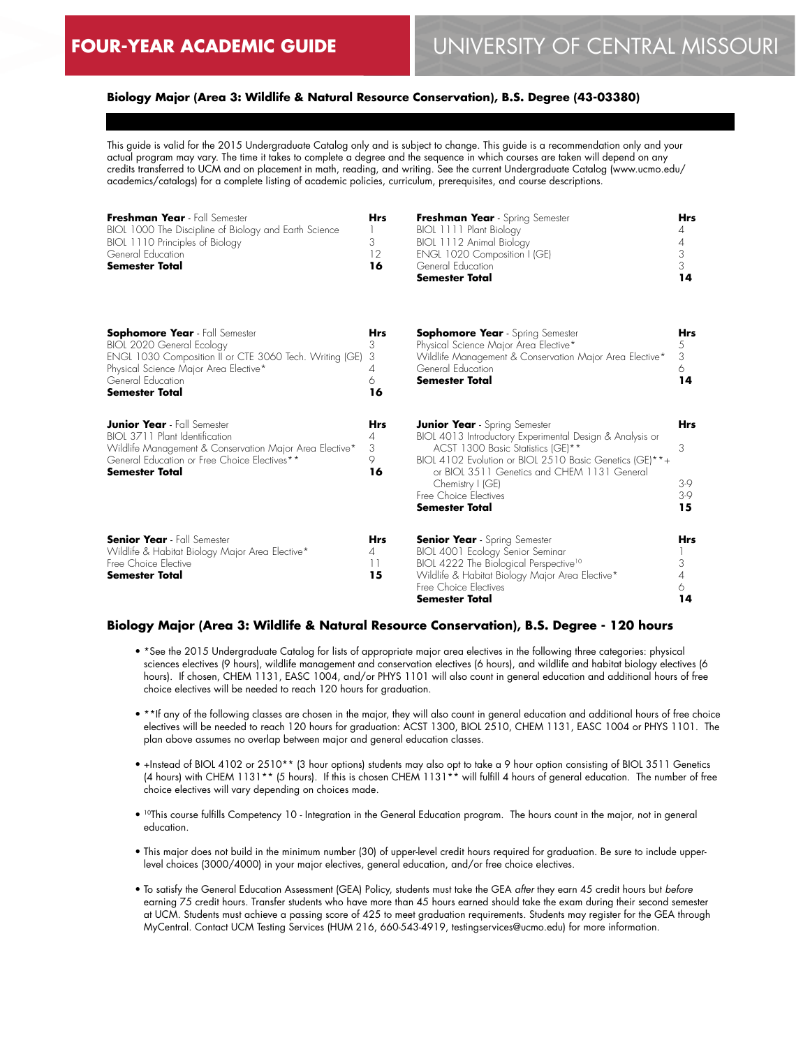# FOUR-YEAR ACADEMIC GUIDE — UNIVERSITY OF CENTRAL MISSOURI

## Biology Major (Area 3: Wildlife & Natural Resource Conservation), B.S. Degree (43-03380)

This guide is valid for the 2015 Undergraduate Catalog only and is subject to change. This guide is a recommendation only and your actual program may vary. The time it takes to complete a degree and the sequence in which courses are taken will depend on any credits transferred to UCM and on placement in math, reading, and writing. See the current Undergraduate Catalog (www.ucmo.edu/academics/catalogs) for a complete listing of academic policies, curriculum, prerequisites, and course descriptions.

| **Freshman Year** - Fall Semester | **Hrs** |
|---|---|
| BIOL 1000 The Discipline of Biology and Earth Science | 1 |
| BIOL 1110 Principles of Biology | 3 |
| General Education | 12 |
| **Semester Total** | **16** |

| **Freshman Year** - Spring Semester | **Hrs** |
|---|---|
| BIOL 1111 Plant Biology | 4 |
| BIOL 1112 Animal Biology | 4 |
| ENGL 1020 Composition I (GE) | 3 |
| General Education | 3 |
| **Semester Total** | **14** |

| **Sophomore Year** - Fall Semester | **Hrs** |
|---|---|
| BIOL 2020 General Ecology | 3 |
| ENGL 1030 Composition II or CTE 3060 Tech. Writing (GE) | 3 |
| Physical Science Major Area Elective* | 4 |
| General Education | 6 |
| **Semester Total** | **16** |

| **Sophomore Year** - Spring Semester | **Hrs** |
|---|---|
| Physical Science Major Area Elective* | 5 |
| Wildlife Management & Conservation Major Area Elective* | 3 |
| General Education | 6 |
| **Semester Total** | **14** |

| **Junior Year** - Fall Semester | **Hrs** |
|---|---|
| BIOL 3711 Plant Identification | 4 |
| Wildlife Management & Conservation Major Area Elective* | 3 |
| General Education or Free Choice Electives** | 9 |
| **Semester Total** | **16** |

| **Junior Year** - Spring Semester | **Hrs** |
|---|---|
| BIOL 4013 Introductory Experimental Design & Analysis or ACST 1300 Basic Statistics (GE)** | 3 |
| BIOL 4102 Evolution or BIOL 2510 Basic Genetics (GE)**+ or BIOL 3511 Genetics and CHEM 1131 General Chemistry I (GE) | 3-9 |
| Free Choice Electives | 3-9 |
| **Semester Total** | **15** |

| **Senior Year** - Fall Semester | **Hrs** |
|---|---|
| Wildlife & Habitat Biology Major Area Elective* | 4 |
| Free Choice Elective | 11 |
| **Semester Total** | **15** |

| **Senior Year** - Spring Semester | **Hrs** |
|---|---|
| BIOL 4001 Ecology Senior Seminar | 1 |
| BIOL 4222 The Biological Perspective[10] | 3 |
| Wildlife & Habitat Biology Major Area Elective* | 4 |
| Free Choice Electives | 6 |
| **Semester Total** | **14** |

## Biology Major (Area 3: Wildlife & Natural Resource Conservation), B.S. Degree - 120 hours

- *See the 2015 Undergraduate Catalog for lists of appropriate major area electives in the following three categories: physical sciences electives (9 hours), wildlife management and conservation electives (6 hours), and wildlife and habitat biology electives (6 hours). If chosen, CHEM 1131, EASC 1004, and/or PHYS 1101 will also count in general education and additional hours of free choice electives will be needed to reach 120 hours for graduation.
- **If any of the following classes are chosen in the major, they will also count in general education and additional hours of free choice electives will be needed to reach 120 hours for graduation: ACST 1300, BIOL 2510, CHEM 1131, EASC 1004 or PHYS 1101. The plan above assumes no overlap between major and general education classes.
- +Instead of BIOL 4102 or 2510** (3 hour options) students may also opt to take a 9 hour option consisting of BIOL 3511 Genetics (4 hours) with CHEM 1131** (5 hours). If this is chosen CHEM 1131** will fulfill 4 hours of general education. The number of free choice electives will vary depending on choices made.
- [10]This course fulfills Competency 10 - Integration in the General Education program. The hours count in the major, not in general education.
- This major does not build in the minimum number (30) of upper-level credit hours required for graduation. Be sure to include upper-level choices (3000/4000) in your major electives, general education, and/or free choice electives.
- To satisfy the General Education Assessment (GEA) Policy, students must take the GEA *after* they earn 45 credit hours but *before* earning 75 credit hours. Transfer students who have more than 45 hours earned should take the exam during their second semester at UCM. Students must achieve a passing score of 425 to meet graduation requirements. Students may register for the GEA through MyCentral. Contact UCM Testing Services (HUM 216, 660-543-4919, testingservices@ucmo.edu) for more information.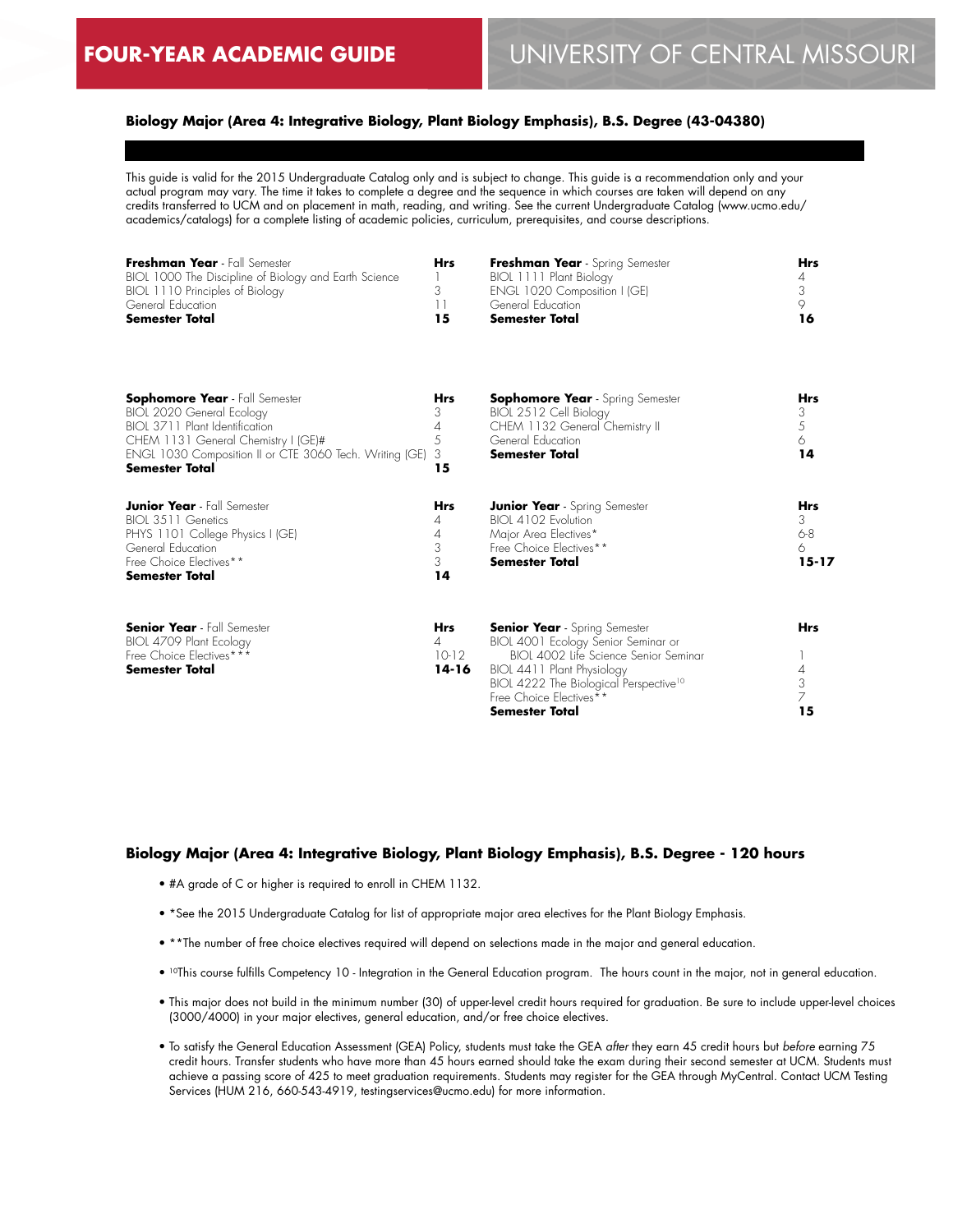## Biology Major (Area 4: Integrative Biology, Plant Biology Emphasis), B.S. Degree (43-04380)

This guide is valid for the 2015 Undergraduate Catalog only and is subject to change. This guide is a recommendation only and your actual program may vary. The time it takes to complete a degree and the sequence in which courses are taken will depend on any credits transferred to UCM and on placement in math, reading, and writing. See the current Undergraduate Catalog (www.ucmo.edu/academics/catalogs) for a complete listing of academic policies, curriculum, prerequisites, and course descriptions.

| **Freshman Year** - Fall Semester | **Hrs** | **Freshman Year** - Spring Semester | **Hrs** |
|---|---|---|---|
| BIOL 1000 The Discipline of Biology and Earth Science | 1 | BIOL 1111 Plant Biology | 4 |
| BIOL 1110 Principles of Biology | 3 | ENGL 1020 Composition I (GE) | 3 |
| General Education | 11 | General Education | 9 |
| **Semester Total** | **15** | **Semester Total** | **16** |

| **Sophomore Year** - Fall Semester | **Hrs** | **Sophomore Year** - Spring Semester | **Hrs** |
|---|---|---|---|
| BIOL 2020 General Ecology | 3 | BIOL 2512 Cell Biology | 3 |
| BIOL 3711 Plant Identification | 4 | CHEM 1132 General Chemistry II | 5 |
| CHEM 1131 General Chemistry I (GE)# | 5 | General Education | 6 |
| ENGL 1030 Composition II or CTE 3060 Tech. Writing (GE) | 3 | **Semester Total** | **14** |
| **Semester Total** | **15** | | |

| **Junior Year** - Fall Semester | **Hrs** | **Junior Year** - Spring Semester | **Hrs** |
|---|---|---|---|
| BIOL 3511 Genetics | 4 | BIOL 4102 Evolution | 3 |
| PHYS 1101 College Physics I (GE) | 4 | Major Area Electives* | 6-8 |
| General Education | 3 | Free Choice Electives** | 6 |
| Free Choice Electives** | 3 | **Semester Total** | **15-17** |
| **Semester Total** | **14** | | |

| **Senior Year** - Fall Semester | **Hrs** | **Senior Year** - Spring Semester | **Hrs** |
|---|---|---|---|
| BIOL 4709 Plant Ecology | 4 | BIOL 4001 Ecology Senior Seminar or BIOL 4002 Life Science Senior Seminar | 1 |
| Free Choice Electives*** | 10-12 | BIOL 4411 Plant Physiology | 4 |
| **Semester Total** | **14-16** | BIOL 4222 The Biological Perspective[10] | 3 |
| | | Free Choice Electives** | 7 |
| | | **Semester Total** | **15** |

### Biology Major (Area 4: Integrative Biology, Plant Biology Emphasis), B.S. Degree - 120 hours

- #A grade of C or higher is required to enroll in CHEM 1132.
- *See the 2015 Undergraduate Catalog for list of appropriate major area electives for the Plant Biology Emphasis.
- **The number of free choice electives required will depend on selections made in the major and general education.
- [10]This course fulfills Competency 10 - Integration in the General Education program. The hours count in the major, not in general education.
- This major does not build in the minimum number (30) of upper-level credit hours required for graduation. Be sure to include upper-level choices (3000/4000) in your major electives, general education, and/or free choice electives.
- To satisfy the General Education Assessment (GEA) Policy, students must take the GEA *after* they earn 45 credit hours but *before* earning 75 credit hours. Transfer students who have more than 45 hours earned should take the exam during their second semester at UCM. Students must achieve a passing score of 425 to meet graduation requirements. Students may register for the GEA through MyCentral. Contact UCM Testing Services (HUM 216, 660-543-4919, testingservices@ucmo.edu) for more information.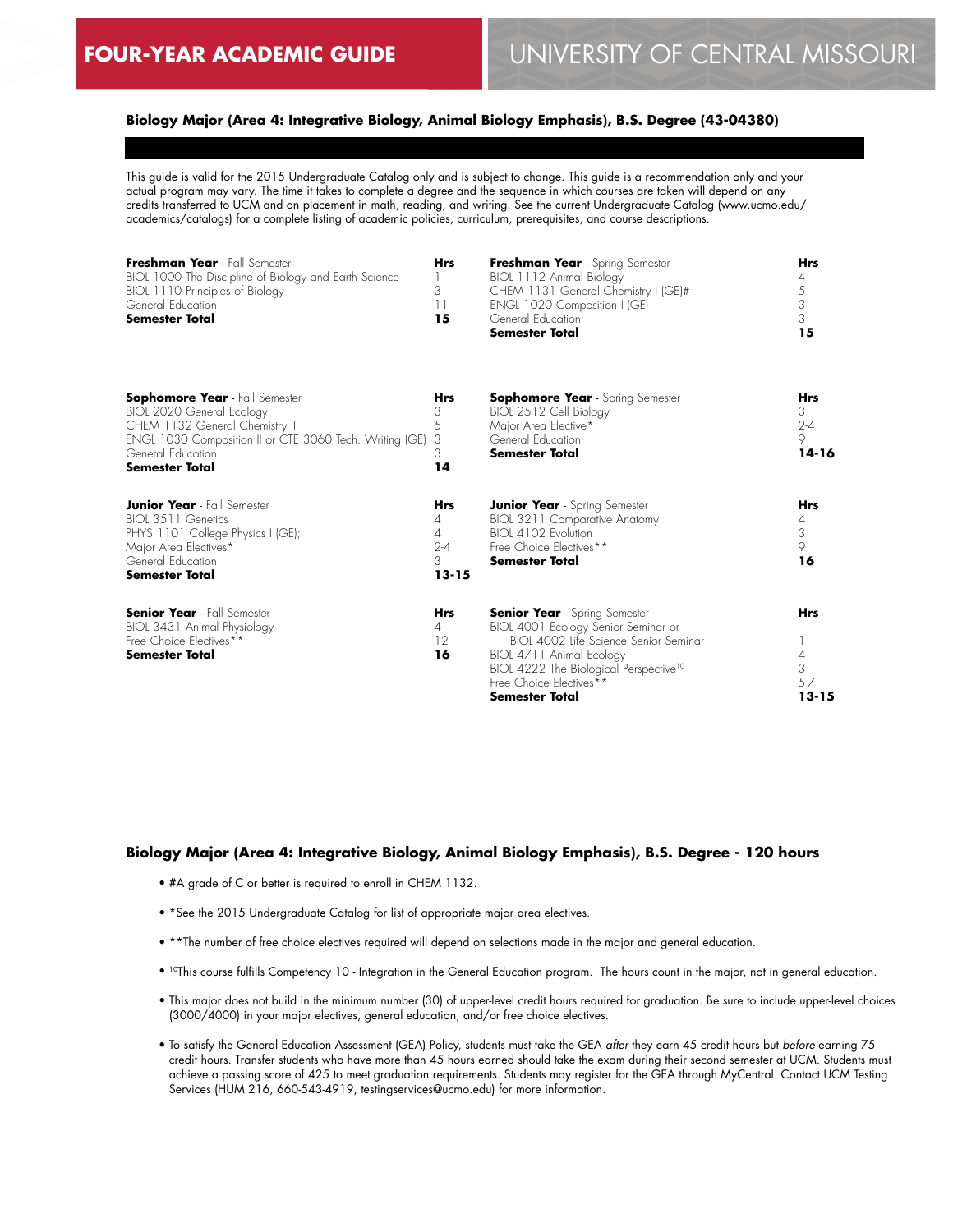## Biology Major (Area 4: Integrative Biology, Animal Biology Emphasis), B.S. Degree (43-04380)

This guide is valid for the 2015 Undergraduate Catalog only and is subject to change. This guide is a recommendation only and your actual program may vary. The time it takes to complete a degree and the sequence in which courses are taken will depend on any credits transferred to UCM and on placement in math, reading, and writing. See the current Undergraduate Catalog (www.ucmo.edu/academics/catalogs) for a complete listing of academic policies, curriculum, prerequisites, and course descriptions.

| **Freshman Year** - Fall Semester | **Hrs** |
|---|---|
| BIOL 1000 The Discipline of Biology and Earth Science | 1 |
| BIOL 1110 Principles of Biology | 3 |
| General Education | 11 |
| **Semester Total** | **15** |

| **Freshman Year** - Spring Semester | **Hrs** |
|---|---|
| BIOL 1112 Animal Biology | 4 |
| CHEM 1131 General Chemistry I (GE)# | 5 |
| ENGL 1020 Composition I (GE) | 3 |
| General Education | 3 |
| **Semester Total** | **15** |

| **Sophomore Year** - Fall Semester | **Hrs** |
|---|---|
| BIOL 2020 General Ecology | 3 |
| CHEM 1132 General Chemistry II | 5 |
| ENGL 1030 Composition II or CTE 3060 Tech. Writing (GE) | 3 |
| General Education | 3 |
| **Semester Total** | **14** |

| **Sophomore Year** - Spring Semester | **Hrs** |
|---|---|
| BIOL 2512 Cell Biology | 3 |
| Major Area Elective* | 2-4 |
| General Education | 9 |
| **Semester Total** | **14-16** |

| **Junior Year** - Fall Semester | **Hrs** |
|---|---|
| BIOL 3511 Genetics | 4 |
| PHYS 1101 College Physics I (GE); | 4 |
| Major Area Electives* | 2-4 |
| General Education | 3 |
| **Semester Total** | **13-15** |

| **Junior Year** - Spring Semester | **Hrs** |
|---|---|
| BIOL 3211 Comparative Anatomy | 4 |
| BIOL 4102 Evolution | 3 |
| Free Choice Electives** | 9 |
| **Semester Total** | **16** |

| **Senior Year** - Fall Semester | **Hrs** |
|---|---|
| BIOL 3431 Animal Physiology | 4 |
| Free Choice Electives** | 12 |
| **Semester Total** | **16** |

| **Senior Year** - Spring Semester | **Hrs** |
|---|---|
| BIOL 4001 Ecology Senior Seminar or BIOL 4002 Life Science Senior Seminar | 1 |
| BIOL 4711 Animal Ecology | 4 |
| BIOL 4222 The Biological Perspective[10] | 3 |
| Free Choice Electives** | 5-7 |
| **Semester Total** | **13-15** |

### Biology Major (Area 4: Integrative Biology, Animal Biology Emphasis), B.S. Degree - 120 hours

- #A grade of C or better is required to enroll in CHEM 1132.
- *See the 2015 Undergraduate Catalog for list of appropriate major area electives.
- **The number of free choice electives required will depend on selections made in the major and general education.
- [10]This course fulfills Competency 10 - Integration in the General Education program. The hours count in the major, not in general education.
- This major does not build in the minimum number (30) of upper-level credit hours required for graduation. Be sure to include upper-level choices (3000/4000) in your major electives, general education, and/or free choice electives.
- To satisfy the General Education Assessment (GEA) Policy, students must take the GEA *after* they earn 45 credit hours but *before* earning 75 credit hours. Transfer students who have more than 45 hours earned should take the exam during their second semester at UCM. Students must achieve a passing score of 425 to meet graduation requirements. Students may register for the GEA through MyCentral. Contact UCM Testing Services (HUM 216, 660-543-4919, testingservices@ucmo.edu) for more information.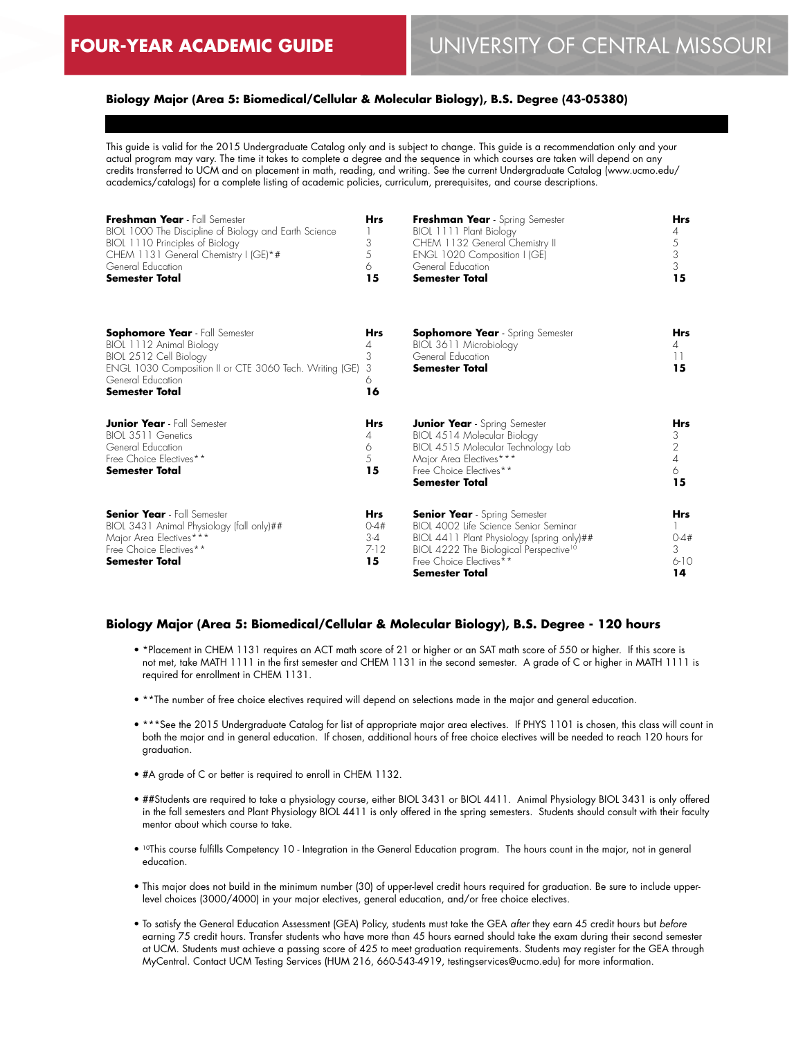# FOUR-YEAR ACADEMIC GUIDE

# UNIVERSITY OF CENTRAL MISSOURI

## Biology Major (Area 5: Biomedical/Cellular & Molecular Biology), B.S. Degree (43-05380)

This guide is valid for the 2015 Undergraduate Catalog only and is subject to change. This guide is a recommendation only and your actual program may vary. The time it takes to complete a degree and the sequence in which courses are taken will depend on any credits transferred to UCM and on placement in math, reading, and writing. See the current Undergraduate Catalog (www.ucmo.edu/academics/catalogs) for a complete listing of academic policies, curriculum, prerequisites, and course descriptions.

| **Freshman Year** - Fall Semester | **Hrs** |
|---|---|
| BIOL 1000 The Discipline of Biology and Earth Science | 1 |
| BIOL 1110 Principles of Biology | 3 |
| CHEM 1131 General Chemistry I (GE)*# | 5 |
| General Education | 6 |
| **Semester Total** | **15** |

| **Freshman Year** - Spring Semester | **Hrs** |
|---|---|
| BIOL 1111 Plant Biology | 4 |
| CHEM 1132 General Chemistry II | 5 |
| ENGL 1020 Composition I (GE) | 3 |
| General Education | 3 |
| **Semester Total** | **15** |

| **Sophomore Year** - Fall Semester | **Hrs** |
|---|---|
| BIOL 1112 Animal Biology | 4 |
| BIOL 2512 Cell Biology | 3 |
| ENGL 1030 Composition II or CTE 3060 Tech. Writing (GE) | 3 |
| General Education | 6 |
| **Semester Total** | **16** |

| **Sophomore Year** - Spring Semester | **Hrs** |
|---|---|
| BIOL 3611 Microbiology | 4 |
| General Education | 11 |
| **Semester Total** | **15** |

| **Junior Year** - Fall Semester | **Hrs** |
|---|---|
| BIOL 3511 Genetics | 4 |
| General Education | 6 |
| Free Choice Electives** | 5 |
| **Semester Total** | **15** |

| **Junior Year** - Spring Semester | **Hrs** |
|---|---|
| BIOL 4514 Molecular Biology | 3 |
| BIOL 4515 Molecular Technology Lab | 2 |
| Major Area Electives*** | 4 |
| Free Choice Electives** | 6 |
| **Semester Total** | **15** |

| **Senior Year** - Fall Semester | **Hrs** |
|---|---|
| BIOL 3431 Animal Physiology (fall only)## | 0-4# |
| Major Area Electives*** | 3-4 |
| Free Choice Electives** | 7-12 |
| **Semester Total** | **15** |

| **Senior Year** - Spring Semester | **Hrs** |
|---|---|
| BIOL 4002 Life Science Senior Seminar | 1 |
| BIOL 4411 Plant Physiology (spring only)## | 0-4# |
| BIOL 4222 The Biological Perspective[10] | 3 |
| Free Choice Electives** | 6-10 |
| **Semester Total** | **14** |

## Biology Major (Area 5: Biomedical/Cellular & Molecular Biology), B.S. Degree - 120 hours

- *Placement in CHEM 1131 requires an ACT math score of 21 or higher or an SAT math score of 550 or higher. If this score is not met, take MATH 1111 in the first semester and CHEM 1131 in the second semester. A grade of C or higher in MATH 1111 is required for enrollment in CHEM 1131.
- **The number of free choice electives required will depend on selections made in the major and general education.
- ***See the 2015 Undergraduate Catalog for list of appropriate major area electives. If PHYS 1101 is chosen, this class will count in both the major and in general education. If chosen, additional hours of free choice electives will be needed to reach 120 hours for graduation.
- #A grade of C or better is required to enroll in CHEM 1132.
- ##Students are required to take a physiology course, either BIOL 3431 or BIOL 4411. Animal Physiology BIOL 3431 is only offered in the fall semesters and Plant Physiology BIOL 4411 is only offered in the spring semesters. Students should consult with their faculty mentor about which course to take.
- [10]This course fulfills Competency 10 - Integration in the General Education program. The hours count in the major, not in general education.
- This major does not build in the minimum number (30) of upper-level credit hours required for graduation. Be sure to include upper-level choices (3000/4000) in your major electives, general education, and/or free choice electives.
- To satisfy the General Education Assessment (GEA) Policy, students must take the GEA *after* they earn 45 credit hours but *before* earning 75 credit hours. Transfer students who have more than 45 hours earned should take the exam during their second semester at UCM. Students must achieve a passing score of 425 to meet graduation requirements. Students may register for the GEA through MyCentral. Contact UCM Testing Services (HUM 216, 660-543-4919, testingservices@ucmo.edu) for more information.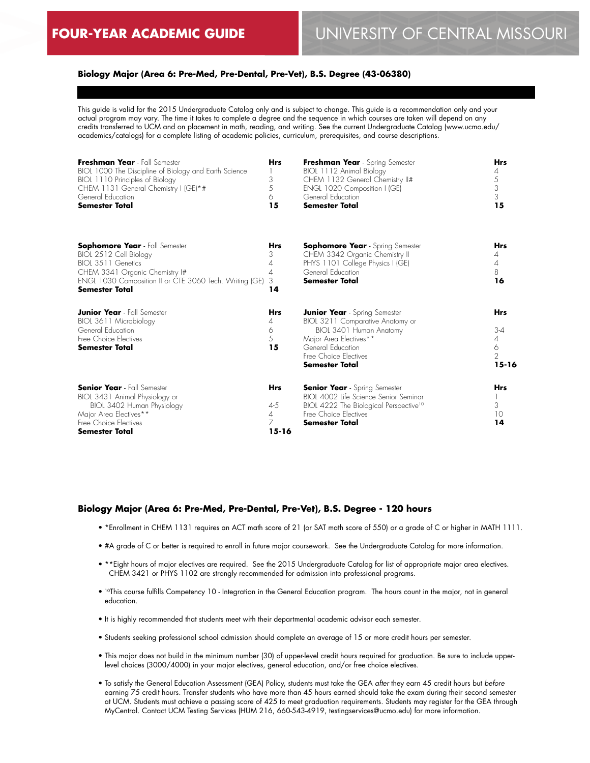# FOUR-YEAR ACADEMIC GUIDE

# UNIVERSITY OF CENTRAL MISSOURI

### Biology Major (Area 6: Pre-Med, Pre-Dental, Pre-Vet), B.S. Degree (43-06380)

This guide is valid for the 2015 Undergraduate Catalog only and is subject to change. This guide is a recommendation only and your actual program may vary. The time it takes to complete a degree and the sequence in which courses are taken will depend on any credits transferred to UCM and on placement in math, reading, and writing. See the current Undergraduate Catalog (www.ucmo.edu/academics/catalogs) for a complete listing of academic policies, curriculum, prerequisites, and course descriptions.

| **Freshman Year** - Fall Semester | **Hrs** |
|---|---|
| BIOL 1000 The Discipline of Biology and Earth Science | 1 |
| BIOL 1110 Principles of Biology | 3 |
| CHEM 1131 General Chemistry I (GE)*# | 5 |
| General Education | 6 |
| **Semester Total** | **15** |

| **Freshman Year** - Spring Semester | **Hrs** |
|---|---|
| BIOL 1112 Animal Biology | 4 |
| CHEM 1132 General Chemistry II# | 5 |
| ENGL 1020 Composition I (GE) | 3 |
| General Education | 3 |
| **Semester Total** | **15** |

| **Sophomore Year** - Fall Semester | **Hrs** |
|---|---|
| BIOL 2512 Cell Biology | 3 |
| BIOL 3511 Genetics | 4 |
| CHEM 3341 Organic Chemistry I# | 4 |
| ENGL 1030 Composition II or CTE 3060 Tech. Writing (GE) | 3 |
| **Semester Total** | **14** |

| **Sophomore Year** - Spring Semester | **Hrs** |
|---|---|
| CHEM 3342 Organic Chemistry II | 4 |
| PHYS 1101 College Physics I (GE) | 4 |
| General Education | 8 |
| **Semester Total** | **16** |

| **Junior Year** - Fall Semester | **Hrs** |
|---|---|
| BIOL 3611 Microbiology | 4 |
| General Education | 6 |
| Free Choice Electives | 5 |
| **Semester Total** | **15** |

| **Junior Year** - Spring Semester | **Hrs** |
|---|---|
| BIOL 3211 Comparative Anatomy or BIOL 3401 Human Anatomy | 3-4 |
| Major Area Electives** | 4 |
| General Education | 6 |
| Free Choice Electives | 2 |
| **Semester Total** | **15-16** |

| **Senior Year** - Fall Semester | **Hrs** |
|---|---|
| BIOL 3431 Animal Physiology or BIOL 3402 Human Physiology | 4-5 |
| Major Area Electives** | 4 |
| Free Choice Electives | 7 |
| **Semester Total** | **15-16** |

| **Senior Year** - Spring Semester | **Hrs** |
|---|---|
| BIOL 4002 Life Science Senior Seminar | 1 |
| BIOL 4222 The Biological Perspective[10] | 3 |
| Free Choice Electives | 10 |
| **Semester Total** | **14** |

### Biology Major (Area 6: Pre-Med, Pre-Dental, Pre-Vet), B.S. Degree - 120 hours

- *Enrollment in CHEM 1131 requires an ACT math score of 21 (or SAT math score of 550) or a grade of C or higher in MATH 1111.
- #A grade of C or better is required to enroll in future major coursework. See the Undergraduate Catalog for more information.
- **Eight hours of major electives are required. See the 2015 Undergraduate Catalog for list of appropriate major area electives. CHEM 3421 or PHYS 1102 are strongly recommended for admission into professional programs.
- [10]This course fulfills Competency 10 - Integration in the General Education program. The hours count in the major, not in general education.
- It is highly recommended that students meet with their departmental academic advisor each semester.
- Students seeking professional school admission should complete an average of 15 or more credit hours per semester.
- This major does not build in the minimum number (30) of upper-level credit hours required for graduation. Be sure to include upper-level choices (3000/4000) in your major electives, general education, and/or free choice electives.
- To satisfy the General Education Assessment (GEA) Policy, students must take the GEA *after* they earn 45 credit hours but *before* earning 75 credit hours. Transfer students who have more than 45 hours earned should take the exam during their second semester at UCM. Students must achieve a passing score of 425 to meet graduation requirements. Students may register for the GEA through MyCentral. Contact UCM Testing Services (HUM 216, 660-543-4919, testingservices@ucmo.edu) for more information.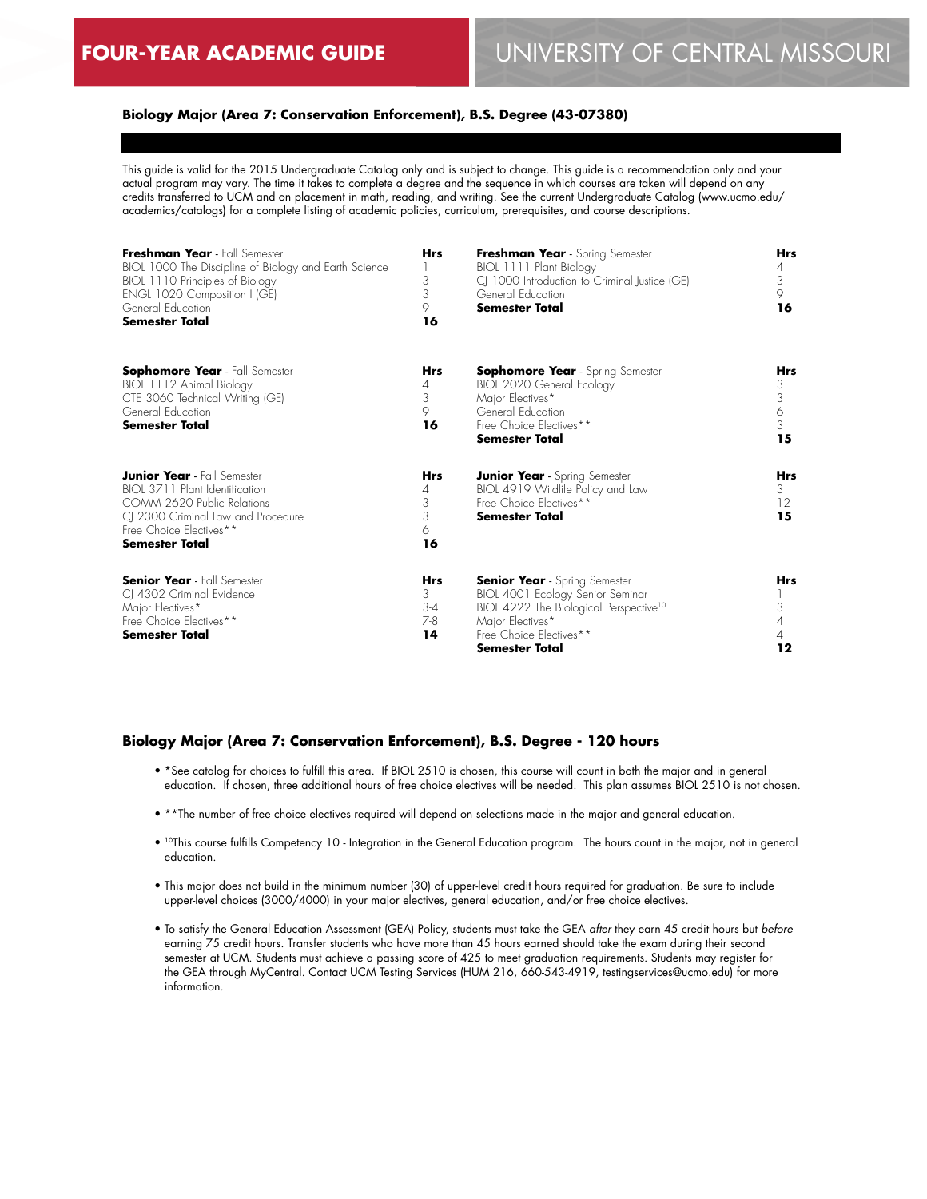### Biology Major (Area 7: Conservation Enforcement), B.S. Degree (43-07380)

This guide is valid for the 2015 Undergraduate Catalog only and is subject to change. This guide is a recommendation only and your actual program may vary. The time it takes to complete a degree and the sequence in which courses are taken will depend on any credits transferred to UCM and on placement in math, reading, and writing. See the current Undergraduate Catalog (www.ucmo.edu/academics/catalogs) for a complete listing of academic policies, curriculum, prerequisites, and course descriptions.

| **Freshman Year** - Fall Semester | **Hrs** | **Freshman Year** - Spring Semester | **Hrs** |
|---|---|---|---|
| BIOL 1000 The Discipline of Biology and Earth Science | 1 | BIOL 1111 Plant Biology | 4 |
| BIOL 1110 Principles of Biology | 3 | CJ 1000 Introduction to Criminal Justice (GE) | 3 |
| ENGL 1020 Composition I (GE) | 3 | General Education | 9 |
| General Education | 9 | **Semester Total** | **16** |
| **Semester Total** | **16** | | |

| **Sophomore Year** - Fall Semester | **Hrs** | **Sophomore Year** - Spring Semester | **Hrs** |
|---|---|---|---|
| BIOL 1112 Animal Biology | 4 | BIOL 2020 General Ecology | 3 |
| CTE 3060 Technical Writing (GE) | 3 | Major Electives* | 3 |
| General Education | 9 | General Education | 6 |
| **Semester Total** | **16** | Free Choice Electives** | 3 |
| | | **Semester Total** | **15** |

| **Junior Year** - Fall Semester | **Hrs** | **Junior Year** - Spring Semester | **Hrs** |
|---|---|---|---|
| BIOL 3711 Plant Identification | 4 | BIOL 4919 Wildlife Policy and Law | 3 |
| COMM 2620 Public Relations | 3 | Free Choice Electives** | 12 |
| CJ 2300 Criminal Law and Procedure | 3 | **Semester Total** | **15** |
| Free Choice Electives** | 6 | | |
| **Semester Total** | **16** | | |

| **Senior Year** - Fall Semester | **Hrs** | **Senior Year** - Spring Semester | **Hrs** |
|---|---|---|---|
| CJ 4302 Criminal Evidence | 3 | BIOL 4001 Ecology Senior Seminar | 1 |
| Major Electives* | 3-4 | BIOL 4222 The Biological Perspective[10] | 3 |
| Free Choice Electives** | 7-8 | Major Electives* | 4 |
| **Semester Total** | **14** | Free Choice Electives** | 4 |
| | | **Semester Total** | **12** |

### Biology Major (Area 7: Conservation Enforcement), B.S. Degree - 120 hours

- *See catalog for choices to fulfill this area. If BIOL 2510 is chosen, this course will count in both the major and in general education. If chosen, three additional hours of free choice electives will be needed. This plan assumes BIOL 2510 is not chosen.
- **The number of free choice electives required will depend on selections made in the major and general education.
- [10]This course fulfills Competency 10 - Integration in the General Education program. The hours count in the major, not in general education.
- This major does not build in the minimum number (30) of upper-level credit hours required for graduation. Be sure to include upper-level choices (3000/4000) in your major electives, general education, and/or free choice electives.
- To satisfy the General Education Assessment (GEA) Policy, students must take the GEA *after* they earn 45 credit hours but *before* earning 75 credit hours. Transfer students who have more than 45 hours earned should take the exam during their second semester at UCM. Students must achieve a passing score of 425 to meet graduation requirements. Students may register for the GEA through MyCentral. Contact UCM Testing Services (HUM 216, 660-543-4919, testingservices@ucmo.edu) for more information.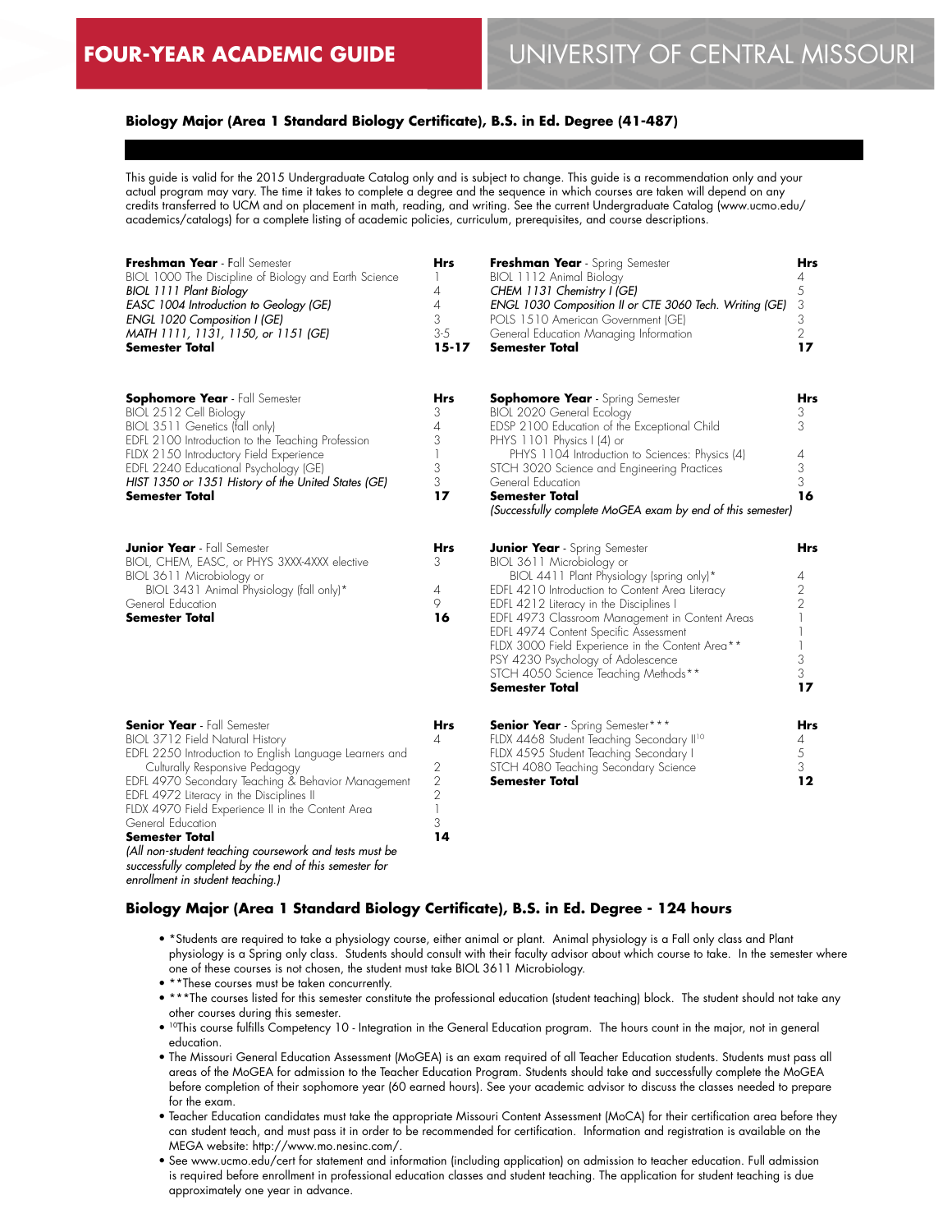# FOUR-YEAR ACADEMIC GUIDE — UNIVERSITY OF CENTRAL MISSOURI

## Biology Major (Area 1 Standard Biology Certificate), B.S. in Ed. Degree (41-487)

This guide is valid for the 2015 Undergraduate Catalog only and is subject to change. This guide is a recommendation only and your actual program may vary. The time it takes to complete a degree and the sequence in which courses are taken will depend on any credits transferred to UCM and on placement in math, reading, and writing. See the current Undergraduate Catalog (www.ucmo.edu/academics/catalogs) for a complete listing of academic policies, curriculum, prerequisites, and course descriptions.

| **Freshman Year** - Fall Semester | **Hrs** |
|---|---|
| BIOL 1000 The Discipline of Biology and Earth Science | 1 |
| *BIOL 1111 Plant Biology* | 4 |
| *EASC 1004 Introduction to Geology (GE)* | 4 |
| *ENGL 1020 Composition I (GE)* | 3 |
| *MATH 1111, 1131, 1150, or 1151 (GE)* | 3-5 |
| **Semester Total** | **15-17** |

| **Freshman Year** - Spring Semester | **Hrs** |
|---|---|
| BIOL 1112 Animal Biology | 4 |
| *CHEM 1131 Chemistry I (GE)* | 5 |
| *ENGL 1030 Composition II or CTE 3060 Tech. Writing (GE)* | 3 |
| POLS 1510 American Government (GE) | 3 |
| General Education Managing Information | 2 |
| **Semester Total** | **17** |

| **Sophomore Year** - Fall Semester | **Hrs** |
|---|---|
| BIOL 2512 Cell Biology | 3 |
| BIOL 3511 Genetics (fall only) | 4 |
| EDFL 2100 Introduction to the Teaching Profession | 3 |
| FLDX 2150 Introductory Field Experience | 1 |
| EDFL 2240 Educational Psychology (GE) | 3 |
| *HIST 1350 or 1351 History of the United States (GE)* | 3 |
| **Semester Total** | **17** |

| **Sophomore Year** - Spring Semester | **Hrs** |
|---|---|
| BIOL 2020 General Ecology | 3 |
| EDSP 2100 Education of the Exceptional Child | 3 |
| PHYS 1101 Physics I (4) or PHYS 1104 Introduction to Sciences: Physics (4) | 4 |
| STCH 3020 Science and Engineering Practices | 3 |
| General Education | 3 |
| **Semester Total** | **16** |

*(Successfully complete MoGEA exam by end of this semester)*

| **Junior Year** - Fall Semester | **Hrs** |
|---|---|
| BIOL, CHEM, EASC, or PHYS 3XXX-4XXX elective | 3 |
| BIOL 3611 Microbiology or BIOL 3431 Animal Physiology (fall only)* | 4 |
| General Education | 9 |
| **Semester Total** | **16** |

| **Junior Year** - Spring Semester | **Hrs** |
|---|---|
| BIOL 3611 Microbiology or BIOL 4411 Plant Physiology (spring only)* | 4 |
| EDFL 4210 Introduction to Content Area Literacy | 2 |
| EDFL 4212 Literacy in the Disciplines I | 2 |
| EDFL 4973 Classroom Management in Content Areas | 1 |
| EDFL 4974 Content Specific Assessment | 1 |
| FLDX 3000 Field Experience in the Content Area** | 1 |
| PSY 4230 Psychology of Adolescence | 3 |
| STCH 4050 Science Teaching Methods** | 3 |
| **Semester Total** | **17** |

| **Senior Year** - Fall Semester | **Hrs** |
|---|---|
| BIOL 3712 Field Natural History | 4 |
| EDFL 2250 Introduction to English Language Learners and Culturally Responsive Pedagogy | 2 |
| EDFL 4970 Secondary Teaching & Behavior Management | 2 |
| EDFL 4972 Literacy in the Disciplines II | 2 |
| FLDX 4970 Field Experience II in the Content Area | 1 |
| General Education | 3 |
| **Semester Total** | **14** |

*(All non-student teaching coursework and tests must be successfully completed by the end of this semester for enrollment in student teaching.)*

| **Senior Year** - Spring Semester*** | **Hrs** |
|---|---|
| FLDX 4468 Student Teaching Secondary II[10] | 4 |
| FLDX 4595 Student Teaching Secondary I | 5 |
| STCH 4080 Teaching Secondary Science | 3 |
| **Semester Total** | **12** |

## Biology Major (Area 1 Standard Biology Certificate), B.S. in Ed. Degree - 124 hours

- *Students are required to take a physiology course, either animal or plant. Animal physiology is a Fall only class and Plant physiology is a Spring only class. Students should consult with their faculty advisor about which course to take. In the semester where one of these courses is not chosen, the student must take BIOL 3611 Microbiology.
- **These courses must be taken concurrently.
- ***The courses listed for this semester constitute the professional education (student teaching) block. The student should not take any other courses during this semester.
- [10]This course fulfills Competency 10 - Integration in the General Education program. The hours count in the major, not in general education.
- The Missouri General Education Assessment (MoGEA) is an exam required of all Teacher Education students. Students must pass all areas of the MoGEA for admission to the Teacher Education Program. Students should take and successfully complete the MoGEA before completion of their sophomore year (60 earned hours). See your academic advisor to discuss the classes needed to prepare for the exam.
- Teacher Education candidates must take the appropriate Missouri Content Assessment (MoCA) for their certification area before they can student teach, and must pass it in order to be recommended for certification. Information and registration is available on the MEGA website: http://www.mo.nesinc.com/.
- See www.ucmo.edu/cert for statement and information (including application) on admission to teacher education. Full admission is required before enrollment in professional education classes and student teaching. The application for student teaching is due approximately one year in advance.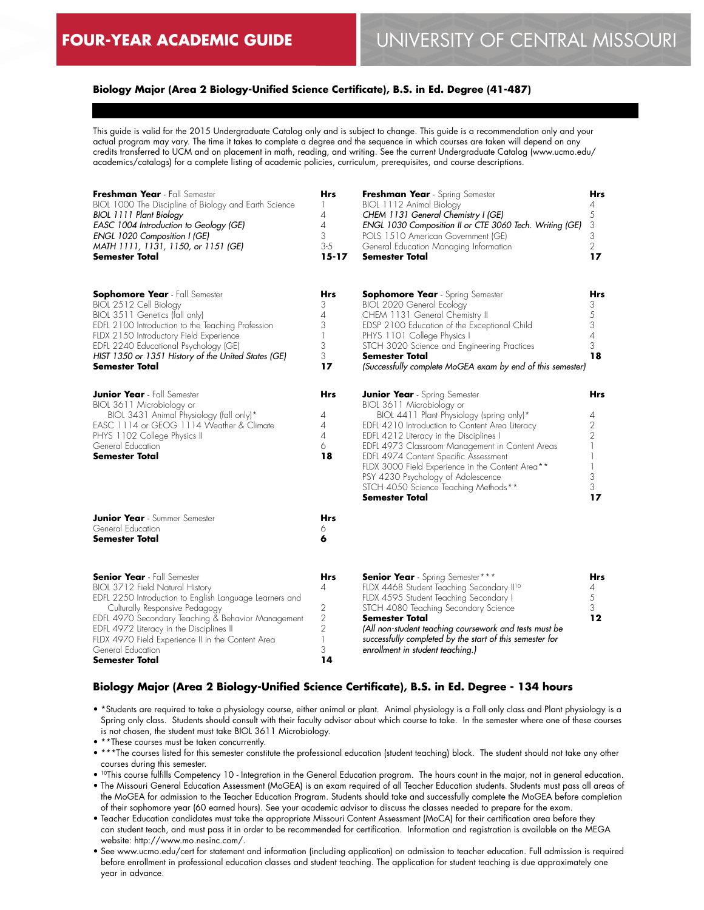## Biology Major (Area 2 Biology-Unified Science Certificate), B.S. in Ed. Degree (41-487)

This guide is valid for the 2015 Undergraduate Catalog only and is subject to change. This guide is a recommendation only and your actual program may vary. The time it takes to complete a degree and the sequence in which courses are taken will depend on any credits transferred to UCM and on placement in math, reading, and writing. See the current Undergraduate Catalog (www.ucmo.edu/academics/catalogs) for a complete listing of academic policies, curriculum, prerequisites, and course descriptions.

| **Freshman Year** - Fall Semester | **Hrs** |
|---|---|
| BIOL 1000 The Discipline of Biology and Earth Science | 1 |
| *BIOL 1111 Plant Biology* | 4 |
| *EASC 1004 Introduction to Geology (GE)* | 4 |
| *ENGL 1020 Composition I (GE)* | 3 |
| *MATH 1111, 1131, 1150, or 1151 (GE)* | 3-5 |
| **Semester Total** | **15-17** |

| **Freshman Year** - Spring Semester | **Hrs** |
|---|---|
| BIOL 1112 Animal Biology | 4 |
| *CHEM 1131 General Chemistry I (GE)* | 5 |
| *ENGL 1030 Composition II or CTE 3060 Tech. Writing (GE)* | 3 |
| POLS 1510 American Government (GE) | 3 |
| General Education Managing Information | 2 |
| **Semester Total** | **17** |

| **Sophomore Year** - Fall Semester | **Hrs** |
|---|---|
| BIOL 2512 Cell Biology | 3 |
| BIOL 3511 Genetics (fall only) | 4 |
| EDFL 2100 Introduction to the Teaching Profession | 3 |
| FLDX 2150 Introductory Field Experience | 1 |
| EDFL 2240 Educational Psychology (GE) | 3 |
| *HIST 1350 or 1351 History of the United States (GE)* | 3 |
| **Semester Total** | **17** |

| **Sophomore Year** - Spring Semester | **Hrs** |
|---|---|
| BIOL 2020 General Ecology | 3 |
| CHEM 1131 General Chemistry II | 5 |
| EDSP 2100 Education of the Exceptional Child | 3 |
| PHYS 1101 College Physics I | 4 |
| STCH 3020 Science and Engineering Practices | 3 |
| **Semester Total** | **18** |
| *(Successfully complete MoGEA exam by end of this semester)* | |

| **Junior Year** - Fall Semester | **Hrs** |
|---|---|
| BIOL 3611 Microbiology or BIOL 3431 Animal Physiology (fall only)* | 4 |
| EASC 1114 or GEOG 1114 Weather & Climate | 4 |
| PHYS 1102 College Physics II | 4 |
| General Education | 6 |
| **Semester Total** | **18** |

| **Junior Year** - Spring Semester | **Hrs** |
|---|---|
| BIOL 3611 Microbiology or BIOL 4411 Plant Physiology (spring only)* | 4 |
| EDFL 4210 Introduction to Content Area Literacy | 2 |
| EDFL 4212 Literacy in the Disciplines I | 2 |
| EDFL 4973 Classroom Management in Content Areas | 1 |
| EDFL 4974 Content Specific Assessment | 1 |
| FLDX 3000 Field Experience in the Content Area** | 1 |
| PSY 4230 Psychology of Adolescence | 3 |
| STCH 4050 Science Teaching Methods** | 3 |
| **Semester Total** | **17** |

| **Junior Year** - Summer Semester | **Hrs** |
|---|---|
| General Education | 6 |
| **Semester Total** | **6** |

| **Senior Year** - Fall Semester | **Hrs** |
|---|---|
| BIOL 3712 Field Natural History | 4 |
| EDFL 2250 Introduction to English Language Learners and Culturally Responsive Pedagogy | 2 |
| EDFL 4970 Secondary Teaching & Behavior Management | 2 |
| EDFL 4972 Literacy in the Disciplines II | 2 |
| FLDX 4970 Field Experience II in the Content Area | 1 |
| General Education | 3 |
| **Semester Total** | **14** |

| **Senior Year** - Spring Semester*** | **Hrs** |
|---|---|
| FLDX 4468 Student Teaching Secondary II[10] | 4 |
| FLDX 4595 Student Teaching Secondary I | 5 |
| STCH 4080 Teaching Secondary Science | 3 |
| **Semester Total** | **12** |
| *(All non-student teaching coursework and tests must be successfully completed by the start of this semester for enrollment in student teaching.)* | |

### Biology Major (Area 2 Biology-Unified Science Certificate), B.S. in Ed. Degree - 134 hours

- *Students are required to take a physiology course, either animal or plant. Animal physiology is a Fall only class and Plant physiology is a Spring only class. Students should consult with their faculty advisor about which course to take. In the semester where one of these courses is not chosen, the student must take BIOL 3611 Microbiology.
- **These courses must be taken concurrently.
- ***The courses listed for this semester constitute the professional education (student teaching) block. The student should not take any other courses during this semester.
- [10]This course fulfills Competency 10 - Integration in the General Education program. The hours count in the major, not in general education.
- The Missouri General Education Assessment (MoGEA) is an exam required of all Teacher Education students. Students must pass all areas of the MoGEA for admission to the Teacher Education Program. Students should take and successfully complete the MoGEA before completion of their sophomore year (60 earned hours). See your academic advisor to discuss the classes needed to prepare for the exam.
- Teacher Education candidates must take the appropriate Missouri Content Assessment (MoCA) for their certification area before they can student teach, and must pass it in order to be recommended for certification. Information and registration is available on the MEGA website: http://www.mo.nesinc.com/.
- See www.ucmo.edu/cert for statement and information (including application) on admission to teacher education. Full admission is required before enrollment in professional education classes and student teaching. The application for student teaching is due approximately one year in advance.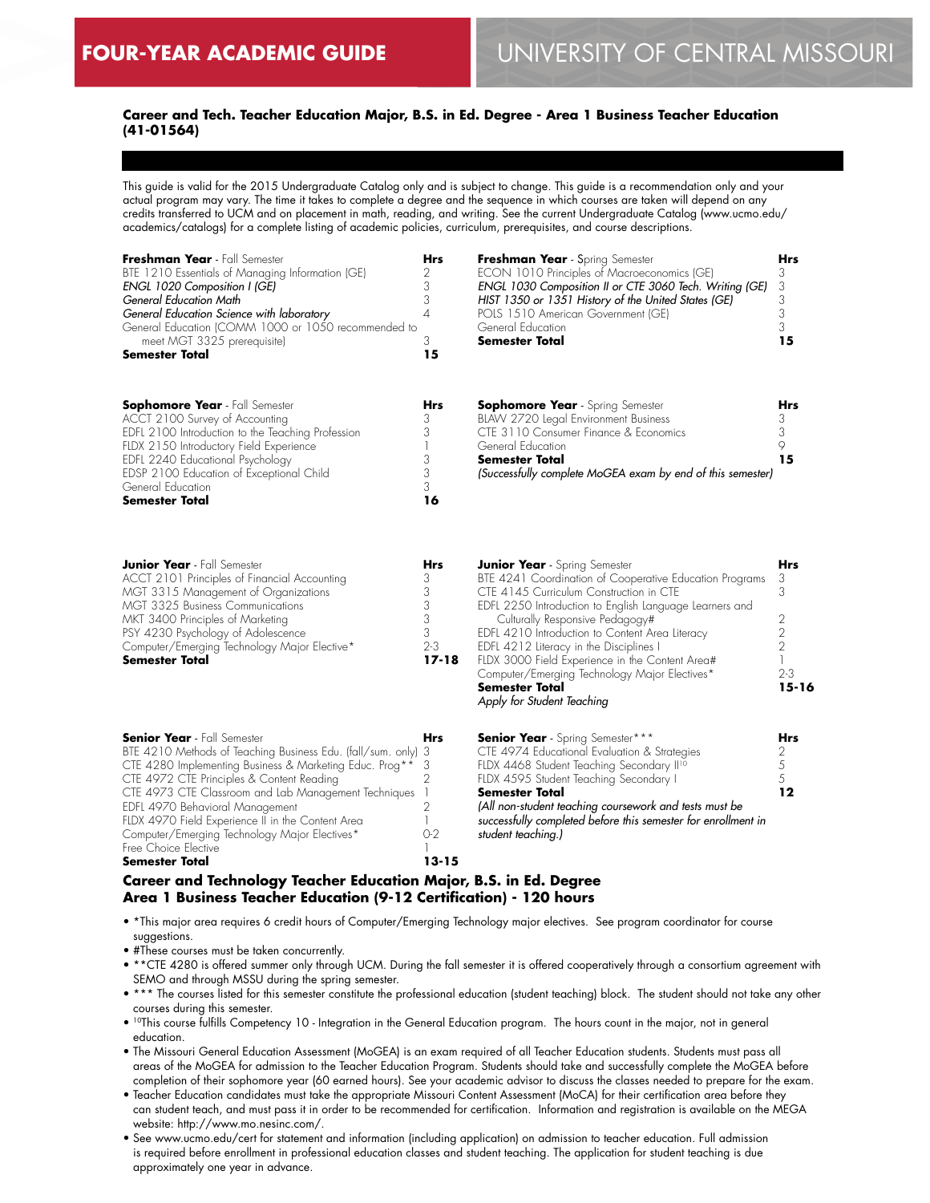# FOUR-YEAR ACADEMIC GUIDE

# UNIVERSITY OF CENTRAL MISSOURI

### Career and Tech. Teacher Education Major, B.S. in Ed. Degree - Area 1 Business Teacher Education (41-01564)

This guide is valid for the 2015 Undergraduate Catalog only and is subject to change. This guide is a recommendation only and your actual program may vary. The time it takes to complete a degree and the sequence in which courses are taken will depend on any credits transferred to UCM and on placement in math, reading, and writing. See the current Undergraduate Catalog (www.ucmo.edu/academics/catalogs) for a complete listing of academic policies, curriculum, prerequisites, and course descriptions.

| **Freshman Year** - Fall Semester | **Hrs** |
|---|---|
| BTE 1210 Essentials of Managing Information (GE) | 2 |
| *ENGL 1020 Composition I (GE)* | 3 |
| *General Education Math* | 3 |
| *General Education Science with laboratory* | 4 |
| General Education (COMM 1000 or 1050 recommended to meet MGT 3325 prerequisite) | 3 |
| **Semester Total** | **15** |

| **Freshman Year** - Spring Semester | **Hrs** |
|---|---|
| ECON 1010 Principles of Macroeconomics (GE) | 3 |
| *ENGL 1030 Composition II or CTE 3060 Tech. Writing (GE)* | 3 |
| *HIST 1350 or 1351 History of the United States (GE)* | 3 |
| POLS 1510 American Government (GE) | 3 |
| General Education | 3 |
| **Semester Total** | **15** |

| **Sophomore Year** - Fall Semester | **Hrs** |
|---|---|
| ACCT 2100 Survey of Accounting | 3 |
| EDFL 2100 Introduction to the Teaching Profession | 3 |
| FLDX 2150 Introductory Field Experience | 1 |
| EDFL 2240 Educational Psychology | 3 |
| EDSP 2100 Education of Exceptional Child | 3 |
| General Education | 3 |
| **Semester Total** | **16** |

| **Sophomore Year** - Spring Semester | **Hrs** |
|---|---|
| BLAW 2720 Legal Environment Business | 3 |
| CTE 3110 Consumer Finance & Economics | 3 |
| General Education | 9 |
| **Semester Total** | **15** |
| *(Successfully complete MoGEA exam by end of this semester)* | |

| **Junior Year** - Fall Semester | **Hrs** |
|---|---|
| ACCT 2101 Principles of Financial Accounting | 3 |
| MGT 3315 Management of Organizations | 3 |
| MGT 3325 Business Communications | 3 |
| MKT 3400 Principles of Marketing | 3 |
| PSY 4230 Psychology of Adolescence | 3 |
| Computer/Emerging Technology Major Elective* | 2-3 |
| **Semester Total** | **17-18** |

| **Junior Year** - Spring Semester | **Hrs** |
|---|---|
| BTE 4241 Coordination of Cooperative Education Programs | 3 |
| CTE 4145 Curriculum Construction in CTE | 3 |
| EDFL 2250 Introduction to English Language Learners and Culturally Responsive Pedagogy# | 2 |
| EDFL 4210 Introduction to Content Area Literacy | 2 |
| EDFL 4212 Literacy in the Disciplines I | 2 |
| FLDX 3000 Field Experience in the Content Area# | 1 |
| Computer/Emerging Technology Major Electives* | 2-3 |
| **Semester Total** | **15-16** |
| *Apply for Student Teaching* | |

| **Senior Year** - Fall Semester | **Hrs** |
|---|---|
| BTE 4210 Methods of Teaching Business Edu. (fall/sum. only) | 3 |
| CTE 4280 Implementing Business & Marketing Educ. Prog** | 3 |
| CTE 4972 CTE Principles & Content Reading | 2 |
| CTE 4973 CTE Classroom and Lab Management Techniques | 1 |
| EDFL 4970 Behavioral Management | 2 |
| FLDX 4970 Field Experience II in the Content Area | 1 |
| Computer/Emerging Technology Major Electives* | 0-2 |
| Free Choice Elective | 1 |
| **Semester Total** | **13-15** |

| **Senior Year** - Spring Semester*** | **Hrs** |
|---|---|
| CTE 4974 Educational Evaluation & Strategies | 2 |
| FLDX 4468 Student Teaching Secondary II[10] | 5 |
| FLDX 4595 Student Teaching Secondary I | 5 |
| **Semester Total** | **12** |
| *(All non-student teaching coursework and tests must be successfully completed before this semester for enrollment in student teaching.)* | |

### Career and Technology Teacher Education Major, B.S. in Ed. Degree Area 1 Business Teacher Education (9-12 Certification) - 120 hours

- *This major area requires 6 credit hours of Computer/Emerging Technology major electives. See program coordinator for course suggestions.
- #These courses must be taken concurrently.
- **CTE 4280 is offered summer only through UCM. During the fall semester it is offered cooperatively through a consortium agreement with SEMO and through MSSU during the spring semester.
- *** The courses listed for this semester constitute the professional education (student teaching) block. The student should not take any other courses during this semester.
- [10]This course fulfills Competency 10 - Integration in the General Education program. The hours count in the major, not in general education.
- The Missouri General Education Assessment (MoGEA) is an exam required of all Teacher Education students. Students must pass all areas of the MoGEA for admission to the Teacher Education Program. Students should take and successfully complete the MoGEA before completion of their sophomore year (60 earned hours). See your academic advisor to discuss the classes needed to prepare for the exam.
- Teacher Education candidates must take the appropriate Missouri Content Assessment (MoCA) for their certification area before they can student teach, and must pass it in order to be recommended for certification. Information and registration is available on the MEGA website: http://www.mo.nesinc.com/.
- See www.ucmo.edu/cert for statement and information (including application) on admission to teacher education. Full admission is required before enrollment in professional education classes and student teaching. The application for student teaching is due approximately one year in advance.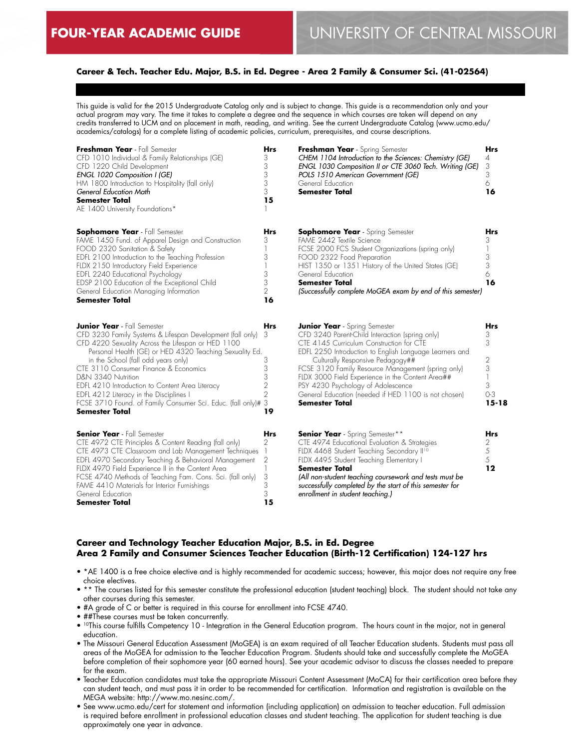**Career & Tech. Teacher Edu. Major, B.S. in Ed. Degree - Area 2 Family & Consumer Sci. (41-02564)**

This guide is valid for the 2015 Undergraduate Catalog only and is subject to change. This guide is a recommendation only and your actual program may vary. The time it takes to complete a degree and the sequence in which courses are taken will depend on any credits transferred to UCM and on placement in math, reading, and writing. See the current Undergraduate Catalog (www.ucmo.edu/academics/catalogs) for a complete listing of academic policies, curriculum, prerequisites, and course descriptions.

| **Freshman Year** - Fall Semester | **Hrs** |
|---|---|
| CFD 1010 Individual & Family Relationships (GE) | 3 |
| CFD 1220 Child Development | 3 |
| *ENGL 1020 Composition I (GE)* | 3 |
| HM 1800 Introduction to Hospitality (fall only) | 3 |
| *General Education Math* | 3 |
| **Semester Total** | **15** |
| AE 1400 University Foundations* | 1 |

| **Freshman Year** - Spring Semester | **Hrs** |
|---|---|
| *CHEM 1104 Introduction to the Sciences: Chemistry (GE)* | 4 |
| *ENGL 1030 Composition II or CTE 3060 Tech. Writing (GE)* | 3 |
| *POLS 1510 American Government (GE)* | 3 |
| General Education | 6 |
| **Semester Total** | **16** |

| **Sophomore Year** - Fall Semester | **Hrs** |
|---|---|
| FAME 1450 Fund. of Apparel Design and Construction | 3 |
| FOOD 2320 Sanitation & Safety | 1 |
| EDFL 2100 Introduction to the Teaching Profession | 3 |
| FLDX 2150 Introductory Field Experience | 1 |
| EDFL 2240 Educational Psychology | 3 |
| EDSP 2100 Education of the Exceptional Child | 3 |
| General Education Managing Information | 2 |
| **Semester Total** | **16** |

| **Sophomore Year** - Spring Semester | **Hrs** |
|---|---|
| FAME 2442 Textile Science | 3 |
| FCSE 2000 FCS Student Organizations (spring only) | 1 |
| FOOD 2322 Food Preparation | 3 |
| HIST 1350 or 1351 History of the United States (GE) | 3 |
| General Education | 6 |
| **Semester Total** | **16** |
| *(Successfully complete MoGEA exam by end of this semester)* | |

| **Junior Year** - Fall Semester | **Hrs** |
|---|---|
| CFD 3230 Family Systems & Lifespan Development (fall only) | 3 |
| CFD 4220 Sexuality Across the Lifespan or HED 1100 Personal Health (GE) or HED 4320 Teaching Sexuality Ed. in the School (fall odd years only) | 3 |
| CTE 3110 Consumer Finance & Economics | 3 |
| D&N 3340 Nutrition | 3 |
| EDFL 4210 Introduction to Content Area Literacy | 2 |
| EDFL 4212 Literacy in the Disciplines I | 2 |
| FCSE 3710 Found. of Family Consumer Sci. Educ. (fall only)# | 3 |
| **Semester Total** | **19** |

| **Junior Year** - Spring Semester | **Hrs** |
|---|---|
| CFD 3240 Parent-Child Interaction (spring only) | 3 |
| CTE 4145 Curriculum Construction for CTE | 3 |
| EDFL 2250 Introduction to English Language Learners and Culturally Responsive Pedagogy## | 2 |
| FCSE 3120 Family Resource Management (spring only) | 3 |
| FLDX 3000 Field Experience in the Content Area## | 1 |
| PSY 4230 Psychology of Adolescence | 3 |
| General Education (needed if HED 1100 is not chosen) | 0-3 |
| **Semester Total** | **15-18** |

| **Senior Year** - Fall Semester | **Hrs** |
|---|---|
| CTE 4972 CTE Principles & Content Reading (fall only) | 2 |
| CTE 4973 CTE Classroom and Lab Management Techniques | 1 |
| EDFL 4970 Secondary Teaching & Behavioral Management | 2 |
| FLDX 4970 Field Experience II in the Content Area | 1 |
| FCSE 4740 Methods of Teaching Fam. Cons. Sci. (fall only) | 3 |
| FAME 4410 Materials for Interior Furnishings | 3 |
| General Education | 3 |
| **Semester Total** | **15** |

| **Senior Year** - Spring Semester** | **Hrs** |
|---|---|
| CTE 4974 Educational Evaluation & Strategies | 2 |
| FLDX 4468 Student Teaching Secondary II[10] | 5 |
| FLDX 4495 Student Teaching Elementary I | 5 |
| **Semester Total** | **12** |
| *(All non-student teaching coursework and tests must be successfully completed by the start of this semester for enrollment in student teaching.)* | |

**Career and Technology Teacher Education Major, B.S. in Ed. Degree**
**Area 2 Family and Consumer Sciences Teacher Education (Birth-12 Certification) 124-127 hrs**

- *AE 1400 is a free choice elective and is highly recommended for academic success; however, this major does not require any free choice electives.
- ** The courses listed for this semester constitute the professional education (student teaching) block. The student should not take any other courses during this semester.
- #A grade of C or better is required in this course for enrollment into FCSE 4740.
- ##These courses must be taken concurrently.
- [10]This course fulfills Competency 10 - Integration in the General Education program. The hours count in the major, not in general education.
- The Missouri General Education Assessment (MoGEA) is an exam required of all Teacher Education students. Students must pass all areas of the MoGEA for admission to the Teacher Education Program. Students should take and successfully complete the MoGEA before completion of their sophomore year (60 earned hours). See your academic advisor to discuss the classes needed to prepare for the exam.
- Teacher Education candidates must take the appropriate Missouri Content Assessment (MoCA) for their certification area before they can student teach, and must pass it in order to be recommended for certification. Information and registration is available on the MEGA website: http://www.mo.nesinc.com/.
- See www.ucmo.edu/cert for statement and information (including application) on admission to teacher education. Full admission is required before enrollment in professional education classes and student teaching. The application for student teaching is due approximately one year in advance.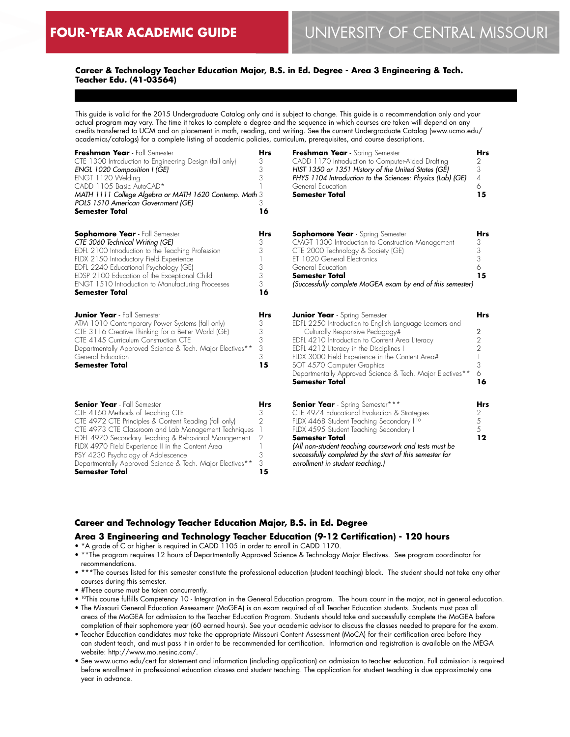# FOUR-YEAR ACADEMIC GUIDE — UNIVERSITY OF CENTRAL MISSOURI

### Career & Technology Teacher Education Major, B.S. in Ed. Degree - Area 3 Engineering & Tech. Teacher Edu. (41-03564)

This guide is valid for the 2015 Undergraduate Catalog only and is subject to change. This guide is a recommendation only and your actual program may vary. The time it takes to complete a degree and the sequence in which courses are taken will depend on any credits transferred to UCM and on placement in math, reading, and writing. See the current Undergraduate Catalog (www.ucmo.edu/academics/catalogs) for a complete listing of academic policies, curriculum, prerequisites, and course descriptions.

| **Freshman Year** - Fall Semester | **Hrs** |
|---|---|
| CTE 1300 Introduction to Engineering Design (fall only) | 3 |
| *ENGL 1020 Composition I (GE)* | 3 |
| ENGT 1120 Welding | 3 |
| CADD 1105 Basic AutoCAD* | 1 |
| *MATH 1111 College Algebra or MATH 1620 Contemp. Math* | 3 |
| *POLS 1510 American Government (GE)* | 3 |
| **Semester Total** | **16** |

| **Freshman Year** - Spring Semester | **Hrs** |
|---|---|
| CADD 1170 Introduction to Computer-Aided Drafting | 2 |
| *HIST 1350 or 1351 History of the United States (GE)* | 3 |
| *PHYS 1104 Introduction to the Sciences: Physics (Lab) (GE)* | 4 |
| General Education | 6 |
| **Semester Total** | **15** |

| **Sophomore Year** - Fall Semester | **Hrs** |
|---|---|
| *CTE 3060 Technical Writing (GE)* | 3 |
| EDFL 2100 Introduction to the Teaching Profession | 3 |
| FLDX 2150 Introductory Field Experience | 1 |
| EDFL 2240 Educational Psychology (GE) | 3 |
| EDSP 2100 Education of the Exceptional Child | 3 |
| ENGT 1510 Introduction to Manufacturing Processes | 3 |
| **Semester Total** | **16** |

| **Sophomore Year** - Spring Semester | **Hrs** |
|---|---|
| CMGT 1300 Introduction to Construction Management | 3 |
| CTE 2000 Technology & Society (GE) | 3 |
| ET 1020 General Electronics | 3 |
| General Education | 6 |
| **Semester Total** | **15** |
| *(Successfully complete MoGEA exam by end of this semester)* | |

| **Junior Year** - Fall Semester | **Hrs** |
|---|---|
| ATM 1010 Contemporary Power Systems (fall only) | 3 |
| CTE 3116 Creative Thinking for a Better World (GE) | 3 |
| CTE 4145 Curriculum Construction CTE | 3 |
| Departmentally Approved Science & Tech. Major Electives** | 3 |
| General Education | 3 |
| **Semester Total** | **15** |

| **Junior Year** - Spring Semester | **Hrs** |
|---|---|
| EDFL 2250 Introduction to English Language Learners and Culturally Responsive Pedagogy# | 2 |
| EDFL 4210 Introduction to Content Area Literacy | 2 |
| EDFL 4212 Literacy in the Disciplines I | 2 |
| FLDX 3000 Field Experience in the Content Area# | 1 |
| SOT 4570 Computer Graphics | 3 |
| Departmentally Approved Science & Tech. Major Electives** | 6 |
| **Semester Total** | **16** |

| **Senior Year** - Fall Semester | **Hrs** |
|---|---|
| CTE 4160 Methods of Teaching CTE | 3 |
| CTE 4972 CTE Principles & Content Reading (fall only) | 2 |
| CTE 4973 CTE Classroom and Lab Management Techniques | 1 |
| EDFL 4970 Secondary Teaching & Behavioral Management | 2 |
| FLDX 4970 Field Experience II in the Content Area | 1 |
| PSY 4230 Psychology of Adolescence | 3 |
| Departmentally Approved Science & Tech. Major Electives** | 3 |
| **Semester Total** | **15** |

| **Senior Year** - Spring Semester*** | **Hrs** |
|---|---|
| CTE 4974 Educational Evaluation & Strategies | 2 |
| FLDX 4468 Student Teaching Secondary II[10] | 5 |
| FLDX 4595 Student Teaching Secondary I | 5 |
| **Semester Total** | **12** |
| *(All non-student teaching coursework and tests must be successfully completed by the start of this semester for enrollment in student teaching.)* | |

### Career and Technology Teacher Education Major, B.S. in Ed. Degree

### Area 3 Engineering and Technology Teacher Education (9-12 Certification) - 120 hours

- *A grade of C or higher is required in CADD 1105 in order to enroll in CADD 1170.
- **The program requires 12 hours of Departmentally Approved Science & Technology Major Electives. See program coordinator for recommendations.
- ***The courses listed for this semester constitute the professional education (student teaching) block. The student should not take any other courses during this semester.
- #These course must be taken concurrently.
- [10]This course fulfills Competency 10 - Integration in the General Education program. The hours count in the major, not in general education.
- The Missouri General Education Assessment (MoGEA) is an exam required of all Teacher Education students. Students must pass all areas of the MoGEA for admission to the Teacher Education Program. Students should take and successfully complete the MoGEA before completion of their sophomore year (60 earned hours). See your academic advisor to discuss the classes needed to prepare for the exam.
- Teacher Education candidates must take the appropriate Missouri Content Assessment (MoCA) for their certification area before they can student teach, and must pass it in order to be recommended for certification. Information and registration is available on the MEGA website: http://www.mo.nesinc.com/.
- See www.ucmo.edu/cert for statement and information (including application) on admission to teacher education. Full admission is required before enrollment in professional education classes and student teaching. The application for student teaching is due approximately one year in advance.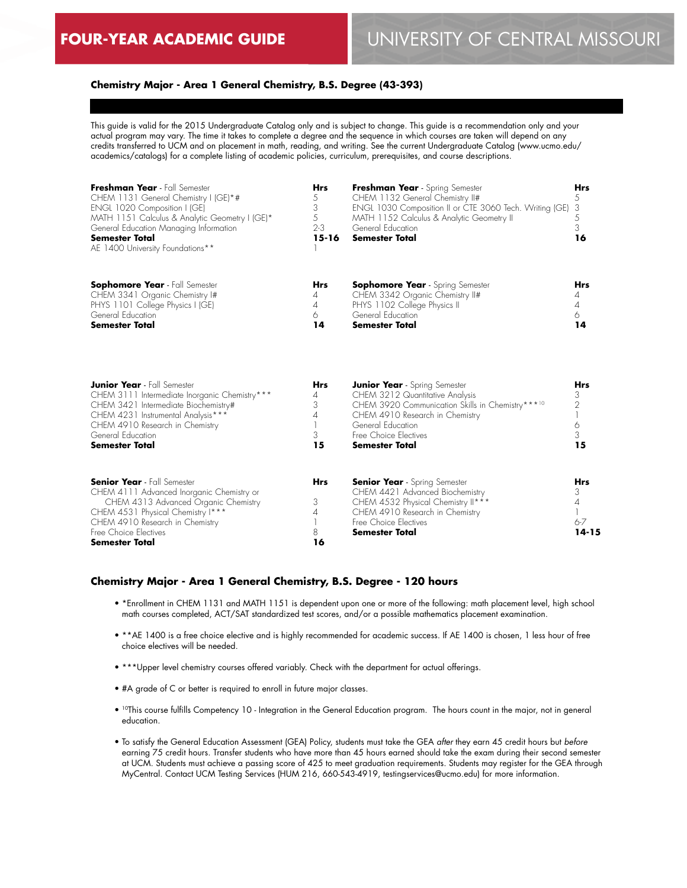# FOUR-YEAR ACADEMIC GUIDE

# UNIVERSITY OF CENTRAL MISSOURI

## Chemistry Major - Area 1 General Chemistry, B.S. Degree (43-393)

This guide is valid for the 2015 Undergraduate Catalog only and is subject to change. This guide is a recommendation only and your actual program may vary. The time it takes to complete a degree and the sequence in which courses are taken will depend on any credits transferred to UCM and on placement in math, reading, and writing. See the current Undergraduate Catalog (www.ucmo.edu/academics/catalogs) for a complete listing of academic policies, curriculum, prerequisites, and course descriptions.

| **Freshman Year** - Fall Semester | **Hrs** | **Freshman Year** - Spring Semester | **Hrs** |
|---|---|---|---|
| CHEM 1131 General Chemistry I (GE)*# | 5 | CHEM 1132 General Chemistry II# | 5 |
| ENGL 1020 Composition I (GE) | 3 | ENGL 1030 Composition II or CTE 3060 Tech. Writing (GE) | 3 |
| MATH 1151 Calculus & Analytic Geometry I (GE)* | 5 | MATH 1152 Calculus & Analytic Geometry II | 5 |
| General Education Managing Information | 2-3 | General Education | 3 |
| **Semester Total** | **15-16** | **Semester Total** | **16** |
| AE 1400 University Foundations** | 1 | | |

| **Sophomore Year** - Fall Semester | **Hrs** | **Sophomore Year** - Spring Semester | **Hrs** |
|---|---|---|---|
| CHEM 3341 Organic Chemistry I# | 4 | CHEM 3342 Organic Chemistry II# | 4 |
| PHYS 1101 College Physics I (GE) | 4 | PHYS 1102 College Physics II | 4 |
| General Education | 6 | General Education | 6 |
| **Semester Total** | **14** | **Semester Total** | **14** |

| **Junior Year** - Fall Semester | **Hrs** | **Junior Year** - Spring Semester | **Hrs** |
|---|---|---|---|
| CHEM 3111 Intermediate Inorganic Chemistry*** | 4 | CHEM 3212 Quantitative Analysis | 3 |
| CHEM 3421 Intermediate Biochemistry# | 3 | CHEM 3920 Communication Skills in Chemistry***[10] | 2 |
| CHEM 4231 Instrumental Analysis*** | 4 | CHEM 4910 Research in Chemistry | 1 |
| CHEM 4910 Research in Chemistry | 1 | General Education | 6 |
| General Education | 3 | Free Choice Electives | 3 |
| **Semester Total** | **15** | **Semester Total** | **15** |

| **Senior Year** - Fall Semester | **Hrs** | **Senior Year** - Spring Semester | **Hrs** |
|---|---|---|---|
| CHEM 4111 Advanced Inorganic Chemistry or CHEM 4313 Advanced Organic Chemistry | 3 | CHEM 4421 Advanced Biochemistry | 3 |
| CHEM 4531 Physical Chemistry I*** | 4 | CHEM 4532 Physical Chemistry II*** | 4 |
| CHEM 4910 Research in Chemistry | 1 | CHEM 4910 Research in Chemistry | 1 |
| Free Choice Electives | 8 | Free Choice Electives | 6-7 |
| **Semester Total** | **16** | **Semester Total** | **14-15** |

## Chemistry Major - Area 1 General Chemistry, B.S. Degree - 120 hours

- *Enrollment in CHEM 1131 and MATH 1151 is dependent upon one or more of the following: math placement level, high school math courses completed, ACT/SAT standardized test scores, and/or a possible mathematics placement examination.
- **AE 1400 is a free choice elective and is highly recommended for academic success. If AE 1400 is chosen, 1 less hour of free choice electives will be needed.
- ***Upper level chemistry courses offered variably. Check with the department for actual offerings.
- #A grade of C or better is required to enroll in future major classes.
- [10]This course fulfills Competency 10 - Integration in the General Education program. The hours count in the major, not in general education.
- To satisfy the General Education Assessment (GEA) Policy, students must take the GEA *after* they earn 45 credit hours but *before* earning 75 credit hours. Transfer students who have more than 45 hours earned should take the exam during their second semester at UCM. Students must achieve a passing score of 425 to meet graduation requirements. Students may register for the GEA through MyCentral. Contact UCM Testing Services (HUM 216, 660-543-4919, testingservices@ucmo.edu) for more information.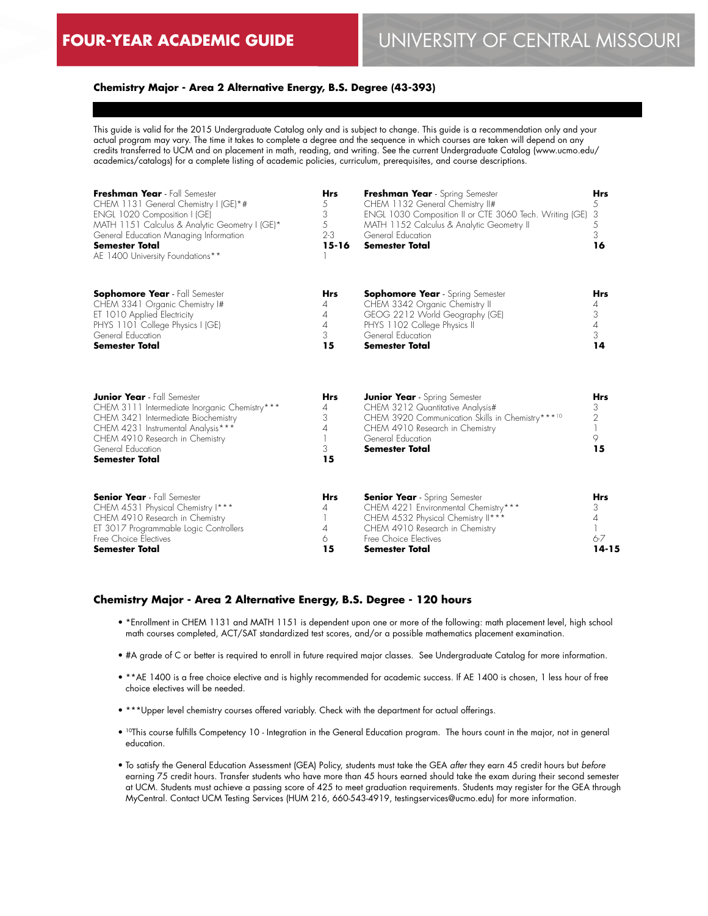## Chemistry Major - Area 2 Alternative Energy, B.S. Degree (43-393)

This guide is valid for the 2015 Undergraduate Catalog only and is subject to change. This guide is a recommendation only and your actual program may vary. The time it takes to complete a degree and the sequence in which courses are taken will depend on any credits transferred to UCM and on placement in math, reading, and writing. See the current Undergraduate Catalog (www.ucmo.edu/academics/catalogs) for a complete listing of academic policies, curriculum, prerequisites, and course descriptions.

| **Freshman Year** - Fall Semester | **Hrs** | **Freshman Year** - Spring Semester | **Hrs** |
|---|---|---|---|
| CHEM 1131 General Chemistry I (GE)*# | 5 | CHEM 1132 General Chemistry II# | 5 |
| ENGL 1020 Composition I (GE) | 3 | ENGL 1030 Composition II or CTE 3060 Tech. Writing (GE) | 3 |
| MATH 1151 Calculus & Analytic Geometry I (GE)* | 5 | MATH 1152 Calculus & Analytic Geometry II | 5 |
| General Education Managing Information | 2-3 | General Education | 3 |
| **Semester Total** | **15-16** | **Semester Total** | **16** |
| AE 1400 University Foundations** | 1 | | |

| **Sophomore Year** - Fall Semester | **Hrs** | **Sophomore Year** - Spring Semester | **Hrs** |
|---|---|---|---|
| CHEM 3341 Organic Chemistry I# | 4 | CHEM 3342 Organic Chemistry II | 4 |
| ET 1010 Applied Electricity | 4 | GEOG 2212 World Geography (GE) | 3 |
| PHYS 1101 College Physics I (GE) | 4 | PHYS 1102 College Physics II | 4 |
| General Education | 3 | General Education | 3 |
| **Semester Total** | **15** | **Semester Total** | **14** |

| **Junior Year** - Fall Semester | **Hrs** | **Junior Year** - Spring Semester | **Hrs** |
|---|---|---|---|
| CHEM 3111 Intermediate Inorganic Chemistry*** | 4 | CHEM 3212 Quantitative Analysis# | 3 |
| CHEM 3421 Intermediate Biochemistry | 3 | CHEM 3920 Communication Skills in Chemistry***[10] | 2 |
| CHEM 4231 Instrumental Analysis*** | 4 | CHEM 4910 Research in Chemistry | 1 |
| CHEM 4910 Research in Chemistry | 1 | General Education | 9 |
| General Education | 3 | **Semester Total** | **15** |
| **Semester Total** | **15** | | |

| **Senior Year** - Fall Semester | **Hrs** | **Senior Year** - Spring Semester | **Hrs** |
|---|---|---|---|
| CHEM 4531 Physical Chemistry I*** | 4 | CHEM 4221 Environmental Chemistry*** | 3 |
| CHEM 4910 Research in Chemistry | 1 | CHEM 4532 Physical Chemistry II*** | 4 |
| ET 3017 Programmable Logic Controllers | 4 | CHEM 4910 Research in Chemistry | 1 |
| Free Choice Electives | 6 | Free Choice Electives | 6-7 |
| **Semester Total** | **15** | **Semester Total** | **14-15** |

## Chemistry Major - Area 2 Alternative Energy, B.S. Degree - 120 hours

- *Enrollment in CHEM 1131 and MATH 1151 is dependent upon one or more of the following: math placement level, high school math courses completed, ACT/SAT standardized test scores, and/or a possible mathematics placement examination.
- #A grade of C or better is required to enroll in future required major classes. See Undergraduate Catalog for more information.
- **AE 1400 is a free choice elective and is highly recommended for academic success. If AE 1400 is chosen, 1 less hour of free choice electives will be needed.
- ***Upper level chemistry courses offered variably. Check with the department for actual offerings.
- [10]This course fulfills Competency 10 - Integration in the General Education program. The hours count in the major, not in general education.
- To satisfy the General Education Assessment (GEA) Policy, students must take the GEA *after* they earn 45 credit hours but *before* earning 75 credit hours. Transfer students who have more than 45 hours earned should take the exam during their second semester at UCM. Students must achieve a passing score of 425 to meet graduation requirements. Students may register for the GEA through MyCentral. Contact UCM Testing Services (HUM 216, 660-543-4919, testingservices@ucmo.edu) for more information.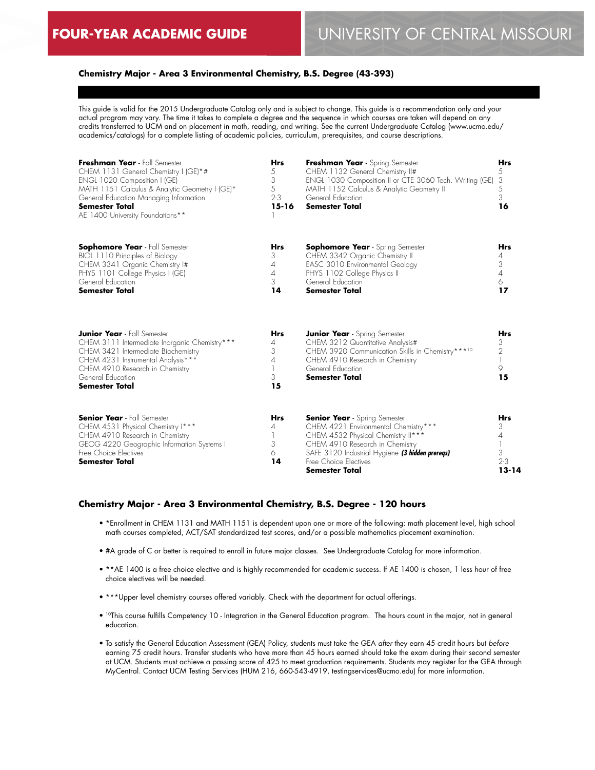# FOUR-YEAR ACADEMIC GUIDE

# UNIVERSITY OF CENTRAL MISSOURI

### Chemistry Major - Area 3 Environmental Chemistry, B.S. Degree (43-393)

This guide is valid for the 2015 Undergraduate Catalog only and is subject to change. This guide is a recommendation only and your actual program may vary. The time it takes to complete a degree and the sequence in which courses are taken will depend on any credits transferred to UCM and on placement in math, reading, and writing. See the current Undergraduate Catalog (www.ucmo.edu/academics/catalogs) for a complete listing of academic policies, curriculum, prerequisites, and course descriptions.

| **Freshman Year** - Fall Semester | **Hrs** | **Freshman Year** - Spring Semester | **Hrs** |
|---|---|---|---|
| CHEM 1131 General Chemistry I (GE)*# | 5 | CHEM 1132 General Chemistry II# | 5 |
| ENGL 1020 Composition I (GE) | 3 | ENGL 1030 Composition II or CTE 3060 Tech. Writing (GE) | 3 |
| MATH 1151 Calculus & Analytic Geometry I (GE)* | 5 | MATH 1152 Calculus & Analytic Geometry II | 5 |
| General Education Managing Information | 2-3 | General Education | 3 |
| **Semester Total** | **15-16** | **Semester Total** | **16** |
| AE 1400 University Foundations** | 1 | | |

| **Sophomore Year** - Fall Semester | **Hrs** | **Sophomore Year** - Spring Semester | **Hrs** |
|---|---|---|---|
| BIOL 1110 Principles of Biology | 3 | CHEM 3342 Organic Chemistry II | 4 |
| CHEM 3341 Organic Chemistry I# | 4 | EASC 3010 Environmental Geology | 3 |
| PHYS 1101 College Physics I (GE) | 4 | PHYS 1102 College Physics II | 4 |
| General Education | 3 | General Education | 6 |
| **Semester Total** | **14** | **Semester Total** | **17** |

| **Junior Year** - Fall Semester | **Hrs** | **Junior Year** - Spring Semester | **Hrs** |
|---|---|---|---|
| CHEM 3111 Intermediate Inorganic Chemistry*** | 4 | CHEM 3212 Quantitative Analysis# | 3 |
| CHEM 3421 Intermediate Biochemistry | 3 | CHEM 3920 Communication Skills in Chemistry***[10] | 2 |
| CHEM 4231 Instrumental Analysis*** | 4 | CHEM 4910 Research in Chemistry | 1 |
| CHEM 4910 Research in Chemistry | 1 | General Education | 9 |
| General Education | 3 | **Semester Total** | **15** |
| **Semester Total** | **15** | | |

| **Senior Year** - Fall Semester | **Hrs** | **Senior Year** - Spring Semester | **Hrs** |
|---|---|---|---|
| CHEM 4531 Physical Chemistry I*** | 4 | CHEM 4221 Environmental Chemistry*** | 3 |
| CHEM 4910 Research in Chemistry | 1 | CHEM 4532 Physical Chemistry II*** | 4 |
| GEOG 4220 Geographic Information Systems I | 3 | CHEM 4910 Research in Chemistry | 1 |
| Free Choice Electives | 6 | SAFE 3120 Industrial Hygiene ***(3 hidden prereqs)*** | 3 |
| **Semester Total** | **14** | Free Choice Electives | 2-3 |
| | | **Semester Total** | **13-14** |

### Chemistry Major - Area 3 Environmental Chemistry, B.S. Degree - 120 hours

- *Enrollment in CHEM 1131 and MATH 1151 is dependent upon one or more of the following: math placement level, high school math courses completed, ACT/SAT standardized test scores, and/or a possible mathematics placement examination.
- #A grade of C or better is required to enroll in future major classes. See Undergraduate Catalog for more information.
- **AE 1400 is a free choice elective and is highly recommended for academic success. If AE 1400 is chosen, 1 less hour of free choice electives will be needed.
- ***Upper level chemistry courses offered variably. Check with the department for actual offerings.
- [10]This course fulfills Competency 10 - Integration in the General Education program. The hours count in the major, not in general education.
- To satisfy the General Education Assessment (GEA) Policy, students must take the GEA *after* they earn 45 credit hours but *before* earning 75 credit hours. Transfer students who have more than 45 hours earned should take the exam during their second semester at UCM. Students must achieve a passing score of 425 to meet graduation requirements. Students may register for the GEA through MyCentral. Contact UCM Testing Services (HUM 216, 660-543-4919, testingservices@ucmo.edu) for more information.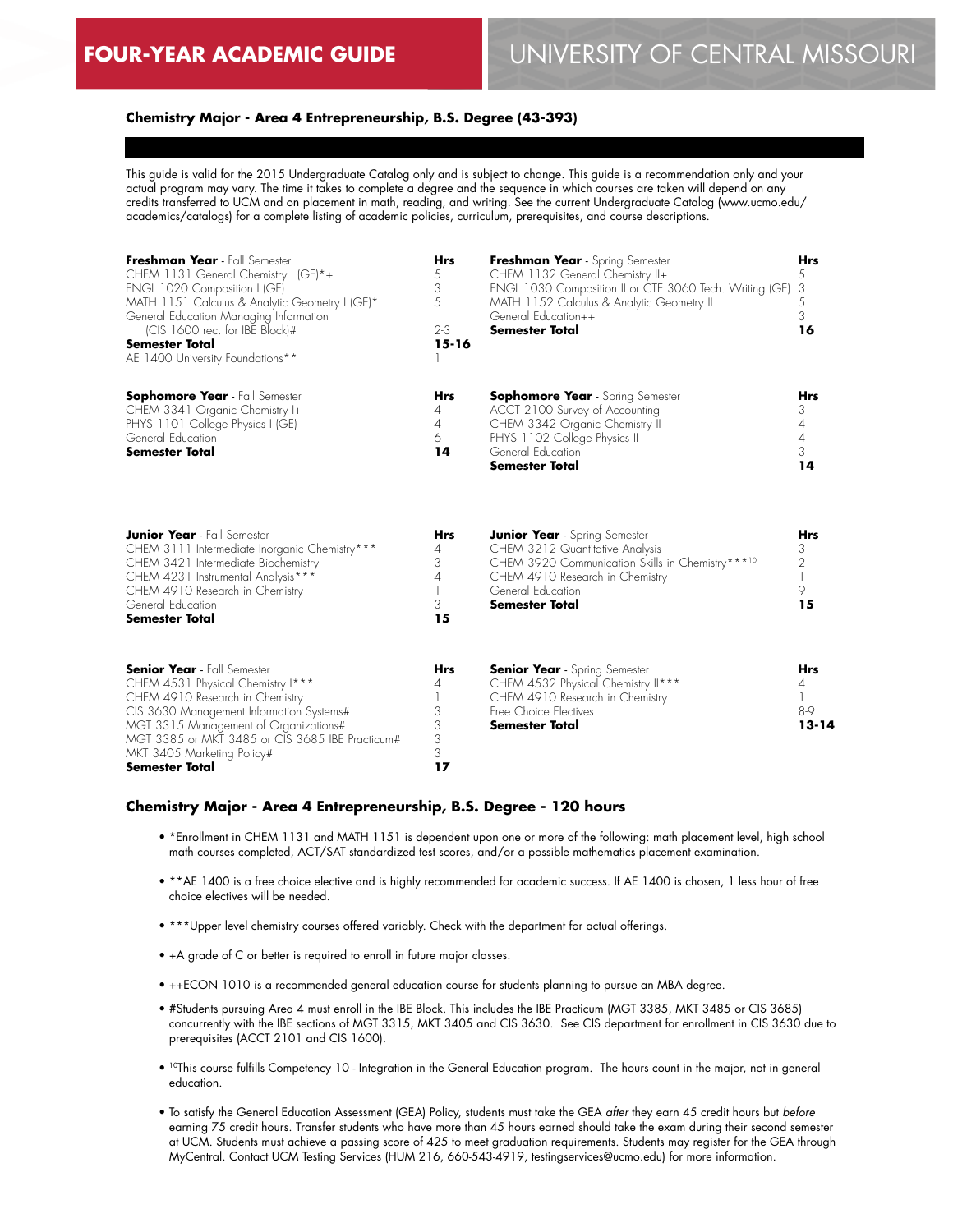# FOUR-YEAR ACADEMIC GUIDE — UNIVERSITY OF CENTRAL MISSOURI

## Chemistry Major - Area 4 Entrepreneurship, B.S. Degree (43-393)

This guide is valid for the 2015 Undergraduate Catalog only and is subject to change. This guide is a recommendation only and your actual program may vary. The time it takes to complete a degree and the sequence in which courses are taken will depend on any credits transferred to UCM and on placement in math, reading, and writing. See the current Undergraduate Catalog (www.ucmo.edu/academics/catalogs) for a complete listing of academic policies, curriculum, prerequisites, and course descriptions.

| **Freshman Year** - Fall Semester | **Hrs** | **Freshman Year** - Spring Semester | **Hrs** |
|---|---|---|---|
| CHEM 1131 General Chemistry I (GE)*+ | 5 | CHEM 1132 General Chemistry II+ | 5 |
| ENGL 1020 Composition I (GE) | 3 | ENGL 1030 Composition II or CTE 3060 Tech. Writing (GE) | 3 |
| MATH 1151 Calculus & Analytic Geometry I (GE)* | 5 | MATH 1152 Calculus & Analytic Geometry II | 5 |
| General Education Managing Information (CIS 1600 rec. for IBE Block)# | 2-3 | General Education++ | 3 |
| **Semester Total** | **15-16** | **Semester Total** | **16** |
| AE 1400 University Foundations** | 1 | | |

| **Sophomore Year** - Fall Semester | **Hrs** | **Sophomore Year** - Spring Semester | **Hrs** |
|---|---|---|---|
| CHEM 3341 Organic Chemistry I+ | 4 | ACCT 2100 Survey of Accounting | 3 |
| PHYS 1101 College Physics I (GE) | 4 | CHEM 3342 Organic Chemistry II | 4 |
| General Education | 6 | PHYS 1102 College Physics II | 4 |
| **Semester Total** | **14** | General Education | 3 |
| | | **Semester Total** | **14** |

| **Junior Year** - Fall Semester | **Hrs** | **Junior Year** - Spring Semester | **Hrs** |
|---|---|---|---|
| CHEM 3111 Intermediate Inorganic Chemistry*** | 4 | CHEM 3212 Quantitative Analysis | 3 |
| CHEM 3421 Intermediate Biochemistry | 3 | CHEM 3920 Communication Skills in Chemistry***[10] | 2 |
| CHEM 4231 Instrumental Analysis*** | 4 | CHEM 4910 Research in Chemistry | 1 |
| CHEM 4910 Research in Chemistry | 1 | General Education | 9 |
| General Education | 3 | **Semester Total** | **15** |
| **Semester Total** | **15** | | |

| **Senior Year** - Fall Semester | **Hrs** | **Senior Year** - Spring Semester | **Hrs** |
|---|---|---|---|
| CHEM 4531 Physical Chemistry I*** | 4 | CHEM 4532 Physical Chemistry II*** | 4 |
| CHEM 4910 Research in Chemistry | 1 | CHEM 4910 Research in Chemistry | 1 |
| CIS 3630 Management Information Systems# | 3 | Free Choice Electives | 8-9 |
| MGT 3315 Management of Organizations# | 3 | **Semester Total** | **13-14** |
| MGT 3385 or MKT 3485 or CIS 3685 IBE Practicum# | 3 | | |
| MKT 3405 Marketing Policy# | 3 | | |
| **Semester Total** | **17** | | |

## Chemistry Major - Area 4 Entrepreneurship, B.S. Degree - 120 hours

- *Enrollment in CHEM 1131 and MATH 1151 is dependent upon one or more of the following: math placement level, high school math courses completed, ACT/SAT standardized test scores, and/or a possible mathematics placement examination.
- **AE 1400 is a free choice elective and is highly recommended for academic success. If AE 1400 is chosen, 1 less hour of free choice electives will be needed.
- ***Upper level chemistry courses offered variably. Check with the department for actual offerings.
- +A grade of C or better is required to enroll in future major classes.
- ++ECON 1010 is a recommended general education course for students planning to pursue an MBA degree.
- #Students pursuing Area 4 must enroll in the IBE Block. This includes the IBE Practicum (MGT 3385, MKT 3485 or CIS 3685) concurrently with the IBE sections of MGT 3315, MKT 3405 and CIS 3630. See CIS department for enrollment in CIS 3630 due to prerequisites (ACCT 2101 and CIS 1600).
- [10]This course fulfills Competency 10 - Integration in the General Education program. The hours count in the major, not in general education.
- To satisfy the General Education Assessment (GEA) Policy, students must take the GEA *after* they earn 45 credit hours but *before* earning 75 credit hours. Transfer students who have more than 45 hours earned should take the exam during their second semester at UCM. Students must achieve a passing score of 425 to meet graduation requirements. Students may register for the GEA through MyCentral. Contact UCM Testing Services (HUM 216, 660-543-4919, testingservices@ucmo.edu) for more information.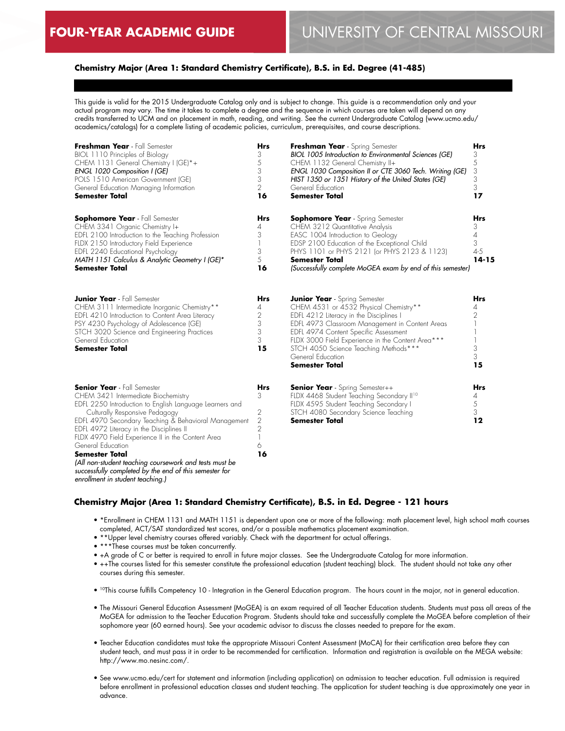# FOUR-YEAR ACADEMIC GUIDE — UNIVERSITY OF CENTRAL MISSOURI

### Chemistry Major (Area 1: Standard Chemistry Certificate), B.S. in Ed. Degree (41-485)

This guide is valid for the 2015 Undergraduate Catalog only and is subject to change. This guide is a recommendation only and your actual program may vary. The time it takes to complete a degree and the sequence in which courses are taken will depend on any credits transferred to UCM and on placement in math, reading, and writing. See the current Undergraduate Catalog (www.ucmo.edu/academics/catalogs) for a complete listing of academic policies, curriculum, prerequisites, and course descriptions.

| **Freshman Year** - Fall Semester | **Hrs** |
|---|---|
| BIOL 1110 Principles of Biology | 3 |
| CHEM 1131 General Chemistry I (GE)*+ | 5 |
| *ENGL 1020 Composition I (GE)* | 3 |
| POLS 1510 American Government (GE) | 3 |
| General Education Managing Information | 2 |
| **Semester Total** | **16** |

| **Freshman Year** - Spring Semester | **Hrs** |
|---|---|
| *BIOL 1005 Introduction to Environmental Sciences (GE)* | 3 |
| CHEM 1132 General Chemistry II+ | 5 |
| *ENGL 1030 Composition II or CTE 3060 Tech. Writing (GE)* | 3 |
| *HIST 1350 or 1351 History of the United States (GE)* | 3 |
| General Education | 3 |
| **Semester Total** | **17** |

| **Sophomore Year** - Fall Semester | **Hrs** |
|---|---|
| CHEM 3341 Organic Chemistry I+ | 4 |
| EDFL 2100 Introduction to the Teaching Profession | 3 |
| FLDX 2150 Introductory Field Experience | 1 |
| EDFL 2240 Educational Psychology | 3 |
| *MATH 1151 Calculus & Analytic Geometry I (GE)** | 5 |
| **Semester Total** | **16** |

| **Sophomore Year** - Spring Semester | **Hrs** |
|---|---|
| CHEM 3212 Quantitative Analysis | 3 |
| EASC 1004 Introduction to Geology | 4 |
| EDSP 2100 Education of the Exceptional Child | 3 |
| PHYS 1101 or PHYS 2121 (or PHYS 2123 & 1123) | 4-5 |
| **Semester Total** | **14-15** |

*(Successfully complete MoGEA exam by end of this semester)*

| **Junior Year** - Fall Semester | **Hrs** |
|---|---|
| CHEM 3111 Intermediate Inorganic Chemistry** | 4 |
| EDFL 4210 Introduction to Content Area Literacy | 2 |
| PSY 4230 Psychology of Adolescence (GE) | 3 |
| STCH 3020 Science and Engineering Practices | 3 |
| General Education | 3 |
| **Semester Total** | **15** |

| **Junior Year** - Spring Semester | **Hrs** |
|---|---|
| CHEM 4531 or 4532 Physical Chemistry** | 4 |
| EDFL 4212 Literacy in the Disciplines I | 2 |
| EDFL 4973 Classroom Management in Content Areas | 1 |
| EDFL 4974 Content Specific Assessment | 1 |
| FLDX 3000 Field Experience in the Content Area*** | 1 |
| STCH 4050 Science Teaching Methods*** | 3 |
| General Education | 3 |
| **Semester Total** | **15** |

| **Senior Year** - Fall Semester | **Hrs** |
|---|---|
| CHEM 3421 Intermediate Biochemistry | 3 |
| EDFL 2250 Introduction to English Language Learners and Culturally Responsive Pedagogy | 2 |
| EDFL 4970 Secondary Teaching & Behavioral Management | 2 |
| EDFL 4972 Literacy in the Disciplines II | 2 |
| FLDX 4970 Field Experience II in the Content Area | 1 |
| General Education | 6 |
| **Semester Total** | **16** |

*(All non-student teaching coursework and tests must be successfully completed by the end of this semester for enrollment in student teaching.)*

| **Senior Year** - Spring Semester++ | **Hrs** |
|---|---|
| FLDX 4468 Student Teaching Secondary II[10] | 4 |
| FLDX 4595 Student Teaching Secondary I | 5 |
| STCH 4080 Secondary Science Teaching | 3 |
| **Semester Total** | **12** |

### Chemistry Major (Area 1: Standard Chemistry Certificate), B.S. in Ed. Degree - 121 hours

- *Enrollment in CHEM 1131 and MATH 1151 is dependent upon one or more of the following: math placement level, high school math courses completed, ACT/SAT standardized test scores, and/or a possible mathematics placement examination.
- **Upper level chemistry courses offered variably. Check with the department for actual offerings.
- ***These courses must be taken concurrently.
- +A grade of C or better is required to enroll in future major classes. See the Undergraduate Catalog for more information.
- ++The courses listed for this semester constitute the professional education (student teaching) block. The student should not take any other courses during this semester.
- [10]This course fulfills Competency 10 - Integration in the General Education program. The hours count in the major, not in general education.
- The Missouri General Education Assessment (MoGEA) is an exam required of all Teacher Education students. Students must pass all areas of the MoGEA for admission to the Teacher Education Program. Students should take and successfully complete the MoGEA before completion of their sophomore year (60 earned hours). See your academic advisor to discuss the classes needed to prepare for the exam.
- Teacher Education candidates must take the appropriate Missouri Content Assessment (MoCA) for their certification area before they can student teach, and must pass it in order to be recommended for certification. Information and registration is available on the MEGA website: http://www.mo.nesinc.com/.
- See www.ucmo.edu/cert for statement and information (including application) on admission to teacher education. Full admission is required before enrollment in professional education classes and student teaching. The application for student teaching is due approximately one year in advance.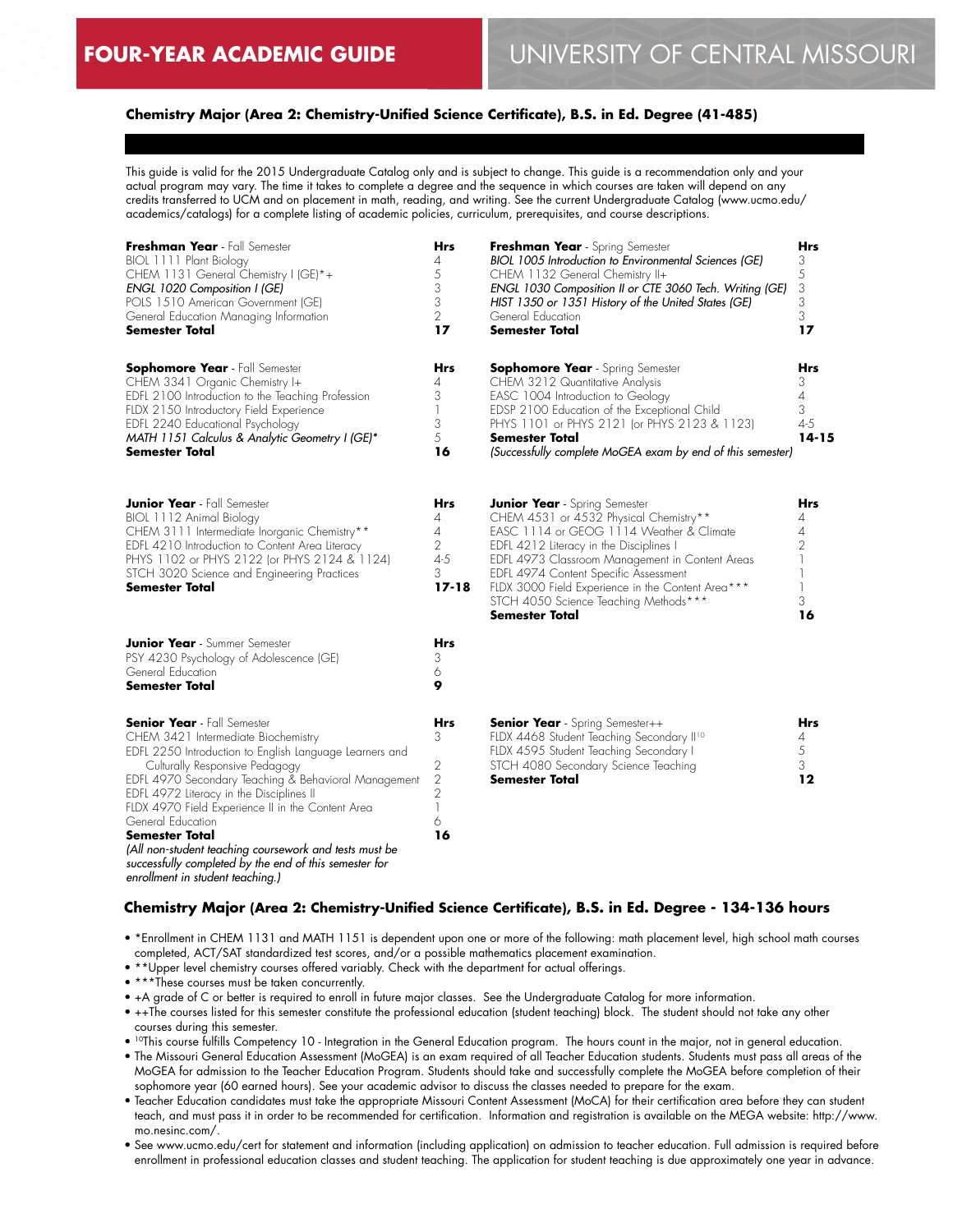**FOUR-YEAR ACADEMIC GUIDE** UNIVERSITY OF CENTRAL MISSOURI

### Chemistry Major (Area 2: Chemistry-Unified Science Certificate), B.S. in Ed. Degree (41-485)

This guide is valid for the 2015 Undergraduate Catalog only and is subject to change. This guide is a recommendation only and your actual program may vary. The time it takes to complete a degree and the sequence in which courses are taken will depend on any credits transferred to UCM and on placement in math, reading, and writing. See the current Undergraduate Catalog (www.ucmo.edu/academics/catalogs) for a complete listing of academic policies, curriculum, prerequisites, and course descriptions.

| **Freshman Year** - Fall Semester | **Hrs** |
|---|---|
| BIOL 1111 Plant Biology | 4 |
| CHEM 1131 General Chemistry I (GE)*+ | 5 |
| *ENGL 1020 Composition I (GE)* | 3 |
| POLS 1510 American Government (GE) | 3 |
| General Education Managing Information | 2 |
| **Semester Total** | **17** |

| **Freshman Year** - Spring Semester | **Hrs** |
|---|---|
| *BIOL 1005 Introduction to Environmental Sciences (GE)* | 3 |
| CHEM 1132 General Chemistry II+ | 5 |
| *ENGL 1030 Composition II or CTE 3060 Tech. Writing (GE)* | 3 |
| *HIST 1350 or 1351 History of the United States (GE)* | 3 |
| General Education | 3 |
| **Semester Total** | **17** |

| **Sophomore Year** - Fall Semester | **Hrs** |
|---|---|
| CHEM 3341 Organic Chemistry I+ | 4 |
| EDFL 2100 Introduction to the Teaching Profession | 3 |
| FLDX 2150 Introductory Field Experience | 1 |
| EDFL 2240 Educational Psychology | 3 |
| *MATH 1151 Calculus & Analytic Geometry I (GE)** | 5 |
| **Semester Total** | **16** |

| **Sophomore Year** - Spring Semester | **Hrs** |
|---|---|
| CHEM 3212 Quantitative Analysis | 3 |
| EASC 1004 Introduction to Geology | 4 |
| EDSP 2100 Education of the Exceptional Child | 3 |
| PHYS 1101 or PHYS 2121 (or PHYS 2123 & 1123) | 4-5 |
| **Semester Total** | **14-15** |
| *(Successfully complete MoGEA exam by end of this semester)* | |

| **Junior Year** - Fall Semester | **Hrs** |
|---|---|
| BIOL 1112 Animal Biology | 4 |
| CHEM 3111 Intermediate Inorganic Chemistry** | 4 |
| EDFL 4210 Introduction to Content Area Literacy | 2 |
| PHYS 1102 or PHYS 2122 (or PHYS 2124 & 1124) | 4-5 |
| STCH 3020 Science and Engineering Practices | 3 |
| **Semester Total** | **17-18** |

| **Junior Year** - Spring Semester | **Hrs** |
|---|---|
| CHEM 4531 or 4532 Physical Chemistry** | 4 |
| EASC 1114 or GEOG 1114 Weather & Climate | 4 |
| EDFL 4212 Literacy in the Disciplines I | 2 |
| EDFL 4973 Classroom Management in Content Areas | 1 |
| EDFL 4974 Content Specific Assessment | 1 |
| FLDX 3000 Field Experience in the Content Area*** | 1 |
| STCH 4050 Science Teaching Methods*** | 3 |
| **Semester Total** | **16** |

| **Junior Year** - Summer Semester | **Hrs** |
|---|---|
| PSY 4230 Psychology of Adolescence (GE) | 3 |
| General Education | 6 |
| **Semester Total** | **9** |

| **Senior Year** - Fall Semester | **Hrs** |
|---|---|
| CHEM 3421 Intermediate Biochemistry | 3 |
| EDFL 2250 Introduction to English Language Learners and Culturally Responsive Pedagogy | 2 |
| EDFL 4970 Secondary Teaching & Behavioral Management | 2 |
| EDFL 4972 Literacy in the Disciplines II | 2 |
| FLDX 4970 Field Experience II in the Content Area | 1 |
| General Education | 6 |
| **Semester Total** | **16** |
| *(All non-student teaching coursework and tests must be successfully completed by the end of this semester for enrollment in student teaching.)* | |

| **Senior Year** - Spring Semester++ | **Hrs** |
|---|---|
| FLDX 4468 Student Teaching Secondary II[10] | 4 |
| FLDX 4595 Student Teaching Secondary I | 5 |
| STCH 4080 Secondary Science Teaching | 3 |
| **Semester Total** | **12** |

### Chemistry Major (Area 2: Chemistry-Unified Science Certificate), B.S. in Ed. Degree - 134-136 hours

- *Enrollment in CHEM 1131 and MATH 1151 is dependent upon one or more of the following: math placement level, high school math courses completed, ACT/SAT standardized test scores, and/or a possible mathematics placement examination.
- **Upper level chemistry courses offered variably. Check with the department for actual offerings.
- ***These courses must be taken concurrently.
- +A grade of C or better is required to enroll in future major classes. See the Undergraduate Catalog for more information.
- ++The courses listed for this semester constitute the professional education (student teaching) block. The student should not take any other courses during this semester.
- [10]This course fulfills Competency 10 - Integration in the General Education program. The hours count in the major, not in general education.
- The Missouri General Education Assessment (MoGEA) is an exam required of all Teacher Education students. Students must pass all areas of the MoGEA for admission to the Teacher Education Program. Students should take and successfully complete the MoGEA before completion of their sophomore year (60 earned hours). See your academic advisor to discuss the classes needed to prepare for the exam.
- Teacher Education candidates must take the appropriate Missouri Content Assessment (MoCA) for their certification area before they can student teach, and must pass it in order to be recommended for certification. Information and registration is available on the MEGA website: http://www.mo.nesinc.com/.
- See www.ucmo.edu/cert for statement and information (including application) on admission to teacher education. Full admission is required before enrollment in professional education classes and student teaching. The application for student teaching is due approximately one year in advance.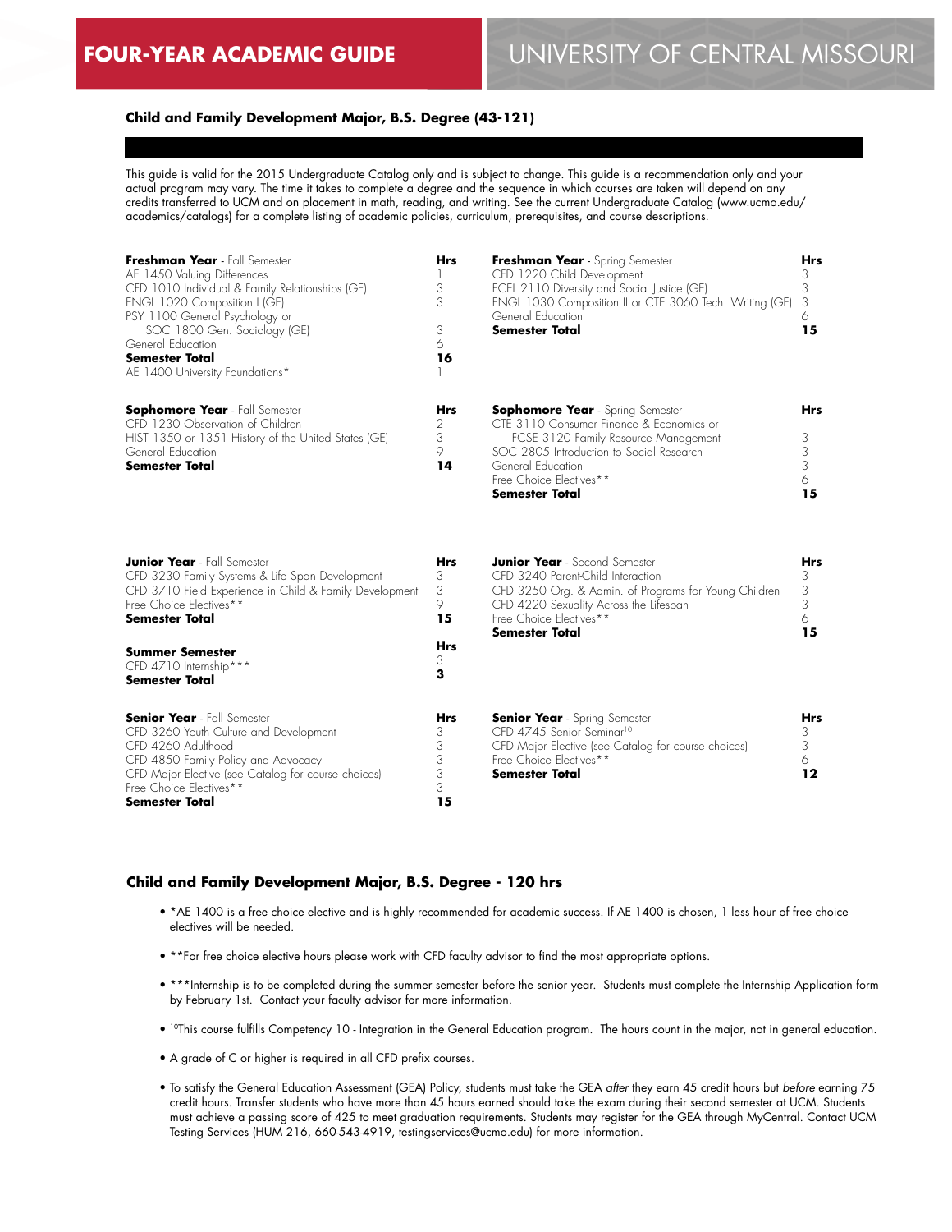FOUR-YEAR ACADEMIC GUIDE

UNIVERSITY OF CENTRAL MISSOURI

### Child and Family Development Major, B.S. Degree (43-121)

This guide is valid for the 2015 Undergraduate Catalog only and is subject to change. This guide is a recommendation only and your actual program may vary. The time it takes to complete a degree and the sequence in which courses are taken will depend on any credits transferred to UCM and on placement in math, reading, and writing. See the current Undergraduate Catalog (www.ucmo.edu/academics/catalogs) for a complete listing of academic policies, curriculum, prerequisites, and course descriptions.

| **Freshman Year** - Fall Semester | **Hrs** |
|---|---|
| AE 1450 Valuing Differences | 1 |
| CFD 1010 Individual & Family Relationships (GE) | 3 |
| ENGL 1020 Composition I (GE) | 3 |
| PSY 1100 General Psychology or SOC 1800 Gen. Sociology (GE) | 3 |
| General Education | 6 |
| **Semester Total** | **16** |
| AE 1400 University Foundations* | 1 |

| **Freshman Year** - Spring Semester | **Hrs** |
|---|---|
| CFD 1220 Child Development | 3 |
| ECEL 2110 Diversity and Social Justice (GE) | 3 |
| ENGL 1030 Composition II or CTE 3060 Tech. Writing (GE) | 3 |
| General Education | 6 |
| **Semester Total** | **15** |

| **Sophomore Year** - Fall Semester | **Hrs** |
|---|---|
| CFD 1230 Observation of Children | 2 |
| HIST 1350 or 1351 History of the United States (GE) | 3 |
| General Education | 9 |
| **Semester Total** | **14** |

| **Sophomore Year** - Spring Semester | **Hrs** |
|---|---|
| CTE 3110 Consumer Finance & Economics or FCSE 3120 Family Resource Management | 3 |
| SOC 2805 Introduction to Social Research | 3 |
| General Education | 3 |
| Free Choice Electives** | 6 |
| **Semester Total** | **15** |

| **Junior Year** - Fall Semester | **Hrs** |
|---|---|
| CFD 3230 Family Systems & Life Span Development | 3 |
| CFD 3710 Field Experience in Child & Family Development | 3 |
| Free Choice Electives** | 9 |
| **Semester Total** | **15** |

| **Junior Year** - Second Semester | **Hrs** |
|---|---|
| CFD 3240 Parent-Child Interaction | 3 |
| CFD 3250 Org. & Admin. of Programs for Young Children | 3 |
| CFD 4220 Sexuality Across the Lifespan | 3 |
| Free Choice Electives** | 6 |
| **Semester Total** | **15** |

| **Summer Semester** | **Hrs** |
|---|---|
| CFD 4710 Internship*** | 3 |
| **Semester Total** | **3** |

| **Senior Year** - Fall Semester | **Hrs** |
|---|---|
| CFD 3260 Youth Culture and Development | 3 |
| CFD 4260 Adulthood | 3 |
| CFD 4850 Family Policy and Advocacy | 3 |
| CFD Major Elective (see Catalog for course choices) | 3 |
| Free Choice Electives** | 3 |
| **Semester Total** | **15** |

| **Senior Year** - Spring Semester | **Hrs** |
|---|---|
| CFD 4745 Senior Seminar[10] | 3 |
| CFD Major Elective (see Catalog for course choices) | 3 |
| Free Choice Electives** | 6 |
| **Semester Total** | **12** |

### Child and Family Development Major, B.S. Degree - 120 hrs

- *AE 1400 is a free choice elective and is highly recommended for academic success. If AE 1400 is chosen, 1 less hour of free choice electives will be needed.
- **For free choice elective hours please work with CFD faculty advisor to find the most appropriate options.
- ***Internship is to be completed during the summer semester before the senior year. Students must complete the Internship Application form by February 1st. Contact your faculty advisor for more information.
- [10]This course fulfills Competency 10 - Integration in the General Education program. The hours count in the major, not in general education.
- A grade of C or higher is required in all CFD prefix courses.
- To satisfy the General Education Assessment (GEA) Policy, students must take the GEA *after* they earn 45 credit hours but *before* earning 75 credit hours. Transfer students who have more than 45 hours earned should take the exam during their second semester at UCM. Students must achieve a passing score of 425 to meet graduation requirements. Students may register for the GEA through MyCentral. Contact UCM Testing Services (HUM 216, 660-543-4919, testingservices@ucmo.edu) for more information.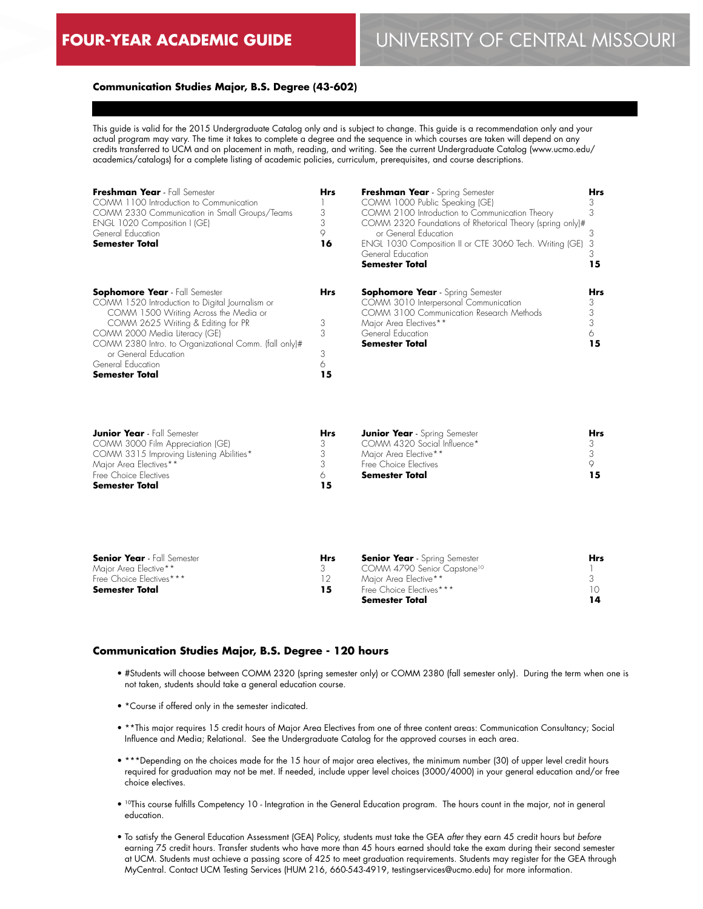# FOUR-YEAR ACADEMIC GUIDE

# UNIVERSITY OF CENTRAL MISSOURI

## Communication Studies Major, B.S. Degree (43-602)

This guide is valid for the 2015 Undergraduate Catalog only and is subject to change. This guide is a recommendation only and your actual program may vary. The time it takes to complete a degree and the sequence in which courses are taken will depend on any credits transferred to UCM and on placement in math, reading, and writing. See the current Undergraduate Catalog (www.ucmo.edu/academics/catalogs) for a complete listing of academic policies, curriculum, prerequisites, and course descriptions.

| **Freshman Year** - Fall Semester | **Hrs** |
|---|---|
| COMM 1100 Introduction to Communication | 1 |
| COMM 2330 Communication in Small Groups/Teams | 3 |
| ENGL 1020 Composition I (GE) | 3 |
| General Education | 9 |
| **Semester Total** | **16** |

| **Freshman Year** - Spring Semester | **Hrs** |
|---|---|
| COMM 1000 Public Speaking (GE) | 3 |
| COMM 2100 Introduction to Communication Theory | 3 |
| COMM 2320 Foundations of Rhetorical Theory (spring only)# or General Education | 3 |
| ENGL 1030 Composition II or CTE 3060 Tech. Writing (GE) | 3 |
| General Education | 3 |
| **Semester Total** | **15** |

| **Sophomore Year** - Fall Semester | **Hrs** |
|---|---|
| COMM 1520 Introduction to Digital Journalism or COMM 1500 Writing Across the Media or COMM 2625 Writing & Editing for PR | 3 |
| COMM 2000 Media Literacy (GE) | 3 |
| COMM 2380 Intro. to Organizational Comm. (fall only)# or General Education | 3 |
| General Education | 6 |
| **Semester Total** | **15** |

| **Sophomore Year** - Spring Semester | **Hrs** |
|---|---|
| COMM 3010 Interpersonal Communication | 3 |
| COMM 3100 Communication Research Methods | 3 |
| Major Area Electives** | 3 |
| General Education | 6 |
| **Semester Total** | **15** |

| **Junior Year** - Fall Semester | **Hrs** |
|---|---|
| COMM 3000 Film Appreciation (GE) | 3 |
| COMM 3315 Improving Listening Abilities* | 3 |
| Major Area Electives** | 3 |
| Free Choice Electives | 6 |
| **Semester Total** | **15** |

| **Junior Year** - Spring Semester | **Hrs** |
|---|---|
| COMM 4320 Social Influence* | 3 |
| Major Area Elective** | 3 |
| Free Choice Electives | 9 |
| **Semester Total** | **15** |

| **Senior Year** - Fall Semester | **Hrs** |
|---|---|
| Major Area Elective** | 3 |
| Free Choice Electives*** | 12 |
| **Semester Total** | **15** |

| **Senior Year** - Spring Semester | **Hrs** |
|---|---|
| COMM 4790 Senior Capstone[10] | 1 |
| Major Area Elective** | 3 |
| Free Choice Electives*** | 10 |
| **Semester Total** | **14** |

## Communication Studies Major, B.S. Degree - 120 hours

- #Students will choose between COMM 2320 (spring semester only) or COMM 2380 (fall semester only). During the term when one is not taken, students should take a general education course.
- *Course if offered only in the semester indicated.
- **This major requires 15 credit hours of Major Area Electives from one of three content areas: Communication Consultancy; Social Influence and Media; Relational. See the Undergraduate Catalog for the approved courses in each area.
- ***Depending on the choices made for the 15 hour of major area electives, the minimum number (30) of upper level credit hours required for graduation may not be met. If needed, include upper level choices (3000/4000) in your general education and/or free choice electives.
- [10]This course fulfills Competency 10 - Integration in the General Education program. The hours count in the major, not in general education.
- To satisfy the General Education Assessment (GEA) Policy, students must take the GEA *after* they earn 45 credit hours but *before* earning 75 credit hours. Transfer students who have more than 45 hours earned should take the exam during their second semester at UCM. Students must achieve a passing score of 425 to meet graduation requirements. Students may register for the GEA through MyCentral. Contact UCM Testing Services (HUM 216, 660-543-4919, testingservices@ucmo.edu) for more information.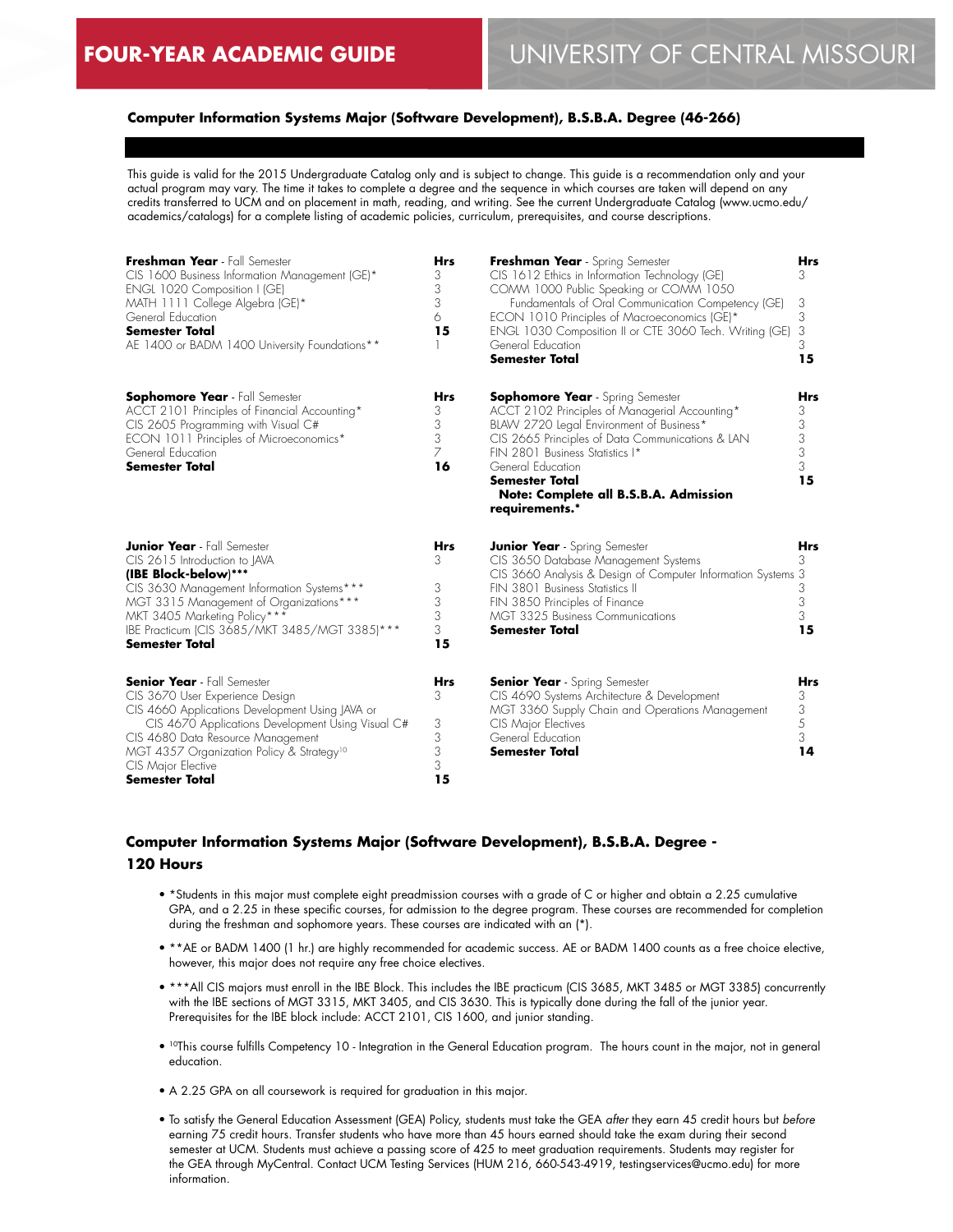# FOUR-YEAR ACADEMIC GUIDE — UNIVERSITY OF CENTRAL MISSOURI

## Computer Information Systems Major (Software Development), B.S.B.A. Degree (46-266)

This guide is valid for the 2015 Undergraduate Catalog only and is subject to change. This guide is a recommendation only and your actual program may vary. The time it takes to complete a degree and the sequence in which courses are taken will depend on any credits transferred to UCM and on placement in math, reading, and writing. See the current Undergraduate Catalog (www.ucmo.edu/academics/catalogs) for a complete listing of academic policies, curriculum, prerequisites, and course descriptions.

| **Freshman Year** - Fall Semester | **Hrs** |
|---|---|
| CIS 1600 Business Information Management (GE)* | 3 |
| ENGL 1020 Composition I (GE) | 3 |
| MATH 1111 College Algebra (GE)* | 3 |
| General Education | 6 |
| **Semester Total** | **15** |
| AE 1400 or BADM 1400 University Foundations** | 1 |

| **Freshman Year** - Spring Semester | **Hrs** |
|---|---|
| CIS 1612 Ethics in Information Technology (GE) | 3 |
| COMM 1000 Public Speaking or COMM 1050 Fundamentals of Oral Communication Competency (GE) | 3 |
| ECON 1010 Principles of Macroeconomics (GE)* | 3 |
| ENGL 1030 Composition II or CTE 3060 Tech. Writing (GE) | 3 |
| General Education | 3 |
| **Semester Total** | **15** |

| **Sophomore Year** - Fall Semester | **Hrs** |
|---|---|
| ACCT 2101 Principles of Financial Accounting* | 3 |
| CIS 2605 Programming with Visual C# | 3 |
| ECON 1011 Principles of Microeconomics* | 3 |
| General Education | 7 |
| **Semester Total** | **16** |

| **Sophomore Year** - Spring Semester | **Hrs** |
|---|---|
| ACCT 2102 Principles of Managerial Accounting* | 3 |
| BLAW 2720 Legal Environment of Business* | 3 |
| CIS 2665 Principles of Data Communications & LAN | 3 |
| FIN 2801 Business Statistics I* | 3 |
| General Education | 3 |
| **Semester Total** | **15** |
| **Note: Complete all B.S.B.A. Admission requirements.*** | |

| **Junior Year** - Fall Semester | **Hrs** |
|---|---|
| CIS 2615 Introduction to JAVA | 3 |
| **(IBE Block-below)*** ** | |
| CIS 3630 Management Information Systems*** | 3 |
| MGT 3315 Management of Organizations*** | 3 |
| MKT 3405 Marketing Policy*** | 3 |
| IBE Practicum (CIS 3685/MKT 3485/MGT 3385)*** | 3 |
| **Semester Total** | **15** |

| **Junior Year** - Spring Semester | **Hrs** |
|---|---|
| CIS 3650 Database Management Systems | 3 |
| CIS 3660 Analysis & Design of Computer Information Systems | 3 |
| FIN 3801 Business Statistics II | 3 |
| FIN 3850 Principles of Finance | 3 |
| MGT 3325 Business Communications | 3 |
| **Semester Total** | **15** |

| **Senior Year** - Fall Semester | **Hrs** |
|---|---|
| CIS 3670 User Experience Design | 3 |
| CIS 4660 Applications Development Using JAVA or CIS 4670 Applications Development Using Visual C# | 3 |
| CIS 4680 Data Resource Management | 3 |
| MGT 4357 Organization Policy & Strategy[10] | 3 |
| CIS Major Elective | 3 |
| **Semester Total** | **15** |

| **Senior Year** - Spring Semester | **Hrs** |
|---|---|
| CIS 4690 Systems Architecture & Development | 3 |
| MGT 3360 Supply Chain and Operations Management | 3 |
| CIS Major Electives | 5 |
| General Education | 3 |
| **Semester Total** | **14** |

## Computer Information Systems Major (Software Development), B.S.B.A. Degree - 120 Hours

- *Students in this major must complete eight preadmission courses with a grade of C or higher and obtain a 2.25 cumulative GPA, and a 2.25 in these specific courses, for admission to the degree program. These courses are recommended for completion during the freshman and sophomore years. These courses are indicated with an (*).
- **AE or BADM 1400 (1 hr.) are highly recommended for academic success. AE or BADM 1400 counts as a free choice elective, however, this major does not require any free choice electives.
- ***All CIS majors must enroll in the IBE Block. This includes the IBE practicum (CIS 3685, MKT 3485 or MGT 3385) concurrently with the IBE sections of MGT 3315, MKT 3405, and CIS 3630. This is typically done during the fall of the junior year. Prerequisites for the IBE block include: ACCT 2101, CIS 1600, and junior standing.
- [10]This course fulfills Competency 10 - Integration in the General Education program. The hours count in the major, not in general education.
- A 2.25 GPA on all coursework is required for graduation in this major.
- To satisfy the General Education Assessment (GEA) Policy, students must take the GEA *after* they earn 45 credit hours but *before* earning 75 credit hours. Transfer students who have more than 45 hours earned should take the exam during their second semester at UCM. Students must achieve a passing score of 425 to meet graduation requirements. Students may register for the GEA through MyCentral. Contact UCM Testing Services (HUM 216, 660-543-4919, testingservices@ucmo.edu) for more information.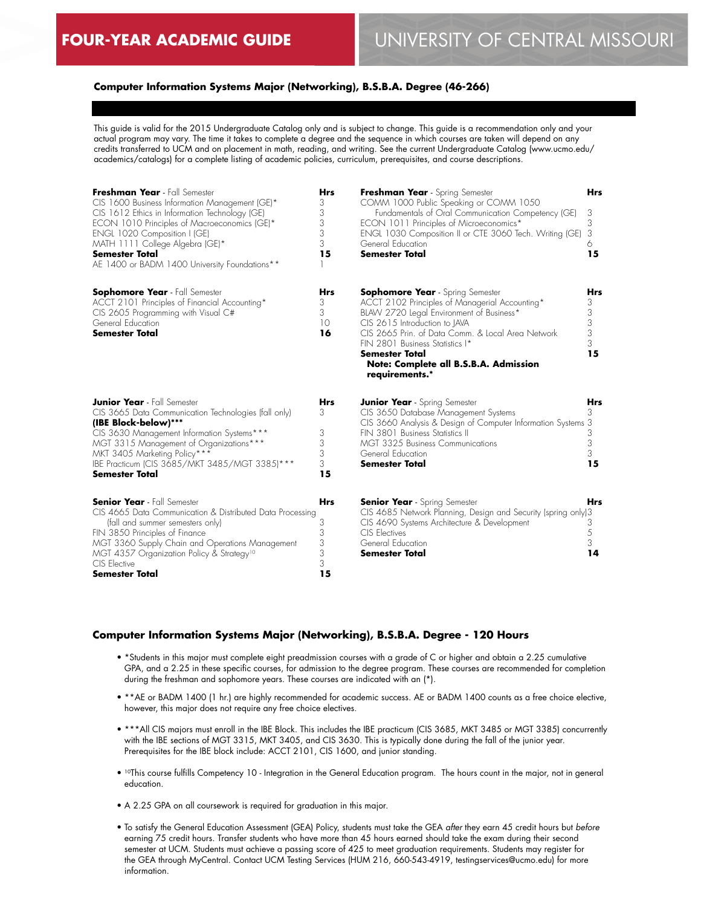# FOUR-YEAR ACADEMIC GUIDE

# UNIVERSITY OF CENTRAL MISSOURI

### Computer Information Systems Major (Networking), B.S.B.A. Degree (46-266)

This guide is valid for the 2015 Undergraduate Catalog only and is subject to change. This guide is a recommendation only and your actual program may vary. The time it takes to complete a degree and the sequence in which courses are taken will depend on any credits transferred to UCM and on placement in math, reading, and writing. See the current Undergraduate Catalog (www.ucmo.edu/academics/catalogs) for a complete listing of academic policies, curriculum, prerequisites, and course descriptions.

| **Freshman Year** - Fall Semester | Hrs |
|---|---|
| CIS 1600 Business Information Management (GE)* | 3 |
| CIS 1612 Ethics in Information Technology (GE) | 3 |
| ECON 1010 Principles of Macroeconomics (GE)* | 3 |
| ENGL 1020 Composition I (GE) | 3 |
| MATH 1111 College Algebra (GE)* | 3 |
| **Semester Total** | **15** |
| AE 1400 or BADM 1400 University Foundations** | 1 |

| **Freshman Year** - Spring Semester | Hrs |
|---|---|
| COMM 1000 Public Speaking or COMM 1050 Fundamentals of Oral Communication Competency (GE) | 3 |
| ECON 1011 Principles of Microeconomics* | 3 |
| ENGL 1030 Composition II or CTE 3060 Tech. Writing (GE) | 3 |
| General Education | 6 |
| **Semester Total** | **15** |

| **Sophomore Year** - Fall Semester | Hrs |
|---|---|
| ACCT 2101 Principles of Financial Accounting* | 3 |
| CIS 2605 Programming with Visual C# | 3 |
| General Education | 10 |
| **Semester Total** | **16** |

| **Sophomore Year** - Spring Semester | Hrs |
|---|---|
| ACCT 2102 Principles of Managerial Accounting* | 3 |
| BLAW 2720 Legal Environment of Business* | 3 |
| CIS 2615 Introduction to JAVA | 3 |
| CIS 2665 Prin. of Data Comm. & Local Area Network | 3 |
| FIN 2801 Business Statistics I* | 3 |
| **Semester Total** | **15** |

**Note: Complete all B.S.B.A. Admission requirements.***

| **Junior Year** - Fall Semester | Hrs |
|---|---|
| CIS 3665 Data Communication Technologies (fall only) | 3 |
| **(IBE Block-below)*** ** | |
| CIS 3630 Management Information Systems*** | 3 |
| MGT 3315 Management of Organizations*** | 3 |
| MKT 3405 Marketing Policy*** | 3 |
| IBE Practicum (CIS 3685/MKT 3485/MGT 3385)*** | 3 |
| **Semester Total** | **15** |

| **Junior Year** - Spring Semester | Hrs |
|---|---|
| CIS 3650 Database Management Systems | 3 |
| CIS 3660 Analysis & Design of Computer Information Systems | 3 |
| FIN 3801 Business Statistics II | 3 |
| MGT 3325 Business Communications | 3 |
| General Education | 3 |
| **Semester Total** | **15** |

| **Senior Year** - Fall Semester | Hrs |
|---|---|
| CIS 4665 Data Communication & Distributed Data Processing (fall and summer semesters only) | 3 |
| FIN 3850 Principles of Finance | 3 |
| MGT 3360 Supply Chain and Operations Management | 3 |
| MGT 4357 Organization Policy & Strategy[10] | 3 |
| CIS Elective | 3 |
| **Semester Total** | **15** |

| **Senior Year** - Spring Semester | Hrs |
|---|---|
| CIS 4685 Network Planning, Design and Security (spring only) | 3 |
| CIS 4690 Systems Architecture & Development | 3 |
| CIS Electives | 5 |
| General Education | 3 |
| **Semester Total** | **14** |

### Computer Information Systems Major (Networking), B.S.B.A. Degree - 120 Hours

- *Students in this major must complete eight preadmission courses with a grade of C or higher and obtain a 2.25 cumulative GPA, and a 2.25 in these specific courses, for admission to the degree program. These courses are recommended for completion during the freshman and sophomore years. These courses are indicated with an (*).
- **AE or BADM 1400 (1 hr.) are highly recommended for academic success. AE or BADM 1400 counts as a free choice elective, however, this major does not require any free choice electives.
- ***All CIS majors must enroll in the IBE Block. This includes the IBE practicum (CIS 3685, MKT 3485 or MGT 3385) concurrently with the IBE sections of MGT 3315, MKT 3405, and CIS 3630. This is typically done during the fall of the junior year. Prerequisites for the IBE block include: ACCT 2101, CIS 1600, and junior standing.
- [10]This course fulfills Competency 10 - Integration in the General Education program. The hours count in the major, not in general education.
- A 2.25 GPA on all coursework is required for graduation in this major.
- To satisfy the General Education Assessment (GEA) Policy, students must take the GEA *after* they earn 45 credit hours but *before* earning 75 credit hours. Transfer students who have more than 45 hours earned should take the exam during their second semester at UCM. Students must achieve a passing score of 425 to meet graduation requirements. Students may register for the GEA through MyCentral. Contact UCM Testing Services (HUM 216, 660-543-4919, testingservices@ucmo.edu) for more information.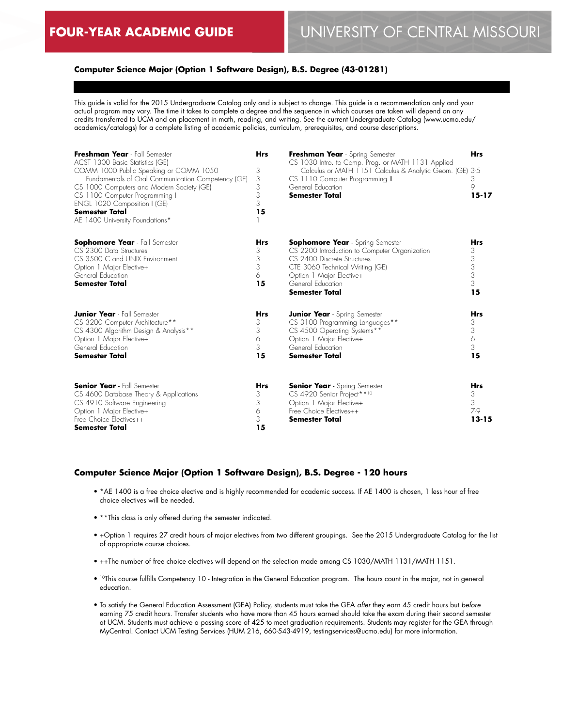### Computer Science Major (Option 1 Software Design), B.S. Degree (43-01281)

This guide is valid for the 2015 Undergraduate Catalog only and is subject to change. This guide is a recommendation only and your actual program may vary. The time it takes to complete a degree and the sequence in which courses are taken will depend on any credits transferred to UCM and on placement in math, reading, and writing. See the current Undergraduate Catalog (www.ucmo.edu/academics/catalogs) for a complete listing of academic policies, curriculum, prerequisites, and course descriptions.

| **Freshman Year** - Fall Semester | **Hrs** |
|---|---|
| ACST 1300 Basic Statistics (GE) | 3 |
| COMM 1000 Public Speaking or COMM 1050 Fundamentals of Oral Communication Competency (GE) | 3 |
| CS 1000 Computers and Modern Society (GE) | 3 |
| CS 1100 Computer Programming I | 3 |
| ENGL 1020 Composition I (GE) | 3 |
| **Semester Total** | **15** |
| AE 1400 University Foundations* | 1 |

| **Freshman Year** - Spring Semester | **Hrs** |
|---|---|
| CS 1030 Intro. to Comp. Prog. or MATH 1131 Applied Calculus or MATH 1151 Calculus & Analytic Geom. (GE) | 3-5 |
| CS 1110 Computer Programming II | 3 |
| General Education | 9 |
| **Semester Total** | **15-17** |

| **Sophomore Year** - Fall Semester | **Hrs** |
|---|---|
| CS 2300 Data Structures | 3 |
| CS 3500 C and UNIX Environment | 3 |
| Option 1 Major Elective+ | 3 |
| General Education | 6 |
| **Semester Total** | **15** |

| **Sophomore Year** - Spring Semester | **Hrs** |
|---|---|
| CS 2200 Introduction to Computer Organization | 3 |
| CS 2400 Discrete Structures | 3 |
| CTE 3060 Technical Writing (GE) | 3 |
| Option 1 Major Elective+ | 3 |
| General Education | 3 |
| **Semester Total** | **15** |

| **Junior Year** - Fall Semester | **Hrs** |
|---|---|
| CS 3200 Computer Architecture** | 3 |
| CS 4300 Algorithm Design & Analysis** | 3 |
| Option 1 Major Elective+ | 6 |
| General Education | 3 |
| **Semester Total** | **15** |

| **Junior Year** - Spring Semester | **Hrs** |
|---|---|
| CS 3100 Programming Languages** | 3 |
| CS 4500 Operating Systems** | 3 |
| Option 1 Major Elective+ | 6 |
| General Education | 3 |
| **Semester Total** | **15** |

| **Senior Year** - Fall Semester | **Hrs** |
|---|---|
| CS 4600 Database Theory & Applications | 3 |
| CS 4910 Software Engineering | 3 |
| Option 1 Major Elective+ | 6 |
| Free Choice Electives++ | 3 |
| **Semester Total** | **15** |

| **Senior Year** - Spring Semester | **Hrs** |
|---|---|
| CS 4920 Senior Project**[10] | 3 |
| Option 1 Major Elective+ | 3 |
| Free Choice Electives++ | 7-9 |
| **Semester Total** | **13-15** |

### Computer Science Major (Option 1 Software Design), B.S. Degree - 120 hours

- *AE 1400 is a free choice elective and is highly recommended for academic success. If AE 1400 is chosen, 1 less hour of free choice electives will be needed.
- **This class is only offered during the semester indicated.
- +Option 1 requires 27 credit hours of major electives from two different groupings. See the 2015 Undergraduate Catalog for the list of appropriate course choices.
- ++The number of free choice electives will depend on the selection made among CS 1030/MATH 1131/MATH 1151.
- [10]This course fulfills Competency 10 - Integration in the General Education program. The hours count in the major, not in general education.
- To satisfy the General Education Assessment (GEA) Policy, students must take the GEA *after* they earn 45 credit hours but *before* earning 75 credit hours. Transfer students who have more than 45 hours earned should take the exam during their second semester at UCM. Students must achieve a passing score of 425 to meet graduation requirements. Students may register for the GEA through MyCentral. Contact UCM Testing Services (HUM 216, 660-543-4919, testingservices@ucmo.edu) for more information.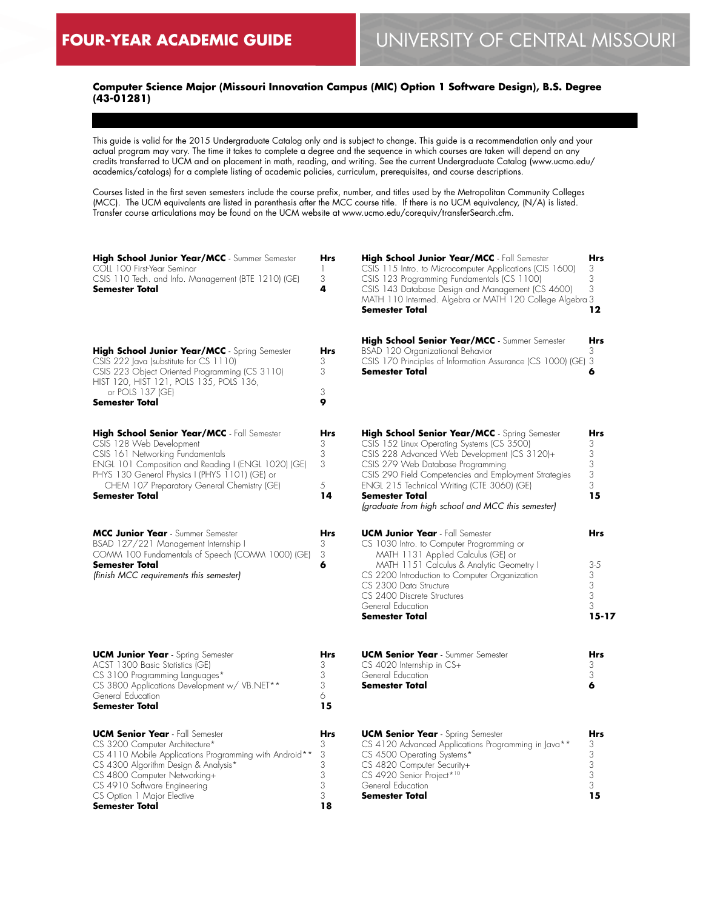# FOUR-YEAR ACADEMIC GUIDE

## UNIVERSITY OF CENTRAL MISSOURI

### Computer Science Major (Missouri Innovation Campus (MIC) Option 1 Software Design), B.S. Degree (43-01281)

This guide is valid for the 2015 Undergraduate Catalog only and is subject to change. This guide is a recommendation only and your actual program may vary. The time it takes to complete a degree and the sequence in which courses are taken will depend on any credits transferred to UCM and on placement in math, reading, and writing. See the current Undergraduate Catalog (www.ucmo.edu/academics/catalogs) for a complete listing of academic policies, curriculum, prerequisites, and course descriptions.

Courses listed in the first seven semesters include the course prefix, number, and titles used by the Metropolitan Community Colleges (MCC). The UCM equivalents are listed in parenthesis after the MCC course title. If there is no UCM equivalency, (N/A) is listed. Transfer course articulations may be found on the UCM website at www.ucmo.edu/corequiv/transferSearch.cfm.

| **High School Junior Year/MCC** - Summer Semester | **Hrs** |
|---|---|
| COLL 100 First-Year Seminar | 1 |
| CSIS 110 Tech. and Info. Management (BTE 1210) (GE) | 3 |
| **Semester Total** | **4** |

| **High School Junior Year/MCC** - Fall Semester | **Hrs** |
|---|---|
| CSIS 115 Intro. to Microcomputer Applications (CIS 1600) | 3 |
| CSIS 123 Programming Fundamentals (CS 1100) | 3 |
| CSIS 143 Database Design and Management (CS 4600) | 3 |
| MATH 110 Intermed. Algebra or MATH 120 College Algebra | 3 |
| **Semester Total** | **12** |

| **High School Junior Year/MCC** - Spring Semester | **Hrs** |
|---|---|
| CSIS 222 Java (substitute for CS 1110) | 3 |
| CSIS 223 Object Oriented Programming (CS 3110) | 3 |
| HIST 120, HIST 121, POLS 135, POLS 136, or POLS 137 (GE) | 3 |
| **Semester Total** | **9** |

| **High School Senior Year/MCC** - Summer Semester | **Hrs** |
|---|---|
| BSAD 120 Organizational Behavior | 3 |
| CSIS 170 Principles of Information Assurance (CS 1000) (GE) | 3 |
| **Semester Total** | **6** |

| **High School Senior Year/MCC** - Fall Semester | **Hrs** |
|---|---|
| CSIS 128 Web Development | 3 |
| CSIS 161 Networking Fundamentals | 3 |
| ENGL 101 Composition and Reading I (ENGL 1020) (GE) | 3 |
| PHYS 130 General Physics I (PHYS 1101) (GE) or CHEM 107 Preparatory General Chemistry (GE) | 5 |
| **Semester Total** | **14** |

| **High School Senior Year/MCC** - Spring Semester | **Hrs** |
|---|---|
| CSIS 152 Linux Operating Systems (CS 3500) | 3 |
| CSIS 228 Advanced Web Development (CS 3120)+ | 3 |
| CSIS 279 Web Database Programming | 3 |
| CSIS 290 Field Competencies and Employment Strategies | 3 |
| ENGL 215 Technical Writing (CTE 3060) (GE) | 3 |
| **Semester Total** | **15** |

*(graduate from high school and MCC this semester)*

| **MCC Junior Year** - Summer Semester | **Hrs** |
|---|---|
| BSAD 127/221 Management Internship I | 3 |
| COMM 100 Fundamentals of Speech (COMM 1000) (GE) | 3 |
| **Semester Total** | **6** |

*(finish MCC requirements this semester)*

| **UCM Junior Year** - Fall Semester | **Hrs** |
|---|---|
| CS 1030 Intro. to Computer Programming or MATH 1131 Applied Calculus (GE) or MATH 1151 Calculus & Analytic Geometry I | 3-5 |
| CS 2200 Introduction to Computer Organization | 3 |
| CS 2300 Data Structure | 3 |
| CS 2400 Discrete Structures | 3 |
| General Education | 3 |
| **Semester Total** | **15-17** |

| **UCM Junior Year** - Spring Semester | **Hrs** |
|---|---|
| ACST 1300 Basic Statistics (GE) | 3 |
| CS 3100 Programming Languages* | 3 |
| CS 3800 Applications Development w/ VB.NET** | 3 |
| General Education | 6 |
| **Semester Total** | **15** |

| **UCM Senior Year** - Summer Semester | **Hrs** |
|---|---|
| CS 4020 Internship in CS+ | 3 |
| General Education | 3 |
| **Semester Total** | **6** |

| **UCM Senior Year** - Fall Semester | **Hrs** |
|---|---|
| CS 3200 Computer Architecture* | 3 |
| CS 4110 Mobile Applications Programming with Android** | 3 |
| CS 4300 Algorithm Design & Analysis* | 3 |
| CS 4800 Computer Networking+ | 3 |
| CS 4910 Software Engineering | 3 |
| CS Option 1 Major Elective | 3 |
| **Semester Total** | **18** |

| **UCM Senior Year** - Spring Semester | **Hrs** |
|---|---|
| CS 4120 Advanced Applications Programming in Java** | 3 |
| CS 4500 Operating Systems* | 3 |
| CS 4820 Computer Security+ | 3 |
| CS 4920 Senior Project*[10] | 3 |
| General Education | 3 |
| **Semester Total** | **15** |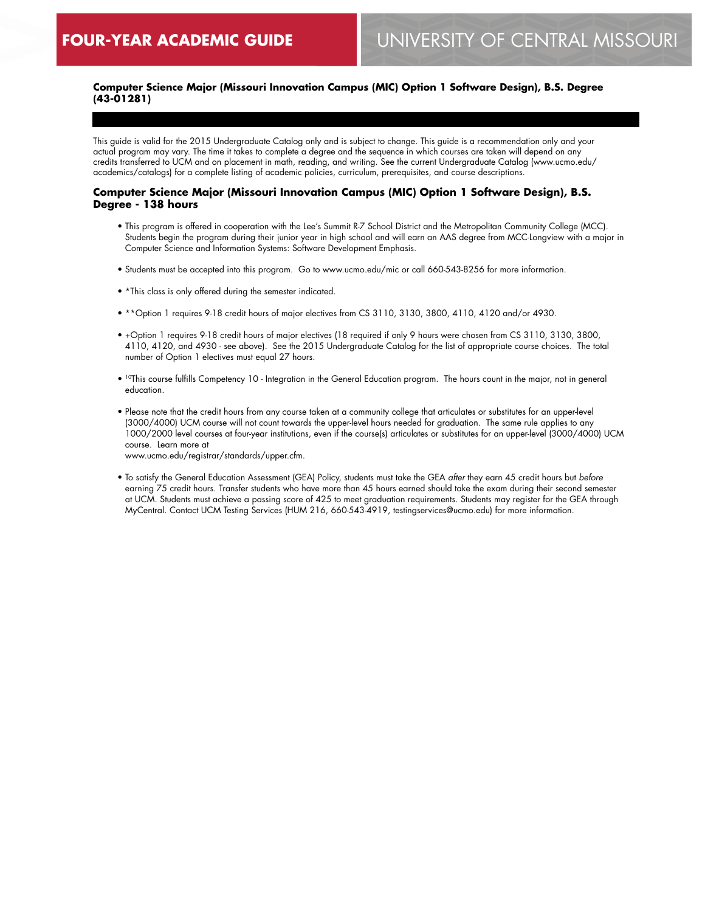**Computer Science Major (Missouri Innovation Campus (MIC) Option 1 Software Design), B.S. Degree (43-01281)**

This guide is valid for the 2015 Undergraduate Catalog only and is subject to change. This guide is a recommendation only and your actual program may vary. The time it takes to complete a degree and the sequence in which courses are taken will depend on any credits transferred to UCM and on placement in math, reading, and writing. See the current Undergraduate Catalog (www.ucmo.edu/academics/catalogs) for a complete listing of academic policies, curriculum, prerequisites, and course descriptions.

## Computer Science Major (Missouri Innovation Campus (MIC) Option 1 Software Design), B.S. Degree - 138 hours

- This program is offered in cooperation with the Lee's Summit R-7 School District and the Metropolitan Community College (MCC). Students begin the program during their junior year in high school and will earn an AAS degree from MCC-Longview with a major in Computer Science and Information Systems: Software Development Emphasis.
- Students must be accepted into this program. Go to www.ucmo.edu/mic or call 660-543-8256 for more information.
- *This class is only offered during the semester indicated.
- **Option 1 requires 9-18 credit hours of major electives from CS 3110, 3130, 3800, 4110, 4120 and/or 4930.
- +Option 1 requires 9-18 credit hours of major electives (18 required if only 9 hours were chosen from CS 3110, 3130, 3800, 4110, 4120, and 4930 - see above). See the 2015 Undergraduate Catalog for the list of appropriate course choices. The total number of Option 1 electives must equal 27 hours.
- [10]This course fulfills Competency 10 - Integration in the General Education program. The hours count in the major, not in general education.
- Please note that the credit hours from any course taken at a community college that articulates or substitutes for an upper-level (3000/4000) UCM course will not count towards the upper-level hours needed for graduation. The same rule applies to any 1000/2000 level courses at four-year institutions, even if the course(s) articulates or substitutes for an upper-level (3000/4000) UCM course. Learn more at www.ucmo.edu/registrar/standards/upper.cfm.
- To satisfy the General Education Assessment (GEA) Policy, students must take the GEA *after* they earn 45 credit hours but *before* earning 75 credit hours. Transfer students who have more than 45 hours earned should take the exam during their second semester at UCM. Students must achieve a passing score of 425 to meet graduation requirements. Students may register for the GEA through MyCentral. Contact UCM Testing Services (HUM 216, 660-543-4919, testingservices@ucmo.edu) for more information.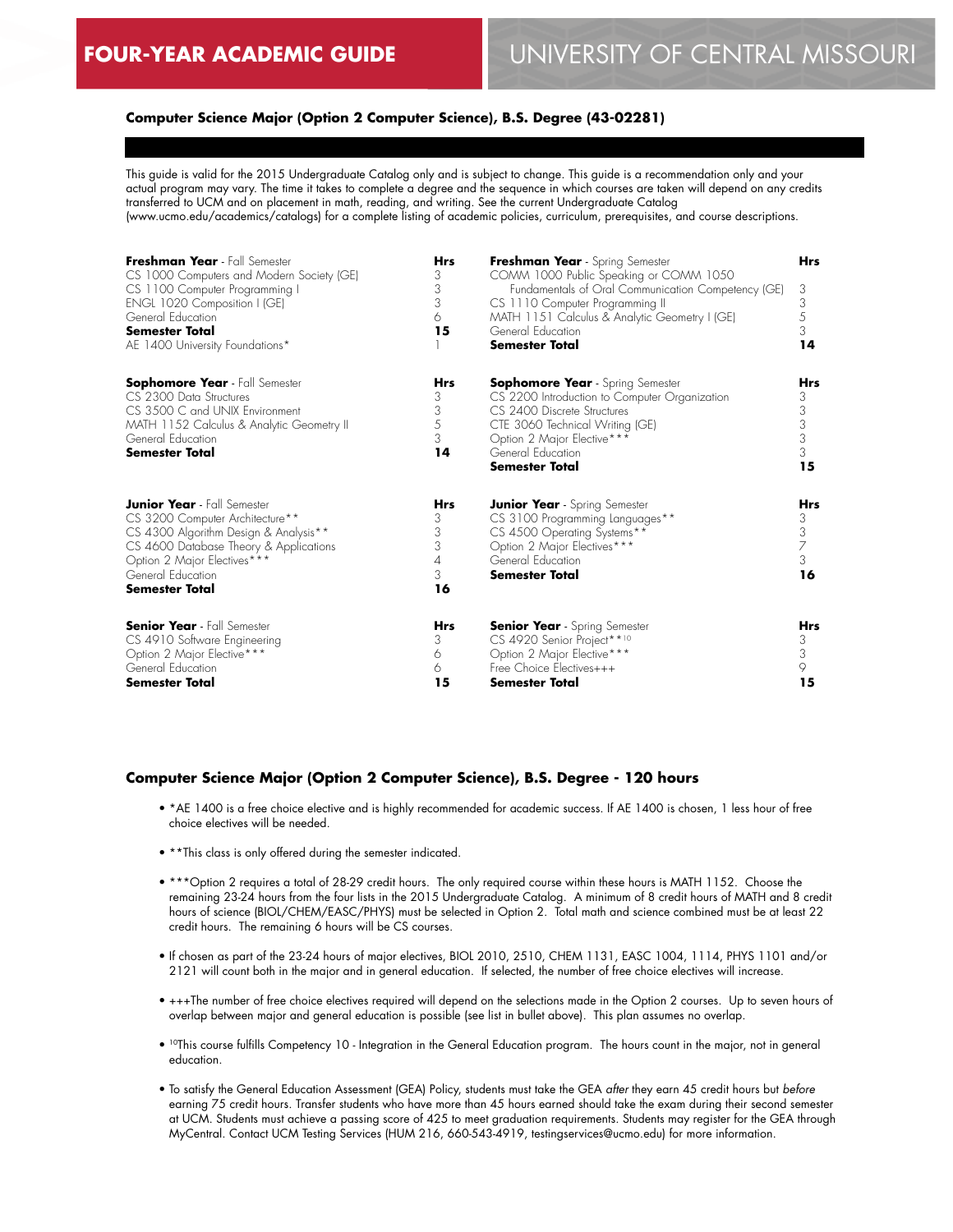## Computer Science Major (Option 2 Computer Science), B.S. Degree (43-02281)

This guide is valid for the 2015 Undergraduate Catalog only and is subject to change. This guide is a recommendation only and your actual program may vary. The time it takes to complete a degree and the sequence in which courses are taken will depend on any credits transferred to UCM and on placement in math, reading, and writing. See the current Undergraduate Catalog (www.ucmo.edu/academics/catalogs) for a complete listing of academic policies, curriculum, prerequisites, and course descriptions.

| **Freshman Year** - Fall Semester | **Hrs** |
|---|---|
| CS 1000 Computers and Modern Society (GE) | 3 |
| CS 1100 Computer Programming I | 3 |
| ENGL 1020 Composition I (GE) | 3 |
| General Education | 6 |
| **Semester Total** | **15** |
| AE 1400 University Foundations* | 1 |

| **Freshman Year** - Spring Semester | **Hrs** |
|---|---|
| COMM 1000 Public Speaking or COMM 1050 Fundamentals of Oral Communication Competency (GE) | 3 |
| CS 1110 Computer Programming II | 3 |
| MATH 1151 Calculus & Analytic Geometry I (GE) | 5 |
| General Education | 3 |
| **Semester Total** | **14** |

| **Sophomore Year** - Fall Semester | **Hrs** |
|---|---|
| CS 2300 Data Structures | 3 |
| CS 3500 C and UNIX Environment | 3 |
| MATH 1152 Calculus & Analytic Geometry II | 5 |
| General Education | 3 |
| **Semester Total** | **14** |

| **Sophomore Year** - Spring Semester | **Hrs** |
|---|---|
| CS 2200 Introduction to Computer Organization | 3 |
| CS 2400 Discrete Structures | 3 |
| CTE 3060 Technical Writing (GE) | 3 |
| Option 2 Major Elective*** | 3 |
| General Education | 3 |
| **Semester Total** | **15** |

| **Junior Year** - Fall Semester | **Hrs** |
|---|---|
| CS 3200 Computer Architecture** | 3 |
| CS 4300 Algorithm Design & Analysis** | 3 |
| CS 4600 Database Theory & Applications | 3 |
| Option 2 Major Electives*** | 4 |
| General Education | 3 |
| **Semester Total** | **16** |

| **Junior Year** - Spring Semester | **Hrs** |
|---|---|
| CS 3100 Programming Languages** | 3 |
| CS 4500 Operating Systems** | 3 |
| Option 2 Major Electives*** | 7 |
| General Education | 3 |
| **Semester Total** | **16** |

| **Senior Year** - Fall Semester | **Hrs** |
|---|---|
| CS 4910 Software Engineering | 3 |
| Option 2 Major Elective*** | 6 |
| General Education | 6 |
| **Semester Total** | **15** |

| **Senior Year** - Spring Semester | **Hrs** |
|---|---|
| CS 4920 Senior Project**[10] | 3 |
| Option 2 Major Elective*** | 3 |
| Free Choice Electives+++ | 9 |
| **Semester Total** | **15** |

### Computer Science Major (Option 2 Computer Science), B.S. Degree - 120 hours

- *AE 1400 is a free choice elective and is highly recommended for academic success. If AE 1400 is chosen, 1 less hour of free choice electives will be needed.
- **This class is only offered during the semester indicated.
- ***Option 2 requires a total of 28-29 credit hours. The only required course within these hours is MATH 1152. Choose the remaining 23-24 hours from the four lists in the 2015 Undergraduate Catalog. A minimum of 8 credit hours of MATH and 8 credit hours of science (BIOL/CHEM/EASC/PHYS) must be selected in Option 2. Total math and science combined must be at least 22 credit hours. The remaining 6 hours will be CS courses.
- If chosen as part of the 23-24 hours of major electives, BIOL 2010, 2510, CHEM 1131, EASC 1004, 1114, PHYS 1101 and/or 2121 will count both in the major and in general education. If selected, the number of free choice electives will increase.
- +++The number of free choice electives required will depend on the selections made in the Option 2 courses. Up to seven hours of overlap between major and general education is possible (see list in bullet above). This plan assumes no overlap.
- [10]This course fulfills Competency 10 - Integration in the General Education program. The hours count in the major, not in general education.
- To satisfy the General Education Assessment (GEA) Policy, students must take the GEA *after* they earn 45 credit hours but *before* earning 75 credit hours. Transfer students who have more than 45 hours earned should take the exam during their second semester at UCM. Students must achieve a passing score of 425 to meet graduation requirements. Students may register for the GEA through MyCentral. Contact UCM Testing Services (HUM 216, 660-543-4919, testingservices@ucmo.edu) for more information.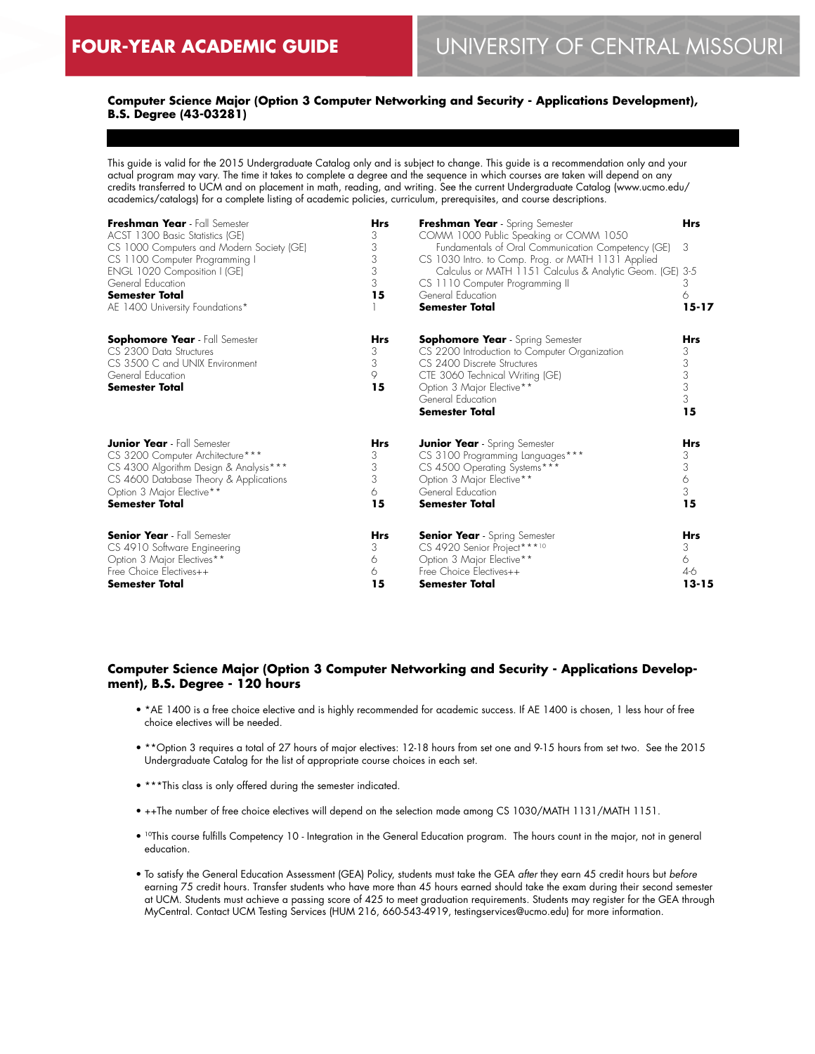**Computer Science Major (Option 3 Computer Networking and Security - Applications Development), B.S. Degree (43-03281)**

This guide is valid for the 2015 Undergraduate Catalog only and is subject to change. This guide is a recommendation only and your actual program may vary. The time it takes to complete a degree and the sequence in which courses are taken will depend on any credits transferred to UCM and on placement in math, reading, and writing. See the current Undergraduate Catalog (www.ucmo.edu/academics/catalogs) for a complete listing of academic policies, curriculum, prerequisites, and course descriptions.

| **Freshman Year** - Fall Semester | **Hrs** |
|---|---|
| ACST 1300 Basic Statistics (GE) | 3 |
| CS 1000 Computers and Modern Society (GE) | 3 |
| CS 1100 Computer Programming I | 3 |
| ENGL 1020 Composition I (GE) | 3 |
| General Education | 3 |
| **Semester Total** | **15** |
| AE 1400 University Foundations* | 1 |

| **Freshman Year** - Spring Semester | **Hrs** |
|---|---|
| COMM 1000 Public Speaking or COMM 1050 Fundamentals of Oral Communication Competency (GE) | 3 |
| CS 1030 Intro. to Comp. Prog. or MATH 1131 Applied Calculus or MATH 1151 Calculus & Analytic Geom. (GE) | 3-5 |
| CS 1110 Computer Programming II | 3 |
| General Education | 6 |
| **Semester Total** | **15-17** |

| **Sophomore Year** - Fall Semester | **Hrs** |
|---|---|
| CS 2300 Data Structures | 3 |
| CS 3500 C and UNIX Environment | 3 |
| General Education | 9 |
| **Semester Total** | **15** |

| **Sophomore Year** - Spring Semester | **Hrs** |
|---|---|
| CS 2200 Introduction to Computer Organization | 3 |
| CS 2400 Discrete Structures | 3 |
| CTE 3060 Technical Writing (GE) | 3 |
| Option 3 Major Elective** | 3 |
| General Education | 3 |
| **Semester Total** | **15** |

| **Junior Year** - Fall Semester | **Hrs** |
|---|---|
| CS 3200 Computer Architecture*** | 3 |
| CS 4300 Algorithm Design & Analysis*** | 3 |
| CS 4600 Database Theory & Applications | 3 |
| Option 3 Major Elective** | 6 |
| **Semester Total** | **15** |

| **Junior Year** - Spring Semester | **Hrs** |
|---|---|
| CS 3100 Programming Languages*** | 3 |
| CS 4500 Operating Systems*** | 3 |
| Option 3 Major Elective** | 6 |
| General Education | 3 |
| **Semester Total** | **15** |

| **Senior Year** - Fall Semester | **Hrs** |
|---|---|
| CS 4910 Software Engineering | 3 |
| Option 3 Major Electives** | 6 |
| Free Choice Electives++ | 6 |
| **Semester Total** | **15** |

| **Senior Year** - Spring Semester | **Hrs** |
|---|---|
| CS 4920 Senior Project***[10] | 3 |
| Option 3 Major Elective** | 6 |
| Free Choice Electives++ | 4-6 |
| **Semester Total** | **13-15** |

**Computer Science Major (Option 3 Computer Networking and Security - Applications Development), B.S. Degree - 120 hours**

- *AE 1400 is a free choice elective and is highly recommended for academic success. If AE 1400 is chosen, 1 less hour of free choice electives will be needed.
- **Option 3 requires a total of 27 hours of major electives: 12-18 hours from set one and 9-15 hours from set two. See the 2015 Undergraduate Catalog for the list of appropriate course choices in each set.
- ***This class is only offered during the semester indicated.
- ++The number of free choice electives will depend on the selection made among CS 1030/MATH 1131/MATH 1151.
- [10]This course fulfills Competency 10 - Integration in the General Education program. The hours count in the major, not in general education.
- To satisfy the General Education Assessment (GEA) Policy, students must take the GEA *after* they earn 45 credit hours but *before* earning 75 credit hours. Transfer students who have more than 45 hours earned should take the exam during their second semester at UCM. Students must achieve a passing score of 425 to meet graduation requirements. Students may register for the GEA through MyCentral. Contact UCM Testing Services (HUM 216, 660-543-4919, testingservices@ucmo.edu) for more information.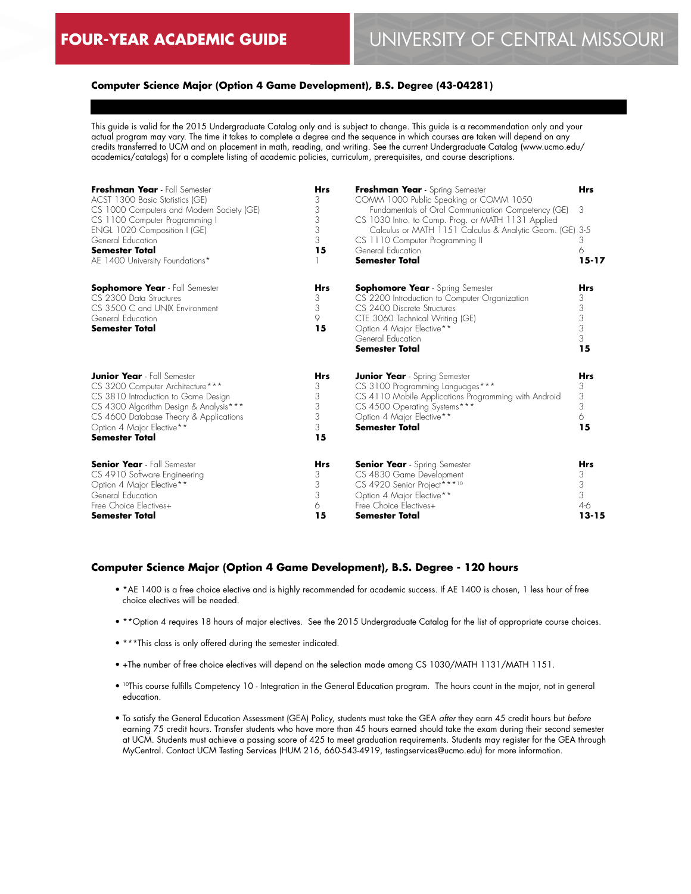# FOUR-YEAR ACADEMIC GUIDE

# UNIVERSITY OF CENTRAL MISSOURI

### Computer Science Major (Option 4 Game Development), B.S. Degree (43-04281)

This guide is valid for the 2015 Undergraduate Catalog only and is subject to change. This guide is a recommendation only and your actual program may vary. The time it takes to complete a degree and the sequence in which courses are taken will depend on any credits transferred to UCM and on placement in math, reading, and writing. See the current Undergraduate Catalog (www.ucmo.edu/academics/catalogs) for a complete listing of academic policies, curriculum, prerequisites, and course descriptions.

| **Freshman Year** - Fall Semester | **Hrs** |
|---|---|
| ACST 1300 Basic Statistics (GE) | 3 |
| CS 1000 Computers and Modern Society (GE) | 3 |
| CS 1100 Computer Programming I | 3 |
| ENGL 1020 Composition I (GE) | 3 |
| General Education | 3 |
| **Semester Total** | **15** |
| AE 1400 University Foundations* | 1 |

| **Freshman Year** - Spring Semester | **Hrs** |
|---|---|
| COMM 1000 Public Speaking or COMM 1050 Fundamentals of Oral Communication Competency (GE) | 3 |
| CS 1030 Intro. to Comp. Prog. or MATH 1131 Applied Calculus or MATH 1151 Calculus & Analytic Geom. (GE) | 3-5 |
| CS 1110 Computer Programming II | 3 |
| General Education | 6 |
| **Semester Total** | **15-17** |

| **Sophomore Year** - Fall Semester | **Hrs** |
|---|---|
| CS 2300 Data Structures | 3 |
| CS 3500 C and UNIX Environment | 3 |
| General Education | 9 |
| **Semester Total** | **15** |

| **Sophomore Year** - Spring Semester | **Hrs** |
|---|---|
| CS 2200 Introduction to Computer Organization | 3 |
| CS 2400 Discrete Structures | 3 |
| CTE 3060 Technical Writing (GE) | 3 |
| Option 4 Major Elective** | 3 |
| General Education | 3 |
| **Semester Total** | **15** |

| **Junior Year** - Fall Semester | **Hrs** |
|---|---|
| CS 3200 Computer Architecture*** | 3 |
| CS 3810 Introduction to Game Design | 3 |
| CS 4300 Algorithm Design & Analysis*** | 3 |
| CS 4600 Database Theory & Applications | 3 |
| Option 4 Major Elective** | 3 |
| **Semester Total** | **15** |

| **Junior Year** - Spring Semester | **Hrs** |
|---|---|
| CS 3100 Programming Languages*** | 3 |
| CS 4110 Mobile Applications Programming with Android | 3 |
| CS 4500 Operating Systems*** | 3 |
| Option 4 Major Elective** | 6 |
| **Semester Total** | **15** |

| **Senior Year** - Fall Semester | **Hrs** |
|---|---|
| CS 4910 Software Engineering | 3 |
| Option 4 Major Elective** | 3 |
| General Education | 3 |
| Free Choice Electives+ | 6 |
| **Semester Total** | **15** |

| **Senior Year** - Spring Semester | **Hrs** |
|---|---|
| CS 4830 Game Development | 3 |
| CS 4920 Senior Project***[10] | 3 |
| Option 4 Major Elective** | 3 |
| Free Choice Electives+ | 4-6 |
| **Semester Total** | **13-15** |

### Computer Science Major (Option 4 Game Development), B.S. Degree - 120 hours

- *AE 1400 is a free choice elective and is highly recommended for academic success. If AE 1400 is chosen, 1 less hour of free choice electives will be needed.
- **Option 4 requires 18 hours of major electives. See the 2015 Undergraduate Catalog for the list of appropriate course choices.
- ***This class is only offered during the semester indicated.
- +The number of free choice electives will depend on the selection made among CS 1030/MATH 1131/MATH 1151.
- [10]This course fulfills Competency 10 - Integration in the General Education program. The hours count in the major, not in general education.
- To satisfy the General Education Assessment (GEA) Policy, students must take the GEA *after* they earn 45 credit hours but *before* earning 75 credit hours. Transfer students who have more than 45 hours earned should take the exam during their second semester at UCM. Students must achieve a passing score of 425 to meet graduation requirements. Students may register for the GEA through MyCentral. Contact UCM Testing Services (HUM 216, 660-543-4919, testingservices@ucmo.edu) for more information.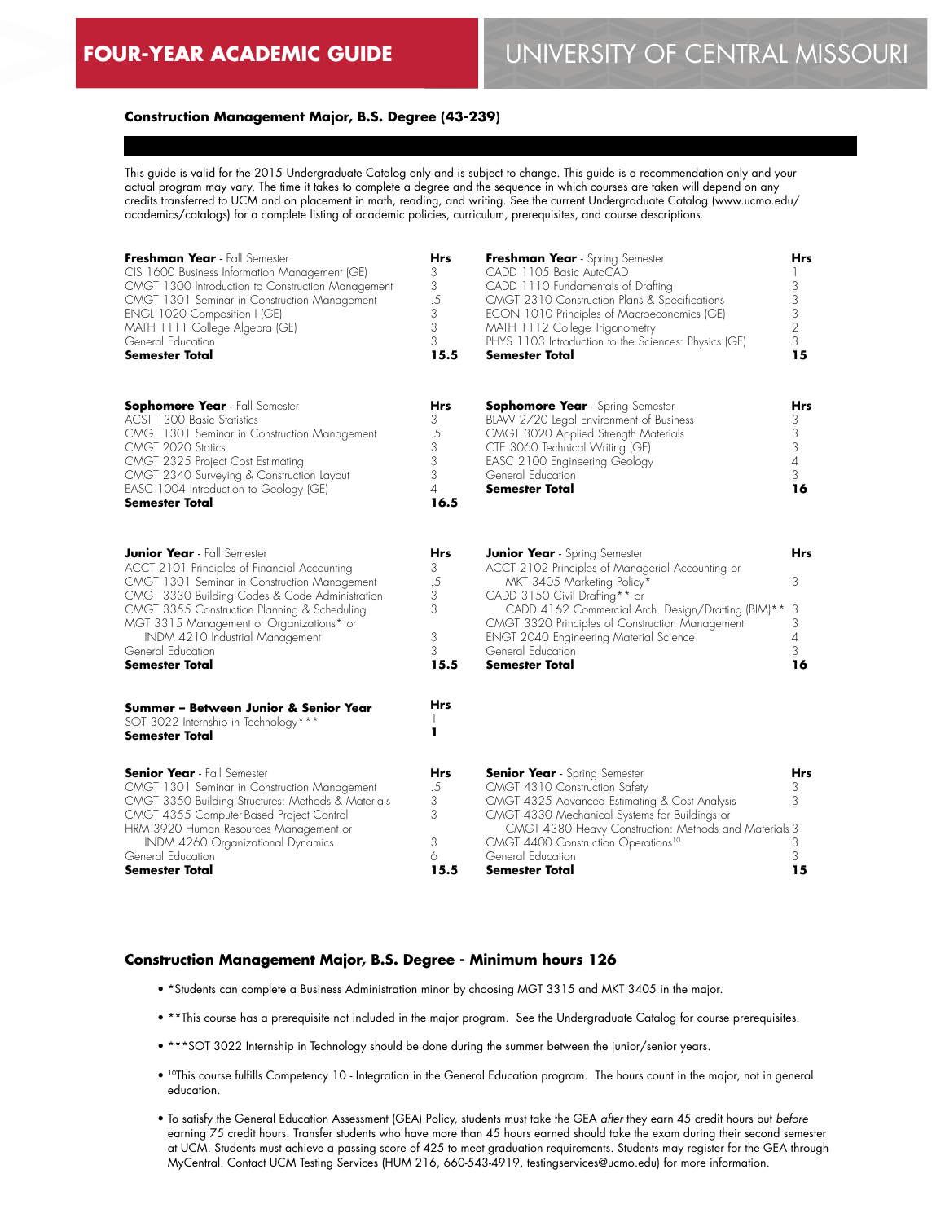FOUR-YEAR ACADEMIC GUIDE

UNIVERSITY OF CENTRAL MISSOURI

## Construction Management Major, B.S. Degree (43-239)

This guide is valid for the 2015 Undergraduate Catalog only and is subject to change. This guide is a recommendation only and your actual program may vary. The time it takes to complete a degree and the sequence in which courses are taken will depend on any credits transferred to UCM and on placement in math, reading, and writing. See the current Undergraduate Catalog (www.ucmo.edu/academics/catalogs) for a complete listing of academic policies, curriculum, prerequisites, and course descriptions.

| **Freshman Year** - Fall Semester | Hrs |
|---|---|
| CIS 1600 Business Information Management (GE) | 3 |
| CMGT 1300 Introduction to Construction Management | 3 |
| CMGT 1301 Seminar in Construction Management | .5 |
| ENGL 1020 Composition I (GE) | 3 |
| MATH 1111 College Algebra (GE) | 3 |
| General Education | 3 |
| **Semester Total** | **15.5** |

| **Freshman Year** - Spring Semester | Hrs |
|---|---|
| CADD 1105 Basic AutoCAD | 1 |
| CADD 1110 Fundamentals of Drafting | 3 |
| CMGT 2310 Construction Plans & Specifications | 3 |
| ECON 1010 Principles of Macroeconomics (GE) | 3 |
| MATH 1112 College Trigonometry | 2 |
| PHYS 1103 Introduction to the Sciences: Physics (GE) | 3 |
| **Semester Total** | **15** |

| **Sophomore Year** - Fall Semester | Hrs |
|---|---|
| ACST 1300 Basic Statistics | 3 |
| CMGT 1301 Seminar in Construction Management | .5 |
| CMGT 2020 Statics | 3 |
| CMGT 2325 Project Cost Estimating | 3 |
| CMGT 2340 Surveying & Construction Layout | 3 |
| EASC 1004 Introduction to Geology (GE) | 4 |
| **Semester Total** | **16.5** |

| **Sophomore Year** - Spring Semester | Hrs |
|---|---|
| BLAW 2720 Legal Environment of Business | 3 |
| CMGT 3020 Applied Strength Materials | 3 |
| CTE 3060 Technical Writing (GE) | 3 |
| EASC 2100 Engineering Geology | 4 |
| General Education | 3 |
| **Semester Total** | **16** |

| **Junior Year** - Fall Semester | Hrs |
|---|---|
| ACCT 2101 Principles of Financial Accounting | 3 |
| CMGT 1301 Seminar in Construction Management | .5 |
| CMGT 3330 Building Codes & Code Administration | 3 |
| CMGT 3355 Construction Planning & Scheduling | 3 |
| MGT 3315 Management of Organizations* or INDM 4210 Industrial Management | 3 |
| General Education | 3 |
| **Semester Total** | **15.5** |

| **Junior Year** - Spring Semester | Hrs |
|---|---|
| ACCT 2102 Principles of Managerial Accounting or MKT 3405 Marketing Policy* | 3 |
| CADD 3150 Civil Drafting** or CADD 4162 Commercial Arch. Design/Drafting (BIM)** | 3 |
| CMGT 3320 Principles of Construction Management | 3 |
| ENGT 2040 Engineering Material Science | 4 |
| General Education | 3 |
| **Semester Total** | **16** |

| **Summer – Between Junior & Senior Year** | Hrs |
|---|---|
| SOT 3022 Internship in Technology*** | 1 |
| **Semester Total** | **1** |

| **Senior Year** - Fall Semester | Hrs |
|---|---|
| CMGT 1301 Seminar in Construction Management | .5 |
| CMGT 3350 Building Structures: Methods & Materials | 3 |
| CMGT 4355 Computer-Based Project Control | 3 |
| HRM 3920 Human Resources Management or INDM 4260 Organizational Dynamics | 3 |
| General Education | 6 |
| **Semester Total** | **15.5** |

| **Senior Year** - Spring Semester | Hrs |
|---|---|
| CMGT 4310 Construction Safety | 3 |
| CMGT 4325 Advanced Estimating & Cost Analysis | 3 |
| CMGT 4330 Mechanical Systems for Buildings or CMGT 4380 Heavy Construction: Methods and Materials | 3 |
| CMGT 4400 Construction Operations[10] | 3 |
| General Education | 3 |
| **Semester Total** | **15** |

### Construction Management Major, B.S. Degree - Minimum hours 126

- *Students can complete a Business Administration minor by choosing MGT 3315 and MKT 3405 in the major.
- **This course has a prerequisite not included in the major program. See the Undergraduate Catalog for course prerequisites.
- ***SOT 3022 Internship in Technology should be done during the summer between the junior/senior years.
- [10]This course fulfills Competency 10 - Integration in the General Education program. The hours count in the major, not in general education.
- To satisfy the General Education Assessment (GEA) Policy, students must take the GEA *after* they earn 45 credit hours but *before* earning 75 credit hours. Transfer students who have more than 45 hours earned should take the exam during their second semester at UCM. Students must achieve a passing score of 425 to meet graduation requirements. Students may register for the GEA through MyCentral. Contact UCM Testing Services (HUM 216, 660-543-4919, testingservices@ucmo.edu) for more information.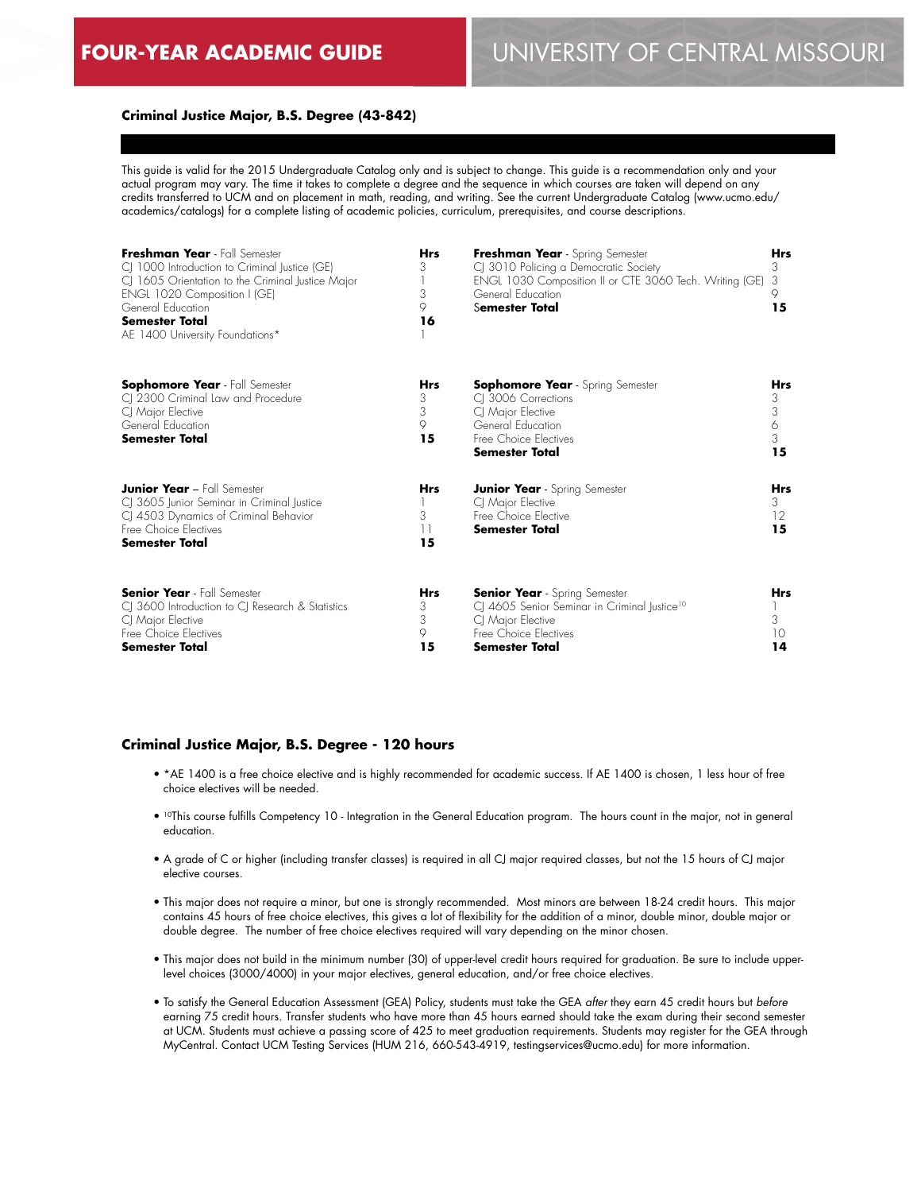### Criminal Justice Major, B.S. Degree (43-842)

This guide is valid for the 2015 Undergraduate Catalog only and is subject to change. This guide is a recommendation only and your actual program may vary. The time it takes to complete a degree and the sequence in which courses are taken will depend on any credits transferred to UCM and on placement in math, reading, and writing. See the current Undergraduate Catalog (www.ucmo.edu/academics/catalogs) for a complete listing of academic policies, curriculum, prerequisites, and course descriptions.

| **Freshman Year** - Fall Semester | **Hrs** |
|---|---|
| CJ 1000 Introduction to Criminal Justice (GE) | 3 |
| CJ 1605 Orientation to the Criminal Justice Major | 1 |
| ENGL 1020 Composition I (GE) | 3 |
| General Education | 9 |
| **Semester Total** | **16** |
| AE 1400 University Foundations* | 1 |

| **Freshman Year** - Spring Semester | **Hrs** |
|---|---|
| CJ 3010 Policing a Democratic Society | 3 |
| ENGL 1030 Composition II or CTE 3060 Tech. Writing (GE) | 3 |
| General Education | 9 |
| **Semester Total** | **15** |

| **Sophomore Year** - Fall Semester | **Hrs** |
|---|---|
| CJ 2300 Criminal Law and Procedure | 3 |
| CJ Major Elective | 3 |
| General Education | 9 |
| **Semester Total** | **15** |

| **Sophomore Year** - Spring Semester | **Hrs** |
|---|---|
| CJ 3006 Corrections | 3 |
| CJ Major Elective | 3 |
| General Education | 6 |
| Free Choice Electives | 3 |
| **Semester Total** | **15** |

| **Junior Year** – Fall Semester | **Hrs** |
|---|---|
| CJ 3605 Junior Seminar in Criminal Justice | 1 |
| CJ 4503 Dynamics of Criminal Behavior | 3 |
| Free Choice Electives | 11 |
| **Semester Total** | **15** |

| **Junior Year** - Spring Semester | **Hrs** |
|---|---|
| CJ Major Elective | 3 |
| Free Choice Elective | 12 |
| **Semester Total** | **15** |

| **Senior Year** - Fall Semester | **Hrs** |
|---|---|
| CJ 3600 Introduction to CJ Research & Statistics | 3 |
| CJ Major Elective | 3 |
| Free Choice Electives | 9 |
| **Semester Total** | **15** |

| **Senior Year** - Spring Semester | **Hrs** |
|---|---|
| CJ 4605 Senior Seminar in Criminal Justice[10] | 1 |
| CJ Major Elective | 3 |
| Free Choice Electives | 10 |
| **Semester Total** | **14** |

### Criminal Justice Major, B.S. Degree - 120 hours

- *AE 1400 is a free choice elective and is highly recommended for academic success. If AE 1400 is chosen, 1 less hour of free choice electives will be needed.
- [10]This course fulfills Competency 10 - Integration in the General Education program. The hours count in the major, not in general education.
- A grade of C or higher (including transfer classes) is required in all CJ major required classes, but not the 15 hours of CJ major elective courses.
- This major does not require a minor, but one is strongly recommended. Most minors are between 18-24 credit hours. This major contains 45 hours of free choice electives, this gives a lot of flexibility for the addition of a minor, double minor, double major or double degree. The number of free choice electives required will vary depending on the minor chosen.
- This major does not build in the minimum number (30) of upper-level credit hours required for graduation. Be sure to include upper-level choices (3000/4000) in your major electives, general education, and/or free choice electives.
- To satisfy the General Education Assessment (GEA) Policy, students must take the GEA *after* they earn 45 credit hours but *before* earning 75 credit hours. Transfer students who have more than 45 hours earned should take the exam during their second semester at UCM. Students must achieve a passing score of 425 to meet graduation requirements. Students may register for the GEA through MyCentral. Contact UCM Testing Services (HUM 216, 660-543-4919, testingservices@ucmo.edu) for more information.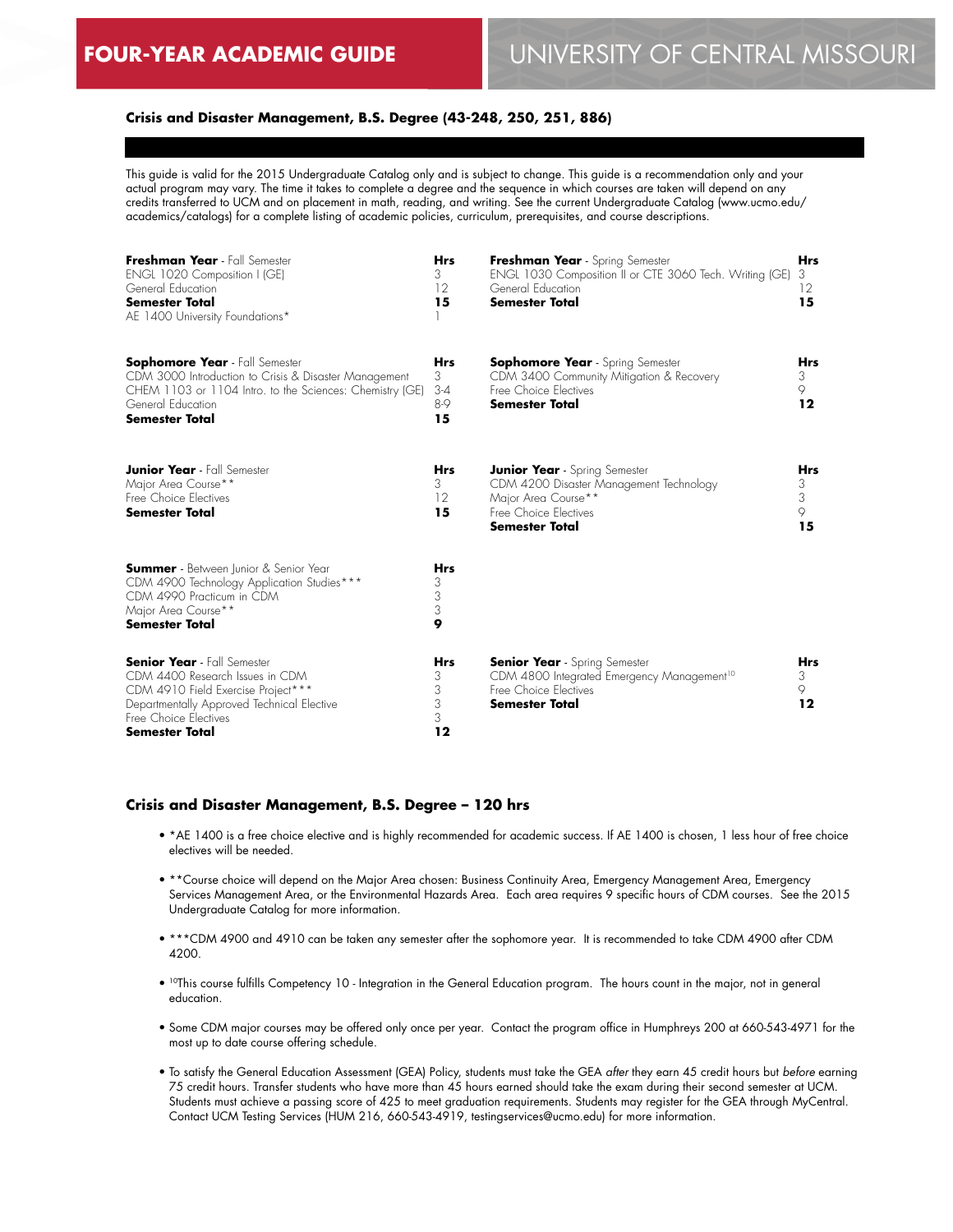### Crisis and Disaster Management, B.S. Degree (43-248, 250, 251, 886)

This guide is valid for the 2015 Undergraduate Catalog only and is subject to change. This guide is a recommendation only and your actual program may vary. The time it takes to complete a degree and the sequence in which courses are taken will depend on any credits transferred to UCM and on placement in math, reading, and writing. See the current Undergraduate Catalog (www.ucmo.edu/academics/catalogs) for a complete listing of academic policies, curriculum, prerequisites, and course descriptions.

| **Freshman Year** - Fall Semester | **Hrs** | **Freshman Year** - Spring Semester | **Hrs** |
|---|---|---|---|
| ENGL 1020 Composition I (GE) | 3 | ENGL 1030 Composition II or CTE 3060 Tech. Writing (GE) | 3 |
| General Education | 12 | General Education | 12 |
| **Semester Total** | **15** | **Semester Total** | **15** |
| AE 1400 University Foundations* | 1 | | |

| **Sophomore Year** - Fall Semester | **Hrs** | **Sophomore Year** - Spring Semester | **Hrs** |
|---|---|---|---|
| CDM 3000 Introduction to Crisis & Disaster Management | 3 | CDM 3400 Community Mitigation & Recovery | 3 |
| CHEM 1103 or 1104 Intro. to the Sciences: Chemistry (GE) | 3-4 | Free Choice Electives | 9 |
| General Education | 8-9 | **Semester Total** | **12** |
| **Semester Total** | **15** | | |

| **Junior Year** - Fall Semester | **Hrs** | **Junior Year** - Spring Semester | **Hrs** |
|---|---|---|---|
| Major Area Course** | 3 | CDM 4200 Disaster Management Technology | 3 |
| Free Choice Electives | 12 | Major Area Course** | 3 |
| **Semester Total** | **15** | Free Choice Electives | 9 |
| | | **Semester Total** | **15** |

| **Summer** - Between Junior & Senior Year | **Hrs** |
|---|---|
| CDM 4900 Technology Application Studies*** | 3 |
| CDM 4990 Practicum in CDM | 3 |
| Major Area Course** | 3 |
| **Semester Total** | **9** |

| **Senior Year** - Fall Semester | **Hrs** | **Senior Year** - Spring Semester | **Hrs** |
|---|---|---|---|
| CDM 4400 Research Issues in CDM | 3 | CDM 4800 Integrated Emergency Management[10] | 3 |
| CDM 4910 Field Exercise Project*** | 3 | Free Choice Electives | 9 |
| Departmentally Approved Technical Elective | 3 | **Semester Total** | **12** |
| Free Choice Electives | 3 | | |
| **Semester Total** | **12** | | |

### Crisis and Disaster Management, B.S. Degree – 120 hrs

- *AE 1400 is a free choice elective and is highly recommended for academic success. If AE 1400 is chosen, 1 less hour of free choice electives will be needed.
- **Course choice will depend on the Major Area chosen: Business Continuity Area, Emergency Management Area, Emergency Services Management Area, or the Environmental Hazards Area. Each area requires 9 specific hours of CDM courses. See the 2015 Undergraduate Catalog for more information.
- ***CDM 4900 and 4910 can be taken any semester after the sophomore year. It is recommended to take CDM 4900 after CDM 4200.
- [10]This course fulfills Competency 10 - Integration in the General Education program. The hours count in the major, not in general education.
- Some CDM major courses may be offered only once per year. Contact the program office in Humphreys 200 at 660-543-4971 for the most up to date course offering schedule.
- To satisfy the General Education Assessment (GEA) Policy, students must take the GEA *after* they earn 45 credit hours but *before* earning 75 credit hours. Transfer students who have more than 45 hours earned should take the exam during their second semester at UCM. Students must achieve a passing score of 425 to meet graduation requirements. Students may register for the GEA through MyCentral. Contact UCM Testing Services (HUM 216, 660-543-4919, testingservices@ucmo.edu) for more information.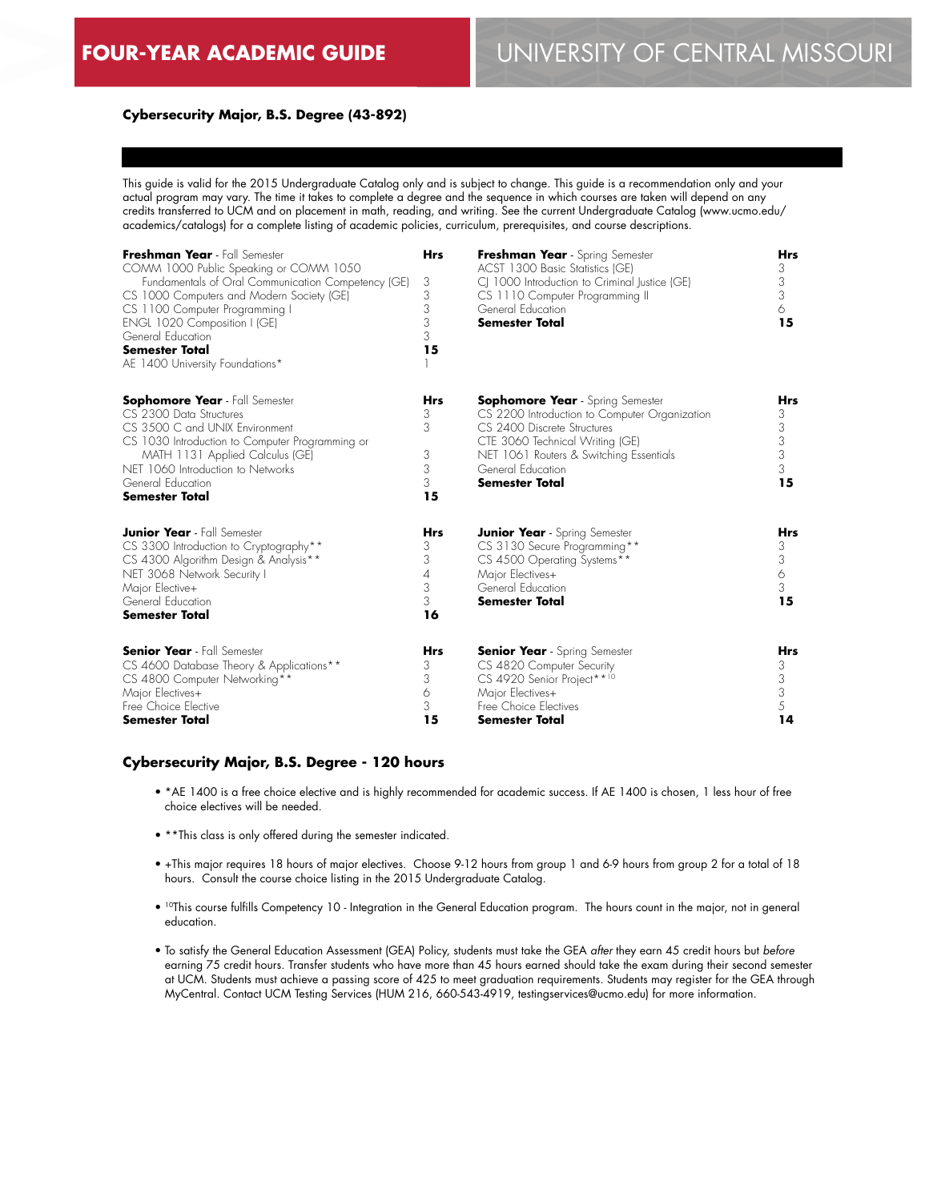# FOUR-YEAR ACADEMIC GUIDE — UNIVERSITY OF CENTRAL MISSOURI

**Cybersecurity Major, B.S. Degree (43-892)**

This guide is valid for the 2015 Undergraduate Catalog only and is subject to change. This guide is a recommendation only and your actual program may vary. The time it takes to complete a degree and the sequence in which courses are taken will depend on any credits transferred to UCM and on placement in math, reading, and writing. See the current Undergraduate Catalog (www.ucmo.edu/academics/catalogs) for a complete listing of academic policies, curriculum, prerequisites, and course descriptions.

| **Freshman Year** - Fall Semester | **Hrs** |
|---|---|
| COMM 1000 Public Speaking or COMM 1050 Fundamentals of Oral Communication Competency (GE) | 3 |
| CS 1000 Computers and Modern Society (GE) | 3 |
| CS 1100 Computer Programming I | 3 |
| ENGL 1020 Composition I (GE) | 3 |
| General Education | 3 |
| **Semester Total** | **15** |
| AE 1400 University Foundations* | 1 |

| **Freshman Year** - Spring Semester | **Hrs** |
|---|---|
| ACST 1300 Basic Statistics (GE) | 3 |
| CJ 1000 Introduction to Criminal Justice (GE) | 3 |
| CS 1110 Computer Programming II | 3 |
| General Education | 6 |
| **Semester Total** | **15** |

| **Sophomore Year** - Fall Semester | **Hrs** |
|---|---|
| CS 2300 Data Structures | 3 |
| CS 3500 C and UNIX Environment | 3 |
| CS 1030 Introduction to Computer Programming or MATH 1131 Applied Calculus (GE) | 3 |
| NET 1060 Introduction to Networks | 3 |
| General Education | 3 |
| **Semester Total** | **15** |

| **Sophomore Year** - Spring Semester | **Hrs** |
|---|---|
| CS 2200 Introduction to Computer Organization | 3 |
| CS 2400 Discrete Structures | 3 |
| CTE 3060 Technical Writing (GE) | 3 |
| NET 1061 Routers & Switching Essentials | 3 |
| General Education | 3 |
| **Semester Total** | **15** |

| **Junior Year** - Fall Semester | **Hrs** |
|---|---|
| CS 3300 Introduction to Cryptography** | 3 |
| CS 4300 Algorithm Design & Analysis** | 3 |
| NET 3068 Network Security I | 4 |
| Major Elective+ | 3 |
| General Education | 3 |
| **Semester Total** | **16** |

| **Junior Year** - Spring Semester | **Hrs** |
|---|---|
| CS 3130 Secure Programming** | 3 |
| CS 4500 Operating Systems** | 3 |
| Major Electives+ | 6 |
| General Education | 3 |
| **Semester Total** | **15** |

| **Senior Year** - Fall Semester | **Hrs** |
|---|---|
| CS 4600 Database Theory & Applications** | 3 |
| CS 4800 Computer Networking** | 3 |
| Major Electives+ | 6 |
| Free Choice Elective | 3 |
| **Semester Total** | **15** |

| **Senior Year** - Spring Semester | **Hrs** |
|---|---|
| CS 4820 Computer Security | 3 |
| CS 4920 Senior Project**[10] | 3 |
| Major Electives+ | 3 |
| Free Choice Electives | 5 |
| **Semester Total** | **14** |

## Cybersecurity Major, B.S. Degree - 120 hours

- *AE 1400 is a free choice elective and is highly recommended for academic success. If AE 1400 is chosen, 1 less hour of free choice electives will be needed.
- **This class is only offered during the semester indicated.
- +This major requires 18 hours of major electives. Choose 9-12 hours from group 1 and 6-9 hours from group 2 for a total of 18 hours. Consult the course choice listing in the 2015 Undergraduate Catalog.
- [10]This course fulfills Competency 10 - Integration in the General Education program. The hours count in the major, not in general education.
- To satisfy the General Education Assessment (GEA) Policy, students must take the GEA *after* they earn 45 credit hours but *before* earning 75 credit hours. Transfer students who have more than 45 hours earned should take the exam during their second semester at UCM. Students must achieve a passing score of 425 to meet graduation requirements. Students may register for the GEA through MyCentral. Contact UCM Testing Services (HUM 216, 660-543-4919, testingservices@ucmo.edu) for more information.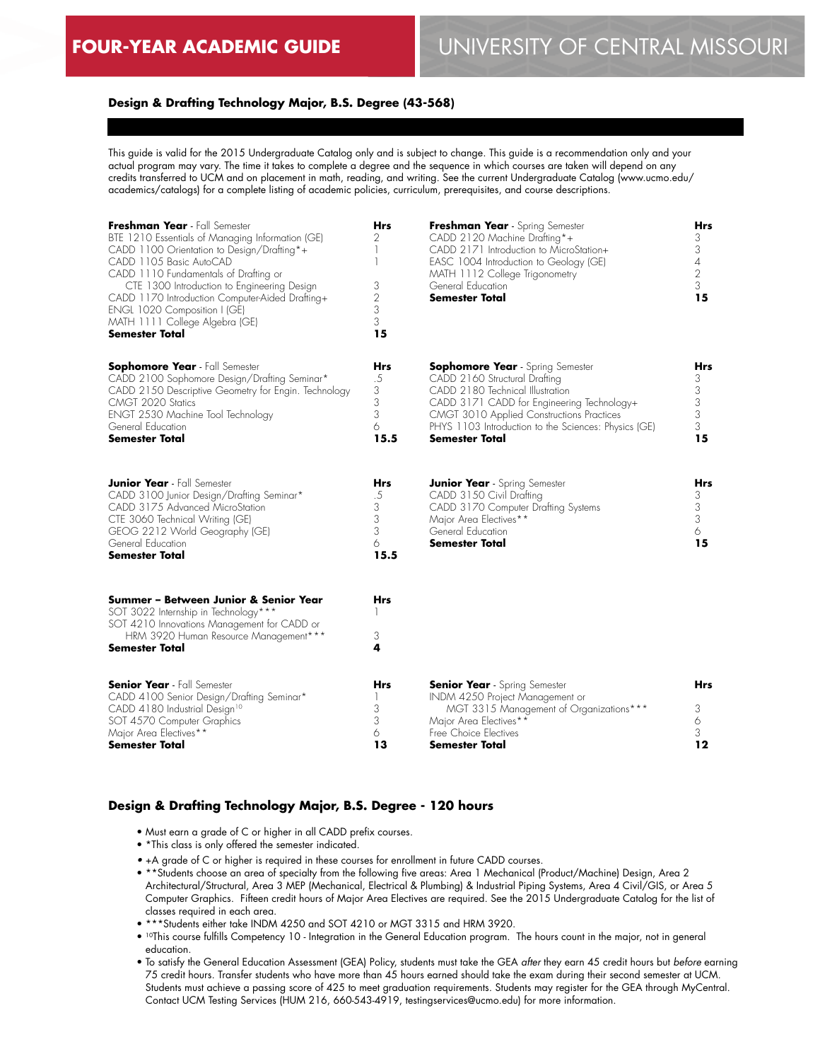# FOUR-YEAR ACADEMIC GUIDE

# UNIVERSITY OF CENTRAL MISSOURI

## Design & Drafting Technology Major, B.S. Degree (43-568)

This guide is valid for the 2015 Undergraduate Catalog only and is subject to change. This guide is a recommendation only and your actual program may vary. The time it takes to complete a degree and the sequence in which courses are taken will depend on any credits transferred to UCM and on placement in math, reading, and writing. See the current Undergraduate Catalog (www.ucmo.edu/academics/catalogs) for a complete listing of academic policies, curriculum, prerequisites, and course descriptions.

| **Freshman Year** - Fall Semester | **Hrs** |
|---|---|
| BTE 1210 Essentials of Managing Information (GE) | 2 |
| CADD 1100 Orientation to Design/Drafting*+ | 1 |
| CADD 1105 Basic AutoCAD | 1 |
| CADD 1110 Fundamentals of Drafting or CTE 1300 Introduction to Engineering Design | 3 |
| CADD 1170 Introduction Computer-Aided Drafting+ | 2 |
| ENGL 1020 Composition I (GE) | 3 |
| MATH 1111 College Algebra (GE) | 3 |
| **Semester Total** | **15** |

| **Freshman Year** - Spring Semester | **Hrs** |
|---|---|
| CADD 2120 Machine Drafting*+ | 3 |
| CADD 2171 Introduction to MicroStation+ | 3 |
| EASC 1004 Introduction to Geology (GE) | 4 |
| MATH 1112 College Trigonometry | 2 |
| General Education | 3 |
| **Semester Total** | **15** |

| **Sophomore Year** - Fall Semester | **Hrs** |
|---|---|
| CADD 2100 Sophomore Design/Drafting Seminar* | .5 |
| CADD 2150 Descriptive Geometry for Engin. Technology | 3 |
| CMGT 2020 Statics | 3 |
| ENGT 2530 Machine Tool Technology | 3 |
| General Education | 6 |
| **Semester Total** | **15.5** |

| **Sophomore Year** - Spring Semester | **Hrs** |
|---|---|
| CADD 2160 Structural Drafting | 3 |
| CADD 2180 Technical Illustration | 3 |
| CADD 3171 CADD for Engineering Technology+ | 3 |
| CMGT 3010 Applied Constructions Practices | 3 |
| PHYS 1103 Introduction to the Sciences: Physics (GE) | 3 |
| **Semester Total** | **15** |

| **Junior Year** - Fall Semester | **Hrs** |
|---|---|
| CADD 3100 Junior Design/Drafting Seminar* | .5 |
| CADD 3175 Advanced MicroStation | 3 |
| CTE 3060 Technical Writing (GE) | 3 |
| GEOG 2212 World Geography (GE) | 3 |
| General Education | 6 |
| **Semester Total** | **15.5** |

| **Junior Year** - Spring Semester | **Hrs** |
|---|---|
| CADD 3150 Civil Drafting | 3 |
| CADD 3170 Computer Drafting Systems | 3 |
| Major Area Electives** | 3 |
| General Education | 6 |
| **Semester Total** | **15** |

| **Summer – Between Junior & Senior Year** | **Hrs** |
|---|---|
| SOT 3022 Internship in Technology*** | 1 |
| SOT 4210 Innovations Management for CADD or HRM 3920 Human Resource Management*** | 3 |
| **Semester Total** | **4** |

| **Senior Year** - Fall Semester | **Hrs** |
|---|---|
| CADD 4100 Senior Design/Drafting Seminar* | 1 |
| CADD 4180 Industrial Design[10] | 3 |
| SOT 4570 Computer Graphics | 3 |
| Major Area Electives** | 6 |
| **Semester Total** | **13** |

| **Senior Year** - Spring Semester | **Hrs** |
|---|---|
| INDM 4250 Project Management or MGT 3315 Management of Organizations*** | 3 |
| Major Area Electives** | 6 |
| Free Choice Electives | 3 |
| **Semester Total** | **12** |

## Design & Drafting Technology Major, B.S. Degree - 120 hours

- Must earn a grade of C or higher in all CADD prefix courses.
- *This class is only offered the semester indicated.
- +A grade of C or higher is required in these courses for enrollment in future CADD courses.
- **Students choose an area of specialty from the following five areas: Area 1 Mechanical (Product/Machine) Design, Area 2 Architectural/Structural, Area 3 MEP (Mechanical, Electrical & Plumbing) & Industrial Piping Systems, Area 4 Civil/GIS, or Area 5 Computer Graphics. Fifteen credit hours of Major Area Electives are required. See the 2015 Undergraduate Catalog for the list of classes required in each area.
- ***Students either take INDM 4250 and SOT 4210 or MGT 3315 and HRM 3920.
- [10]This course fulfills Competency 10 - Integration in the General Education program. The hours count in the major, not in general education.
- To satisfy the General Education Assessment (GEA) Policy, students must take the GEA *after* they earn 45 credit hours but *before* earning 75 credit hours. Transfer students who have more than 45 hours earned should take the exam during their second semester at UCM. Students must achieve a passing score of 425 to meet graduation requirements. Students may register for the GEA through MyCentral. Contact UCM Testing Services (HUM 216, 660-543-4919, testingservices@ucmo.edu) for more information.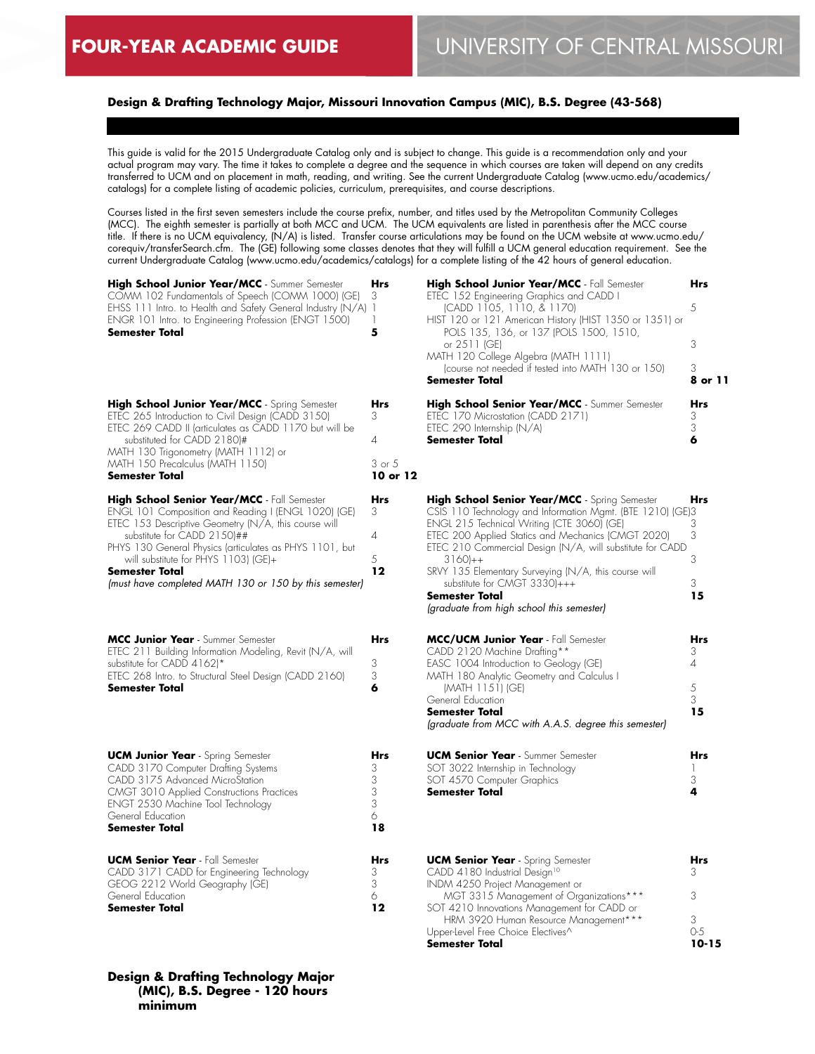# FOUR-YEAR ACADEMIC GUIDE — UNIVERSITY OF CENTRAL MISSOURI

## Design & Drafting Technology Major, Missouri Innovation Campus (MIC), B.S. Degree (43-568)

This guide is valid for the 2015 Undergraduate Catalog only and is subject to change. This guide is a recommendation only and your actual program may vary. The time it takes to complete a degree and the sequence in which courses are taken will depend on any credits transferred to UCM and on placement in math, reading, and writing. See the current Undergraduate Catalog (www.ucmo.edu/academics/catalogs) for a complete listing of academic policies, curriculum, prerequisites, and course descriptions.

Courses listed in the first seven semesters include the course prefix, number, and titles used by the Metropolitan Community Colleges (MCC). The eighth semester is partially at both MCC and UCM. The UCM equivalents are listed in parenthesis after the MCC course title. If there is no UCM equivalency, (N/A) is listed. Transfer course articulations may be found on the UCM website at www.ucmo.edu/corequiv/transferSearch.cfm. The (GE) following some classes denotes that they will fulfill a UCM general education requirement. See the current Undergraduate Catalog (www.ucmo.edu/academics/catalogs) for a complete listing of the 42 hours of general education.

| High School Junior Year/MCC - Summer Semester | Hrs |
|---|---|
| COMM 102 Fundamentals of Speech (COMM 1000) (GE) | 3 |
| EHSS 111 Intro. to Health and Safety General Industry (N/A) | 1 |
| ENGR 101 Intro. to Engineering Profession (ENGT 1500) | 1 |
| **Semester Total** | **5** |

| High School Junior Year/MCC - Fall Semester | Hrs |
|---|---|
| ETEC 152 Engineering Graphics and CADD I (CADD 1105, 1110, & 1170) | 5 |
| HIST 120 or 121 American History (HIST 1350 or 1351) or POLS 135, 136, or 137 (POLS 1500, 1510, or 2511) (GE) | 3 |
| MATH 120 College Algebra (MATH 1111) (course not needed if tested into MATH 130 or 150) | 3 |
| **Semester Total** | **8 or 11** |

| High School Junior Year/MCC - Spring Semester | Hrs |
|---|---|
| ETEC 265 Introduction to Civil Design (CADD 3150) | 3 |
| ETEC 269 CADD II (articulates as CADD 1170 but will be substituted for CADD 2180)# | 4 |
| MATH 130 Trigonometry (MATH 1112) or MATH 150 Precalculus (MATH 1150) | 3 or 5 |
| **Semester Total** | **10 or 12** |

| High School Senior Year/MCC - Summer Semester | Hrs |
|---|---|
| ETEC 170 Microstation (CADD 2171) | 3 |
| ETEC 290 Internship (N/A) | 3 |
| **Semester Total** | **6** |

| High School Senior Year/MCC - Fall Semester | Hrs |
|---|---|
| ENGL 101 Composition and Reading I (ENGL 1020) (GE) | 3 |
| ETEC 153 Descriptive Geometry (N/A, this course will substitute for CADD 2150)## | 4 |
| PHYS 130 General Physics (articulates as PHYS 1101, but will substitute for PHYS 1103) (GE)+ | 5 |
| **Semester Total** | **12** |
| *(must have completed MATH 130 or 150 by this semester)* | |

| High School Senior Year/MCC - Spring Semester | Hrs |
|---|---|
| CSIS 110 Technology and Information Mgmt. (BTE 1210) (GE) | 3 |
| ENGL 215 Technical Writing (CTE 3060) (GE) | 3 |
| ETEC 200 Applied Statics and Mechanics (CMGT 2020) | 3 |
| ETEC 210 Commercial Design (N/A, will substitute for CADD 3160)++ | 3 |
| SRVY 135 Elementary Surveying (N/A, this course will substitute for CMGT 3330)+++ | 3 |
| **Semester Total** | **15** |
| *(graduate from high school this semester)* | |

| MCC Junior Year - Summer Semester | Hrs |
|---|---|
| ETEC 211 Building Information Modeling, Revit (N/A, will substitute for CADD 4162)* | 3 |
| ETEC 268 Intro. to Structural Steel Design (CADD 2160) | 3 |
| **Semester Total** | **6** |

| MCC/UCM Junior Year - Fall Semester | Hrs |
|---|---|
| CADD 2120 Machine Drafting** | 3 |
| EASC 1004 Introduction to Geology (GE) | 4 |
| MATH 180 Analytic Geometry and Calculus I (MATH 1151) (GE) | 5 |
| General Education | 3 |
| **Semester Total** | **15** |
| *(graduate from MCC with A.A.S. degree this semester)* | |

| UCM Junior Year - Spring Semester | Hrs |
|---|---|
| CADD 3170 Computer Drafting Systems | 3 |
| CADD 3175 Advanced MicroStation | 3 |
| CMGT 3010 Applied Constructions Practices | 3 |
| ENGT 2530 Machine Tool Technology | 3 |
| General Education | 6 |
| **Semester Total** | **18** |

| UCM Senior Year - Summer Semester | Hrs |
|---|---|
| SOT 3022 Internship in Technology | 1 |
| SOT 4570 Computer Graphics | 3 |
| **Semester Total** | **4** |

| UCM Senior Year - Fall Semester | Hrs |
|---|---|
| CADD 3171 CADD for Engineering Technology | 3 |
| GEOG 2212 World Geography (GE) | 3 |
| General Education | 6 |
| **Semester Total** | **12** |

| UCM Senior Year - Spring Semester | Hrs |
|---|---|
| CADD 4180 Industrial Design[10] | 3 |
| INDM 4250 Project Management or MGT 3315 Management of Organizations*** | 3 |
| SOT 4210 Innovations Management for CADD or HRM 3920 Human Resource Management*** | 3 |
| Upper-Level Free Choice Electives^ | 0-5 |
| **Semester Total** | **10-15** |

**Design & Drafting Technology Major (MIC), B.S. Degree - 120 hours minimum**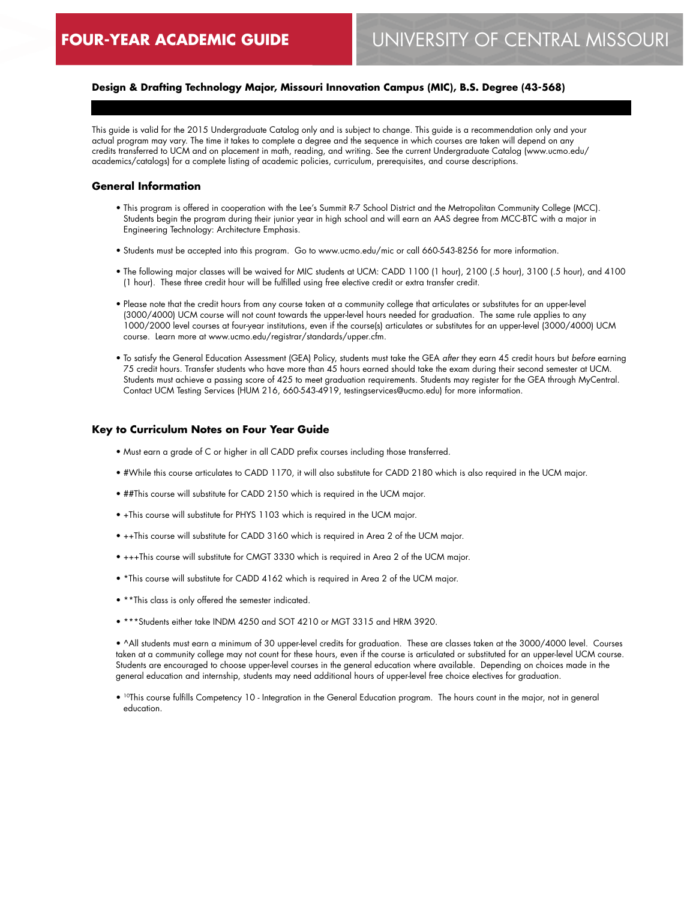# FOUR-YEAR ACADEMIC GUIDE

## UNIVERSITY OF CENTRAL MISSOURI

**Design & Drafting Technology Major, Missouri Innovation Campus (MIC), B.S. Degree (43-568)**

This guide is valid for the 2015 Undergraduate Catalog only and is subject to change. This guide is a recommendation only and your actual program may vary. The time it takes to complete a degree and the sequence in which courses are taken will depend on any credits transferred to UCM and on placement in math, reading, and writing. See the current Undergraduate Catalog (www.ucmo.edu/academics/catalogs) for a complete listing of academic policies, curriculum, prerequisites, and course descriptions.

### General Information

- This program is offered in cooperation with the Lee's Summit R-7 School District and the Metropolitan Community College (MCC). Students begin the program during their junior year in high school and will earn an AAS degree from MCC-BTC with a major in Engineering Technology: Architecture Emphasis.
- Students must be accepted into this program. Go to www.ucmo.edu/mic or call 660-543-8256 for more information.
- The following major classes will be waived for MIC students at UCM: CADD 1100 (1 hour), 2100 (.5 hour), 3100 (.5 hour), and 4100 (1 hour). These three credit hour will be fulfilled using free elective credit or extra transfer credit.
- Please note that the credit hours from any course taken at a community college that articulates or substitutes for an upper-level (3000/4000) UCM course will not count towards the upper-level hours needed for graduation. The same rule applies to any 1000/2000 level courses at four-year institutions, even if the course(s) articulates or substitutes for an upper-level (3000/4000) UCM course. Learn more at www.ucmo.edu/registrar/standards/upper.cfm.
- To satisfy the General Education Assessment (GEA) Policy, students must take the GEA *after* they earn 45 credit hours but *before* earning 75 credit hours. Transfer students who have more than 45 hours earned should take the exam during their second semester at UCM. Students must achieve a passing score of 425 to meet graduation requirements. Students may register for the GEA through MyCentral. Contact UCM Testing Services (HUM 216, 660-543-4919, testingservices@ucmo.edu) for more information.

### Key to Curriculum Notes on Four Year Guide

- Must earn a grade of C or higher in all CADD prefix courses including those transferred.
- #While this course articulates to CADD 1170, it will also substitute for CADD 2180 which is also required in the UCM major.
- ##This course will substitute for CADD 2150 which is required in the UCM major.
- +This course will substitute for PHYS 1103 which is required in the UCM major.
- ++This course will substitute for CADD 3160 which is required in Area 2 of the UCM major.
- +++This course will substitute for CMGT 3330 which is required in Area 2 of the UCM major.
- *This course will substitute for CADD 4162 which is required in Area 2 of the UCM major.
- **This class is only offered the semester indicated.
- ***Students either take INDM 4250 and SOT 4210 or MGT 3315 and HRM 3920.
- ^All students must earn a minimum of 30 upper-level credits for graduation. These are classes taken at the 3000/4000 level. Courses taken at a community college may not count for these hours, even if the course is articulated or substituted for an upper-level UCM course. Students are encouraged to choose upper-level courses in the general education where available. Depending on choices made in the general education and internship, students may need additional hours of upper-level free choice electives for graduation.
- [10]This course fulfills Competency 10 - Integration in the General Education program. The hours count in the major, not in general education.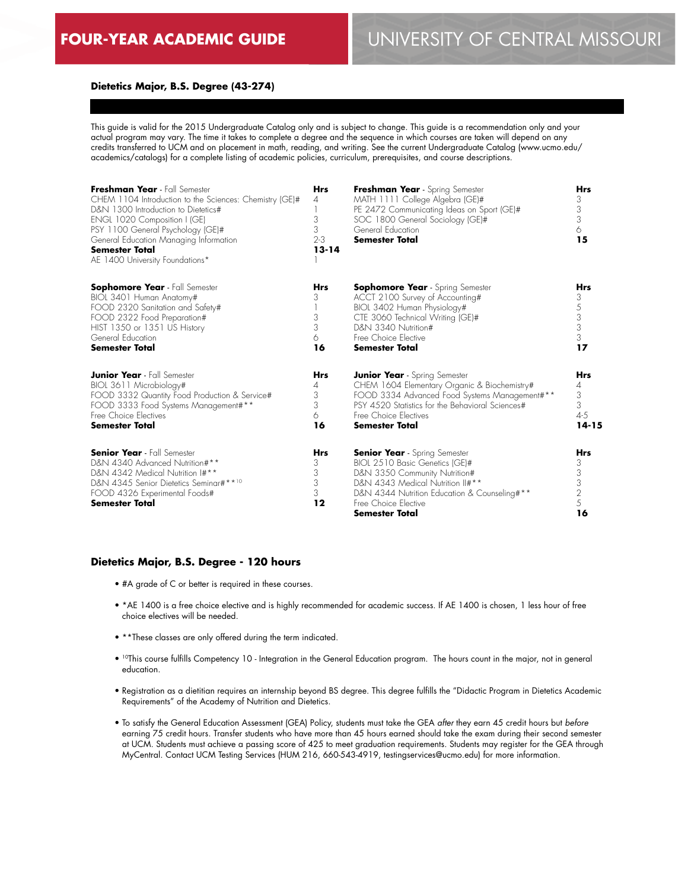# FOUR-YEAR ACADEMIC GUIDE

# UNIVERSITY OF CENTRAL MISSOURI

## Dietetics Major, B.S. Degree (43-274)

This guide is valid for the 2015 Undergraduate Catalog only and is subject to change. This guide is a recommendation only and your actual program may vary. The time it takes to complete a degree and the sequence in which courses are taken will depend on any credits transferred to UCM and on placement in math, reading, and writing. See the current Undergraduate Catalog (www.ucmo.edu/academics/catalogs) for a complete listing of academic policies, curriculum, prerequisites, and course descriptions.

| **Freshman Year** - Fall Semester | **Hrs** |
|---|---|
| CHEM 1104 Introduction to the Sciences: Chemistry (GE)# | 4 |
| D&N 1300 Introduction to Dietetics# | 1 |
| ENGL 1020 Composition I (GE) | 3 |
| PSY 1100 General Psychology (GE)# | 3 |
| General Education Managing Information | 2-3 |
| **Semester Total** | **13-14** |
| AE 1400 University Foundations* | 1 |

| **Freshman Year** - Spring Semester | **Hrs** |
|---|---|
| MATH 1111 College Algebra (GE)# | 3 |
| PE 2472 Communicating Ideas on Sport (GE)# | 3 |
| SOC 1800 General Sociology (GE)# | 3 |
| General Education | 6 |
| **Semester Total** | **15** |

| **Sophomore Year** - Fall Semester | **Hrs** |
|---|---|
| BIOL 3401 Human Anatomy# | 3 |
| FOOD 2320 Sanitation and Safety# | 1 |
| FOOD 2322 Food Preparation# | 3 |
| HIST 1350 or 1351 US History | 3 |
| General Education | 6 |
| **Semester Total** | **16** |

| **Sophomore Year** - Spring Semester | **Hrs** |
|---|---|
| ACCT 2100 Survey of Accounting# | 3 |
| BIOL 3402 Human Physiology# | 5 |
| CTE 3060 Technical Writing (GE)# | 3 |
| D&N 3340 Nutrition# | 3 |
| Free Choice Elective | 3 |
| **Semester Total** | **17** |

| **Junior Year** - Fall Semester | **Hrs** |
|---|---|
| BIOL 3611 Microbiology# | 4 |
| FOOD 3332 Quantity Food Production & Service# | 3 |
| FOOD 3333 Food Systems Management#** | 3 |
| Free Choice Electives | 6 |
| **Semester Total** | **16** |

| **Junior Year** - Spring Semester | **Hrs** |
|---|---|
| CHEM 1604 Elementary Organic & Biochemistry# | 4 |
| FOOD 3334 Advanced Food Systems Management#** | 3 |
| PSY 4520 Statistics for the Behavioral Sciences# | 3 |
| Free Choice Electives | 4-5 |
| **Semester Total** | **14-15** |

| **Senior Year** - Fall Semester | **Hrs** |
|---|---|
| D&N 4340 Advanced Nutrition#** | 3 |
| D&N 4342 Medical Nutrition I#** | 3 |
| D&N 4345 Senior Dietetics Seminar#**[10] | 3 |
| FOOD 4326 Experimental Foods# | 3 |
| **Semester Total** | **12** |

| **Senior Year** - Spring Semester | **Hrs** |
|---|---|
| BIOL 2510 Basic Genetics (GE)# | 3 |
| D&N 3350 Community Nutrition# | 3 |
| D&N 4343 Medical Nutrition II#** | 3 |
| D&N 4344 Nutrition Education & Counseling#** | 2 |
| Free Choice Elective | 5 |
| **Semester Total** | **16** |

## Dietetics Major, B.S. Degree - 120 hours

- #A grade of C or better is required in these courses.
- *AE 1400 is a free choice elective and is highly recommended for academic success. If AE 1400 is chosen, 1 less hour of free choice electives will be needed.
- **These classes are only offered during the term indicated.
- [10]This course fulfills Competency 10 - Integration in the General Education program. The hours count in the major, not in general education.
- Registration as a dietitian requires an internship beyond BS degree. This degree fulfills the "Didactic Program in Dietetics Academic Requirements" of the Academy of Nutrition and Dietetics.
- To satisfy the General Education Assessment (GEA) Policy, students must take the GEA *after* they earn 45 credit hours but *before* earning 75 credit hours. Transfer students who have more than 45 hours earned should take the exam during their second semester at UCM. Students must achieve a passing score of 425 to meet graduation requirements. Students may register for the GEA through MyCentral. Contact UCM Testing Services (HUM 216, 660-543-4919, testingservices@ucmo.edu) for more information.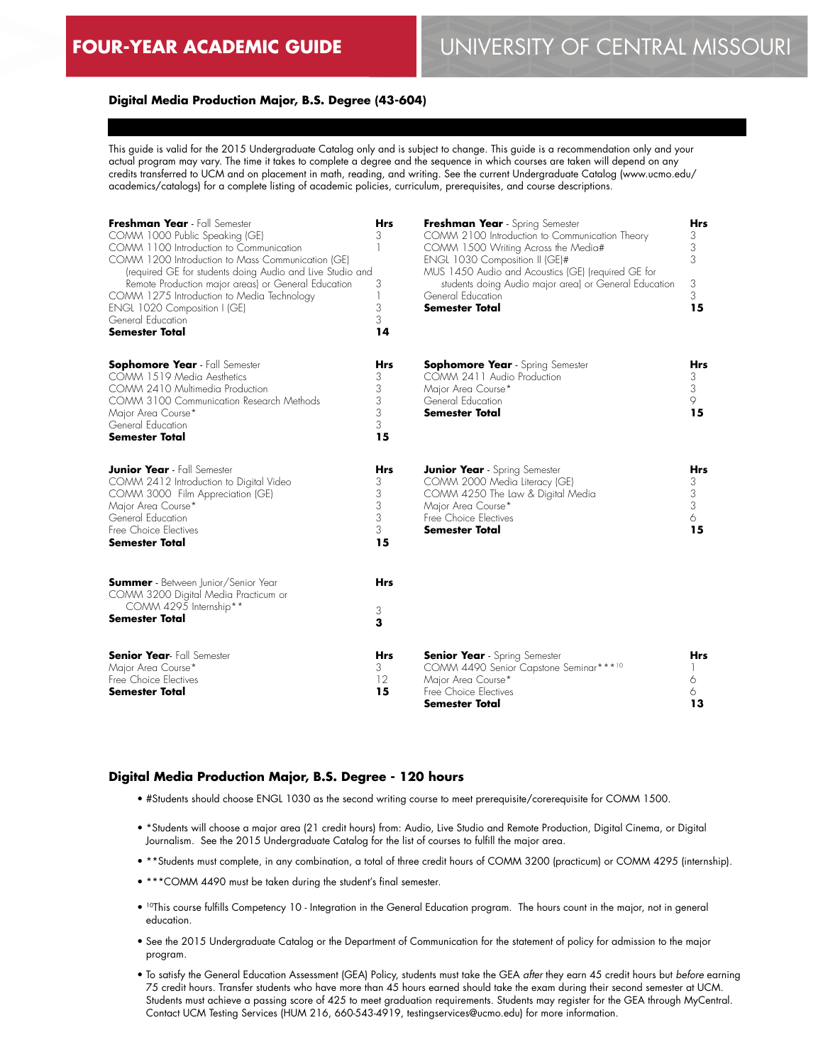# FOUR-YEAR ACADEMIC GUIDE

# UNIVERSITY OF CENTRAL MISSOURI

## Digital Media Production Major, B.S. Degree (43-604)

This guide is valid for the 2015 Undergraduate Catalog only and is subject to change. This guide is a recommendation only and your actual program may vary. The time it takes to complete a degree and the sequence in which courses are taken will depend on any credits transferred to UCM and on placement in math, reading, and writing. See the current Undergraduate Catalog (www.ucmo.edu/academics/catalogs) for a complete listing of academic policies, curriculum, prerequisites, and course descriptions.

| **Freshman Year** - Fall Semester | Hrs |
|---|---|
| COMM 1000 Public Speaking (GE) | 3 |
| COMM 1100 Introduction to Communication | 1 |
| COMM 1200 Introduction to Mass Communication (GE) (required GE for students doing Audio and Live Studio and Remote Production major areas) or General Education | 3 |
| COMM 1275 Introduction to Media Technology | 1 |
| ENGL 1020 Composition I (GE) | 3 |
| General Education | 3 |
| **Semester Total** | **14** |

| **Freshman Year** - Spring Semester | Hrs |
|---|---|
| COMM 2100 Introduction to Communication Theory | 3 |
| COMM 1500 Writing Across the Media# | 3 |
| ENGL 1030 Composition II (GE)# | 3 |
| MUS 1450 Audio and Acoustics (GE) (required GE for students doing Audio major area) or General Education | 3 |
| General Education | 3 |
| **Semester Total** | **15** |

| **Sophomore Year** - Fall Semester | Hrs |
|---|---|
| COMM 1519 Media Aesthetics | 3 |
| COMM 2410 Multimedia Production | 3 |
| COMM 3100 Communication Research Methods | 3 |
| Major Area Course* | 3 |
| General Education | 3 |
| **Semester Total** | **15** |

| **Sophomore Year** - Spring Semester | Hrs |
|---|---|
| COMM 2411 Audio Production | 3 |
| Major Area Course* | 3 |
| General Education | 9 |
| **Semester Total** | **15** |

| **Junior Year** - Fall Semester | Hrs |
|---|---|
| COMM 2412 Introduction to Digital Video | 3 |
| COMM 3000 Film Appreciation (GE) | 3 |
| Major Area Course* | 3 |
| General Education | 3 |
| Free Choice Electives | 3 |
| **Semester Total** | **15** |

| **Junior Year** - Spring Semester | Hrs |
|---|---|
| COMM 2000 Media Literacy (GE) | 3 |
| COMM 4250 The Law & Digital Media | 3 |
| Major Area Course* | 3 |
| Free Choice Electives | 6 |
| **Semester Total** | **15** |

| **Summer** - Between Junior/Senior Year | Hrs |
|---|---|
| COMM 3200 Digital Media Practicum or COMM 4295 Internship** | 3 |
| **Semester Total** | **3** |

| **Senior Year** - Fall Semester | Hrs |
|---|---|
| Major Area Course* | 3 |
| Free Choice Electives | 12 |
| **Semester Total** | **15** |

| **Senior Year** - Spring Semester | Hrs |
|---|---|
| COMM 4490 Senior Capstone Seminar***[10] | 1 |
| Major Area Course* | 6 |
| Free Choice Electives | 6 |
| **Semester Total** | **13** |

## Digital Media Production Major, B.S. Degree - 120 hours

- #Students should choose ENGL 1030 as the second writing course to meet prerequisite/corerequisite for COMM 1500.
- *Students will choose a major area (21 credit hours) from: Audio, Live Studio and Remote Production, Digital Cinema, or Digital Journalism. See the 2015 Undergraduate Catalog for the list of courses to fulfill the major area.
- **Students must complete, in any combination, a total of three credit hours of COMM 3200 (practicum) or COMM 4295 (internship).
- ***COMM 4490 must be taken during the student's final semester.
- [10]This course fulfills Competency 10 - Integration in the General Education program. The hours count in the major, not in general education.
- See the 2015 Undergraduate Catalog or the Department of Communication for the statement of policy for admission to the major program.
- To satisfy the General Education Assessment (GEA) Policy, students must take the GEA *after* they earn 45 credit hours but *before* earning 75 credit hours. Transfer students who have more than 45 hours earned should take the exam during their second semester at UCM. Students must achieve a passing score of 425 to meet graduation requirements. Students may register for the GEA through MyCentral. Contact UCM Testing Services (HUM 216, 660-543-4919, testingservices@ucmo.edu) for more information.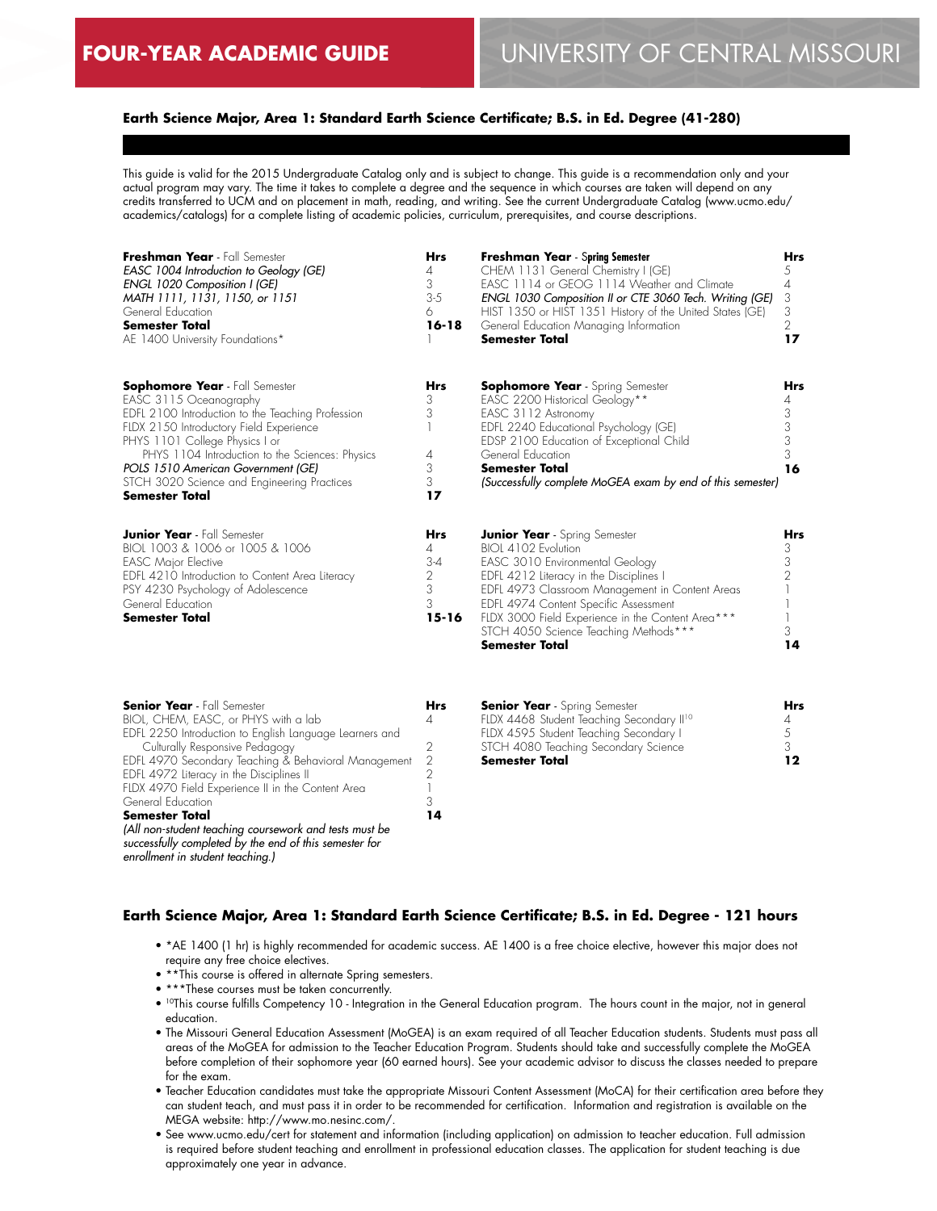# FOUR-YEAR ACADEMIC GUIDE — UNIVERSITY OF CENTRAL MISSOURI

### Earth Science Major, Area 1: Standard Earth Science Certificate; B.S. in Ed. Degree (41-280)

This guide is valid for the 2015 Undergraduate Catalog only and is subject to change. This guide is a recommendation only and your actual program may vary. The time it takes to complete a degree and the sequence in which courses are taken will depend on any credits transferred to UCM and on placement in math, reading, and writing. See the current Undergraduate Catalog (www.ucmo.edu/academics/catalogs) for a complete listing of academic policies, curriculum, prerequisites, and course descriptions.

| **Freshman Year** - Fall Semester | **Hrs** |
|---|---|
| *EASC 1004 Introduction to Geology (GE)* | 4 |
| *ENGL 1020 Composition I (GE)* | 3 |
| *MATH 1111, 1131, 1150, or 1151* | 3-5 |
| General Education | 6 |
| **Semester Total** | **16-18** |
| AE 1400 University Foundations* | 1 |

| **Freshman Year** - Spring Semester | **Hrs** |
|---|---|
| CHEM 1131 General Chemistry I (GE) | 5 |
| EASC 1114 or GEOG 1114 Weather and Climate | 4 |
| *ENGL 1030 Composition II or CTE 3060 Tech. Writing (GE)* | 3 |
| HIST 1350 or HIST 1351 History of the United States (GE) | 3 |
| General Education Managing Information | 2 |
| **Semester Total** | **17** |

| **Sophomore Year** - Fall Semester | **Hrs** |
|---|---|
| EASC 3115 Oceanography | 3 |
| EDFL 2100 Introduction to the Teaching Profession | 3 |
| FLDX 2150 Introductory Field Experience | 1 |
| PHYS 1101 College Physics I or PHYS 1104 Introduction to the Sciences: Physics | 4 |
| *POLS 1510 American Government (GE)* | 3 |
| STCH 3020 Science and Engineering Practices | 3 |
| **Semester Total** | **17** |

| **Sophomore Year** - Spring Semester | **Hrs** |
|---|---|
| EASC 2200 Historical Geology** | 4 |
| EASC 3112 Astronomy | 3 |
| EDFL 2240 Educational Psychology (GE) | 3 |
| EDSP 2100 Education of Exceptional Child | 3 |
| General Education | 3 |
| **Semester Total** | **16** |
| *(Successfully complete MoGEA exam by end of this semester)* | |

| **Junior Year** - Fall Semester | **Hrs** |
|---|---|
| BIOL 1003 & 1006 or 1005 & 1006 | 4 |
| EASC Major Elective | 3-4 |
| EDFL 4210 Introduction to Content Area Literacy | 2 |
| PSY 4230 Psychology of Adolescence | 3 |
| General Education | 3 |
| **Semester Total** | **15-16** |

| **Junior Year** - Spring Semester | **Hrs** |
|---|---|
| BIOL 4102 Evolution | 3 |
| EASC 3010 Environmental Geology | 3 |
| EDFL 4212 Literacy in the Disciplines I | 2 |
| EDFL 4973 Classroom Management in Content Areas | 1 |
| EDFL 4974 Content Specific Assessment | 1 |
| FLDX 3000 Field Experience in the Content Area*** | 1 |
| STCH 4050 Science Teaching Methods*** | 3 |
| **Semester Total** | **14** |

| **Senior Year** - Fall Semester | **Hrs** |
|---|---|
| BIOL, CHEM, EASC, or PHYS with a lab | 4 |
| EDFL 2250 Introduction to English Language Learners and Culturally Responsive Pedagogy | 2 |
| EDFL 4970 Secondary Teaching & Behavioral Management | 2 |
| EDFL 4972 Literacy in the Disciplines II | 2 |
| FLDX 4970 Field Experience II in the Content Area | 1 |
| General Education | 3 |
| **Semester Total** | **14** |
| *(All non-student teaching coursework and tests must be successfully completed by the end of this semester for enrollment in student teaching.)* | |

| **Senior Year** - Spring Semester | **Hrs** |
|---|---|
| FLDX 4468 Student Teaching Secondary II[10] | 4 |
| FLDX 4595 Student Teaching Secondary I | 5 |
| STCH 4080 Teaching Secondary Science | 3 |
| **Semester Total** | **12** |

### Earth Science Major, Area 1: Standard Earth Science Certificate; B.S. in Ed. Degree - 121 hours

- *AE 1400 (1 hr) is highly recommended for academic success. AE 1400 is a free choice elective, however this major does not require any free choice electives.
- **This course is offered in alternate Spring semesters.
- ***These courses must be taken concurrently.
- [10]This course fulfills Competency 10 - Integration in the General Education program. The hours count in the major, not in general education.
- The Missouri General Education Assessment (MoGEA) is an exam required of all Teacher Education students. Students must pass all areas of the MoGEA for admission to the Teacher Education Program. Students should take and successfully complete the MoGEA before completion of their sophomore year (60 earned hours). See your academic advisor to discuss the classes needed to prepare for the exam.
- Teacher Education candidates must take the appropriate Missouri Content Assessment (MoCA) for their certification area before they can student teach, and must pass it in order to be recommended for certification. Information and registration is available on the MEGA website: http://www.mo.nesinc.com/.
- See www.ucmo.edu/cert for statement and information (including application) on admission to teacher education. Full admission is required before student teaching and enrollment in professional education classes. The application for student teaching is due approximately one year in advance.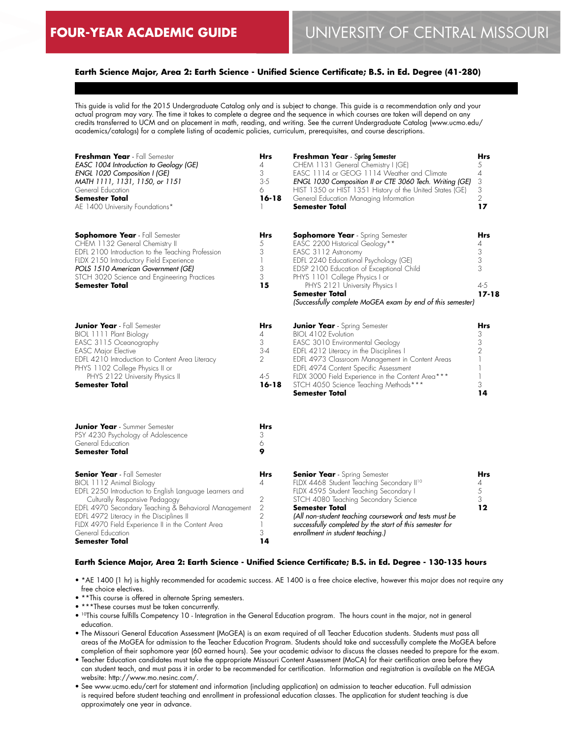# FOUR-YEAR ACADEMIC GUIDE — UNIVERSITY OF CENTRAL MISSOURI

### Earth Science Major, Area 2: Earth Science - Unified Science Certificate; B.S. in Ed. Degree (41-280)

This guide is valid for the 2015 Undergraduate Catalog only and is subject to change. This guide is a recommendation only and your actual program may vary. The time it takes to complete a degree and the sequence in which courses are taken will depend on any credits transferred to UCM and on placement in math, reading, and writing. See the current Undergraduate Catalog (www.ucmo.edu/academics/catalogs) for a complete listing of academic policies, curriculum, prerequisites, and course descriptions.

| **Freshman Year** - Fall Semester | Hrs |
|---|---|
| *EASC 1004 Introduction to Geology (GE)* | 4 |
| *ENGL 1020 Composition I (GE)* | 3 |
| *MATH 1111, 1131, 1150, or 1151* | 3-5 |
| General Education | 6 |
| **Semester Total** | **16-18** |
| AE 1400 University Foundations* | 1 |

| **Freshman Year** - Spring Semester | Hrs |
|---|---|
| CHEM 1131 General Chemistry I (GE) | 5 |
| EASC 1114 or GEOG 1114 Weather and Climate | 4 |
| *ENGL 1030 Composition II or CTE 3060 Tech. Writing (GE)* | 3 |
| HIST 1350 or HIST 1351 History of the United States (GE) | 3 |
| General Education Managing Information | 2 |
| **Semester Total** | **17** |

| **Sophomore Year** - Fall Semester | Hrs |
|---|---|
| CHEM 1132 General Chemistry II | 5 |
| EDFL 2100 Introduction to the Teaching Profession | 3 |
| FLDX 2150 Introductory Field Experience | 1 |
| *POLS 1510 American Government (GE)* | 3 |
| STCH 3020 Science and Engineering Practices | 3 |
| **Semester Total** | **15** |

| **Sophomore Year** - Spring Semester | Hrs |
|---|---|
| EASC 2200 Historical Geology** | 4 |
| EASC 3112 Astronomy | 3 |
| EDFL 2240 Educational Psychology (GE) | 3 |
| EDSP 2100 Education of Exceptional Child | 3 |
| PHYS 1101 College Physics I or PHYS 2121 University Physics I | 4-5 |
| **Semester Total** | **17-18** |

*(Successfully complete MoGEA exam by end of this semester)*

| **Junior Year** - Fall Semester | Hrs |
|---|---|
| BIOL 1111 Plant Biology | 4 |
| EASC 3115 Oceanography | 3 |
| EASC Major Elective | 3-4 |
| EDFL 4210 Introduction to Content Area Literacy | 2 |
| PHYS 1102 College Physics II or PHYS 2122 University Physics II | 4-5 |
| **Semester Total** | **16-18** |

| **Junior Year** - Spring Semester | Hrs |
|---|---|
| BIOL 4102 Evolution | 3 |
| EASC 3010 Environmental Geology | 3 |
| EDFL 4212 Literacy in the Disciplines I | 2 |
| EDFL 4973 Classroom Management in Content Areas | 1 |
| EDFL 4974 Content Specific Assessment | 1 |
| FLDX 3000 Field Experience in the Content Area*** | 1 |
| STCH 4050 Science Teaching Methods*** | 3 |
| **Semester Total** | **14** |

| **Junior Year** - Summer Semester | Hrs |
|---|---|
| PSY 4230 Psychology of Adolescence | 3 |
| General Education | 6 |
| **Semester Total** | **9** |

| **Senior Year** - Fall Semester | Hrs |
|---|---|
| BIOL 1112 Animal Biology | 4 |
| EDFL 2250 Introduction to English Language Learners and Culturally Responsive Pedagogy | 2 |
| EDFL 4970 Secondary Teaching & Behavioral Management | 2 |
| EDFL 4972 Literacy in the Disciplines II | 2 |
| FLDX 4970 Field Experience II in the Content Area | 1 |
| General Education | 3 |
| **Semester Total** | **14** |

| **Senior Year** - Spring Semester | Hrs |
|---|---|
| FLDX 4468 Student Teaching Secondary II[10] | 4 |
| FLDX 4595 Student Teaching Secondary I | 5 |
| STCH 4080 Teaching Secondary Science | 3 |
| **Semester Total** | **12** |

*(All non-student teaching coursework and tests must be successfully completed by the start of this semester for enrollment in student teaching.)*

### Earth Science Major, Area 2: Earth Science - Unified Science Certificate; B.S. in Ed. Degree - 130-135 hours

- *AE 1400 (1 hr) is highly recommended for academic success. AE 1400 is a free choice elective, however this major does not require any free choice electives.
- **This course is offered in alternate Spring semesters.
- ***These courses must be taken concurrently.
- [10]This course fulfills Competency 10 - Integration in the General Education program. The hours count in the major, not in general education.
- The Missouri General Education Assessment (MoGEA) is an exam required of all Teacher Education students. Students must pass all areas of the MoGEA for admission to the Teacher Education Program. Students should take and successfully complete the MoGEA before completion of their sophomore year (60 earned hours). See your academic advisor to discuss the classes needed to prepare for the exam.
- Teacher Education candidates must take the appropriate Missouri Content Assessment (MoCA) for their certification area before they can student teach, and must pass it in order to be recommended for certification. Information and registration is available on the MEGA website: http://www.mo.nesinc.com/.
- See www.ucmo.edu/cert for statement and information (including application) on admission to teacher education. Full admission is required before student teaching and enrollment in professional education classes. The application for student teaching is due approximately one year in advance.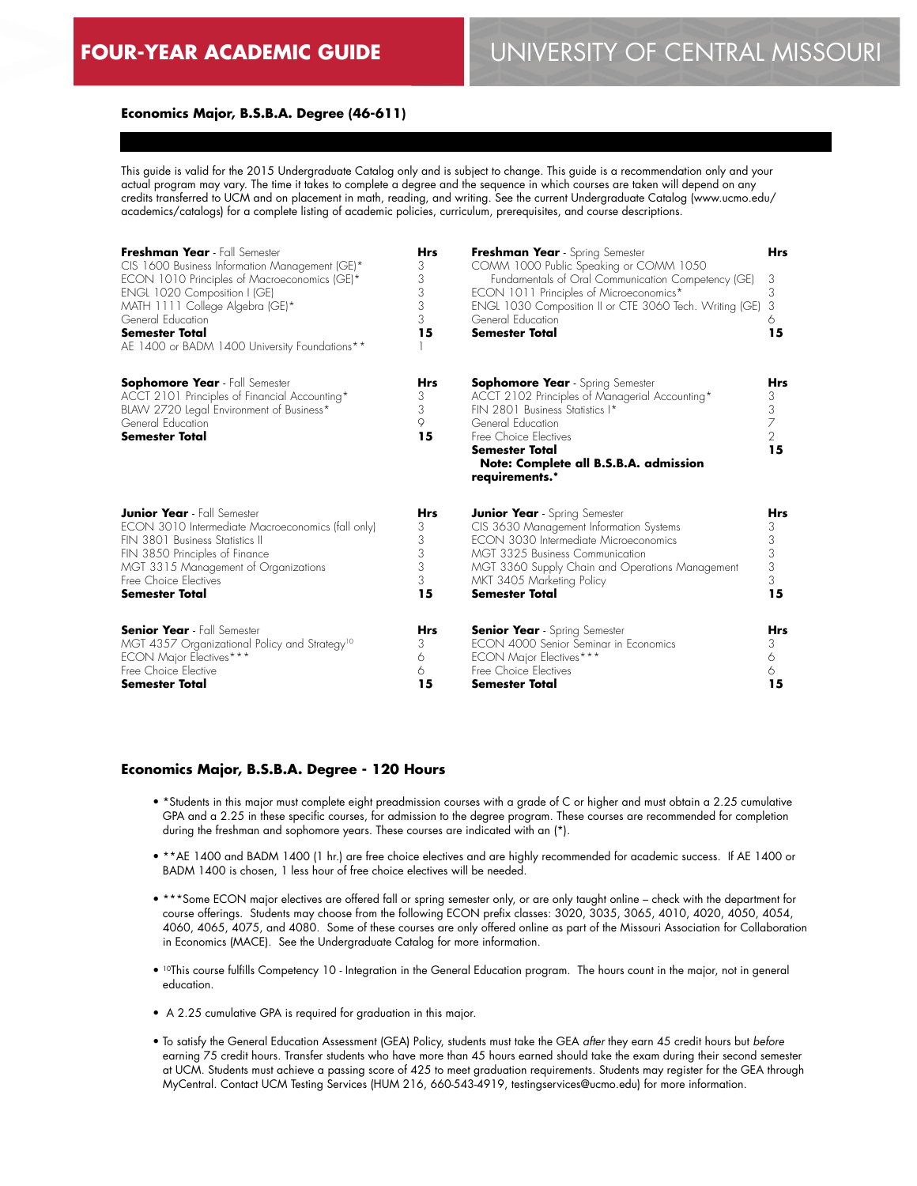# FOUR-YEAR ACADEMIC GUIDE

## UNIVERSITY OF CENTRAL MISSOURI

### Economics Major, B.S.B.A. Degree (46-611)

This guide is valid for the 2015 Undergraduate Catalog only and is subject to change. This guide is a recommendation only and your actual program may vary. The time it takes to complete a degree and the sequence in which courses are taken will depend on any credits transferred to UCM and on placement in math, reading, and writing. See the current Undergraduate Catalog (www.ucmo.edu/academics/catalogs) for a complete listing of academic policies, curriculum, prerequisites, and course descriptions.

| **Freshman Year** - Fall Semester | **Hrs** |
|---|---|
| CIS 1600 Business Information Management (GE)* | 3 |
| ECON 1010 Principles of Macroeconomics (GE)* | 3 |
| ENGL 1020 Composition I (GE) | 3 |
| MATH 1111 College Algebra (GE)* | 3 |
| General Education | 3 |
| **Semester Total** | **15** |
| AE 1400 or BADM 1400 University Foundations** | 1 |

| **Freshman Year** - Spring Semester | **Hrs** |
|---|---|
| COMM 1000 Public Speaking or COMM 1050 Fundamentals of Oral Communication Competency (GE) | 3 |
| ECON 1011 Principles of Microeconomics* | 3 |
| ENGL 1030 Composition II or CTE 3060 Tech. Writing (GE) | 3 |
| General Education | 6 |
| **Semester Total** | **15** |

| **Sophomore Year** - Fall Semester | **Hrs** |
|---|---|
| ACCT 2101 Principles of Financial Accounting* | 3 |
| BLAW 2720 Legal Environment of Business* | 3 |
| General Education | 9 |
| **Semester Total** | **15** |

| **Sophomore Year** - Spring Semester | **Hrs** |
|---|---|
| ACCT 2102 Principles of Managerial Accounting* | 3 |
| FIN 2801 Business Statistics I* | 3 |
| General Education | 7 |
| Free Choice Electives | 2 |
| **Semester Total** | **15** |
| **Note: Complete all B.S.B.A. admission requirements.*** | |

| **Junior Year** - Fall Semester | **Hrs** |
|---|---|
| ECON 3010 Intermediate Macroeconomics (fall only) | 3 |
| FIN 3801 Business Statistics II | 3 |
| FIN 3850 Principles of Finance | 3 |
| MGT 3315 Management of Organizations | 3 |
| Free Choice Electives | 3 |
| **Semester Total** | **15** |

| **Junior Year** - Spring Semester | **Hrs** |
|---|---|
| CIS 3630 Management Information Systems | 3 |
| ECON 3030 Intermediate Microeconomics | 3 |
| MGT 3325 Business Communication | 3 |
| MGT 3360 Supply Chain and Operations Management | 3 |
| MKT 3405 Marketing Policy | 3 |
| **Semester Total** | **15** |

| **Senior Year** - Fall Semester | **Hrs** |
|---|---|
| MGT 4357 Organizational Policy and Strategy[10] | 3 |
| ECON Major Electives*** | 6 |
| Free Choice Elective | 6 |
| **Semester Total** | **15** |

| **Senior Year** - Spring Semester | **Hrs** |
|---|---|
| ECON 4000 Senior Seminar in Economics | 3 |
| ECON Major Electives*** | 6 |
| Free Choice Electives | 6 |
| **Semester Total** | **15** |

### Economics Major, B.S.B.A. Degree - 120 Hours

- *Students in this major must complete eight preadmission courses with a grade of C or higher and must obtain a 2.25 cumulative GPA and a 2.25 in these specific courses, for admission to the degree program. These courses are recommended for completion during the freshman and sophomore years. These courses are indicated with an (*).
- **AE 1400 and BADM 1400 (1 hr.) are free choice electives and are highly recommended for academic success. If AE 1400 or BADM 1400 is chosen, 1 less hour of free choice electives will be needed.
- ***Some ECON major electives are offered fall or spring semester only, or are only taught online – check with the department for course offerings. Students may choose from the following ECON prefix classes: 3020, 3035, 3065, 4010, 4020, 4050, 4054, 4060, 4065, 4075, and 4080. Some of these courses are only offered online as part of the Missouri Association for Collaboration in Economics (MACE). See the Undergraduate Catalog for more information.
- [10]This course fulfills Competency 10 - Integration in the General Education program. The hours count in the major, not in general education.
- A 2.25 cumulative GPA is required for graduation in this major.
- To satisfy the General Education Assessment (GEA) Policy, students must take the GEA *after* they earn 45 credit hours but *before* earning 75 credit hours. Transfer students who have more than 45 hours earned should take the exam during their second semester at UCM. Students must achieve a passing score of 425 to meet graduation requirements. Students may register for the GEA through MyCentral. Contact UCM Testing Services (HUM 216, 660-543-4919, testingservices@ucmo.edu) for more information.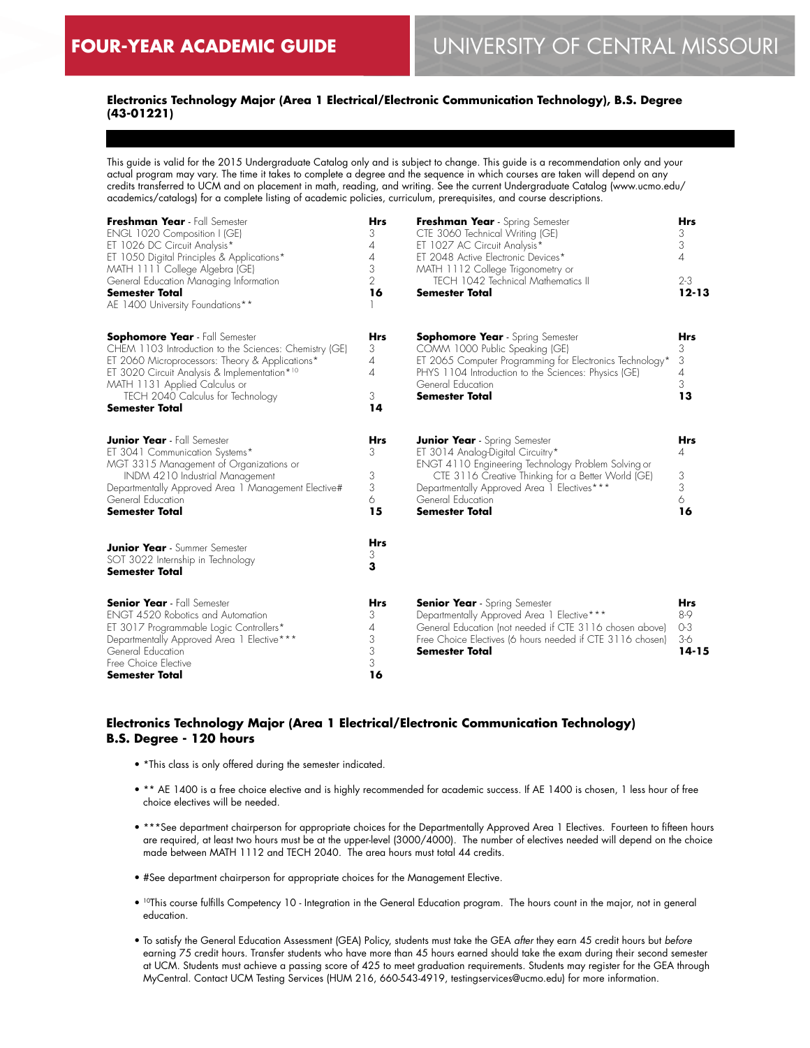# FOUR-YEAR ACADEMIC GUIDE — UNIVERSITY OF CENTRAL MISSOURI

### Electronics Technology Major (Area 1 Electrical/Electronic Communication Technology), B.S. Degree (43-01221)

This guide is valid for the 2015 Undergraduate Catalog only and is subject to change. This guide is a recommendation only and your actual program may vary. The time it takes to complete a degree and the sequence in which courses are taken will depend on any credits transferred to UCM and on placement in math, reading, and writing. See the current Undergraduate Catalog (www.ucmo.edu/academics/catalogs) for a complete listing of academic policies, curriculum, prerequisites, and course descriptions.

| **Freshman Year** - Fall Semester | **Hrs** | **Freshman Year** - Spring Semester | **Hrs** |
|---|---|---|---|
| ENGL 1020 Composition I (GE) | 3 | CTE 3060 Technical Writing (GE) | 3 |
| ET 1026 DC Circuit Analysis* | 4 | ET 1027 AC Circuit Analysis* | 3 |
| ET 1050 Digital Principles & Applications* | 4 | ET 2048 Active Electronic Devices* | 4 |
| MATH 1111 College Algebra (GE) | 3 | MATH 1112 College Trigonometry or TECH 1042 Technical Mathematics II | 2-3 |
| General Education Managing Information | 2 | **Semester Total** | **12-13** |
| **Semester Total** | **16** | | |
| AE 1400 University Foundations** | 1 | | |

| **Sophomore Year** - Fall Semester | **Hrs** | **Sophomore Year** - Spring Semester | **Hrs** |
|---|---|---|---|
| CHEM 1103 Introduction to the Sciences: Chemistry (GE) | 3 | COMM 1000 Public Speaking (GE) | 3 |
| ET 2060 Microprocessors: Theory & Applications* | 4 | ET 2065 Computer Programming for Electronics Technology* | 3 |
| ET 3020 Circuit Analysis & Implementation*[10] | 4 | PHYS 1104 Introduction to the Sciences: Physics (GE) | 4 |
| MATH 1131 Applied Calculus or TECH 2040 Calculus for Technology | 3 | General Education | 3 |
| **Semester Total** | **14** | **Semester Total** | **13** |

| **Junior Year** - Fall Semester | **Hrs** | **Junior Year** - Spring Semester | **Hrs** |
|---|---|---|---|
| ET 3041 Communication Systems* | 3 | ET 3014 Analog-Digital Circuitry* | 4 |
| MGT 3315 Management of Organizations or INDM 4210 Industrial Management | 3 | ENGT 4110 Engineering Technology Problem Solving or CTE 3116 Creative Thinking for a Better World (GE) | 3 |
| Departmentally Approved Area 1 Management Elective# | 3 | Departmentally Approved Area 1 Electives*** | 3 |
| General Education | 6 | General Education | 6 |
| **Semester Total** | **15** | **Semester Total** | **16** |

| **Junior Year** - Summer Semester | **Hrs** |
|---|---|
| SOT 3022 Internship in Technology | 3 |
| **Semester Total** | **3** |

| **Senior Year** - Fall Semester | **Hrs** | **Senior Year** - Spring Semester | **Hrs** |
|---|---|---|---|
| ENGT 4520 Robotics and Automation | 3 | Departmentally Approved Area 1 Elective*** | 8-9 |
| ET 3017 Programmable Logic Controllers* | 4 | General Education (not needed if CTE 3116 chosen above) | 0-3 |
| Departmentally Approved Area 1 Elective*** | 3 | Free Choice Electives (6 hours needed if CTE 3116 chosen) | 3-6 |
| General Education | 3 | **Semester Total** | **14-15** |
| Free Choice Elective | 3 | | |
| **Semester Total** | **16** | | |

### Electronics Technology Major (Area 1 Electrical/Electronic Communication Technology) B.S. Degree - 120 hours

- *This class is only offered during the semester indicated.
- ** AE 1400 is a free choice elective and is highly recommended for academic success. If AE 1400 is chosen, 1 less hour of free choice electives will be needed.
- ***See department chairperson for appropriate choices for the Departmentally Approved Area 1 Electives. Fourteen to fifteen hours are required, at least two hours must be at the upper-level (3000/4000). The number of electives needed will depend on the choice made between MATH 1112 and TECH 2040. The area hours must total 44 credits.
- #See department chairperson for appropriate choices for the Management Elective.
- [10]This course fulfills Competency 10 - Integration in the General Education program. The hours count in the major, not in general education.
- To satisfy the General Education Assessment (GEA) Policy, students must take the GEA *after* they earn 45 credit hours but *before* earning 75 credit hours. Transfer students who have more than 45 hours earned should take the exam during their second semester at UCM. Students must achieve a passing score of 425 to meet graduation requirements. Students may register for the GEA through MyCentral. Contact UCM Testing Services (HUM 216, 660-543-4919, testingservices@ucmo.edu) for more information.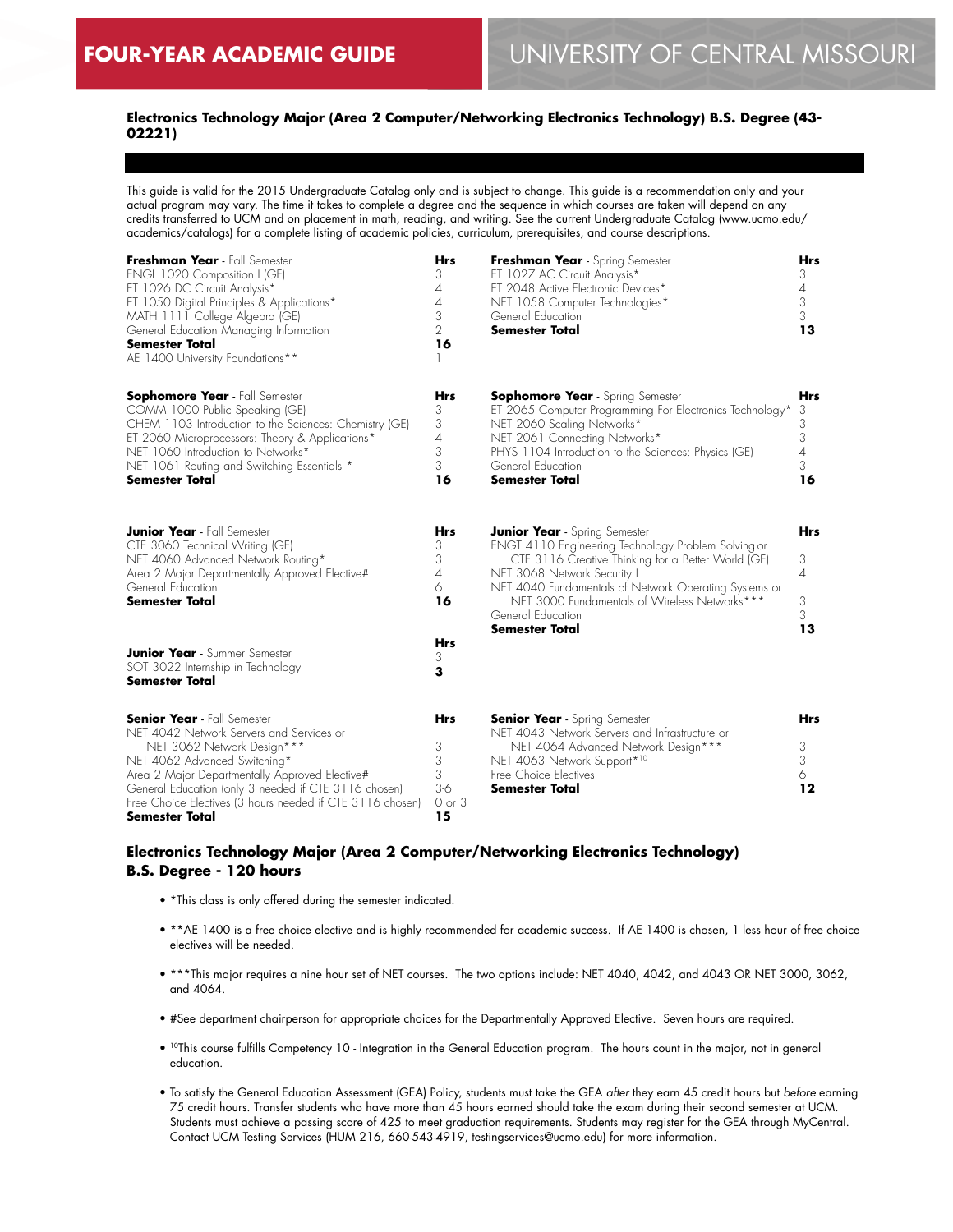# FOUR-YEAR ACADEMIC GUIDE

UNIVERSITY OF CENTRAL MISSOURI

### Electronics Technology Major (Area 2 Computer/Networking Electronics Technology) B.S. Degree (43-02221)

This guide is valid for the 2015 Undergraduate Catalog only and is subject to change. This guide is a recommendation only and your actual program may vary. The time it takes to complete a degree and the sequence in which courses are taken will depend on any credits transferred to UCM and on placement in math, reading, and writing. See the current Undergraduate Catalog (www.ucmo.edu/academics/catalogs) for a complete listing of academic policies, curriculum, prerequisites, and course descriptions.

| **Freshman Year** - Fall Semester | Hrs |
|---|---|
| ENGL 1020 Composition I (GE) | 3 |
| ET 1026 DC Circuit Analysis* | 4 |
| ET 1050 Digital Principles & Applications* | 4 |
| MATH 1111 College Algebra (GE) | 3 |
| General Education Managing Information | 2 |
| **Semester Total** | **16** |
| AE 1400 University Foundations** | 1 |

| **Freshman Year** - Spring Semester | Hrs |
|---|---|
| ET 1027 AC Circuit Analysis* | 3 |
| ET 2048 Active Electronic Devices* | 4 |
| NET 1058 Computer Technologies* | 3 |
| General Education | 3 |
| **Semester Total** | **13** |

| **Sophomore Year** - Fall Semester | Hrs |
|---|---|
| COMM 1000 Public Speaking (GE) | 3 |
| CHEM 1103 Introduction to the Sciences: Chemistry (GE) | 3 |
| ET 2060 Microprocessors: Theory & Applications* | 4 |
| NET 1060 Introduction to Networks* | 3 |
| NET 1061 Routing and Switching Essentials * | 3 |
| **Semester Total** | **16** |

| **Sophomore Year** - Spring Semester | Hrs |
|---|---|
| ET 2065 Computer Programming For Electronics Technology* | 3 |
| NET 2060 Scaling Networks* | 3 |
| NET 2061 Connecting Networks* | 3 |
| PHYS 1104 Introduction to the Sciences: Physics (GE) | 4 |
| General Education | 3 |
| **Semester Total** | **16** |

| **Junior Year** - Fall Semester | Hrs |
|---|---|
| CTE 3060 Technical Writing (GE) | 3 |
| NET 4060 Advanced Network Routing* | 3 |
| Area 2 Major Departmentally Approved Elective# | 4 |
| General Education | 6 |
| **Semester Total** | **16** |

| **Junior Year** - Spring Semester | Hrs |
|---|---|
| ENGT 4110 Engineering Technology Problem Solving or CTE 3116 Creative Thinking for a Better World (GE) | 3 |
| NET 3068 Network Security I | 4 |
| NET 4040 Fundamentals of Network Operating Systems or NET 3000 Fundamentals of Wireless Networks*** | 3 |
| General Education | 3 |
| **Semester Total** | **13** |

| **Junior Year** - Summer Semester | Hrs |
|---|---|
| SOT 3022 Internship in Technology | 3 |
| **Semester Total** | **3** |

| **Senior Year** - Fall Semester | Hrs |
|---|---|
| NET 4042 Network Servers and Services or NET 3062 Network Design*** | 3 |
| NET 4062 Advanced Switching* | 3 |
| Area 2 Major Departmentally Approved Elective# | 3 |
| General Education (only 3 needed if CTE 3116 chosen) | 3-6 |
| Free Choice Electives (3 hours needed if CTE 3116 chosen) | 0 or 3 |
| **Semester Total** | **15** |

| **Senior Year** - Spring Semester | Hrs |
|---|---|
| NET 4043 Network Servers and Infrastructure or NET 4064 Advanced Network Design*** | 3 |
| NET 4063 Network Support*[10] | 3 |
| Free Choice Electives | 6 |
| **Semester Total** | **12** |

### Electronics Technology Major (Area 2 Computer/Networking Electronics Technology) B.S. Degree - 120 hours

- *This class is only offered during the semester indicated.
- **AE 1400 is a free choice elective and is highly recommended for academic success. If AE 1400 is chosen, 1 less hour of free choice electives will be needed.
- ***This major requires a nine hour set of NET courses. The two options include: NET 4040, 4042, and 4043 OR NET 3000, 3062, and 4064.
- #See department chairperson for appropriate choices for the Departmentally Approved Elective. Seven hours are required.
- [10]This course fulfills Competency 10 - Integration in the General Education program. The hours count in the major, not in general education.
- To satisfy the General Education Assessment (GEA) Policy, students must take the GEA *after* they earn 45 credit hours but *before* earning 75 credit hours. Transfer students who have more than 45 hours earned should take the exam during their second semester at UCM. Students must achieve a passing score of 425 to meet graduation requirements. Students may register for the GEA through MyCentral. Contact UCM Testing Services (HUM 216, 660-543-4919, testingservices@ucmo.edu) for more information.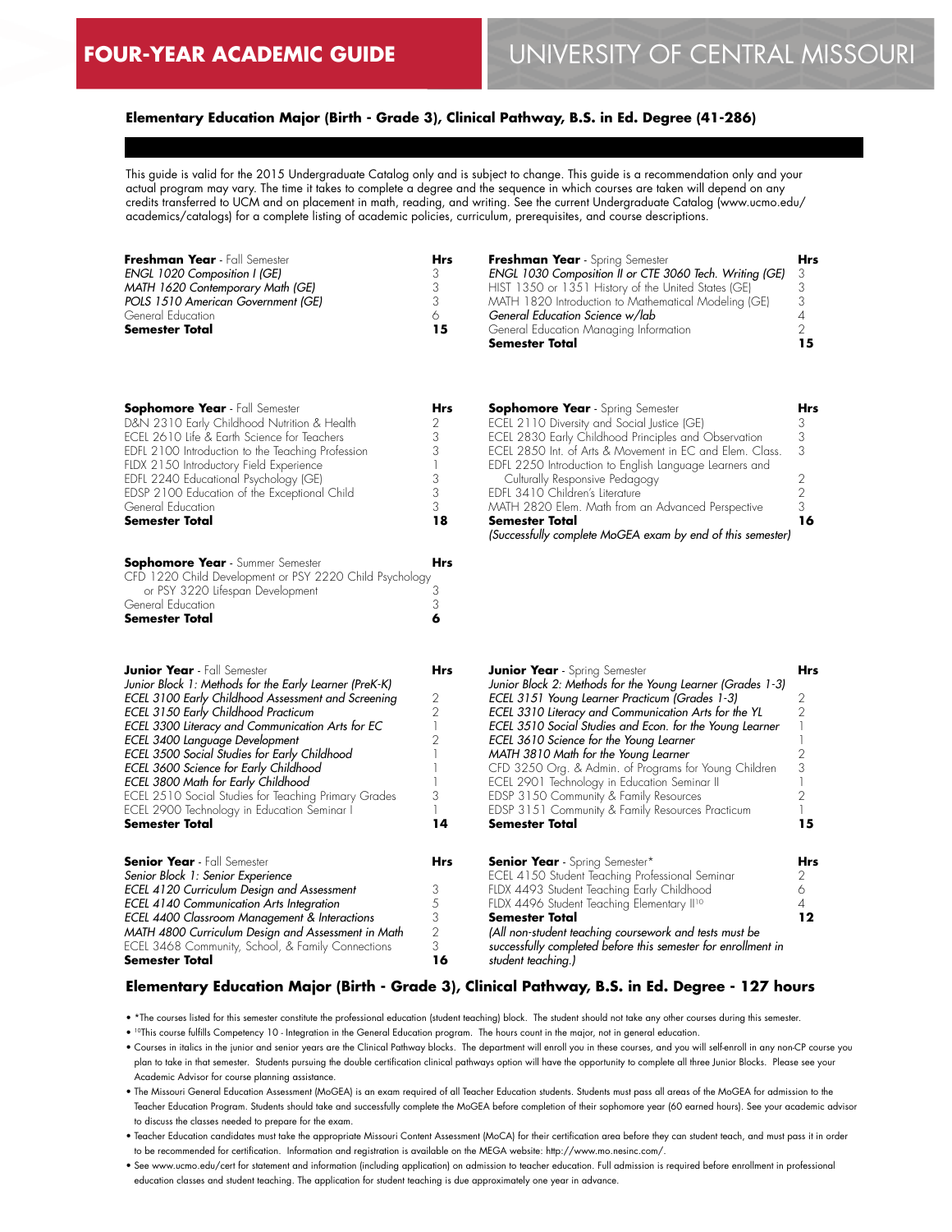# FOUR-YEAR ACADEMIC GUIDE — UNIVERSITY OF CENTRAL MISSOURI

## Elementary Education Major (Birth - Grade 3), Clinical Pathway, B.S. in Ed. Degree (41-286)

This guide is valid for the 2015 Undergraduate Catalog only and is subject to change. This guide is a recommendation only and your actual program may vary. The time it takes to complete a degree and the sequence in which courses are taken will depend on any credits transferred to UCM and on placement in math, reading, and writing. See the current Undergraduate Catalog (www.ucmo.edu/academics/catalogs) for a complete listing of academic policies, curriculum, prerequisites, and course descriptions.

| **Freshman Year** - Fall Semester | **Hrs** |
|---|---|
| *ENGL 1020 Composition I (GE)* | 3 |
| *MATH 1620 Contemporary Math (GE)* | 3 |
| *POLS 1510 American Government (GE)* | 3 |
| General Education | 6 |
| **Semester Total** | **15** |

| **Freshman Year** - Spring Semester | **Hrs** |
|---|---|
| *ENGL 1030 Composition II or CTE 3060 Tech. Writing (GE)* | 3 |
| HIST 1350 or 1351 History of the United States (GE) | 3 |
| MATH 1820 Introduction to Mathematical Modeling (GE) | 3 |
| *General Education Science w/lab* | 4 |
| General Education Managing Information | 2 |
| **Semester Total** | **15** |

| **Sophomore Year** - Fall Semester | **Hrs** |
|---|---|
| D&N 2310 Early Childhood Nutrition & Health | 2 |
| ECEL 2610 Life & Earth Science for Teachers | 3 |
| EDFL 2100 Introduction to the Teaching Profession | 3 |
| FLDX 2150 Introductory Field Experience | 1 |
| EDFL 2240 Educational Psychology (GE) | 3 |
| EDSP 2100 Education of the Exceptional Child | 3 |
| General Education | 3 |
| **Semester Total** | **18** |

| **Sophomore Year** - Spring Semester | **Hrs** |
|---|---|
| ECEL 2110 Diversity and Social Justice (GE) | 3 |
| ECEL 2830 Early Childhood Principles and Observation | 3 |
| ECEL 2850 Int. of Arts & Movement in EC and Elem. Class. | 3 |
| EDFL 2250 Introduction to English Language Learners and Culturally Responsive Pedagogy | 2 |
| EDFL 3410 Children's Literature | 2 |
| MATH 2820 Elem. Math from an Advanced Perspective | 3 |
| **Semester Total** | **16** |

*(Successfully complete MoGEA exam by end of this semester)*

| **Sophomore Year** - Summer Semester | **Hrs** |
|---|---|
| CFD 1220 Child Development or PSY 2220 Child Psychology or PSY 3220 Lifespan Development | 3 |
| General Education | 3 |
| **Semester Total** | **6** |

| **Junior Year** - Fall Semester | **Hrs** |
|---|---|
| *Junior Block 1: Methods for the Early Learner (PreK-K)* | |
| *ECEL 3100 Early Childhood Assessment and Screening* | 2 |
| *ECEL 3150 Early Childhood Practicum* | 2 |
| *ECEL 3300 Literacy and Communication Arts for EC* | 1 |
| *ECEL 3400 Language Development* | 2 |
| *ECEL 3500 Social Studies for Early Childhood* | 1 |
| *ECEL 3600 Science for Early Childhood* | 1 |
| *ECEL 3800 Math for Early Childhood* | 1 |
| ECEL 2510 Social Studies for Teaching Primary Grades | 3 |
| ECEL 2900 Technology in Education Seminar I | 1 |
| **Semester Total** | **14** |

| **Junior Year** - Spring Semester | **Hrs** |
|---|---|
| *Junior Block 2: Methods for the Young Learner (Grades 1-3)* | |
| *ECEL 3151 Young Learner Practicum (Grades 1-3)* | 2 |
| *ECEL 3310 Literacy and Communication Arts for the YL* | 2 |
| *ECEL 3510 Social Studies and Econ. for the Young Learner* | 1 |
| *ECEL 3610 Science for the Young Learner* | 1 |
| *MATH 3810 Math for the Young Learner* | 2 |
| CFD 3250 Org. & Admin. of Programs for Young Children | 3 |
| ECEL 2901 Technology in Education Seminar II | 1 |
| EDSP 3150 Community & Family Resources | 2 |
| EDSP 3151 Community & Family Resources Practicum | 1 |
| **Semester Total** | **15** |

| **Senior Year** - Fall Semester | **Hrs** |
|---|---|
| *Senior Block 1: Senior Experience* | |
| *ECEL 4120 Curriculum Design and Assessment* | 3 |
| *ECEL 4140 Communication Arts Integration* | 5 |
| *ECEL 4400 Classroom Management & Interactions* | 3 |
| *MATH 4800 Curriculum Design and Assessment in Math* | 2 |
| ECEL 3468 Community, School, & Family Connections | 3 |
| **Semester Total** | **16** |

| **Senior Year** - Spring Semester* | **Hrs** |
|---|---|
| ECEL 4150 Student Teaching Professional Seminar | 2 |
| FLDX 4493 Student Teaching Early Childhood | 6 |
| FLDX 4496 Student Teaching Elementary II[10] | 4 |
| **Semester Total** | **12** |

*(All non-student teaching coursework and tests must be successfully completed before this semester for enrollment in student teaching.)*

## Elementary Education Major (Birth - Grade 3), Clinical Pathway, B.S. in Ed. Degree - 127 hours

- *The courses listed for this semester constitute the professional education (student teaching) block. The student should not take any other courses during this semester.
- [10]This course fulfills Competency 10 - Integration in the General Education program. The hours count in the major, not in general education.
- Courses in italics in the junior and senior years are the Clinical Pathway blocks. The department will enroll you in these courses, and you will self-enroll in any non-CP course you plan to take in that semester. Students pursuing the double certification clinical pathways option will have the opportunity to complete all three Junior Blocks. Please see your Academic Advisor for course planning assistance.
- The Missouri General Education Assessment (MoGEA) is an exam required of all Teacher Education students. Students must pass all areas of the MoGEA for admission to the Teacher Education Program. Students should take and successfully complete the MoGEA before completion of their sophomore year (60 earned hours). See your academic advisor to discuss the classes needed to prepare for the exam.
- Teacher Education candidates must take the appropriate Missouri Content Assessment (MoCA) for their certification area before they can student teach, and must pass it in order to be recommended for certification. Information and registration is available on the MEGA website: http://www.mo.nesinc.com/.
- See www.ucmo.edu/cert for statement and information (including application) on admission to teacher education. Full admission is required before enrollment in professional education classes and student teaching. The application for student teaching is due approximately one year in advance.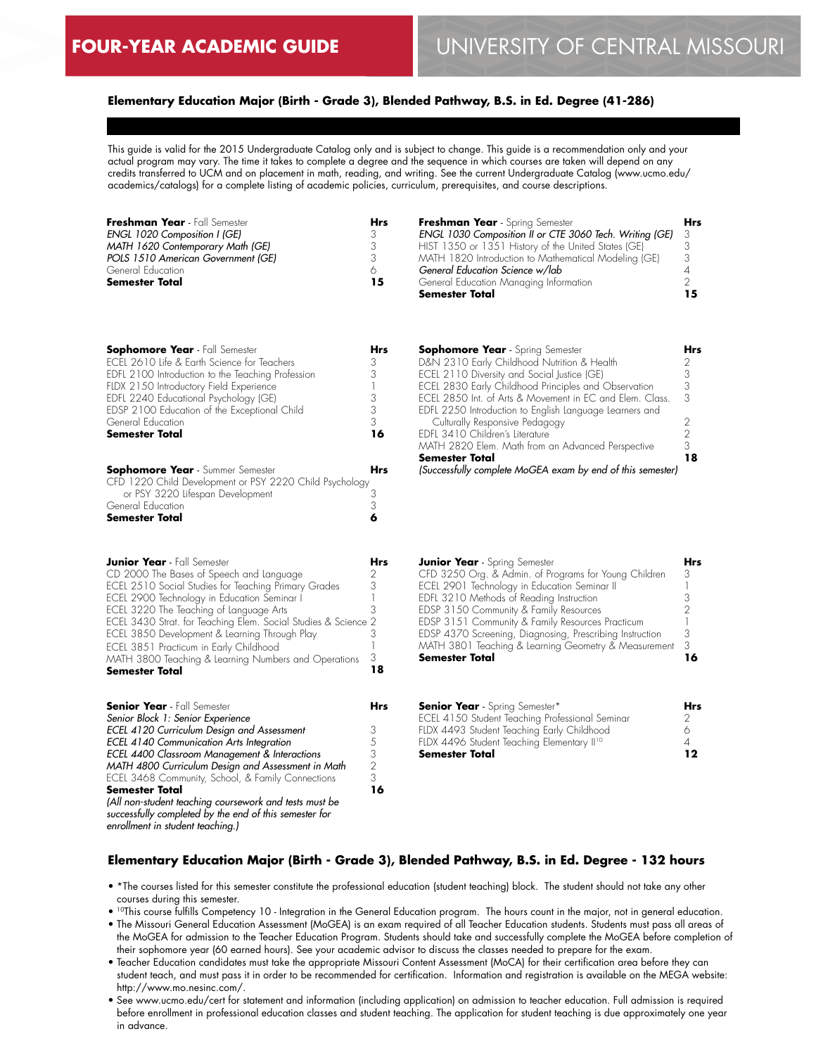# FOUR-YEAR ACADEMIC GUIDE — UNIVERSITY OF CENTRAL MISSOURI

## Elementary Education Major (Birth - Grade 3), Blended Pathway, B.S. in Ed. Degree (41-286)

This guide is valid for the 2015 Undergraduate Catalog only and is subject to change. This guide is a recommendation only and your actual program may vary. The time it takes to complete a degree and the sequence in which courses are taken will depend on any credits transferred to UCM and on placement in math, reading, and writing. See the current Undergraduate Catalog (www.ucmo.edu/academics/catalogs) for a complete listing of academic policies, curriculum, prerequisites, and course descriptions.

| **Freshman Year** - Fall Semester | **Hrs** |
|---|---|
| *ENGL 1020 Composition I (GE)* | 3 |
| *MATH 1620 Contemporary Math (GE)* | 3 |
| *POLS 1510 American Government (GE)* | 3 |
| General Education | 6 |
| **Semester Total** | **15** |

| **Freshman Year** - Spring Semester | **Hrs** |
|---|---|
| *ENGL 1030 Composition II or CTE 3060 Tech. Writing (GE)* | 3 |
| HIST 1350 or 1351 History of the United States (GE) | 3 |
| MATH 1820 Introduction to Mathematical Modeling (GE) | 3 |
| *General Education Science w/lab* | 4 |
| General Education Managing Information | 2 |
| **Semester Total** | **15** |

| **Sophomore Year** - Fall Semester | **Hrs** |
|---|---|
| ECEL 2610 Life & Earth Science for Teachers | 3 |
| EDFL 2100 Introduction to the Teaching Profession | 3 |
| FLDX 2150 Introductory Field Experience | 1 |
| EDFL 2240 Educational Psychology (GE) | 3 |
| EDSP 2100 Education of the Exceptional Child | 3 |
| General Education | 3 |
| **Semester Total** | **16** |

| **Sophomore Year** - Spring Semester | **Hrs** |
|---|---|
| D&N 2310 Early Childhood Nutrition & Health | 2 |
| ECEL 2110 Diversity and Social Justice (GE) | 3 |
| ECEL 2830 Early Childhood Principles and Observation | 3 |
| ECEL 2850 Int. of Arts & Movement in EC and Elem. Class. | 3 |
| EDFL 2250 Introduction to English Language Learners and Culturally Responsive Pedagogy | 2 |
| EDFL 3410 Children's Literature | 2 |
| MATH 2820 Elem. Math from an Advanced Perspective | 3 |
| **Semester Total** | **18** |

*(Successfully complete MoGEA exam by end of this semester)*

| **Sophomore Year** - Summer Semester | **Hrs** |
|---|---|
| CFD 1220 Child Development or PSY 2220 Child Psychology or PSY 3220 Lifespan Development | 3 |
| General Education | 3 |
| **Semester Total** | **6** |

| **Junior Year** - Fall Semester | **Hrs** |
|---|---|
| CD 2000 The Bases of Speech and Language | 2 |
| ECEL 2510 Social Studies for Teaching Primary Grades | 3 |
| ECEL 2900 Technology in Education Seminar I | 1 |
| ECEL 3220 The Teaching of Language Arts | 3 |
| ECEL 3430 Strat. for Teaching Elem. Social Studies & Science | 2 |
| ECEL 3850 Development & Learning Through Play | 3 |
| ECEL 3851 Practicum in Early Childhood | 1 |
| MATH 3800 Teaching & Learning Numbers and Operations | 3 |
| **Semester Total** | **18** |

| **Junior Year** - Spring Semester | **Hrs** |
|---|---|
| CFD 3250 Org. & Admin. of Programs for Young Children | 3 |
| ECEL 2901 Technology in Education Seminar II | 1 |
| EDFL 3210 Methods of Reading Instruction | 3 |
| EDSP 3150 Community & Family Resources | 2 |
| EDSP 3151 Community & Family Resources Practicum | 1 |
| EDSP 4370 Screening, Diagnosing, Prescribing Instruction | 3 |
| MATH 3801 Teaching & Learning Geometry & Measurement | 3 |
| **Semester Total** | **16** |

| **Senior Year** - Fall Semester | **Hrs** |
|---|---|
| *Senior Block 1: Senior Experience* | |
| *ECEL 4120 Curriculum Design and Assessment* | 3 |
| *ECEL 4140 Communication Arts Integration* | 5 |
| *ECEL 4400 Classroom Management & Interactions* | 3 |
| *MATH 4800 Curriculum Design and Assessment in Math* | 2 |
| ECEL 3468 Community, School, & Family Connections | 3 |
| **Semester Total** | **16** |

*(All non-student teaching coursework and tests must be successfully completed by the end of this semester for enrollment in student teaching.)*

| **Senior Year** - Spring Semester* | **Hrs** |
|---|---|
| ECEL 4150 Student Teaching Professional Seminar | 2 |
| FLDX 4493 Student Teaching Early Childhood | 6 |
| FLDX 4496 Student Teaching Elementary II[10] | 4 |
| **Semester Total** | **12** |

## Elementary Education Major (Birth - Grade 3), Blended Pathway, B.S. in Ed. Degree - 132 hours

- *The courses listed for this semester constitute the professional education (student teaching) block. The student should not take any other courses during this semester.
- [10]This course fulfills Competency 10 - Integration in the General Education program. The hours count in the major, not in general education.
- The Missouri General Education Assessment (MoGEA) is an exam required of all Teacher Education students. Students must pass all areas of the MoGEA for admission to the Teacher Education Program. Students should take and successfully complete the MoGEA before completion of their sophomore year (60 earned hours). See your academic advisor to discuss the classes needed to prepare for the exam.
- Teacher Education candidates must take the appropriate Missouri Content Assessment (MoCA) for their certification area before they can student teach, and must pass it in order to be recommended for certification. Information and registration is available on the MEGA website: http://www.mo.nesinc.com/.
- See www.ucmo.edu/cert for statement and information (including application) on admission to teacher education. Full admission is required before enrollment in professional education classes and student teaching. The application for student teaching is due approximately one year in advance.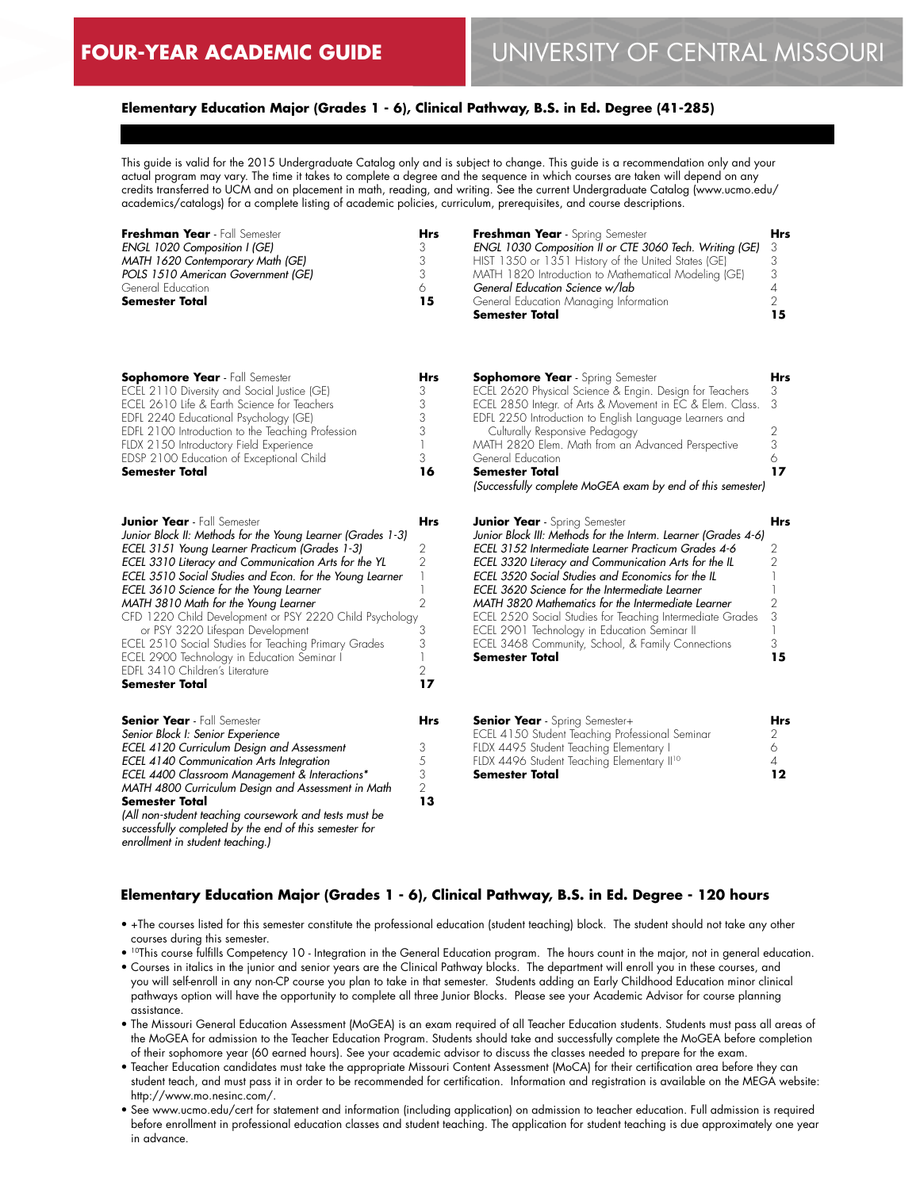# FOUR-YEAR ACADEMIC GUIDE

# UNIVERSITY OF CENTRAL MISSOURI

## Elementary Education Major (Grades 1 - 6), Clinical Pathway, B.S. in Ed. Degree (41-285)

This guide is valid for the 2015 Undergraduate Catalog only and is subject to change. This guide is a recommendation only and your actual program may vary. The time it takes to complete a degree and the sequence in which courses are taken will depend on any credits transferred to UCM and on placement in math, reading, and writing. See the current Undergraduate Catalog (www.ucmo.edu/academics/catalogs) for a complete listing of academic policies, curriculum, prerequisites, and course descriptions.

| **Freshman Year** - Fall Semester | **Hrs** |
|---|---|
| *ENGL 1020 Composition I (GE)* | 3 |
| *MATH 1620 Contemporary Math (GE)* | 3 |
| *POLS 1510 American Government (GE)* | 3 |
| General Education | 6 |
| **Semester Total** | **15** |

| **Freshman Year** - Spring Semester | **Hrs** |
|---|---|
| *ENGL 1030 Composition II or CTE 3060 Tech. Writing (GE)* | 3 |
| HIST 1350 or 1351 History of the United States (GE) | 3 |
| MATH 1820 Introduction to Mathematical Modeling (GE) | 3 |
| *General Education Science w/lab* | 4 |
| General Education Managing Information | 2 |
| **Semester Total** | **15** |

| **Sophomore Year** - Fall Semester | **Hrs** |
|---|---|
| ECEL 2110 Diversity and Social Justice (GE) | 3 |
| ECEL 2610 Life & Earth Science for Teachers | 3 |
| EDFL 2240 Educational Psychology (GE) | 3 |
| EDFL 2100 Introduction to the Teaching Profession | 3 |
| FLDX 2150 Introductory Field Experience | 1 |
| EDSP 2100 Education of Exceptional Child | 3 |
| **Semester Total** | **16** |

| **Sophomore Year** - Spring Semester | **Hrs** |
|---|---|
| ECEL 2620 Physical Science & Engin. Design for Teachers | 3 |
| ECEL 2850 Integr. of Arts & Movement in EC & Elem. Class. | 3 |
| EDFL 2250 Introduction to English Language Learners and Culturally Responsive Pedagogy | 2 |
| MATH 2820 Elem. Math from an Advanced Perspective | 3 |
| General Education | 6 |
| **Semester Total** | **17** |

*(Successfully complete MoGEA exam by end of this semester)*

| **Junior Year** - Fall Semester | **Hrs** |
|---|---|
| *Junior Block II: Methods for the Young Learner (Grades 1-3)* | |
| *ECEL 3151 Young Learner Practicum (Grades 1-3)* | 2 |
| *ECEL 3310 Literacy and Communication Arts for the YL* | 2 |
| *ECEL 3510 Social Studies and Econ. for the Young Learner* | 1 |
| *ECEL 3610 Science for the Young Learner* | 1 |
| *MATH 3810 Math for the Young Learner* | 2 |
| CFD 1220 Child Development or PSY 2220 Child Psychology or PSY 3220 Lifespan Development | 3 |
| ECEL 2510 Social Studies for Teaching Primary Grades | 3 |
| ECEL 2900 Technology in Education Seminar I | 1 |
| EDFL 3410 Children's Literature | 2 |
| **Semester Total** | **17** |

| **Junior Year** - Spring Semester | **Hrs** |
|---|---|
| *Junior Block III: Methods for the Interm. Learner (Grades 4-6)* | |
| *ECEL 3152 Intermediate Learner Practicum Grades 4-6* | 2 |
| *ECEL 3320 Literacy and Communication Arts for the IL* | 2 |
| *ECEL 3520 Social Studies and Economics for the IL* | 1 |
| *ECEL 3620 Science for the Intermediate Learner* | 1 |
| *MATH 3820 Mathematics for the Intermediate Learner* | 2 |
| ECEL 2520 Social Studies for Teaching Intermediate Grades | 3 |
| ECEL 2901 Technology in Education Seminar II | 1 |
| ECEL 3468 Community, School, & Family Connections | 3 |
| **Semester Total** | **15** |

| **Senior Year** - Fall Semester | **Hrs** |
|---|---|
| *Senior Block I: Senior Experience* | |
| *ECEL 4120 Curriculum Design and Assessment* | 3 |
| *ECEL 4140 Communication Arts Integration* | 5 |
| *ECEL 4400 Classroom Management & Interactions** | 3 |
| *MATH 4800 Curriculum Design and Assessment in Math* | 2 |
| **Semester Total** | **13** |

*(All non-student teaching coursework and tests must be successfully completed by the end of this semester for enrollment in student teaching.)*

| **Senior Year** - Spring Semester+ | **Hrs** |
|---|---|
| ECEL 4150 Student Teaching Professional Seminar | 2 |
| FLDX 4495 Student Teaching Elementary I | 6 |
| FLDX 4496 Student Teaching Elementary II[10] | 4 |
| **Semester Total** | **12** |

## Elementary Education Major (Grades 1 - 6), Clinical Pathway, B.S. in Ed. Degree - 120 hours

- +The courses listed for this semester constitute the professional education (student teaching) block. The student should not take any other courses during this semester.
- [10]This course fulfills Competency 10 - Integration in the General Education program. The hours count in the major, not in general education.
- Courses in italics in the junior and senior years are the Clinical Pathway blocks. The department will enroll you in these courses, and you will self-enroll in any non-CP course you plan to take in that semester. Students adding an Early Childhood Education minor clinical pathways option will have the opportunity to complete all three Junior Blocks. Please see your Academic Advisor for course planning assistance.
- The Missouri General Education Assessment (MoGEA) is an exam required of all Teacher Education students. Students must pass all areas of the MoGEA for admission to the Teacher Education Program. Students should take and successfully complete the MoGEA before completion of their sophomore year (60 earned hours). See your academic advisor to discuss the classes needed to prepare for the exam.
- Teacher Education candidates must take the appropriate Missouri Content Assessment (MoCA) for their certification area before they can student teach, and must pass it in order to be recommended for certification. Information and registration is available on the MEGA website: http://www.mo.nesinc.com/.
- See www.ucmo.edu/cert for statement and information (including application) on admission to teacher education. Full admission is required before enrollment in professional education classes and student teaching. The application for student teaching is due approximately one year in advance.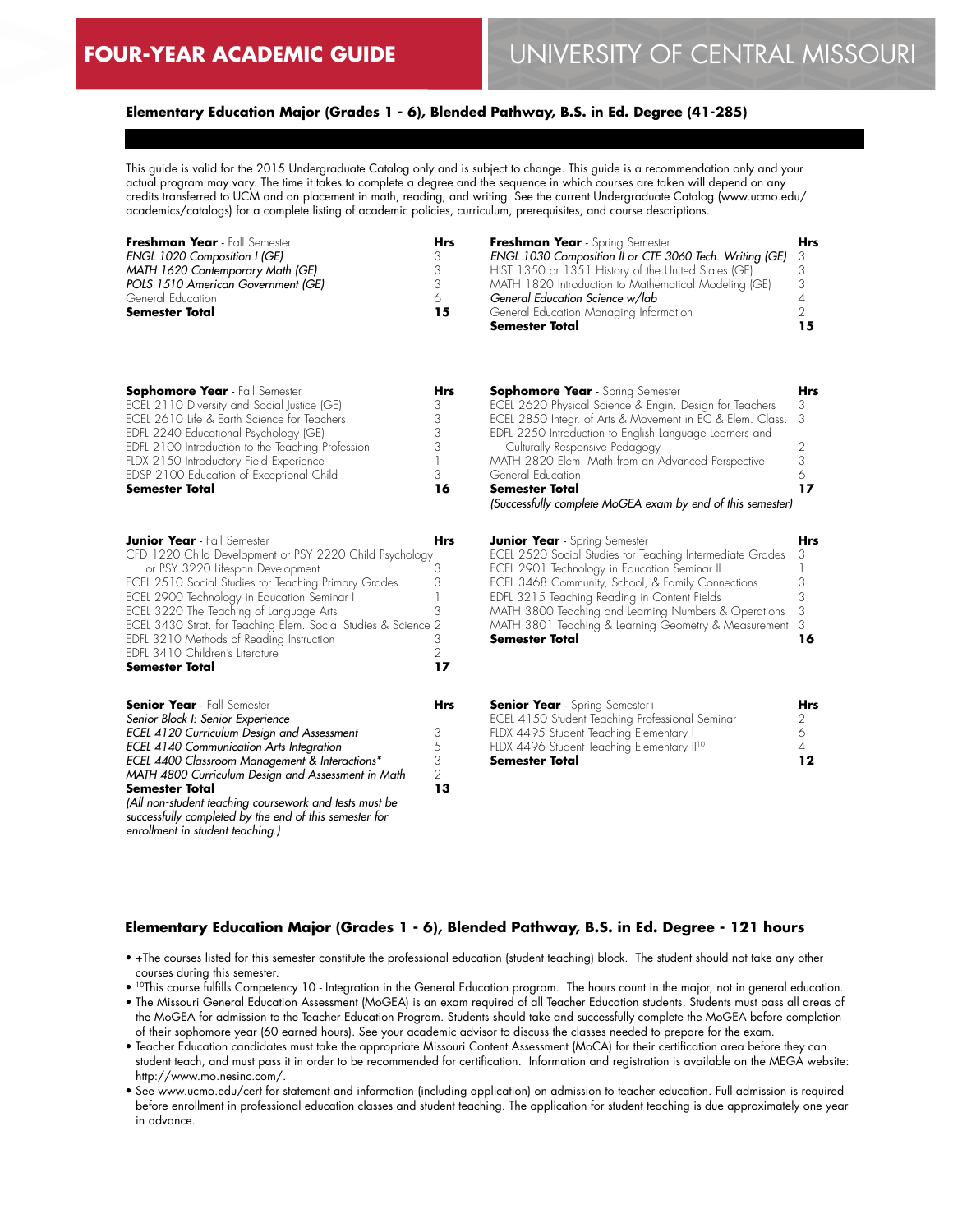FOUR-YEAR ACADEMIC GUIDE

UNIVERSITY OF CENTRAL MISSOURI

### Elementary Education Major (Grades 1 - 6), Blended Pathway, B.S. in Ed. Degree (41-285)

This guide is valid for the 2015 Undergraduate Catalog only and is subject to change. This guide is a recommendation only and your actual program may vary. The time it takes to complete a degree and the sequence in which courses are taken will depend on any credits transferred to UCM and on placement in math, reading, and writing. See the current Undergraduate Catalog (www.ucmo.edu/academics/catalogs) for a complete listing of academic policies, curriculum, prerequisites, and course descriptions.

| **Freshman Year** - Fall Semester | **Hrs** |
|---|---|
| *ENGL 1020 Composition I (GE)* | 3 |
| *MATH 1620 Contemporary Math (GE)* | 3 |
| *POLS 1510 American Government (GE)* | 3 |
| General Education | 6 |
| **Semester Total** | **15** |

| **Freshman Year** - Spring Semester | **Hrs** |
|---|---|
| *ENGL 1030 Composition II or CTE 3060 Tech. Writing (GE)* | 3 |
| HIST 1350 or 1351 History of the United States (GE) | 3 |
| MATH 1820 Introduction to Mathematical Modeling (GE) | 3 |
| *General Education Science w/lab* | 4 |
| General Education Managing Information | 2 |
| **Semester Total** | **15** |

| **Sophomore Year** - Fall Semester | **Hrs** |
|---|---|
| ECEL 2110 Diversity and Social Justice (GE) | 3 |
| ECEL 2610 Life & Earth Science for Teachers | 3 |
| EDFL 2240 Educational Psychology (GE) | 3 |
| EDFL 2100 Introduction to the Teaching Profession | 3 |
| FLDX 2150 Introductory Field Experience | 1 |
| EDSP 2100 Education of Exceptional Child | 3 |
| **Semester Total** | **16** |

| **Sophomore Year** - Spring Semester | **Hrs** |
|---|---|
| ECEL 2620 Physical Science & Engin. Design for Teachers | 3 |
| ECEL 2850 Integr. of Arts & Movement in EC & Elem. Class. | 3 |
| EDFL 2250 Introduction to English Language Learners and Culturally Responsive Pedagogy | 2 |
| MATH 2820 Elem. Math from an Advanced Perspective | 3 |
| General Education | 6 |
| **Semester Total** | **17** |

*(Successfully complete MoGEA exam by end of this semester)*

| **Junior Year** - Fall Semester | **Hrs** |
|---|---|
| CFD 1220 Child Development or PSY 2220 Child Psychology or PSY 3220 Lifespan Development | 3 |
| ECEL 2510 Social Studies for Teaching Primary Grades | 3 |
| ECEL 2900 Technology in Education Seminar I | 1 |
| ECEL 3220 The Teaching of Language Arts | 3 |
| ECEL 3430 Strat. for Teaching Elem. Social Studies & Science | 2 |
| EDFL 3210 Methods of Reading Instruction | 3 |
| EDFL 3410 Children's Literature | 2 |
| **Semester Total** | **17** |

| **Junior Year** - Spring Semester | **Hrs** |
|---|---|
| ECEL 2520 Social Studies for Teaching Intermediate Grades | 3 |
| ECEL 2901 Technology in Education Seminar II | 1 |
| ECEL 3468 Community, School, & Family Connections | 3 |
| EDFL 3215 Teaching Reading in Content Fields | 3 |
| MATH 3800 Teaching and Learning Numbers & Operations | 3 |
| MATH 3801 Teaching & Learning Geometry & Measurement | 3 |
| **Semester Total** | **16** |

| **Senior Year** - Fall Semester | **Hrs** |
|---|---|
| *Senior Block I: Senior Experience* | |
| *ECEL 4120 Curriculum Design and Assessment* | 3 |
| *ECEL 4140 Communication Arts Integration* | 5 |
| *ECEL 4400 Classroom Management & Interactions** | 3 |
| *MATH 4800 Curriculum Design and Assessment in Math* | 2 |
| **Semester Total** | **13** |

*(All non-student teaching coursework and tests must be successfully completed by the end of this semester for enrollment in student teaching.)*

| **Senior Year** - Spring Semester+ | **Hrs** |
|---|---|
| ECEL 4150 Student Teaching Professional Seminar | 2 |
| FLDX 4495 Student Teaching Elementary I | 6 |
| FLDX 4496 Student Teaching Elementary II[10] | 4 |
| **Semester Total** | **12** |

### Elementary Education Major (Grades 1 - 6), Blended Pathway, B.S. in Ed. Degree - 121 hours

- +The courses listed for this semester constitute the professional education (student teaching) block. The student should not take any other courses during this semester.
- [10]This course fulfills Competency 10 - Integration in the General Education program. The hours count in the major, not in general education.
- The Missouri General Education Assessment (MoGEA) is an exam required of all Teacher Education students. Students must pass all areas of the MoGEA for admission to the Teacher Education Program. Students should take and successfully complete the MoGEA before completion of their sophomore year (60 earned hours). See your academic advisor to discuss the classes needed to prepare for the exam.
- Teacher Education candidates must take the appropriate Missouri Content Assessment (MoCA) for their certification area before they can student teach, and must pass it in order to be recommended for certification. Information and registration is available on the MEGA website: http://www.mo.nesinc.com/.
- See www.ucmo.edu/cert for statement and information (including application) on admission to teacher education. Full admission is required before enrollment in professional education classes and student teaching. The application for student teaching is due approximately one year in advance.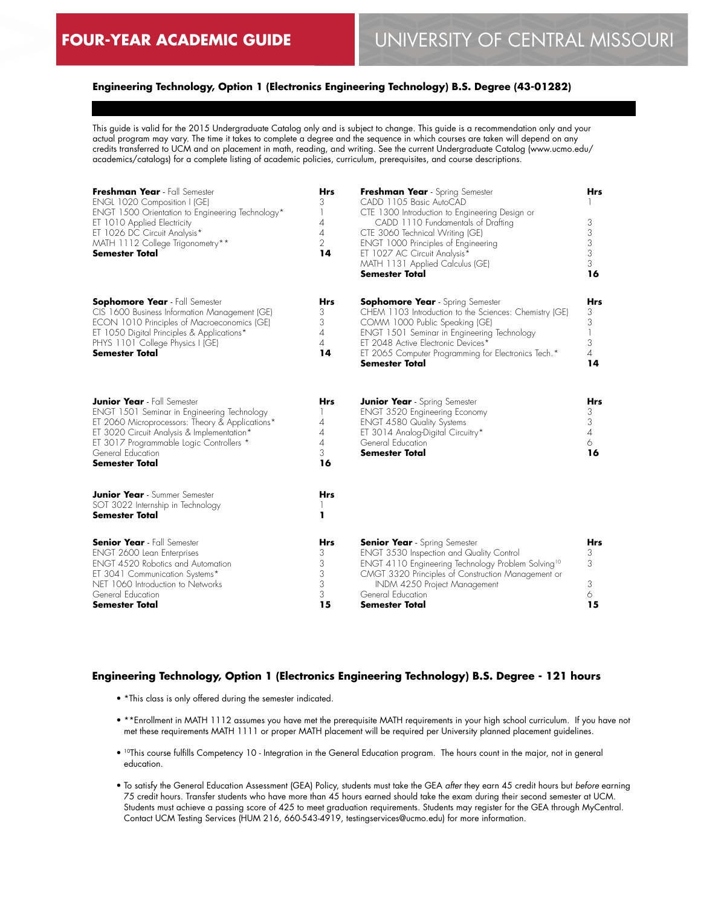# FOUR-YEAR ACADEMIC GUIDE

# UNIVERSITY OF CENTRAL MISSOURI

## Engineering Technology, Option 1 (Electronics Engineering Technology) B.S. Degree (43-01282)

This guide is valid for the 2015 Undergraduate Catalog only and is subject to change. This guide is a recommendation only and your actual program may vary. The time it takes to complete a degree and the sequence in which courses are taken will depend on any credits transferred to UCM and on placement in math, reading, and writing. See the current Undergraduate Catalog (www.ucmo.edu/academics/catalogs) for a complete listing of academic policies, curriculum, prerequisites, and course descriptions.

| **Freshman Year** - Fall Semester | **Hrs** |
|---|---|
| ENGL 1020 Composition I (GE) | 3 |
| ENGT 1500 Orientation to Engineering Technology* | 1 |
| ET 1010 Applied Electricity | 4 |
| ET 1026 DC Circuit Analysis* | 4 |
| MATH 1112 College Trigonometry** | 2 |
| **Semester Total** | **14** |

| **Freshman Year** - Spring Semester | **Hrs** |
|---|---|
| CADD 1105 Basic AutoCAD | 1 |
| CTE 1300 Introduction to Engineering Design or CADD 1110 Fundamentals of Drafting | 3 |
| CTE 3060 Technical Writing (GE) | 3 |
| ENGT 1000 Principles of Engineering | 3 |
| ET 1027 AC Circuit Analysis* | 3 |
| MATH 1131 Applied Calculus (GE) | 3 |
| **Semester Total** | **16** |

| **Sophomore Year** - Fall Semester | **Hrs** |
|---|---|
| CIS 1600 Business Information Management (GE) | 3 |
| ECON 1010 Principles of Macroeconomics (GE) | 3 |
| ET 1050 Digital Principles & Applications* | 4 |
| PHYS 1101 College Physics I (GE) | 4 |
| **Semester Total** | **14** |

| **Sophomore Year** - Spring Semester | **Hrs** |
|---|---|
| CHEM 1103 Introduction to the Sciences: Chemistry (GE) | 3 |
| COMM 1000 Public Speaking (GE) | 3 |
| ENGT 1501 Seminar in Engineering Technology | 1 |
| ET 2048 Active Electronic Devices* | 3 |
| ET 2065 Computer Programming for Electronics Tech.* | 4 |
| **Semester Total** | **14** |

| **Junior Year** - Fall Semester | **Hrs** |
|---|---|
| ENGT 1501 Seminar in Engineering Technology | 1 |
| ET 2060 Microprocessors: Theory & Applications* | 4 |
| ET 3020 Circuit Analysis & Implementation* | 4 |
| ET 3017 Programmable Logic Controllers * | 4 |
| General Education | 3 |
| **Semester Total** | **16** |

| **Junior Year** - Spring Semester | **Hrs** |
|---|---|
| ENGT 3520 Engineering Economy | 3 |
| ENGT 4580 Quality Systems | 3 |
| ET 3014 Analog-Digital Circuitry* | 4 |
| General Education | 6 |
| **Semester Total** | **16** |

| **Junior Year** - Summer Semester | **Hrs** |
|---|---|
| SOT 3022 Internship in Technology | 1 |
| **Semester Total** | **1** |

| **Senior Year** - Fall Semester | **Hrs** |
|---|---|
| ENGT 2600 Lean Enterprises | 3 |
| ENGT 4520 Robotics and Automation | 3 |
| ET 3041 Communication Systems* | 3 |
| NET 1060 Introduction to Networks | 3 |
| General Education | 3 |
| **Semester Total** | **15** |

| **Senior Year** - Spring Semester | **Hrs** |
|---|---|
| ENGT 3530 Inspection and Quality Control | 3 |
| ENGT 4110 Engineering Technology Problem Solving[10] | 3 |
| CMGT 3320 Principles of Construction Management or INDM 4250 Project Management | 3 |
| General Education | 6 |
| **Semester Total** | **15** |

## Engineering Technology, Option 1 (Electronics Engineering Technology) B.S. Degree - 121 hours

- *This class is only offered during the semester indicated.
- **Enrollment in MATH 1112 assumes you have met the prerequisite MATH requirements in your high school curriculum. If you have not met these requirements MATH 1111 or proper MATH placement will be required per University planned placement guidelines.
- [10]This course fulfills Competency 10 - Integration in the General Education program. The hours count in the major, not in general education.
- To satisfy the General Education Assessment (GEA) Policy, students must take the GEA *after* they earn 45 credit hours but *before* earning 75 credit hours. Transfer students who have more than 45 hours earned should take the exam during their second semester at UCM. Students must achieve a passing score of 425 to meet graduation requirements. Students may register for the GEA through MyCentral. Contact UCM Testing Services (HUM 216, 660-543-4919, testingservices@ucmo.edu) for more information.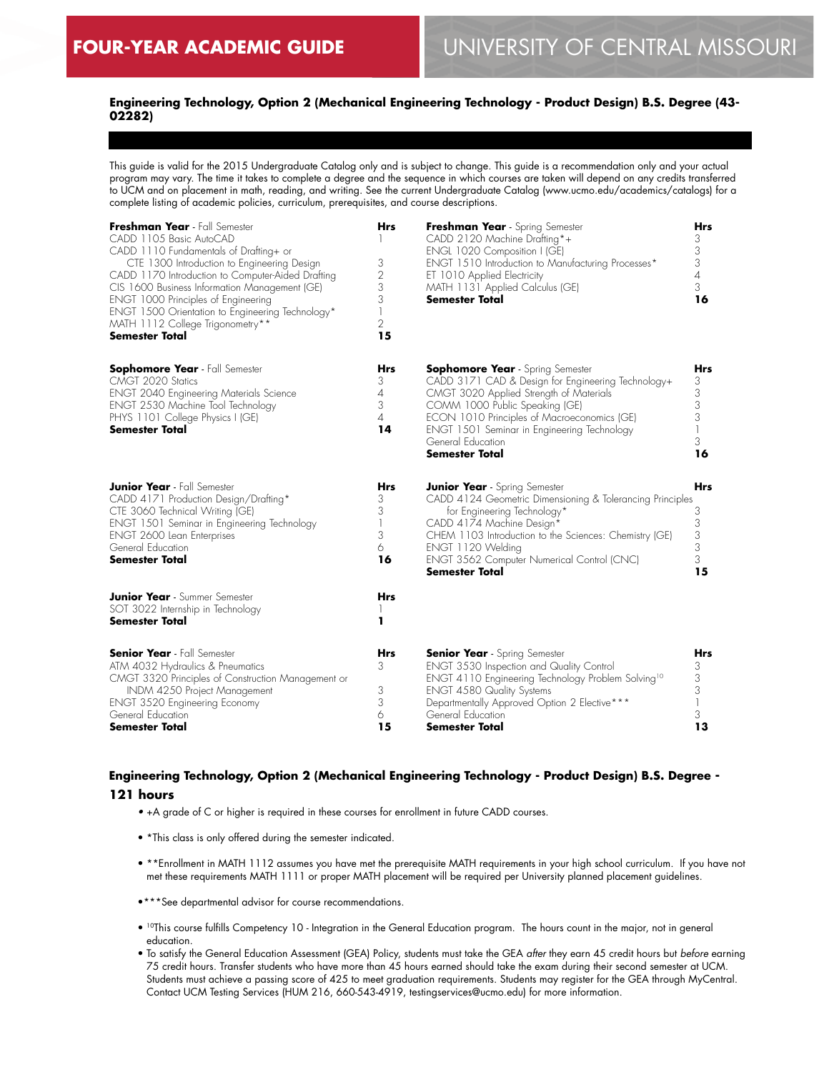# FOUR-YEAR ACADEMIC GUIDE

UNIVERSITY OF CENTRAL MISSOURI

### Engineering Technology, Option 2 (Mechanical Engineering Technology - Product Design) B.S. Degree (43-02282)

This guide is valid for the 2015 Undergraduate Catalog only and is subject to change. This guide is a recommendation only and your actual program may vary. The time it takes to complete a degree and the sequence in which courses are taken will depend on any credits transferred to UCM and on placement in math, reading, and writing. See the current Undergraduate Catalog (www.ucmo.edu/academics/catalogs) for a complete listing of academic policies, curriculum, prerequisites, and course descriptions.

| **Freshman Year** - Fall Semester | **Hrs** |
|---|---|
| CADD 1105 Basic AutoCAD | 1 |
| CADD 1110 Fundamentals of Drafting+ or CTE 1300 Introduction to Engineering Design | 3 |
| CADD 1170 Introduction to Computer-Aided Drafting | 2 |
| CIS 1600 Business Information Management (GE) | 3 |
| ENGT 1000 Principles of Engineering | 3 |
| ENGT 1500 Orientation to Engineering Technology* | 1 |
| MATH 1112 College Trigonometry** | 2 |
| **Semester Total** | **15** |

| **Freshman Year** - Spring Semester | **Hrs** |
|---|---|
| CADD 2120 Machine Drafting*+ | 3 |
| ENGL 1020 Composition I (GE) | 3 |
| ENGT 1510 Introduction to Manufacturing Processes* | 3 |
| ET 1010 Applied Electricity | 4 |
| MATH 1131 Applied Calculus (GE) | 3 |
| **Semester Total** | **16** |

| **Sophomore Year** - Fall Semester | **Hrs** |
|---|---|
| CMGT 2020 Statics | 3 |
| ENGT 2040 Engineering Materials Science | 4 |
| ENGT 2530 Machine Tool Technology | 3 |
| PHYS 1101 College Physics I (GE) | 4 |
| **Semester Total** | **14** |

| **Sophomore Year** - Spring Semester | **Hrs** |
|---|---|
| CADD 3171 CAD & Design for Engineering Technology+ | 3 |
| CMGT 3020 Applied Strength of Materials | 3 |
| COMM 1000 Public Speaking (GE) | 3 |
| ECON 1010 Principles of Macroeconomics (GE) | 3 |
| ENGT 1501 Seminar in Engineering Technology | 1 |
| General Education | 3 |
| **Semester Total** | **16** |

| **Junior Year** - Fall Semester | **Hrs** |
|---|---|
| CADD 4171 Production Design/Drafting* | 3 |
| CTE 3060 Technical Writing (GE) | 3 |
| ENGT 1501 Seminar in Engineering Technology | 1 |
| ENGT 2600 Lean Enterprises | 3 |
| General Education | 6 |
| **Semester Total** | **16** |

| **Junior Year** - Spring Semester | **Hrs** |
|---|---|
| CADD 4124 Geometric Dimensioning & Tolerancing Principles for Engineering Technology* | 3 |
| CADD 4174 Machine Design* | 3 |
| CHEM 1103 Introduction to the Sciences: Chemistry (GE) | 3 |
| ENGT 1120 Welding | 3 |
| ENGT 3562 Computer Numerical Control (CNC) | 3 |
| **Semester Total** | **15** |

| **Junior Year** - Summer Semester | **Hrs** |
|---|---|
| SOT 3022 Internship in Technology | 1 |
| **Semester Total** | **1** |

| **Senior Year** - Fall Semester | **Hrs** |
|---|---|
| ATM 4032 Hydraulics & Pneumatics | 3 |
| CMGT 3320 Principles of Construction Management or INDM 4250 Project Management | 3 |
| ENGT 3520 Engineering Economy | 3 |
| General Education | 6 |
| **Semester Total** | **15** |

| **Senior Year** - Spring Semester | **Hrs** |
|---|---|
| ENGT 3530 Inspection and Quality Control | 3 |
| ENGT 4110 Engineering Technology Problem Solving[10] | 3 |
| ENGT 4580 Quality Systems | 3 |
| Departmentally Approved Option 2 Elective*** | 1 |
| General Education | 3 |
| **Semester Total** | **13** |

### Engineering Technology, Option 2 (Mechanical Engineering Technology - Product Design) B.S. Degree - 121 hours

- +A grade of C or higher is required in these courses for enrollment in future CADD courses.
- *This class is only offered during the semester indicated.
- **Enrollment in MATH 1112 assumes you have met the prerequisite MATH requirements in your high school curriculum. If you have not met these requirements MATH 1111 or proper MATH placement will be required per University planned placement guidelines.
- ***See departmental advisor for course recommendations.
- [10]This course fulfills Competency 10 - Integration in the General Education program. The hours count in the major, not in general education.
- To satisfy the General Education Assessment (GEA) Policy, students must take the GEA *after* they earn 45 credit hours but *before* earning 75 credit hours. Transfer students who have more than 45 hours earned should take the exam during their second semester at UCM. Students must achieve a passing score of 425 to meet graduation requirements. Students may register for the GEA through MyCentral. Contact UCM Testing Services (HUM 216, 660-543-4919, testingservices@ucmo.edu) for more information.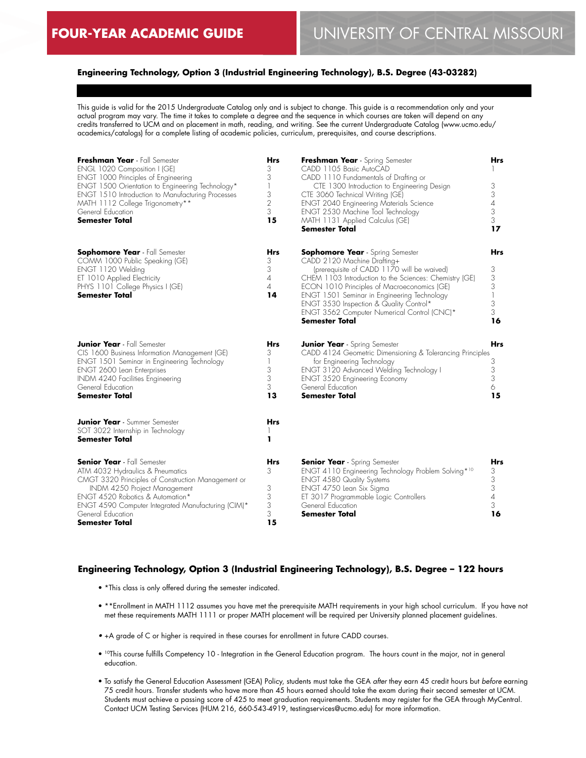# FOUR-YEAR ACADEMIC GUIDE

## UNIVERSITY OF CENTRAL MISSOURI

### Engineering Technology, Option 3 (Industrial Engineering Technology), B.S. Degree (43-03282)

This guide is valid for the 2015 Undergraduate Catalog only and is subject to change. This guide is a recommendation only and your actual program may vary. The time it takes to complete a degree and the sequence in which courses are taken will depend on any credits transferred to UCM and on placement in math, reading, and writing. See the current Undergraduate Catalog (www.ucmo.edu/academics/catalogs) for a complete listing of academic policies, curriculum, prerequisites, and course descriptions.

| **Freshman Year** - Fall Semester | **Hrs** |
|---|---|
| ENGL 1020 Composition I (GE) | 3 |
| ENGT 1000 Principles of Engineering | 3 |
| ENGT 1500 Orientation to Engineering Technology* | 1 |
| ENGT 1510 Introduction to Manufacturing Processes | 3 |
| MATH 1112 College Trigonometry** | 2 |
| General Education | 3 |
| **Semester Total** | **15** |

| **Freshman Year** - Spring Semester | **Hrs** |
|---|---|
| CADD 1105 Basic AutoCAD | 1 |
| CADD 1110 Fundamentals of Drafting or CTE 1300 Introduction to Engineering Design | 3 |
| CTE 3060 Technical Writing (GE) | 3 |
| ENGT 2040 Engineering Materials Science | 4 |
| ENGT 2530 Machine Tool Technology | 3 |
| MATH 1131 Applied Calculus (GE) | 3 |
| **Semester Total** | **17** |

| **Sophomore Year** - Fall Semester | **Hrs** |
|---|---|
| COMM 1000 Public Speaking (GE) | 3 |
| ENGT 1120 Welding | 3 |
| ET 1010 Applied Electricity | 4 |
| PHYS 1101 College Physics I (GE) | 4 |
| **Semester Total** | **14** |

| **Sophomore Year** - Spring Semester | **Hrs** |
|---|---|
| CADD 2120 Machine Drafting+ (prerequisite of CADD 1170 will be waived) | 3 |
| CHEM 1103 Introduction to the Sciences: Chemistry (GE) | 3 |
| ECON 1010 Principles of Macroeconomics (GE) | 3 |
| ENGT 1501 Seminar in Engineering Technology | 1 |
| ENGT 3530 Inspection & Quality Control* | 3 |
| ENGT 3562 Computer Numerical Control (CNC)* | 3 |
| **Semester Total** | **16** |

| **Junior Year** - Fall Semester | **Hrs** |
|---|---|
| CIS 1600 Business Information Management (GE) | 3 |
| ENGT 1501 Seminar in Engineering Technology | 1 |
| ENGT 2600 Lean Enterprises | 3 |
| INDM 4240 Facilities Engineering | 3 |
| General Education | 3 |
| **Semester Total** | **13** |

| **Junior Year** - Spring Semester | **Hrs** |
|---|---|
| CADD 4124 Geometric Dimensioning & Tolerancing Principles for Engineering Technology | 3 |
| ENGT 3120 Advanced Welding Technology I | 3 |
| ENGT 3520 Engineering Economy | 3 |
| General Education | 6 |
| **Semester Total** | **15** |

| **Junior Year** - Summer Semester | **Hrs** |
|---|---|
| SOT 3022 Internship in Technology | 1 |
| **Semester Total** | **1** |

| **Senior Year** - Fall Semester | **Hrs** |
|---|---|
| ATM 4032 Hydraulics & Pneumatics | 3 |
| CMGT 3320 Principles of Construction Management or INDM 4250 Project Management | 3 |
| ENGT 4520 Robotics & Automation* | 3 |
| ENGT 4590 Computer Integrated Manufacturing (CIM)* | 3 |
| General Education | 3 |
| **Semester Total** | **15** |

| **Senior Year** - Spring Semester | **Hrs** |
|---|---|
| ENGT 4110 Engineering Technology Problem Solving*[10] | 3 |
| ENGT 4580 Quality Systems | 3 |
| ENGT 4750 Lean Six Sigma | 3 |
| ET 3017 Programmable Logic Controllers | 4 |
| General Education | 3 |
| **Semester Total** | **16** |

### Engineering Technology, Option 3 (Industrial Engineering Technology), B.S. Degree – 122 hours

- *This class is only offered during the semester indicated.
- **Enrollment in MATH 1112 assumes you have met the prerequisite MATH requirements in your high school curriculum. If you have not met these requirements MATH 1111 or proper MATH placement will be required per University planned placement guidelines.
- +A grade of C or higher is required in these courses for enrollment in future CADD courses.
- [10]This course fulfills Competency 10 - Integration in the General Education program. The hours count in the major, not in general education.
- To satisfy the General Education Assessment (GEA) Policy, students must take the GEA *after* they earn 45 credit hours but *before* earning 75 credit hours. Transfer students who have more than 45 hours earned should take the exam during their second semester at UCM. Students must achieve a passing score of 425 to meet graduation requirements. Students may register for the GEA through MyCentral. Contact UCM Testing Services (HUM 216, 660-543-4919, testingservices@ucmo.edu) for more information.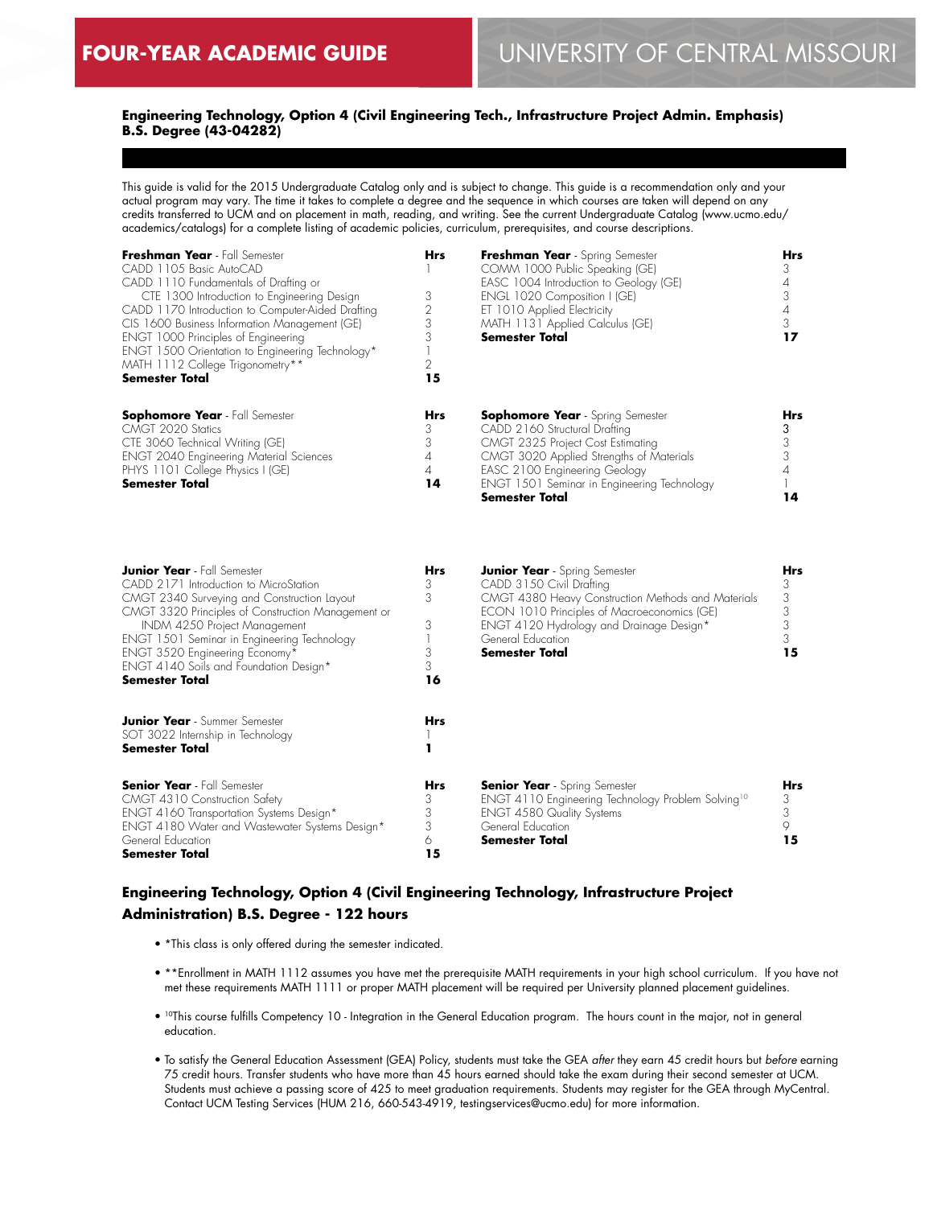**FOUR-YEAR ACADEMIC GUIDE** UNIVERSITY OF CENTRAL MISSOURI

### Engineering Technology, Option 4 (Civil Engineering Tech., Infrastructure Project Admin. Emphasis) B.S. Degree (43-04282)

This guide is valid for the 2015 Undergraduate Catalog only and is subject to change. This guide is a recommendation only and your actual program may vary. The time it takes to complete a degree and the sequence in which courses are taken will depend on any credits transferred to UCM and on placement in math, reading, and writing. See the current Undergraduate Catalog (www.ucmo.edu/academics/catalogs) for a complete listing of academic policies, curriculum, prerequisites, and course descriptions.

| **Freshman Year** - Fall Semester | **Hrs** |
|---|---|
| CADD 1105 Basic AutoCAD | 1 |
| CADD 1110 Fundamentals of Drafting or CTE 1300 Introduction to Engineering Design | 3 |
| CADD 1170 Introduction to Computer-Aided Drafting | 2 |
| CIS 1600 Business Information Management (GE) | 3 |
| ENGT 1000 Principles of Engineering | 3 |
| ENGT 1500 Orientation to Engineering Technology* | 1 |
| MATH 1112 College Trigonometry** | 2 |
| **Semester Total** | **15** |

| **Freshman Year** - Spring Semester | **Hrs** |
|---|---|
| COMM 1000 Public Speaking (GE) | 3 |
| EASC 1004 Introduction to Geology (GE) | 4 |
| ENGL 1020 Composition I (GE) | 3 |
| ET 1010 Applied Electricity | 4 |
| MATH 1131 Applied Calculus (GE) | 3 |
| **Semester Total** | **17** |

| **Sophomore Year** - Fall Semester | **Hrs** |
|---|---|
| CMGT 2020 Statics | 3 |
| CTE 3060 Technical Writing (GE) | 3 |
| ENGT 2040 Engineering Material Sciences | 4 |
| PHYS 1101 College Physics I (GE) | 4 |
| **Semester Total** | **14** |

| **Sophomore Year** - Spring Semester | **Hrs** |
|---|---|
| CADD 2160 Structural Drafting | 3 |
| CMGT 2325 Project Cost Estimating | 3 |
| CMGT 3020 Applied Strengths of Materials | 3 |
| EASC 2100 Engineering Geology | 4 |
| ENGT 1501 Seminar in Engineering Technology | 1 |
| **Semester Total** | **14** |

| **Junior Year** - Fall Semester | **Hrs** |
|---|---|
| CADD 2171 Introduction to MicroStation | 3 |
| CMGT 2340 Surveying and Construction Layout | 3 |
| CMGT 3320 Principles of Construction Management or INDM 4250 Project Management | 3 |
| ENGT 1501 Seminar in Engineering Technology | 1 |
| ENGT 3520 Engineering Economy* | 3 |
| ENGT 4140 Soils and Foundation Design* | 3 |
| **Semester Total** | **16** |

| **Junior Year** - Spring Semester | **Hrs** |
|---|---|
| CADD 3150 Civil Drafting | 3 |
| CMGT 4380 Heavy Construction Methods and Materials | 3 |
| ECON 1010 Principles of Macroeconomics (GE) | 3 |
| ENGT 4120 Hydrology and Drainage Design* | 3 |
| General Education | 3 |
| **Semester Total** | **15** |

| **Junior Year** - Summer Semester | **Hrs** |
|---|---|
| SOT 3022 Internship in Technology | 1 |
| **Semester Total** | **1** |

| **Senior Year** - Fall Semester | **Hrs** |
|---|---|
| CMGT 4310 Construction Safety | 3 |
| ENGT 4160 Transportation Systems Design* | 3 |
| ENGT 4180 Water and Wastewater Systems Design* | 3 |
| General Education | 6 |
| **Semester Total** | **15** |

| **Senior Year** - Spring Semester | **Hrs** |
|---|---|
| ENGT 4110 Engineering Technology Problem Solving[10] | 3 |
| ENGT 4580 Quality Systems | 3 |
| General Education | 9 |
| **Semester Total** | **15** |

### Engineering Technology, Option 4 (Civil Engineering Technology, Infrastructure Project Administration) B.S. Degree - 122 hours

- *This class is only offered during the semester indicated.
- **Enrollment in MATH 1112 assumes you have met the prerequisite MATH requirements in your high school curriculum. If you have not met these requirements MATH 1111 or proper MATH placement will be required per University planned placement guidelines.
- [10]This course fulfills Competency 10 - Integration in the General Education program. The hours count in the major, not in general education.
- To satisfy the General Education Assessment (GEA) Policy, students must take the GEA *after* they earn 45 credit hours but *before* earning 75 credit hours. Transfer students who have more than 45 hours earned should take the exam during their second semester at UCM. Students must achieve a passing score of 425 to meet graduation requirements. Students may register for the GEA through MyCentral. Contact UCM Testing Services (HUM 216, 660-543-4919, testingservices@ucmo.edu) for more information.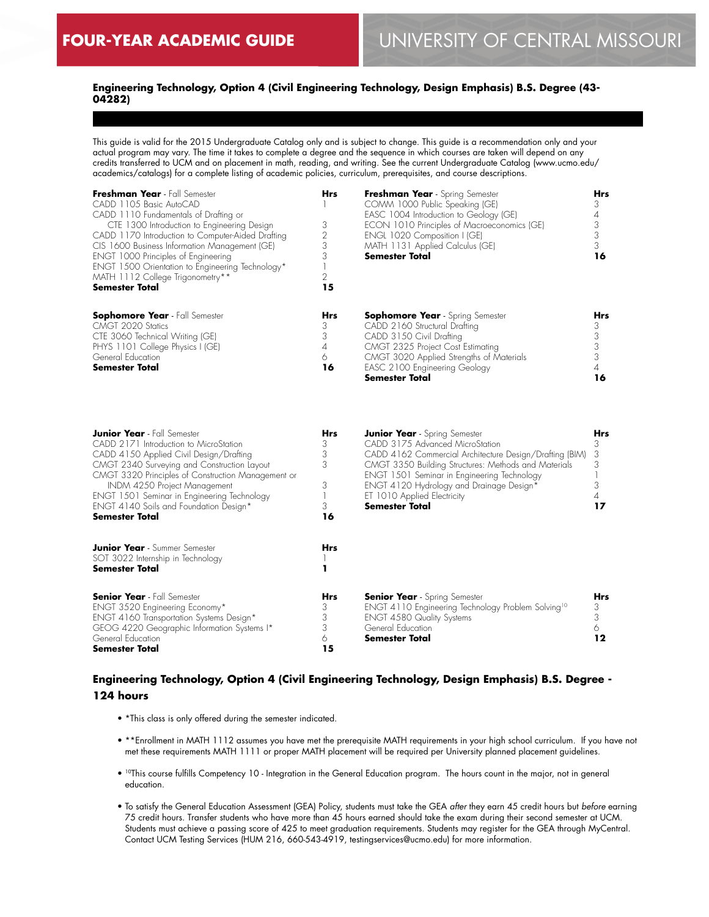## Engineering Technology, Option 4 (Civil Engineering Technology, Design Emphasis) B.S. Degree (43-04282)

This guide is valid for the 2015 Undergraduate Catalog only and is subject to change. This guide is a recommendation only and your actual program may vary. The time it takes to complete a degree and the sequence in which courses are taken will depend on any credits transferred to UCM and on placement in math, reading, and writing. See the current Undergraduate Catalog (www.ucmo.edu/academics/catalogs) for a complete listing of academic policies, curriculum, prerequisites, and course descriptions.

| **Freshman Year** - Fall Semester | **Hrs** |
|---|---|
| CADD 1105 Basic AutoCAD | 1 |
| CADD 1110 Fundamentals of Drafting or CTE 1300 Introduction to Engineering Design | 3 |
| CADD 1170 Introduction to Computer-Aided Drafting | 2 |
| CIS 1600 Business Information Management (GE) | 3 |
| ENGT 1000 Principles of Engineering | 3 |
| ENGT 1500 Orientation to Engineering Technology* | 1 |
| MATH 1112 College Trigonometry** | 2 |
| **Semester Total** | **15** |

| **Freshman Year** - Spring Semester | **Hrs** |
|---|---|
| COMM 1000 Public Speaking (GE) | 3 |
| EASC 1004 Introduction to Geology (GE) | 4 |
| ECON 1010 Principles of Macroeconomics (GE) | 3 |
| ENGL 1020 Composition I (GE) | 3 |
| MATH 1131 Applied Calculus (GE) | 3 |
| **Semester Total** | **16** |

| **Sophomore Year** - Fall Semester | **Hrs** |
|---|---|
| CMGT 2020 Statics | 3 |
| CTE 3060 Technical Writing (GE) | 3 |
| PHYS 1101 College Physics I (GE) | 4 |
| General Education | 6 |
| **Semester Total** | **16** |

| **Sophomore Year** - Spring Semester | **Hrs** |
|---|---|
| CADD 2160 Structural Drafting | 3 |
| CADD 3150 Civil Drafting | 3 |
| CMGT 2325 Project Cost Estimating | 3 |
| CMGT 3020 Applied Strengths of Materials | 3 |
| EASC 2100 Engineering Geology | 4 |
| **Semester Total** | **16** |

| **Junior Year** - Fall Semester | **Hrs** |
|---|---|
| CADD 2171 Introduction to MicroStation | 3 |
| CADD 4150 Applied Civil Design/Drafting | 3 |
| CMGT 2340 Surveying and Construction Layout | 3 |
| CMGT 3320 Principles of Construction Management or INDM 4250 Project Management | 3 |
| ENGT 1501 Seminar in Engineering Technology | 1 |
| ENGT 4140 Soils and Foundation Design* | 3 |
| **Semester Total** | **16** |

| **Junior Year** - Spring Semester | **Hrs** |
|---|---|
| CADD 3175 Advanced MicroStation | 3 |
| CADD 4162 Commercial Architecture Design/Drafting (BIM) | 3 |
| CMGT 3350 Building Structures: Methods and Materials | 3 |
| ENGT 1501 Seminar in Engineering Technology | 1 |
| ENGT 4120 Hydrology and Drainage Design* | 3 |
| ET 1010 Applied Electricity | 4 |
| **Semester Total** | **17** |

| **Junior Year** - Summer Semester | **Hrs** |
|---|---|
| SOT 3022 Internship in Technology | 1 |
| **Semester Total** | **1** |

| **Senior Year** - Fall Semester | **Hrs** |
|---|---|
| ENGT 3520 Engineering Economy* | 3 |
| ENGT 4160 Transportation Systems Design* | 3 |
| GEOG 4220 Geographic Information Systems I* | 3 |
| General Education | 6 |
| **Semester Total** | **15** |

| **Senior Year** - Spring Semester | **Hrs** |
|---|---|
| ENGT 4110 Engineering Technology Problem Solving[10] | 3 |
| ENGT 4580 Quality Systems | 3 |
| General Education | 6 |
| **Semester Total** | **12** |

### Engineering Technology, Option 4 (Civil Engineering Technology, Design Emphasis) B.S. Degree - 124 hours

- *This class is only offered during the semester indicated.
- **Enrollment in MATH 1112 assumes you have met the prerequisite MATH requirements in your high school curriculum. If you have not met these requirements MATH 1111 or proper MATH placement will be required per University planned placement guidelines.
- [10]This course fulfills Competency 10 - Integration in the General Education program. The hours count in the major, not in general education.
- To satisfy the General Education Assessment (GEA) Policy, students must take the GEA *after* they earn 45 credit hours but *before* earning 75 credit hours. Transfer students who have more than 45 hours earned should take the exam during their second semester at UCM. Students must achieve a passing score of 425 to meet graduation requirements. Students may register for the GEA through MyCentral. Contact UCM Testing Services (HUM 216, 660-543-4919, testingservices@ucmo.edu) for more information.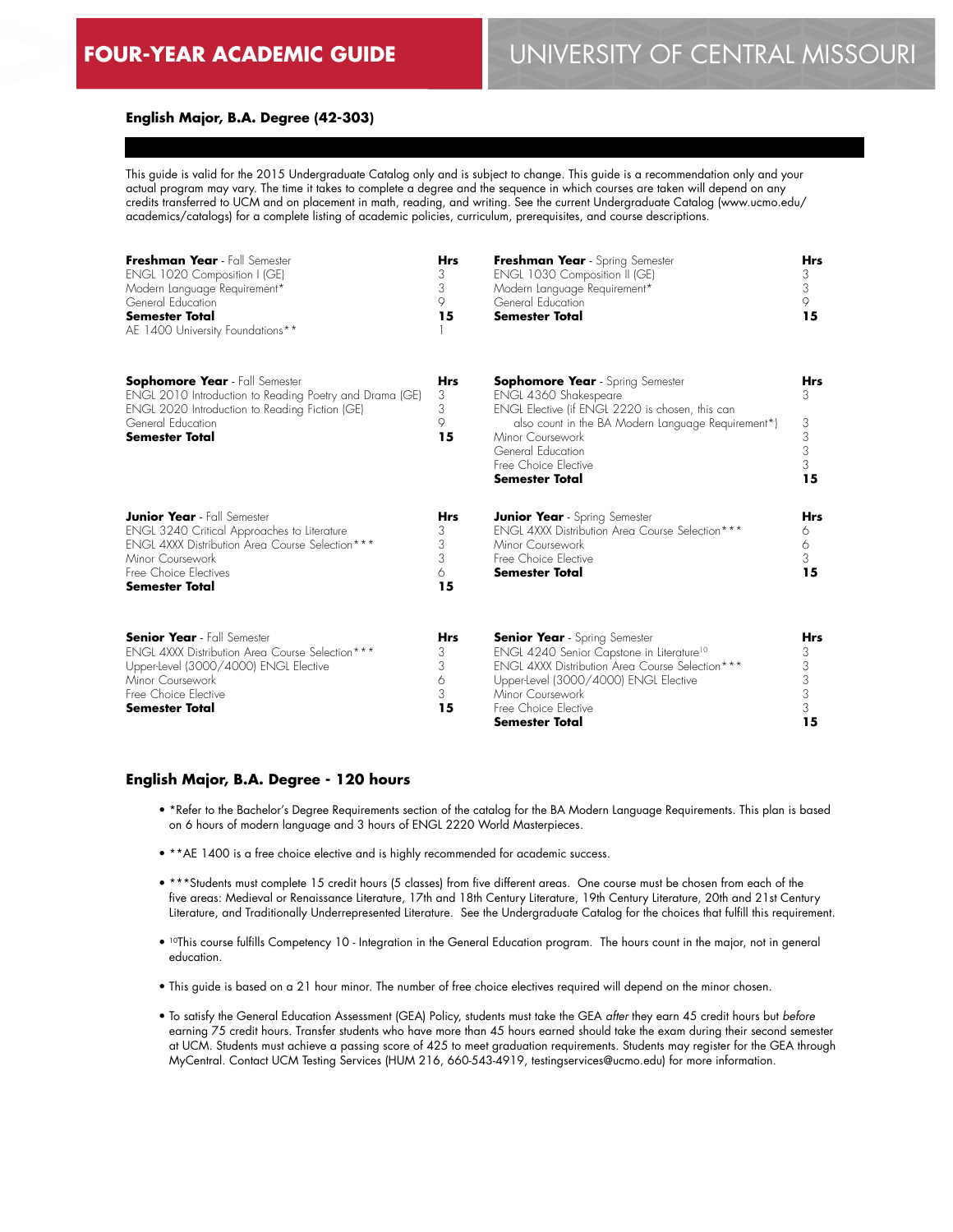# FOUR-YEAR ACADEMIC GUIDE — UNIVERSITY OF CENTRAL MISSOURI

### English Major, B.A. Degree (42-303)

This guide is valid for the 2015 Undergraduate Catalog only and is subject to change. This guide is a recommendation only and your actual program may vary. The time it takes to complete a degree and the sequence in which courses are taken will depend on any credits transferred to UCM and on placement in math, reading, and writing. See the current Undergraduate Catalog (www.ucmo.edu/academics/catalogs) for a complete listing of academic policies, curriculum, prerequisites, and course descriptions.

| **Freshman Year** - Fall Semester | **Hrs** |
|---|---|
| ENGL 1020 Composition I (GE) | 3 |
| Modern Language Requirement* | 3 |
| General Education | 9 |
| **Semester Total** | **15** |
| AE 1400 University Foundations** | 1 |

| **Freshman Year** - Spring Semester | **Hrs** |
|---|---|
| ENGL 1030 Composition II (GE) | 3 |
| Modern Language Requirement* | 3 |
| General Education | 9 |
| **Semester Total** | **15** |

| **Sophomore Year** - Fall Semester | **Hrs** |
|---|---|
| ENGL 2010 Introduction to Reading Poetry and Drama (GE) | 3 |
| ENGL 2020 Introduction to Reading Fiction (GE) | 3 |
| General Education | 9 |
| **Semester Total** | **15** |

| **Sophomore Year** - Spring Semester | **Hrs** |
|---|---|
| ENGL 4360 Shakespeare | 3 |
| ENGL Elective (if ENGL 2220 is chosen, this can also count in the BA Modern Language Requirement*) | 3 |
| Minor Coursework | 3 |
| General Education | 3 |
| Free Choice Elective | 3 |
| **Semester Total** | **15** |

| **Junior Year** - Fall Semester | **Hrs** |
|---|---|
| ENGL 3240 Critical Approaches to Literature | 3 |
| ENGL 4XXX Distribution Area Course Selection*** | 3 |
| Minor Coursework | 3 |
| Free Choice Electives | 6 |
| **Semester Total** | **15** |

| **Junior Year** - Spring Semester | **Hrs** |
|---|---|
| ENGL 4XXX Distribution Area Course Selection*** | 6 |
| Minor Coursework | 6 |
| Free Choice Elective | 3 |
| **Semester Total** | **15** |

| **Senior Year** - Fall Semester | **Hrs** |
|---|---|
| ENGL 4XXX Distribution Area Course Selection*** | 3 |
| Upper-Level (3000/4000) ENGL Elective | 3 |
| Minor Coursework | 6 |
| Free Choice Elective | 3 |
| **Semester Total** | **15** |

| **Senior Year** - Spring Semester | **Hrs** |
|---|---|
| ENGL 4240 Senior Capstone in Literature[10] | 3 |
| ENGL 4XXX Distribution Area Course Selection*** | 3 |
| Upper-Level (3000/4000) ENGL Elective | 3 |
| Minor Coursework | 3 |
| Free Choice Elective | 3 |
| **Semester Total** | **15** |

### English Major, B.A. Degree - 120 hours

- *Refer to the Bachelor's Degree Requirements section of the catalog for the BA Modern Language Requirements. This plan is based on 6 hours of modern language and 3 hours of ENGL 2220 World Masterpieces.
- **AE 1400 is a free choice elective and is highly recommended for academic success.
- ***Students must complete 15 credit hours (5 classes) from five different areas. One course must be chosen from each of the five areas: Medieval or Renaissance Literature, 17th and 18th Century Literature, 19th Century Literature, 20th and 21st Century Literature, and Traditionally Underrepresented Literature. See the Undergraduate Catalog for the choices that fulfill this requirement.
- [10]This course fulfills Competency 10 - Integration in the General Education program. The hours count in the major, not in general education.
- This guide is based on a 21 hour minor. The number of free choice electives required will depend on the minor chosen.
- To satisfy the General Education Assessment (GEA) Policy, students must take the GEA *after* they earn 45 credit hours but *before* earning 75 credit hours. Transfer students who have more than 45 hours earned should take the exam during their second semester at UCM. Students must achieve a passing score of 425 to meet graduation requirements. Students may register for the GEA through MyCentral. Contact UCM Testing Services (HUM 216, 660-543-4919, testingservices@ucmo.edu) for more information.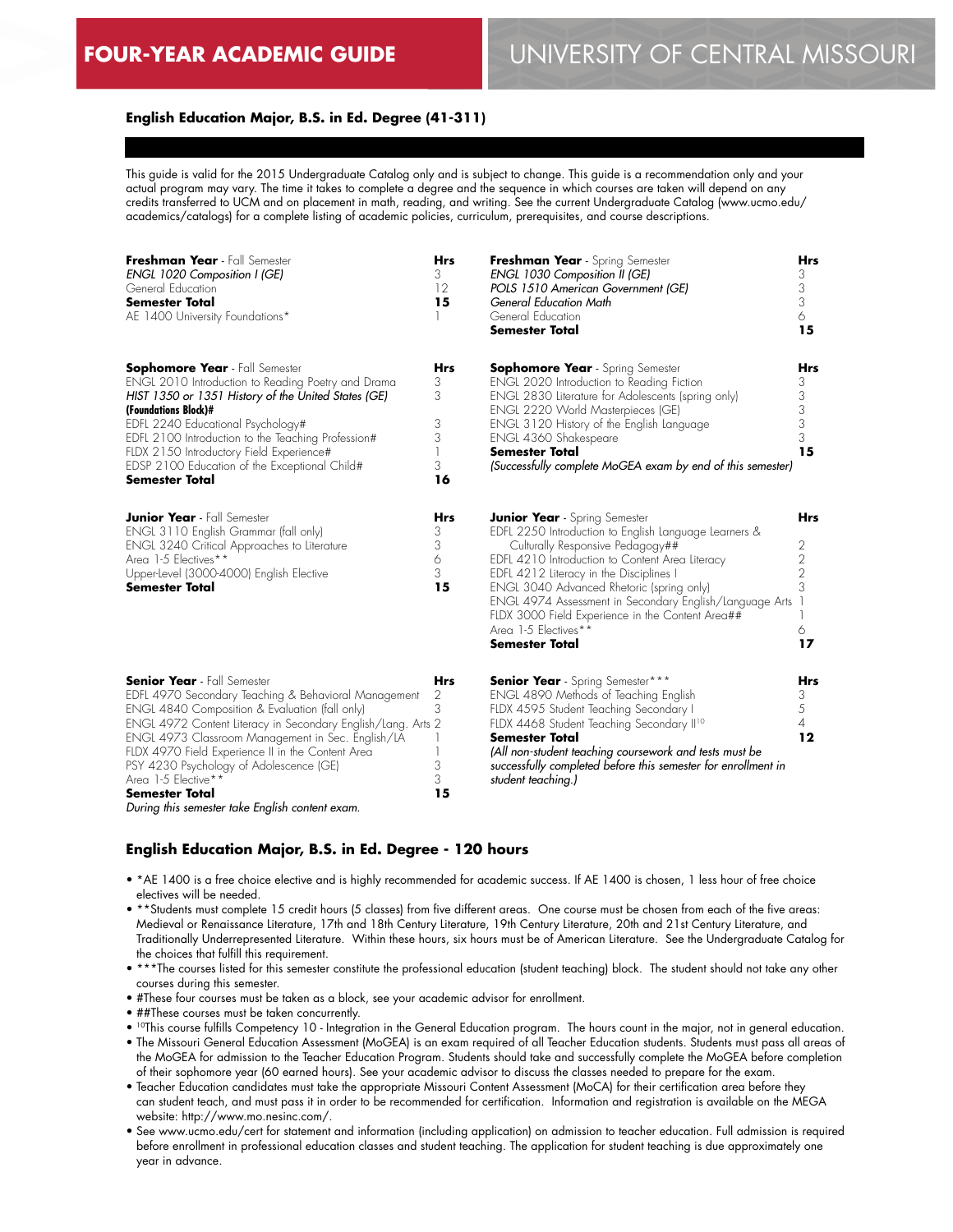# FOUR-YEAR ACADEMIC GUIDE

## UNIVERSITY OF CENTRAL MISSOURI

### English Education Major, B.S. in Ed. Degree (41-311)

This guide is valid for the 2015 Undergraduate Catalog only and is subject to change. This guide is a recommendation only and your actual program may vary. The time it takes to complete a degree and the sequence in which courses are taken will depend on any credits transferred to UCM and on placement in math, reading, and writing. See the current Undergraduate Catalog (www.ucmo.edu/academics/catalogs) for a complete listing of academic policies, curriculum, prerequisites, and course descriptions.

| **Freshman Year** - Fall Semester | Hrs |
|---|---|
| *ENGL 1020 Composition I (GE)* | 3 |
| General Education | 12 |
| **Semester Total** | **15** |
| AE 1400 University Foundations* | 1 |

| **Freshman Year** - Spring Semester | Hrs |
|---|---|
| *ENGL 1030 Composition II (GE)* | 3 |
| *POLS 1510 American Government (GE)* | 3 |
| *General Education Math* | 3 |
| General Education | 6 |
| **Semester Total** | **15** |

| **Sophomore Year** - Fall Semester | Hrs |
|---|---|
| ENGL 2010 Introduction to Reading Poetry and Drama | 3 |
| *HIST 1350 or 1351 History of the United States (GE)* | 3 |
| **(Foundations Block)#** | |
| EDFL 2240 Educational Psychology# | 3 |
| EDFL 2100 Introduction to the Teaching Profession# | 3 |
| FLDX 2150 Introductory Field Experience# | 1 |
| EDSP 2100 Education of the Exceptional Child# | 3 |
| **Semester Total** | **16** |

| **Sophomore Year** - Spring Semester | Hrs |
|---|---|
| ENGL 2020 Introduction to Reading Fiction | 3 |
| ENGL 2830 Literature for Adolescents (spring only) | 3 |
| ENGL 2220 World Masterpieces (GE) | 3 |
| ENGL 3120 History of the English Language | 3 |
| ENGL 4360 Shakespeare | 3 |
| **Semester Total** | **15** |
| *(Successfully complete MoGEA exam by end of this semester)* | |

| **Junior Year** - Fall Semester | Hrs |
|---|---|
| ENGL 3110 English Grammar (fall only) | 3 |
| ENGL 3240 Critical Approaches to Literature | 3 |
| Area 1-5 Electives** | 6 |
| Upper-Level (3000-4000) English Elective | 3 |
| **Semester Total** | **15** |

| **Junior Year** - Spring Semester | Hrs |
|---|---|
| EDFL 2250 Introduction to English Language Learners & Culturally Responsive Pedagogy## | 2 |
| EDFL 4210 Introduction to Content Area Literacy | 2 |
| EDFL 4212 Literacy in the Disciplines I | 2 |
| ENGL 3040 Advanced Rhetoric (spring only) | 3 |
| ENGL 4974 Assessment in Secondary English/Language Arts | 1 |
| FLDX 3000 Field Experience in the Content Area## | 1 |
| Area 1-5 Electives** | 6 |
| **Semester Total** | **17** |

| **Senior Year** - Fall Semester | Hrs |
|---|---|
| EDFL 4970 Secondary Teaching & Behavioral Management | 2 |
| ENGL 4840 Composition & Evaluation (fall only) | 3 |
| ENGL 4972 Content Literacy in Secondary English/Lang. Arts | 2 |
| ENGL 4973 Classroom Management in Sec. English/LA | 1 |
| FLDX 4970 Field Experience II in the Content Area | 1 |
| PSY 4230 Psychology of Adolescence (GE) | 3 |
| Area 1-5 Elective** | 3 |
| **Semester Total** | **15** |
| *During this semester take English content exam.* | |

| **Senior Year** - Spring Semester*** | Hrs |
|---|---|
| ENGL 4890 Methods of Teaching English | 3 |
| FLDX 4595 Student Teaching Secondary I | 5 |
| FLDX 4468 Student Teaching Secondary II[10] | 4 |
| **Semester Total** | **12** |
| *(All non-student teaching coursework and tests must be successfully completed before this semester for enrollment in student teaching.)* | |

### English Education Major, B.S. in Ed. Degree - 120 hours

- *AE 1400 is a free choice elective and is highly recommended for academic success. If AE 1400 is chosen, 1 less hour of free choice electives will be needed.
- **Students must complete 15 credit hours (5 classes) from five different areas. One course must be chosen from each of the five areas: Medieval or Renaissance Literature, 17th and 18th Century Literature, 19th Century Literature, 20th and 21st Century Literature, and Traditionally Underrepresented Literature. Within these hours, six hours must be of American Literature. See the Undergraduate Catalog for the choices that fulfill this requirement.
- ***The courses listed for this semester constitute the professional education (student teaching) block. The student should not take any other courses during this semester.
- #These four courses must be taken as a block, see your academic advisor for enrollment.
- ##These courses must be taken concurrently.
- [10]This course fulfills Competency 10 - Integration in the General Education program. The hours count in the major, not in general education.
- The Missouri General Education Assessment (MoGEA) is an exam required of all Teacher Education students. Students must pass all areas of the MoGEA for admission to the Teacher Education Program. Students should take and successfully complete the MoGEA before completion of their sophomore year (60 earned hours). See your academic advisor to discuss the classes needed to prepare for the exam.
- Teacher Education candidates must take the appropriate Missouri Content Assessment (MoCA) for their certification area before they can student teach, and must pass it in order to be recommended for certification. Information and registration is available on the MEGA website: http://www.mo.nesinc.com/.
- See www.ucmo.edu/cert for statement and information (including application) on admission to teacher education. Full admission is required before enrollment in professional education classes and student teaching. The application for student teaching is due approximately one year in advance.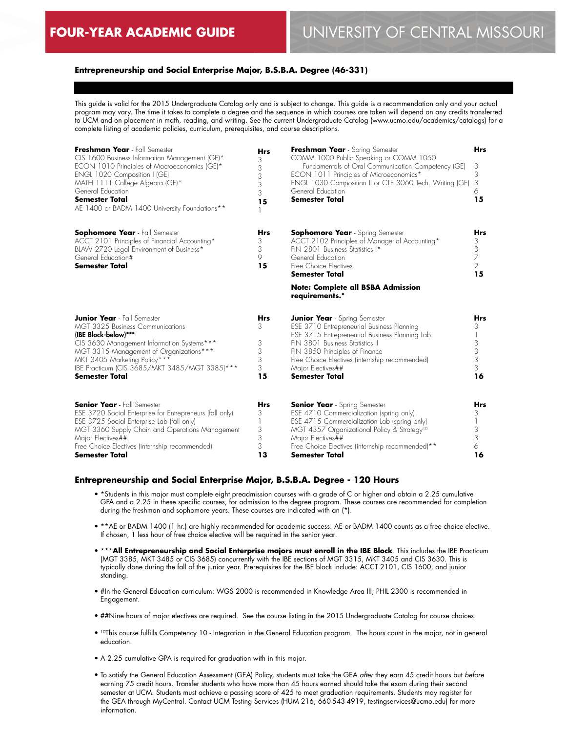**FOUR-YEAR ACADEMIC GUIDE** | UNIVERSITY OF CENTRAL MISSOURI

### Entrepreneurship and Social Enterprise Major, B.S.B.A. Degree (46-331)

This guide is valid for the 2015 Undergraduate Catalog only and is subject to change. This guide is a recommendation only and your actual program may vary. The time it takes to complete a degree and the sequence in which courses are taken will depend on any credits transferred to UCM and on placement in math, reading, and writing. See the current Undergraduate Catalog (www.ucmo.edu/academics/catalogs) for a complete listing of academic policies, curriculum, prerequisites, and course descriptions.

| **Freshman Year** - Fall Semester | **Hrs** |
|---|---|
| CIS 1600 Business Information Management (GE)* | 3 |
| ECON 1010 Principles of Macroeconomics (GE)* | 3 |
| ENGL 1020 Composition I (GE) | 3 |
| MATH 1111 College Algebra (GE)* | 3 |
| General Education | 3 |
| **Semester Total** | **15** |
| AE 1400 or BADM 1400 University Foundations** | 1 |

| **Freshman Year** - Spring Semester | **Hrs** |
|---|---|
| COMM 1000 Public Speaking or COMM 1050 Fundamentals of Oral Communication Competency (GE) | 3 |
| ECON 1011 Principles of Microeconomics* | 3 |
| ENGL 1030 Composition II or CTE 3060 Tech. Writing (GE) | 3 |
| General Education | 6 |
| **Semester Total** | **15** |

| **Sophomore Year** - Fall Semester | **Hrs** |
|---|---|
| ACCT 2101 Principles of Financial Accounting* | 3 |
| BLAW 2720 Legal Environment of Business* | 3 |
| General Education# | 9 |
| **Semester Total** | **15** |

| **Sophomore Year** - Spring Semester | **Hrs** |
|---|---|
| ACCT 2102 Principles of Managerial Accounting* | 3 |
| FIN 2801 Business Statistics I* | 3 |
| General Education | 7 |
| Free Choice Electives | 2 |
| **Semester Total** | **15** |

**Note: Complete all BSBA Admission requirements.***

| **Junior Year** - Fall Semester | **Hrs** |
|---|---|
| MGT 3325 Business Communications | 3 |
| **(IBE Block-below)*** ** | |
| CIS 3630 Management Information Systems*** | 3 |
| MGT 3315 Management of Organizations*** | 3 |
| MKT 3405 Marketing Policy*** | 3 |
| IBE Practicum (CIS 3685/MKT 3485/MGT 3385)*** | 3 |
| **Semester Total** | **15** |

| **Junior Year** - Spring Semester | **Hrs** |
|---|---|
| ESE 3710 Entrepreneurial Business Planning | 3 |
| ESE 3715 Entrepreneurial Business Planning Lab | 1 |
| FIN 3801 Business Statistics II | 3 |
| FIN 3850 Principles of Finance | 3 |
| Free Choice Electives (internship recommended) | 3 |
| Major Electives## | 3 |
| **Semester Total** | **16** |

| **Senior Year** - Fall Semester | **Hrs** |
|---|---|
| ESE 3720 Social Enterprise for Entrepreneurs (fall only) | 3 |
| ESE 3725 Social Enterprise Lab (fall only) | 1 |
| MGT 3360 Supply Chain and Operations Management | 3 |
| Major Electives## | 3 |
| Free Choice Electives (internship recommended) | 3 |
| **Semester Total** | **13** |

| **Senior Year** - Spring Semester | **Hrs** |
|---|---|
| ESE 4710 Commercialization (spring only) | 3 |
| ESE 4715 Commercialization Lab (spring only) | 1 |
| MGT 4357 Organizational Policy & Strategy[10] | 3 |
| Major Electives## | 3 |
| Free Choice Electives (internship recommended)** | 6 |
| **Semester Total** | **16** |

### Entrepreneurship and Social Enterprise Major, B.S.B.A. Degree - 120 Hours

- *Students in this major must complete eight preadmission courses with a grade of C or higher and obtain a 2.25 cumulative GPA and a 2.25 in these specific courses, for admission to the degree program. These courses are recommended for completion during the freshman and sophomore years. These courses are indicated with an (*).
- **AE or BADM 1400 (1 hr.) are highly recommended for academic success. AE or BADM 1400 counts as a free choice elective. If chosen, 1 less hour of free choice elective will be required in the senior year.
- ***__All Entrepreneurship and Social Enterprise majors must enroll in the IBE Block__. This includes the IBE Practicum (MGT 3385, MKT 3485 or CIS 3685) concurrently with the IBE sections of MGT 3315, MKT 3405 and CIS 3630. This is typically done during the fall of the junior year. Prerequisites for the IBE block include: ACCT 2101, CIS 1600, and junior standing.
- #In the General Education curriculum: WGS 2000 is recommended in Knowledge Area III; PHIL 2300 is recommended in Engagement.
- ##Nine hours of major electives are required. See the course listing in the 2015 Undergraduate Catalog for course choices.
- [10]This course fulfills Competency 10 - Integration in the General Education program. The hours count in the major, not in general education.
- A 2.25 cumulative GPA is required for graduation with in this major.
- To satisfy the General Education Assessment (GEA) Policy, students must take the GEA *after* they earn 45 credit hours but *before* earning 75 credit hours. Transfer students who have more than 45 hours earned should take the exam during their second semester at UCM. Students must achieve a passing score of 425 to meet graduation requirements. Students may register for the GEA through MyCentral. Contact UCM Testing Services (HUM 216, 660-543-4919, testingservices@ucmo.edu) for more information.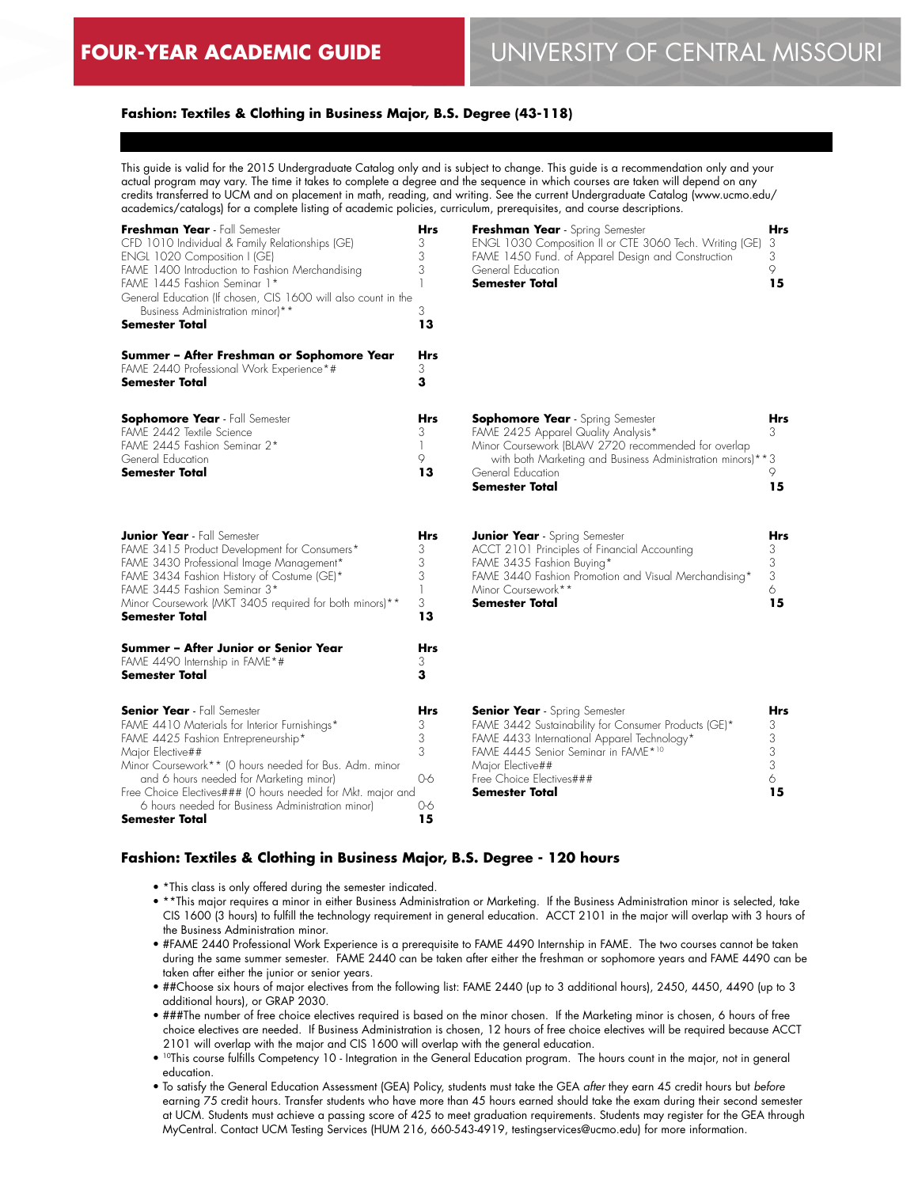# FOUR-YEAR ACADEMIC GUIDE

## UNIVERSITY OF CENTRAL MISSOURI

### Fashion: Textiles & Clothing in Business Major, B.S. Degree (43-118)

This guide is valid for the 2015 Undergraduate Catalog only and is subject to change. This guide is a recommendation only and your actual program may vary. The time it takes to complete a degree and the sequence in which courses are taken will depend on any credits transferred to UCM and on placement in math, reading, and writing. See the current Undergraduate Catalog (www.ucmo.edu/academics/catalogs) for a complete listing of academic policies, curriculum, prerequisites, and course descriptions.

| **Freshman Year** - Fall Semester | **Hrs** |
|---|---|
| CFD 1010 Individual & Family Relationships (GE) | 3 |
| ENGL 1020 Composition I (GE) | 3 |
| FAME 1400 Introduction to Fashion Merchandising | 3 |
| FAME 1445 Fashion Seminar 1* | 1 |
| General Education (If chosen, CIS 1600 will also count in the Business Administration minor)** | 3 |
| **Semester Total** | **13** |

| **Freshman Year** - Spring Semester | **Hrs** |
|---|---|
| ENGL 1030 Composition II or CTE 3060 Tech. Writing (GE) | 3 |
| FAME 1450 Fund. of Apparel Design and Construction | 3 |
| General Education | 9 |
| **Semester Total** | **15** |

| **Summer – After Freshman or Sophomore Year** | **Hrs** |
|---|---|
| FAME 2440 Professional Work Experience*# | 3 |
| **Semester Total** | **3** |

| **Sophomore Year** - Fall Semester | **Hrs** |
|---|---|
| FAME 2442 Textile Science | 3 |
| FAME 2445 Fashion Seminar 2* | 1 |
| General Education | 9 |
| **Semester Total** | **13** |

| **Sophomore Year** - Spring Semester | **Hrs** |
|---|---|
| FAME 2425 Apparel Quality Analysis* | 3 |
| Minor Coursework (BLAW 2720 recommended for overlap with both Marketing and Business Administration minors)** | 3 |
| General Education | 9 |
| **Semester Total** | **15** |

| **Junior Year** - Fall Semester | **Hrs** |
|---|---|
| FAME 3415 Product Development for Consumers* | 3 |
| FAME 3430 Professional Image Management* | 3 |
| FAME 3434 Fashion History of Costume (GE)* | 3 |
| FAME 3445 Fashion Seminar 3* | 1 |
| Minor Coursework (MKT 3405 required for both minors)** | 3 |
| **Semester Total** | **13** |

| **Junior Year** - Spring Semester | **Hrs** |
|---|---|
| ACCT 2101 Principles of Financial Accounting | 3 |
| FAME 3435 Fashion Buying* | 3 |
| FAME 3440 Fashion Promotion and Visual Merchandising* | 3 |
| Minor Coursework** | 6 |
| **Semester Total** | **15** |

| **Summer – After Junior or Senior Year** | **Hrs** |
|---|---|
| FAME 4490 Internship in FAME*# | 3 |
| **Semester Total** | **3** |

| **Senior Year** - Fall Semester | **Hrs** |
|---|---|
| FAME 4410 Materials for Interior Furnishings* | 3 |
| FAME 4425 Fashion Entrepreneurship* | 3 |
| Major Elective## | 3 |
| Minor Coursework** (0 hours needed for Bus. Adm. minor and 6 hours needed for Marketing minor) | 0-6 |
| Free Choice Electives### (0 hours needed for Mkt. major and 6 hours needed for Business Administration minor) | 0-6 |
| **Semester Total** | **15** |

| **Senior Year** - Spring Semester | **Hrs** |
|---|---|
| FAME 3442 Sustainability for Consumer Products (GE)* | 3 |
| FAME 4433 International Apparel Technology* | 3 |
| FAME 4445 Senior Seminar in FAME*[10] | 3 |
| Major Elective## | 3 |
| Free Choice Electives### | 6 |
| **Semester Total** | **15** |

### Fashion: Textiles & Clothing in Business Major, B.S. Degree - 120 hours

- *This class is only offered during the semester indicated.
- **This major requires a minor in either Business Administration or Marketing. If the Business Administration minor is selected, take CIS 1600 (3 hours) to fulfill the technology requirement in general education. ACCT 2101 in the major will overlap with 3 hours of the Business Administration minor.
- #FAME 2440 Professional Work Experience is a prerequisite to FAME 4490 Internship in FAME. The two courses cannot be taken during the same summer semester. FAME 2440 can be taken after either the freshman or sophomore years and FAME 4490 can be taken after either the junior or senior years.
- ##Choose six hours of major electives from the following list: FAME 2440 (up to 3 additional hours), 2450, 4450, 4490 (up to 3 additional hours), or GRAP 2030.
- ###The number of free choice electives required is based on the minor chosen. If the Marketing minor is chosen, 6 hours of free choice electives are needed. If Business Administration is chosen, 12 hours of free choice electives will be required because ACCT 2101 will overlap with the major and CIS 1600 will overlap with the general education.
- [10]This course fulfills Competency 10 - Integration in the General Education program. The hours count in the major, not in general education.
- To satisfy the General Education Assessment (GEA) Policy, students must take the GEA *after* they earn 45 credit hours but *before* earning 75 credit hours. Transfer students who have more than 45 hours earned should take the exam during their second semester at UCM. Students must achieve a passing score of 425 to meet graduation requirements. Students may register for the GEA through MyCentral. Contact UCM Testing Services (HUM 216, 660-543-4919, testingservices@ucmo.edu) for more information.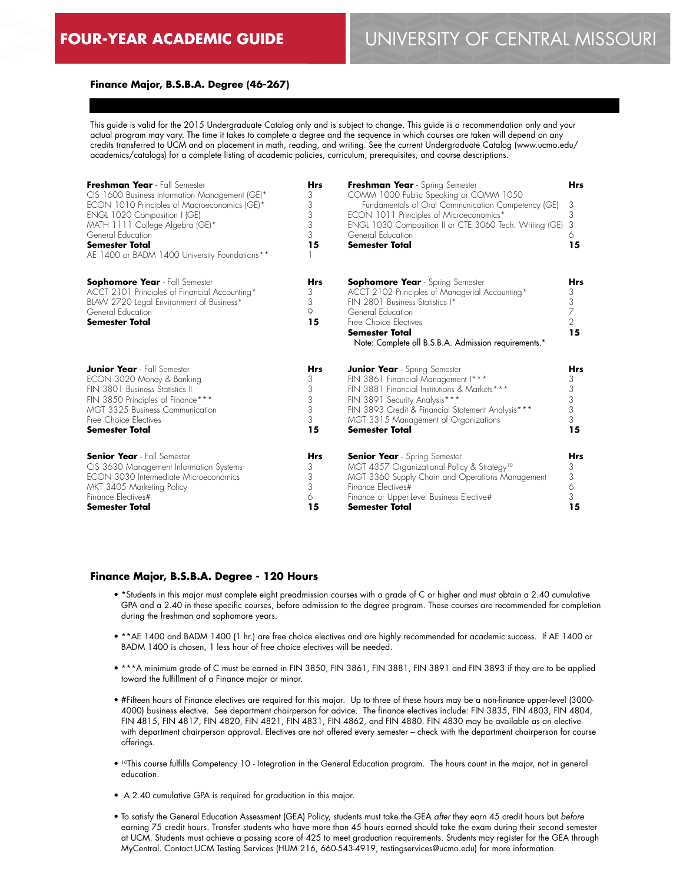# FOUR-YEAR ACADEMIC GUIDE

# UNIVERSITY OF CENTRAL MISSOURI

## Finance Major, B.S.B.A. Degree (46-267)

This guide is valid for the 2015 Undergraduate Catalog only and is subject to change. This guide is a recommendation only and your actual program may vary. The time it takes to complete a degree and the sequence in which courses are taken will depend on any credits transferred to UCM and on placement in math, reading, and writing. See the current Undergraduate Catalog (www.ucmo.edu/academics/catalogs) for a complete listing of academic policies, curriculum, prerequisites, and course descriptions.

| **Freshman Year** - Fall Semester | **Hrs** |
|---|---|
| CIS 1600 Business Information Management (GE)* | 3 |
| ECON 1010 Principles of Macroeconomics (GE)* | 3 |
| ENGL 1020 Composition I (GE) | 3 |
| MATH 1111 College Algebra (GE)* | 3 |
| General Education | 3 |
| **Semester Total** | **15** |
| AE 1400 or BADM 1400 University Foundations** | 1 |

| **Freshman Year** - Spring Semester | **Hrs** |
|---|---|
| COMM 1000 Public Speaking or COMM 1050 Fundamentals of Oral Communication Competency (GE) | 3 |
| ECON 1011 Principles of Microeconomics* | 3 |
| ENGL 1030 Composition II or CTE 3060 Tech. Writing (GE) | 3 |
| General Education | 6 |
| **Semester Total** | **15** |

| **Sophomore Year** - Fall Semester | **Hrs** |
|---|---|
| ACCT 2101 Principles of Financial Accounting* | 3 |
| BLAW 2720 Legal Environment of Business* | 3 |
| General Education | 9 |
| **Semester Total** | **15** |

| **Sophomore Year** - Spring Semester | **Hrs** |
|---|---|
| ACCT 2102 Principles of Managerial Accounting* | 3 |
| FIN 2801 Business Statistics I* | 3 |
| General Education | 7 |
| Free Choice Electives | 2 |
| **Semester Total** | **15** |

Note: Complete all B.S.B.A. Admission requirements.*

| **Junior Year** - Fall Semester | **Hrs** |
|---|---|
| ECON 3020 Money & Banking | 3 |
| FIN 3801 Business Statistics II | 3 |
| FIN 3850 Principles of Finance*** | 3 |
| MGT 3325 Business Communication | 3 |
| Free Choice Electives | 3 |
| **Semester Total** | **15** |

| **Junior Year** - Spring Semester | **Hrs** |
|---|---|
| FIN 3861 Financial Management I*** | 3 |
| FIN 3881 Financial Institutions & Markets*** | 3 |
| FIN 3891 Security Analysis*** | 3 |
| FIN 3893 Credit & Financial Statement Analysis*** | 3 |
| MGT 3315 Management of Organizations | 3 |
| **Semester Total** | **15** |

| **Senior Year** - Fall Semester | **Hrs** |
|---|---|
| CIS 3630 Management Information Systems | 3 |
| ECON 3030 Intermediate Microeconomics | 3 |
| MKT 3405 Marketing Policy | 3 |
| Finance Electives# | 6 |
| **Semester Total** | **15** |

| **Senior Year** - Spring Semester | **Hrs** |
|---|---|
| MGT 4357 Organizational Policy & Strategy[10] | 3 |
| MGT 3360 Supply Chain and Operations Management | 3 |
| Finance Electives# | 6 |
| Finance or Upper-Level Business Elective# | 3 |
| **Semester Total** | **15** |

### Finance Major, B.S.B.A. Degree - 120 Hours

- *Students in this major must complete eight preadmission courses with a grade of C or higher and must obtain a 2.40 cumulative GPA and a 2.40 in these specific courses, before admission to the degree program. These courses are recommended for completion during the freshman and sophomore years.
- **AE 1400 and BADM 1400 (1 hr.) are free choice electives and are highly recommended for academic success. If AE 1400 or BADM 1400 is chosen, 1 less hour of free choice electives will be needed.
- ***A minimum grade of C must be earned in FIN 3850, FIN 3861, FIN 3881, FIN 3891 and FIN 3893 if they are to be applied toward the fulfillment of a Finance major or minor.
- #Fifteen hours of Finance electives are required for this major. Up to three of these hours may be a non-finance upper-level (3000-4000) business elective. See department chairperson for advice. The finance electives include: FIN 3835, FIN 4803, FIN 4804, FIN 4815, FIN 4817, FIN 4820, FIN 4821, FIN 4831, FIN 4862, and FIN 4880. FIN 4830 may be available as an elective with department chairperson approval. Electives are not offered every semester – check with the department chairperson for course offerings.
- [10]This course fulfills Competency 10 - Integration in the General Education program. The hours count in the major, not in general education.
- A 2.40 cumulative GPA is required for graduation in this major.
- To satisfy the General Education Assessment (GEA) Policy, students must take the GEA *after* they earn 45 credit hours but *before* earning 75 credit hours. Transfer students who have more than 45 hours earned should take the exam during their second semester at UCM. Students must achieve a passing score of 425 to meet graduation requirements. Students may register for the GEA through MyCentral. Contact UCM Testing Services (HUM 216, 660-543-4919, testingservices@ucmo.edu) for more information.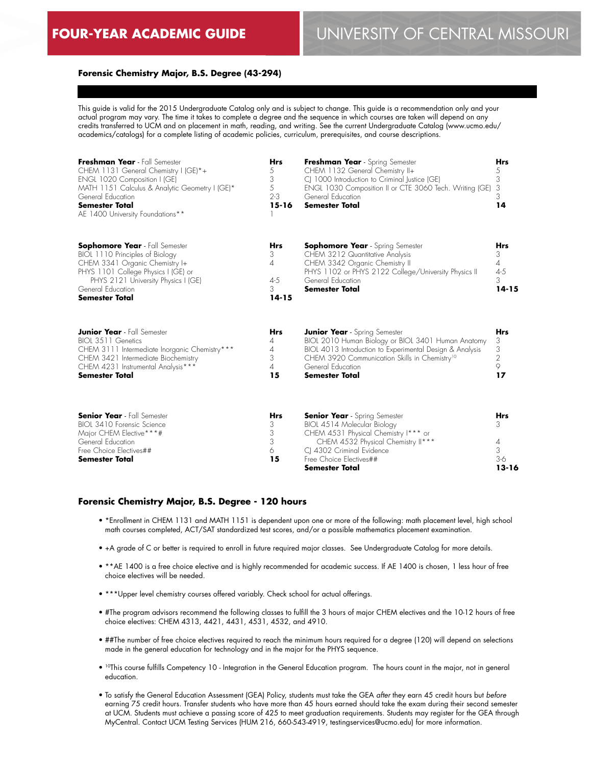# FOUR-YEAR ACADEMIC GUIDE

## UNIVERSITY OF CENTRAL MISSOURI

### Forensic Chemistry Major, B.S. Degree (43-294)

This guide is valid for the 2015 Undergraduate Catalog only and is subject to change. This guide is a recommendation only and your actual program may vary. The time it takes to complete a degree and the sequence in which courses are taken will depend on any credits transferred to UCM and on placement in math, reading, and writing. See the current Undergraduate Catalog (www.ucmo.edu/academics/catalogs) for a complete listing of academic policies, curriculum, prerequisites, and course descriptions.

| **Freshman Year** - Fall Semester | **Hrs** | **Freshman Year** - Spring Semester | **Hrs** |
|---|---|---|---|
| CHEM 1131 General Chemistry I (GE)*+ | 5 | CHEM 1132 General Chemistry II+ | 5 |
| ENGL 1020 Composition I (GE) | 3 | CJ 1000 Introduction to Criminal Justice (GE) | 3 |
| MATH 1151 Calculus & Analytic Geometry I (GE)* | 5 | ENGL 1030 Composition II or CTE 3060 Tech. Writing (GE) | 3 |
| General Education | 2-3 | General Education | 3 |
| **Semester Total** | **15-16** | **Semester Total** | **14** |
| AE 1400 University Foundations** | 1 | | |

| **Sophomore Year** - Fall Semester | **Hrs** | **Sophomore Year** - Spring Semester | **Hrs** |
|---|---|---|---|
| BIOL 1110 Principles of Biology | 3 | CHEM 3212 Quantitative Analysis | 3 |
| CHEM 3341 Organic Chemistry I+ | 4 | CHEM 3342 Organic Chemistry II | 4 |
| PHYS 1101 College Physics I (GE) or PHYS 2121 University Physics I (GE) | 4-5 | PHYS 1102 or PHYS 2122 College/University Physics II | 4-5 |
| General Education | 3 | General Education | 3 |
| **Semester Total** | **14-15** | **Semester Total** | **14-15** |

| **Junior Year** - Fall Semester | **Hrs** | **Junior Year** - Spring Semester | **Hrs** |
|---|---|---|---|
| BIOL 3511 Genetics | 4 | BIOL 2010 Human Biology or BIOL 3401 Human Anatomy | 3 |
| CHEM 3111 Intermediate Inorganic Chemistry*** | 4 | BIOL 4013 Introduction to Experimental Design & Analysis | 3 |
| CHEM 3421 Intermediate Biochemistry | 3 | CHEM 3920 Communication Skills in Chemistry[10] | 2 |
| CHEM 4231 Instrumental Analysis*** | 4 | General Education | 9 |
| **Semester Total** | **15** | **Semester Total** | **17** |

| **Senior Year** - Fall Semester | **Hrs** | **Senior Year** - Spring Semester | **Hrs** |
|---|---|---|---|
| BIOL 3410 Forensic Science | 3 | BIOL 4514 Molecular Biology | 3 |
| Major CHEM Elective***# | 3 | CHEM 4531 Physical Chemistry I*** or CHEM 4532 Physical Chemistry II*** | 4 |
| General Education | 3 | CJ 4302 Criminal Evidence | 3 |
| Free Choice Electives## | 6 | Free Choice Electives## | 3-6 |
| **Semester Total** | **15** | **Semester Total** | **13-16** |

### Forensic Chemistry Major, B.S. Degree - 120 hours

- *Enrollment in CHEM 1131 and MATH 1151 is dependent upon one or more of the following: math placement level, high school math courses completed, ACT/SAT standardized test scores, and/or a possible mathematics placement examination.
- +A grade of C or better is required to enroll in future required major classes. See Undergraduate Catalog for more details.
- **AE 1400 is a free choice elective and is highly recommended for academic success. If AE 1400 is chosen, 1 less hour of free choice electives will be needed.
- ***Upper level chemistry courses offered variably. Check school for actual offerings.
- #The program advisors recommend the following classes to fulfill the 3 hours of major CHEM electives and the 10-12 hours of free choice electives: CHEM 4313, 4421, 4431, 4531, 4532, and 4910.
- ##The number of free choice electives required to reach the minimum hours required for a degree (120) will depend on selections made in the general education for technology and in the major for the PHYS sequence.
- [10]This course fulfills Competency 10 - Integration in the General Education program. The hours count in the major, not in general education.
- To satisfy the General Education Assessment (GEA) Policy, students must take the GEA *after* they earn 45 credit hours but *before* earning 75 credit hours. Transfer students who have more than 45 hours earned should take the exam during their second semester at UCM. Students must achieve a passing score of 425 to meet graduation requirements. Students may register for the GEA through MyCentral. Contact UCM Testing Services (HUM 216, 660-543-4919, testingservices@ucmo.edu) for more information.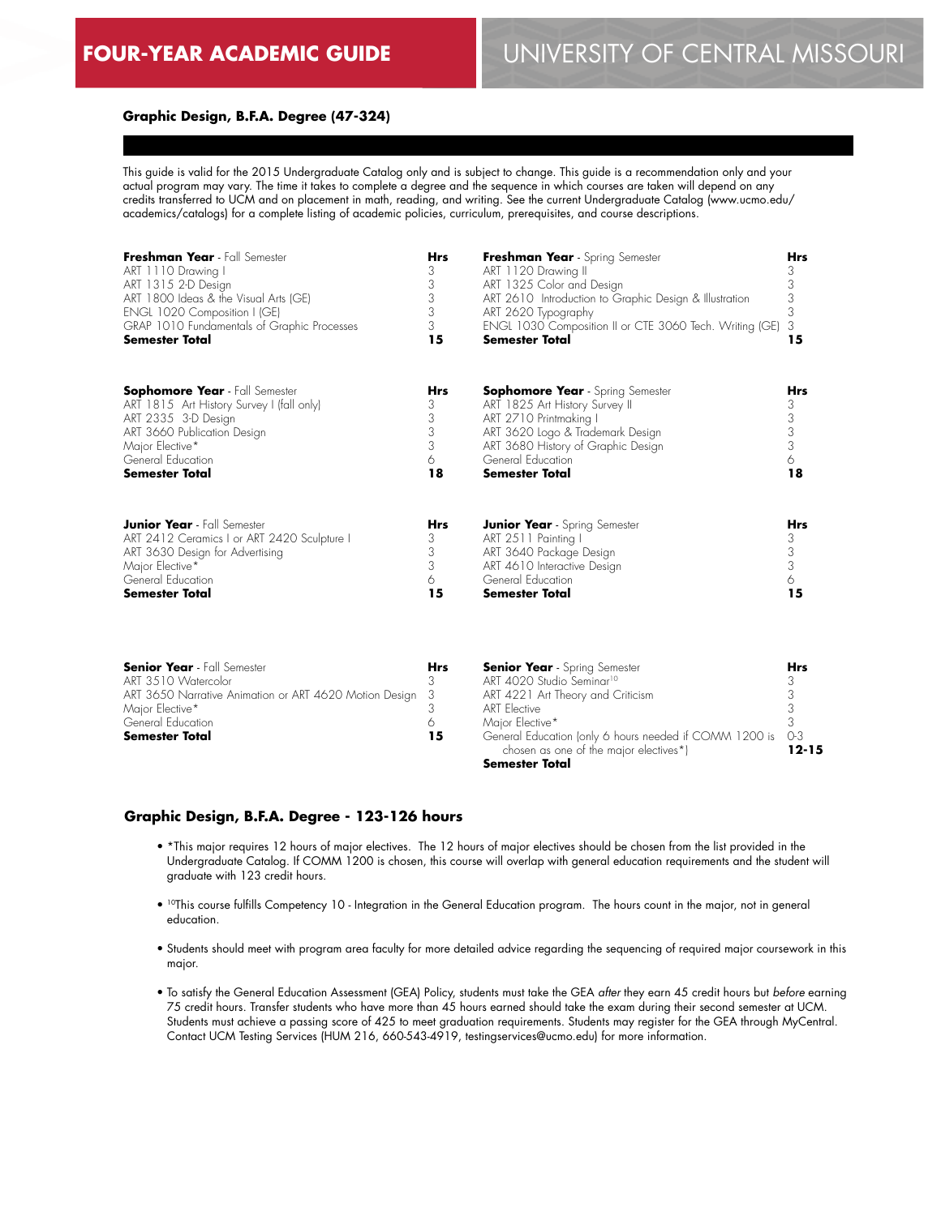# FOUR-YEAR ACADEMIC GUIDE

# UNIVERSITY OF CENTRAL MISSOURI

### Graphic Design, B.F.A. Degree (47-324)

This guide is valid for the 2015 Undergraduate Catalog only and is subject to change. This guide is a recommendation only and your actual program may vary. The time it takes to complete a degree and the sequence in which courses are taken will depend on any credits transferred to UCM and on placement in math, reading, and writing. See the current Undergraduate Catalog (www.ucmo.edu/academics/catalogs) for a complete listing of academic policies, curriculum, prerequisites, and course descriptions.

| **Freshman Year** - Fall Semester | **Hrs** | **Freshman Year** - Spring Semester | **Hrs** |
|---|---|---|---|
| ART 1110 Drawing I | 3 | ART 1120 Drawing II | 3 |
| ART 1315 2-D Design | 3 | ART 1325 Color and Design | 3 |
| ART 1800 Ideas & the Visual Arts (GE) | 3 | ART 2610 Introduction to Graphic Design & Illustration | 3 |
| ENGL 1020 Composition I (GE) | 3 | ART 2620 Typography | 3 |
| GRAP 1010 Fundamentals of Graphic Processes | 3 | ENGL 1030 Composition II or CTE 3060 Tech. Writing (GE) | 3 |
| **Semester Total** | **15** | **Semester Total** | **15** |

| **Sophomore Year** - Fall Semester | **Hrs** | **Sophomore Year** - Spring Semester | **Hrs** |
|---|---|---|---|
| ART 1815 Art History Survey I (fall only) | 3 | ART 1825 Art History Survey II | 3 |
| ART 2335 3-D Design | 3 | ART 2710 Printmaking I | 3 |
| ART 3660 Publication Design | 3 | ART 3620 Logo & Trademark Design | 3 |
| Major Elective* | 3 | ART 3680 History of Graphic Design | 3 |
| General Education | 6 | General Education | 6 |
| **Semester Total** | **18** | **Semester Total** | **18** |

| **Junior Year** - Fall Semester | **Hrs** | **Junior Year** - Spring Semester | **Hrs** |
|---|---|---|---|
| ART 2412 Ceramics I or ART 2420 Sculpture I | 3 | ART 2511 Painting I | 3 |
| ART 3630 Design for Advertising | 3 | ART 3640 Package Design | 3 |
| Major Elective* | 3 | ART 4610 Interactive Design | 3 |
| General Education | 6 | General Education | 6 |
| **Semester Total** | **15** | **Semester Total** | **15** |

| **Senior Year** - Fall Semester | **Hrs** | **Senior Year** - Spring Semester | **Hrs** |
|---|---|---|---|
| ART 3510 Watercolor | 3 | ART 4020 Studio Seminar[10] | 3 |
| ART 3650 Narrative Animation or ART 4620 Motion Design | 3 | ART 4221 Art Theory and Criticism | 3 |
| Major Elective* | 3 | ART Elective | 3 |
| General Education | 6 | Major Elective* | 3 |
| **Semester Total** | **15** | General Education (only 6 hours needed if COMM 1200 is chosen as one of the major electives*) | 0-3 |
| | | **Semester Total** | **12-15** |

### Graphic Design, B.F.A. Degree - 123-126 hours

- *This major requires 12 hours of major electives. The 12 hours of major electives should be chosen from the list provided in the Undergraduate Catalog. If COMM 1200 is chosen, this course will overlap with general education requirements and the student will graduate with 123 credit hours.
- [10]This course fulfills Competency 10 - Integration in the General Education program. The hours count in the major, not in general education.
- Students should meet with program area faculty for more detailed advice regarding the sequencing of required major coursework in this major.
- To satisfy the General Education Assessment (GEA) Policy, students must take the GEA *after* they earn 45 credit hours but *before* earning 75 credit hours. Transfer students who have more than 45 hours earned should take the exam during their second semester at UCM. Students must achieve a passing score of 425 to meet graduation requirements. Students may register for the GEA through MyCentral. Contact UCM Testing Services (HUM 216, 660-543-4919, testingservices@ucmo.edu) for more information.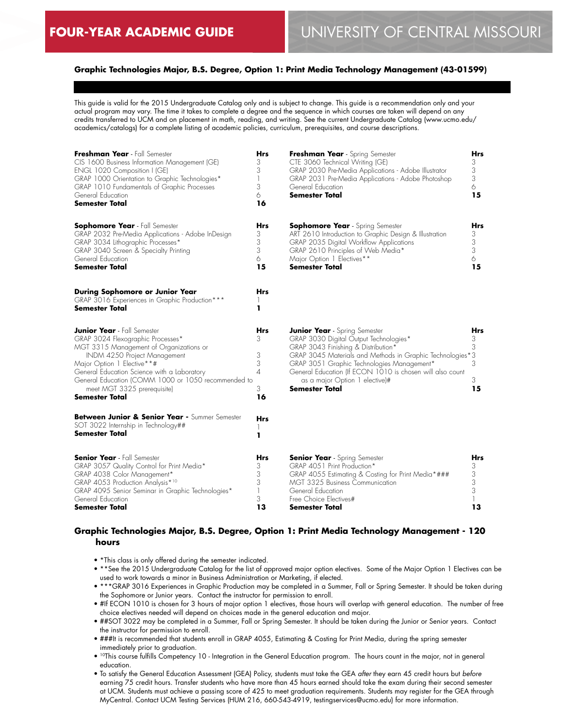# FOUR-YEAR ACADEMIC GUIDE — UNIVERSITY OF CENTRAL MISSOURI

## Graphic Technologies Major, B.S. Degree, Option 1: Print Media Technology Management (43-01599)

This guide is valid for the 2015 Undergraduate Catalog only and is subject to change. This guide is a recommendation only and your actual program may vary. The time it takes to complete a degree and the sequence in which courses are taken will depend on any credits transferred to UCM and on placement in math, reading, and writing. See the current Undergraduate Catalog (www.ucmo.edu/academics/catalogs) for a complete listing of academic policies, curriculum, prerequisites, and course descriptions.

| **Freshman Year** - Fall Semester | **Hrs** |
|---|---|
| CIS 1600 Business Information Management (GE) | 3 |
| ENGL 1020 Composition I (GE) | 3 |
| GRAP 1000 Orientation to Graphic Technologies* | 1 |
| GRAP 1010 Fundamentals of Graphic Processes | 3 |
| General Education | 6 |
| **Semester Total** | **16** |

| **Freshman Year** - Spring Semester | **Hrs** |
|---|---|
| CTE 3060 Technical Writing (GE) | 3 |
| GRAP 2030 Pre-Media Applications - Adobe Illustrator | 3 |
| GRAP 2031 Pre-Media Applications - Adobe Photoshop | 3 |
| General Education | 6 |
| **Semester Total** | **15** |

| **Sophomore Year** - Fall Semester | **Hrs** |
|---|---|
| GRAP 2032 Pre-Media Applications - Adobe InDesign | 3 |
| GRAP 3034 Lithographic Processes* | 3 |
| GRAP 3040 Screen & Specialty Printing | 3 |
| General Education | 6 |
| **Semester Total** | **15** |

| **Sophomore Year** - Spring Semester | **Hrs** |
|---|---|
| ART 2610 Introduction to Graphic Design & Illustration | 3 |
| GRAP 2035 Digital Workflow Applications | 3 |
| GRAP 2610 Principles of Web Media* | 3 |
| Major Option 1 Electives** | 6 |
| **Semester Total** | **15** |

| **During Sophomore or Junior Year** | **Hrs** |
|---|---|
| GRAP 3016 Experiences in Graphic Production*** | 1 |
| **Semester Total** | **1** |

| **Junior Year** - Fall Semester | **Hrs** |
|---|---|
| GRAP 3024 Flexographic Processes* | 3 |
| MGT 3315 Management of Organizations or INDM 4250 Project Management | 3 |
| Major Option 1 Elective**# | 3 |
| General Education Science with a Laboratory | 4 |
| General Education (COMM 1000 or 1050 recommended to meet MGT 3325 prerequisite) | 3 |
| **Semester Total** | **16** |

| **Junior Year** - Spring Semester | **Hrs** |
|---|---|
| GRAP 3030 Digital Output Technologies* | 3 |
| GRAP 3043 Finishing & Distribution* | 3 |
| GRAP 3045 Materials and Methods in Graphic Technologies* | 3 |
| GRAP 3051 Graphic Technologies Management* | 3 |
| General Education (If ECON 1010 is chosen will also count as a major Option 1 elective)# | 3 |
| **Semester Total** | **15** |

| **Between Junior & Senior Year** - Summer Semester | **Hrs** |
|---|---|
| SOT 3022 Internship in Technology## | 1 |
| **Semester Total** | **1** |

| **Senior Year** - Fall Semester | **Hrs** |
|---|---|
| GRAP 3057 Quality Control for Print Media* | 3 |
| GRAP 4038 Color Management* | 3 |
| GRAP 4053 Production Analysis*[10] | 3 |
| GRAP 4095 Senior Seminar in Graphic Technologies* | 1 |
| General Education | 3 |
| **Semester Total** | **13** |

| **Senior Year** - Spring Semester | **Hrs** |
|---|---|
| GRAP 4051 Print Production* | 3 |
| GRAP 4055 Estimating & Costing for Print Media*### | 3 |
| MGT 3325 Business Communication | 3 |
| General Education | 3 |
| Free Choice Electives# | 1 |
| **Semester Total** | **13** |

## Graphic Technologies Major, B.S. Degree, Option 1: Print Media Technology Management - 120 hours

- *This class is only offered during the semester indicated.
- **See the 2015 Undergraduate Catalog for the list of approved major option electives. Some of the Major Option 1 Electives can be used to work towards a minor in Business Administration or Marketing, if elected.
- ***GRAP 3016 Experiences in Graphic Production may be completed in a Summer, Fall or Spring Semester. It should be taken during the Sophomore or Junior years. Contact the instructor for permission to enroll.
- #If ECON 1010 is chosen for 3 hours of major option 1 electives, those hours will overlap with general education. The number of free choice electives needed will depend on choices made in the general education and major.
- ##SOT 3022 may be completed in a Summer, Fall or Spring Semester. It should be taken during the Junior or Senior years. Contact the instructor for permission to enroll.
- ###It is recommended that students enroll in GRAP 4055, Estimating & Costing for Print Media, during the spring semester immediately prior to graduation.
- [10]This course fulfills Competency 10 - Integration in the General Education program. The hours count in the major, not in general education.
- To satisfy the General Education Assessment (GEA) Policy, students must take the GEA *after* they earn 45 credit hours but *before* earning 75 credit hours. Transfer students who have more than 45 hours earned should take the exam during their second semester at UCM. Students must achieve a passing score of 425 to meet graduation requirements. Students may register for the GEA through MyCentral. Contact UCM Testing Services (HUM 216, 660-543-4919, testingservices@ucmo.edu) for more information.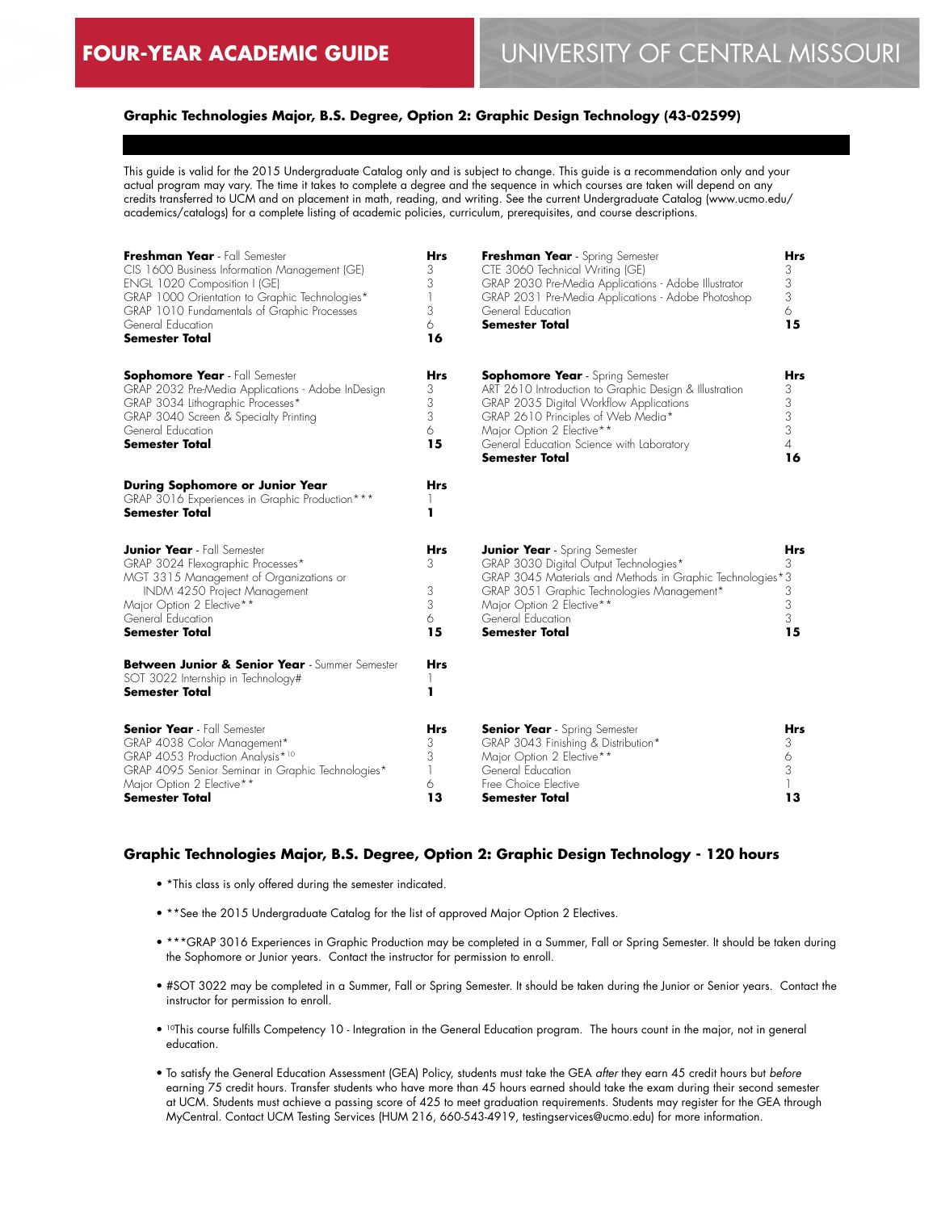**FOUR-YEAR ACADEMIC GUIDE** UNIVERSITY OF CENTRAL MISSOURI

### Graphic Technologies Major, B.S. Degree, Option 2: Graphic Design Technology (43-02599)

This guide is valid for the 2015 Undergraduate Catalog only and is subject to change. This guide is a recommendation only and your actual program may vary. The time it takes to complete a degree and the sequence in which courses are taken will depend on any credits transferred to UCM and on placement in math, reading, and writing. See the current Undergraduate Catalog (www.ucmo.edu/academics/catalogs) for a complete listing of academic policies, curriculum, prerequisites, and course descriptions.

| **Freshman Year** - Fall Semester | **Hrs** |
|---|---|
| CIS 1600 Business Information Management (GE) | 3 |
| ENGL 1020 Composition I (GE) | 3 |
| GRAP 1000 Orientation to Graphic Technologies* | 1 |
| GRAP 1010 Fundamentals of Graphic Processes | 3 |
| General Education | 6 |
| **Semester Total** | **16** |

| **Freshman Year** - Spring Semester | **Hrs** |
|---|---|
| CTE 3060 Technical Writing (GE) | 3 |
| GRAP 2030 Pre-Media Applications - Adobe Illustrator | 3 |
| GRAP 2031 Pre-Media Applications - Adobe Photoshop | 3 |
| General Education | 6 |
| **Semester Total** | **15** |

| **Sophomore Year** - Fall Semester | **Hrs** |
|---|---|
| GRAP 2032 Pre-Media Applications - Adobe InDesign | 3 |
| GRAP 3034 Lithographic Processes* | 3 |
| GRAP 3040 Screen & Specialty Printing | 3 |
| General Education | 6 |
| **Semester Total** | **15** |

| **Sophomore Year** - Spring Semester | **Hrs** |
|---|---|
| ART 2610 Introduction to Graphic Design & Illustration | 3 |
| GRAP 2035 Digital Workflow Applications | 3 |
| GRAP 2610 Principles of Web Media* | 3 |
| Major Option 2 Elective** | 3 |
| General Education Science with Laboratory | 4 |
| **Semester Total** | **16** |

| **During Sophomore or Junior Year** | **Hrs** |
|---|---|
| GRAP 3016 Experiences in Graphic Production*** | 1 |
| **Semester Total** | **1** |

| **Junior Year** - Fall Semester | **Hrs** |
|---|---|
| GRAP 3024 Flexographic Processes* | 3 |
| MGT 3315 Management of Organizations or INDM 4250 Project Management | 3 |
| Major Option 2 Elective** | 3 |
| General Education | 6 |
| **Semester Total** | **15** |

| **Junior Year** - Spring Semester | **Hrs** |
|---|---|
| GRAP 3030 Digital Output Technologies* | 3 |
| GRAP 3045 Materials and Methods in Graphic Technologies* | 3 |
| GRAP 3051 Graphic Technologies Management* | 3 |
| Major Option 2 Elective** | 3 |
| General Education | 3 |
| **Semester Total** | **15** |

| **Between Junior & Senior Year** - Summer Semester | **Hrs** |
|---|---|
| SOT 3022 Internship in Technology# | 1 |
| **Semester Total** | **1** |

| **Senior Year** - Fall Semester | **Hrs** |
|---|---|
| GRAP 4038 Color Management* | 3 |
| GRAP 4053 Production Analysis*[10] | 3 |
| GRAP 4095 Senior Seminar in Graphic Technologies* | 1 |
| Major Option 2 Elective** | 6 |
| **Semester Total** | **13** |

| **Senior Year** - Spring Semester | **Hrs** |
|---|---|
| GRAP 3043 Finishing & Distribution* | 3 |
| Major Option 2 Elective** | 6 |
| General Education | 3 |
| Free Choice Elective | 1 |
| **Semester Total** | **13** |

### Graphic Technologies Major, B.S. Degree, Option 2: Graphic Design Technology - 120 hours

- *This class is only offered during the semester indicated.
- **See the 2015 Undergraduate Catalog for the list of approved Major Option 2 Electives.
- ***GRAP 3016 Experiences in Graphic Production may be completed in a Summer, Fall or Spring Semester. It should be taken during the Sophomore or Junior years. Contact the instructor for permission to enroll.
- #SOT 3022 may be completed in a Summer, Fall or Spring Semester. It should be taken during the Junior or Senior years. Contact the instructor for permission to enroll.
- [10]This course fulfills Competency 10 - Integration in the General Education program. The hours count in the major, not in general education.
- To satisfy the General Education Assessment (GEA) Policy, students must take the GEA *after* they earn 45 credit hours but *before* earning 75 credit hours. Transfer students who have more than 45 hours earned should take the exam during their second semester at UCM. Students must achieve a passing score of 425 to meet graduation requirements. Students may register for the GEA through MyCentral. Contact UCM Testing Services (HUM 216, 660-543-4919, testingservices@ucmo.edu) for more information.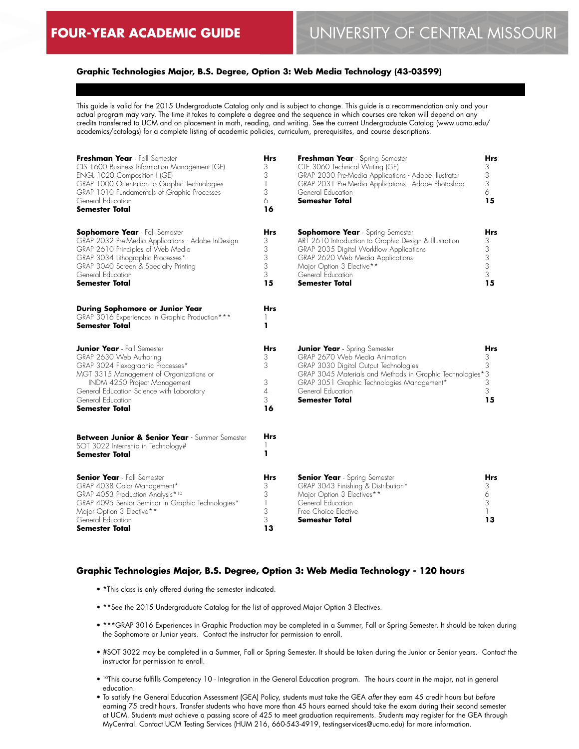# FOUR-YEAR ACADEMIC GUIDE

# UNIVERSITY OF CENTRAL MISSOURI

## Graphic Technologies Major, B.S. Degree, Option 3: Web Media Technology (43-03599)

This guide is valid for the 2015 Undergraduate Catalog only and is subject to change. This guide is a recommendation only and your actual program may vary. The time it takes to complete a degree and the sequence in which courses are taken will depend on any credits transferred to UCM and on placement in math, reading, and writing. See the current Undergraduate Catalog (www.ucmo.edu/academics/catalogs) for a complete listing of academic policies, curriculum, prerequisites, and course descriptions.

| **Freshman Year** - Fall Semester | **Hrs** |
|---|---|
| CIS 1600 Business Information Management (GE) | 3 |
| ENGL 1020 Composition I (GE) | 3 |
| GRAP 1000 Orientation to Graphic Technologies | 1 |
| GRAP 1010 Fundamentals of Graphic Processes | 3 |
| General Education | 6 |
| **Semester Total** | **16** |

| **Freshman Year** - Spring Semester | **Hrs** |
|---|---|
| CTE 3060 Technical Writing (GE) | 3 |
| GRAP 2030 Pre-Media Applications - Adobe Illustrator | 3 |
| GRAP 2031 Pre-Media Applications - Adobe Photoshop | 3 |
| General Education | 6 |
| **Semester Total** | **15** |

| **Sophomore Year** - Fall Semester | **Hrs** |
|---|---|
| GRAP 2032 Pre-Media Applications - Adobe InDesign | 3 |
| GRAP 2610 Principles of Web Media | 3 |
| GRAP 3034 Lithographic Processes* | 3 |
| GRAP 3040 Screen & Specialty Printing | 3 |
| General Education | 3 |
| **Semester Total** | **15** |

| **Sophomore Year** - Spring Semester | **Hrs** |
|---|---|
| ART 2610 Introduction to Graphic Design & Illustration | 3 |
| GRAP 2035 Digital Workflow Applications | 3 |
| GRAP 2620 Web Media Applications | 3 |
| Major Option 3 Elective** | 3 |
| General Education | 3 |
| **Semester Total** | **15** |

| **During Sophomore or Junior Year** | **Hrs** |
|---|---|
| GRAP 3016 Experiences in Graphic Production*** | 1 |
| **Semester Total** | **1** |

| **Junior Year** - Fall Semester | **Hrs** |
|---|---|
| GRAP 2630 Web Authoring | 3 |
| GRAP 3024 Flexographic Processes* | 3 |
| MGT 3315 Management of Organizations or INDM 4250 Project Management | 3 |
| General Education Science with Laboratory | 4 |
| General Education | 3 |
| **Semester Total** | **16** |

| **Junior Year** - Spring Semester | **Hrs** |
|---|---|
| GRAP 2670 Web Media Animation | 3 |
| GRAP 3030 Digital Output Technologies | 3 |
| GRAP 3045 Materials and Methods in Graphic Technologies* | 3 |
| GRAP 3051 Graphic Technologies Management* | 3 |
| General Education | 3 |
| **Semester Total** | **15** |

| **Between Junior & Senior Year** - Summer Semester | **Hrs** |
|---|---|
| SOT 3022 Internship in Technology# | 1 |
| **Semester Total** | **1** |

| **Senior Year** - Fall Semester | **Hrs** |
|---|---|
| GRAP 4038 Color Management* | 3 |
| GRAP 4053 Production Analysis*[10] | 3 |
| GRAP 4095 Senior Seminar in Graphic Technologies* | 1 |
| Major Option 3 Elective** | 3 |
| General Education | 3 |
| **Semester Total** | **13** |

| **Senior Year** - Spring Semester | **Hrs** |
|---|---|
| GRAP 4043 Finishing & Distribution* | 3 |
| Major Option 3 Electives** | 6 |
| General Education | 3 |
| Free Choice Elective | 1 |
| **Semester Total** | **13** |

## Graphic Technologies Major, B.S. Degree, Option 3: Web Media Technology - 120 hours

- *This class is only offered during the semester indicated.
- **See the 2015 Undergraduate Catalog for the list of approved Major Option 3 Electives.
- ***GRAP 3016 Experiences in Graphic Production may be completed in a Summer, Fall or Spring Semester. It should be taken during the Sophomore or Junior years. Contact the instructor for permission to enroll.
- #SOT 3022 may be completed in a Summer, Fall or Spring Semester. It should be taken during the Junior or Senior years. Contact the instructor for permission to enroll.
- [10]This course fulfills Competency 10 - Integration in the General Education program. The hours count in the major, not in general education.
- To satisfy the General Education Assessment (GEA) Policy, students must take the GEA *after* they earn 45 credit hours but *before* earning 75 credit hours. Transfer students who have more than 45 hours earned should take the exam during their second semester at UCM. Students must achieve a passing score of 425 to meet graduation requirements. Students may register for the GEA through MyCentral. Contact UCM Testing Services (HUM 216, 660-543-4919, testingservices@ucmo.edu) for more information.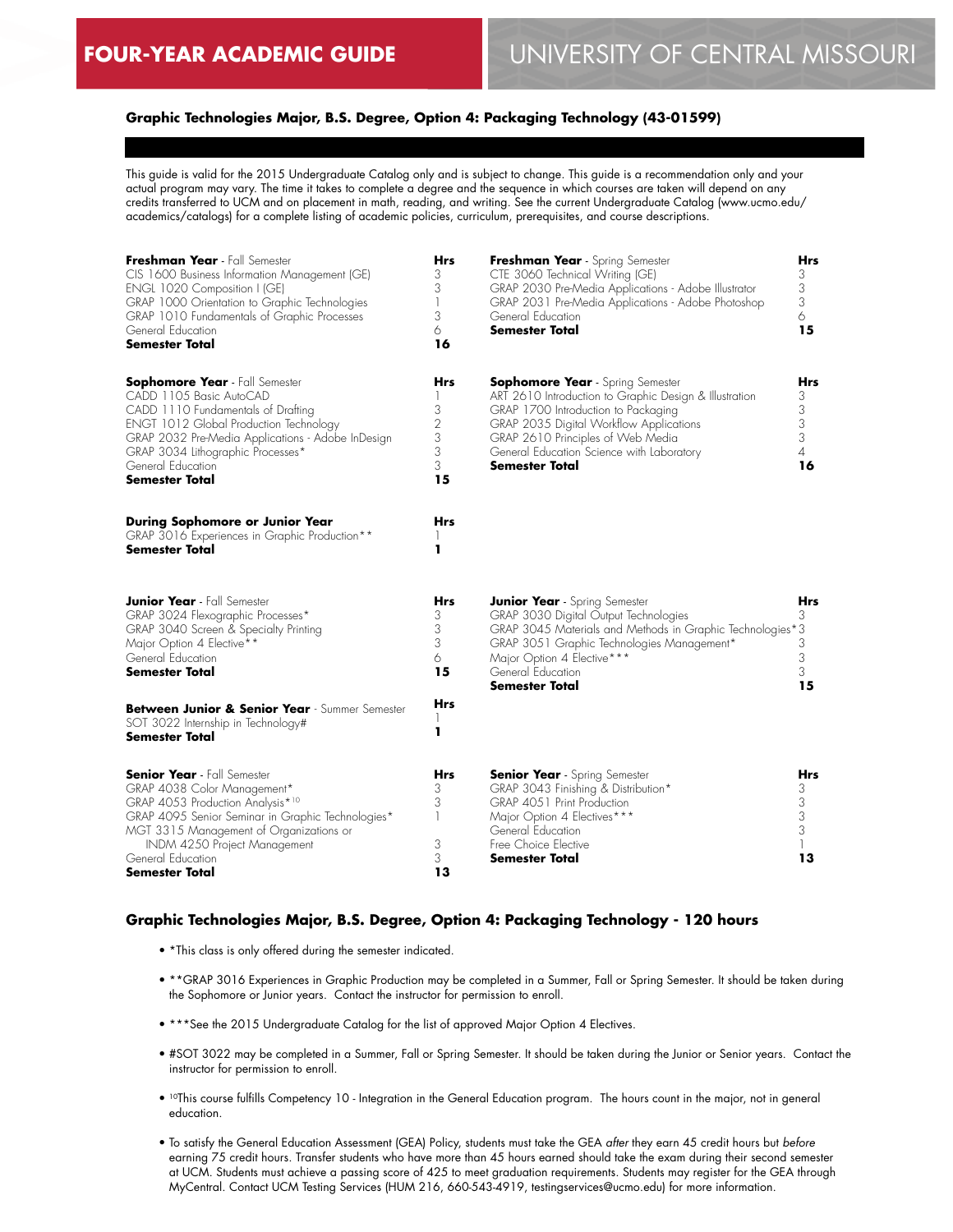# FOUR-YEAR ACADEMIC GUIDE — UNIVERSITY OF CENTRAL MISSOURI

### Graphic Technologies Major, B.S. Degree, Option 4: Packaging Technology (43-01599)

This guide is valid for the 2015 Undergraduate Catalog only and is subject to change. This guide is a recommendation only and your actual program may vary. The time it takes to complete a degree and the sequence in which courses are taken will depend on any credits transferred to UCM and on placement in math, reading, and writing. See the current Undergraduate Catalog (www.ucmo.edu/academics/catalogs) for a complete listing of academic policies, curriculum, prerequisites, and course descriptions.

| **Freshman Year** - Fall Semester | **Hrs** |
|---|---|
| CIS 1600 Business Information Management (GE) | 3 |
| ENGL 1020 Composition I (GE) | 3 |
| GRAP 1000 Orientation to Graphic Technologies | 1 |
| GRAP 1010 Fundamentals of Graphic Processes | 3 |
| General Education | 6 |
| **Semester Total** | **16** |

| **Freshman Year** - Spring Semester | **Hrs** |
|---|---|
| CTE 3060 Technical Writing (GE) | 3 |
| GRAP 2030 Pre-Media Applications - Adobe Illustrator | 3 |
| GRAP 2031 Pre-Media Applications - Adobe Photoshop | 3 |
| General Education | 6 |
| **Semester Total** | **15** |

| **Sophomore Year** - Fall Semester | **Hrs** |
|---|---|
| CADD 1105 Basic AutoCAD | 1 |
| CADD 1110 Fundamentals of Drafting | 3 |
| ENGT 1012 Global Production Technology | 2 |
| GRAP 2032 Pre-Media Applications - Adobe InDesign | 3 |
| GRAP 3034 Lithographic Processes* | 3 |
| General Education | 3 |
| **Semester Total** | **15** |

| **Sophomore Year** - Spring Semester | **Hrs** |
|---|---|
| ART 2610 Introduction to Graphic Design & Illustration | 3 |
| GRAP 1700 Introduction to Packaging | 3 |
| GRAP 2035 Digital Workflow Applications | 3 |
| GRAP 2610 Principles of Web Media | 3 |
| General Education Science with Laboratory | 4 |
| **Semester Total** | **16** |

| **During Sophomore or Junior Year** | **Hrs** |
|---|---|
| GRAP 3016 Experiences in Graphic Production** | 1 |
| **Semester Total** | **1** |

| **Junior Year** - Fall Semester | **Hrs** |
|---|---|
| GRAP 3024 Flexographic Processes* | 3 |
| GRAP 3040 Screen & Specialty Printing | 3 |
| Major Option 4 Elective** | 3 |
| General Education | 6 |
| **Semester Total** | **15** |

| **Junior Year** - Spring Semester | **Hrs** |
|---|---|
| GRAP 3030 Digital Output Technologies | 3 |
| GRAP 3045 Materials and Methods in Graphic Technologies* | 3 |
| GRAP 3051 Graphic Technologies Management* | 3 |
| Major Option 4 Elective*** | 3 |
| General Education | 3 |
| **Semester Total** | **15** |

| **Between Junior & Senior Year** - Summer Semester | **Hrs** |
|---|---|
| SOT 3022 Internship in Technology# | 1 |
| **Semester Total** | **1** |

| **Senior Year** - Fall Semester | **Hrs** |
|---|---|
| GRAP 4038 Color Management* | 3 |
| GRAP 4053 Production Analysis*[10] | 3 |
| GRAP 4095 Senior Seminar in Graphic Technologies* | 1 |
| MGT 3315 Management of Organizations or INDM 4250 Project Management | 3 |
| General Education | 3 |
| **Semester Total** | **13** |

| **Senior Year** - Spring Semester | **Hrs** |
|---|---|
| GRAP 3043 Finishing & Distribution* | 3 |
| GRAP 4051 Print Production | 3 |
| Major Option 4 Electives*** | 3 |
| General Education | 3 |
| Free Choice Elective | 1 |
| **Semester Total** | **13** |

### Graphic Technologies Major, B.S. Degree, Option 4: Packaging Technology - 120 hours

- *This class is only offered during the semester indicated.
- **GRAP 3016 Experiences in Graphic Production may be completed in a Summer, Fall or Spring Semester. It should be taken during the Sophomore or Junior years. Contact the instructor for permission to enroll.
- ***See the 2015 Undergraduate Catalog for the list of approved Major Option 4 Electives.
- #SOT 3022 may be completed in a Summer, Fall or Spring Semester. It should be taken during the Junior or Senior years. Contact the instructor for permission to enroll.
- [10]This course fulfills Competency 10 - Integration in the General Education program. The hours count in the major, not in general education.
- To satisfy the General Education Assessment (GEA) Policy, students must take the GEA *after* they earn 45 credit hours but *before* earning 75 credit hours. Transfer students who have more than 45 hours earned should take the exam during their second semester at UCM. Students must achieve a passing score of 425 to meet graduation requirements. Students may register for the GEA through MyCentral. Contact UCM Testing Services (HUM 216, 660-543-4919, testingservices@ucmo.edu) for more information.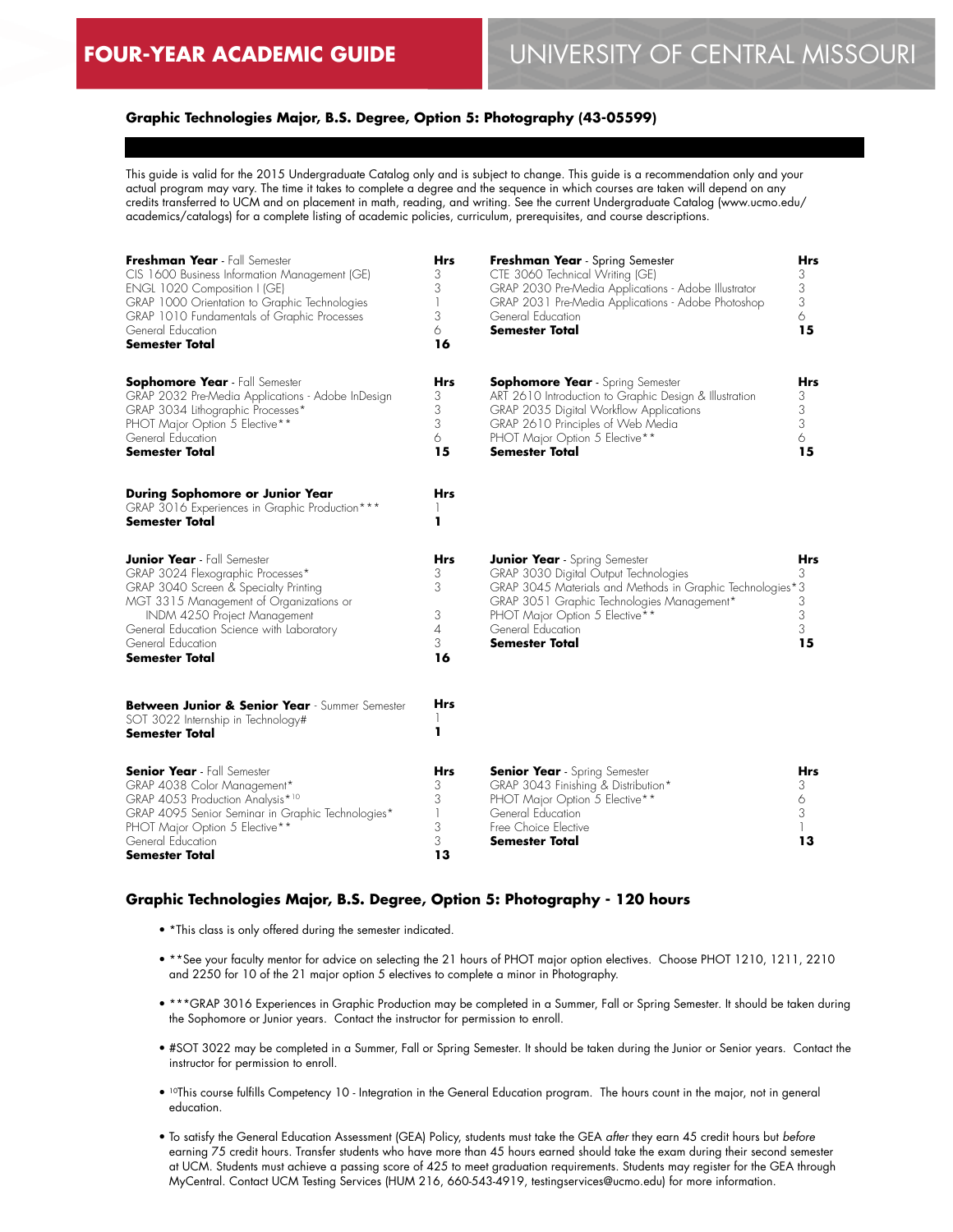# FOUR-YEAR ACADEMIC GUIDE

# UNIVERSITY OF CENTRAL MISSOURI

### Graphic Technologies Major, B.S. Degree, Option 5: Photography (43-05599)

This guide is valid for the 2015 Undergraduate Catalog only and is subject to change. This guide is a recommendation only and your actual program may vary. The time it takes to complete a degree and the sequence in which courses are taken will depend on any credits transferred to UCM and on placement in math, reading, and writing. See the current Undergraduate Catalog (www.ucmo.edu/academics/catalogs) for a complete listing of academic policies, curriculum, prerequisites, and course descriptions.

| **Freshman Year** - Fall Semester | **Hrs** |
|---|---|
| CIS 1600 Business Information Management (GE) | 3 |
| ENGL 1020 Composition I (GE) | 3 |
| GRAP 1000 Orientation to Graphic Technologies | 1 |
| GRAP 1010 Fundamentals of Graphic Processes | 3 |
| General Education | 6 |
| **Semester Total** | **16** |

| **Freshman Year** - Spring Semester | **Hrs** |
|---|---|
| CTE 3060 Technical Writing (GE) | 3 |
| GRAP 2030 Pre-Media Applications - Adobe Illustrator | 3 |
| GRAP 2031 Pre-Media Applications - Adobe Photoshop | 3 |
| General Education | 6 |
| **Semester Total** | **15** |

| **Sophomore Year** - Fall Semester | **Hrs** |
|---|---|
| GRAP 2032 Pre-Media Applications - Adobe InDesign | 3 |
| GRAP 3034 Lithographic Processes* | 3 |
| PHOT Major Option 5 Elective** | 3 |
| General Education | 6 |
| **Semester Total** | **15** |

| **Sophomore Year** - Spring Semester | **Hrs** |
|---|---|
| ART 2610 Introduction to Graphic Design & Illustration | 3 |
| GRAP 2035 Digital Workflow Applications | 3 |
| GRAP 2610 Principles of Web Media | 3 |
| PHOT Major Option 5 Elective** | 6 |
| **Semester Total** | **15** |

| **During Sophomore or Junior Year** | **Hrs** |
|---|---|
| GRAP 3016 Experiences in Graphic Production*** | 1 |
| **Semester Total** | **1** |

| **Junior Year** - Fall Semester | **Hrs** |
|---|---|
| GRAP 3024 Flexographic Processes* | 3 |
| GRAP 3040 Screen & Specialty Printing | 3 |
| MGT 3315 Management of Organizations or INDM 4250 Project Management | 3 |
| General Education Science with Laboratory | 4 |
| General Education | 3 |
| **Semester Total** | **16** |

| **Junior Year** - Spring Semester | **Hrs** |
|---|---|
| GRAP 3030 Digital Output Technologies | 3 |
| GRAP 3045 Materials and Methods in Graphic Technologies* | 3 |
| GRAP 3051 Graphic Technologies Management* | 3 |
| PHOT Major Option 5 Elective** | 3 |
| General Education | 3 |
| **Semester Total** | **15** |

| **Between Junior & Senior Year** - Summer Semester | **Hrs** |
|---|---|
| SOT 3022 Internship in Technology# | 1 |
| **Semester Total** | **1** |

| **Senior Year** - Fall Semester | **Hrs** |
|---|---|
| GRAP 4038 Color Management* | 3 |
| GRAP 4053 Production Analysis*[10] | 3 |
| GRAP 4095 Senior Seminar in Graphic Technologies* | 1 |
| PHOT Major Option 5 Elective** | 3 |
| General Education | 3 |
| **Semester Total** | **13** |

| **Senior Year** - Spring Semester | **Hrs** |
|---|---|
| GRAP 3043 Finishing & Distribution* | 3 |
| PHOT Major Option 5 Elective** | 6 |
| General Education | 3 |
| Free Choice Elective | 1 |
| **Semester Total** | **13** |

### Graphic Technologies Major, B.S. Degree, Option 5: Photography - 120 hours

- *This class is only offered during the semester indicated.
- **See your faculty mentor for advice on selecting the 21 hours of PHOT major option electives. Choose PHOT 1210, 1211, 2210 and 2250 for 10 of the 21 major option 5 electives to complete a minor in Photography.
- ***GRAP 3016 Experiences in Graphic Production may be completed in a Summer, Fall or Spring Semester. It should be taken during the Sophomore or Junior years. Contact the instructor for permission to enroll.
- #SOT 3022 may be completed in a Summer, Fall or Spring Semester. It should be taken during the Junior or Senior years. Contact the instructor for permission to enroll.
- [10]This course fulfills Competency 10 - Integration in the General Education program. The hours count in the major, not in general education.
- To satisfy the General Education Assessment (GEA) Policy, students must take the GEA *after* they earn 45 credit hours but *before* earning 75 credit hours. Transfer students who have more than 45 hours earned should take the exam during their second semester at UCM. Students must achieve a passing score of 425 to meet graduation requirements. Students may register for the GEA through MyCentral. Contact UCM Testing Services (HUM 216, 660-543-4919, testingservices@ucmo.edu) for more information.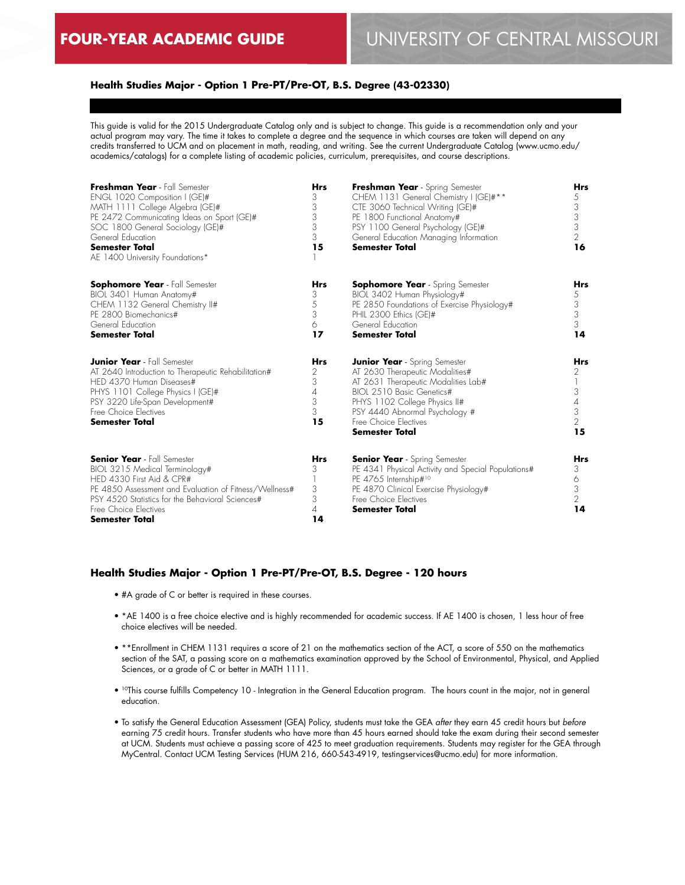**FOUR-YEAR ACADEMIC GUIDE** | UNIVERSITY OF CENTRAL MISSOURI

## Health Studies Major - Option 1 Pre-PT/Pre-OT, B.S. Degree (43-02330)

This guide is valid for the 2015 Undergraduate Catalog only and is subject to change. This guide is a recommendation only and your actual program may vary. The time it takes to complete a degree and the sequence in which courses are taken will depend on any credits transferred to UCM and on placement in math, reading, and writing. See the current Undergraduate Catalog (www.ucmo.edu/academics/catalogs) for a complete listing of academic policies, curriculum, prerequisites, and course descriptions.

| **Freshman Year** - Fall Semester | **Hrs** | **Freshman Year** - Spring Semester | **Hrs** |
|---|---|---|---|
| ENGL 1020 Composition I (GE)# | 3 | CHEM 1131 General Chemistry I (GE)#** | 5 |
| MATH 1111 College Algebra (GE)# | 3 | CTE 3060 Technical Writing (GE)# | 3 |
| PE 2472 Communicating Ideas on Sport (GE)# | 3 | PE 1800 Functional Anatomy# | 3 |
| SOC 1800 General Sociology (GE)# | 3 | PSY 1100 General Psychology (GE)# | 3 |
| General Education | 3 | General Education Managing Information | 2 |
| **Semester Total** | **15** | **Semester Total** | **16** |
| AE 1400 University Foundations* | 1 | | |

| **Sophomore Year** - Fall Semester | **Hrs** | **Sophomore Year** - Spring Semester | **Hrs** |
|---|---|---|---|
| BIOL 3401 Human Anatomy# | 3 | BIOL 3402 Human Physiology# | 5 |
| CHEM 1132 General Chemistry II# | 5 | PE 2850 Foundations of Exercise Physiology# | 3 |
| PE 2800 Biomechanics# | 3 | PHIL 2300 Ethics (GE)# | 3 |
| General Education | 6 | General Education | 3 |
| **Semester Total** | **17** | **Semester Total** | **14** |

| **Junior Year** - Fall Semester | **Hrs** | **Junior Year** - Spring Semester | **Hrs** |
|---|---|---|---|
| AT 2640 Introduction to Therapeutic Rehabilitation# | 2 | AT 2630 Therapeutic Modalities# | 2 |
| HED 4370 Human Diseases# | 3 | AT 2631 Therapeutic Modalities Lab# | 1 |
| PHYS 1101 College Physics I (GE)# | 4 | BIOL 2510 Basic Genetics# | 3 |
| PSY 3220 Life-Span Development# | 3 | PHYS 1102 College Physics II# | 4 |
| Free Choice Electives | 3 | PSY 4440 Abnormal Psychology # | 3 |
| **Semester Total** | **15** | Free Choice Electives | 2 |
| | | **Semester Total** | **15** |

| **Senior Year** - Fall Semester | **Hrs** | **Senior Year** - Spring Semester | **Hrs** |
|---|---|---|---|
| BIOL 3215 Medical Terminology# | 3 | PE 4341 Physical Activity and Special Populations# | 3 |
| HED 4330 First Aid & CPR# | 1 | PE 4765 Internship#[10] | 6 |
| PE 4850 Assessment and Evaluation of Fitness/Wellness# | 3 | PE 4870 Clinical Exercise Physiology# | 3 |
| PSY 4520 Statistics for the Behavioral Sciences# | 3 | Free Choice Electives | 2 |
| Free Choice Electives | 4 | **Semester Total** | **14** |
| **Semester Total** | **14** | | |

### Health Studies Major - Option 1 Pre-PT/Pre-OT, B.S. Degree - 120 hours

- #A grade of C or better is required in these courses.
- *AE 1400 is a free choice elective and is highly recommended for academic success. If AE 1400 is chosen, 1 less hour of free choice electives will be needed.
- **Enrollment in CHEM 1131 requires a score of 21 on the mathematics section of the ACT, a score of 550 on the mathematics section of the SAT, a passing score on a mathematics examination approved by the School of Environmental, Physical, and Applied Sciences, or a grade of C or better in MATH 1111.
- [10]This course fulfills Competency 10 - Integration in the General Education program. The hours count in the major, not in general education.
- To satisfy the General Education Assessment (GEA) Policy, students must take the GEA *after* they earn 45 credit hours but *before* earning 75 credit hours. Transfer students who have more than 45 hours earned should take the exam during their second semester at UCM. Students must achieve a passing score of 425 to meet graduation requirements. Students may register for the GEA through MyCentral. Contact UCM Testing Services (HUM 216, 660-543-4919, testingservices@ucmo.edu) for more information.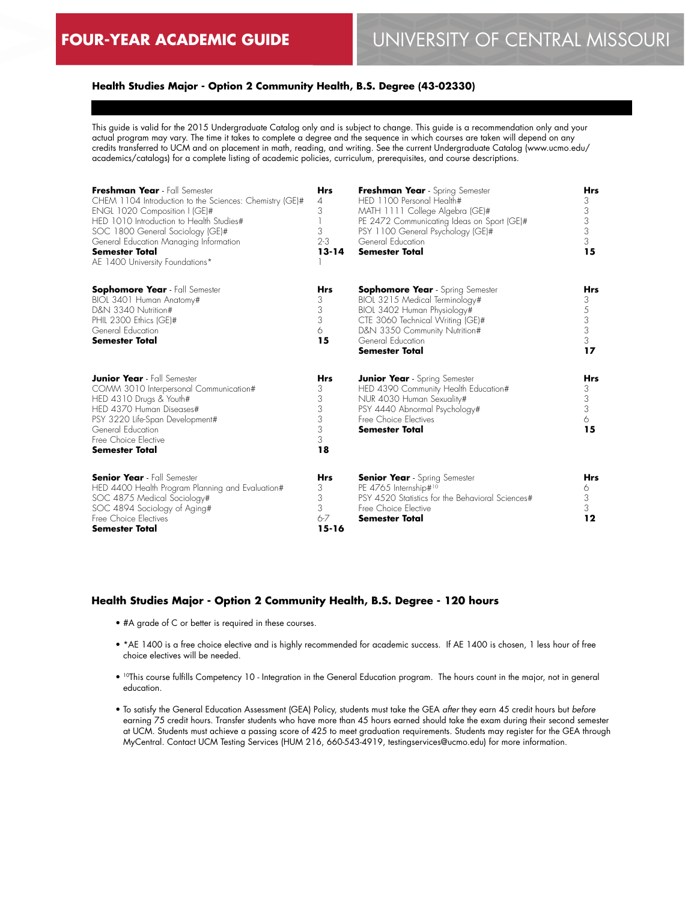# FOUR-YEAR ACADEMIC GUIDE — UNIVERSITY OF CENTRAL MISSOURI

### Health Studies Major - Option 2 Community Health, B.S. Degree (43-02330)

This guide is valid for the 2015 Undergraduate Catalog only and is subject to change. This guide is a recommendation only and your actual program may vary. The time it takes to complete a degree and the sequence in which courses are taken will depend on any credits transferred to UCM and on placement in math, reading, and writing. See the current Undergraduate Catalog (www.ucmo.edu/academics/catalogs) for a complete listing of academic policies, curriculum, prerequisites, and course descriptions.

| **Freshman Year** - Fall Semester | **Hrs** | **Freshman Year** - Spring Semester | **Hrs** |
|---|---|---|---|
| CHEM 1104 Introduction to the Sciences: Chemistry (GE)# | 4 | HED 1100 Personal Health# | 3 |
| ENGL 1020 Composition I (GE)# | 3 | MATH 1111 College Algebra (GE)# | 3 |
| HED 1010 Introduction to Health Studies# | 1 | PE 2472 Communicating Ideas on Sport (GE)# | 3 |
| SOC 1800 General Sociology (GE)# | 3 | PSY 1100 General Psychology (GE)# | 3 |
| General Education Managing Information | 2-3 | General Education | 3 |
| **Semester Total** | **13-14** | **Semester Total** | **15** |
| AE 1400 University Foundations* | 1 | | |

| **Sophomore Year** - Fall Semester | **Hrs** | **Sophomore Year** - Spring Semester | **Hrs** |
|---|---|---|---|
| BIOL 3401 Human Anatomy# | 3 | BIOL 3215 Medical Terminology# | 3 |
| D&N 3340 Nutrition# | 3 | BIOL 3402 Human Physiology# | 5 |
| PHIL 2300 Ethics (GE)# | 3 | CTE 3060 Technical Writing (GE)# | 3 |
| General Education | 6 | D&N 3350 Community Nutrition# | 3 |
| **Semester Total** | **15** | General Education | 3 |
| | | **Semester Total** | **17** |

| **Junior Year** - Fall Semester | **Hrs** | **Junior Year** - Spring Semester | **Hrs** |
|---|---|---|---|
| COMM 3010 Interpersonal Communication# | 3 | HED 4390 Community Health Education# | 3 |
| HED 4310 Drugs & Youth# | 3 | NUR 4030 Human Sexuality# | 3 |
| HED 4370 Human Diseases# | 3 | PSY 4440 Abnormal Psychology# | 3 |
| PSY 3220 Life-Span Development# | 3 | Free Choice Electives | 6 |
| General Education | 3 | **Semester Total** | **15** |
| Free Choice Elective | 3 | | |
| **Semester Total** | **18** | | |

| **Senior Year** - Fall Semester | **Hrs** | **Senior Year** - Spring Semester | **Hrs** |
|---|---|---|---|
| HED 4400 Health Program Planning and Evaluation# | 3 | PE 4765 Internship#[10] | 6 |
| SOC 4875 Medical Sociology# | 3 | PSY 4520 Statistics for the Behavioral Sciences# | 3 |
| SOC 4894 Sociology of Aging# | 3 | Free Choice Elective | 3 |
| Free Choice Electives | 6-7 | **Semester Total** | **12** |
| **Semester Total** | **15-16** | | |

### Health Studies Major - Option 2 Community Health, B.S. Degree - 120 hours

- #A grade of C or better is required in these courses.
- *AE 1400 is a free choice elective and is highly recommended for academic success. If AE 1400 is chosen, 1 less hour of free choice electives will be needed.
- [10]This course fulfills Competency 10 - Integration in the General Education program. The hours count in the major, not in general education.
- To satisfy the General Education Assessment (GEA) Policy, students must take the GEA *after* they earn 45 credit hours but *before* earning 75 credit hours. Transfer students who have more than 45 hours earned should take the exam during their second semester at UCM. Students must achieve a passing score of 425 to meet graduation requirements. Students may register for the GEA through MyCentral. Contact UCM Testing Services (HUM 216, 660-543-4919, testingservices@ucmo.edu) for more information.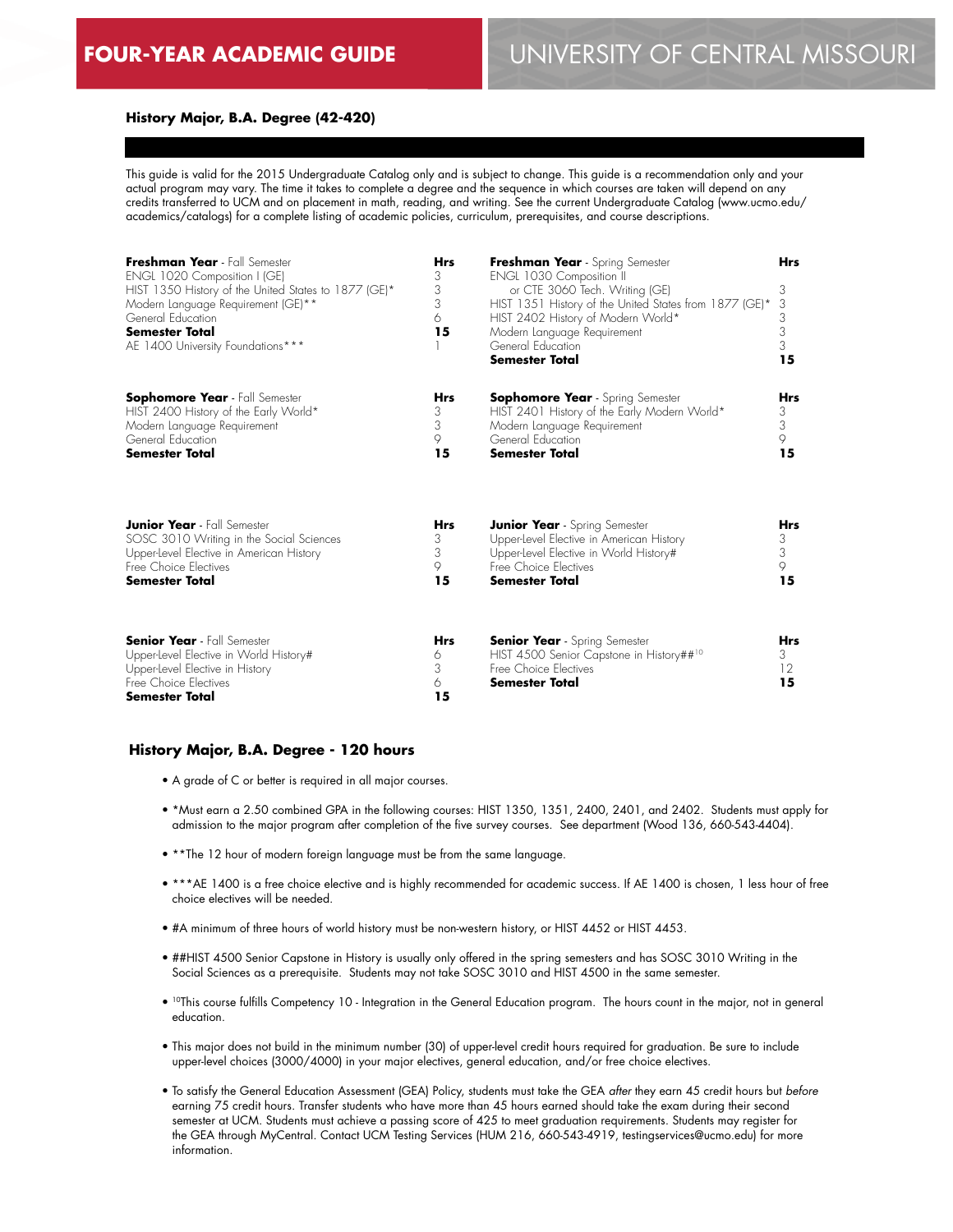# FOUR-YEAR ACADEMIC GUIDE

# UNIVERSITY OF CENTRAL MISSOURI

### History Major, B.A. Degree (42-420)

This guide is valid for the 2015 Undergraduate Catalog only and is subject to change. This guide is a recommendation only and your actual program may vary. The time it takes to complete a degree and the sequence in which courses are taken will depend on any credits transferred to UCM and on placement in math, reading, and writing. See the current Undergraduate Catalog (www.ucmo.edu/academics/catalogs) for a complete listing of academic policies, curriculum, prerequisites, and course descriptions.

| **Freshman Year** - Fall Semester | **Hrs** | **Freshman Year** - Spring Semester | **Hrs** |
|---|---|---|---|
| ENGL 1020 Composition I (GE) | 3 | ENGL 1030 Composition II or CTE 3060 Tech. Writing (GE) | 3 |
| HIST 1350 History of the United States to 1877 (GE)* | 3 | HIST 1351 History of the United States from 1877 (GE)* | 3 |
| Modern Language Requirement (GE)** | 3 | HIST 2402 History of Modern World* | 3 |
| General Education | 6 | Modern Language Requirement | 3 |
| **Semester Total** | **15** | General Education | 3 |
| AE 1400 University Foundations*** | 1 | **Semester Total** | **15** |

| **Sophomore Year** - Fall Semester | **Hrs** | **Sophomore Year** - Spring Semester | **Hrs** |
|---|---|---|---|
| HIST 2400 History of the Early World* | 3 | HIST 2401 History of the Early Modern World* | 3 |
| Modern Language Requirement | 3 | Modern Language Requirement | 3 |
| General Education | 9 | General Education | 9 |
| **Semester Total** | **15** | **Semester Total** | **15** |

| **Junior Year** - Fall Semester | **Hrs** | **Junior Year** - Spring Semester | **Hrs** |
|---|---|---|---|
| SOSC 3010 Writing in the Social Sciences | 3 | Upper-Level Elective in American History | 3 |
| Upper-Level Elective in American History | 3 | Upper-Level Elective in World History# | 3 |
| Free Choice Electives | 9 | Free Choice Electives | 9 |
| **Semester Total** | **15** | **Semester Total** | **15** |

| **Senior Year** - Fall Semester | **Hrs** | **Senior Year** - Spring Semester | **Hrs** |
|---|---|---|---|
| Upper-Level Elective in World History# | 6 | HIST 4500 Senior Capstone in History##[10] | 3 |
| Upper-Level Elective in History | 3 | Free Choice Electives | 12 |
| Free Choice Electives | 6 | **Semester Total** | **15** |
| **Semester Total** | **15** | | |

### History Major, B.A. Degree - 120 hours

- A grade of C or better is required in all major courses.
- *Must earn a 2.50 combined GPA in the following courses: HIST 1350, 1351, 2400, 2401, and 2402. Students must apply for admission to the major program after completion of the five survey courses. See department (Wood 136, 660-543-4404).
- **The 12 hour of modern foreign language must be from the same language.
- ***AE 1400 is a free choice elective and is highly recommended for academic success. If AE 1400 is chosen, 1 less hour of free choice electives will be needed.
- #A minimum of three hours of world history must be non-western history, or HIST 4452 or HIST 4453.
- ##HIST 4500 Senior Capstone in History is usually only offered in the spring semesters and has SOSC 3010 Writing in the Social Sciences as a prerequisite. Students may not take SOSC 3010 and HIST 4500 in the same semester.
- [10]This course fulfills Competency 10 - Integration in the General Education program. The hours count in the major, not in general education.
- This major does not build in the minimum number (30) of upper-level credit hours required for graduation. Be sure to include upper-level choices (3000/4000) in your major electives, general education, and/or free choice electives.
- To satisfy the General Education Assessment (GEA) Policy, students must take the GEA *after* they earn 45 credit hours but *before* earning 75 credit hours. Transfer students who have more than 45 hours earned should take the exam during their second semester at UCM. Students must achieve a passing score of 425 to meet graduation requirements. Students may register for the GEA through MyCentral. Contact UCM Testing Services (HUM 216, 660-543-4919, testingservices@ucmo.edu) for more information.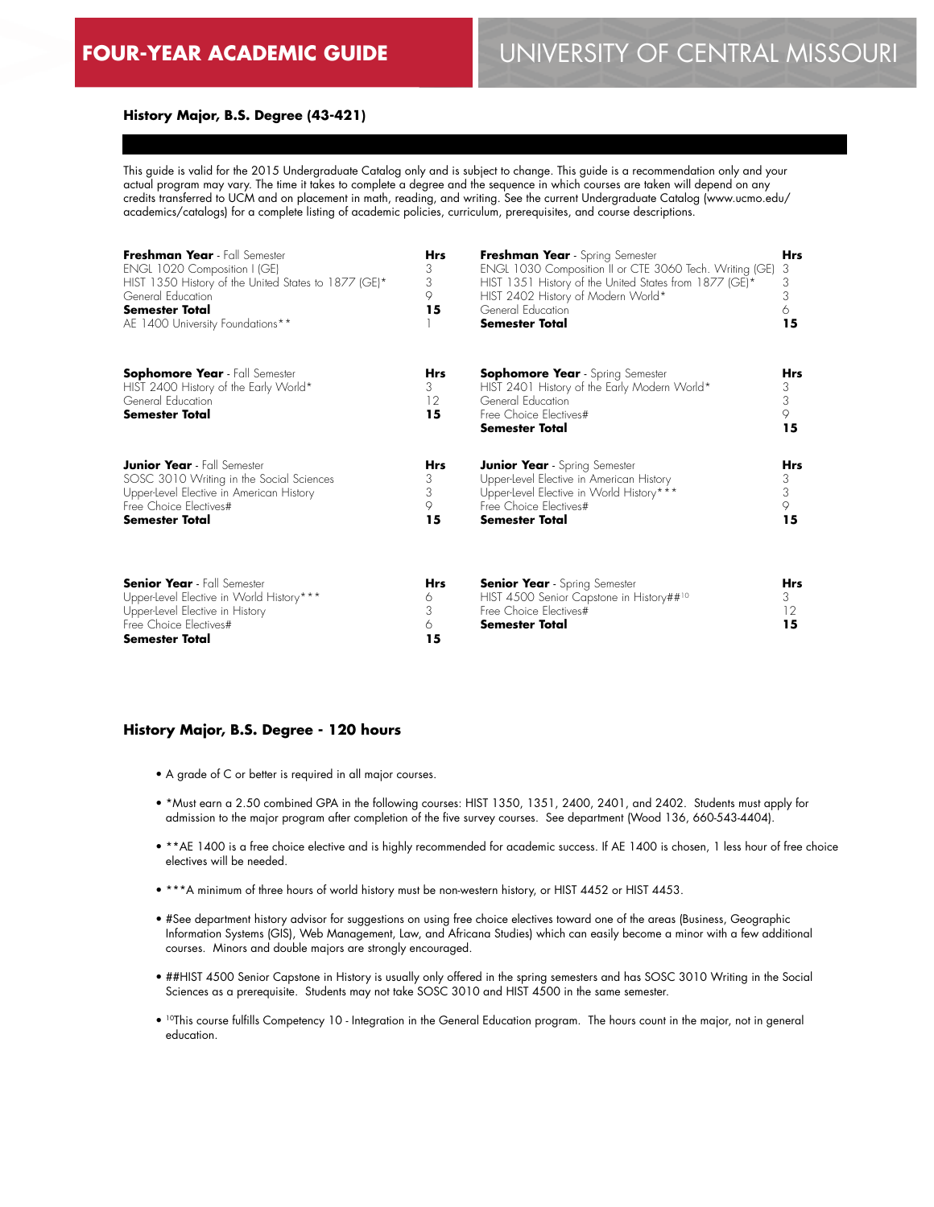**FOUR-YEAR ACADEMIC GUIDE** | UNIVERSITY OF CENTRAL MISSOURI

### History Major, B.S. Degree (43-421)

This guide is valid for the 2015 Undergraduate Catalog only and is subject to change. This guide is a recommendation only and your actual program may vary. The time it takes to complete a degree and the sequence in which courses are taken will depend on any credits transferred to UCM and on placement in math, reading, and writing. See the current Undergraduate Catalog (www.ucmo.edu/academics/catalogs) for a complete listing of academic policies, curriculum, prerequisites, and course descriptions.

| **Freshman Year** - Fall Semester | **Hrs** |
|---|---|
| ENGL 1020 Composition I (GE) | 3 |
| HIST 1350 History of the United States to 1877 (GE)* | 3 |
| General Education | 9 |
| **Semester Total** | **15** |
| AE 1400 University Foundations** | 1 |

| **Freshman Year** - Spring Semester | **Hrs** |
|---|---|
| ENGL 1030 Composition II or CTE 3060 Tech. Writing (GE) | 3 |
| HIST 1351 History of the United States from 1877 (GE)* | 3 |
| HIST 2402 History of Modern World* | 3 |
| General Education | 6 |
| **Semester Total** | **15** |

| **Sophomore Year** - Fall Semester | **Hrs** |
|---|---|
| HIST 2400 History of the Early World* | 3 |
| General Education | 12 |
| **Semester Total** | **15** |

| **Sophomore Year** - Spring Semester | **Hrs** |
|---|---|
| HIST 2401 History of the Early Modern World* | 3 |
| General Education | 3 |
| Free Choice Electives# | 9 |
| **Semester Total** | **15** |

| **Junior Year** - Fall Semester | **Hrs** |
|---|---|
| SOSC 3010 Writing in the Social Sciences | 3 |
| Upper-Level Elective in American History | 3 |
| Free Choice Electives# | 9 |
| **Semester Total** | **15** |

| **Junior Year** - Spring Semester | **Hrs** |
|---|---|
| Upper-Level Elective in American History | 3 |
| Upper-Level Elective in World History*** | 3 |
| Free Choice Electives# | 9 |
| **Semester Total** | **15** |

| **Senior Year** - Fall Semester | **Hrs** |
|---|---|
| Upper-Level Elective in World History*** | 6 |
| Upper-Level Elective in History | 3 |
| Free Choice Electives# | 6 |
| **Semester Total** | **15** |

| **Senior Year** - Spring Semester | **Hrs** |
|---|---|
| HIST 4500 Senior Capstone in History##[10] | 3 |
| Free Choice Electives# | 12 |
| **Semester Total** | **15** |

### History Major, B.S. Degree - 120 hours

- A grade of C or better is required in all major courses.
- *Must earn a 2.50 combined GPA in the following courses: HIST 1350, 1351, 2400, 2401, and 2402. Students must apply for admission to the major program after completion of the five survey courses. See department (Wood 136, 660-543-4404).
- **AE 1400 is a free choice elective and is highly recommended for academic success. If AE 1400 is chosen, 1 less hour of free choice electives will be needed.
- ***A minimum of three hours of world history must be non-western history, or HIST 4452 or HIST 4453.
- #See department history advisor for suggestions on using free choice electives toward one of the areas (Business, Geographic Information Systems (GIS), Web Management, Law, and Africana Studies) which can easily become a minor with a few additional courses. Minors and double majors are strongly encouraged.
- ##HIST 4500 Senior Capstone in History is usually only offered in the spring semesters and has SOSC 3010 Writing in the Social Sciences as a prerequisite. Students may not take SOSC 3010 and HIST 4500 in the same semester.
- [10]This course fulfills Competency 10 - Integration in the General Education program. The hours count in the major, not in general education.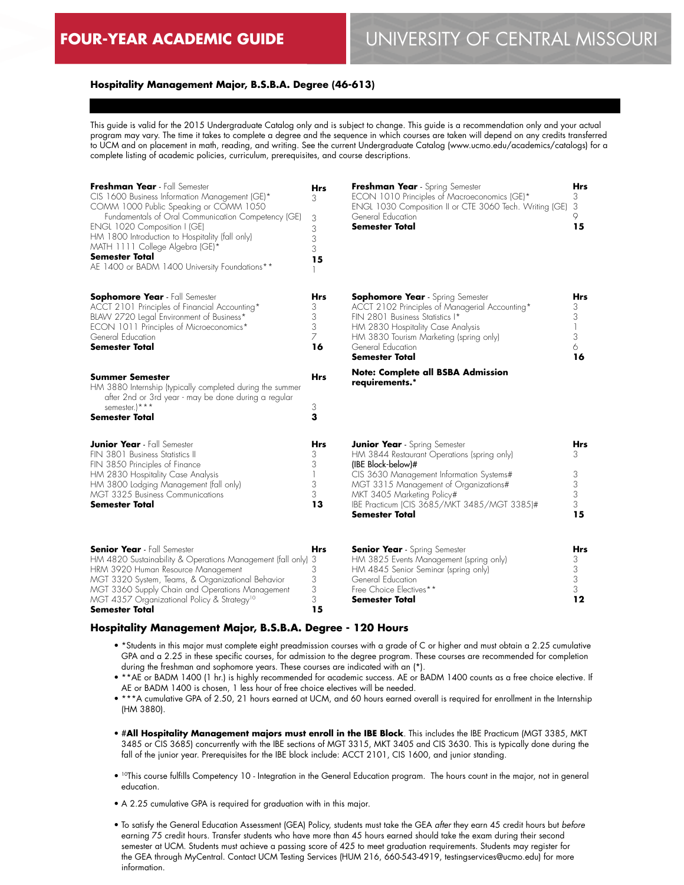# FOUR-YEAR ACADEMIC GUIDE — UNIVERSITY OF CENTRAL MISSOURI

## Hospitality Management Major, B.S.B.A. Degree (46-613)

This guide is valid for the 2015 Undergraduate Catalog only and is subject to change. This guide is a recommendation only and your actual program may vary. The time it takes to complete a degree and the sequence in which courses are taken will depend on any credits transferred to UCM and on placement in math, reading, and writing. See the current Undergraduate Catalog (www.ucmo.edu/academics/catalogs) for a complete listing of academic policies, curriculum, prerequisites, and course descriptions.

| **Freshman Year** - Fall Semester | Hrs |
|---|---|
| CIS 1600 Business Information Management (GE)* | 3 |
| COMM 1000 Public Speaking or COMM 1050 Fundamentals of Oral Communication Competency (GE) | 3 |
| ENGL 1020 Composition I (GE) | 3 |
| HM 1800 Introduction to Hospitality (fall only) | 3 |
| MATH 1111 College Algebra (GE)* | 3 |
| **Semester Total** | **15** |
| AE 1400 or BADM 1400 University Foundations** | 1 |

| **Freshman Year** - Spring Semester | Hrs |
|---|---|
| ECON 1010 Principles of Macroeconomics (GE)* | 3 |
| ENGL 1030 Composition II or CTE 3060 Tech. Writing (GE) | 3 |
| General Education | 9 |
| **Semester Total** | **15** |

| **Sophomore Year** - Fall Semester | Hrs |
|---|---|
| ACCT 2101 Principles of Financial Accounting* | 3 |
| BLAW 2720 Legal Environment of Business* | 3 |
| ECON 1011 Principles of Microeconomics* | 3 |
| General Education | 7 |
| **Semester Total** | **16** |

| **Sophomore Year** - Spring Semester | Hrs |
|---|---|
| ACCT 2102 Principles of Managerial Accounting* | 3 |
| FIN 2801 Business Statistics I* | 3 |
| HM 2830 Hospitality Case Analysis | 1 |
| HM 3830 Tourism Marketing (spring only) | 3 |
| General Education | 6 |
| **Semester Total** | **16** |

**Note: Complete all BSBA Admission requirements.***

| **Summer Semester** | Hrs |
|---|---|
| HM 3880 Internship (typically completed during the summer after 2nd or 3rd year - may be done during a regular semester.)*** | 3 |
| **Semester Total** | **3** |

| **Junior Year** - Fall Semester | Hrs |
|---|---|
| FIN 3801 Business Statistics II | 3 |
| FIN 3850 Principles of Finance | 3 |
| HM 2830 Hospitality Case Analysis | 1 |
| HM 3800 Lodging Management (fall only) | 3 |
| MGT 3325 Business Communications | 3 |
| **Semester Total** | **13** |

| **Junior Year** - Spring Semester | Hrs |
|---|---|
| HM 3844 Restaurant Operations (spring only) | 3 |
| **(IBE Block-below)#** | |
| CIS 3630 Management Information Systems# | 3 |
| MGT 3315 Management of Organizations# | 3 |
| MKT 3405 Marketing Policy# | 3 |
| IBE Practicum (CIS 3685/MKT 3485/MGT 3385)# | 3 |
| **Semester Total** | **15** |

| **Senior Year** - Fall Semester | Hrs |
|---|---|
| HM 4820 Sustainability & Operations Management (fall only) | 3 |
| HRM 3920 Human Resource Management | 3 |
| MGT 3320 System, Teams, & Organizational Behavior | 3 |
| MGT 3360 Supply Chain and Operations Management | 3 |
| MGT 4357 Organizational Policy & Strategy[10] | 3 |
| **Semester Total** | **15** |

| **Senior Year** - Spring Semester | Hrs |
|---|---|
| HM 3825 Events Management (spring only) | 3 |
| HM 4845 Senior Seminar (spring only) | 3 |
| General Education | 3 |
| Free Choice Electives** | 3 |
| **Semester Total** | **12** |

### Hospitality Management Major, B.S.B.A. Degree - 120 Hours

- *Students in this major must complete eight preadmission courses with a grade of C or higher and must obtain a 2.25 cumulative GPA and a 2.25 in these specific courses, for admission to the degree program. These courses are recommended for completion during the freshman and sophomore years. These courses are indicated with an (*).
- **AE or BADM 1400 (1 hr.) is highly recommended for academic success. AE or BADM 1400 counts as a free choice elective. If AE or BADM 1400 is chosen, 1 less hour of free choice electives will be needed.
- ***A cumulative GPA of 2.50, 21 hours earned at UCM, and 60 hours earned overall is required for enrollment in the Internship (HM 3880).
- #**All Hospitality Management majors must enroll in the IBE Block**. This includes the IBE Practicum (MGT 3385, MKT 3485 or CIS 3685) concurrently with the IBE sections of MGT 3315, MKT 3405 and CIS 3630. This is typically done during the fall of the junior year. Prerequisites for the IBE block include: ACCT 2101, CIS 1600, and junior standing.
- [10]This course fulfills Competency 10 - Integration in the General Education program. The hours count in the major, not in general education.
- A 2.25 cumulative GPA is required for graduation with in this major.
- To satisfy the General Education Assessment (GEA) Policy, students must take the GEA *after* they earn 45 credit hours but *before* earning 75 credit hours. Transfer students who have more than 45 hours earned should take the exam during their second semester at UCM. Students must achieve a passing score of 425 to meet graduation requirements. Students may register for the GEA through MyCentral. Contact UCM Testing Services (HUM 216, 660-543-4919, testingservices@ucmo.edu) for more information.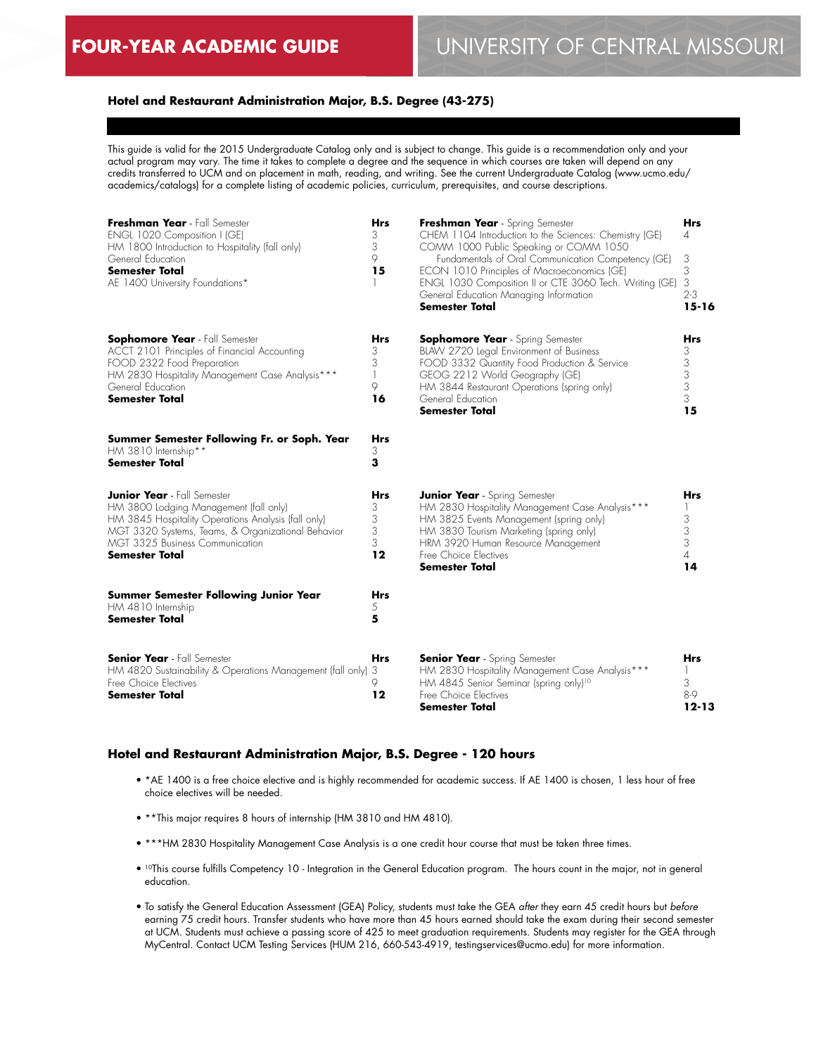**FOUR-YEAR ACADEMIC GUIDE** UNIVERSITY OF CENTRAL MISSOURI

## Hotel and Restaurant Administration Major, B.S. Degree (43-275)

This guide is valid for the 2015 Undergraduate Catalog only and is subject to change. This guide is a recommendation only and your actual program may vary. The time it takes to complete a degree and the sequence in which courses are taken will depend on any credits transferred to UCM and on placement in math, reading, and writing. See the current Undergraduate Catalog (www.ucmo.edu/academics/catalogs) for a complete listing of academic policies, curriculum, prerequisites, and course descriptions.

| **Freshman Year** - Fall Semester | **Hrs** |
|---|---|
| ENGL 1020 Composition I (GE) | 3 |
| HM 1800 Introduction to Hospitality (fall only) | 3 |
| General Education | 9 |
| **Semester Total** | **15** |
| AE 1400 University Foundations* | 1 |

| **Freshman Year** - Spring Semester | **Hrs** |
|---|---|
| CHEM 1104 Introduction to the Sciences: Chemistry (GE) | 4 |
| COMM 1000 Public Speaking or COMM 1050 Fundamentals of Oral Communication Competency (GE) | 3 |
| ECON 1010 Principles of Macroeconomics (GE) | 3 |
| ENGL 1030 Composition II or CTE 3060 Tech. Writing (GE) | 3 |
| General Education Managing Information | 2-3 |
| **Semester Total** | **15-16** |

| **Sophomore Year** - Fall Semester | **Hrs** |
|---|---|
| ACCT 2101 Principles of Financial Accounting | 3 |
| FOOD 2322 Food Preparation | 3 |
| HM 2830 Hospitality Management Case Analysis*** | 1 |
| General Education | 9 |
| **Semester Total** | **16** |

| **Sophomore Year** - Spring Semester | **Hrs** |
|---|---|
| BLAW 2720 Legal Environment of Business | 3 |
| FOOD 3332 Quantity Food Production & Service | 3 |
| GEOG 2212 World Geography (GE) | 3 |
| HM 3844 Restaurant Operations (spring only) | 3 |
| General Education | 3 |
| **Semester Total** | **15** |

| **Summer Semester Following Fr. or Soph. Year** | **Hrs** |
|---|---|
| HM 3810 Internship** | 3 |
| **Semester Total** | **3** |

| **Junior Year** - Fall Semester | **Hrs** |
|---|---|
| HM 3800 Lodging Management (fall only) | 3 |
| HM 3845 Hospitality Operations Analysis (fall only) | 3 |
| MGT 3320 Systems, Teams, & Organizational Behavior | 3 |
| MGT 3325 Business Communication | 3 |
| **Semester Total** | **12** |

| **Junior Year** - Spring Semester | **Hrs** |
|---|---|
| HM 2830 Hospitality Management Case Analysis*** | 1 |
| HM 3825 Events Management (spring only) | 3 |
| HM 3830 Tourism Marketing (spring only) | 3 |
| HRM 3920 Human Resource Management | 3 |
| Free Choice Electives | 4 |
| **Semester Total** | **14** |

| **Summer Semester Following Junior Year** | **Hrs** |
|---|---|
| HM 4810 Internship | 5 |
| **Semester Total** | **5** |

| **Senior Year** - Fall Semester | **Hrs** |
|---|---|
| HM 4820 Sustainability & Operations Management (fall only) | 3 |
| Free Choice Electives | 9 |
| **Semester Total** | **12** |

| **Senior Year** - Spring Semester | **Hrs** |
|---|---|
| HM 2830 Hospitality Management Case Analysis*** | 1 |
| HM 4845 Senior Seminar (spring only)[10] | 3 |
| Free Choice Electives | 8-9 |
| **Semester Total** | **12-13** |

### Hotel and Restaurant Administration Major, B.S. Degree - 120 hours

- *AE 1400 is a free choice elective and is highly recommended for academic success. If AE 1400 is chosen, 1 less hour of free choice electives will be needed.
- **This major requires 8 hours of internship (HM 3810 and HM 4810).
- ***HM 2830 Hospitality Management Case Analysis is a one credit hour course that must be taken three times.
- [10]This course fulfills Competency 10 - Integration in the General Education program. The hours count in the major, not in general education.
- To satisfy the General Education Assessment (GEA) Policy, students must take the GEA *after* they earn 45 credit hours but *before* earning 75 credit hours. Transfer students who have more than 45 hours earned should take the exam during their second semester at UCM. Students must achieve a passing score of 425 to meet graduation requirements. Students may register for the GEA through MyCentral. Contact UCM Testing Services (HUM 216, 660-543-4919, testingservices@ucmo.edu) for more information.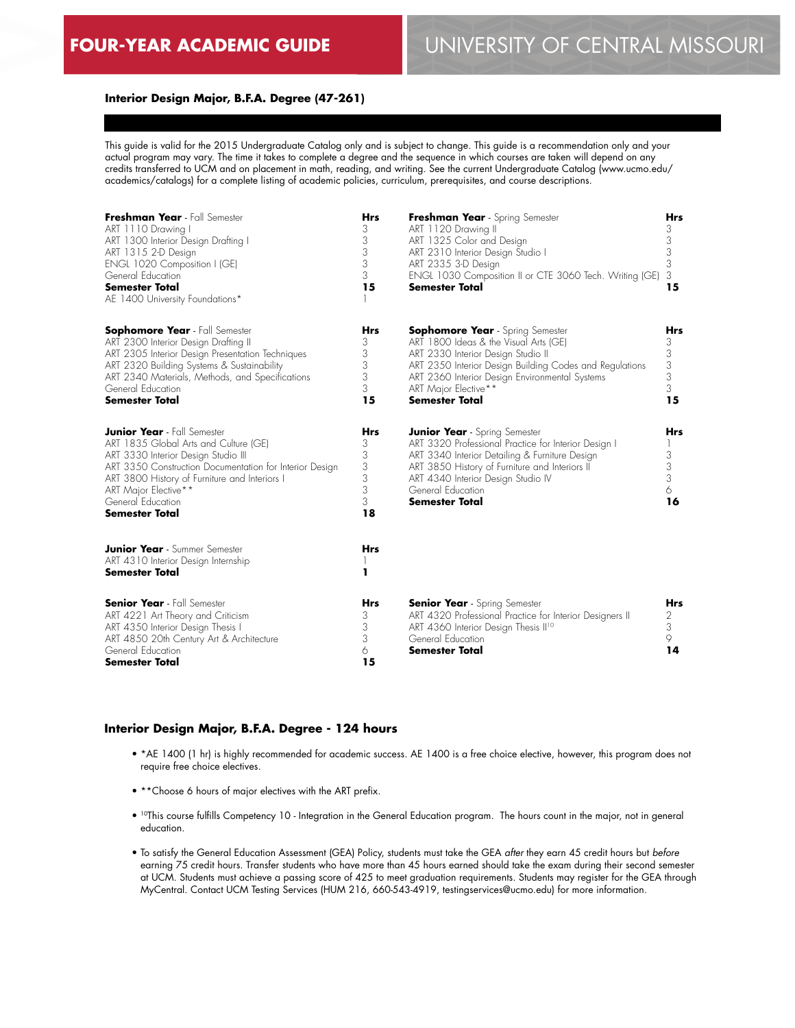**Interior Design Major, B.F.A. Degree (47-261)**

This guide is valid for the 2015 Undergraduate Catalog only and is subject to change. This guide is a recommendation only and your actual program may vary. The time it takes to complete a degree and the sequence in which courses are taken will depend on any credits transferred to UCM and on placement in math, reading, and writing. See the current Undergraduate Catalog (www.ucmo.edu/academics/catalogs) for a complete listing of academic policies, curriculum, prerequisites, and course descriptions.

| **Freshman Year** - Fall Semester | **Hrs** |
|---|---|
| ART 1110 Drawing I | 3 |
| ART 1300 Interior Design Drafting I | 3 |
| ART 1315 2-D Design | 3 |
| ENGL 1020 Composition I (GE) | 3 |
| General Education | 3 |
| **Semester Total** | **15** |
| AE 1400 University Foundations* | 1 |

| **Freshman Year** - Spring Semester | **Hrs** |
|---|---|
| ART 1120 Drawing II | 3 |
| ART 1325 Color and Design | 3 |
| ART 2310 Interior Design Studio I | 3 |
| ART 2335 3-D Design | 3 |
| ENGL 1030 Composition II or CTE 3060 Tech. Writing (GE) | 3 |
| **Semester Total** | **15** |

| **Sophomore Year** - Fall Semester | **Hrs** |
|---|---|
| ART 2300 Interior Design Drafting II | 3 |
| ART 2305 Interior Design Presentation Techniques | 3 |
| ART 2320 Building Systems & Sustainability | 3 |
| ART 2340 Materials, Methods, and Specifications | 3 |
| General Education | 3 |
| **Semester Total** | **15** |

| **Sophomore Year** - Spring Semester | **Hrs** |
|---|---|
| ART 1800 Ideas & the Visual Arts (GE) | 3 |
| ART 2330 Interior Design Studio II | 3 |
| ART 2350 Interior Design Building Codes and Regulations | 3 |
| ART 2360 Interior Design Environmental Systems | 3 |
| ART Major Elective** | 3 |
| **Semester Total** | **15** |

| **Junior Year** - Fall Semester | **Hrs** |
|---|---|
| ART 1835 Global Arts and Culture (GE) | 3 |
| ART 3330 Interior Design Studio III | 3 |
| ART 3350 Construction Documentation for Interior Design | 3 |
| ART 3800 History of Furniture and Interiors I | 3 |
| ART Major Elective** | 3 |
| General Education | 3 |
| **Semester Total** | **18** |

| **Junior Year** - Spring Semester | **Hrs** |
|---|---|
| ART 3320 Professional Practice for Interior Design I | 1 |
| ART 3340 Interior Detailing & Furniture Design | 3 |
| ART 3850 History of Furniture and Interiors II | 3 |
| ART 4340 Interior Design Studio IV | 3 |
| General Education | 6 |
| **Semester Total** | **16** |

| **Junior Year** - Summer Semester | **Hrs** |
|---|---|
| ART 4310 Interior Design Internship | 1 |
| **Semester Total** | **1** |

| **Senior Year** - Fall Semester | **Hrs** |
|---|---|
| ART 4221 Art Theory and Criticism | 3 |
| ART 4350 Interior Design Thesis I | 3 |
| ART 4850 20th Century Art & Architecture | 3 |
| General Education | 6 |
| **Semester Total** | **15** |

| **Senior Year** - Spring Semester | **Hrs** |
|---|---|
| ART 4320 Professional Practice for Interior Designers II | 2 |
| ART 4360 Interior Design Thesis II[10] | 3 |
| General Education | 9 |
| **Semester Total** | **14** |

### Interior Design Major, B.F.A. Degree - 124 hours

- *AE 1400 (1 hr) is highly recommended for academic success. AE 1400 is a free choice elective, however, this program does not require free choice electives.
- **Choose 6 hours of major electives with the ART prefix.
- [10]This course fulfills Competency 10 - Integration in the General Education program. The hours count in the major, not in general education.
- To satisfy the General Education Assessment (GEA) Policy, students must take the GEA *after* they earn 45 credit hours but *before* earning 75 credit hours. Transfer students who have more than 45 hours earned should take the exam during their second semester at UCM. Students must achieve a passing score of 425 to meet graduation requirements. Students may register for the GEA through MyCentral. Contact UCM Testing Services (HUM 216, 660-543-4919, testingservices@ucmo.edu) for more information.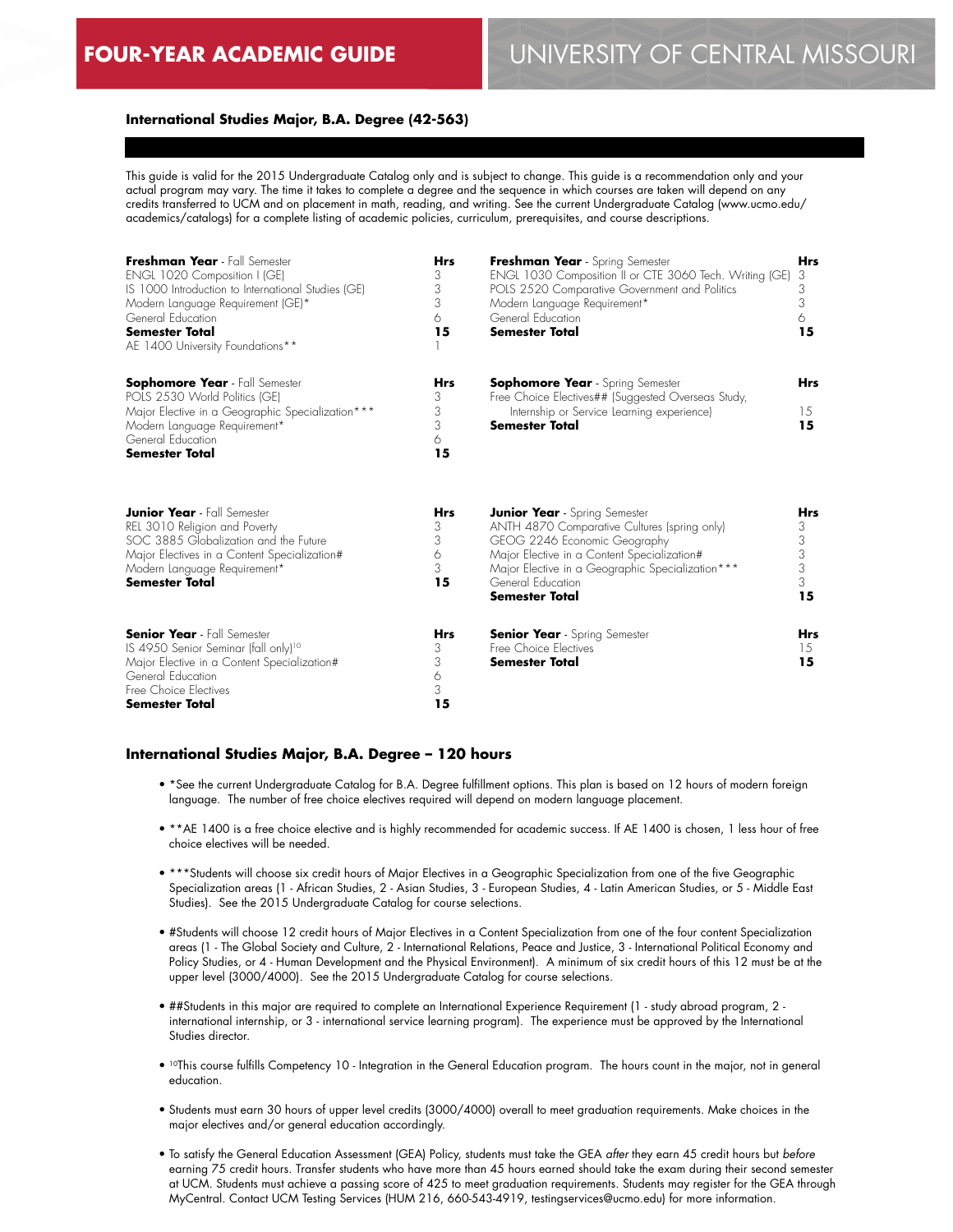# FOUR-YEAR ACADEMIC GUIDE

## UNIVERSITY OF CENTRAL MISSOURI

### International Studies Major, B.A. Degree (42-563)

This guide is valid for the 2015 Undergraduate Catalog only and is subject to change. This guide is a recommendation only and your actual program may vary. The time it takes to complete a degree and the sequence in which courses are taken will depend on any credits transferred to UCM and on placement in math, reading, and writing. See the current Undergraduate Catalog (www.ucmo.edu/academics/catalogs) for a complete listing of academic policies, curriculum, prerequisites, and course descriptions.

| **Freshman Year** - Fall Semester | Hrs |
|---|---|
| ENGL 1020 Composition I (GE) | 3 |
| IS 1000 Introduction to International Studies (GE) | 3 |
| Modern Language Requirement (GE)* | 3 |
| General Education | 6 |
| **Semester Total** | **15** |
| AE 1400 University Foundations** | 1 |

| **Freshman Year** - Spring Semester | Hrs |
|---|---|
| ENGL 1030 Composition II or CTE 3060 Tech. Writing (GE) | 3 |
| POLS 2520 Comparative Government and Politics | 3 |
| Modern Language Requirement* | 3 |
| General Education | 6 |
| **Semester Total** | **15** |

| **Sophomore Year** - Fall Semester | Hrs |
|---|---|
| POLS 2530 World Politics (GE) | 3 |
| Major Elective in a Geographic Specialization*** | 3 |
| Modern Language Requirement* | 3 |
| General Education | 6 |
| **Semester Total** | **15** |

| **Sophomore Year** - Spring Semester | Hrs |
|---|---|
| Free Choice Electives## (Suggested Overseas Study, Internship or Service Learning experience) | 15 |
| **Semester Total** | **15** |

| **Junior Year** - Fall Semester | Hrs |
|---|---|
| REL 3010 Religion and Poverty | 3 |
| SOC 3885 Globalization and the Future | 3 |
| Major Electives in a Content Specialization# | 6 |
| Modern Language Requirement* | 3 |
| **Semester Total** | **15** |

| **Junior Year** - Spring Semester | Hrs |
|---|---|
| ANTH 4870 Comparative Cultures (spring only) | 3 |
| GEOG 2246 Economic Geography | 3 |
| Major Elective in a Content Specialization# | 3 |
| Major Elective in a Geographic Specialization*** | 3 |
| General Education | 3 |
| **Semester Total** | **15** |

| **Senior Year** - Fall Semester | Hrs |
|---|---|
| IS 4950 Senior Seminar (fall only)[10] | 3 |
| Major Elective in a Content Specialization# | 3 |
| General Education | 6 |
| Free Choice Electives | 3 |
| **Semester Total** | **15** |

| **Senior Year** - Spring Semester | Hrs |
|---|---|
| Free Choice Electives | 15 |
| **Semester Total** | **15** |

### International Studies Major, B.A. Degree – 120 hours

- *See the current Undergraduate Catalog for B.A. Degree fulfillment options. This plan is based on 12 hours of modern foreign language. The number of free choice electives required will depend on modern language placement.
- **AE 1400 is a free choice elective and is highly recommended for academic success. If AE 1400 is chosen, 1 less hour of free choice electives will be needed.
- ***Students will choose six credit hours of Major Electives in a Geographic Specialization from one of the five Geographic Specialization areas (1 - African Studies, 2 - Asian Studies, 3 - European Studies, 4 - Latin American Studies, or 5 - Middle East Studies). See the 2015 Undergraduate Catalog for course selections.
- #Students will choose 12 credit hours of Major Electives in a Content Specialization from one of the four content Specialization areas (1 - The Global Society and Culture, 2 - International Relations, Peace and Justice, 3 - International Political Economy and Policy Studies, or 4 - Human Development and the Physical Environment). A minimum of six credit hours of this 12 must be at the upper level (3000/4000). See the 2015 Undergraduate Catalog for course selections.
- ##Students in this major are required to complete an International Experience Requirement (1 - study abroad program, 2 - international internship, or 3 - international service learning program). The experience must be approved by the International Studies director.
- [10]This course fulfills Competency 10 - Integration in the General Education program. The hours count in the major, not in general education.
- Students must earn 30 hours of upper level credits (3000/4000) overall to meet graduation requirements. Make choices in the major electives and/or general education accordingly.
- To satisfy the General Education Assessment (GEA) Policy, students must take the GEA *after* they earn 45 credit hours but *before* earning 75 credit hours. Transfer students who have more than 45 hours earned should take the exam during their second semester at UCM. Students must achieve a passing score of 425 to meet graduation requirements. Students may register for the GEA through MyCentral. Contact UCM Testing Services (HUM 216, 660-543-4919, testingservices@ucmo.edu) for more information.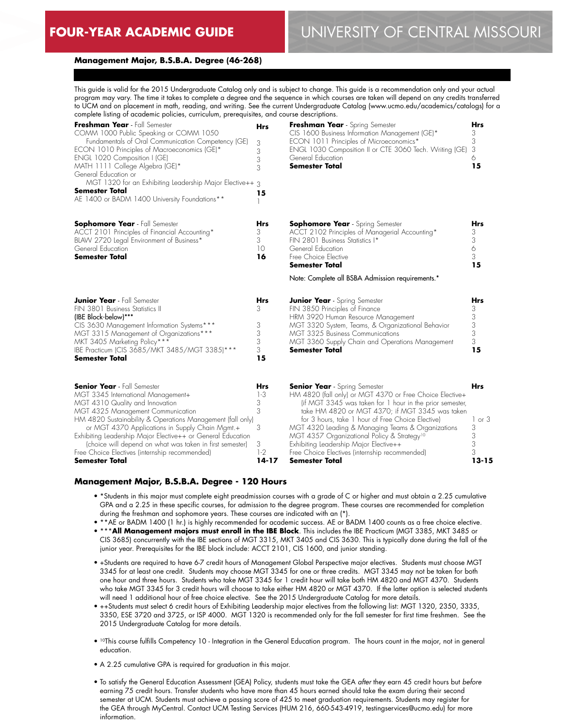# FOUR-YEAR ACADEMIC GUIDE

# UNIVERSITY OF CENTRAL MISSOURI

**Management Major, B.S.B.A. Degree (46-268)**

This guide is valid for the 2015 Undergraduate Catalog only and is subject to change. This guide is a recommendation only and your actual program may vary. The time it takes to complete a degree and the sequence in which courses are taken will depend on any credits transferred to UCM and on placement in math, reading, and writing. See the current Undergraduate Catalog (www.ucmo.edu/academics/catalogs) for a complete listing of academic policies, curriculum, prerequisites, and course descriptions.

| **Freshman Year** - Fall Semester | **Hrs** |
|---|---|
| COMM 1000 Public Speaking or COMM 1050 Fundamentals of Oral Communication Competency (GE) | 3 |
| ECON 1010 Principles of Macroeconomics (GE)* | 3 |
| ENGL 1020 Composition I (GE) | 3 |
| MATH 1111 College Algebra (GE)* | 3 |
| General Education or MGT 1320 for an Exhibiting Leadership Major Elective++ | 3 |
| **Semester Total** | **15** |
| AE 1400 or BADM 1400 University Foundations** | 1 |

| **Freshman Year** - Spring Semester | **Hrs** |
|---|---|
| CIS 1600 Business Information Management (GE)* | 3 |
| ECON 1011 Principles of Microeconomics* | 3 |
| ENGL 1030 Composition II or CTE 3060 Tech. Writing (GE) | 3 |
| General Education | 6 |
| **Semester Total** | **15** |

| **Sophomore Year** - Fall Semester | **Hrs** |
|---|---|
| ACCT 2101 Principles of Financial Accounting* | 3 |
| BLAW 2720 Legal Environment of Business* | 3 |
| General Education | 10 |
| **Semester Total** | **16** |

| **Sophomore Year** - Spring Semester | **Hrs** |
|---|---|
| ACCT 2102 Principles of Managerial Accounting* | 3 |
| FIN 2801 Business Statistics I* | 3 |
| General Education | 6 |
| Free Choice Elective | 3 |
| **Semester Total** | **15** |

Note: Complete all BSBA Admission requirements.*

| **Junior Year** - Fall Semester | **Hrs** |
|---|---|
| FIN 3801 Business Statistics II | 3 |
| **(IBE Block-below)*** ** | |
| CIS 3630 Management Information Systems*** | 3 |
| MGT 3315 Management of Organizations*** | 3 |
| MKT 3405 Marketing Policy*** | 3 |
| IBE Practicum (CIS 3685/MKT 3485/MGT 3385)*** | 3 |
| **Semester Total** | **15** |

| **Junior Year** - Spring Semester | **Hrs** |
|---|---|
| FIN 3850 Principles of Finance | 3 |
| HRM 3920 Human Resource Management | 3 |
| MGT 3320 System, Teams, & Organizational Behavior | 3 |
| MGT 3325 Business Communications | 3 |
| MGT 3360 Supply Chain and Operations Management | 3 |
| **Semester Total** | **15** |

| **Senior Year** - Fall Semester | **Hrs** |
|---|---|
| MGT 3345 International Management+ | 1-3 |
| MGT 4310 Quality and Innovation | 3 |
| MGT 4325 Management Communication | 3 |
| HM 4820 Sustainability & Operations Management (fall only) or MGT 4370 Applications in Supply Chain Mgmt.+ | 3 |
| Exhibiting Leadership Major Elective++ or General Education (choice will depend on what was taken in first semester) | 3 |
| Free Choice Electives (internship recommended) | 1-2 |
| **Semester Total** | **14-17** |

| **Senior Year** - Spring Semester | **Hrs** |
|---|---|
| HM 4820 (fall only) or MGT 4370 or Free Choice Elective+ (if MGT 3345 was taken for 1 hour in the prior semester, take HM 4820 or MGT 4370; if MGT 3345 was taken for 3 hours, take 1 hour of Free Choice Elective) | 1 or 3 |
| MGT 4320 Leading & Managing Teams & Organizations | 3 |
| MGT 4357 Organizational Policy & Strategy[10] | 3 |
| Exhibiting Leadership Major Elective++ | 3 |
| Free Choice Electives (internship recommended) | 3 |
| **Semester Total** | **13-15** |

## Management Major, B.S.B.A. Degree - 120 Hours

- *Students in this major must complete eight preadmission courses with a grade of C or higher and must obtain a 2.25 cumulative GPA and a 2.25 in these specific courses, for admission to the degree program. These courses are recommended for completion during the freshman and sophomore years. These courses are indicated with an (*).
- **AE or BADM 1400 (1 hr.) is highly recommended for academic success. AE or BADM 1400 counts as a free choice elective.
- ***All Management majors must enroll in the IBE Block**. This includes the IBE Practicum (MGT 3385, MKT 3485 or CIS 3685) concurrently with the IBE sections of MGT 3315, MKT 3405 and CIS 3630. This is typically done during the fall of the junior year. Prerequisites for the IBE block include: ACCT 2101, CIS 1600, and junior standing.
- +Students are required to have 6-7 credit hours of Management Global Perspective major electives. Students must choose MGT 3345 for at least one credit. Students may choose MGT 3345 for one or three credits. MGT 3345 may not be taken for both one hour and three hours. Students who take MGT 3345 for 1 credit hour will take both HM 4820 and MGT 4370. Students who take MGT 3345 for 3 credit hours will choose to take either HM 4820 or MGT 4370. If the latter option is selected students will need 1 additional hour of free choice elective. See the 2015 Undergraduate Catalog for more details.
- ++Students must select 6 credit hours of Exhibiting Leadership major electives from the following list: MGT 1320, 2350, 3335, 3350, ESE 3720 and 3725, or ISP 4000. MGT 1320 is recommended only for the fall semester for first time freshmen. See the 2015 Undergraduate Catalog for more details.
- [10]This course fulfills Competency 10 - Integration in the General Education program. The hours count in the major, not in general education.
- A 2.25 cumulative GPA is required for graduation in this major.
- To satisfy the General Education Assessment (GEA) Policy, students must take the GEA *after* they earn 45 credit hours but *before* earning 75 credit hours. Transfer students who have more than 45 hours earned should take the exam during their second semester at UCM. Students must achieve a passing score of 425 to meet graduation requirements. Students may register for the GEA through MyCentral. Contact UCM Testing Services (HUM 216, 660-543-4919, testingservices@ucmo.edu) for more information.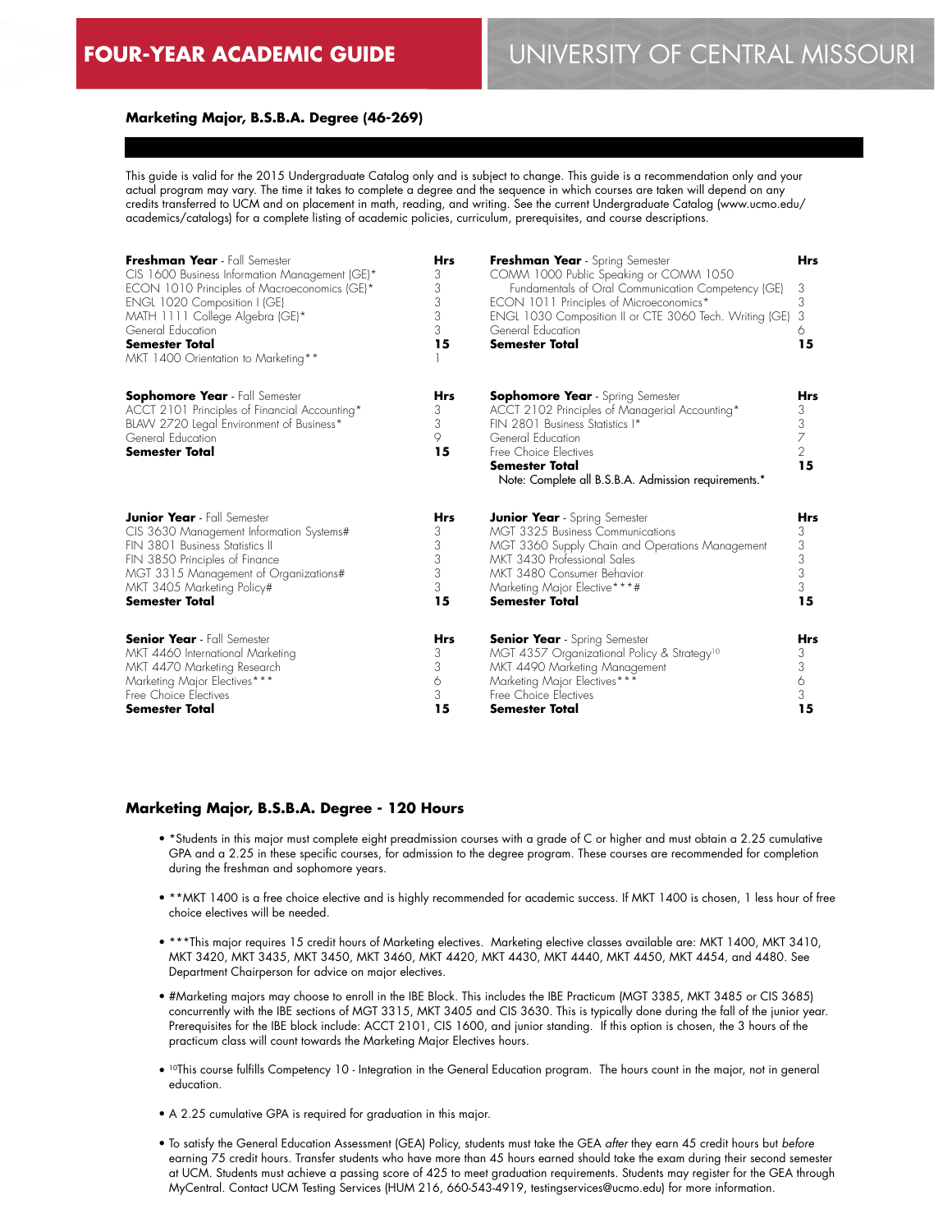# FOUR-YEAR ACADEMIC GUIDE

# UNIVERSITY OF CENTRAL MISSOURI

### Marketing Major, B.S.B.A. Degree (46-269)

This guide is valid for the 2015 Undergraduate Catalog only and is subject to change. This guide is a recommendation only and your actual program may vary. The time it takes to complete a degree and the sequence in which courses are taken will depend on any credits transferred to UCM and on placement in math, reading, and writing. See the current Undergraduate Catalog (www.ucmo.edu/academics/catalogs) for a complete listing of academic policies, curriculum, prerequisites, and course descriptions.

| **Freshman Year** - Fall Semester | Hrs |
|---|---|
| CIS 1600 Business Information Management (GE)* | 3 |
| ECON 1010 Principles of Macroeconomics (GE)* | 3 |
| ENGL 1020 Composition I (GE) | 3 |
| MATH 1111 College Algebra (GE)* | 3 |
| General Education | 3 |
| **Semester Total** | **15** |
| MKT 1400 Orientation to Marketing** | 1 |

| **Freshman Year** - Spring Semester | Hrs |
|---|---|
| COMM 1000 Public Speaking or COMM 1050 Fundamentals of Oral Communication Competency (GE) | 3 |
| ECON 1011 Principles of Microeconomics* | 3 |
| ENGL 1030 Composition II or CTE 3060 Tech. Writing (GE) | 3 |
| General Education | 6 |
| **Semester Total** | **15** |

| **Sophomore Year** - Fall Semester | Hrs |
|---|---|
| ACCT 2101 Principles of Financial Accounting* | 3 |
| BLAW 2720 Legal Environment of Business* | 3 |
| General Education | 9 |
| **Semester Total** | **15** |

| **Sophomore Year** - Spring Semester | Hrs |
|---|---|
| ACCT 2102 Principles of Managerial Accounting* | 3 |
| FIN 2801 Business Statistics I* | 3 |
| General Education | 7 |
| Free Choice Electives | 2 |
| **Semester Total** | **15** |

Note: Complete all B.S.B.A. Admission requirements.*

| **Junior Year** - Fall Semester | Hrs |
|---|---|
| CIS 3630 Management Information Systems# | 3 |
| FIN 3801 Business Statistics II | 3 |
| FIN 3850 Principles of Finance | 3 |
| MGT 3315 Management of Organizations# | 3 |
| MKT 3405 Marketing Policy# | 3 |
| **Semester Total** | **15** |

| **Junior Year** - Spring Semester | Hrs |
|---|---|
| MGT 3325 Business Communications | 3 |
| MGT 3360 Supply Chain and Operations Management | 3 |
| MKT 3430 Professional Sales | 3 |
| MKT 3480 Consumer Behavior | 3 |
| Marketing Major Elective***# | 3 |
| **Semester Total** | **15** |

| **Senior Year** - Fall Semester | Hrs |
|---|---|
| MKT 4460 International Marketing | 3 |
| MKT 4470 Marketing Research | 3 |
| Marketing Major Electives*** | 6 |
| Free Choice Electives | 3 |
| **Semester Total** | **15** |

| **Senior Year** - Spring Semester | Hrs |
|---|---|
| MGT 4357 Organizational Policy & Strategy[10] | 3 |
| MKT 4490 Marketing Management | 3 |
| Marketing Major Electives*** | 6 |
| Free Choice Electives | 3 |
| **Semester Total** | **15** |

### Marketing Major, B.S.B.A. Degree - 120 Hours

- *Students in this major must complete eight preadmission courses with a grade of C or higher and must obtain a 2.25 cumulative GPA and a 2.25 in these specific courses, for admission to the degree program. These courses are recommended for completion during the freshman and sophomore years.
- **MKT 1400 is a free choice elective and is highly recommended for academic success. If MKT 1400 is chosen, 1 less hour of free choice electives will be needed.
- ***This major requires 15 credit hours of Marketing electives. Marketing elective classes available are: MKT 1400, MKT 3410, MKT 3420, MKT 3435, MKT 3450, MKT 3460, MKT 4420, MKT 4430, MKT 4440, MKT 4450, MKT 4454, and 4480. See Department Chairperson for advice on major electives.
- #Marketing majors may choose to enroll in the IBE Block. This includes the IBE Practicum (MGT 3385, MKT 3485 or CIS 3685) concurrently with the IBE sections of MGT 3315, MKT 3405 and CIS 3630. This is typically done during the fall of the junior year. Prerequisites for the IBE block include: ACCT 2101, CIS 1600, and junior standing. If this option is chosen, the 3 hours of the practicum class will count towards the Marketing Major Electives hours.
- [10]This course fulfills Competency 10 - Integration in the General Education program. The hours count in the major, not in general education.
- A 2.25 cumulative GPA is required for graduation in this major.
- To satisfy the General Education Assessment (GEA) Policy, students must take the GEA *after* they earn 45 credit hours but *before* earning 75 credit hours. Transfer students who have more than 45 hours earned should take the exam during their second semester at UCM. Students must achieve a passing score of 425 to meet graduation requirements. Students may register for the GEA through MyCentral. Contact UCM Testing Services (HUM 216, 660-543-4919, testingservices@ucmo.edu) for more information.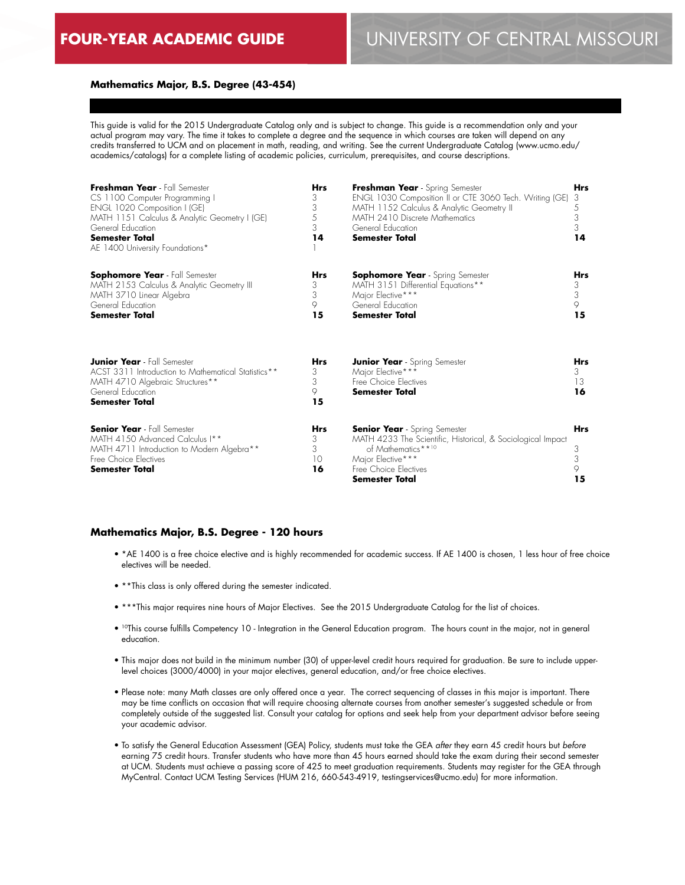# FOUR-YEAR ACADEMIC GUIDE

# UNIVERSITY OF CENTRAL MISSOURI

## Mathematics Major, B.S. Degree (43-454)

This guide is valid for the 2015 Undergraduate Catalog only and is subject to change. This guide is a recommendation only and your actual program may vary. The time it takes to complete a degree and the sequence in which courses are taken will depend on any credits transferred to UCM and on placement in math, reading, and writing. See the current Undergraduate Catalog (www.ucmo.edu/academics/catalogs) for a complete listing of academic policies, curriculum, prerequisites, and course descriptions.

| **Freshman Year** - Fall Semester | **Hrs** | **Freshman Year** - Spring Semester | **Hrs** |
|---|---|---|---|
| CS 1100 Computer Programming I | 3 | ENGL 1030 Composition II or CTE 3060 Tech. Writing (GE) | 3 |
| ENGL 1020 Composition I (GE) | 3 | MATH 1152 Calculus & Analytic Geometry II | 5 |
| MATH 1151 Calculus & Analytic Geometry I (GE) | 5 | MATH 2410 Discrete Mathematics | 3 |
| General Education | 3 | General Education | 3 |
| **Semester Total** | **14** | **Semester Total** | **14** |
| AE 1400 University Foundations* | 1 | | |

| **Sophomore Year** - Fall Semester | **Hrs** | **Sophomore Year** - Spring Semester | **Hrs** |
|---|---|---|---|
| MATH 2153 Calculus & Analytic Geometry III | 3 | MATH 3151 Differential Equations** | 3 |
| MATH 3710 Linear Algebra | 3 | Major Elective*** | 3 |
| General Education | 9 | General Education | 9 |
| **Semester Total** | **15** | **Semester Total** | **15** |

| **Junior Year** - Fall Semester | **Hrs** | **Junior Year** - Spring Semester | **Hrs** |
|---|---|---|---|
| ACST 3311 Introduction to Mathematical Statistics** | 3 | Major Elective*** | 3 |
| MATH 4710 Algebraic Structures** | 3 | Free Choice Electives | 13 |
| General Education | 9 | **Semester Total** | **16** |
| **Semester Total** | **15** | | |

| **Senior Year** - Fall Semester | **Hrs** | **Senior Year** - Spring Semester | **Hrs** |
|---|---|---|---|
| MATH 4150 Advanced Calculus I** | 3 | MATH 4233 The Scientific, Historical, & Sociological Impact of Mathematics**[10] | 3 |
| MATH 4711 Introduction to Modern Algebra** | 3 | Major Elective*** | 3 |
| Free Choice Electives | 10 | Free Choice Electives | 9 |
| **Semester Total** | **16** | **Semester Total** | **15** |

### Mathematics Major, B.S. Degree - 120 hours

- *AE 1400 is a free choice elective and is highly recommended for academic success. If AE 1400 is chosen, 1 less hour of free choice electives will be needed.
- **This class is only offered during the semester indicated.
- ***This major requires nine hours of Major Electives. See the 2015 Undergraduate Catalog for the list of choices.
- [10]This course fulfills Competency 10 - Integration in the General Education program. The hours count in the major, not in general education.
- This major does not build in the minimum number (30) of upper-level credit hours required for graduation. Be sure to include upper-level choices (3000/4000) in your major electives, general education, and/or free choice electives.
- Please note: many Math classes are only offered once a year. The correct sequencing of classes in this major is important. There may be time conflicts on occasion that will require choosing alternate courses from another semester's suggested schedule or from completely outside of the suggested list. Consult your catalog for options and seek help from your department advisor before seeing your academic advisor.
- To satisfy the General Education Assessment (GEA) Policy, students must take the GEA *after* they earn 45 credit hours but *before* earning 75 credit hours. Transfer students who have more than 45 hours earned should take the exam during their second semester at UCM. Students must achieve a passing score of 425 to meet graduation requirements. Students may register for the GEA through MyCentral. Contact UCM Testing Services (HUM 216, 660-543-4919, testingservices@ucmo.edu) for more information.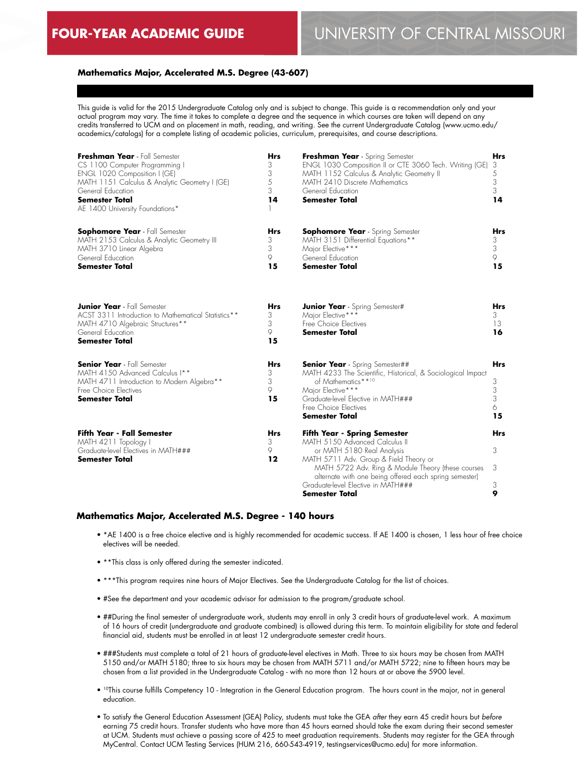# FOUR-YEAR ACADEMIC GUIDE

# UNIVERSITY OF CENTRAL MISSOURI

### Mathematics Major, Accelerated M.S. Degree (43-607)

This guide is valid for the 2015 Undergraduate Catalog only and is subject to change. This guide is a recommendation only and your actual program may vary. The time it takes to complete a degree and the sequence in which courses are taken will depend on any credits transferred to UCM and on placement in math, reading, and writing. See the current Undergraduate Catalog (www.ucmo.edu/academics/catalogs) for a complete listing of academic policies, curriculum, prerequisites, and course descriptions.

| **Freshman Year** - Fall Semester | **Hrs** |
|---|---|
| CS 1100 Computer Programming I | 3 |
| ENGL 1020 Composition I (GE) | 3 |
| MATH 1151 Calculus & Analytic Geometry I (GE) | 5 |
| General Education | 3 |
| **Semester Total** | **14** |
| AE 1400 University Foundations* | 1 |

| **Freshman Year** - Spring Semester | **Hrs** |
|---|---|
| ENGL 1030 Composition II or CTE 3060 Tech. Writing (GE) | 3 |
| MATH 1152 Calculus & Analytic Geometry II | 5 |
| MATH 2410 Discrete Mathematics | 3 |
| General Education | 3 |
| **Semester Total** | **14** |

| **Sophomore Year** - Fall Semester | **Hrs** |
|---|---|
| MATH 2153 Calculus & Analytic Geometry III | 3 |
| MATH 3710 Linear Algebra | 3 |
| General Education | 9 |
| **Semester Total** | **15** |

| **Sophomore Year** - Spring Semester | **Hrs** |
|---|---|
| MATH 3151 Differential Equations** | 3 |
| Major Elective*** | 3 |
| General Education | 9 |
| **Semester Total** | **15** |

| **Junior Year** - Fall Semester | **Hrs** |
|---|---|
| ACST 3311 Introduction to Mathematical Statistics** | 3 |
| MATH 4710 Algebraic Structures** | 3 |
| General Education | 9 |
| **Semester Total** | **15** |

| **Junior Year** - Spring Semester# | **Hrs** |
|---|---|
| Major Elective*** | 3 |
| Free Choice Electives | 13 |
| **Semester Total** | **16** |

| **Senior Year** - Fall Semester | **Hrs** |
|---|---|
| MATH 4150 Advanced Calculus I** | 3 |
| MATH 4711 Introduction to Modern Algebra** | 3 |
| Free Choice Electives | 9 |
| **Semester Total** | **15** |

| **Senior Year** - Spring Semester## | **Hrs** |
|---|---|
| MATH 4233 The Scientific, Historical, & Sociological Impact of Mathematics**[10] | 3 |
| Major Elective*** | 3 |
| Graduate-level Elective in MATH### | 3 |
| Free Choice Electives | 6 |
| **Semester Total** | **15** |

| **Fifth Year - Fall Semester** | **Hrs** |
|---|---|
| MATH 4211 Topology I | 3 |
| Graduate-level Electives in MATH### | 9 |
| **Semester Total** | **12** |

| **Fifth Year - Spring Semester** | **Hrs** |
|---|---|
| MATH 5150 Advanced Calculus II or MATH 5180 Real Analysis | 3 |
| MATH 5711 Adv. Group & Field Theory or MATH 5722 Adv. Ring & Module Theory (these courses alternate with one being offered each spring semester) | 3 |
| Graduate-level Elective in MATH### | 3 |
| **Semester Total** | **9** |

### Mathematics Major, Accelerated M.S. Degree - 140 hours

- *AE 1400 is a free choice elective and is highly recommended for academic success. If AE 1400 is chosen, 1 less hour of free choice electives will be needed.
- **This class is only offered during the semester indicated.
- ***This program requires nine hours of Major Electives. See the Undergraduate Catalog for the list of choices.
- #See the department and your academic advisor for admission to the program/graduate school.
- ##During the final semester of undergraduate work, students may enroll in only 3 credit hours of graduate-level work. A maximum of 16 hours of credit (undergraduate and graduate combined) is allowed during this term. To maintain eligibility for state and federal financial aid, students must be enrolled in at least 12 undergraduate semester credit hours.
- ###Students must complete a total of 21 hours of graduate-level electives in Math. Three to six hours may be chosen from MATH 5150 and/or MATH 5180; three to six hours may be chosen from MATH 5711 and/or MATH 5722; nine to fifteen hours may be chosen from a list provided in the Undergraduate Catalog - with no more than 12 hours at or above the 5900 level.
- [10]This course fulfills Competency 10 - Integration in the General Education program. The hours count in the major, not in general education.
- To satisfy the General Education Assessment (GEA) Policy, students must take the GEA *after* they earn 45 credit hours but *before* earning 75 credit hours. Transfer students who have more than 45 hours earned should take the exam during their second semester at UCM. Students must achieve a passing score of 425 to meet graduation requirements. Students may register for the GEA through MyCentral. Contact UCM Testing Services (HUM 216, 660-543-4919, testingservices@ucmo.edu) for more information.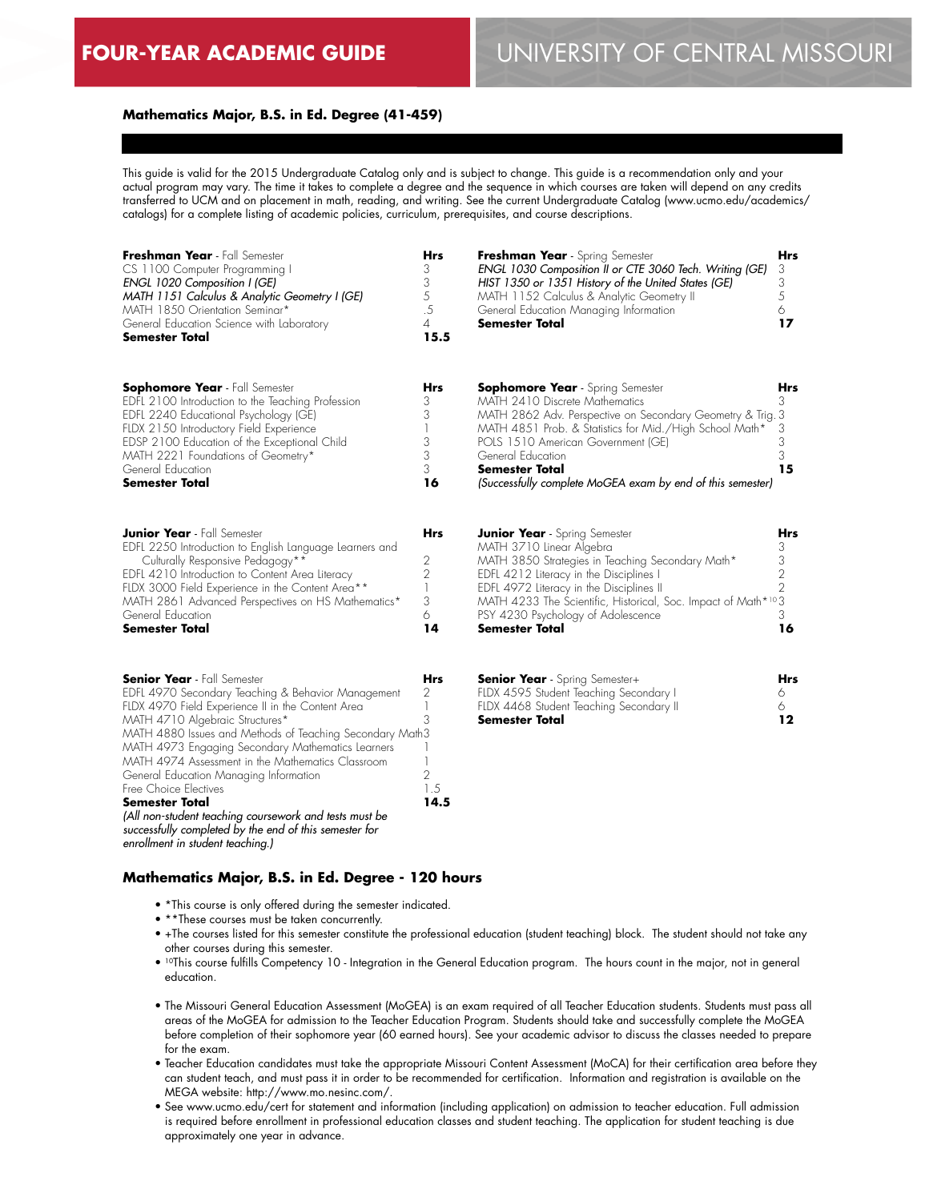**FOUR-YEAR ACADEMIC GUIDE** UNIVERSITY OF CENTRAL MISSOURI

### Mathematics Major, B.S. in Ed. Degree (41-459)

This guide is valid for the 2015 Undergraduate Catalog only and is subject to change. This guide is a recommendation only and your actual program may vary. The time it takes to complete a degree and the sequence in which courses are taken will depend on any credits transferred to UCM and on placement in math, reading, and writing. See the current Undergraduate Catalog (www.ucmo.edu/academics/catalogs) for a complete listing of academic policies, curriculum, prerequisites, and course descriptions.

| **Freshman Year** - Fall Semester | **Hrs** |
|---|---|
| CS 1100 Computer Programming I | 3 |
| *ENGL 1020 Composition I (GE)* | 3 |
| *MATH 1151 Calculus & Analytic Geometry I (GE)* | 5 |
| MATH 1850 Orientation Seminar* | .5 |
| General Education Science with Laboratory | 4 |
| **Semester Total** | **15.5** |

| **Freshman Year** - Spring Semester | **Hrs** |
|---|---|
| *ENGL 1030 Composition II or CTE 3060 Tech. Writing (GE)* | 3 |
| *HIST 1350 or 1351 History of the United States (GE)* | 3 |
| MATH 1152 Calculus & Analytic Geometry II | 5 |
| General Education Managing Information | 6 |
| **Semester Total** | **17** |

| **Sophomore Year** - Fall Semester | **Hrs** |
|---|---|
| EDFL 2100 Introduction to the Teaching Profession | 3 |
| EDFL 2240 Educational Psychology (GE) | 3 |
| FLDX 2150 Introductory Field Experience | 1 |
| EDSP 2100 Education of the Exceptional Child | 3 |
| MATH 2221 Foundations of Geometry* | 3 |
| General Education | 3 |
| **Semester Total** | **16** |

| **Sophomore Year** - Spring Semester | **Hrs** |
|---|---|
| MATH 2410 Discrete Mathematics | 3 |
| MATH 2862 Adv. Perspective on Secondary Geometry & Trig. | 3 |
| MATH 4851 Prob. & Statistics for Mid./High School Math* | 3 |
| POLS 1510 American Government (GE) | 3 |
| General Education | 3 |
| **Semester Total** | **15** |
| *(Successfully complete MoGEA exam by end of this semester)* | |

| **Junior Year** - Fall Semester | **Hrs** |
|---|---|
| EDFL 2250 Introduction to English Language Learners and Culturally Responsive Pedagogy** | 2 |
| EDFL 4210 Introduction to Content Area Literacy | 2 |
| FLDX 3000 Field Experience in the Content Area** | 1 |
| MATH 2861 Advanced Perspectives on HS Mathematics* | 3 |
| General Education | 6 |
| **Semester Total** | **14** |

| **Junior Year** - Spring Semester | **Hrs** |
|---|---|
| MATH 3710 Linear Algebra | 3 |
| MATH 3850 Strategies in Teaching Secondary Math* | 3 |
| EDFL 4212 Literacy in the Disciplines I | 2 |
| EDFL 4972 Literacy in the Disciplines II | 2 |
| MATH 4233 The Scientific, Historical, Soc. Impact of Math*[10] | 3 |
| PSY 4230 Psychology of Adolescence | 3 |
| **Semester Total** | **16** |

| **Senior Year** - Fall Semester | **Hrs** |
|---|---|
| EDFL 4970 Secondary Teaching & Behavior Management | 2 |
| FLDX 4970 Field Experience II in the Content Area | 1 |
| MATH 4710 Algebraic Structures* | 3 |
| MATH 4880 Issues and Methods of Teaching Secondary Math | 3 |
| MATH 4973 Engaging Secondary Mathematics Learners | 1 |
| MATH 4974 Assessment in the Mathematics Classroom | 1 |
| General Education Managing Information | 2 |
| Free Choice Electives | 1.5 |
| **Semester Total** | **14.5** |

*(All non-student teaching coursework and tests must be successfully completed by the end of this semester for enrollment in student teaching.)*

| **Senior Year** - Spring Semester+ | **Hrs** |
|---|---|
| FLDX 4595 Student Teaching Secondary I | 6 |
| FLDX 4468 Student Teaching Secondary II | 6 |
| **Semester Total** | **12** |

### Mathematics Major, B.S. in Ed. Degree - 120 hours

- *This course is only offered during the semester indicated.
- **These courses must be taken concurrently.
- +The courses listed for this semester constitute the professional education (student teaching) block. The student should not take any other courses during this semester.
- [10]This course fulfills Competency 10 - Integration in the General Education program. The hours count in the major, not in general education.

- The Missouri General Education Assessment (MoGEA) is an exam required of all Teacher Education students. Students must pass all areas of the MoGEA for admission to the Teacher Education Program. Students should take and successfully complete the MoGEA before completion of their sophomore year (60 earned hours). See your academic advisor to discuss the classes needed to prepare for the exam.
- Teacher Education candidates must take the appropriate Missouri Content Assessment (MoCA) for their certification area before they can student teach, and must pass it in order to be recommended for certification. Information and registration is available on the MEGA website: http://www.mo.nesinc.com/.
- See www.ucmo.edu/cert for statement and information (including application) on admission to teacher education. Full admission is required before enrollment in professional education classes and student teaching. The application for student teaching is due approximately one year in advance.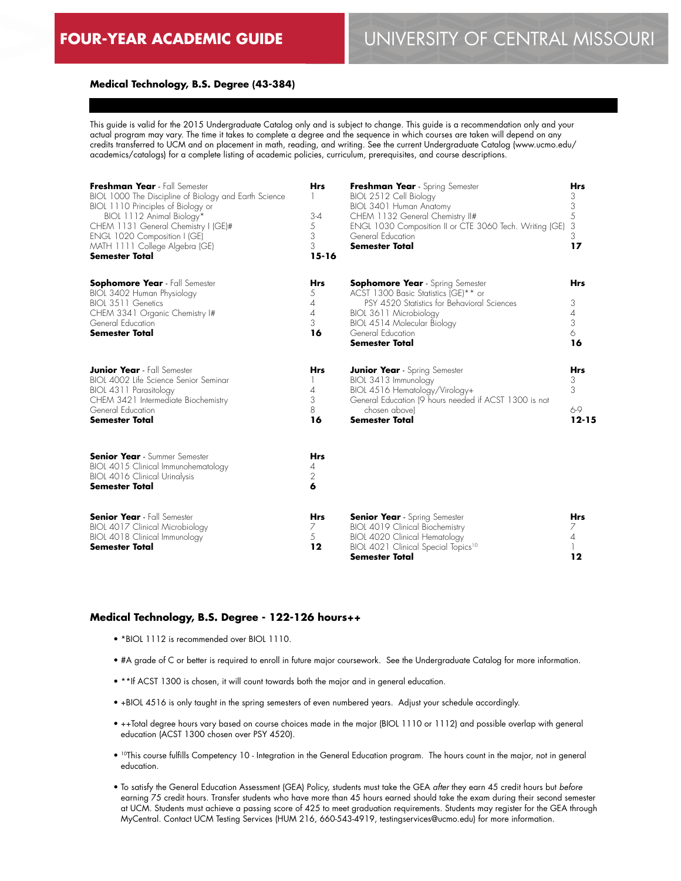# FOUR-YEAR ACADEMIC GUIDE

## UNIVERSITY OF CENTRAL MISSOURI

### Medical Technology, B.S. Degree (43-384)

This guide is valid for the 2015 Undergraduate Catalog only and is subject to change. This guide is a recommendation only and your actual program may vary. The time it takes to complete a degree and the sequence in which courses are taken will depend on any credits transferred to UCM and on placement in math, reading, and writing. See the current Undergraduate Catalog (www.ucmo.edu/academics/catalogs) for a complete listing of academic policies, curriculum, prerequisites, and course descriptions.

| **Freshman Year** - Fall Semester | Hrs |
|---|---|
| BIOL 1000 The Discipline of Biology and Earth Science | 1 |
| BIOL 1110 Principles of Biology or BIOL 1112 Animal Biology* | 3-4 |
| CHEM 1131 General Chemistry I (GE)# | 5 |
| ENGL 1020 Composition I (GE) | 3 |
| MATH 1111 College Algebra (GE) | 3 |
| **Semester Total** | **15-16** |

| **Freshman Year** - Spring Semester | Hrs |
|---|---|
| BIOL 2512 Cell Biology | 3 |
| BIOL 3401 Human Anatomy | 3 |
| CHEM 1132 General Chemistry II# | 5 |
| ENGL 1030 Composition II or CTE 3060 Tech. Writing (GE) | 3 |
| General Education | 3 |
| **Semester Total** | **17** |

| **Sophomore Year** - Fall Semester | Hrs |
|---|---|
| BIOL 3402 Human Physiology | 5 |
| BIOL 3511 Genetics | 4 |
| CHEM 3341 Organic Chemistry I# | 4 |
| General Education | 3 |
| **Semester Total** | **16** |

| **Sophomore Year** - Spring Semester | Hrs |
|---|---|
| ACST 1300 Basic Statistics (GE)** or PSY 4520 Statistics for Behavioral Sciences | 3 |
| BIOL 3611 Microbiology | 4 |
| BIOL 4514 Molecular Biology | 3 |
| General Education | 6 |
| **Semester Total** | **16** |

| **Junior Year** - Fall Semester | Hrs |
|---|---|
| BIOL 4002 Life Science Senior Seminar | 1 |
| BIOL 4311 Parasitology | 4 |
| CHEM 3421 Intermediate Biochemistry | 3 |
| General Education | 8 |
| **Semester Total** | **16** |

| **Junior Year** - Spring Semester | Hrs |
|---|---|
| BIOL 3413 Immunology | 3 |
| BIOL 4516 Hematology/Virology+ | 3 |
| General Education (9 hours needed if ACST 1300 is not chosen above) | 6-9 |
| **Semester Total** | **12-15** |

| **Senior Year** - Summer Semester | Hrs |
|---|---|
| BIOL 4015 Clinical Immunohematology | 4 |
| BIOL 4016 Clinical Urinalysis | 2 |
| **Semester Total** | **6** |

| **Senior Year** - Fall Semester | Hrs |
|---|---|
| BIOL 4017 Clinical Microbiology | 7 |
| BIOL 4018 Clinical Immunology | 5 |
| **Semester Total** | **12** |

| **Senior Year** - Spring Semester | Hrs |
|---|---|
| BIOL 4019 Clinical Biochemistry | 7 |
| BIOL 4020 Clinical Hematology | 4 |
| BIOL 4021 Clinical Special Topics[10] | 1 |
| **Semester Total** | **12** |

### Medical Technology, B.S. Degree - 122-126 hours++

- *BIOL 1112 is recommended over BIOL 1110.
- #A grade of C or better is required to enroll in future major coursework. See the Undergraduate Catalog for more information.
- **If ACST 1300 is chosen, it will count towards both the major and in general education.
- +BIOL 4516 is only taught in the spring semesters of even numbered years. Adjust your schedule accordingly.
- ++Total degree hours vary based on course choices made in the major (BIOL 1110 or 1112) and possible overlap with general education (ACST 1300 chosen over PSY 4520).
- [10]This course fulfills Competency 10 - Integration in the General Education program. The hours count in the major, not in general education.
- To satisfy the General Education Assessment (GEA) Policy, students must take the GEA *after* they earn 45 credit hours but *before* earning 75 credit hours. Transfer students who have more than 45 hours earned should take the exam during their second semester at UCM. Students must achieve a passing score of 425 to meet graduation requirements. Students may register for the GEA through MyCentral. Contact UCM Testing Services (HUM 216, 660-543-4919, testingservices@ucmo.edu) for more information.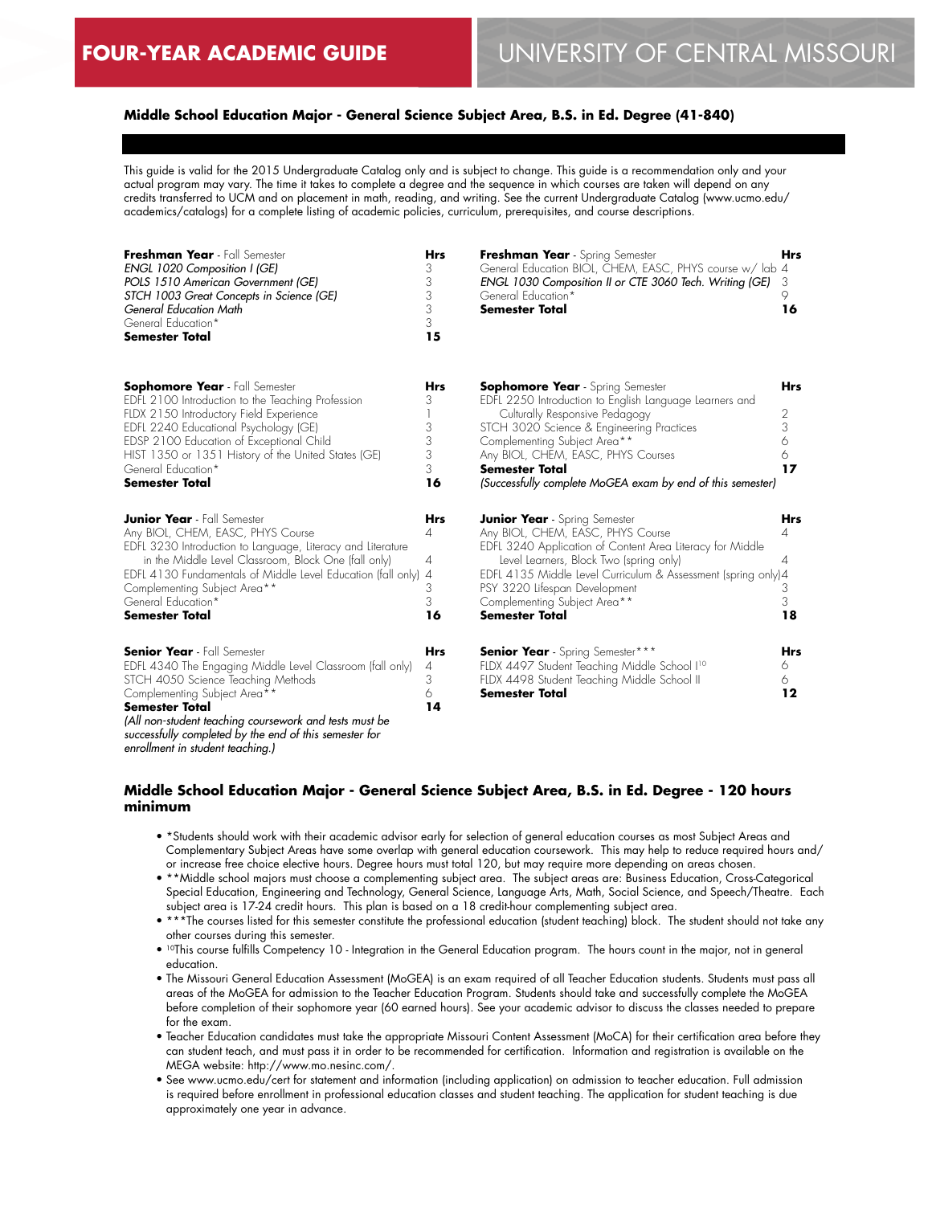**FOUR-YEAR ACADEMIC GUIDE** UNIVERSITY OF CENTRAL MISSOURI

## Middle School Education Major - General Science Subject Area, B.S. in Ed. Degree (41-840)

This guide is valid for the 2015 Undergraduate Catalog only and is subject to change. This guide is a recommendation only and your actual program may vary. The time it takes to complete a degree and the sequence in which courses are taken will depend on any credits transferred to UCM and on placement in math, reading, and writing. See the current Undergraduate Catalog (www.ucmo.edu/academics/catalogs) for a complete listing of academic policies, curriculum, prerequisites, and course descriptions.

| **Freshman Year** - Fall Semester | **Hrs** |
|---|---|
| *ENGL 1020 Composition I (GE)* | 3 |
| *POLS 1510 American Government (GE)* | 3 |
| *STCH 1003 Great Concepts in Science (GE)* | 3 |
| *General Education Math* | 3 |
| General Education* | 3 |
| **Semester Total** | **15** |

| **Freshman Year** - Spring Semester | **Hrs** |
|---|---|
| General Education BIOL, CHEM, EASC, PHYS course w/ lab | 4 |
| *ENGL 1030 Composition II or CTE 3060 Tech. Writing (GE)* | 3 |
| General Education* | 9 |
| **Semester Total** | **16** |

| **Sophomore Year** - Fall Semester | **Hrs** |
|---|---|
| EDFL 2100 Introduction to the Teaching Profession | 3 |
| FLDX 2150 Introductory Field Experience | 1 |
| EDFL 2240 Educational Psychology (GE) | 3 |
| EDSP 2100 Education of Exceptional Child | 3 |
| HIST 1350 or 1351 History of the United States (GE) | 3 |
| General Education* | 3 |
| **Semester Total** | **16** |

| **Sophomore Year** - Spring Semester | **Hrs** |
|---|---|
| EDFL 2250 Introduction to English Language Learners and Culturally Responsive Pedagogy | 2 |
| STCH 3020 Science & Engineering Practices | 3 |
| Complementing Subject Area** | 6 |
| Any BIOL, CHEM, EASC, PHYS Courses | 6 |
| **Semester Total** | **17** |
| *(Successfully complete MoGEA exam by end of this semester)* | |

| **Junior Year** - Fall Semester | **Hrs** |
|---|---|
| Any BIOL, CHEM, EASC, PHYS Course | 4 |
| EDFL 3230 Introduction to Language, Literacy and Literature in the Middle Level Classroom, Block One (fall only) | 4 |
| EDFL 4130 Fundamentals of Middle Level Education (fall only) | 4 |
| Complementing Subject Area** | 3 |
| General Education* | 3 |
| **Semester Total** | **16** |

| **Junior Year** - Spring Semester | **Hrs** |
|---|---|
| Any BIOL, CHEM, EASC, PHYS Course | 4 |
| EDFL 3240 Application of Content Area Literacy for Middle Level Learners, Block Two (spring only) | 4 |
| EDFL 4135 Middle Level Curriculum & Assessment (spring only) | 4 |
| PSY 3220 Lifespan Development | 3 |
| Complementing Subject Area** | 3 |
| **Semester Total** | **18** |

| **Senior Year** - Fall Semester | **Hrs** |
|---|---|
| EDFL 4340 The Engaging Middle Level Classroom (fall only) | 4 |
| STCH 4050 Science Teaching Methods | 3 |
| Complementing Subject Area** | 6 |
| **Semester Total** | **14** |
| *(All non-student teaching coursework and tests must be successfully completed by the end of this semester for enrollment in student teaching.)* | |

| **Senior Year** - Spring Semester*** | **Hrs** |
|---|---|
| FLDX 4497 Student Teaching Middle School I[10] | 6 |
| FLDX 4498 Student Teaching Middle School II | 6 |
| **Semester Total** | **12** |

## Middle School Education Major - General Science Subject Area, B.S. in Ed. Degree - 120 hours minimum

- *Students should work with their academic advisor early for selection of general education courses as most Subject Areas and Complementary Subject Areas have some overlap with general education coursework. This may help to reduce required hours and/or increase free choice elective hours. Degree hours must total 120, but may require more depending on areas chosen.
- **Middle school majors must choose a complementing subject area. The subject areas are: Business Education, Cross-Categorical Special Education, Engineering and Technology, General Science, Language Arts, Math, Social Science, and Speech/Theatre. Each subject area is 17-24 credit hours. This plan is based on a 18 credit-hour complementing subject area.
- ***The courses listed for this semester constitute the professional education (student teaching) block. The student should not take any other courses during this semester.
- [10]This course fulfills Competency 10 - Integration in the General Education program. The hours count in the major, not in general education.
- The Missouri General Education Assessment (MoGEA) is an exam required of all Teacher Education students. Students must pass all areas of the MoGEA for admission to the Teacher Education Program. Students should take and successfully complete the MoGEA before completion of their sophomore year (60 earned hours). See your academic advisor to discuss the classes needed to prepare for the exam.
- Teacher Education candidates must take the appropriate Missouri Content Assessment (MoCA) for their certification area before they can student teach, and must pass it in order to be recommended for certification. Information and registration is available on the MEGA website: http://www.mo.nesinc.com/.
- See www.ucmo.edu/cert for statement and information (including application) on admission to teacher education. Full admission is required before enrollment in professional education classes and student teaching. The application for student teaching is due approximately one year in advance.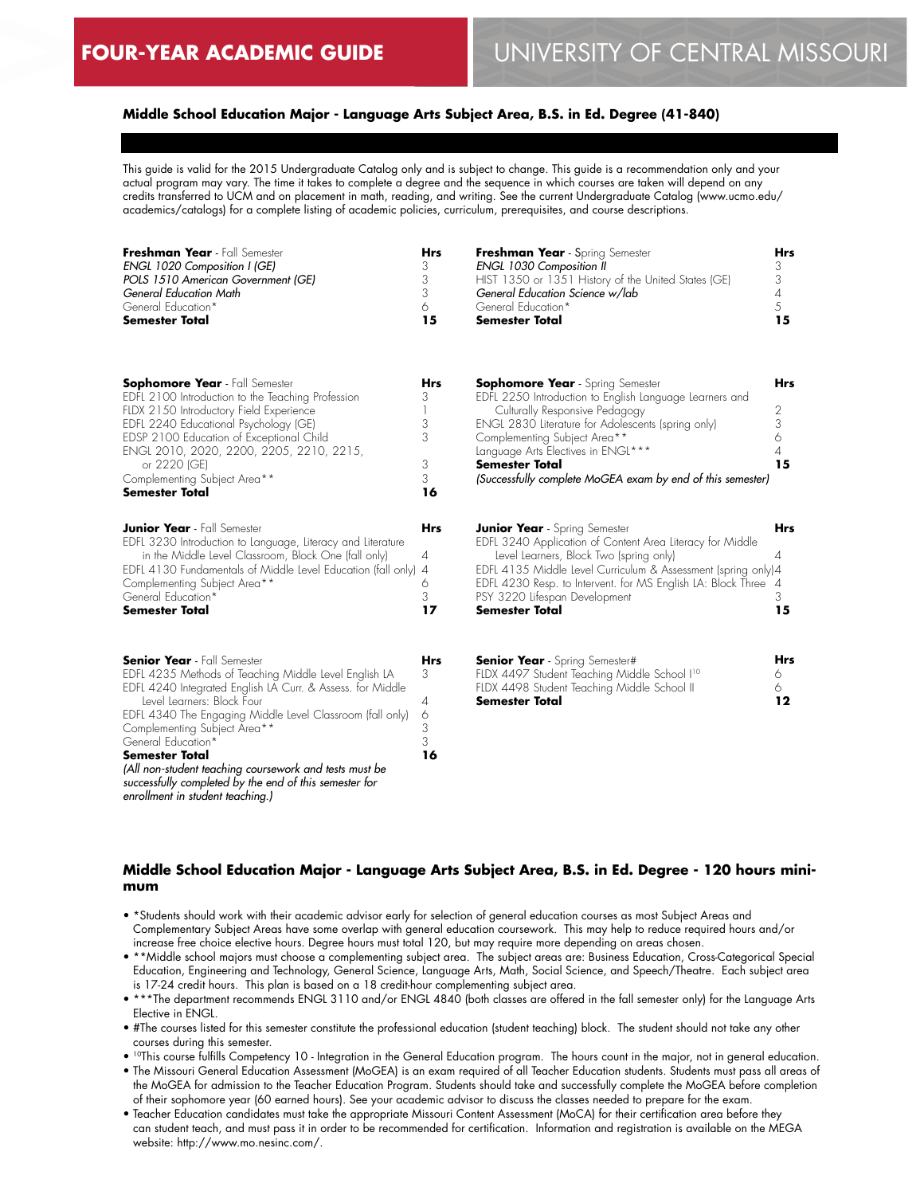# FOUR-YEAR ACADEMIC GUIDE

# UNIVERSITY OF CENTRAL MISSOURI

## Middle School Education Major - Language Arts Subject Area, B.S. in Ed. Degree (41-840)

This guide is valid for the 2015 Undergraduate Catalog only and is subject to change. This guide is a recommendation only and your actual program may vary. The time it takes to complete a degree and the sequence in which courses are taken will depend on any credits transferred to UCM and on placement in math, reading, and writing. See the current Undergraduate Catalog (www.ucmo.edu/academics/catalogs) for a complete listing of academic policies, curriculum, prerequisites, and course descriptions.

| **Freshman Year** - Fall Semester | **Hrs** |
|---|---|
| *ENGL 1020 Composition I (GE)* | 3 |
| *POLS 1510 American Government (GE)* | 3 |
| *General Education Math* | 3 |
| General Education* | 6 |
| **Semester Total** | **15** |

| **Freshman Year** - Spring Semester | **Hrs** |
|---|---|
| *ENGL 1030 Composition II* | 3 |
| HIST 1350 or 1351 History of the United States (GE) | 3 |
| *General Education Science w/lab* | 4 |
| General Education* | 5 |
| **Semester Total** | **15** |

| **Sophomore Year** - Fall Semester | **Hrs** |
|---|---|
| EDFL 2100 Introduction to the Teaching Profession | 3 |
| FLDX 2150 Introductory Field Experience | 1 |
| EDFL 2240 Educational Psychology (GE) | 3 |
| EDSP 2100 Education of Exceptional Child | 3 |
| ENGL 2010, 2020, 2200, 2205, 2210, 2215, or 2220 (GE) | 3 |
| Complementing Subject Area** | 3 |
| **Semester Total** | **16** |

| **Sophomore Year** - Spring Semester | **Hrs** |
|---|---|
| EDFL 2250 Introduction to English Language Learners and Culturally Responsive Pedagogy | 2 |
| ENGL 2830 Literature for Adolescents (spring only) | 3 |
| Complementing Subject Area** | 6 |
| Language Arts Electives in ENGL*** | 4 |
| **Semester Total** | **15** |

*(Successfully complete MoGEA exam by end of this semester)*

| **Junior Year** - Fall Semester | **Hrs** |
|---|---|
| EDFL 3230 Introduction to Language, Literacy and Literature in the Middle Level Classroom, Block One (fall only) | 4 |
| EDFL 4130 Fundamentals of Middle Level Education (fall only) | 4 |
| Complementing Subject Area** | 6 |
| General Education* | 3 |
| **Semester Total** | **17** |

| **Junior Year** - Spring Semester | **Hrs** |
|---|---|
| EDFL 3240 Application of Content Area Literacy for Middle Level Learners, Block Two (spring only) | 4 |
| EDFL 4135 Middle Level Curriculum & Assessment (spring only) | 4 |
| EDFL 4230 Resp. to Intervent. for MS English LA: Block Three | 4 |
| PSY 3220 Lifespan Development | 3 |
| **Semester Total** | **15** |

| **Senior Year** - Fall Semester | **Hrs** |
|---|---|
| EDFL 4235 Methods of Teaching Middle Level English LA | 3 |
| EDFL 4240 Integrated English LA Curr. & Assess. for Middle Level Learners: Block Four | 4 |
| EDFL 4340 The Engaging Middle Level Classroom (fall only) | 6 |
| Complementing Subject Area** | 3 |
| General Education* | 3 |
| **Semester Total** | **16** |

*(All non-student teaching coursework and tests must be successfully completed by the end of this semester for enrollment in student teaching.)*

| **Senior Year** - Spring Semester# | **Hrs** |
|---|---|
| FLDX 4497 Student Teaching Middle School I[10] | 6 |
| FLDX 4498 Student Teaching Middle School II | 6 |
| **Semester Total** | **12** |

## Middle School Education Major - Language Arts Subject Area, B.S. in Ed. Degree - 120 hours minimum

- *Students should work with their academic advisor early for selection of general education courses as most Subject Areas and Complementary Subject Areas have some overlap with general education coursework. This may help to reduce required hours and/or increase free choice elective hours. Degree hours must total 120, but may require more depending on areas chosen.
- **Middle school majors must choose a complementing subject area. The subject areas are: Business Education, Cross-Categorical Special Education, Engineering and Technology, General Science, Language Arts, Math, Social Science, and Speech/Theatre. Each subject area is 17-24 credit hours. This plan is based on a 18 credit-hour complementing subject area.
- ***The department recommends ENGL 3110 and/or ENGL 4840 (both classes are offered in the fall semester only) for the Language Arts Elective in ENGL.
- #The courses listed for this semester constitute the professional education (student teaching) block. The student should not take any other courses during this semester.
- [10]This course fulfills Competency 10 - Integration in the General Education program. The hours count in the major, not in general education.
- The Missouri General Education Assessment (MoGEA) is an exam required of all Teacher Education students. Students must pass all areas of the MoGEA for admission to the Teacher Education Program. Students should take and successfully complete the MoGEA before completion of their sophomore year (60 earned hours). See your academic advisor to discuss the classes needed to prepare for the exam.
- Teacher Education candidates must take the appropriate Missouri Content Assessment (MoCA) for their certification area before they can student teach, and must pass it in order to be recommended for certification. Information and registration is available on the MEGA website: http://www.mo.nesinc.com/.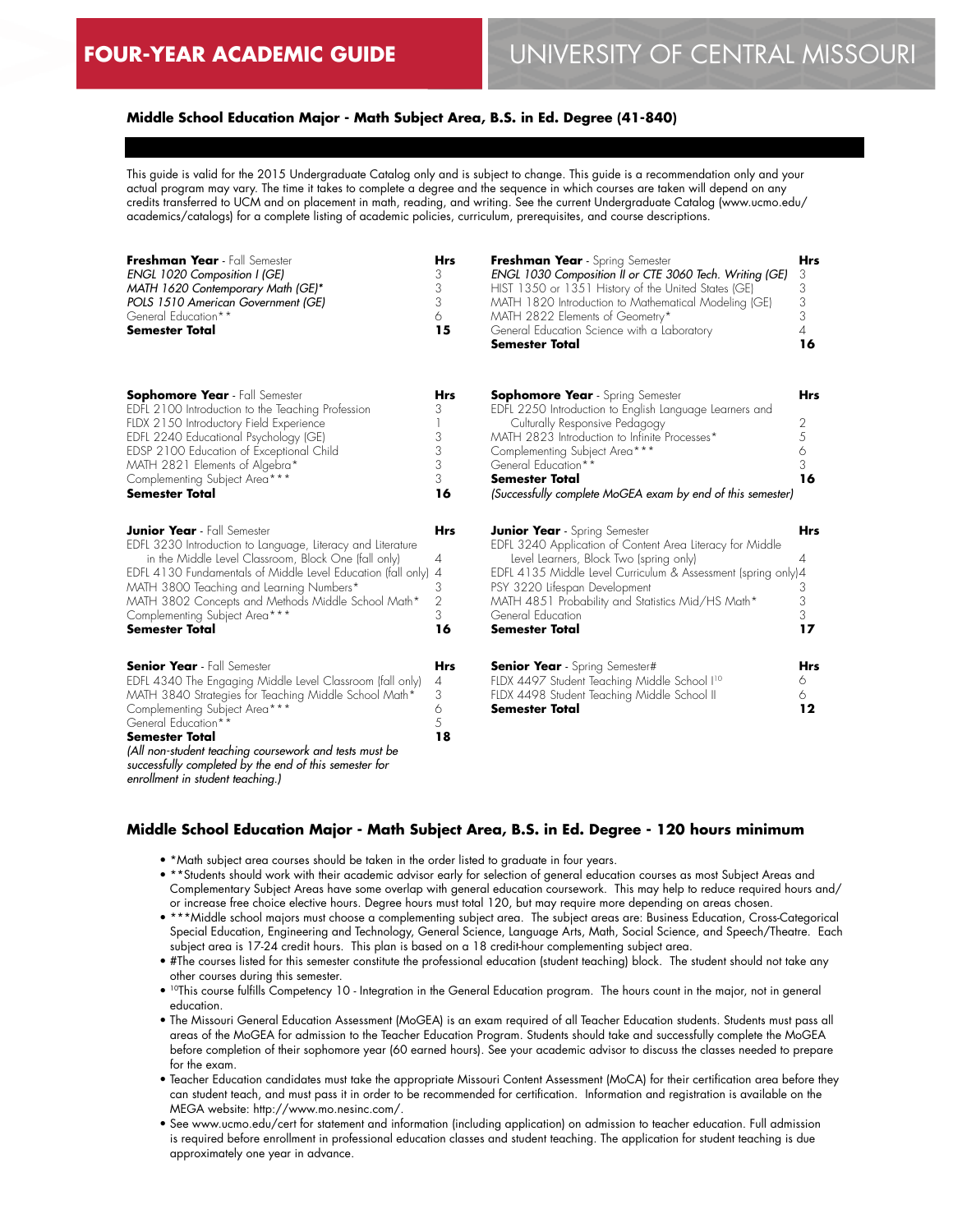# FOUR-YEAR ACADEMIC GUIDE

# UNIVERSITY OF CENTRAL MISSOURI

## Middle School Education Major - Math Subject Area, B.S. in Ed. Degree (41-840)

This guide is valid for the 2015 Undergraduate Catalog only and is subject to change. This guide is a recommendation only and your actual program may vary. The time it takes to complete a degree and the sequence in which courses are taken will depend on any credits transferred to UCM and on placement in math, reading, and writing. See the current Undergraduate Catalog (www.ucmo.edu/academics/catalogs) for a complete listing of academic policies, curriculum, prerequisites, and course descriptions.

| **Freshman Year** - Fall Semester | **Hrs** |
|---|---|
| *ENGL 1020 Composition I (GE)* | 3 |
| *MATH 1620 Contemporary Math (GE)** | 3 |
| *POLS 1510 American Government (GE)* | 3 |
| General Education** | 6 |
| **Semester Total** | **15** |

| **Freshman Year** - Spring Semester | **Hrs** |
|---|---|
| *ENGL 1030 Composition II or CTE 3060 Tech. Writing (GE)* | 3 |
| HIST 1350 or 1351 History of the United States (GE) | 3 |
| MATH 1820 Introduction to Mathematical Modeling (GE) | 3 |
| MATH 2822 Elements of Geometry* | 3 |
| General Education Science with a Laboratory | 4 |
| **Semester Total** | **16** |

| **Sophomore Year** - Fall Semester | **Hrs** |
|---|---|
| EDFL 2100 Introduction to the Teaching Profession | 3 |
| FLDX 2150 Introductory Field Experience | 1 |
| EDFL 2240 Educational Psychology (GE) | 3 |
| EDSP 2100 Education of Exceptional Child | 3 |
| MATH 2821 Elements of Algebra* | 3 |
| Complementing Subject Area*** | 3 |
| **Semester Total** | **16** |

| **Sophomore Year** - Spring Semester | **Hrs** |
|---|---|
| EDFL 2250 Introduction to English Language Learners and Culturally Responsive Pedagogy | 2 |
| MATH 2823 Introduction to Infinite Processes* | 5 |
| Complementing Subject Area*** | 6 |
| General Education** | 3 |
| **Semester Total** | **16** |
| *(Successfully complete MoGEA exam by end of this semester)* | |

| **Junior Year** - Fall Semester | **Hrs** |
|---|---|
| EDFL 3230 Introduction to Language, Literacy and Literature in the Middle Level Classroom, Block One (fall only) | 4 |
| EDFL 4130 Fundamentals of Middle Level Education (fall only) | 4 |
| MATH 3800 Teaching and Learning Numbers* | 3 |
| MATH 3802 Concepts and Methods Middle School Math* | 2 |
| Complementing Subject Area*** | 3 |
| **Semester Total** | **16** |

| **Junior Year** - Spring Semester | **Hrs** |
|---|---|
| EDFL 3240 Application of Content Area Literacy for Middle Level Learners, Block Two (spring only) | 4 |
| EDFL 4135 Middle Level Curriculum & Assessment (spring only) | 4 |
| PSY 3220 Lifespan Development | 3 |
| MATH 4851 Probability and Statistics Mid/HS Math* | 3 |
| General Education | 3 |
| **Semester Total** | **17** |

| **Senior Year** - Fall Semester | **Hrs** |
|---|---|
| EDFL 4340 The Engaging Middle Level Classroom (fall only) | 4 |
| MATH 3840 Strategies for Teaching Middle School Math* | 3 |
| Complementing Subject Area*** | 6 |
| General Education** | 5 |
| **Semester Total** | **18** |

*(All non-student teaching coursework and tests must be successfully completed by the end of this semester for enrollment in student teaching.)*

| **Senior Year** - Spring Semester# | **Hrs** |
|---|---|
| FLDX 4497 Student Teaching Middle School I[10] | 6 |
| FLDX 4498 Student Teaching Middle School II | 6 |
| **Semester Total** | **12** |

## Middle School Education Major - Math Subject Area, B.S. in Ed. Degree - 120 hours minimum

- *Math subject area courses should be taken in the order listed to graduate in four years.
- **Students should work with their academic advisor early for selection of general education courses as most Subject Areas and Complementary Subject Areas have some overlap with general education coursework. This may help to reduce required hours and/or increase free choice elective hours. Degree hours must total 120, but may require more depending on areas chosen.
- ***Middle school majors must choose a complementing subject area. The subject areas are: Business Education, Cross-Categorical Special Education, Engineering and Technology, General Science, Language Arts, Math, Social Science, and Speech/Theatre. Each subject area is 17-24 credit hours. This plan is based on a 18 credit-hour complementing subject area.
- #The courses listed for this semester constitute the professional education (student teaching) block. The student should not take any other courses during this semester.
- [10]This course fulfills Competency 10 - Integration in the General Education program. The hours count in the major, not in general education.
- The Missouri General Education Assessment (MoGEA) is an exam required of all Teacher Education students. Students must pass all areas of the MoGEA for admission to the Teacher Education Program. Students should take and successfully complete the MoGEA before completion of their sophomore year (60 earned hours). See your academic advisor to discuss the classes needed to prepare for the exam.
- Teacher Education candidates must take the appropriate Missouri Content Assessment (MoCA) for their certification area before they can student teach, and must pass it in order to be recommended for certification. Information and registration is available on the MEGA website: http://www.mo.nesinc.com/.
- See www.ucmo.edu/cert for statement and information (including application) on admission to teacher education. Full admission is required before enrollment in professional education classes and student teaching. The application for student teaching is due approximately one year in advance.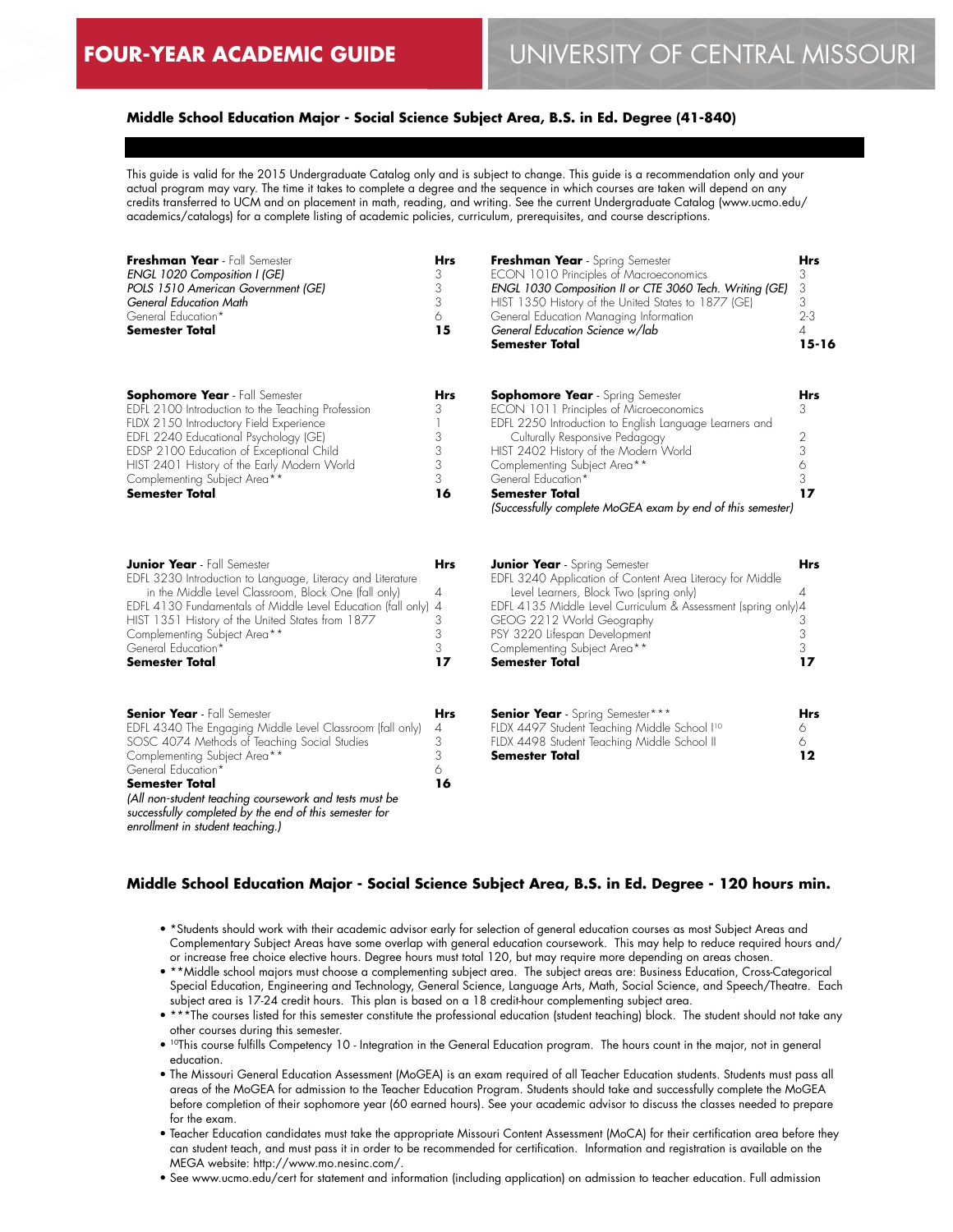# FOUR-YEAR ACADEMIC GUIDE

# UNIVERSITY OF CENTRAL MISSOURI

### Middle School Education Major - Social Science Subject Area, B.S. in Ed. Degree (41-840)

This guide is valid for the 2015 Undergraduate Catalog only and is subject to change. This guide is a recommendation only and your actual program may vary. The time it takes to complete a degree and the sequence in which courses are taken will depend on any credits transferred to UCM and on placement in math, reading, and writing. See the current Undergraduate Catalog (www.ucmo.edu/academics/catalogs) for a complete listing of academic policies, curriculum, prerequisites, and course descriptions.

| **Freshman Year** - Fall Semester | **Hrs** |
|---|---|
| *ENGL 1020 Composition I (GE)* | 3 |
| *POLS 1510 American Government (GE)* | 3 |
| *General Education Math* | 3 |
| General Education* | 6 |
| **Semester Total** | **15** |

| **Freshman Year** - Spring Semester | **Hrs** |
|---|---|
| ECON 1010 Principles of Macroeconomics | 3 |
| *ENGL 1030 Composition II or CTE 3060 Tech. Writing (GE)* | 3 |
| HIST 1350 History of the United States to 1877 (GE) | 3 |
| General Education Managing Information | 2-3 |
| *General Education Science w/lab* | 4 |
| **Semester Total** | **15-16** |

| **Sophomore Year** - Fall Semester | **Hrs** |
|---|---|
| EDFL 2100 Introduction to the Teaching Profession | 3 |
| FLDX 2150 Introductory Field Experience | 1 |
| EDFL 2240 Educational Psychology (GE) | 3 |
| EDSP 2100 Education of Exceptional Child | 3 |
| HIST 2401 History of the Early Modern World | 3 |
| Complementing Subject Area** | 3 |
| **Semester Total** | **16** |

| **Sophomore Year** - Spring Semester | **Hrs** |
|---|---|
| ECON 1011 Principles of Microeconomics | 3 |
| EDFL 2250 Introduction to English Language Learners and Culturally Responsive Pedagogy | 2 |
| HIST 2402 History of the Modern World | 3 |
| Complementing Subject Area** | 6 |
| General Education* | 3 |
| **Semester Total** | **17** |

*(Successfully complete MoGEA exam by end of this semester)*

| **Junior Year** - Fall Semester | **Hrs** |
|---|---|
| EDFL 3230 Introduction to Language, Literacy and Literature in the Middle Level Classroom, Block One (fall only) | 4 |
| EDFL 4130 Fundamentals of Middle Level Education (fall only) | 4 |
| HIST 1351 History of the United States from 1877 | 3 |
| Complementing Subject Area** | 3 |
| General Education* | 3 |
| **Semester Total** | **17** |

| **Junior Year** - Spring Semester | **Hrs** |
|---|---|
| EDFL 3240 Application of Content Area Literacy for Middle Level Learners, Block Two (spring only) | 4 |
| EDFL 4135 Middle Level Curriculum & Assessment (spring only) | 4 |
| GEOG 2212 World Geography | 3 |
| PSY 3220 Lifespan Development | 3 |
| Complementing Subject Area** | 3 |
| **Semester Total** | **17** |

| **Senior Year** - Fall Semester | **Hrs** |
|---|---|
| EDFL 4340 The Engaging Middle Level Classroom (fall only) | 4 |
| SOSC 4074 Methods of Teaching Social Studies | 3 |
| Complementing Subject Area** | 3 |
| General Education* | 6 |
| **Semester Total** | **16** |

*(All non-student teaching coursework and tests must be successfully completed by the end of this semester for enrollment in student teaching.)*

| **Senior Year** - Spring Semester*** | **Hrs** |
|---|---|
| FLDX 4497 Student Teaching Middle School I[10] | 6 |
| FLDX 4498 Student Teaching Middle School II | 6 |
| **Semester Total** | **12** |

### Middle School Education Major - Social Science Subject Area, B.S. in Ed. Degree - 120 hours min.

- *Students should work with their academic advisor early for selection of general education courses as most Subject Areas and Complementary Subject Areas have some overlap with general education coursework. This may help to reduce required hours and/or increase free choice elective hours. Degree hours must total 120, but may require more depending on areas chosen.
- **Middle school majors must choose a complementing subject area. The subject areas are: Business Education, Cross-Categorical Special Education, Engineering and Technology, General Science, Language Arts, Math, Social Science, and Speech/Theatre. Each subject area is 17-24 credit hours. This plan is based on a 18 credit-hour complementing subject area.
- ***The courses listed for this semester constitute the professional education (student teaching) block. The student should not take any other courses during this semester.
- [10]This course fulfills Competency 10 - Integration in the General Education program. The hours count in the major, not in general education.
- The Missouri General Education Assessment (MoGEA) is an exam required of all Teacher Education students. Students must pass all areas of the MoGEA for admission to the Teacher Education Program. Students should take and successfully complete the MoGEA before completion of their sophomore year (60 earned hours). See your academic advisor to discuss the classes needed to prepare for the exam.
- Teacher Education candidates must take the appropriate Missouri Content Assessment (MoCA) for their certification area before they can student teach, and must pass it in order to be recommended for certification. Information and registration is available on the MEGA website: http://www.mo.nesinc.com/.
- See www.ucmo.edu/cert for statement and information (including application) on admission to teacher education. Full admission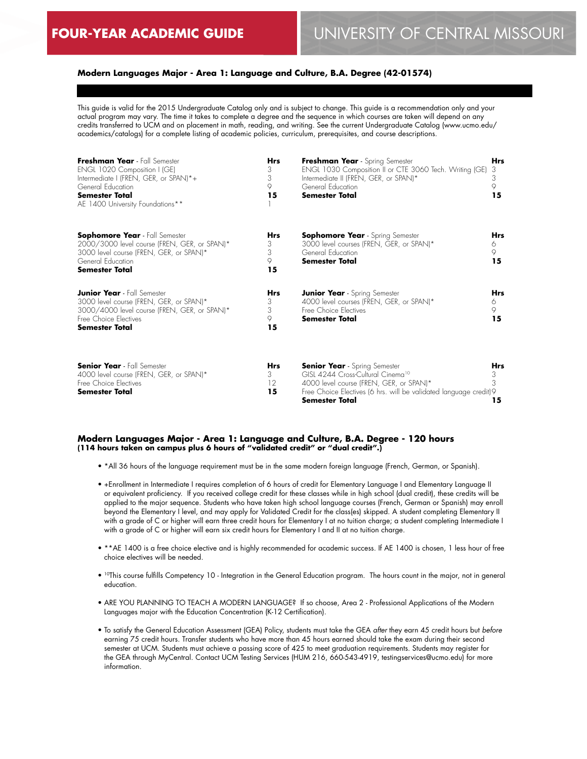# FOUR-YEAR ACADEMIC GUIDE — UNIVERSITY OF CENTRAL MISSOURI

### Modern Languages Major - Area 1: Language and Culture, B.A. Degree (42-01574)

This guide is valid for the 2015 Undergraduate Catalog only and is subject to change. This guide is a recommendation only and your actual program may vary. The time it takes to complete a degree and the sequence in which courses are taken will depend on any credits transferred to UCM and on placement in math, reading, and writing. See the current Undergraduate Catalog (www.ucmo.edu/academics/catalogs) for a complete listing of academic policies, curriculum, prerequisites, and course descriptions.

| **Freshman Year** - Fall Semester | **Hrs** |
|---|---|
| ENGL 1020 Composition I (GE) | 3 |
| Intermediate I (FREN, GER, or SPAN)*+ | 3 |
| General Education | 9 |
| **Semester Total** | **15** |
| AE 1400 University Foundations** | 1 |

| **Freshman Year** - Spring Semester | **Hrs** |
|---|---|
| ENGL 1030 Composition II or CTE 3060 Tech. Writing (GE) | 3 |
| Intermediate II (FREN, GER, or SPAN)* | 3 |
| General Education | 9 |
| **Semester Total** | **15** |

| **Sophomore Year** - Fall Semester | **Hrs** |
|---|---|
| 2000/3000 level course (FREN, GER, or SPAN)* | 3 |
| 3000 level course (FREN, GER, or SPAN)* | 3 |
| General Education | 9 |
| **Semester Total** | **15** |

| **Sophomore Year** - Spring Semester | **Hrs** |
|---|---|
| 3000 level courses (FREN, GER, or SPAN)* | 6 |
| General Education | 9 |
| **Semester Total** | **15** |

| **Junior Year** - Fall Semester | **Hrs** |
|---|---|
| 3000 level course (FREN, GER, or SPAN)* | 3 |
| 3000/4000 level course (FREN, GER, or SPAN)* | 3 |
| Free Choice Electives | 9 |
| **Semester Total** | **15** |

| **Junior Year** - Spring Semester | **Hrs** |
|---|---|
| 4000 level courses (FREN, GER, or SPAN)* | 6 |
| Free Choice Electives | 9 |
| **Semester Total** | **15** |

| **Senior Year** - Fall Semester | **Hrs** |
|---|---|
| 4000 level course (FREN, GER, or SPAN)* | 3 |
| Free Choice Electives | 12 |
| **Semester Total** | **15** |

| **Senior Year** - Spring Semester | **Hrs** |
|---|---|
| GISL 4244 Cross-Cultural Cinema[10] | 3 |
| 4000 level course (FREN, GER, or SPAN)* | 3 |
| Free Choice Electives (6 hrs. will be validated language credit) | 9 |
| **Semester Total** | **15** |

### Modern Languages Major - Area 1: Language and Culture, B.A. Degree - 120 hours
**(114 hours taken on campus plus 6 hours of "validated credit" or "dual credit".)**

- *All 36 hours of the language requirement must be in the same modern foreign language (French, German, or Spanish).
- +Enrollment in Intermediate I requires completion of 6 hours of credit for Elementary Language I and Elementary Language II or equivalent proficiency. If you received college credit for these classes while in high school (dual credit), these credits will be applied to the major sequence. Students who have taken high school language courses (French, German or Spanish) may enroll beyond the Elementary I level, and may apply for Validated Credit for the class(es) skipped. A student completing Elementary II with a grade of C or higher will earn three credit hours for Elementary I at no tuition charge; a student completing Intermediate I with a grade of C or higher will earn six credit hours for Elementary I and II at no tuition charge.
- **AE 1400 is a free choice elective and is highly recommended for academic success. If AE 1400 is chosen, 1 less hour of free choice electives will be needed.
- [10]This course fulfills Competency 10 - Integration in the General Education program. The hours count in the major, not in general education.
- ARE YOU PLANNING TO TEACH A MODERN LANGUAGE? If so choose, Area 2 - Professional Applications of the Modern Languages major with the Education Concentration (K-12 Certification).
- To satisfy the General Education Assessment (GEA) Policy, students must take the GEA *after* they earn 45 credit hours but *before* earning 75 credit hours. Transfer students who have more than 45 hours earned should take the exam during their second semester at UCM. Students must achieve a passing score of 425 to meet graduation requirements. Students may register for the GEA through MyCentral. Contact UCM Testing Services (HUM 216, 660-543-4919, testingservices@ucmo.edu) for more information.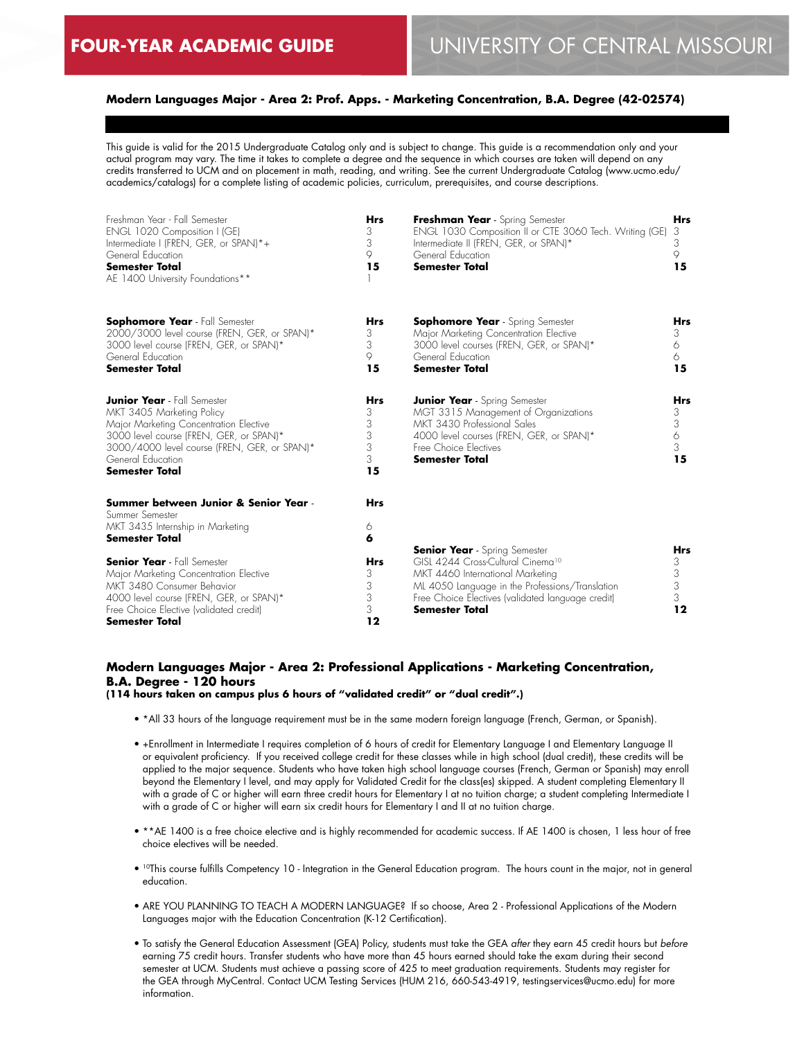FOUR-YEAR ACADEMIC GUIDE | UNIVERSITY OF CENTRAL MISSOURI

### Modern Languages Major - Area 2: Prof. Apps. - Marketing Concentration, B.A. Degree (42-02574)

This guide is valid for the 2015 Undergraduate Catalog only and is subject to change. This guide is a recommendation only and your actual program may vary. The time it takes to complete a degree and the sequence in which courses are taken will depend on any credits transferred to UCM and on placement in math, reading, and writing. See the current Undergraduate Catalog (www.ucmo.edu/academics/catalogs) for a complete listing of academic policies, curriculum, prerequisites, and course descriptions.

| Freshman Year - Fall Semester | Hrs |
|---|---|
| ENGL 1020 Composition I (GE) | 3 |
| Intermediate I (FREN, GER, or SPAN)*+ | 3 |
| General Education | 9 |
| **Semester Total** | **15** |
| AE 1400 University Foundations** | 1 |

| **Freshman Year** - Spring Semester | Hrs |
|---|---|
| ENGL 1030 Composition II or CTE 3060 Tech. Writing (GE) | 3 |
| Intermediate II (FREN, GER, or SPAN)* | 3 |
| General Education | 9 |
| **Semester Total** | **15** |

| **Sophomore Year** - Fall Semester | Hrs |
|---|---|
| 2000/3000 level course (FREN, GER, or SPAN)* | 3 |
| 3000 level course (FREN, GER, or SPAN)* | 3 |
| General Education | 9 |
| **Semester Total** | **15** |

| **Sophomore Year** - Spring Semester | Hrs |
|---|---|
| Major Marketing Concentration Elective | 3 |
| 3000 level courses (FREN, GER, or SPAN)* | 6 |
| General Education | 6 |
| **Semester Total** | **15** |

| **Junior Year** - Fall Semester | Hrs |
|---|---|
| MKT 3405 Marketing Policy | 3 |
| Major Marketing Concentration Elective | 3 |
| 3000 level course (FREN, GER, or SPAN)* | 3 |
| 3000/4000 level course (FREN, GER, or SPAN)* | 3 |
| General Education | 3 |
| **Semester Total** | **15** |

| **Junior Year** - Spring Semester | Hrs |
|---|---|
| MGT 3315 Management of Organizations | 3 |
| MKT 3430 Professional Sales | 3 |
| 4000 level courses (FREN, GER, or SPAN)* | 6 |
| Free Choice Electives | 3 |
| **Semester Total** | **15** |

| **Summer between Junior & Senior Year** - Summer Semester | Hrs |
|---|---|
| MKT 3435 Internship in Marketing | 6 |
| **Semester Total** | **6** |

| **Senior Year** - Fall Semester | Hrs |
|---|---|
| Major Marketing Concentration Elective | 3 |
| MKT 3480 Consumer Behavior | 3 |
| 4000 level course (FREN, GER, or SPAN)* | 3 |
| Free Choice Elective (validated credit) | 3 |
| **Semester Total** | **12** |

| **Senior Year** - Spring Semester | Hrs |
|---|---|
| GISL 4244 Cross-Cultural Cinema[10] | 3 |
| MKT 4460 International Marketing | 3 |
| ML 4050 Language in the Professions/Translation | 3 |
| Free Choice Electives (validated language credit) | 3 |
| **Semester Total** | **12** |

### Modern Languages Major - Area 2: Professional Applications - Marketing Concentration, B.A. Degree - 120 hours
**(114 hours taken on campus plus 6 hours of "validated credit" or "dual credit".)**

- *All 33 hours of the language requirement must be in the same modern foreign language (French, German, or Spanish).
- +Enrollment in Intermediate I requires completion of 6 hours of credit for Elementary Language I and Elementary Language II or equivalent proficiency. If you received college credit for these classes while in high school (dual credit), these credits will be applied to the major sequence. Students who have taken high school language courses (French, German or Spanish) may enroll beyond the Elementary I level, and may apply for Validated Credit for the class(es) skipped. A student completing Elementary II with a grade of C or higher will earn three credit hours for Elementary I at no tuition charge; a student completing Intermediate I with a grade of C or higher will earn six credit hours for Elementary I and II at no tuition charge.
- **AE 1400 is a free choice elective and is highly recommended for academic success. If AE 1400 is chosen, 1 less hour of free choice electives will be needed.
- [10]This course fulfills Competency 10 - Integration in the General Education program. The hours count in the major, not in general education.
- ARE YOU PLANNING TO TEACH A MODERN LANGUAGE? If so choose, Area 2 - Professional Applications of the Modern Languages major with the Education Concentration (K-12 Certification).
- To satisfy the General Education Assessment (GEA) Policy, students must take the GEA *after* they earn 45 credit hours but *before* earning 75 credit hours. Transfer students who have more than 45 hours earned should take the exam during their second semester at UCM. Students must achieve a passing score of 425 to meet graduation requirements. Students may register for the GEA through MyCentral. Contact UCM Testing Services (HUM 216, 660-543-4919, testingservices@ucmo.edu) for more information.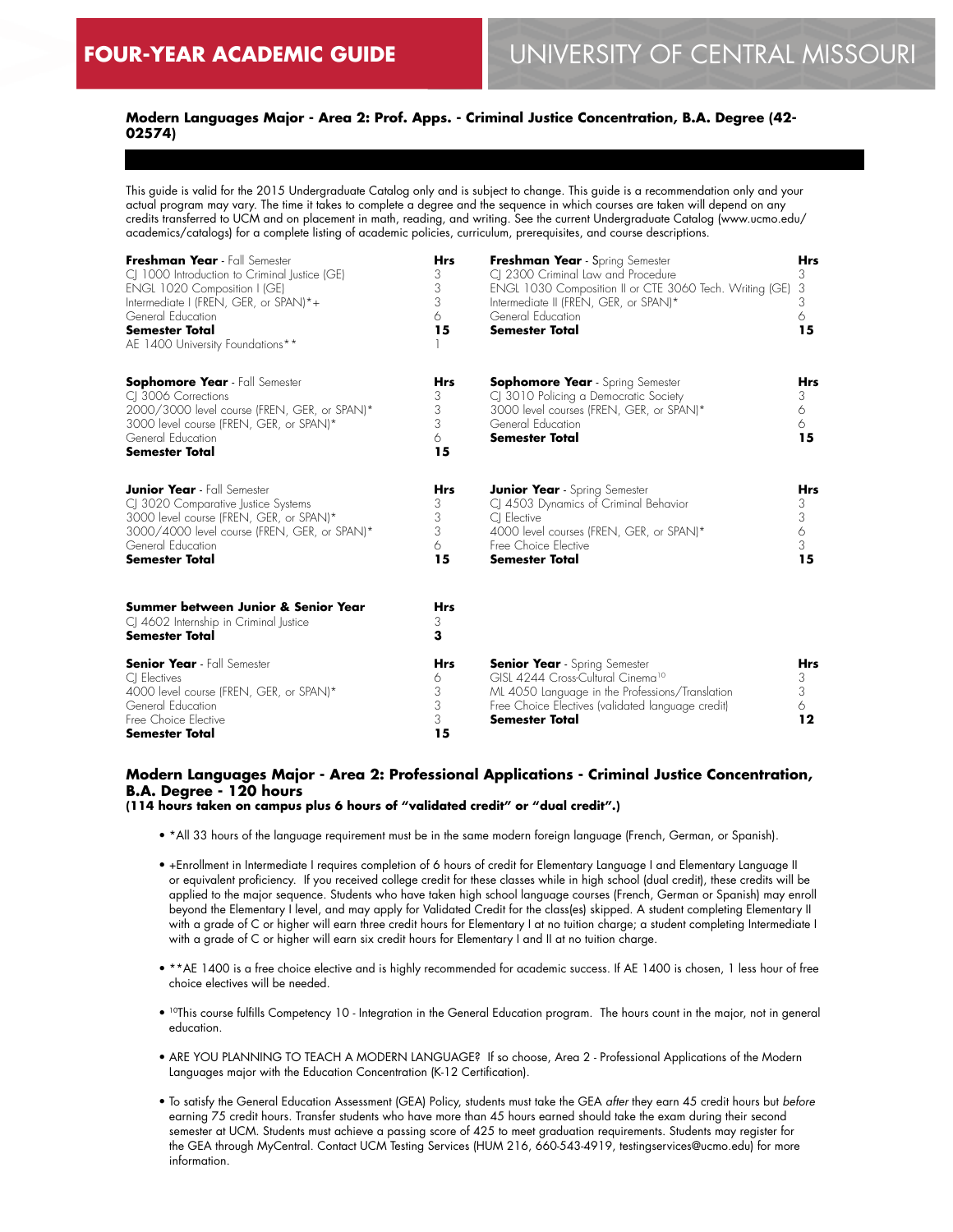## Modern Languages Major - Area 2: Prof. Apps. - Criminal Justice Concentration, B.A. Degree (42-02574)

This guide is valid for the 2015 Undergraduate Catalog only and is subject to change. This guide is a recommendation only and your actual program may vary. The time it takes to complete a degree and the sequence in which courses are taken will depend on any credits transferred to UCM and on placement in math, reading, and writing. See the current Undergraduate Catalog (www.ucmo.edu/academics/catalogs) for a complete listing of academic policies, curriculum, prerequisites, and course descriptions.

| **Freshman Year** - Fall Semester | **Hrs** | **Freshman Year** - Spring Semester | **Hrs** |
|---|---|---|---|
| CJ 1000 Introduction to Criminal Justice (GE) | 3 | CJ 2300 Criminal Law and Procedure | 3 |
| ENGL 1020 Composition I (GE) | 3 | ENGL 1030 Composition II or CTE 3060 Tech. Writing (GE) | 3 |
| Intermediate I (FREN, GER, or SPAN)*+ | 3 | Intermediate II (FREN, GER, or SPAN)* | 3 |
| General Education | 6 | General Education | 6 |
| **Semester Total** | **15** | **Semester Total** | **15** |
| AE 1400 University Foundations** | 1 | | |

| **Sophomore Year** - Fall Semester | **Hrs** | **Sophomore Year** - Spring Semester | **Hrs** |
|---|---|---|---|
| CJ 3006 Corrections | 3 | CJ 3010 Policing a Democratic Society | 3 |
| 2000/3000 level course (FREN, GER, or SPAN)* | 3 | 3000 level courses (FREN, GER, or SPAN)* | 6 |
| 3000 level course (FREN, GER, or SPAN)* | 3 | General Education | 6 |
| General Education | 6 | **Semester Total** | **15** |
| **Semester Total** | **15** | | |

| **Junior Year** - Fall Semester | **Hrs** | **Junior Year** - Spring Semester | **Hrs** |
|---|---|---|---|
| CJ 3020 Comparative Justice Systems | 3 | CJ 4503 Dynamics of Criminal Behavior | 3 |
| 3000 level course (FREN, GER, or SPAN)* | 3 | CJ Elective | 3 |
| 3000/4000 level course (FREN, GER, or SPAN)* | 3 | 4000 level courses (FREN, GER, or SPAN)* | 6 |
| General Education | 6 | Free Choice Elective | 3 |
| **Semester Total** | **15** | **Semester Total** | **15** |

| **Summer between Junior & Senior Year** | **Hrs** |
|---|---|
| CJ 4602 Internship in Criminal Justice | 3 |
| **Semester Total** | **3** |

| **Senior Year** - Fall Semester | **Hrs** | **Senior Year** - Spring Semester | **Hrs** |
|---|---|---|---|
| CJ Electives | 6 | GISL 4244 Cross-Cultural Cinema[10] | 3 |
| 4000 level course (FREN, GER, or SPAN)* | 3 | ML 4050 Language in the Professions/Translation | 3 |
| General Education | 3 | Free Choice Electives (validated language credit) | 6 |
| Free Choice Elective | 3 | **Semester Total** | **12** |
| **Semester Total** | **15** | | |

### Modern Languages Major - Area 2: Professional Applications - Criminal Justice Concentration, B.A. Degree - 120 hours

**(114 hours taken on campus plus 6 hours of "validated credit" or "dual credit".)**

- *All 33 hours of the language requirement must be in the same modern foreign language (French, German, or Spanish).
- +Enrollment in Intermediate I requires completion of 6 hours of credit for Elementary Language I and Elementary Language II or equivalent proficiency. If you received college credit for these classes while in high school (dual credit), these credits will be applied to the major sequence. Students who have taken high school language courses (French, German or Spanish) may enroll beyond the Elementary I level, and may apply for Validated Credit for the class(es) skipped. A student completing Elementary II with a grade of C or higher will earn three credit hours for Elementary I at no tuition charge; a student completing Intermediate I with a grade of C or higher will earn six credit hours for Elementary I and II at no tuition charge.
- **AE 1400 is a free choice elective and is highly recommended for academic success. If AE 1400 is chosen, 1 less hour of free choice electives will be needed.
- [10]This course fulfills Competency 10 - Integration in the General Education program. The hours count in the major, not in general education.
- ARE YOU PLANNING TO TEACH A MODERN LANGUAGE? If so choose, Area 2 - Professional Applications of the Modern Languages major with the Education Concentration (K-12 Certification).
- To satisfy the General Education Assessment (GEA) Policy, students must take the GEA *after* they earn 45 credit hours but *before* earning 75 credit hours. Transfer students who have more than 45 hours earned should take the exam during their second semester at UCM. Students must achieve a passing score of 425 to meet graduation requirements. Students may register for the GEA through MyCentral. Contact UCM Testing Services (HUM 216, 660-543-4919, testingservices@ucmo.edu) for more information.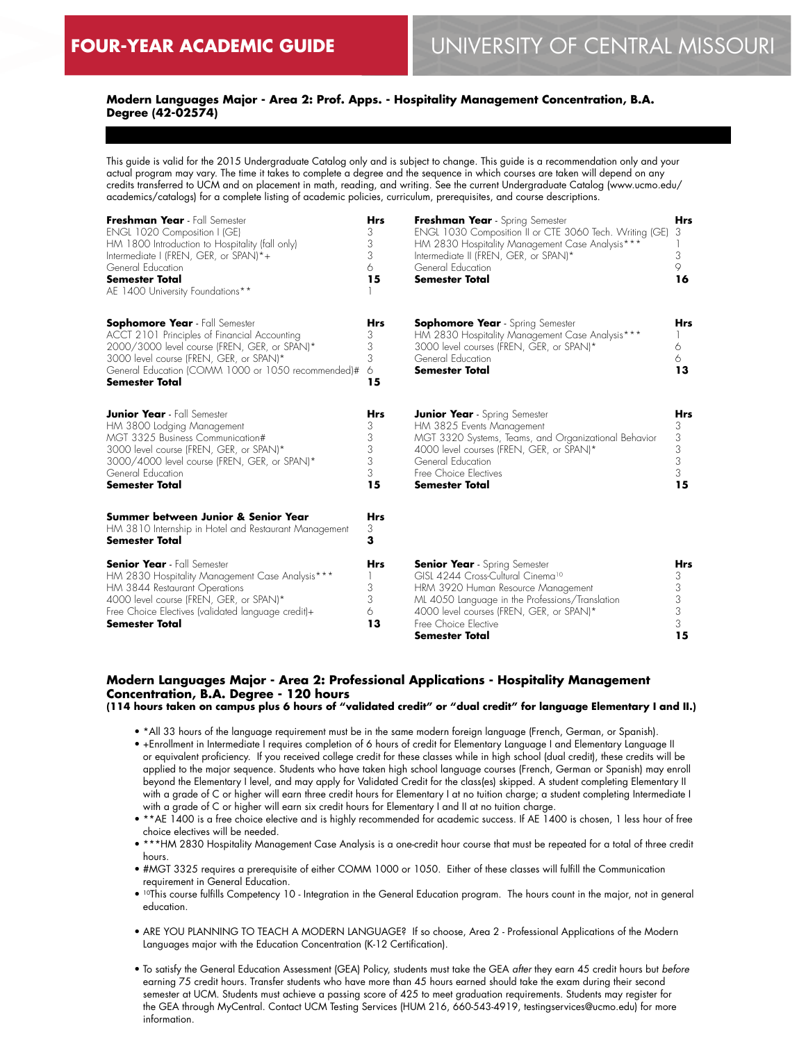# FOUR-YEAR ACADEMIC GUIDE

# UNIVERSITY OF CENTRAL MISSOURI

### Modern Languages Major - Area 2: Prof. Apps. - Hospitality Management Concentration, B.A. Degree (42-02574)

This guide is valid for the 2015 Undergraduate Catalog only and is subject to change. This guide is a recommendation only and your actual program may vary. The time it takes to complete a degree and the sequence in which courses are taken will depend on any credits transferred to UCM and on placement in math, reading, and writing. See the current Undergraduate Catalog (www.ucmo.edu/academics/catalogs) for a complete listing of academic policies, curriculum, prerequisites, and course descriptions.

| **Freshman Year** - Fall Semester | Hrs |
|---|---|
| ENGL 1020 Composition I (GE) | 3 |
| HM 1800 Introduction to Hospitality (fall only) | 3 |
| Intermediate I (FREN, GER, or SPAN)*+ | 3 |
| General Education | 6 |
| **Semester Total** | **15** |
| AE 1400 University Foundations** | 1 |

| **Freshman Year** - Spring Semester | Hrs |
|---|---|
| ENGL 1030 Composition II or CTE 3060 Tech. Writing (GE) | 3 |
| HM 2830 Hospitality Management Case Analysis*** | 1 |
| Intermediate II (FREN, GER, or SPAN)* | 3 |
| General Education | 9 |
| **Semester Total** | **16** |

| **Sophomore Year** - Fall Semester | Hrs |
|---|---|
| ACCT 2101 Principles of Financial Accounting | 3 |
| 2000/3000 level course (FREN, GER, or SPAN)* | 3 |
| 3000 level course (FREN, GER, or SPAN)* | 3 |
| General Education (COMM 1000 or 1050 recommended)# | 6 |
| **Semester Total** | **15** |

| **Sophomore Year** - Spring Semester | Hrs |
|---|---|
| HM 2830 Hospitality Management Case Analysis*** | 1 |
| 3000 level courses (FREN, GER, or SPAN)* | 6 |
| General Education | 6 |
| **Semester Total** | **13** |

| **Junior Year** - Fall Semester | Hrs |
|---|---|
| HM 3800 Lodging Management | 3 |
| MGT 3325 Business Communication# | 3 |
| 3000 level course (FREN, GER, or SPAN)* | 3 |
| 3000/4000 level course (FREN, GER, or SPAN)* | 3 |
| General Education | 3 |
| **Semester Total** | **15** |

| **Junior Year** - Spring Semester | Hrs |
|---|---|
| HM 3825 Events Management | 3 |
| MGT 3320 Systems, Teams, and Organizational Behavior | 3 |
| 4000 level courses (FREN, GER, or SPAN)* | 3 |
| General Education | 3 |
| Free Choice Electives | 3 |
| **Semester Total** | **15** |

| **Summer between Junior & Senior Year** | Hrs |
|---|---|
| HM 3810 Internship in Hotel and Restaurant Management | 3 |
| **Semester Total** | **3** |

| **Senior Year** - Fall Semester | Hrs |
|---|---|
| HM 2830 Hospitality Management Case Analysis*** | 1 |
| HM 3844 Restaurant Operations | 3 |
| 4000 level course (FREN, GER, or SPAN)* | 3 |
| Free Choice Electives (validated language credit)+ | 6 |
| **Semester Total** | **13** |

| **Senior Year** - Spring Semester | Hrs |
|---|---|
| GISL 4244 Cross-Cultural Cinema[10] | 3 |
| HRM 3920 Human Resource Management | 3 |
| ML 4050 Language in the Professions/Translation | 3 |
| 4000 level courses (FREN, GER, or SPAN)* | 3 |
| Free Choice Elective | 3 |
| **Semester Total** | **15** |

### Modern Languages Major - Area 2: Professional Applications - Hospitality Management Concentration, B.A. Degree - 120 hours

**(114 hours taken on campus plus 6 hours of "validated credit" or "dual credit" for language Elementary I and II.)**

- *All 33 hours of the language requirement must be in the same modern foreign language (French, German, or Spanish).
- +Enrollment in Intermediate I requires completion of 6 hours of credit for Elementary Language I and Elementary Language II or equivalent proficiency. If you received college credit for these classes while in high school (dual credit), these credits will be applied to the major sequence. Students who have taken high school language courses (French, German or Spanish) may enroll beyond the Elementary I level, and may apply for Validated Credit for the class(es) skipped. A student completing Elementary II with a grade of C or higher will earn three credit hours for Elementary I at no tuition charge; a student completing Intermediate I with a grade of C or higher will earn six credit hours for Elementary I and II at no tuition charge.
- **AE 1400 is a free choice elective and is highly recommended for academic success. If AE 1400 is chosen, 1 less hour of free choice electives will be needed.
- ***HM 2830 Hospitality Management Case Analysis is a one-credit hour course that must be repeated for a total of three credit hours.
- #MGT 3325 requires a prerequisite of either COMM 1000 or 1050. Either of these classes will fulfill the Communication requirement in General Education.
- [10]This course fulfills Competency 10 - Integration in the General Education program. The hours count in the major, not in general education.

- ARE YOU PLANNING TO TEACH A MODERN LANGUAGE? If so choose, Area 2 - Professional Applications of the Modern Languages major with the Education Concentration (K-12 Certification).

- To satisfy the General Education Assessment (GEA) Policy, students must take the GEA *after* they earn 45 credit hours but *before* earning 75 credit hours. Transfer students who have more than 45 hours earned should take the exam during their second semester at UCM. Students must achieve a passing score of 425 to meet graduation requirements. Students may register for the GEA through MyCentral. Contact UCM Testing Services (HUM 216, 660-543-4919, testingservices@ucmo.edu) for more information.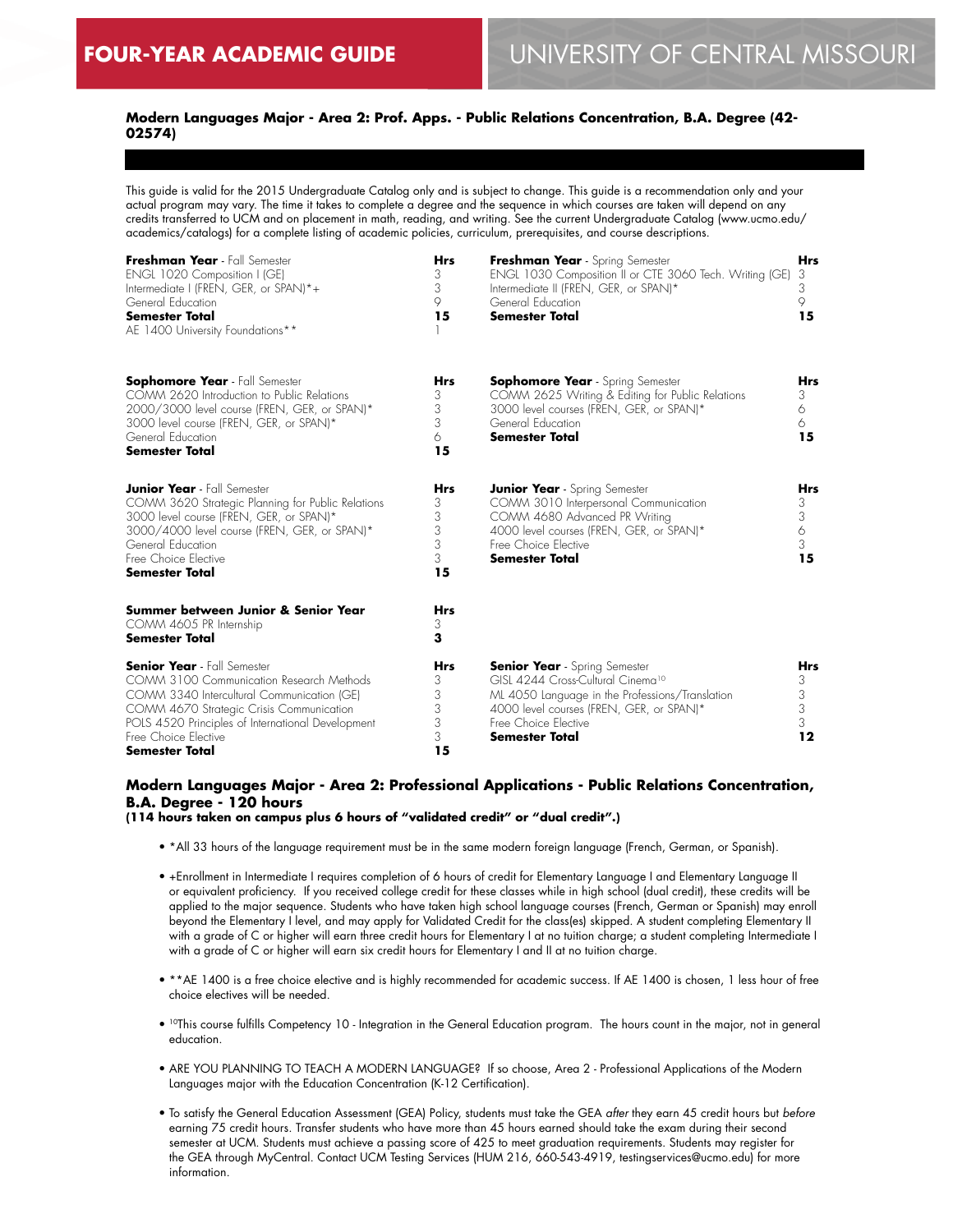## Modern Languages Major - Area 2: Prof. Apps. - Public Relations Concentration, B.A. Degree (42-02574)

This guide is valid for the 2015 Undergraduate Catalog only and is subject to change. This guide is a recommendation only and your actual program may vary. The time it takes to complete a degree and the sequence in which courses are taken will depend on any credits transferred to UCM and on placement in math, reading, and writing. See the current Undergraduate Catalog (www.ucmo.edu/academics/catalogs) for a complete listing of academic policies, curriculum, prerequisites, and course descriptions.

| **Freshman Year** - Fall Semester | **Hrs** | **Freshman Year** - Spring Semester | **Hrs** |
|---|---|---|---|
| ENGL 1020 Composition I (GE) | 3 | ENGL 1030 Composition II or CTE 3060 Tech. Writing (GE) | 3 |
| Intermediate I (FREN, GER, or SPAN)*+ | 3 | Intermediate II (FREN, GER, or SPAN)* | 3 |
| General Education | 9 | General Education | 9 |
| **Semester Total** | **15** | **Semester Total** | **15** |
| AE 1400 University Foundations** | 1 | | |

| **Sophomore Year** - Fall Semester | **Hrs** | **Sophomore Year** - Spring Semester | **Hrs** |
|---|---|---|---|
| COMM 2620 Introduction to Public Relations | 3 | COMM 2625 Writing & Editing for Public Relations | 3 |
| 2000/3000 level course (FREN, GER, or SPAN)* | 3 | 3000 level courses (FREN, GER, or SPAN)* | 6 |
| 3000 level course (FREN, GER, or SPAN)* | 3 | General Education | 6 |
| General Education | 6 | **Semester Total** | **15** |
| **Semester Total** | **15** | | |

| **Junior Year** - Fall Semester | **Hrs** | **Junior Year** - Spring Semester | **Hrs** |
|---|---|---|---|
| COMM 3620 Strategic Planning for Public Relations | 3 | COMM 3010 Interpersonal Communication | 3 |
| 3000 level course (FREN, GER, or SPAN)* | 3 | COMM 4680 Advanced PR Writing | 3 |
| 3000/4000 level course (FREN, GER, or SPAN)* | 3 | 4000 level courses (FREN, GER, or SPAN)* | 6 |
| General Education | 3 | Free Choice Elective | 3 |
| Free Choice Elective | 3 | **Semester Total** | **15** |
| **Semester Total** | **15** | | |

| **Summer between Junior & Senior Year** | **Hrs** |
|---|---|
| COMM 4605 PR Internship | 3 |
| **Semester Total** | **3** |

| **Senior Year** - Fall Semester | **Hrs** | **Senior Year** - Spring Semester | **Hrs** |
|---|---|---|---|
| COMM 3100 Communication Research Methods | 3 | GISL 4244 Cross-Cultural Cinema[10] | 3 |
| COMM 3340 Intercultural Communication (GE) | 3 | ML 4050 Language in the Professions/Translation | 3 |
| COMM 4670 Strategic Crisis Communication | 3 | 4000 level courses (FREN, GER, or SPAN)* | 3 |
| POLS 4520 Principles of International Development | 3 | Free Choice Elective | 3 |
| Free Choice Elective | 3 | **Semester Total** | **12** |
| **Semester Total** | **15** | | |

### Modern Languages Major - Area 2: Professional Applications - Public Relations Concentration, B.A. Degree - 120 hours

**(114 hours taken on campus plus 6 hours of "validated credit" or "dual credit".)**

- *All 33 hours of the language requirement must be in the same modern foreign language (French, German, or Spanish).
- +Enrollment in Intermediate I requires completion of 6 hours of credit for Elementary Language I and Elementary Language II or equivalent proficiency. If you received college credit for these classes while in high school (dual credit), these credits will be applied to the major sequence. Students who have taken high school language courses (French, German or Spanish) may enroll beyond the Elementary I level, and may apply for Validated Credit for the class(es) skipped. A student completing Elementary II with a grade of C or higher will earn three credit hours for Elementary I at no tuition charge; a student completing Intermediate I with a grade of C or higher will earn six credit hours for Elementary I and II at no tuition charge.
- **AE 1400 is a free choice elective and is highly recommended for academic success. If AE 1400 is chosen, 1 less hour of free choice electives will be needed.
- [10]This course fulfills Competency 10 - Integration in the General Education program. The hours count in the major, not in general education.
- ARE YOU PLANNING TO TEACH A MODERN LANGUAGE? If so choose, Area 2 - Professional Applications of the Modern Languages major with the Education Concentration (K-12 Certification).
- To satisfy the General Education Assessment (GEA) Policy, students must take the GEA *after* they earn 45 credit hours but *before* earning 75 credit hours. Transfer students who have more than 45 hours earned should take the exam during their second semester at UCM. Students must achieve a passing score of 425 to meet graduation requirements. Students may register for the GEA through MyCentral. Contact UCM Testing Services (HUM 216, 660-543-4919, testingservices@ucmo.edu) for more information.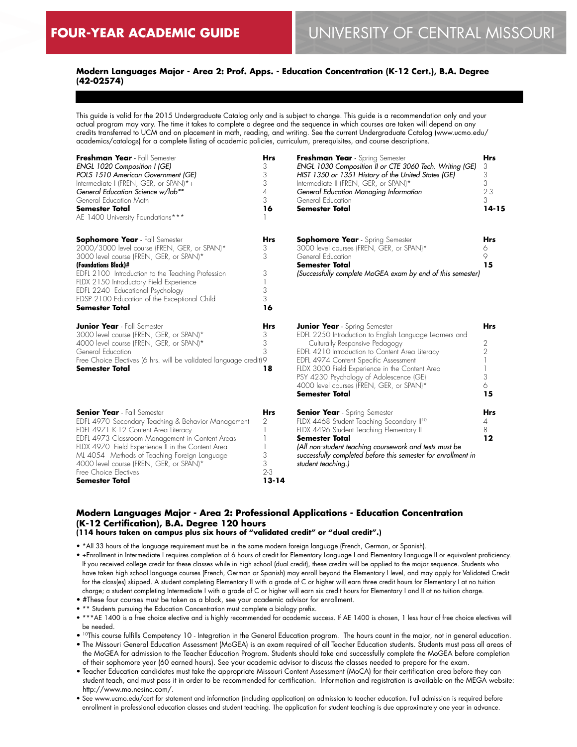# FOUR-YEAR ACADEMIC GUIDE — UNIVERSITY OF CENTRAL MISSOURI

### Modern Languages Major - Area 2: Prof. Apps. - Education Concentration (K-12 Cert.), B.A. Degree (42-02574)

This guide is valid for the 2015 Undergraduate Catalog only and is subject to change. This guide is a recommendation only and your actual program may vary. The time it takes to complete a degree and the sequence in which courses are taken will depend on any credits transferred to UCM and on placement in math, reading, and writing. See the current Undergraduate Catalog (www.ucmo.edu/academics/catalogs) for a complete listing of academic policies, curriculum, prerequisites, and course descriptions.

| **Freshman Year** - Fall Semester | Hrs |
|---|---|
| *ENGL 1020 Composition I (GE)* | 3 |
| *POLS 1510 American Government (GE)* | 3 |
| Intermediate I (FREN, GER, or SPAN)*+ | 3 |
| *General Education Science w/lab*** | 4 |
| General Education Math | 3 |
| **Semester Total** | **16** |
| AE 1400 University Foundations*** | 1 |

| **Freshman Year** - Spring Semester | Hrs |
|---|---|
| *ENGL 1030 Composition II or CTE 3060 Tech. Writing (GE)* | 3 |
| *HIST 1350 or 1351 History of the United States (GE)* | 3 |
| Intermediate II (FREN, GER, or SPAN)* | 3 |
| *General Education Managing Information* | 2-3 |
| General Education | 3 |
| **Semester Total** | **14-15** |

| **Sophomore Year** - Fall Semester | Hrs |
|---|---|
| 2000/3000 level course (FREN, GER, or SPAN)* | 3 |
| 3000 level course (FREN, GER, or SPAN)* | 3 |
| **(Foundations Block)#** | |
| EDFL 2100 Introduction to the Teaching Profession | 3 |
| FLDX 2150 Introductory Field Experience | 1 |
| EDFL 2240 Educational Psychology | 3 |
| EDSP 2100 Education of the Exceptional Child | 3 |
| **Semester Total** | **16** |

| **Sophomore Year** - Spring Semester | Hrs |
|---|---|
| 3000 level courses (FREN, GER, or SPAN)* | 6 |
| General Education | 9 |
| **Semester Total** | **15** |
| *(Successfully complete MoGEA exam by end of this semester)* | |

| **Junior Year** - Fall Semester | Hrs |
|---|---|
| 3000 level course (FREN, GER, or SPAN)* | 3 |
| 4000 level course (FREN, GER, or SPAN)* | 3 |
| General Education | 3 |
| Free Choice Electives (6 hrs. will be validated language credit) | 9 |
| **Semester Total** | **18** |

| **Junior Year** - Spring Semester | Hrs |
|---|---|
| EDFL 2250 Introduction to English Language Learners and Culturally Responsive Pedagogy | 2 |
| EDFL 4210 Introduction to Content Area Literacy | 2 |
| EDFL 4974 Content Specific Assessment | 1 |
| FLDX 3000 Field Experience in the Content Area | 1 |
| PSY 4230 Psychology of Adolescence (GE) | 3 |
| 4000 level courses (FREN, GER, or SPAN)* | 6 |
| **Semester Total** | **15** |

| **Senior Year** - Fall Semester | Hrs |
|---|---|
| EDFL 4970 Secondary Teaching & Behavior Management | 2 |
| EDFL 4971 K-12 Content Area Literacy | 1 |
| EDFL 4973 Classroom Management in Content Areas | 1 |
| FLDX 4970 Field Experience II in the Content Area | 1 |
| ML 4054 Methods of Teaching Foreign Language | 3 |
| 4000 level course (FREN, GER, or SPAN)* | 3 |
| Free Choice Electives | 2-3 |
| **Semester Total** | **13-14** |

| **Senior Year** - Spring Semester | Hrs |
|---|---|
| FLDX 4468 Student Teaching Secondary II[10] | 4 |
| FLDX 4496 Student Teaching Elementary II | 8 |
| **Semester Total** | **12** |
| *(All non-student teaching coursework and tests must be successfully completed before this semester for enrollment in student teaching.)* | |

### Modern Languages Major - Area 2: Professional Applications - Education Concentration (K-12 Certification), B.A. Degree 120 hours
**(114 hours taken on campus plus six hours of "validated credit" or "dual credit".)**

- *All 33 hours of the language requirement must be in the same modern foreign language (French, German, or Spanish).
- +Enrollment in Intermediate I requires completion of 6 hours of credit for Elementary Language I and Elementary Language II or equivalent proficiency. If you received college credit for these classes while in high school (dual credit), these credits will be applied to the major sequence. Students who have taken high school language courses (French, German or Spanish) may enroll beyond the Elementary I level, and may apply for Validated Credit for the class(es) skipped. A student completing Elementary II with a grade of C or higher will earn three credit hours for Elementary I at no tuition charge; a student completing Intermediate I with a grade of C or higher will earn six credit hours for Elementary I and II at no tuition charge.
- #These four courses must be taken as a block, see your academic advisor for enrollment.
- ** Students pursuing the Education Concentration must complete a biology prefix.
- ***AE 1400 is a free choice elective and is highly recommended for academic success. If AE 1400 is chosen, 1 less hour of free choice electives will be needed.
- [10]This course fulfills Competency 10 - Integration in the General Education program. The hours count in the major, not in general education.
- The Missouri General Education Assessment (MoGEA) is an exam required of all Teacher Education students. Students must pass all areas of the MoGEA for admission to the Teacher Education Program. Students should take and successfully complete the MoGEA before completion of their sophomore year (60 earned hours). See your academic advisor to discuss the classes needed to prepare for the exam.
- Teacher Education candidates must take the appropriate Missouri Content Assessment (MoCA) for their certification area before they can student teach, and must pass it in order to be recommended for certification. Information and registration is available on the MEGA website: http://www.mo.nesinc.com/.
- See www.ucmo.edu/cert for statement and information (including application) on admission to teacher education. Full admission is required before enrollment in professional education classes and student teaching. The application for student teaching is due approximately one year in advance.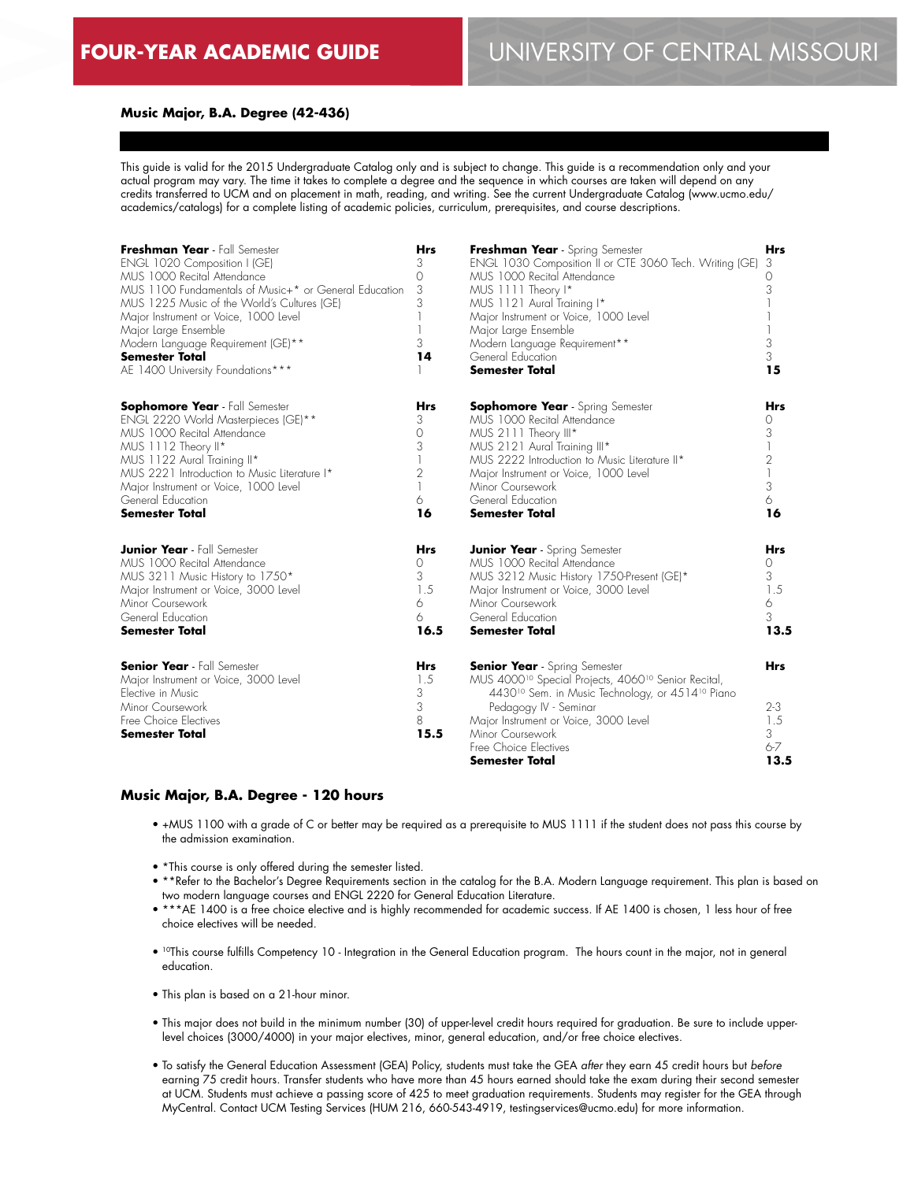# FOUR-YEAR ACADEMIC GUIDE

## Music Major, B.A. Degree (42-436)

This guide is valid for the 2015 Undergraduate Catalog only and is subject to change. This guide is a recommendation only and your actual program may vary. The time it takes to complete a degree and the sequence in which courses are taken will depend on any credits transferred to UCM and on placement in math, reading, and writing. See the current Undergraduate Catalog (www.ucmo.edu/academics/catalogs) for a complete listing of academic policies, curriculum, prerequisites, and course descriptions.

| **Freshman Year** - Fall Semester | **Hrs** |
|---|---|
| ENGL 1020 Composition I (GE) | 3 |
| MUS 1000 Recital Attendance | 0 |
| MUS 1100 Fundamentals of Music+* or General Education | 3 |
| MUS 1225 Music of the World's Cultures (GE) | 3 |
| Major Instrument or Voice, 1000 Level | 1 |
| Major Large Ensemble | 1 |
| Modern Language Requirement (GE)** | 3 |
| **Semester Total** | **14** |
| AE 1400 University Foundations*** | 1 |

| **Freshman Year** - Spring Semester | **Hrs** |
|---|---|
| ENGL 1030 Composition II or CTE 3060 Tech. Writing (GE) | 3 |
| MUS 1000 Recital Attendance | 0 |
| MUS 1111 Theory I* | 3 |
| MUS 1121 Aural Training I* | 1 |
| Major Instrument or Voice, 1000 Level | 1 |
| Major Large Ensemble | 1 |
| Modern Language Requirement** | 3 |
| General Education | 3 |
| **Semester Total** | **15** |

| **Sophomore Year** - Fall Semester | **Hrs** |
|---|---|
| ENGL 2220 World Masterpieces (GE)** | 3 |
| MUS 1000 Recital Attendance | 0 |
| MUS 1112 Theory II* | 3 |
| MUS 1122 Aural Training II* | 1 |
| MUS 2221 Introduction to Music Literature I* | 2 |
| Major Instrument or Voice, 1000 Level | 1 |
| General Education | 6 |
| **Semester Total** | **16** |

| **Sophomore Year** - Spring Semester | **Hrs** |
|---|---|
| MUS 1000 Recital Attendance | 0 |
| MUS 2111 Theory III* | 3 |
| MUS 2121 Aural Training III* | 1 |
| MUS 2222 Introduction to Music Literature II* | 2 |
| Major Instrument or Voice, 1000 Level | 1 |
| Minor Coursework | 3 |
| General Education | 6 |
| **Semester Total** | **16** |

| **Junior Year** - Fall Semester | **Hrs** |
|---|---|
| MUS 1000 Recital Attendance | 0 |
| MUS 3211 Music History to 1750* | 3 |
| Major Instrument or Voice, 3000 Level | 1.5 |
| Minor Coursework | 6 |
| General Education | 6 |
| **Semester Total** | **16.5** |

| **Junior Year** - Spring Semester | **Hrs** |
|---|---|
| MUS 1000 Recital Attendance | 0 |
| MUS 3212 Music History 1750-Present (GE)* | 3 |
| Major Instrument or Voice, 3000 Level | 1.5 |
| Minor Coursework | 6 |
| General Education | 3 |
| **Semester Total** | **13.5** |

| **Senior Year** - Fall Semester | **Hrs** |
|---|---|
| Major Instrument or Voice, 3000 Level | 1.5 |
| Elective in Music | 3 |
| Minor Coursework | 3 |
| Free Choice Electives | 8 |
| **Semester Total** | **15.5** |

| **Senior Year** - Spring Semester | **Hrs** |
|---|---|
| MUS 4000[10] Special Projects, 4060[10] Senior Recital, 4430[10] Sem. in Music Technology, or 4514[10] Piano Pedagogy IV - Seminar | 2-3 |
| Major Instrument or Voice, 3000 Level | 1.5 |
| Minor Coursework | 3 |
| Free Choice Electives | 6-7 |
| **Semester Total** | **13.5** |

## Music Major, B.A. Degree - 120 hours

- +MUS 1100 with a grade of C or better may be required as a prerequisite to MUS 1111 if the student does not pass this course by the admission examination.
- *This course is only offered during the semester listed.
- **Refer to the Bachelor's Degree Requirements section in the catalog for the B.A. Modern Language requirement. This plan is based on two modern language courses and ENGL 2220 for General Education Literature.
- ***AE 1400 is a free choice elective and is highly recommended for academic success. If AE 1400 is chosen, 1 less hour of free choice electives will be needed.
- [10]This course fulfills Competency 10 - Integration in the General Education program. The hours count in the major, not in general education.
- This plan is based on a 21-hour minor.
- This major does not build in the minimum number (30) of upper-level credit hours required for graduation. Be sure to include upper-level choices (3000/4000) in your major electives, minor, general education, and/or free choice electives.
- To satisfy the General Education Assessment (GEA) Policy, students must take the GEA *after* they earn 45 credit hours but *before* earning 75 credit hours. Transfer students who have more than 45 hours earned should take the exam during their second semester at UCM. Students must achieve a passing score of 425 to meet graduation requirements. Students may register for the GEA through MyCentral. Contact UCM Testing Services (HUM 216, 660-543-4919, testingservices@ucmo.edu) for more information.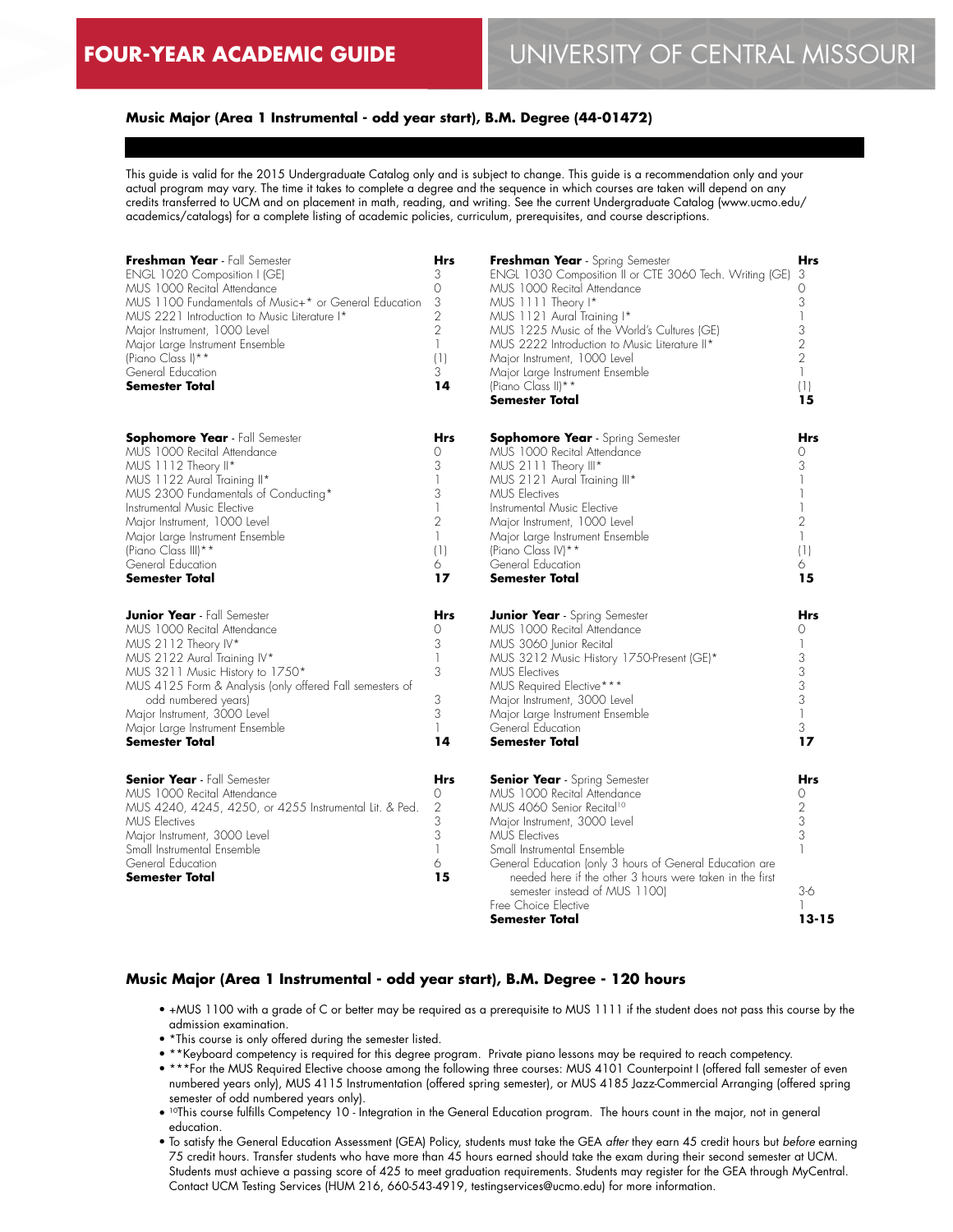# FOUR-YEAR ACADEMIC GUIDE

# UNIVERSITY OF CENTRAL MISSOURI

## Music Major (Area 1 Instrumental - odd year start), B.M. Degree (44-01472)

This guide is valid for the 2015 Undergraduate Catalog only and is subject to change. This guide is a recommendation only and your actual program may vary. The time it takes to complete a degree and the sequence in which courses are taken will depend on any credits transferred to UCM and on placement in math, reading, and writing. See the current Undergraduate Catalog (www.ucmo.edu/academics/catalogs) for a complete listing of academic policies, curriculum, prerequisites, and course descriptions.

| **Freshman Year** - Fall Semester | Hrs |
|---|---|
| ENGL 1020 Composition I (GE) | 3 |
| MUS 1000 Recital Attendance | 0 |
| MUS 1100 Fundamentals of Music+* or General Education | 3 |
| MUS 2221 Introduction to Music Literature I* | 2 |
| Major Instrument, 1000 Level | 2 |
| Major Large Instrument Ensemble | 1 |
| (Piano Class I)** | (1) |
| General Education | 3 |
| **Semester Total** | **14** |

| **Freshman Year** - Spring Semester | Hrs |
|---|---|
| ENGL 1030 Composition II or CTE 3060 Tech. Writing (GE) | 3 |
| MUS 1000 Recital Attendance | 0 |
| MUS 1111 Theory I* | 3 |
| MUS 1121 Aural Training I* | 1 |
| MUS 1225 Music of the World's Cultures (GE) | 3 |
| MUS 2222 Introduction to Music Literature II* | 2 |
| Major Instrument, 1000 Level | 2 |
| Major Large Instrument Ensemble | 1 |
| (Piano Class II)** | (1) |
| **Semester Total** | **15** |

| **Sophomore Year** - Fall Semester | Hrs |
|---|---|
| MUS 1000 Recital Attendance | 0 |
| MUS 1112 Theory II* | 3 |
| MUS 1122 Aural Training II* | 1 |
| MUS 2300 Fundamentals of Conducting* | 3 |
| Instrumental Music Elective | 1 |
| Major Instrument, 1000 Level | 2 |
| Major Large Instrument Ensemble | 1 |
| (Piano Class III)** | (1) |
| General Education | 6 |
| **Semester Total** | **17** |

| **Sophomore Year** - Spring Semester | Hrs |
|---|---|
| MUS 1000 Recital Attendance | 0 |
| MUS 2111 Theory III* | 3 |
| MUS 2121 Aural Training III* | 1 |
| MUS Electives | 1 |
| Instrumental Music Elective | 1 |
| Major Instrument, 1000 Level | 2 |
| Major Large Instrument Ensemble | 1 |
| (Piano Class IV)** | (1) |
| General Education | 6 |
| **Semester Total** | **15** |

| **Junior Year** - Fall Semester | Hrs |
|---|---|
| MUS 1000 Recital Attendance | 0 |
| MUS 2112 Theory IV* | 3 |
| MUS 2122 Aural Training IV* | 1 |
| MUS 3211 Music History to 1750* | 3 |
| MUS 4125 Form & Analysis (only offered Fall semesters of odd numbered years) | 3 |
| Major Instrument, 3000 Level | 3 |
| Major Large Instrument Ensemble | 1 |
| **Semester Total** | **14** |

| **Junior Year** - Spring Semester | Hrs |
|---|---|
| MUS 1000 Recital Attendance | 0 |
| MUS 3060 Junior Recital | 1 |
| MUS 3212 Music History 1750-Present (GE)* | 3 |
| MUS Electives | 3 |
| MUS Required Elective*** | 3 |
| Major Instrument, 3000 Level | 3 |
| Major Large Instrument Ensemble | 1 |
| General Education | 3 |
| **Semester Total** | **17** |

| **Senior Year** - Fall Semester | Hrs |
|---|---|
| MUS 1000 Recital Attendance | 0 |
| MUS 4240, 4245, 4250, or 4255 Instrumental Lit. & Ped. | 2 |
| MUS Electives | 3 |
| Major Instrument, 3000 Level | 3 |
| Small Instrumental Ensemble | 1 |
| General Education | 6 |
| **Semester Total** | **15** |

| **Senior Year** - Spring Semester | Hrs |
|---|---|
| MUS 1000 Recital Attendance | 0 |
| MUS 4060 Senior Recital[10] | 2 |
| Major Instrument, 3000 Level | 3 |
| MUS Electives | 3 |
| Small Instrumental Ensemble | 1 |
| General Education (only 3 hours of General Education are needed here if the other 3 hours were taken in the first semester instead of MUS 1100) | 3-6 |
| Free Choice Elective | 1 |
| **Semester Total** | **13-15** |

## Music Major (Area 1 Instrumental - odd year start), B.M. Degree - 120 hours

- +MUS 1100 with a grade of C or better may be required as a prerequisite to MUS 1111 if the student does not pass this course by the admission examination.
- *This course is only offered during the semester listed.
- **Keyboard competency is required for this degree program. Private piano lessons may be required to reach competency.
- ***For the MUS Required Elective choose among the following three courses: MUS 4101 Counterpoint I (offered fall semester of even numbered years only), MUS 4115 Instrumentation (offered spring semester), or MUS 4185 Jazz-Commercial Arranging (offered spring semester of odd numbered years only).
- [10]This course fulfills Competency 10 - Integration in the General Education program. The hours count in the major, not in general education.
- To satisfy the General Education Assessment (GEA) Policy, students must take the GEA *after* they earn 45 credit hours but *before* earning 75 credit hours. Transfer students who have more than 45 hours earned should take the exam during their second semester at UCM. Students must achieve a passing score of 425 to meet graduation requirements. Students may register for the GEA through MyCentral. Contact UCM Testing Services (HUM 216, 660-543-4919, testingservices@ucmo.edu) for more information.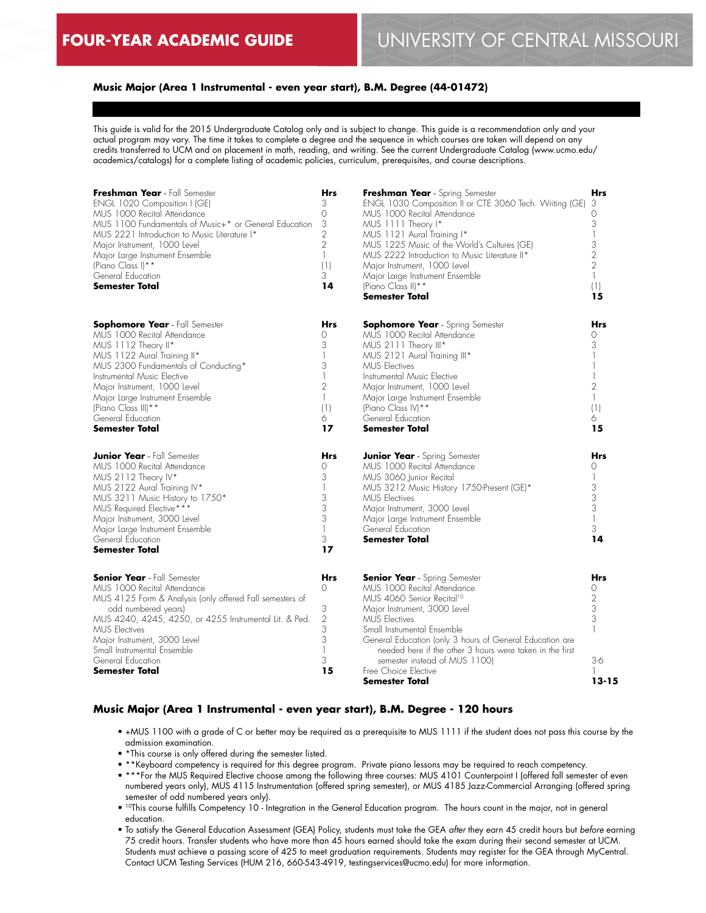# FOUR-YEAR ACADEMIC GUIDE — UNIVERSITY OF CENTRAL MISSOURI

### Music Major (Area 1 Instrumental - even year start), B.M. Degree (44-01472)

This guide is valid for the 2015 Undergraduate Catalog only and is subject to change. This guide is a recommendation only and your actual program may vary. The time it takes to complete a degree and the sequence in which courses are taken will depend on any credits transferred to UCM and on placement in math, reading, and writing. See the current Undergraduate Catalog (www.ucmo.edu/academics/catalogs) for a complete listing of academic policies, curriculum, prerequisites, and course descriptions.

| **Freshman Year** - Fall Semester | Hrs |
|---|---|
| ENGL 1020 Composition I (GE) | 3 |
| MUS 1000 Recital Attendance | 0 |
| MUS 1100 Fundamentals of Music+* or General Education | 3 |
| MUS 2221 Introduction to Music Literature I* | 2 |
| Major Instrument, 1000 Level | 2 |
| Major Large Instrument Ensemble | 1 |
| (Piano Class I)** | (1) |
| General Education | 3 |
| **Semester Total** | **14** |

| **Freshman Year** - Spring Semester | Hrs |
|---|---|
| ENGL 1030 Composition II or CTE 3060 Tech. Writing (GE) | 3 |
| MUS 1000 Recital Attendance | 0 |
| MUS 1111 Theory I* | 3 |
| MUS 1121 Aural Training I* | 1 |
| MUS 1225 Music of the World's Cultures (GE) | 3 |
| MUS 2222 Introduction to Music Literature II* | 2 |
| Major Instrument, 1000 Level | 2 |
| Major Large Instrument Ensemble | 1 |
| (Piano Class II)** | (1) |
| **Semester Total** | **15** |

| **Sophomore Year** - Fall Semester | Hrs |
|---|---|
| MUS 1000 Recital Attendance | 0 |
| MUS 1112 Theory II* | 3 |
| MUS 1122 Aural Training II* | 1 |
| MUS 2300 Fundamentals of Conducting* | 3 |
| Instrumental Music Elective | 1 |
| Major Instrument, 1000 Level | 2 |
| Major Large Instrument Ensemble | 1 |
| (Piano Class III)** | (1) |
| General Education | 6 |
| **Semester Total** | **17** |

| **Sophomore Year** - Spring Semester | Hrs |
|---|---|
| MUS 1000 Recital Attendance | 0 |
| MUS 2111 Theory III* | 3 |
| MUS 2121 Aural Training III* | 1 |
| MUS Electives | 1 |
| Instrumental Music Elective | 1 |
| Major Instrument, 1000 Level | 2 |
| Major Large Instrument Ensemble | 1 |
| (Piano Class IV)** | (1) |
| General Education | 6 |
| **Semester Total** | **15** |

| **Junior Year** - Fall Semester | Hrs |
|---|---|
| MUS 1000 Recital Attendance | 0 |
| MUS 2112 Theory IV* | 3 |
| MUS 2122 Aural Training IV* | 1 |
| MUS 3211 Music History to 1750* | 3 |
| MUS Required Elective*** | 3 |
| Major Instrument, 3000 Level | 3 |
| Major Large Instrument Ensemble | 1 |
| General Education | 3 |
| **Semester Total** | **17** |

| **Junior Year** - Spring Semester | Hrs |
|---|---|
| MUS 1000 Recital Attendance | 0 |
| MUS 3060 Junior Recital | 1 |
| MUS 3212 Music History 1750-Present (GE)* | 3 |
| MUS Electives | 3 |
| Major Instrument, 3000 Level | 3 |
| Major Large Instrument Ensemble | 1 |
| General Education | 3 |
| **Semester Total** | **14** |

| **Senior Year** - Fall Semester | Hrs |
|---|---|
| MUS 1000 Recital Attendance | 0 |
| MUS 4125 Form & Analysis (only offered Fall semesters of odd numbered years) | 3 |
| MUS 4240, 4245, 4250, or 4255 Instrumental Lit. & Ped. | 2 |
| MUS Electives | 3 |
| Major Instrument, 3000 Level | 3 |
| Small Instrumental Ensemble | 1 |
| General Education | 3 |
| **Semester Total** | **15** |

| **Senior Year** - Spring Semester | Hrs |
|---|---|
| MUS 1000 Recital Attendance | 0 |
| MUS 4060 Senior Recital[10] | 2 |
| Major Instrument, 3000 Level | 3 |
| MUS Electives | 3 |
| Small Instrumental Ensemble | 1 |
| General Education (only 3 hours of General Education are needed here if the other 3 hours were taken in the first semester instead of MUS 1100) | 3-6 |
| Free Choice Elective | 1 |
| **Semester Total** | **13-15** |

### Music Major (Area 1 Instrumental - even year start), B.M. Degree - 120 hours

- +MUS 1100 with a grade of C or better may be required as a prerequisite to MUS 1111 if the student does not pass this course by the admission examination.
- *This course is only offered during the semester listed.
- **Keyboard competency is required for this degree program. Private piano lessons may be required to reach competency.
- ***For the MUS Required Elective choose among the following three courses: MUS 4101 Counterpoint I (offered fall semester of even numbered years only), MUS 4115 Instrumentation (offered spring semester), or MUS 4185 Jazz-Commercial Arranging (offered spring semester of odd numbered years only).
- [10]This course fulfills Competency 10 - Integration in the General Education program. The hours count in the major, not in general education.
- To satisfy the General Education Assessment (GEA) Policy, students must take the GEA *after* they earn 45 credit hours but *before* earning 75 credit hours. Transfer students who have more than 45 hours earned should take the exam during their second semester at UCM. Students must achieve a passing score of 425 to meet graduation requirements. Students may register for the GEA through MyCentral. Contact UCM Testing Services (HUM 216, 660-543-4919, testingservices@ucmo.edu) for more information.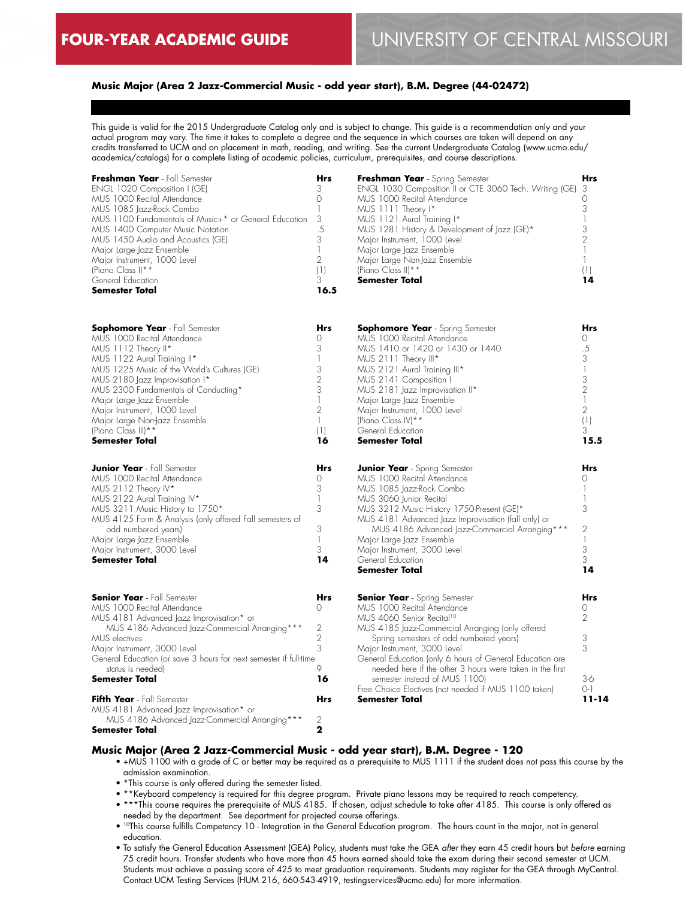# FOUR-YEAR ACADEMIC GUIDE — UNIVERSITY OF CENTRAL MISSOURI

## Music Major (Area 2 Jazz-Commercial Music - odd year start), B.M. Degree (44-02472)

This guide is valid for the 2015 Undergraduate Catalog only and is subject to change. This guide is a recommendation only and your actual program may vary. The time it takes to complete a degree and the sequence in which courses are taken will depend on any credits transferred to UCM and on placement in math, reading, and writing. See the current Undergraduate Catalog (www.ucmo.edu/academics/catalogs) for a complete listing of academic policies, curriculum, prerequisites, and course descriptions.

| **Freshman Year** - Fall Semester | Hrs |
|---|---|
| ENGL 1020 Composition I (GE) | 3 |
| MUS 1000 Recital Attendance | 0 |
| MUS 1085 Jazz-Rock Combo | 1 |
| MUS 1100 Fundamentals of Music+* or General Education | 3 |
| MUS 1400 Computer Music Notation | .5 |
| MUS 1450 Audio and Acoustics (GE) | 3 |
| Major Large Jazz Ensemble | 1 |
| Major Instrument, 1000 Level | 2 |
| (Piano Class I)** | (1) |
| General Education | 3 |
| **Semester Total** | **16.5** |

| **Freshman Year** - Spring Semester | Hrs |
|---|---|
| ENGL 1030 Composition II or CTE 3060 Tech. Writing (GE) | 3 |
| MUS 1000 Recital Attendance | 0 |
| MUS 1111 Theory I* | 3 |
| MUS 1121 Aural Training I* | 1 |
| MUS 1281 History & Development of Jazz (GE)* | 3 |
| Major Instrument, 1000 Level | 2 |
| Major Large Jazz Ensemble | 1 |
| Major Large Non-Jazz Ensemble | 1 |
| (Piano Class II)** | (1) |
| **Semester Total** | **14** |

| **Sophomore Year** - Fall Semester | Hrs |
|---|---|
| MUS 1000 Recital Attendance | 0 |
| MUS 1112 Theory II* | 3 |
| MUS 1122 Aural Training II* | 1 |
| MUS 1225 Music of the World's Cultures (GE) | 3 |
| MUS 2180 Jazz Improvisation I* | 2 |
| MUS 2300 Fundamentals of Conducting* | 3 |
| Major Large Jazz Ensemble | 1 |
| Major Instrument, 1000 Level | 2 |
| Major Large Non-Jazz Ensemble | 1 |
| (Piano Class III)** | (1) |
| **Semester Total** | **16** |

| **Sophomore Year** - Spring Semester | Hrs |
|---|---|
| MUS 1000 Recital Attendance | 0 |
| MUS 1410 or 1420 or 1430 or 1440 | .5 |
| MUS 2111 Theory III* | 3 |
| MUS 2121 Aural Training III* | 1 |
| MUS 2141 Composition I | 3 |
| MUS 2181 Jazz Improvisation II* | 2 |
| Major Large Jazz Ensemble | 1 |
| Major Instrument, 1000 Level | 2 |
| (Piano Class IV)** | (1) |
| General Education | 3 |
| **Semester Total** | **15.5** |

| **Junior Year** - Fall Semester | Hrs |
|---|---|
| MUS 1000 Recital Attendance | 0 |
| MUS 2112 Theory IV* | 3 |
| MUS 2122 Aural Training IV* | 1 |
| MUS 3211 Music History to 1750* | 3 |
| MUS 4125 Form & Analysis (only offered Fall semesters of odd numbered years) | 3 |
| Major Large Jazz Ensemble | 1 |
| Major Instrument, 3000 Level | 3 |
| **Semester Total** | **14** |

| **Junior Year** - Spring Semester | Hrs |
|---|---|
| MUS 1000 Recital Attendance | 0 |
| MUS 1085 Jazz-Rock Combo | 1 |
| MUS 3060 Junior Recital | 1 |
| MUS 3212 Music History 1750-Present (GE)* | 3 |
| MUS 4181 Advanced Jazz Improvisation (fall only) or MUS 4186 Advanced Jazz-Commercial Arranging*** | 2 |
| Major Large Jazz Ensemble | 1 |
| Major Instrument, 3000 Level | 3 |
| General Education | 3 |
| **Semester Total** | **14** |

| **Senior Year** - Fall Semester | Hrs |
|---|---|
| MUS 1000 Recital Attendance | 0 |
| MUS 4181 Advanced Jazz Improvisation* or MUS 4186 Advanced Jazz-Commercial Arranging*** | 2 |
| MUS electives | 2 |
| Major Instrument, 3000 Level | 3 |
| General Education (or save 3 hours for next semester if full-time status is needed) | 9 |
| **Semester Total** | **16** |

| **Senior Year** - Spring Semester | Hrs |
|---|---|
| MUS 1000 Recital Attendance | 0 |
| MUS 4060 Senior Recital[10] | 2 |
| MUS 4185 Jazz-Commercial Arranging (only offered Spring semesters of odd numbered years) | 3 |
| Major Instrument, 3000 Level | 3 |
| General Education (only 6 hours of General Education are needed here if the other 3 hours were taken in the first semester instead of MUS 1100) | 3-6 |
| Free Choice Electives (not needed if MUS 1100 taken) | 0-1 |
| **Semester Total** | **11-14** |

| **Fifth Year** - Fall Semester | Hrs |
|---|---|
| MUS 4181 Advanced Jazz Improvisation* or MUS 4186 Advanced Jazz-Commercial Arranging*** | 2 |
| **Semester Total** | **2** |

### Music Major (Area 2 Jazz-Commercial Music - odd year start), B.M. Degree - 120

- +MUS 1100 with a grade of C or better may be required as a prerequisite to MUS 1111 if the student does not pass this course by the admission examination.
- *This course is only offered during the semester listed.
- **Keyboard competency is required for this degree program. Private piano lessons may be required to reach competency.
- ***This course requires the prerequisite of MUS 4185. If chosen, adjust schedule to take after 4185. This course is only offered as needed by the department. See department for projected course offerings.
- [10]This course fulfills Competency 10 - Integration in the General Education program. The hours count in the major, not in general education.
- To satisfy the General Education Assessment (GEA) Policy, students must take the GEA *after* they earn 45 credit hours but *before* earning 75 credit hours. Transfer students who have more than 45 hours earned should take the exam during their second semester at UCM. Students must achieve a passing score of 425 to meet graduation requirements. Students may register for the GEA through MyCentral. Contact UCM Testing Services (HUM 216, 660-543-4919, testingservices@ucmo.edu) for more information.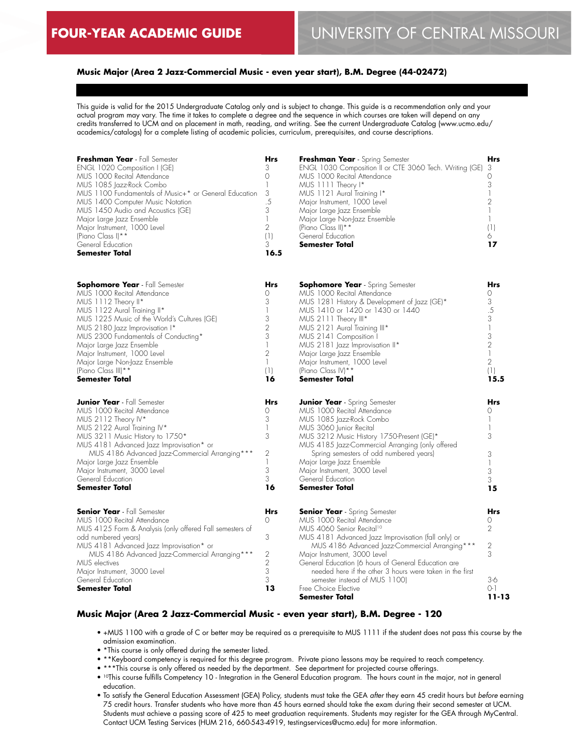# FOUR-YEAR ACADEMIC GUIDE

# UNIVERSITY OF CENTRAL MISSOURI

## Music Major (Area 2 Jazz-Commercial Music - even year start), B.M. Degree (44-02472)

This guide is valid for the 2015 Undergraduate Catalog only and is subject to change. This guide is a recommendation only and your actual program may vary. The time it takes to complete a degree and the sequence in which courses are taken will depend on any credits transferred to UCM and on placement in math, reading, and writing. See the current Undergraduate Catalog (www.ucmo.edu/academics/catalogs) for a complete listing of academic policies, curriculum, prerequisites, and course descriptions.

| **Freshman Year** - Fall Semester | Hrs |
|---|---|
| ENGL 1020 Composition I (GE) | 3 |
| MUS 1000 Recital Attendance | 0 |
| MUS 1085 Jazz-Rock Combo | 1 |
| MUS 1100 Fundamentals of Music+* or General Education | 3 |
| MUS 1400 Computer Music Notation | .5 |
| MUS 1450 Audio and Acoustics (GE) | 3 |
| Major Large Jazz Ensemble | 1 |
| Major Instrument, 1000 Level | 2 |
| (Piano Class I)** | (1) |
| General Education | 3 |
| **Semester Total** | **16.5** |

| **Freshman Year** - Spring Semester | Hrs |
|---|---|
| ENGL 1030 Composition II or CTE 3060 Tech. Writing (GE) | 3 |
| MUS 1000 Recital Attendance | 0 |
| MUS 1111 Theory I* | 3 |
| MUS 1121 Aural Training I* | 1 |
| Major Instrument, 1000 Level | 2 |
| Major Large Jazz Ensemble | 1 |
| Major Large Non-Jazz Ensemble | 1 |
| (Piano Class II)** | (1) |
| General Education | 6 |
| **Semester Total** | **17** |

| **Sophomore Year** - Fall Semester | Hrs |
|---|---|
| MUS 1000 Recital Attendance | 0 |
| MUS 1112 Theory II* | 3 |
| MUS 1122 Aural Training II* | 1 |
| MUS 1225 Music of the World's Cultures (GE) | 3 |
| MUS 2180 Jazz Improvisation I* | 2 |
| MUS 2300 Fundamentals of Conducting* | 3 |
| Major Large Jazz Ensemble | 1 |
| Major Instrument, 1000 Level | 2 |
| Major Large Non-Jazz Ensemble | 1 |
| (Piano Class III)** | (1) |
| **Semester Total** | **16** |

| **Sophomore Year** - Spring Semester | Hrs |
|---|---|
| MUS 1000 Recital Attendance | 0 |
| MUS 1281 History & Development of Jazz (GE)* | 3 |
| MUS 1410 or 1420 or 1430 or 1440 | .5 |
| MUS 2111 Theory III* | 3 |
| MUS 2121 Aural Training III* | 1 |
| MUS 2141 Composition I | 3 |
| MUS 2181 Jazz Improvisation II* | 2 |
| Major Large Jazz Ensemble | 1 |
| Major Instrument, 1000 Level | 2 |
| (Piano Class IV)** | (1) |
| **Semester Total** | **15.5** |

| **Junior Year** - Fall Semester | Hrs |
|---|---|
| MUS 1000 Recital Attendance | 0 |
| MUS 2112 Theory IV* | 3 |
| MUS 2122 Aural Training IV* | 1 |
| MUS 3211 Music History to 1750* | 3 |
| MUS 4181 Advanced Jazz Improvisation* or MUS 4186 Advanced Jazz-Commercial Arranging*** | 2 |
| Major Large Jazz Ensemble | 1 |
| Major Instrument, 3000 Level | 3 |
| General Education | 3 |
| **Semester Total** | **16** |

| **Junior Year** - Spring Semester | Hrs |
|---|---|
| MUS 1000 Recital Attendance | 0 |
| MUS 1085 Jazz-Rock Combo | 1 |
| MUS 3060 Junior Recital | 1 |
| MUS 3212 Music History 1750-Present (GE)* | 3 |
| MUS 4185 Jazz-Commercial Arranging (only offered Spring semesters of odd numbered years) | 3 |
| Major Large Jazz Ensemble | 1 |
| Major Instrument, 3000 Level | 3 |
| General Education | 3 |
| **Semester Total** | **15** |

| **Senior Year** - Fall Semester | Hrs |
|---|---|
| MUS 1000 Recital Attendance | 0 |
| MUS 4125 Form & Analysis (only offered Fall semesters of odd numbered years) | 3 |
| MUS 4181 Advanced Jazz Improvisation* or MUS 4186 Advanced Jazz-Commercial Arranging*** | 2 |
| MUS electives | 2 |
| Major Instrument, 3000 Level | 3 |
| General Education | 3 |
| **Semester Total** | **13** |

| **Senior Year** - Spring Semester | Hrs |
|---|---|
| MUS 1000 Recital Attendance | 0 |
| MUS 4060 Senior Recital[10] | 2 |
| MUS 4181 Advanced Jazz Improvisation (fall only) or MUS 4186 Advanced Jazz-Commercial Arranging*** | 2 |
| Major Instrument, 3000 Level | 3 |
| General Education (6 hours of General Education are needed here if the other 3 hours were taken in the first semester instead of MUS 1100) | 3-6 |
| Free Choice Elective | 0-1 |
| **Semester Total** | **11-13** |

## Music Major (Area 2 Jazz-Commercial Music - even year start), B.M. Degree - 120

- +MUS 1100 with a grade of C or better may be required as a prerequisite to MUS 1111 if the student does not pass this course by the admission examination.
- *This course is only offered during the semester listed.
- **Keyboard competency is required for this degree program. Private piano lessons may be required to reach competency.
- ***This course is only offered as needed by the department. See department for projected course offerings.
- [10]This course fulfills Competency 10 - Integration in the General Education program. The hours count in the major, not in general education.
- To satisfy the General Education Assessment (GEA) Policy, students must take the GEA *after* they earn 45 credit hours but *before* earning 75 credit hours. Transfer students who have more than 45 hours earned should take the exam during their second semester at UCM. Students must achieve a passing score of 425 to meet graduation requirements. Students may register for the GEA through MyCentral. Contact UCM Testing Services (HUM 216, 660-543-4919, testingservices@ucmo.edu) for more information.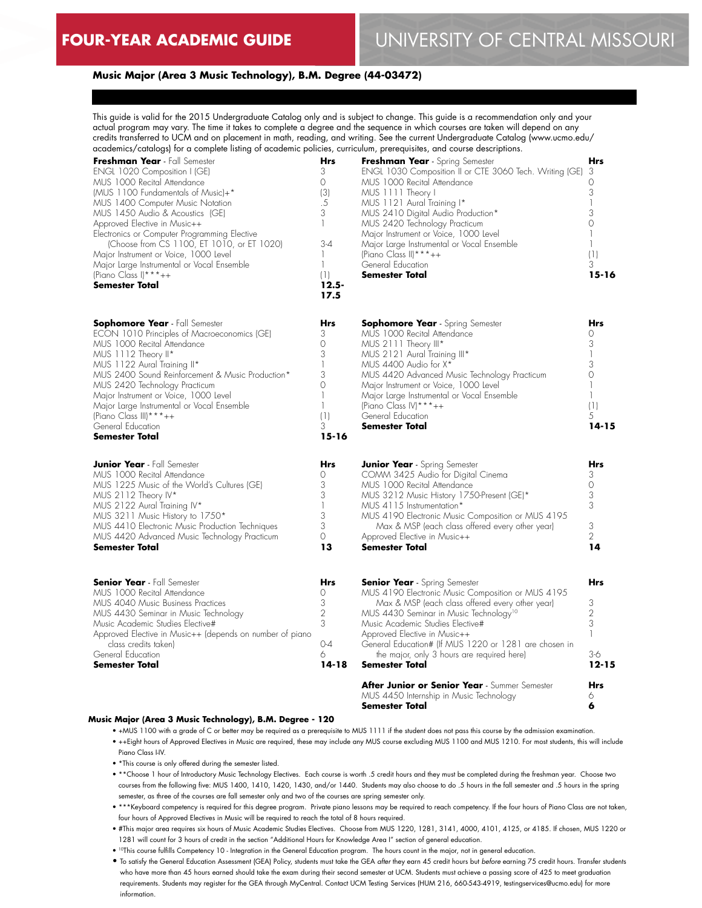**FOUR-YEAR ACADEMIC GUIDE** | UNIVERSITY OF CENTRAL MISSOURI

## Music Major (Area 3 Music Technology), B.M. Degree (44-03472)

This guide is valid for the 2015 Undergraduate Catalog only and is subject to change. This guide is a recommendation only and your actual program may vary. The time it takes to complete a degree and the sequence in which courses are taken will depend on any credits transferred to UCM and on placement in math, reading, and writing. See the current Undergraduate Catalog (www.ucmo.edu/academics/catalogs) for a complete listing of academic policies, curriculum, prerequisites, and course descriptions.

| **Freshman Year** - Fall Semester | Hrs |
|---|---|
| ENGL 1020 Composition I (GE) | 3 |
| MUS 1000 Recital Attendance | 0 |
| (MUS 1100 Fundamentals of Music)+* | (3) |
| MUS 1400 Computer Music Notation | .5 |
| MUS 1450 Audio & Acoustics (GE) | 3 |
| Approved Elective in Music++ | 1 |
| Electronics or Computer Programming Elective (Choose from CS 1100, ET 1010, or ET 1020) | 3-4 |
| Major Instrument or Voice, 1000 Level | 1 |
| Major Large Instrumental or Vocal Ensemble | 1 |
| (Piano Class I)***++ | (1) |
| **Semester Total** | **12.5-17.5** |

| **Freshman Year** - Spring Semester | Hrs |
|---|---|
| ENGL 1030 Composition II or CTE 3060 Tech. Writing (GE) | 3 |
| MUS 1000 Recital Attendance | 0 |
| MUS 1111 Theory I | 3 |
| MUS 1121 Aural Training I* | 1 |
| MUS 2410 Digital Audio Production* | 3 |
| MUS 2420 Technology Practicum | 0 |
| Major Instrument or Voice, 1000 Level | 1 |
| Major Large Instrumental or Vocal Ensemble | 1 |
| (Piano Class II)***++ | (1) |
| General Education | 3 |
| **Semester Total** | **15-16** |

| **Sophomore Year** - Fall Semester | Hrs |
|---|---|
| ECON 1010 Principles of Macroeconomics (GE) | 3 |
| MUS 1000 Recital Attendance | 0 |
| MUS 1112 Theory II* | 3 |
| MUS 1122 Aural Training II* | 1 |
| MUS 2400 Sound Reinforcement & Music Production* | 3 |
| MUS 2420 Technology Practicum | 0 |
| Major Instrument or Voice, 1000 Level | 1 |
| Major Large Instrumental or Vocal Ensemble | 1 |
| (Piano Class III)***++ | (1) |
| General Education | 3 |
| **Semester Total** | **15-16** |

| **Sophomore Year** - Spring Semester | Hrs |
|---|---|
| MUS 1000 Recital Attendance | 0 |
| MUS 2111 Theory III* | 3 |
| MUS 2121 Aural Training III* | 1 |
| MUS 4400 Audio for X* | 3 |
| MUS 4420 Advanced Music Technology Practicum | 0 |
| Major Instrument or Voice, 1000 Level | 1 |
| Major Large Instrumental or Vocal Ensemble | 1 |
| (Piano Class IV)***++ | (1) |
| General Education | 5 |
| **Semester Total** | **14-15** |

| **Junior Year** - Fall Semester | Hrs |
|---|---|
| MUS 1000 Recital Attendance | 0 |
| MUS 1225 Music of the World's Cultures (GE) | 3 |
| MUS 2112 Theory IV* | 3 |
| MUS 2122 Aural Training IV* | 1 |
| MUS 3211 Music History to 1750* | 3 |
| MUS 4410 Electronic Music Production Techniques | 3 |
| MUS 4420 Advanced Music Technology Practicum | 0 |
| **Semester Total** | **13** |

| **Junior Year** - Spring Semester | Hrs |
|---|---|
| COMM 3425 Audio for Digital Cinema | 3 |
| MUS 1000 Recital Attendance | 0 |
| MUS 3212 Music History 1750-Present (GE)* | 3 |
| MUS 4115 Instrumentation* | 3 |
| MUS 4190 Electronic Music Composition or MUS 4195 Max & MSP (each class offered every other year) | 3 |
| Approved Elective in Music++ | 2 |
| **Semester Total** | **14** |

| **Senior Year** - Fall Semester | Hrs |
|---|---|
| MUS 1000 Recital Attendance | 0 |
| MUS 4040 Music Business Practices | 3 |
| MUS 4430 Seminar in Music Technology | 2 |
| Music Academic Studies Elective# | 3 |
| Approved Elective in Music++ (depends on number of piano class credits taken) | 0-4 |
| General Education | 6 |
| **Semester Total** | **14-18** |

| **Senior Year** - Spring Semester | Hrs |
|---|---|
| MUS 4190 Electronic Music Composition or MUS 4195 Max & MSP (each class offered every other year) | 3 |
| MUS 4430 Seminar in Music Technology[10] | 2 |
| Music Academic Studies Elective# | 3 |
| Approved Elective in Music++ | 1 |
| General Education# (If MUS 1220 or 1281 are chosen in the major, only 3 hours are required here) | 3-6 |
| **Semester Total** | **12-15** |

| **After Junior or Senior Year** - Summer Semester | Hrs |
|---|---|
| MUS 4450 Internship in Music Technology | 6 |
| **Semester Total** | **6** |

**Music Major (Area 3 Music Technology), B.M. Degree - 120**

- +MUS 1100 with a grade of C or better may be required as a prerequisite to MUS 1111 if the student does not pass this course by the admission examination.
- ++Eight hours of Approved Electives in Music are required, these may include any MUS course excluding MUS 1100 and MUS 1210. For most students, this will include Piano Class I-IV.
- *This course is only offered during the semester listed.
- **Choose 1 hour of Introductory Music Technology Electives. Each course is worth .5 credit hours and they must be completed during the freshman year. Choose two courses from the following five: MUS 1400, 1410, 1420, 1430, and/or 1440. Students may also choose to do .5 hours in the fall semester and .5 hours in the spring semester, as three of the courses are fall semester only and two of the courses are spring semester only.
- ***Keyboard competency is required for this degree program. Private piano lessons may be required to reach competency. If the four hours of Piano Class are not taken, four hours of Approved Electives in Music will be required to reach the total of 8 hours required.
- #This major area requires six hours of Music Academic Studies Electives. Choose from MUS 1220, 1281, 3141, 4000, 4101, 4125, or 4185. If chosen, MUS 1220 or 1281 will count for 3 hours of credit in the section "Additional Hours for Knowledge Area I" section of general education.
- [10]This course fulfills Competency 10 - Integration in the General Education program. The hours count in the major, not in general education.
- To satisfy the General Education Assessment (GEA) Policy, students must take the GEA *after* they earn 45 credit hours but *before* earning 75 credit hours. Transfer students who have more than 45 hours earned should take the exam during their second semester at UCM. Students must achieve a passing score of 425 to meet graduation requirements. Students may register for the GEA through MyCentral. Contact UCM Testing Services (HUM 216, 660-543-4919, testingservices@ucmo.edu) for more information.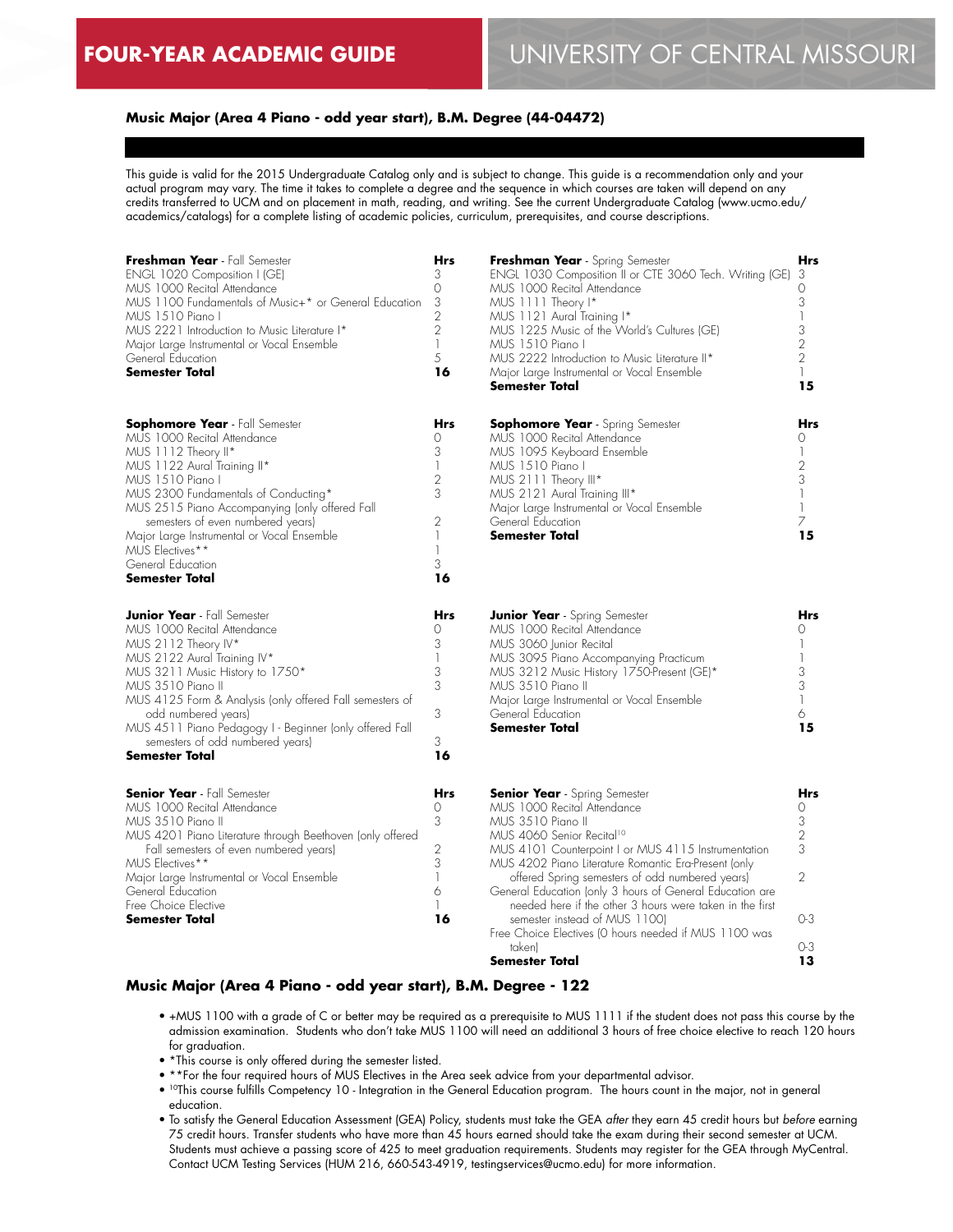FOUR-YEAR ACADEMIC GUIDE | UNIVERSITY OF CENTRAL MISSOURI

## Music Major (Area 4 Piano - odd year start), B.M. Degree (44-04472)

This guide is valid for the 2015 Undergraduate Catalog only and is subject to change. This guide is a recommendation only and your actual program may vary. The time it takes to complete a degree and the sequence in which courses are taken will depend on any credits transferred to UCM and on placement in math, reading, and writing. See the current Undergraduate Catalog (www.ucmo.edu/academics/catalogs) for a complete listing of academic policies, curriculum, prerequisites, and course descriptions.

| **Freshman Year** - Fall Semester | Hrs |
|---|---|
| ENGL 1020 Composition I (GE) | 3 |
| MUS 1000 Recital Attendance | 0 |
| MUS 1100 Fundamentals of Music+* or General Education | 3 |
| MUS 1510 Piano I | 2 |
| MUS 2221 Introduction to Music Literature I* | 2 |
| Major Large Instrumental or Vocal Ensemble | 1 |
| General Education | 5 |
| **Semester Total** | **16** |

| **Freshman Year** - Spring Semester | Hrs |
|---|---|
| ENGL 1030 Composition II or CTE 3060 Tech. Writing (GE) | 3 |
| MUS 1000 Recital Attendance | 0 |
| MUS 1111 Theory I* | 3 |
| MUS 1121 Aural Training I* | 1 |
| MUS 1225 Music of the World's Cultures (GE) | 3 |
| MUS 1510 Piano I | 2 |
| MUS 2222 Introduction to Music Literature II* | 2 |
| Major Large Instrumental or Vocal Ensemble | 1 |
| **Semester Total** | **15** |

| **Sophomore Year** - Fall Semester | Hrs |
|---|---|
| MUS 1000 Recital Attendance | 0 |
| MUS 1112 Theory II* | 3 |
| MUS 1122 Aural Training II* | 1 |
| MUS 1510 Piano I | 2 |
| MUS 2300 Fundamentals of Conducting* | 3 |
| MUS 2515 Piano Accompanying (only offered Fall semesters of even numbered years) | 2 |
| Major Large Instrumental or Vocal Ensemble | 1 |
| MUS Electives** | 1 |
| General Education | 3 |
| **Semester Total** | **16** |

| **Sophomore Year** - Spring Semester | Hrs |
|---|---|
| MUS 1000 Recital Attendance | 0 |
| MUS 1095 Keyboard Ensemble | 1 |
| MUS 1510 Piano I | 2 |
| MUS 2111 Theory III* | 3 |
| MUS 2121 Aural Training III* | 1 |
| Major Large Instrumental or Vocal Ensemble | 1 |
| General Education | 7 |
| **Semester Total** | **15** |

| **Junior Year** - Fall Semester | Hrs |
|---|---|
| MUS 1000 Recital Attendance | 0 |
| MUS 2112 Theory IV* | 3 |
| MUS 2122 Aural Training IV* | 1 |
| MUS 3211 Music History to 1750* | 3 |
| MUS 3510 Piano II | 3 |
| MUS 4125 Form & Analysis (only offered Fall semesters of odd numbered years) | 3 |
| MUS 4511 Piano Pedagogy I - Beginner (only offered Fall semesters of odd numbered years) | 3 |
| **Semester Total** | **16** |

| **Junior Year** - Spring Semester | Hrs |
|---|---|
| MUS 1000 Recital Attendance | 0 |
| MUS 3060 Junior Recital | 1 |
| MUS 3095 Piano Accompanying Practicum | 1 |
| MUS 3212 Music History 1750-Present (GE)* | 3 |
| MUS 3510 Piano II | 3 |
| Major Large Instrumental or Vocal Ensemble | 1 |
| General Education | 6 |
| **Semester Total** | **15** |

| **Senior Year** - Fall Semester | Hrs |
|---|---|
| MUS 1000 Recital Attendance | 0 |
| MUS 3510 Piano II | 3 |
| MUS 4201 Piano Literature through Beethoven (only offered Fall semesters of even numbered years) | 2 |
| MUS Electives** | 3 |
| Major Large Instrumental or Vocal Ensemble | 1 |
| General Education | 6 |
| Free Choice Elective | 1 |
| **Semester Total** | **16** |

| **Senior Year** - Spring Semester | Hrs |
|---|---|
| MUS 1000 Recital Attendance | 0 |
| MUS 3510 Piano II | 3 |
| MUS 4060 Senior Recital[10] | 2 |
| MUS 4101 Counterpoint I or MUS 4115 Instrumentation | 3 |
| MUS 4202 Piano Literature Romantic Era-Present (only offered Spring semesters of odd numbered years) | 2 |
| General Education (only 3 hours of General Education are needed here if the other 3 hours were taken in the first semester instead of MUS 1100) | 0-3 |
| Free Choice Electives (0 hours needed if MUS 1100 was taken) | 0-3 |
| **Semester Total** | **13** |

### Music Major (Area 4 Piano - odd year start), B.M. Degree - 122

- +MUS 1100 with a grade of C or better may be required as a prerequisite to MUS 1111 if the student does not pass this course by the admission examination. Students who don't take MUS 1100 will need an additional 3 hours of free choice elective to reach 120 hours for graduation.
- *This course is only offered during the semester listed.
- **For the four required hours of MUS Electives in the Area seek advice from your departmental advisor.
- [10]This course fulfills Competency 10 - Integration in the General Education program. The hours count in the major, not in general education.
- To satisfy the General Education Assessment (GEA) Policy, students must take the GEA *after* they earn 45 credit hours but *before* earning 75 credit hours. Transfer students who have more than 45 hours earned should take the exam during their second semester at UCM. Students must achieve a passing score of 425 to meet graduation requirements. Students may register for the GEA through MyCentral. Contact UCM Testing Services (HUM 216, 660-543-4919, testingservices@ucmo.edu) for more information.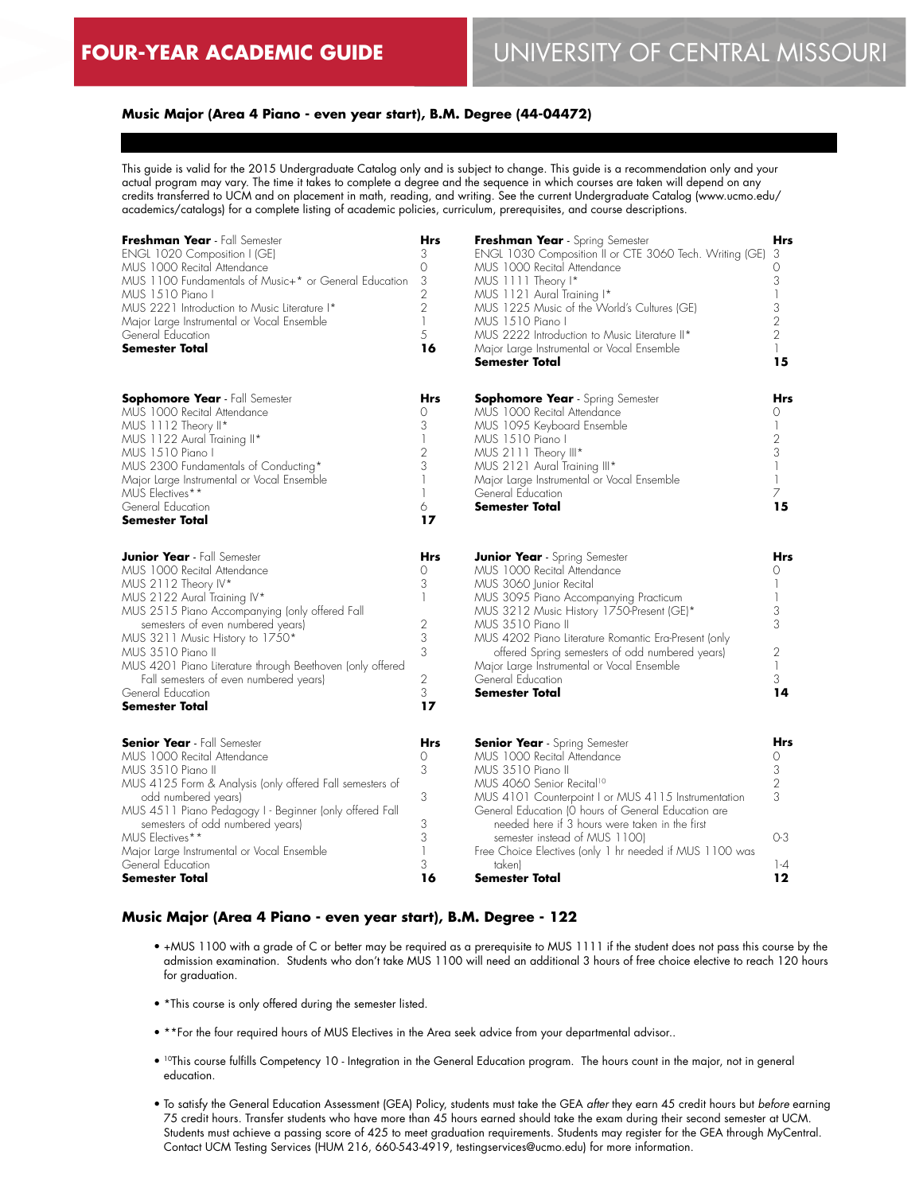# FOUR-YEAR ACADEMIC GUIDE

## UNIVERSITY OF CENTRAL MISSOURI

### Music Major (Area 4 Piano - even year start), B.M. Degree (44-04472)

This guide is valid for the 2015 Undergraduate Catalog only and is subject to change. This guide is a recommendation only and your actual program may vary. The time it takes to complete a degree and the sequence in which courses are taken will depend on any credits transferred to UCM and on placement in math, reading, and writing. See the current Undergraduate Catalog (www.ucmo.edu/academics/catalogs) for a complete listing of academic policies, curriculum, prerequisites, and course descriptions.

| **Freshman Year** - Fall Semester | **Hrs** |
|---|---|
| ENGL 1020 Composition I (GE) | 3 |
| MUS 1000 Recital Attendance | 0 |
| MUS 1100 Fundamentals of Music+* or General Education | 3 |
| MUS 1510 Piano I | 2 |
| MUS 2221 Introduction to Music Literature I* | 2 |
| Major Large Instrumental or Vocal Ensemble | 1 |
| General Education | 5 |
| **Semester Total** | **16** |

| **Freshman Year** - Spring Semester | **Hrs** |
|---|---|
| ENGL 1030 Composition II or CTE 3060 Tech. Writing (GE) | 3 |
| MUS 1000 Recital Attendance | 0 |
| MUS 1111 Theory I* | 3 |
| MUS 1121 Aural Training I* | 1 |
| MUS 1225 Music of the World's Cultures (GE) | 3 |
| MUS 1510 Piano I | 2 |
| MUS 2222 Introduction to Music Literature II* | 2 |
| Major Large Instrumental or Vocal Ensemble | 1 |
| **Semester Total** | **15** |

| **Sophomore Year** - Fall Semester | **Hrs** |
|---|---|
| MUS 1000 Recital Attendance | 0 |
| MUS 1112 Theory II* | 3 |
| MUS 1122 Aural Training II* | 1 |
| MUS 1510 Piano I | 2 |
| MUS 2300 Fundamentals of Conducting* | 3 |
| Major Large Instrumental or Vocal Ensemble | 1 |
| MUS Electives** | 1 |
| General Education | 6 |
| **Semester Total** | **17** |

| **Sophomore Year** - Spring Semester | **Hrs** |
|---|---|
| MUS 1000 Recital Attendance | 0 |
| MUS 1095 Keyboard Ensemble | 1 |
| MUS 1510 Piano I | 2 |
| MUS 2111 Theory III* | 3 |
| MUS 2121 Aural Training III* | 1 |
| Major Large Instrumental or Vocal Ensemble | 1 |
| General Education | 7 |
| **Semester Total** | **15** |

| **Junior Year** - Fall Semester | **Hrs** |
|---|---|
| MUS 1000 Recital Attendance | 0 |
| MUS 2112 Theory IV* | 3 |
| MUS 2122 Aural Training IV* | 1 |
| MUS 2515 Piano Accompanying (only offered Fall semesters of even numbered years) | 2 |
| MUS 3211 Music History to 1750* | 3 |
| MUS 3510 Piano II | 3 |
| MUS 4201 Piano Literature through Beethoven (only offered Fall semesters of even numbered years) | 2 |
| General Education | 3 |
| **Semester Total** | **17** |

| **Junior Year** - Spring Semester | **Hrs** |
|---|---|
| MUS 1000 Recital Attendance | 0 |
| MUS 3060 Junior Recital | 1 |
| MUS 3095 Piano Accompanying Practicum | 1 |
| MUS 3212 Music History 1750-Present (GE)* | 3 |
| MUS 3510 Piano II | 3 |
| MUS 4202 Piano Literature Romantic Era-Present (only offered Spring semesters of odd numbered years) | 2 |
| Major Large Instrumental or Vocal Ensemble | 1 |
| General Education | 3 |
| **Semester Total** | **14** |

| **Senior Year** - Fall Semester | **Hrs** |
|---|---|
| MUS 1000 Recital Attendance | 0 |
| MUS 3510 Piano II | 3 |
| MUS 4125 Form & Analysis (only offered Fall semesters of odd numbered years) | 3 |
| MUS 4511 Piano Pedagogy I - Beginner (only offered Fall semesters of odd numbered years) | 3 |
| MUS Electives** | 3 |
| Major Large Instrumental or Vocal Ensemble | 1 |
| General Education | 3 |
| **Semester Total** | **16** |

| **Senior Year** - Spring Semester | **Hrs** |
|---|---|
| MUS 1000 Recital Attendance | 0 |
| MUS 3510 Piano II | 3 |
| MUS 4060 Senior Recital[10] | 2 |
| MUS 4101 Counterpoint I or MUS 4115 Instrumentation | 3 |
| General Education (0 hours of General Education are needed here if 3 hours were taken in the first semester instead of MUS 1100) | 0-3 |
| Free Choice Electives (only 1 hr needed if MUS 1100 was taken) | 1-4 |
| **Semester Total** | **12** |

### Music Major (Area 4 Piano - even year start), B.M. Degree - 122

- +MUS 1100 with a grade of C or better may be required as a prerequisite to MUS 1111 if the student does not pass this course by the admission examination. Students who don't take MUS 1100 will need an additional 3 hours of free choice elective to reach 120 hours for graduation.
- *This course is only offered during the semester listed.
- **For the four required hours of MUS Electives in the Area seek advice from your departmental advisor..
- [10]This course fulfills Competency 10 - Integration in the General Education program. The hours count in the major, not in general education.
- To satisfy the General Education Assessment (GEA) Policy, students must take the GEA *after* they earn 45 credit hours but *before* earning 75 credit hours. Transfer students who have more than 45 hours earned should take the exam during their second semester at UCM. Students must achieve a passing score of 425 to meet graduation requirements. Students may register for the GEA through MyCentral. Contact UCM Testing Services (HUM 216, 660-543-4919, testingservices@ucmo.edu) for more information.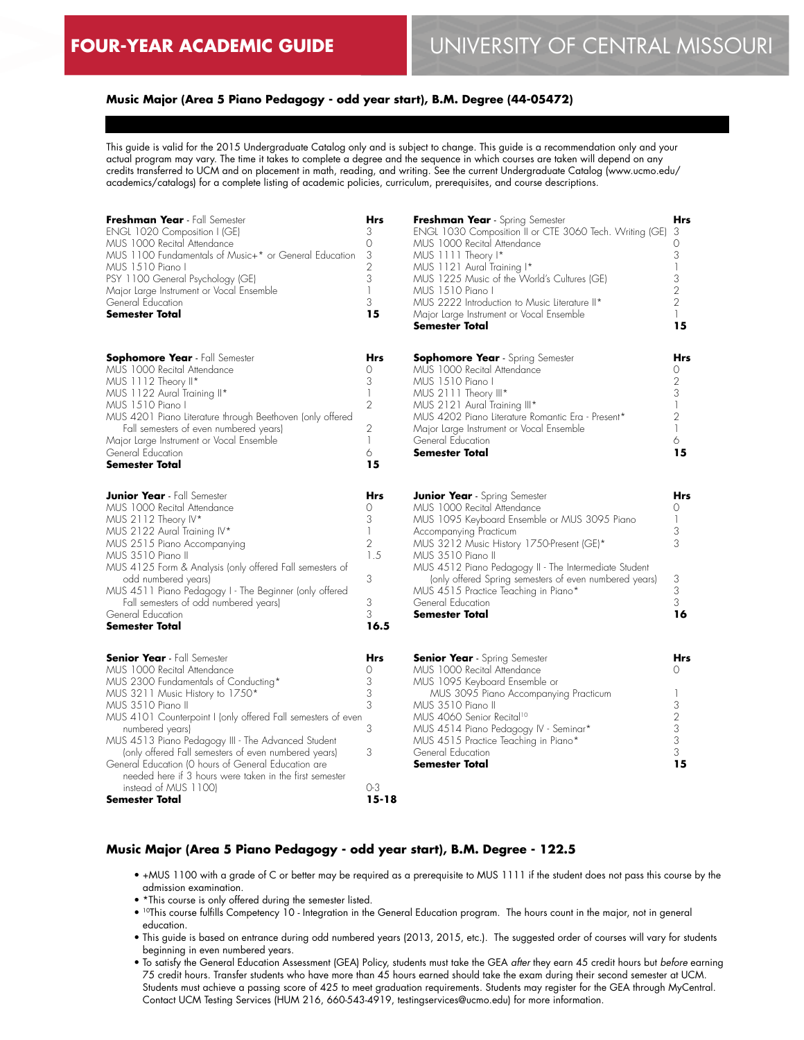# FOUR-YEAR ACADEMIC GUIDE

## UNIVERSITY OF CENTRAL MISSOURI

### Music Major (Area 5 Piano Pedagogy - odd year start), B.M. Degree (44-05472)

This guide is valid for the 2015 Undergraduate Catalog only and is subject to change. This guide is a recommendation only and your actual program may vary. The time it takes to complete a degree and the sequence in which courses are taken will depend on any credits transferred to UCM and on placement in math, reading, and writing. See the current Undergraduate Catalog (www.ucmo.edu/academics/catalogs) for a complete listing of academic policies, curriculum, prerequisites, and course descriptions.

| **Freshman Year** - Fall Semester | Hrs |
|---|---|
| ENGL 1020 Composition I (GE) | 3 |
| MUS 1000 Recital Attendance | 0 |
| MUS 1100 Fundamentals of Music+* or General Education | 3 |
| MUS 1510 Piano I | 2 |
| PSY 1100 General Psychology (GE) | 3 |
| Major Large Instrument or Vocal Ensemble | 1 |
| General Education | 3 |
| **Semester Total** | **15** |

| **Freshman Year** - Spring Semester | Hrs |
|---|---|
| ENGL 1030 Composition II or CTE 3060 Tech. Writing (GE) | 3 |
| MUS 1000 Recital Attendance | 0 |
| MUS 1111 Theory I* | 3 |
| MUS 1121 Aural Training I* | 1 |
| MUS 1225 Music of the World's Cultures (GE) | 3 |
| MUS 1510 Piano I | 2 |
| MUS 2222 Introduction to Music Literature II* | 2 |
| Major Large Instrument or Vocal Ensemble | 1 |
| **Semester Total** | **15** |

| **Sophomore Year** - Fall Semester | Hrs |
|---|---|
| MUS 1000 Recital Attendance | 0 |
| MUS 1112 Theory II* | 3 |
| MUS 1122 Aural Training II* | 1 |
| MUS 1510 Piano I | 2 |
| MUS 4201 Piano Literature through Beethoven (only offered Fall semesters of even numbered years) | 2 |
| Major Large Instrument or Vocal Ensemble | 1 |
| General Education | 6 |
| **Semester Total** | **15** |

| **Sophomore Year** - Spring Semester | Hrs |
|---|---|
| MUS 1000 Recital Attendance | 0 |
| MUS 1510 Piano I | 2 |
| MUS 2111 Theory III* | 3 |
| MUS 2121 Aural Training III* | 1 |
| MUS 4202 Piano Literature Romantic Era - Present* | 2 |
| Major Large Instrument or Vocal Ensemble | 1 |
| General Education | 6 |
| **Semester Total** | **15** |

| **Junior Year** - Fall Semester | Hrs |
|---|---|
| MUS 1000 Recital Attendance | 0 |
| MUS 2112 Theory IV* | 3 |
| MUS 2122 Aural Training IV* | 1 |
| MUS 2515 Piano Accompanying | 2 |
| MUS 3510 Piano II | 1.5 |
| MUS 4125 Form & Analysis (only offered Fall semesters of odd numbered years) | 3 |
| MUS 4511 Piano Pedagogy I - The Beginner (only offered Fall semesters of odd numbered years) | 3 |
| General Education | 3 |
| **Semester Total** | **16.5** |

| **Junior Year** - Spring Semester | Hrs |
|---|---|
| MUS 1000 Recital Attendance | 0 |
| MUS 1095 Keyboard Ensemble or MUS 3095 Piano Accompanying Practicum | 1 |
| MUS 3212 Music History 1750-Present (GE)* | 3 |
| MUS 3510 Piano II | 3 |
| MUS 4512 Piano Pedagogy II - The Intermediate Student (only offered Spring semesters of even numbered years) | 3 |
| MUS 4515 Practice Teaching in Piano* | 3 |
| General Education | 3 |
| **Semester Total** | **16** |

| **Senior Year** - Fall Semester | Hrs |
|---|---|
| MUS 1000 Recital Attendance | 0 |
| MUS 2300 Fundamentals of Conducting* | 3 |
| MUS 3211 Music History to 1750* | 3 |
| MUS 3510 Piano II | 3 |
| MUS 4101 Counterpoint I (only offered Fall semesters of even numbered years) | 3 |
| MUS 4513 Piano Pedagogy III - The Advanced Student (only offered Fall semesters of even numbered years) | 3 |
| General Education (0 hours of General Education are needed here if 3 hours were taken in the first semester instead of MUS 1100) | 0-3 |
| **Semester Total** | **15-18** |

| **Senior Year** - Spring Semester | Hrs |
|---|---|
| MUS 1000 Recital Attendance | 0 |
| MUS 1095 Keyboard Ensemble or MUS 3095 Piano Accompanying Practicum | 1 |
| MUS 3510 Piano II | 3 |
| MUS 4060 Senior Recital[10] | 2 |
| MUS 4514 Piano Pedagogy IV - Seminar* | 3 |
| MUS 4515 Practice Teaching in Piano* | 3 |
| General Education | 3 |
| **Semester Total** | **15** |

### Music Major (Area 5 Piano Pedagogy - odd year start), B.M. Degree - 122.5

- +MUS 1100 with a grade of C or better may be required as a prerequisite to MUS 1111 if the student does not pass this course by the admission examination.
- *This course is only offered during the semester listed.
- [10]This course fulfills Competency 10 - Integration in the General Education program. The hours count in the major, not in general education.
- This guide is based on entrance during odd numbered years (2013, 2015, etc.). The suggested order of courses will vary for students beginning in even numbered years.
- To satisfy the General Education Assessment (GEA) Policy, students must take the GEA *after* they earn 45 credit hours but *before* earning 75 credit hours. Transfer students who have more than 45 hours earned should take the exam during their second semester at UCM. Students must achieve a passing score of 425 to meet graduation requirements. Students may register for the GEA through MyCentral. Contact UCM Testing Services (HUM 216, 660-543-4919, testingservices@ucmo.edu) for more information.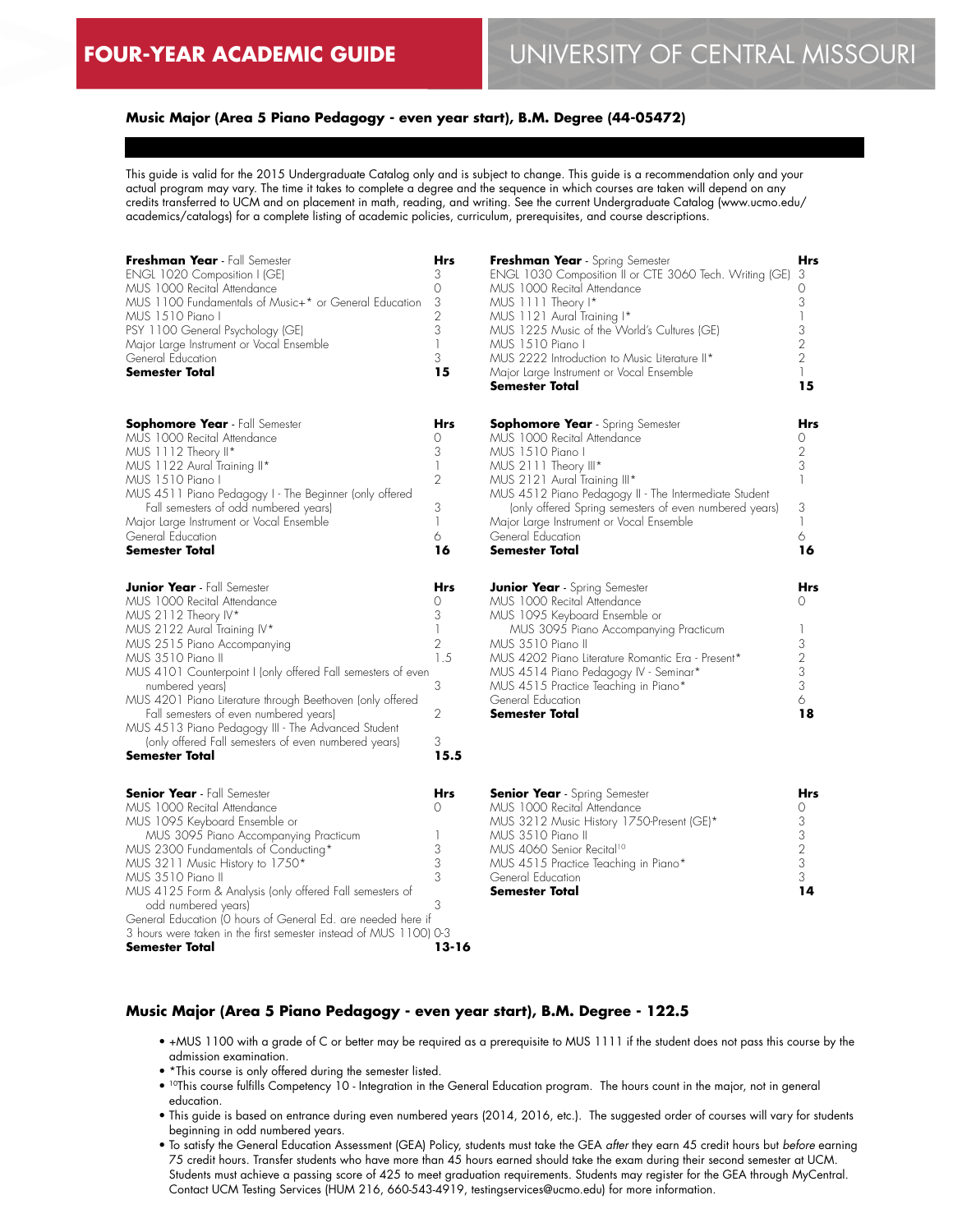**FOUR-YEAR ACADEMIC GUIDE** | UNIVERSITY OF CENTRAL MISSOURI

### Music Major (Area 5 Piano Pedagogy - even year start), B.M. Degree (44-05472)

This guide is valid for the 2015 Undergraduate Catalog only and is subject to change. This guide is a recommendation only and your actual program may vary. The time it takes to complete a degree and the sequence in which courses are taken will depend on any credits transferred to UCM and on placement in math, reading, and writing. See the current Undergraduate Catalog (www.ucmo.edu/academics/catalogs) for a complete listing of academic policies, curriculum, prerequisites, and course descriptions.

| **Freshman Year** - Fall Semester | Hrs |
|---|---|
| ENGL 1020 Composition I (GE) | 3 |
| MUS 1000 Recital Attendance | 0 |
| MUS 1100 Fundamentals of Music+* or General Education | 3 |
| MUS 1510 Piano I | 2 |
| PSY 1100 General Psychology (GE) | 3 |
| Major Large Instrument or Vocal Ensemble | 1 |
| General Education | 3 |
| **Semester Total** | **15** |

| **Freshman Year** - Spring Semester | Hrs |
|---|---|
| ENGL 1030 Composition II or CTE 3060 Tech. Writing (GE) | 3 |
| MUS 1000 Recital Attendance | 0 |
| MUS 1111 Theory I* | 3 |
| MUS 1121 Aural Training I* | 1 |
| MUS 1225 Music of the World's Cultures (GE) | 3 |
| MUS 1510 Piano I | 2 |
| MUS 2222 Introduction to Music Literature II* | 2 |
| Major Large Instrument or Vocal Ensemble | 1 |
| **Semester Total** | **15** |

| **Sophomore Year** - Fall Semester | Hrs |
|---|---|
| MUS 1000 Recital Attendance | 0 |
| MUS 1112 Theory II* | 3 |
| MUS 1122 Aural Training II* | 1 |
| MUS 1510 Piano I | 2 |
| MUS 4511 Piano Pedagogy I - The Beginner (only offered Fall semesters of odd numbered years) | 3 |
| Major Large Instrument or Vocal Ensemble | 1 |
| General Education | 6 |
| **Semester Total** | **16** |

| **Sophomore Year** - Spring Semester | Hrs |
|---|---|
| MUS 1000 Recital Attendance | 0 |
| MUS 1510 Piano I | 2 |
| MUS 2111 Theory III* | 3 |
| MUS 2121 Aural Training III* | 1 |
| MUS 4512 Piano Pedagogy II - The Intermediate Student (only offered Spring semesters of even numbered years) | 3 |
| Major Large Instrument or Vocal Ensemble | 1 |
| General Education | 6 |
| **Semester Total** | **16** |

| **Junior Year** - Fall Semester | Hrs |
|---|---|
| MUS 1000 Recital Attendance | 0 |
| MUS 2112 Theory IV* | 3 |
| MUS 2122 Aural Training IV* | 1 |
| MUS 2515 Piano Accompanying | 2 |
| MUS 3510 Piano II | 1.5 |
| MUS 4101 Counterpoint I (only offered Fall semesters of even numbered years) | 3 |
| MUS 4201 Piano Literature through Beethoven (only offered Fall semesters of even numbered years) | 2 |
| MUS 4513 Piano Pedagogy III - The Advanced Student (only offered Fall semesters of even numbered years) | 3 |
| **Semester Total** | **15.5** |

| **Junior Year** - Spring Semester | Hrs |
|---|---|
| MUS 1000 Recital Attendance | 0 |
| MUS 1095 Keyboard Ensemble or MUS 3095 Piano Accompanying Practicum | 1 |
| MUS 3510 Piano II | 3 |
| MUS 4202 Piano Literature Romantic Era - Present* | 2 |
| MUS 4514 Piano Pedagogy IV - Seminar* | 3 |
| MUS 4515 Practice Teaching in Piano* | 3 |
| General Education | 6 |
| **Semester Total** | **18** |

| **Senior Year** - Fall Semester | Hrs |
|---|---|
| MUS 1000 Recital Attendance | 0 |
| MUS 1095 Keyboard Ensemble or MUS 3095 Piano Accompanying Practicum | 1 |
| MUS 2300 Fundamentals of Conducting* | 3 |
| MUS 3211 Music History to 1750* | 3 |
| MUS 3510 Piano II | 3 |
| MUS 4125 Form & Analysis (only offered Fall semesters of odd numbered years) | 3 |
| General Education (0 hours of General Ed. are needed here if 3 hours were taken in the first semester instead of MUS 1100) | 0-3 |
| **Semester Total** | **13-16** |

| **Senior Year** - Spring Semester | Hrs |
|---|---|
| MUS 1000 Recital Attendance | 0 |
| MUS 3212 Music History 1750-Present (GE)* | 3 |
| MUS 3510 Piano II | 3 |
| MUS 4060 Senior Recital[10] | 2 |
| MUS 4515 Practice Teaching in Piano* | 3 |
| General Education | 3 |
| **Semester Total** | **14** |

### Music Major (Area 5 Piano Pedagogy - even year start), B.M. Degree - 122.5

- +MUS 1100 with a grade of C or better may be required as a prerequisite to MUS 1111 if the student does not pass this course by the admission examination.
- *This course is only offered during the semester listed.
- [10]This course fulfills Competency 10 - Integration in the General Education program. The hours count in the major, not in general education.
- This guide is based on entrance during even numbered years (2014, 2016, etc.). The suggested order of courses will vary for students beginning in odd numbered years.
- To satisfy the General Education Assessment (GEA) Policy, students must take the GEA *after* they earn 45 credit hours but *before* earning 75 credit hours. Transfer students who have more than 45 hours earned should take the exam during their second semester at UCM. Students must achieve a passing score of 425 to meet graduation requirements. Students may register for the GEA through MyCentral. Contact UCM Testing Services (HUM 216, 660-543-4919, testingservices@ucmo.edu) for more information.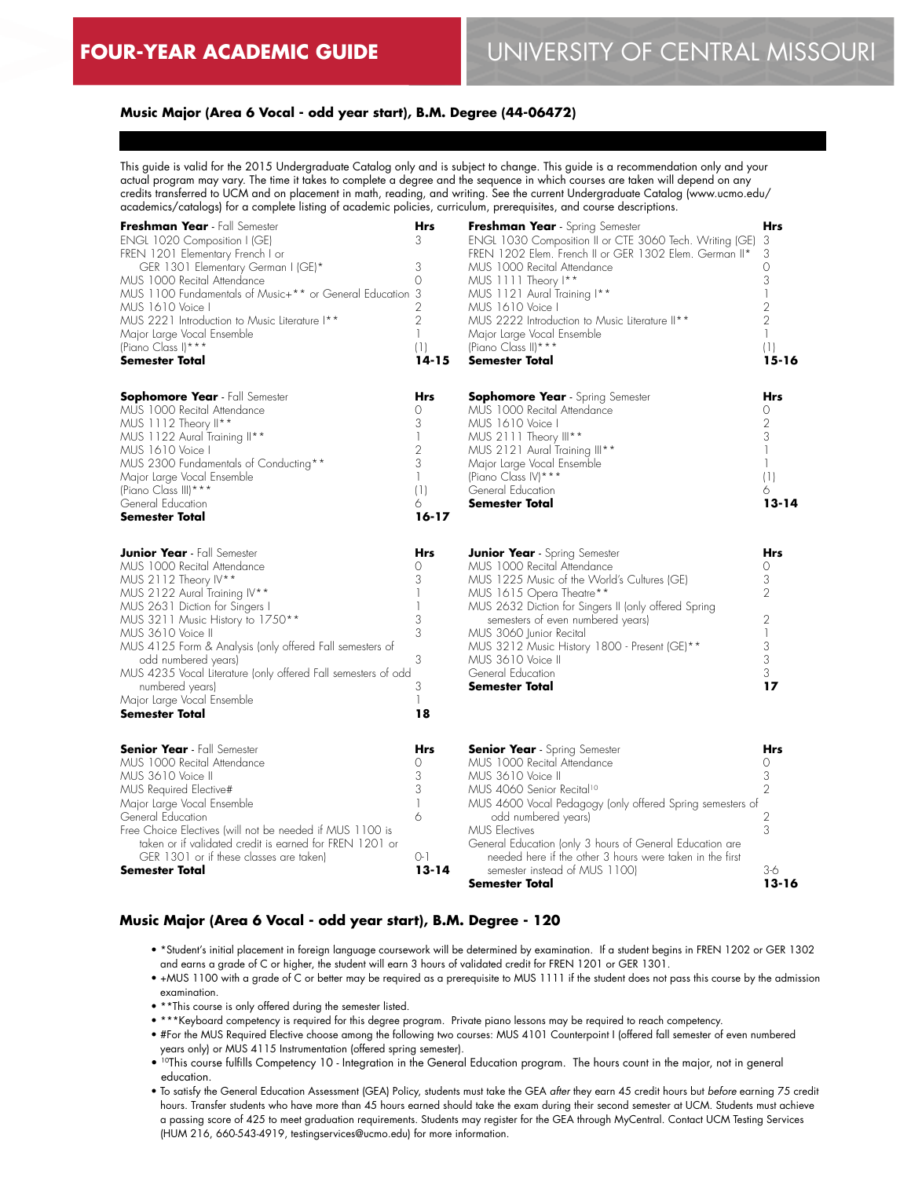# FOUR-YEAR ACADEMIC GUIDE — UNIVERSITY OF CENTRAL MISSOURI

## Music Major (Area 6 Vocal - odd year start), B.M. Degree (44-06472)

This guide is valid for the 2015 Undergraduate Catalog only and is subject to change. This guide is a recommendation only and your actual program may vary. The time it takes to complete a degree and the sequence in which courses are taken will depend on any credits transferred to UCM and on placement in math, reading, and writing. See the current Undergraduate Catalog (www.ucmo.edu/academics/catalogs) for a complete listing of academic policies, curriculum, prerequisites, and course descriptions.

| **Freshman Year** - Fall Semester | **Hrs** |
|---|---|
| ENGL 1020 Composition I (GE) | 3 |
| FREN 1201 Elementary French I or GER 1301 Elementary German I (GE)* | 3 |
| MUS 1000 Recital Attendance | 0 |
| MUS 1100 Fundamentals of Music+** or General Education | 3 |
| MUS 1610 Voice I | 2 |
| MUS 2221 Introduction to Music Literature I** | 2 |
| Major Large Vocal Ensemble | 1 |
| (Piano Class I)*** | (1) |
| **Semester Total** | **14-15** |

| **Freshman Year** - Spring Semester | **Hrs** |
|---|---|
| ENGL 1030 Composition II or CTE 3060 Tech. Writing (GE) | 3 |
| FREN 1202 Elem. French II or GER 1302 Elem. German II* | 3 |
| MUS 1000 Recital Attendance | 0 |
| MUS 1111 Theory I** | 3 |
| MUS 1121 Aural Training I** | 1 |
| MUS 1610 Voice I | 2 |
| MUS 2222 Introduction to Music Literature II** | 2 |
| Major Large Vocal Ensemble | 1 |
| (Piano Class II)*** | (1) |
| **Semester Total** | **15-16** |

| **Sophomore Year** - Fall Semester | **Hrs** |
|---|---|
| MUS 1000 Recital Attendance | 0 |
| MUS 1112 Theory II** | 3 |
| MUS 1122 Aural Training II** | 1 |
| MUS 1610 Voice I | 2 |
| MUS 2300 Fundamentals of Conducting** | 3 |
| Major Large Vocal Ensemble | 1 |
| (Piano Class III)*** | (1) |
| General Education | 6 |
| **Semester Total** | **16-17** |

| **Sophomore Year** - Spring Semester | **Hrs** |
|---|---|
| MUS 1000 Recital Attendance | 0 |
| MUS 1610 Voice I | 2 |
| MUS 2111 Theory III** | 3 |
| MUS 2121 Aural Training III** | 1 |
| Major Large Vocal Ensemble | 1 |
| (Piano Class IV)*** | (1) |
| General Education | 6 |
| **Semester Total** | **13-14** |

| **Junior Year** - Fall Semester | **Hrs** |
|---|---|
| MUS 1000 Recital Attendance | 0 |
| MUS 2112 Theory IV** | 3 |
| MUS 2122 Aural Training IV** | 1 |
| MUS 2631 Diction for Singers I | 1 |
| MUS 3211 Music History to 1750** | 3 |
| MUS 3610 Voice II | 3 |
| MUS 4125 Form & Analysis (only offered Fall semesters of odd numbered years) | 3 |
| MUS 4235 Vocal Literature (only offered Fall semesters of odd numbered years) | 3 |
| Major Large Vocal Ensemble | 1 |
| **Semester Total** | **18** |

| **Junior Year** - Spring Semester | **Hrs** |
|---|---|
| MUS 1000 Recital Attendance | 0 |
| MUS 1225 Music of the World's Cultures (GE) | 3 |
| MUS 1615 Opera Theatre** | 2 |
| MUS 2632 Diction for Singers II (only offered Spring semesters of even numbered years) | 2 |
| MUS 3060 Junior Recital | 1 |
| MUS 3212 Music History 1800 - Present (GE)** | 3 |
| MUS 3610 Voice II | 3 |
| General Education | 3 |
| **Semester Total** | **17** |

| **Senior Year** - Fall Semester | **Hrs** |
|---|---|
| MUS 1000 Recital Attendance | 0 |
| MUS 3610 Voice II | 3 |
| MUS Required Elective# | 3 |
| Major Large Vocal Ensemble | 1 |
| General Education | 6 |
| Free Choice Electives (will not be needed if MUS 1100 is taken or if validated credit is earned for FREN 1201 or GER 1301 or if these classes are taken) | 0-1 |
| **Semester Total** | **13-14** |

| **Senior Year** - Spring Semester | **Hrs** |
|---|---|
| MUS 1000 Recital Attendance | 0 |
| MUS 3610 Voice II | 3 |
| MUS 4060 Senior Recital[10] | 2 |
| MUS 4600 Vocal Pedagogy (only offered Spring semesters of odd numbered years) | 2 |
| MUS Electives | 3 |
| General Education (only 3 hours of General Education are needed here if the other 3 hours were taken in the first semester instead of MUS 1100) | 3-6 |
| **Semester Total** | **13-16** |

## Music Major (Area 6 Vocal - odd year start), B.M. Degree - 120

- *Student's initial placement in foreign language coursework will be determined by examination. If a student begins in FREN 1202 or GER 1302 and earns a grade of C or higher, the student will earn 3 hours of validated credit for FREN 1201 or GER 1301.
- +MUS 1100 with a grade of C or better may be required as a prerequisite to MUS 1111 if the student does not pass this course by the admission examination.
- **This course is only offered during the semester listed.
- ***Keyboard competency is required for this degree program. Private piano lessons may be required to reach competency.
- #For the MUS Required Elective choose among the following two courses: MUS 4101 Counterpoint I (offered fall semester of even numbered years only) or MUS 4115 Instrumentation (offered spring semester).
- [10]This course fulfills Competency 10 - Integration in the General Education program. The hours count in the major, not in general education.
- To satisfy the General Education Assessment (GEA) Policy, students must take the GEA *after* they earn 45 credit hours but *before* earning 75 credit hours. Transfer students who have more than 45 hours earned should take the exam during their second semester at UCM. Students must achieve a passing score of 425 to meet graduation requirements. Students may register for the GEA through MyCentral. Contact UCM Testing Services (HUM 216, 660-543-4919, testingservices@ucmo.edu) for more information.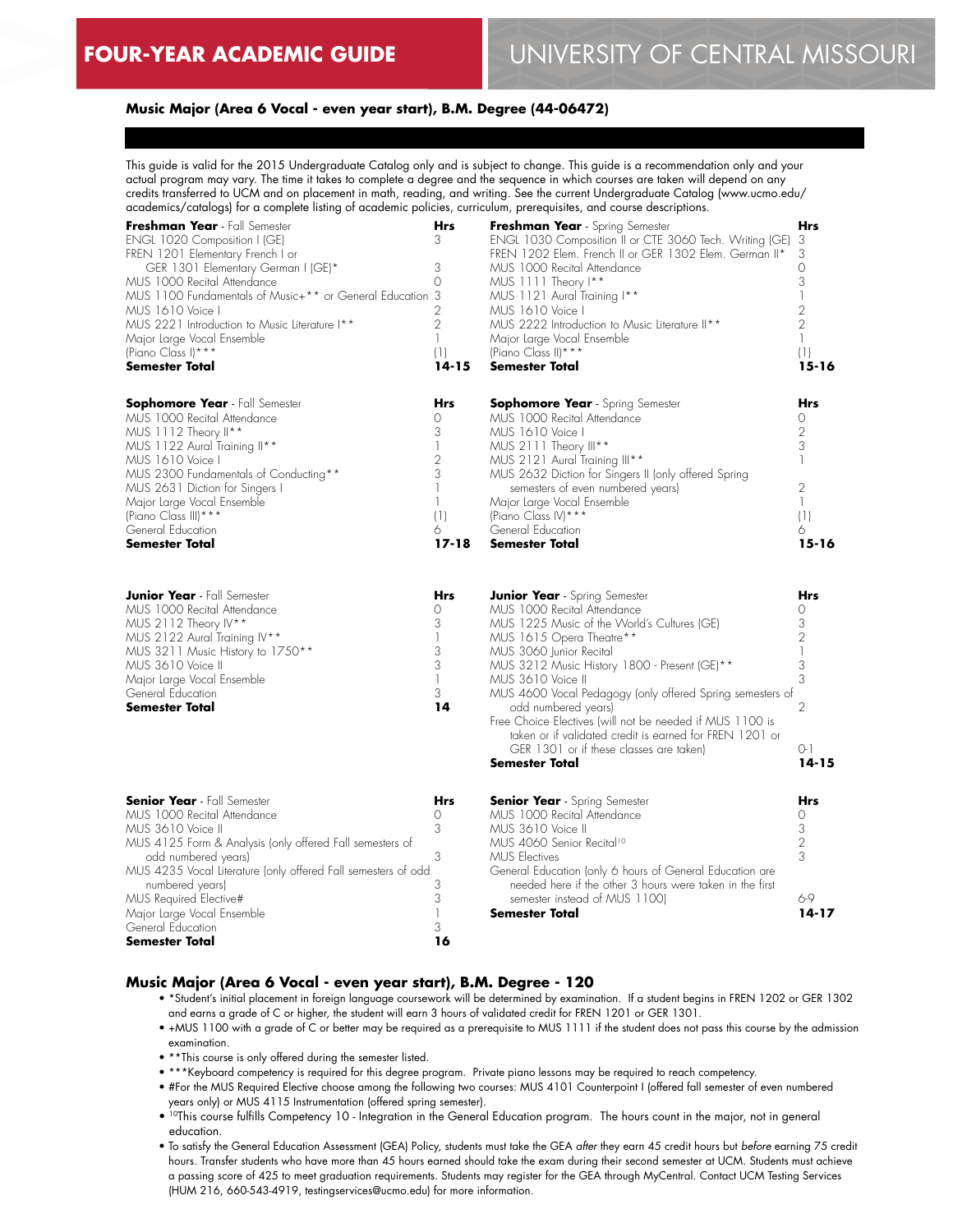# FOUR-YEAR ACADEMIC GUIDE

## UNIVERSITY OF CENTRAL MISSOURI

### Music Major (Area 6 Vocal - even year start), B.M. Degree (44-06472)

This guide is valid for the 2015 Undergraduate Catalog only and is subject to change. This guide is a recommendation only and your actual program may vary. The time it takes to complete a degree and the sequence in which courses are taken will depend on any credits transferred to UCM and on placement in math, reading, and writing. See the current Undergraduate Catalog (www.ucmo.edu/academics/catalogs) for a complete listing of academic policies, curriculum, prerequisites, and course descriptions.

| **Freshman Year** - Fall Semester | **Hrs** |
|---|---|
| ENGL 1020 Composition I (GE) | 3 |
| FREN 1201 Elementary French I or GER 1301 Elementary German I (GE)* | 3 |
| MUS 1000 Recital Attendance | 0 |
| MUS 1100 Fundamentals of Music+** or General Education | 3 |
| MUS 1610 Voice I | 2 |
| MUS 2221 Introduction to Music Literature I** | 2 |
| Major Large Vocal Ensemble | 1 |
| (Piano Class I)*** | (1) |
| **Semester Total** | **14-15** |

| **Freshman Year** - Spring Semester | **Hrs** |
|---|---|
| ENGL 1030 Composition II or CTE 3060 Tech. Writing (GE) | 3 |
| FREN 1202 Elem. French II or GER 1302 Elem. German II* | 3 |
| MUS 1000 Recital Attendance | 0 |
| MUS 1111 Theory I** | 3 |
| MUS 1121 Aural Training I** | 1 |
| MUS 1610 Voice I | 2 |
| MUS 2222 Introduction to Music Literature II** | 2 |
| Major Large Vocal Ensemble | 1 |
| (Piano Class II)*** | (1) |
| **Semester Total** | **15-16** |

| **Sophomore Year** - Fall Semester | **Hrs** |
|---|---|
| MUS 1000 Recital Attendance | 0 |
| MUS 1112 Theory II** | 3 |
| MUS 1122 Aural Training II** | 1 |
| MUS 1610 Voice I | 2 |
| MUS 2300 Fundamentals of Conducting** | 3 |
| MUS 2631 Diction for Singers I | 1 |
| Major Large Vocal Ensemble | 1 |
| (Piano Class III)*** | (1) |
| General Education | 6 |
| **Semester Total** | **17-18** |

| **Sophomore Year** - Spring Semester | **Hrs** |
|---|---|
| MUS 1000 Recital Attendance | 0 |
| MUS 1610 Voice I | 2 |
| MUS 2111 Theory III** | 3 |
| MUS 2121 Aural Training III** | 1 |
| MUS 2632 Diction for Singers II (only offered Spring semesters of even numbered years) | 2 |
| Major Large Vocal Ensemble | 1 |
| (Piano Class IV)*** | (1) |
| General Education | 6 |
| **Semester Total** | **15-16** |

| **Junior Year** - Fall Semester | **Hrs** |
|---|---|
| MUS 1000 Recital Attendance | 0 |
| MUS 2112 Theory IV** | 3 |
| MUS 2122 Aural Training IV** | 1 |
| MUS 3211 Music History to 1750** | 3 |
| MUS 3610 Voice II | 3 |
| Major Large Vocal Ensemble | 1 |
| General Education | 3 |
| **Semester Total** | **14** |

| **Junior Year** - Spring Semester | **Hrs** |
|---|---|
| MUS 1000 Recital Attendance | 0 |
| MUS 1225 Music of the World's Cultures (GE) | 3 |
| MUS 1615 Opera Theatre** | 2 |
| MUS 3060 Junior Recital | 1 |
| MUS 3212 Music History 1800 - Present (GE)** | 3 |
| MUS 3610 Voice II | 3 |
| MUS 4600 Vocal Pedagogy (only offered Spring semesters of odd numbered years) | 2 |
| Free Choice Electives (will not be needed if MUS 1100 is taken or if validated credit is earned for FREN 1201 or GER 1301 or if these classes are taken) | 0-1 |
| **Semester Total** | **14-15** |

| **Senior Year** - Fall Semester | **Hrs** |
|---|---|
| MUS 1000 Recital Attendance | 0 |
| MUS 3610 Voice II | 3 |
| MUS 4125 Form & Analysis (only offered Fall semesters of odd numbered years) | 3 |
| MUS 4235 Vocal Literature (only offered Fall semesters of odd numbered years) | 3 |
| MUS Required Elective# | 3 |
| Major Large Vocal Ensemble | 1 |
| General Education | 3 |
| **Semester Total** | **16** |

| **Senior Year** - Spring Semester | **Hrs** |
|---|---|
| MUS 1000 Recital Attendance | 0 |
| MUS 3610 Voice II | 3 |
| MUS 4060 Senior Recital[10] | 2 |
| MUS Electives | 3 |
| General Education (only 6 hours of General Education are needed here if the other 3 hours were taken in the first semester instead of MUS 1100) | 6-9 |
| **Semester Total** | **14-17** |

### Music Major (Area 6 Vocal - even year start), B.M. Degree - 120

- *Student's initial placement in foreign language coursework will be determined by examination. If a student begins in FREN 1202 or GER 1302 and earns a grade of C or higher, the student will earn 3 hours of validated credit for FREN 1201 or GER 1301.
- +MUS 1100 with a grade of C or better may be required as a prerequisite to MUS 1111 if the student does not pass this course by the admission examination.
- **This course is only offered during the semester listed.
- ***Keyboard competency is required for this degree program. Private piano lessons may be required to reach competency.
- #For the MUS Required Elective choose among the following two courses: MUS 4101 Counterpoint I (offered fall semester of even numbered years only) or MUS 4115 Instrumentation (offered spring semester).
- [10]This course fulfills Competency 10 - Integration in the General Education program. The hours count in the major, not in general education.
- To satisfy the General Education Assessment (GEA) Policy, students must take the GEA *after* they earn 45 credit hours but *before* earning 75 credit hours. Transfer students who have more than 45 hours earned should take the exam during their second semester at UCM. Students must achieve a passing score of 425 to meet graduation requirements. Students may register for the GEA through MyCentral. Contact UCM Testing Services (HUM 216, 660-543-4919, testingservices@ucmo.edu) for more information.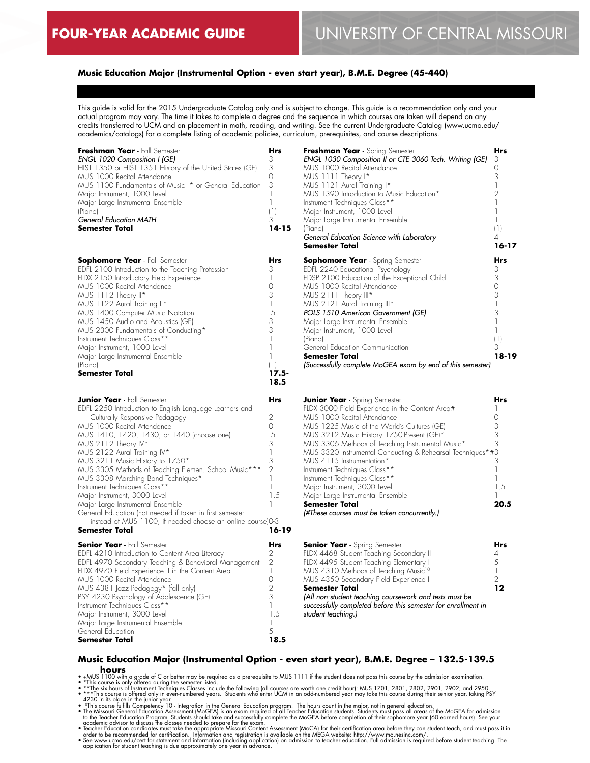# FOUR-YEAR ACADEMIC GUIDE

# UNIVERSITY OF CENTRAL MISSOURI

## Music Education Major (Instrumental Option - even start year), B.M.E. Degree (45-440)

This guide is valid for the 2015 Undergraduate Catalog only and is subject to change. This guide is a recommendation only and your actual program may vary. The time it takes to complete a degree and the sequence in which courses are taken will depend on any credits transferred to UCM and on placement in math, reading, and writing. See the current Undergraduate Catalog (www.ucmo.edu/academics/catalogs) for a complete listing of academic policies, curriculum, prerequisites, and course descriptions.

| **Freshman Year** - Fall Semester | **Hrs** |
|---|---|
| *ENGL 1020 Composition I (GE)* | 3 |
| HIST 1350 or HIST 1351 History of the United States (GE) | 3 |
| MUS 1000 Recital Attendance | 0 |
| MUS 1100 Fundamentals of Music+* or General Education | 3 |
| Major Instrument, 1000 Level | 1 |
| Major Large Instrumental Ensemble | 1 |
| (Piano) | (1) |
| *General Education MATH* | 3 |
| **Semester Total** | **14-15** |

| **Freshman Year** - Spring Semester | **Hrs** |
|---|---|
| *ENGL 1030 Composition II or CTE 3060 Tech. Writing (GE)* | 3 |
| MUS 1000 Recital Attendance | 0 |
| MUS 1111 Theory I* | 3 |
| MUS 1121 Aural Training I* | 1 |
| MUS 1390 Introduction to Music Education* | 2 |
| Instrument Techniques Class** | 1 |
| Major Instrument, 1000 Level | 1 |
| Major Large Instrumental Ensemble | 1 |
| (Piano) | (1) |
| *General Education Science with Laboratory* | 4 |
| **Semester Total** | **16-17** |

| **Sophomore Year** - Fall Semester | **Hrs** |
|---|---|
| EDFL 2100 Introduction to the Teaching Profession | 3 |
| FLDX 2150 Introductory Field Experience | 1 |
| MUS 1000 Recital Attendance | 0 |
| MUS 1112 Theory II* | 3 |
| MUS 1122 Aural Training II* | 1 |
| MUS 1400 Computer Music Notation | .5 |
| MUS 1450 Audio and Acoustics (GE) | 3 |
| MUS 2300 Fundamentals of Conducting* | 3 |
| Instrument Techniques Class** | 1 |
| Major Instrument, 1000 Level | 1 |
| Major Large Instrumental Ensemble | 1 |
| (Piano) | (1) |
| **Semester Total** | **17.5-18.5** |

| **Sophomore Year** - Spring Semester | **Hrs** |
|---|---|
| EDFL 2240 Educational Psychology | 3 |
| EDSP 2100 Education of the Exceptional Child | 3 |
| MUS 1000 Recital Attendance | 0 |
| MUS 2111 Theory III* | 3 |
| MUS 2121 Aural Training III* | 1 |
| *POLS 1510 American Government (GE)* | 3 |
| Major Large Instrumental Ensemble | 1 |
| Major Instrument, 1000 Level | 1 |
| (Piano) | (1) |
| General Education Communication | 3 |
| **Semester Total** | **18-19** |

*(Successfully complete MoGEA exam by end of this semester)*

| **Junior Year** - Fall Semester | **Hrs** |
|---|---|
| EDFL 2250 Introduction to English Language Learners and Culturally Responsive Pedagogy | 2 |
| MUS 1000 Recital Attendance | 0 |
| MUS 1410, 1420, 1430, or 1440 (choose one) | .5 |
| MUS 2112 Theory IV* | 3 |
| MUS 2122 Aural Training IV* | 1 |
| MUS 3211 Music History to 1750* | 3 |
| MUS 3305 Methods of Teaching Elemen. School Music*** | 2 |
| MUS 3308 Marching Band Techniques* | 1 |
| Instrument Techniques Class** | 1 |
| Major Instrument, 3000 Level | 1.5 |
| Major Large Instrumental Ensemble | 1 |
| General Education (not needed if taken in first semester instead of MUS 1100, if needed choose an online course) | 0-3 |
| **Semester Total** | **16-19** |

| **Junior Year** - Spring Semester | **Hrs** |
|---|---|
| FLDX 3000 Field Experience in the Content Area# | 1 |
| MUS 1000 Recital Attendance | 0 |
| MUS 1225 Music of the World's Cultures (GE) | 3 |
| MUS 3212 Music History 1750-Present (GE)* | 3 |
| MUS 3306 Methods of Teaching Instrumental Music* | 3 |
| MUS 3320 Instrumental Conducting & Rehearsal Techniques*# | 3 |
| MUS 4115 Instrumentation* | 3 |
| Instrument Techniques Class** | 1 |
| Instrument Techniques Class** | 1 |
| Major Instrument, 3000 Level | 1.5 |
| Major Large Instrumental Ensemble | 1 |
| **Semester Total** | **20.5** |

*(#These courses must be taken concurrently.)*

| **Senior Year** - Fall Semester | **Hrs** |
|---|---|
| EDFL 4210 Introduction to Content Area Literacy | 2 |
| EDFL 4970 Secondary Teaching & Behavioral Management | 2 |
| FLDX 4970 Field Experience II in the Content Area | 1 |
| MUS 1000 Recital Attendance | 0 |
| MUS 4381 Jazz Pedagogy* (fall only) | 2 |
| PSY 4230 Psychology of Adolescence (GE) | 3 |
| Instrument Techniques Class** | 1 |
| Major Instrument, 3000 Level | 1.5 |
| Major Large Instrumental Ensemble | 1 |
| General Education | 5 |
| **Semester Total** | **18.5** |

| **Senior Year** - Spring Semester | **Hrs** |
|---|---|
| FLDX 4468 Student Teaching Secondary II | 4 |
| FLDX 4495 Student Teaching Elementary I | 5 |
| MUS 4310 Methods of Teaching Music[10] | 1 |
| MUS 4350 Secondary Field Experience II | 2 |
| **Semester Total** | **12** |

*(All non-student teaching coursework and tests must be successfully completed before this semester for enrollment in student teaching.)*

## Music Education Major (Instrumental Option - even start year), B.M.E. Degree – 132.5-139.5 hours

- +MUS 1100 with a grade of C or better may be required as a prerequisite to MUS 1111 if the student does not pass this course by the admission examination.
- *This course is only offered during the semester listed.
- **The six hours of Instrument Techniques Classes include the following (all courses are worth one credit hour): MUS 1701, 2801, 2802, 2901, 2902, and 2950.
- ***This course is offered only in even-numbered years. Students who enter UCM in an odd-numbered year may take this course during their senior year, taking PSY 4230 in its place in the junior year.
- [10]This course fulfills Competency 10 - Integration in the General Education program. The hours count in the major, not in general education.
- The Missouri General Education Assessment (MoGEA) is an exam required of all Teacher Education students. Students must pass all areas of the MoGEA for admission to the Teacher Education Program. Students should take and successfully complete the MoGEA before completion of their sophomore year (60 earned hours). See your academic advisor to discuss the classes needed to prepare for the exam.
- Teacher Education candidates must take the appropriate Missouri Content Assessment (MoCA) for their certification area before they can student teach, and must pass it in order to be recommended for certification. Information and registration is available on the MEGA website: http://www.mo.nesinc.com/.
- See www.ucmo.edu/cert for statement and information (including application) on admission to teacher education. Full admission is required before student teaching. The application for student teaching is due approximately one year in advance.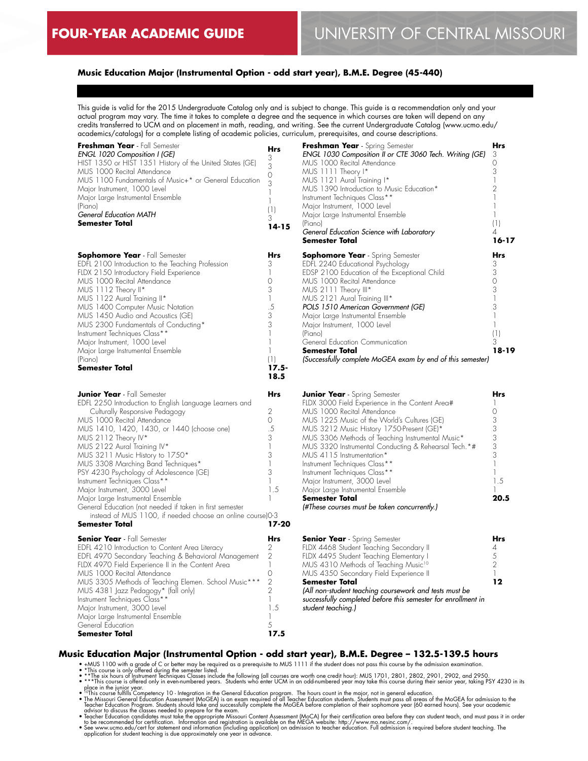# FOUR-YEAR ACADEMIC GUIDE — UNIVERSITY OF CENTRAL MISSOURI

## Music Education Major (Instrumental Option - odd start year), B.M.E. Degree (45-440)

This guide is valid for the 2015 Undergraduate Catalog only and is subject to change. This guide is a recommendation only and your actual program may vary. The time it takes to complete a degree and the sequence in which courses are taken will depend on any credits transferred to UCM and on placement in math, reading, and writing. See the current Undergraduate Catalog (www.ucmo.edu/academics/catalogs) for a complete listing of academic policies, curriculum, prerequisites, and course descriptions.

| **Freshman Year** - Fall Semester | **Hrs** |
|---|---|
| *ENGL 1020 Composition I (GE)* | 3 |
| HIST 1350 or HIST 1351 History of the United States (GE) | 3 |
| MUS 1000 Recital Attendance | 0 |
| MUS 1100 Fundamentals of Music+* or General Education | 3 |
| Major Instrument, 1000 Level | 1 |
| Major Large Instrumental Ensemble | 1 |
| (Piano) | (1) |
| *General Education MATH* | 3 |
| **Semester Total** | **14-15** |

| **Freshman Year** - Spring Semester | **Hrs** |
|---|---|
| *ENGL 1030 Composition II or CTE 3060 Tech. Writing (GE)* | 3 |
| MUS 1000 Recital Attendance | 0 |
| MUS 1111 Theory I* | 3 |
| MUS 1121 Aural Training I* | 1 |
| MUS 1390 Introduction to Music Education* | 2 |
| Instrument Techniques Class** | 1 |
| Major Instrument, 1000 Level | 1 |
| Major Large Instrumental Ensemble | 1 |
| (Piano) | (1) |
| *General Education Science with Laboratory* | 4 |
| **Semester Total** | **16-17** |

| **Sophomore Year** - Fall Semester | **Hrs** |
|---|---|
| EDFL 2100 Introduction to the Teaching Profession | 3 |
| FLDX 2150 Introductory Field Experience | 1 |
| MUS 1000 Recital Attendance | 0 |
| MUS 1112 Theory II* | 3 |
| MUS 1122 Aural Training II* | 1 |
| MUS 1400 Computer Music Notation | .5 |
| MUS 1450 Audio and Acoustics (GE) | 3 |
| MUS 2300 Fundamentals of Conducting* | 3 |
| Instrument Techniques Class** | 1 |
| Major Instrument, 1000 Level | 1 |
| Major Large Instrumental Ensemble | 1 |
| (Piano) | (1) |
| **Semester Total** | **17.5-18.5** |

| **Sophomore Year** - Spring Semester | **Hrs** |
|---|---|
| EDFL 2240 Educational Psychology | 3 |
| EDSP 2100 Education of the Exceptional Child | 3 |
| MUS 1000 Recital Attendance | 0 |
| MUS 2111 Theory III* | 3 |
| MUS 2121 Aural Training III* | 1 |
| *POLS 1510 American Government (GE)* | 3 |
| Major Large Instrumental Ensemble | 1 |
| Major Instrument, 1000 Level | 1 |
| (Piano) | (1) |
| General Education Communication | 3 |
| **Semester Total** | **18-19** |
| *(Successfully complete MoGEA exam by end of this semester)* | |

| **Junior Year** - Fall Semester | **Hrs** |
|---|---|
| EDFL 2250 Introduction to English Language Learners and Culturally Responsive Pedagogy | 2 |
| MUS 1000 Recital Attendance | 0 |
| MUS 1410, 1420, 1430, or 1440 (choose one) | .5 |
| MUS 2112 Theory IV* | 3 |
| MUS 2122 Aural Training IV* | 1 |
| MUS 3211 Music History to 1750* | 3 |
| MUS 3308 Marching Band Techniques* | 1 |
| PSY 4230 Psychology of Adolescence (GE) | 3 |
| Instrument Techniques Class** | 1 |
| Major Instrument, 3000 Level | 1.5 |
| Major Large Instrumental Ensemble | 1 |
| General Education (not needed if taken in first semester instead of MUS 1100, if needed choose an online course) | 0-3 |
| **Semester Total** | **17-20** |

| **Junior Year** - Spring Semester | **Hrs** |
|---|---|
| FLDX 3000 Field Experience in the Content Area# | 1 |
| MUS 1000 Recital Attendance | 0 |
| MUS 1225 Music of the World's Cultures (GE) | 3 |
| MUS 3212 Music History 1750-Present (GE)* | 3 |
| MUS 3306 Methods of Teaching Instrumental Music* | 3 |
| MUS 3320 Instrumental Conducting & Rehearsal Tech.*# | 3 |
| MUS 4115 Instrumentation* | 3 |
| Instrument Techniques Class** | 1 |
| Instrument Techniques Class** | 1 |
| Major Instrument, 3000 Level | 1.5 |
| Major Large Instrumental Ensemble | 1 |
| **Semester Total** | **20.5** |
| *(#These courses must be taken concurrently.)* | |

| **Senior Year** - Fall Semester | **Hrs** |
|---|---|
| EDFL 4210 Introduction to Content Area Literacy | 2 |
| EDFL 4970 Secondary Teaching & Behavioral Management | 2 |
| FLDX 4970 Field Experience II in the Content Area | 1 |
| MUS 1000 Recital Attendance | 0 |
| MUS 3305 Methods of Teaching Elemen. School Music*** | 2 |
| MUS 4381 Jazz Pedagogy* (fall only) | 2 |
| Instrument Techniques Class** | 1 |
| Major Instrument, 3000 Level | 1.5 |
| Major Large Instrumental Ensemble | 1 |
| General Education | 5 |
| **Semester Total** | **17.5** |

| **Senior Year** - Spring Semester | **Hrs** |
|---|---|
| FLDX 4468 Student Teaching Secondary II | 4 |
| FLDX 4495 Student Teaching Elementary I | 5 |
| MUS 4310 Methods of Teaching Music[10] | 2 |
| MUS 4350 Secondary Field Experience II | 1 |
| **Semester Total** | **12** |
| *(All non-student teaching coursework and tests must be successfully completed before this semester for enrollment in student teaching.)* | |

## Music Education Major (Instrumental Option - odd start year), B.M.E. Degree – 132.5-139.5 hours

- +MUS 1100 with a grade of C or better may be required as a prerequisite to MUS 1111 if the student does not pass this course by the admission examination.
- *This course is only offered during the semester listed.
- **The six hours of Instrument Techniques Classes include the following (all courses are worth one credit hour): MUS 1701, 2801, 2802, 2901, 2902, and 2950.
- ***This course is offered only in even-numbered years. Students who enter UCM in an odd-numbered year may take this course during their senior year, taking PSY 4230 in its place in the junior year.
- [10]This course fulfills Competency 10 - Integration in the General Education program. The hours count in the major, not in general education.
- The Missouri General Education Assessment (MoGEA) is an exam required of all Teacher Education students. Students must pass all areas of the MoGEA for admission to the Teacher Education Program. Students should take and successfully complete the MoGEA before completion of their sophomore year (60 earned hours). See your academic advisor to discuss the classes needed to prepare for the exam.
- Teacher Education candidates must take the appropriate Missouri Content Assessment (MoCA) for their certification area before they can student teach, and must pass it in order to be recommended for certification. Information and registration is available on the MEGA website: http://www.mo.nesinc.com/.
- See www.ucmo.edu/cert for statement and information (including application) on admission to teacher education. Full admission is required before student teaching. The application for student teaching is due approximately one year in advance.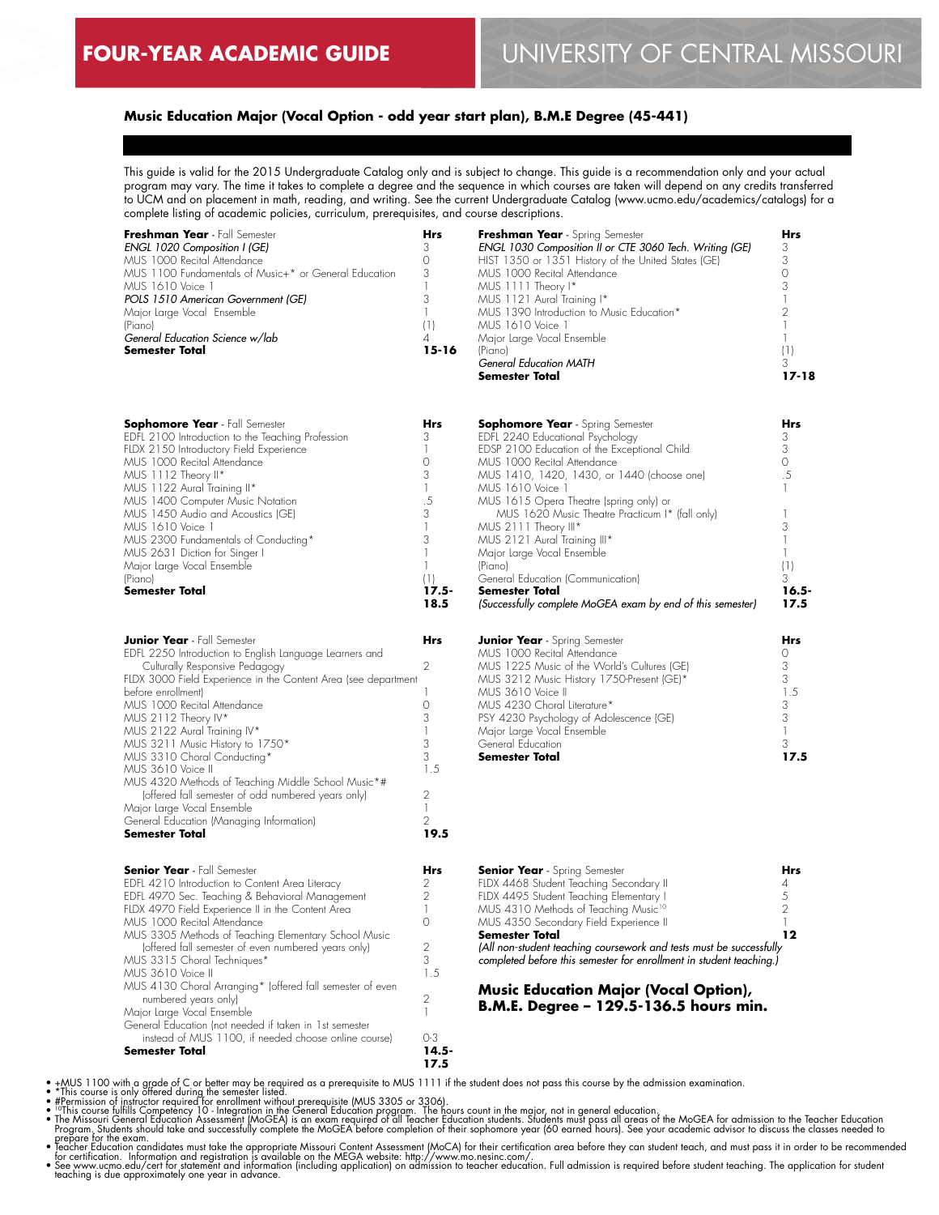# FOUR-YEAR ACADEMIC GUIDE — UNIVERSITY OF CENTRAL MISSOURI

## Music Education Major (Vocal Option - odd year start plan), B.M.E Degree (45-441)

This guide is valid for the 2015 Undergraduate Catalog only and is subject to change. This guide is a recommendation only and your actual program may vary. The time it takes to complete a degree and the sequence in which courses are taken will depend on any credits transferred to UCM and on placement in math, reading, and writing. See the current Undergraduate Catalog (www.ucmo.edu/academics/catalogs) for a complete listing of academic policies, curriculum, prerequisites, and course descriptions.

| **Freshman Year** - Fall Semester | **Hrs** |
|---|---|
| *ENGL 1020 Composition I (GE)* | 3 |
| MUS 1000 Recital Attendance | 0 |
| MUS 1100 Fundamentals of Music+* or General Education | 3 |
| MUS 1610 Voice 1 | 1 |
| *POLS 1510 American Government (GE)* | 3 |
| Major Large Vocal Ensemble | 1 |
| (Piano) | (1) |
| *General Education Science w/lab* | 4 |
| **Semester Total** | **15-16** |

| **Freshman Year** - Spring Semester | **Hrs** |
|---|---|
| *ENGL 1030 Composition II or CTE 3060 Tech. Writing (GE)* | 3 |
| HIST 1350 or 1351 History of the United States (GE) | 3 |
| MUS 1000 Recital Attendance | 0 |
| MUS 1111 Theory I* | 3 |
| MUS 1121 Aural Training I* | 1 |
| MUS 1390 Introduction to Music Education* | 2 |
| MUS 1610 Voice 1 | 1 |
| Major Large Vocal Ensemble | 1 |
| (Piano) | (1) |
| *General Education MATH* | 3 |
| **Semester Total** | **17-18** |

| **Sophomore Year** - Fall Semester | **Hrs** |
|---|---|
| EDFL 2100 Introduction to the Teaching Profession | 3 |
| FLDX 2150 Introductory Field Experience | 1 |
| MUS 1000 Recital Attendance | 0 |
| MUS 1112 Theory II* | 3 |
| MUS 1122 Aural Training II* | 1 |
| MUS 1400 Computer Music Notation | .5 |
| MUS 1450 Audio and Acoustics (GE) | 3 |
| MUS 1610 Voice 1 | 1 |
| MUS 2300 Fundamentals of Conducting* | 3 |
| MUS 2631 Diction for Singer I | 1 |
| Major Large Vocal Ensemble | 1 |
| (Piano) | (1) |
| **Semester Total** | **17.5-18.5** |

| **Sophomore Year** - Spring Semester | **Hrs** |
|---|---|
| EDFL 2240 Educational Psychology | 3 |
| EDSP 2100 Education of the Exceptional Child | 3 |
| MUS 1000 Recital Attendance | 0 |
| MUS 1410, 1420, 1430, or 1440 (choose one) | .5 |
| MUS 1610 Voice 1 | 1 |
| MUS 1615 Opera Theatre (spring only) or MUS 1620 Music Theatre Practicum I* (fall only) | 1 |
| MUS 2111 Theory III* | 3 |
| MUS 2121 Aural Training III* | 1 |
| Major Large Vocal Ensemble | 1 |
| (Piano) | (1) |
| General Education (Communication) | 3 |
| **Semester Total** | **16.5-17.5** |
| *(Successfully complete MoGEA exam by end of this semester)* | |

| **Junior Year** - Fall Semester | **Hrs** |
|---|---|
| EDFL 2250 Introduction to English Language Learners and Culturally Responsive Pedagogy | 2 |
| FLDX 3000 Field Experience in the Content Area (see department before enrollment) | 1 |
| MUS 1000 Recital Attendance | 0 |
| MUS 2112 Theory IV* | 3 |
| MUS 2122 Aural Training IV* | 1 |
| MUS 3211 Music History to 1750* | 3 |
| MUS 3310 Choral Conducting* | 3 |
| MUS 3610 Voice II | 1.5 |
| MUS 4320 Methods of Teaching Middle School Music*# (offered fall semester of odd numbered years only) | 2 |
| Major Large Vocal Ensemble | 1 |
| General Education (Managing Information) | 2 |
| **Semester Total** | **19.5** |

| **Junior Year** - Spring Semester | **Hrs** |
|---|---|
| MUS 1000 Recital Attendance | 0 |
| MUS 1225 Music of the World's Cultures (GE) | 3 |
| MUS 3212 Music History 1750-Present (GE)* | 3 |
| MUS 3610 Voice II | 1.5 |
| MUS 4230 Choral Literature* | 3 |
| PSY 4230 Psychology of Adolescence (GE) | 3 |
| Major Large Vocal Ensemble | 1 |
| General Education | 3 |
| **Semester Total** | **17.5** |

| **Senior Year** - Fall Semester | **Hrs** |
|---|---|
| EDFL 4210 Introduction to Content Area Literacy | 2 |
| EDFL 4970 Sec. Teaching & Behavioral Management | 2 |
| FLDX 4970 Field Experience II in the Content Area | 1 |
| MUS 1000 Recital Attendance | 0 |
| MUS 3305 Methods of Teaching Elementary School Music (offered fall semester of even numbered years only) | 2 |
| MUS 3315 Choral Techniques* | 3 |
| MUS 3610 Voice II | 1.5 |
| MUS 4130 Choral Arranging* (offered fall semester of even numbered years only) | 2 |
| Major Large Vocal Ensemble | 1 |
| General Education (not needed if taken in 1st semester instead of MUS 1100, if needed choose online course) | 0-3 |
| **Semester Total** | **14.5-17.5** |

| **Senior Year** - Spring Semester | **Hrs** |
|---|---|
| FLDX 4468 Student Teaching Secondary II | 4 |
| FLDX 4495 Student Teaching Elementary I | 5 |
| MUS 4310 Methods of Teaching Music[10] | 2 |
| MUS 4350 Secondary Field Experience II | 1 |
| **Semester Total** | **12** |
| *(All non-student teaching coursework and tests must be successfully completed before this semester for enrollment in student teaching.)* | |

### Music Education Major (Vocal Option), B.M.E. Degree – 129.5-136.5 hours min.

- +MUS 1100 with a grade of C or better may be required as a prerequisite to MUS 1111 if the student does not pass this course by the admission examination.
- *This course is only offered during the semester listed.
- #Permission of instructor required for enrollment without prerequisite (MUS 3305 or 3306).
- [10]This course fulfills Competency 10 - Integration in the General Education program. The hours count in the major, not in general education.
- The Missouri General Education Assessment (MoGEA) is an exam required of all Teacher Education students. Students must pass all areas of the MoGEA for admission to the Teacher Education Program. Students should take and successfully complete the MoGEA before completion of their sophomore year (60 earned hours). See your academic advisor to discuss the classes needed to prepare for the exam.
- Teacher Education candidates must take the appropriate Missouri Content Assessment (MoCA) for their certification area before they can student teach, and must pass it in order to be recommended for certification. Information and registration is available on the MEGA website: http://www.mo.nesinc.com/.
- See www.ucmo.edu/cert for statement and information (including application) on admission to teacher education. Full admission is required before student teaching. The application for student teaching is due approximately one year in advance.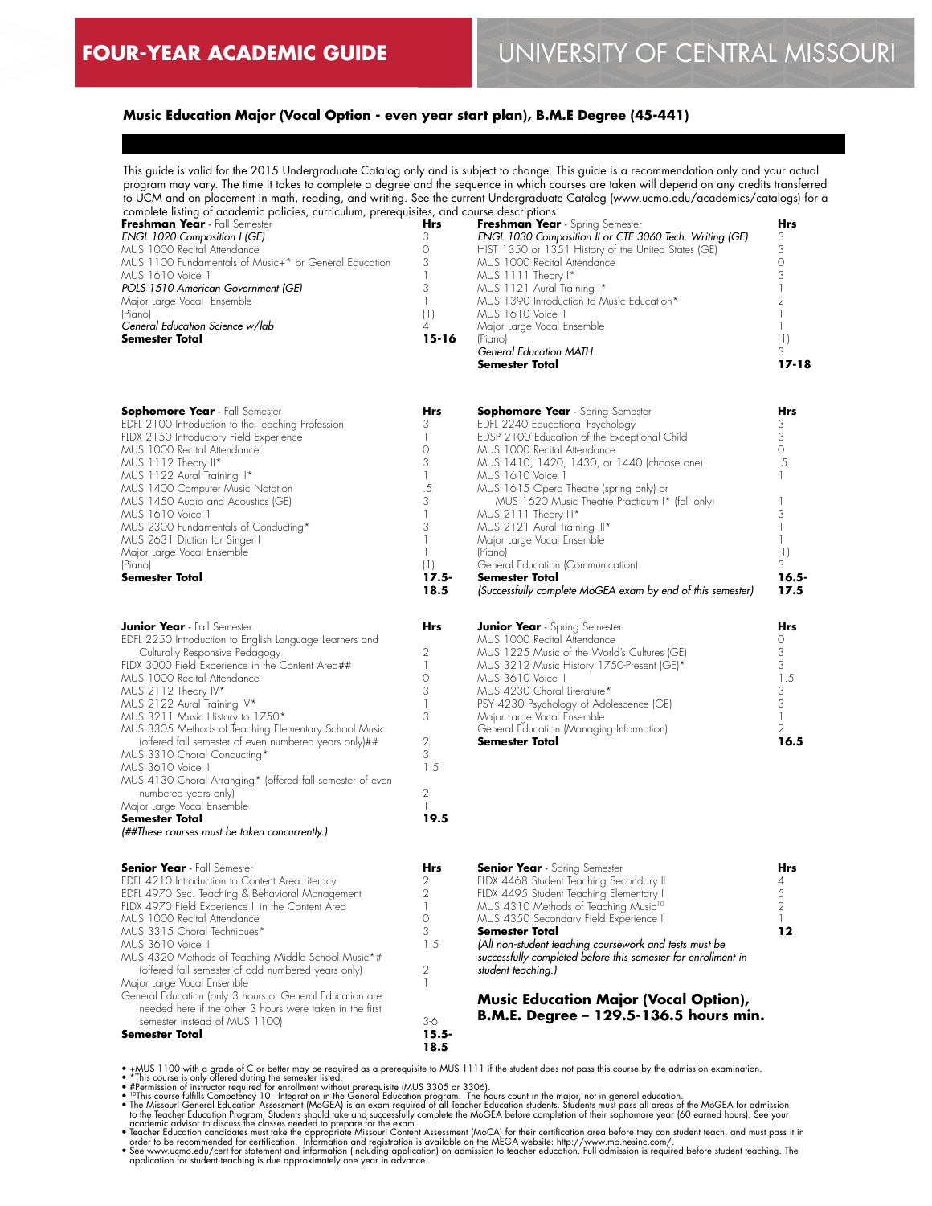# FOUR-YEAR ACADEMIC GUIDE

# UNIVERSITY OF CENTRAL MISSOURI

## Music Education Major (Vocal Option - even year start plan), B.M.E Degree (45-441)

This guide is valid for the 2015 Undergraduate Catalog only and is subject to change. This guide is a recommendation only and your actual program may vary. The time it takes to complete a degree and the sequence in which courses are taken will depend on any credits transferred to UCM and on placement in math, reading, and writing. See the current Undergraduate Catalog (www.ucmo.edu/academics/catalogs) for a complete listing of academic policies, curriculum, prerequisites, and course descriptions.

| **Freshman Year** - Fall Semester | **Hrs** |
|---|---|
| *ENGL 1020 Composition I (GE)* | 3 |
| MUS 1000 Recital Attendance | 0 |
| MUS 1100 Fundamentals of Music+* or General Education | 3 |
| MUS 1610 Voice 1 | 1 |
| *POLS 1510 American Government (GE)* | 3 |
| Major Large Vocal Ensemble | 1 |
| (Piano) | (1) |
| *General Education Science w/lab* | 4 |
| **Semester Total** | **15-16** |

| **Freshman Year** - Spring Semester | **Hrs** |
|---|---|
| *ENGL 1030 Composition II or CTE 3060 Tech. Writing (GE)* | 3 |
| HIST 1350 or 1351 History of the United States (GE) | 3 |
| MUS 1000 Recital Attendance | 0 |
| MUS 1111 Theory I* | 3 |
| MUS 1121 Aural Training I* | 1 |
| MUS 1390 Introduction to Music Education* | 2 |
| MUS 1610 Voice 1 | 1 |
| Major Large Vocal Ensemble | 1 |
| (Piano) | (1) |
| *General Education MATH* | 3 |
| **Semester Total** | **17-18** |

| **Sophomore Year** - Fall Semester | **Hrs** |
|---|---|
| EDFL 2100 Introduction to the Teaching Profession | 3 |
| FLDX 2150 Introductory Field Experience | 1 |
| MUS 1000 Recital Attendance | 0 |
| MUS 1112 Theory II* | 3 |
| MUS 1122 Aural Training II* | 1 |
| MUS 1400 Computer Music Notation | .5 |
| MUS 1450 Audio and Acoustics (GE) | 3 |
| MUS 1610 Voice 1 | 1 |
| MUS 2300 Fundamentals of Conducting* | 3 |
| MUS 2631 Diction for Singer I | 1 |
| Major Large Vocal Ensemble | 1 |
| (Piano) | (1) |
| **Semester Total** | **17.5-18.5** |

| **Sophomore Year** - Spring Semester | **Hrs** |
|---|---|
| EDFL 2240 Educational Psychology | 3 |
| EDSP 2100 Education of the Exceptional Child | 3 |
| MUS 1000 Recital Attendance | 0 |
| MUS 1410, 1420, 1430, or 1440 (choose one) | .5 |
| MUS 1610 Voice 1 | 1 |
| MUS 1615 Opera Theatre (spring only) or MUS 1620 Music Theatre Practicum I* (fall only) | 1 |
| MUS 2111 Theory III* | 3 |
| MUS 2121 Aural Training III* | 1 |
| Major Large Vocal Ensemble | 1 |
| (Piano) | (1) |
| General Education (Communication) | 3 |
| **Semester Total** | **16.5-17.5** |
| *(Successfully complete MoGEA exam by end of this semester)* | |

| **Junior Year** - Fall Semester | **Hrs** |
|---|---|
| EDFL 2250 Introduction to English Language Learners and Culturally Responsive Pedagogy | 2 |
| FLDX 3000 Field Experience in the Content Area## | 1 |
| MUS 1000 Recital Attendance | 0 |
| MUS 2112 Theory IV* | 3 |
| MUS 2122 Aural Training IV* | 1 |
| MUS 3211 Music History to 1750* | 3 |
| MUS 3305 Methods of Teaching Elementary School Music (offered fall semester of even numbered years only)## | 2 |
| MUS 3310 Choral Conducting* | 3 |
| MUS 3610 Voice II | 1.5 |
| MUS 4130 Choral Arranging* (offered fall semester of even numbered years only) | 2 |
| Major Large Vocal Ensemble | 1 |
| **Semester Total** | **19.5** |

*(##These courses must be taken concurrently.)*

| **Junior Year** - Spring Semester | **Hrs** |
|---|---|
| MUS 1000 Recital Attendance | 0 |
| MUS 1225 Music of the World's Cultures (GE) | 3 |
| MUS 3212 Music History 1750-Present (GE)* | 3 |
| MUS 3610 Voice II | 1.5 |
| MUS 4230 Choral Literature* | 3 |
| PSY 4230 Psychology of Adolescence (GE) | 3 |
| Major Large Vocal Ensemble | 1 |
| General Education (Managing Information) | 2 |
| **Semester Total** | **16.5** |

| **Senior Year** - Fall Semester | **Hrs** |
|---|---|
| EDFL 4210 Introduction to Content Area Literacy | 2 |
| EDFL 4970 Sec. Teaching & Behavioral Management | 2 |
| FLDX 4970 Field Experience II in the Content Area | 1 |
| MUS 1000 Recital Attendance | 0 |
| MUS 3315 Choral Techniques* | 3 |
| MUS 3610 Voice II | 1.5 |
| MUS 4320 Methods of Teaching Middle School Music*# (offered fall semester of odd numbered years only) | 2 |
| Major Large Vocal Ensemble | 1 |
| General Education (only 3 hours of General Education are needed here if the other 3 hours were taken in the first semester instead of MUS 1100) | 3-6 |
| **Semester Total** | **15.5-18.5** |

| **Senior Year** - Spring Semester | **Hrs** |
|---|---|
| FLDX 4468 Student Teaching Secondary II | 4 |
| FLDX 4495 Student Teaching Elementary I | 5 |
| MUS 4310 Methods of Teaching Music[10] | 2 |
| MUS 4350 Secondary Field Experience II | 1 |
| **Semester Total** | **12** |

*(All non-student teaching coursework and tests must be successfully completed before this semester for enrollment in student teaching.)*

### Music Education Major (Vocal Option), B.M.E. Degree – 129.5-136.5 hours min.

- +MUS 1100 with a grade of C or better may be required as a prerequisite to MUS 1111 if the student does not pass this course by the admission examination.
- *This course is only offered during the semester listed.
- #Permission of instructor required for enrollment without prerequisite (MUS 3305 or 3306).
- [10]This course fulfills Competency 10 - Integration in the General Education program. The hours count in the major, not in general education.
- The Missouri General Education Assessment (MoGEA) is an exam required of all Teacher Education students. Students must pass all areas of the MoGEA for admission to the Teacher Education Program. Students should take and successfully complete the MoGEA before completion of their sophomore year (60 earned hours). See your academic advisor to discuss the classes needed to prepare for the exam.
- Teacher Education candidates must take the appropriate Missouri Content Assessment (MoCA) for their certification area before they can student teach, and must pass it in order to be recommended for certification. Information and registration is available on the MEGA website: http://www.mo.nesinc.com/.
- See www.ucmo.edu/cert for statement and information (including application) on admission to teacher education. Full admission is required before student teaching. The application for student teaching is due approximately one year in advance.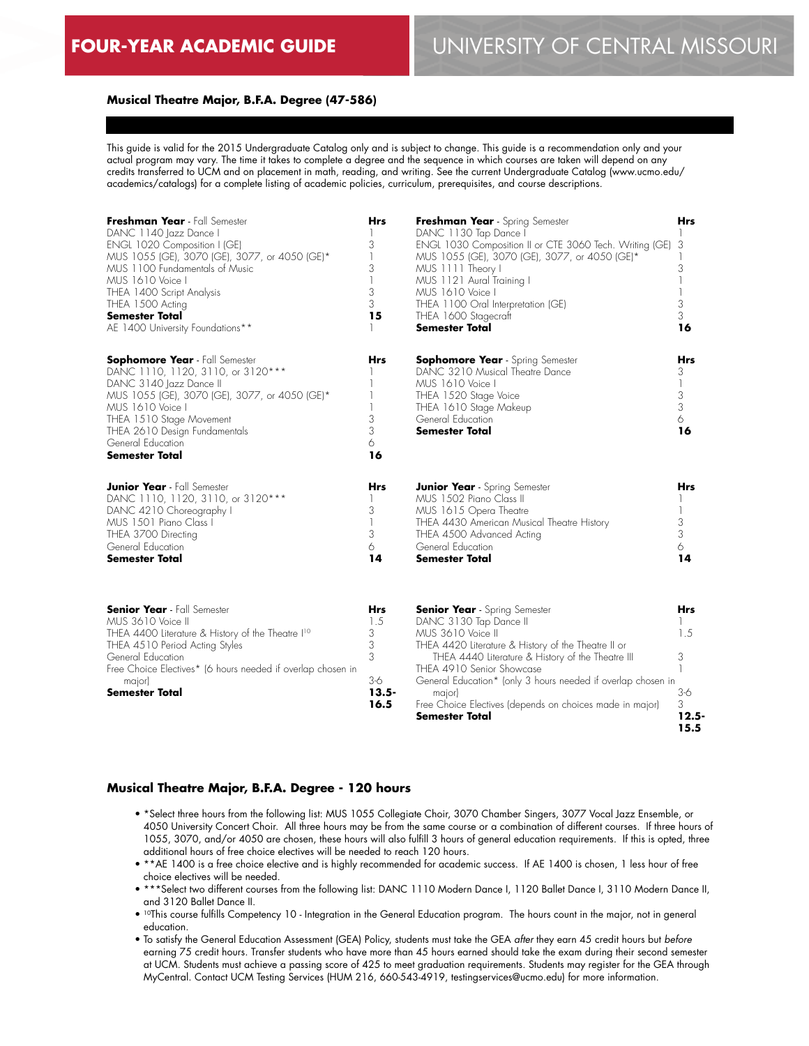# FOUR-YEAR ACADEMIC GUIDE

# UNIVERSITY OF CENTRAL MISSOURI

**Musical Theatre Major, B.F.A. Degree (47-586)**

This guide is valid for the 2015 Undergraduate Catalog only and is subject to change. This guide is a recommendation only and your actual program may vary. The time it takes to complete a degree and the sequence in which courses are taken will depend on any credits transferred to UCM and on placement in math, reading, and writing. See the current Undergraduate Catalog (www.ucmo.edu/academics/catalogs) for a complete listing of academic policies, curriculum, prerequisites, and course descriptions.

| **Freshman Year** - Fall Semester | **Hrs** |
|---|---|
| DANC 1140 Jazz Dance I | 1 |
| ENGL 1020 Composition I (GE) | 3 |
| MUS 1055 (GE), 3070 (GE), 3077, or 4050 (GE)* | 1 |
| MUS 1100 Fundamentals of Music | 3 |
| MUS 1610 Voice I | 1 |
| THEA 1400 Script Analysis | 3 |
| THEA 1500 Acting | 3 |
| **Semester Total** | **15** |
| AE 1400 University Foundations** | 1 |

| **Freshman Year** - Spring Semester | **Hrs** |
|---|---|
| DANC 1130 Tap Dance I | 1 |
| ENGL 1030 Composition II or CTE 3060 Tech. Writing (GE) | 3 |
| MUS 1055 (GE), 3070 (GE), 3077, or 4050 (GE)* | 1 |
| MUS 1111 Theory I | 3 |
| MUS 1121 Aural Training I | 1 |
| MUS 1610 Voice I | 1 |
| THEA 1100 Oral Interpretation (GE) | 3 |
| THEA 1600 Stagecraft | 3 |
| **Semester Total** | **16** |

| **Sophomore Year** - Fall Semester | **Hrs** |
|---|---|
| DANC 1110, 1120, 3110, or 3120*** | 1 |
| DANC 3140 Jazz Dance II | 1 |
| MUS 1055 (GE), 3070 (GE), 3077, or 4050 (GE)* | 1 |
| MUS 1610 Voice I | 1 |
| THEA 1510 Stage Movement | 3 |
| THEA 2610 Design Fundamentals | 3 |
| General Education | 6 |
| **Semester Total** | **16** |

| **Sophomore Year** - Spring Semester | **Hrs** |
|---|---|
| DANC 3210 Musical Theatre Dance | 3 |
| MUS 1610 Voice I | 1 |
| THEA 1520 Stage Voice | 3 |
| THEA 1610 Stage Makeup | 3 |
| General Education | 6 |
| **Semester Total** | **16** |

| **Junior Year** - Fall Semester | **Hrs** |
|---|---|
| DANC 1110, 1120, 3110, or 3120*** | 1 |
| DANC 4210 Choreography I | 3 |
| MUS 1501 Piano Class I | 1 |
| THEA 3700 Directing | 3 |
| General Education | 6 |
| **Semester Total** | **14** |

| **Junior Year** - Spring Semester | **Hrs** |
|---|---|
| MUS 1502 Piano Class II | 1 |
| MUS 1615 Opera Theatre | 1 |
| THEA 4430 American Musical Theatre History | 3 |
| THEA 4500 Advanced Acting | 3 |
| General Education | 6 |
| **Semester Total** | **14** |

| **Senior Year** - Fall Semester | **Hrs** |
|---|---|
| MUS 3610 Voice II | 1.5 |
| THEA 4400 Literature & History of the Theatre I[10] | 3 |
| THEA 4510 Period Acting Styles | 3 |
| General Education | 3 |
| Free Choice Electives* (6 hours needed if overlap chosen in major) | 3-6 |
| **Semester Total** | **13.5-16.5** |

| **Senior Year** - Spring Semester | **Hrs** |
|---|---|
| DANC 3130 Tap Dance II | 1 |
| MUS 3610 Voice II | 1.5 |
| THEA 4420 Literature & History of the Theatre II or THEA 4440 Literature & History of the Theatre III | 3 |
| THEA 4910 Senior Showcase | 1 |
| General Education* (only 3 hours needed if overlap chosen in major) | 3-6 |
| Free Choice Electives (depends on choices made in major) | 3 |
| **Semester Total** | **12.5-15.5** |

## Musical Theatre Major, B.F.A. Degree - 120 hours

- *Select three hours from the following list: MUS 1055 Collegiate Choir, 3070 Chamber Singers, 3077 Vocal Jazz Ensemble, or 4050 University Concert Choir. All three hours may be from the same course or a combination of different courses. If three hours of 1055, 3070, and/or 4050 are chosen, these hours will also fulfill 3 hours of general education requirements. If this is opted, three additional hours of free choice electives will be needed to reach 120 hours.
- **AE 1400 is a free choice elective and is highly recommended for academic success. If AE 1400 is chosen, 1 less hour of free choice electives will be needed.
- ***Select two different courses from the following list: DANC 1110 Modern Dance I, 1120 Ballet Dance I, 3110 Modern Dance II, and 3120 Ballet Dance II.
- [10]This course fulfills Competency 10 - Integration in the General Education program. The hours count in the major, not in general education.
- To satisfy the General Education Assessment (GEA) Policy, students must take the GEA *after* they earn 45 credit hours but *before* earning 75 credit hours. Transfer students who have more than 45 hours earned should take the exam during their second semester at UCM. Students must achieve a passing score of 425 to meet graduation requirements. Students may register for the GEA through MyCentral. Contact UCM Testing Services (HUM 216, 660-543-4919, testingservices@ucmo.edu) for more information.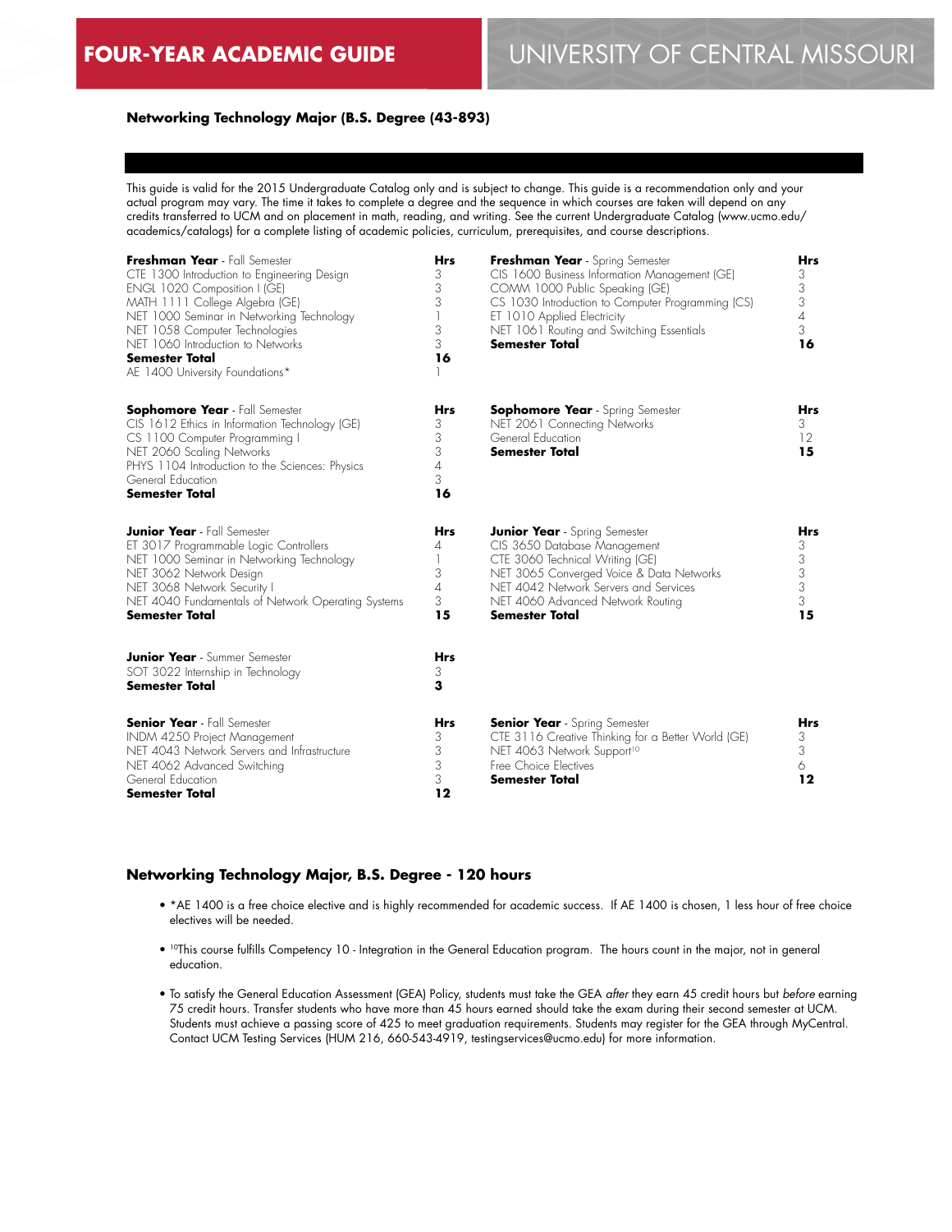# FOUR-YEAR ACADEMIC GUIDE

# UNIVERSITY OF CENTRAL MISSOURI

## Networking Technology Major (B.S. Degree (43-893)

This guide is valid for the 2015 Undergraduate Catalog only and is subject to change. This guide is a recommendation only and your actual program may vary. The time it takes to complete a degree and the sequence in which courses are taken will depend on any credits transferred to UCM and on placement in math, reading, and writing. See the current Undergraduate Catalog (www.ucmo.edu/academics/catalogs) for a complete listing of academic policies, curriculum, prerequisites, and course descriptions.

| **Freshman Year** - Fall Semester | **Hrs** |
|---|---|
| CTE 1300 Introduction to Engineering Design | 3 |
| ENGL 1020 Composition I (GE) | 3 |
| MATH 1111 College Algebra (GE) | 3 |
| NET 1000 Seminar in Networking Technology | 1 |
| NET 1058 Computer Technologies | 3 |
| NET 1060 Introduction to Networks | 3 |
| **Semester Total** | **16** |
| AE 1400 University Foundations* | 1 |

| **Freshman Year** - Spring Semester | **Hrs** |
|---|---|
| CIS 1600 Business Information Management (GE) | 3 |
| COMM 1000 Public Speaking (GE) | 3 |
| CS 1030 Introduction to Computer Programming (CS) | 3 |
| ET 1010 Applied Electricity | 4 |
| NET 1061 Routing and Switching Essentials | 3 |
| **Semester Total** | **16** |

| **Sophomore Year** - Fall Semester | **Hrs** |
|---|---|
| CIS 1612 Ethics in Information Technology (GE) | 3 |
| CS 1100 Computer Programming I | 3 |
| NET 2060 Scaling Networks | 3 |
| PHYS 1104 Introduction to the Sciences: Physics | 4 |
| General Education | 3 |
| **Semester Total** | **16** |

| **Sophomore Year** - Spring Semester | **Hrs** |
|---|---|
| NET 2061 Connecting Networks | 3 |
| General Education | 12 |
| **Semester Total** | **15** |

| **Junior Year** - Fall Semester | **Hrs** |
|---|---|
| ET 3017 Programmable Logic Controllers | 4 |
| NET 1000 Seminar in Networking Technology | 1 |
| NET 3062 Network Design | 3 |
| NET 3068 Network Security I | 4 |
| NET 4040 Fundamentals of Network Operating Systems | 3 |
| **Semester Total** | **15** |

| **Junior Year** - Spring Semester | **Hrs** |
|---|---|
| CIS 3650 Database Management | 3 |
| CTE 3060 Technical Writing (GE) | 3 |
| NET 3065 Converged Voice & Data Networks | 3 |
| NET 4042 Network Servers and Services | 3 |
| NET 4060 Advanced Network Routing | 3 |
| **Semester Total** | **15** |

| **Junior Year** - Summer Semester | **Hrs** |
|---|---|
| SOT 3022 Internship in Technology | 3 |
| **Semester Total** | **3** |

| **Senior Year** - Fall Semester | **Hrs** |
|---|---|
| INDM 4250 Project Management | 3 |
| NET 4043 Network Servers and Infrastructure | 3 |
| NET 4062 Advanced Switching | 3 |
| General Education | 3 |
| **Semester Total** | **12** |

| **Senior Year** - Spring Semester | **Hrs** |
|---|---|
| CTE 3116 Creative Thinking for a Better World (GE) | 3 |
| NET 4063 Network Support[10] | 3 |
| Free Choice Electives | 6 |
| **Semester Total** | **12** |

## Networking Technology Major, B.S. Degree - 120 hours

- *AE 1400 is a free choice elective and is highly recommended for academic success. If AE 1400 is chosen, 1 less hour of free choice electives will be needed.
- [10]This course fulfills Competency 10 - Integration in the General Education program. The hours count in the major, not in general education.
- To satisfy the General Education Assessment (GEA) Policy, students must take the GEA *after* they earn 45 credit hours but *before* earning 75 credit hours. Transfer students who have more than 45 hours earned should take the exam during their second semester at UCM. Students must achieve a passing score of 425 to meet graduation requirements. Students may register for the GEA through MyCentral. Contact UCM Testing Services (HUM 216, 660-543-4919, testingservices@ucmo.edu) for more information.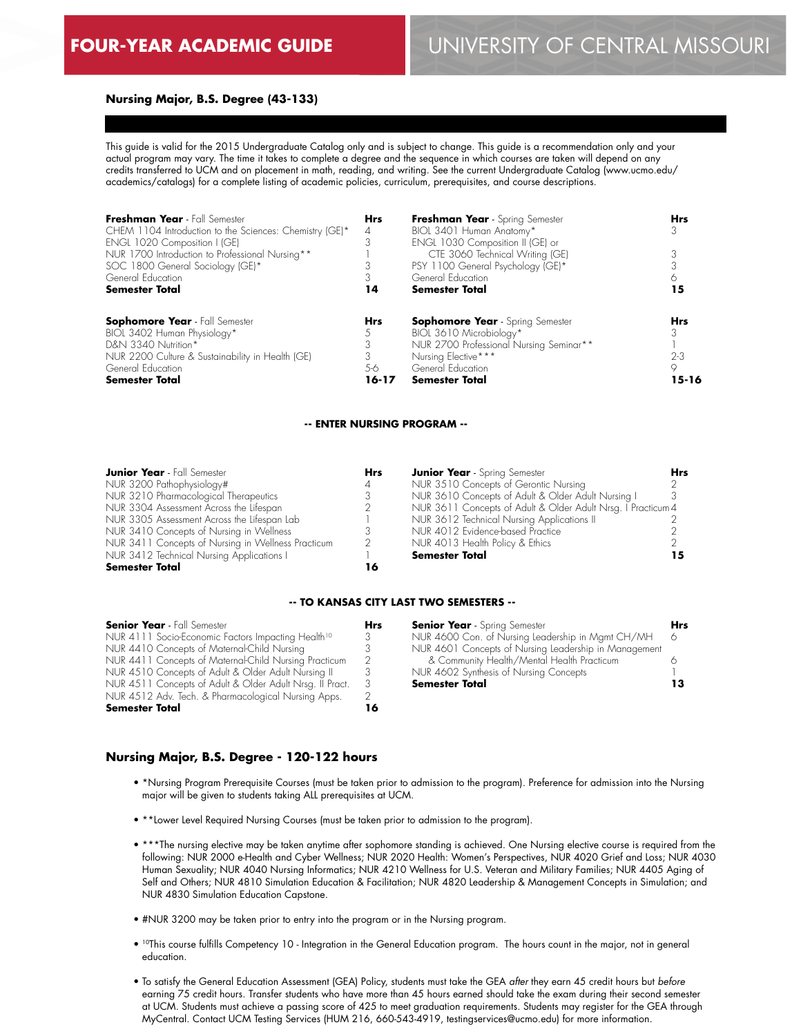# FOUR-YEAR ACADEMIC GUIDE

## UNIVERSITY OF CENTRAL MISSOURI

### Nursing Major, B.S. Degree (43-133)

This guide is valid for the 2015 Undergraduate Catalog only and is subject to change. This guide is a recommendation only and your actual program may vary. The time it takes to complete a degree and the sequence in which courses are taken will depend on any credits transferred to UCM and on placement in math, reading, and writing. See the current Undergraduate Catalog (www.ucmo.edu/academics/catalogs) for a complete listing of academic policies, curriculum, prerequisites, and course descriptions.

| **Freshman Year** - Fall Semester | **Hrs** |
|---|---|
| CHEM 1104 Introduction to the Sciences: Chemistry (GE)* | 4 |
| ENGL 1020 Composition I (GE) | 3 |
| NUR 1700 Introduction to Professional Nursing** | 1 |
| SOC 1800 General Sociology (GE)* | 3 |
| General Education | 3 |
| **Semester Total** | **14** |

| **Freshman Year** - Spring Semester | **Hrs** |
|---|---|
| BIOL 3401 Human Anatomy* | 3 |
| ENGL 1030 Composition II (GE) or CTE 3060 Technical Writing (GE) | 3 |
| PSY 1100 General Psychology (GE)* | 3 |
| General Education | 6 |
| **Semester Total** | **15** |

| **Sophomore Year** - Fall Semester | **Hrs** |
|---|---|
| BIOL 3402 Human Physiology* | 5 |
| D&N 3340 Nutrition* | 3 |
| NUR 2200 Culture & Sustainability in Health (GE) | 3 |
| General Education | 5-6 |
| **Semester Total** | **16-17** |

| **Sophomore Year** - Spring Semester | **Hrs** |
|---|---|
| BIOL 3610 Microbiology* | 3 |
| NUR 2700 Professional Nursing Seminar** | 1 |
| Nursing Elective*** | 2-3 |
| General Education | 9 |
| **Semester Total** | **15-16** |

**-- ENTER NURSING PROGRAM --**

| **Junior Year** - Fall Semester | **Hrs** |
|---|---|
| NUR 3200 Pathophysiology# | 4 |
| NUR 3210 Pharmacological Therapeutics | 3 |
| NUR 3304 Assessment Across the Lifespan | 2 |
| NUR 3305 Assessment Across the Lifespan Lab | 1 |
| NUR 3410 Concepts of Nursing in Wellness | 3 |
| NUR 3411 Concepts of Nursing in Wellness Practicum | 2 |
| NUR 3412 Technical Nursing Applications I | 1 |
| **Semester Total** | **16** |

| **Junior Year** - Spring Semester | **Hrs** |
|---|---|
| NUR 3510 Concepts of Gerontic Nursing | 2 |
| NUR 3610 Concepts of Adult & Older Adult Nursing I | 3 |
| NUR 3611 Concepts of Adult & Older Adult Nrsg. I Practicum | 4 |
| NUR 3612 Technical Nursing Applications II | 2 |
| NUR 4012 Evidence-based Practice | 2 |
| NUR 4013 Health Policy & Ethics | 2 |
| **Semester Total** | **15** |

**-- TO KANSAS CITY LAST TWO SEMESTERS --**

| **Senior Year** - Fall Semester | **Hrs** |
|---|---|
| NUR 4111 Socio-Economic Factors Impacting Health[10] | 3 |
| NUR 4410 Concepts of Maternal-Child Nursing | 3 |
| NUR 4411 Concepts of Maternal-Child Nursing Practicum | 2 |
| NUR 4510 Concepts of Adult & Older Adult Nursing II | 3 |
| NUR 4511 Concepts of Adult & Older Adult Nrsg. II Pract. | 3 |
| NUR 4512 Adv. Tech. & Pharmacological Nursing Apps. | 2 |
| **Semester Total** | **16** |

| **Senior Year** - Spring Semester | **Hrs** |
|---|---|
| NUR 4600 Con. of Nursing Leadership in Mgmt CH/MH | 6 |
| NUR 4601 Concepts of Nursing Leadership in Management & Community Health/Mental Health Practicum | 6 |
| NUR 4602 Synthesis of Nursing Concepts | 1 |
| **Semester Total** | **13** |

### Nursing Major, B.S. Degree - 120-122 hours

- *Nursing Program Prerequisite Courses (must be taken prior to admission to the program). Preference for admission into the Nursing major will be given to students taking ALL prerequisites at UCM.
- **Lower Level Required Nursing Courses (must be taken prior to admission to the program).
- ***The nursing elective may be taken anytime after sophomore standing is achieved. One Nursing elective course is required from the following: NUR 2000 e-Health and Cyber Wellness; NUR 2020 Health: Women's Perspectives, NUR 4020 Grief and Loss; NUR 4030 Human Sexuality; NUR 4040 Nursing Informatics; NUR 4210 Wellness for U.S. Veteran and Military Families; NUR 4405 Aging of Self and Others; NUR 4810 Simulation Education & Facilitation; NUR 4820 Leadership & Management Concepts in Simulation; and NUR 4830 Simulation Education Capstone.
- #NUR 3200 may be taken prior to entry into the program or in the Nursing program.
- [10]This course fulfills Competency 10 - Integration in the General Education program. The hours count in the major, not in general education.
- To satisfy the General Education Assessment (GEA) Policy, students must take the GEA *after* they earn 45 credit hours but *before* earning 75 credit hours. Transfer students who have more than 45 hours earned should take the exam during their second semester at UCM. Students must achieve a passing score of 425 to meet graduation requirements. Students may register for the GEA through MyCentral. Contact UCM Testing Services (HUM 216, 660-543-4919, testingservices@ucmo.edu) for more information.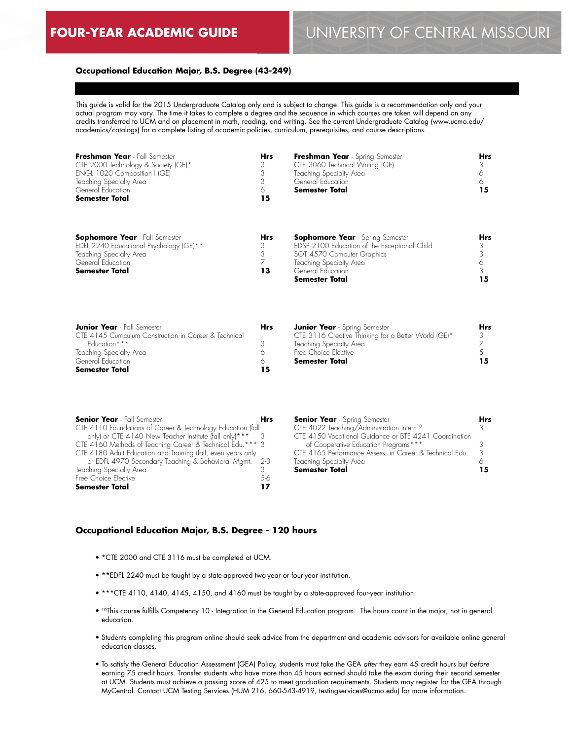# FOUR-YEAR ACADEMIC GUIDE

# UNIVERSITY OF CENTRAL MISSOURI

## Occupational Education Major, B.S. Degree (43-249)

This guide is valid for the 2015 Undergraduate Catalog only and is subject to change. This guide is a recommendation only and your actual program may vary. The time it takes to complete a degree and the sequence in which courses are taken will depend on any credits transferred to UCM and on placement in math, reading, and writing. See the current Undergraduate Catalog (www.ucmo.edu/academics/catalogs) for a complete listing of academic policies, curriculum, prerequisites, and course descriptions.

| **Freshman Year** - Fall Semester | **Hrs** |
|---|---|
| CTE 2000 Technology & Society (GE)* | 3 |
| ENGL 1020 Composition I (GE) | 3 |
| Teaching Specialty Area | 3 |
| General Education | 6 |
| **Semester Total** | **15** |

| **Freshman Year** - Spring Semester | **Hrs** |
|---|---|
| CTE 3060 Technical Writing (GE) | 3 |
| Teaching Specialty Area | 6 |
| General Education | 6 |
| **Semester Total** | **15** |

| **Sophomore Year** - Fall Semester | **Hrs** |
|---|---|
| EDFL 2240 Educational Psychology (GE)** | 3 |
| Teaching Specialty Area | 3 |
| General Education | 7 |
| **Semester Total** | **13** |

| **Sophomore Year** - Spring Semester | **Hrs** |
|---|---|
| EDSP 2100 Education of the Exceptional Child | 3 |
| SOT 4570 Computer Graphics | 3 |
| Teaching Specialty Area | 6 |
| General Education | 3 |
| **Semester Total** | **15** |

| **Junior Year** - Fall Semester | **Hrs** |
|---|---|
| CTE 4145 Curriculum Construction in Career & Technical Education*** | 3 |
| Teaching Specialty Area | 6 |
| General Education | 6 |
| **Semester Total** | **15** |

| **Junior Year** - Spring Semester | **Hrs** |
|---|---|
| CTE 3116 Creative Thinking for a Better World (GE)* | 3 |
| Teaching Specialty Area | 7 |
| Free Choice Elective | 5 |
| **Semester Total** | **15** |

| **Senior Year** - Fall Semester | **Hrs** |
|---|---|
| CTE 4110 Foundations of Career & Technology Education (fall only) or CTE 4140 New Teacher Institute (fall only)*** | 3 |
| CTE 4160 Methods of Teaching Career & Technical Edu.*** | 3 |
| CTE 4180 Adult Education and Training (fall, even years only or EDFL 4970 Secondary Teaching & Behavioral Mgmt. | 2-3 |
| Teaching Specialty Area | 3 |
| Free Choice Elective | 5-6 |
| **Semester Total** | **17** |

| **Senior Year** - Spring Semester | **Hrs** |
|---|---|
| CTE 4022 Teaching/Administration Intern[10] | 3 |
| CTE 4150 Vocational Guidance or BTE 4241 Coordination of Cooperative Education Programs*** | 3 |
| CTE 4165 Performance Assess. in Career & Technical Edu. | 3 |
| Teaching Specialty Area | 6 |
| **Semester Total** | **15** |

## Occupational Education Major, B.S. Degree - 120 hours

- *CTE 2000 and CTE 3116 must be completed at UCM.
- **EDFL 2240 must be taught by a state-approved two-year or four-year institution.
- ***CTE 4110, 4140, 4145, 4150, and 4160 must be taught by a state-approved four-year institution.
- [10]This course fulfills Competency 10 - Integration in the General Education program. The hours count in the major, not in general education.
- Students completing this program online should seek advice from the department and academic advisors for available online general education classes.
- To satisfy the General Education Assessment (GEA) Policy, students must take the GEA *after* they earn 45 credit hours but *before* earning 75 credit hours. Transfer students who have more than 45 hours earned should take the exam during their second semester at UCM. Students must achieve a passing score of 425 to meet graduation requirements. Students may register for the GEA through MyCentral. Contact UCM Testing Services (HUM 216, 660-543-4919, testingservices@ucmo.edu) for more information.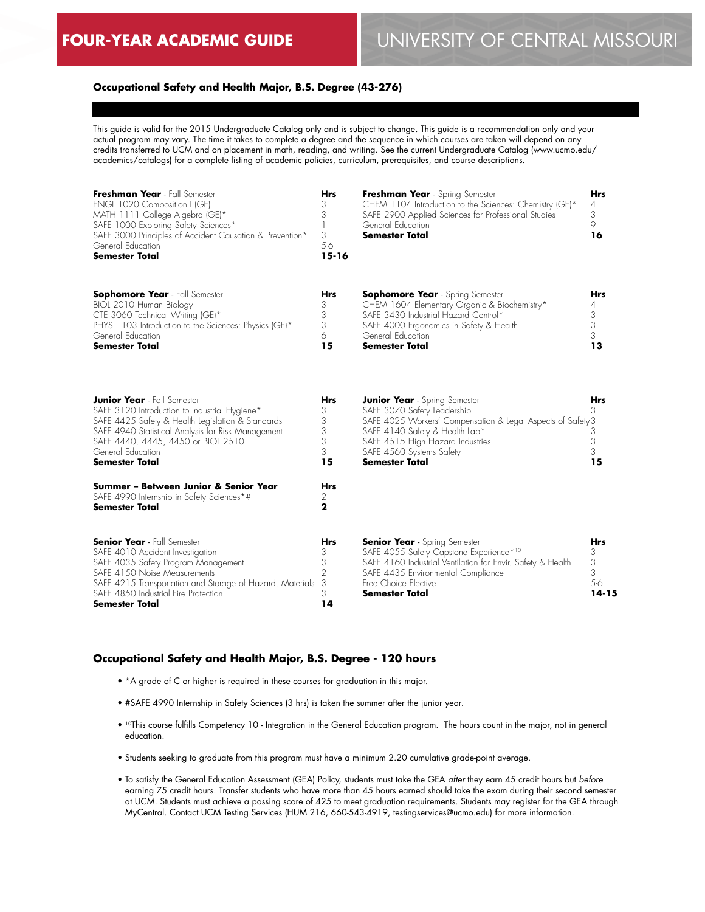# FOUR-YEAR ACADEMIC GUIDE

# UNIVERSITY OF CENTRAL MISSOURI

## Occupational Safety and Health Major, B.S. Degree (43-276)

This guide is valid for the 2015 Undergraduate Catalog only and is subject to change. This guide is a recommendation only and your actual program may vary. The time it takes to complete a degree and the sequence in which courses are taken will depend on any credits transferred to UCM and on placement in math, reading, and writing. See the current Undergraduate Catalog (www.ucmo.edu/academics/catalogs) for a complete listing of academic policies, curriculum, prerequisites, and course descriptions.

| **Freshman Year** - Fall Semester | **Hrs** |
|---|---|
| ENGL 1020 Composition I (GE) | 3 |
| MATH 1111 College Algebra (GE)* | 3 |
| SAFE 1000 Exploring Safety Sciences* | 1 |
| SAFE 3000 Principles of Accident Causation & Prevention* | 3 |
| General Education | 5-6 |
| **Semester Total** | **15-16** |

| **Freshman Year** - Spring Semester | **Hrs** |
|---|---|
| CHEM 1104 Introduction to the Sciences: Chemistry (GE)* | 4 |
| SAFE 2900 Applied Sciences for Professional Studies | 3 |
| General Education | 9 |
| **Semester Total** | **16** |

| **Sophomore Year** - Fall Semester | **Hrs** |
|---|---|
| BIOL 2010 Human Biology | 3 |
| CTE 3060 Technical Writing (GE)* | 3 |
| PHYS 1103 Introduction to the Sciences: Physics (GE)* | 3 |
| General Education | 6 |
| **Semester Total** | **15** |

| **Sophomore Year** - Spring Semester | **Hrs** |
|---|---|
| CHEM 1604 Elementary Organic & Biochemistry* | 4 |
| SAFE 3430 Industrial Hazard Control* | 3 |
| SAFE 4000 Ergonomics in Safety & Health | 3 |
| General Education | 3 |
| **Semester Total** | **13** |

| **Junior Year** - Fall Semester | **Hrs** |
|---|---|
| SAFE 3120 Introduction to Industrial Hygiene* | 3 |
| SAFE 4425 Safety & Health Legislation & Standards | 3 |
| SAFE 4940 Statistical Analysis for Risk Management | 3 |
| SAFE 4440, 4445, 4450 or BIOL 2510 | 3 |
| General Education | 3 |
| **Semester Total** | **15** |

| **Junior Year** - Spring Semester | **Hrs** |
|---|---|
| SAFE 3070 Safety Leadership | 3 |
| SAFE 4025 Workers' Compensation & Legal Aspects of Safety | 3 |
| SAFE 4140 Safety & Health Lab* | 3 |
| SAFE 4515 High Hazard Industries | 3 |
| SAFE 4560 Systems Safety | 3 |
| **Semester Total** | **15** |

| **Summer – Between Junior & Senior Year** | **Hrs** |
|---|---|
| SAFE 4990 Internship in Safety Sciences*# | 2 |
| **Semester Total** | **2** |

| **Senior Year** - Fall Semester | **Hrs** |
|---|---|
| SAFE 4010 Accident Investigation | 3 |
| SAFE 4035 Safety Program Management | 3 |
| SAFE 4150 Noise Measurements | 2 |
| SAFE 4215 Transportation and Storage of Hazard. Materials | 3 |
| SAFE 4850 Industrial Fire Protection | 3 |
| **Semester Total** | **14** |

| **Senior Year** - Spring Semester | **Hrs** |
|---|---|
| SAFE 4055 Safety Capstone Experience*[10] | 3 |
| SAFE 4160 Industrial Ventilation for Envir. Safety & Health | 3 |
| SAFE 4435 Environmental Compliance | 3 |
| Free Choice Elective | 5-6 |
| **Semester Total** | **14-15** |

## Occupational Safety and Health Major, B.S. Degree - 120 hours

- *A grade of C or higher is required in these courses for graduation in this major.
- #SAFE 4990 Internship in Safety Sciences (3 hrs) is taken the summer after the junior year.
- [10]This course fulfills Competency 10 - Integration in the General Education program. The hours count in the major, not in general education.
- Students seeking to graduate from this program must have a minimum 2.20 cumulative grade-point average.
- To satisfy the General Education Assessment (GEA) Policy, students must take the GEA *after* they earn 45 credit hours but *before* earning 75 credit hours. Transfer students who have more than 45 hours earned should take the exam during their second semester at UCM. Students must achieve a passing score of 425 to meet graduation requirements. Students may register for the GEA through MyCentral. Contact UCM Testing Services (HUM 216, 660-543-4919, testingservices@ucmo.edu) for more information.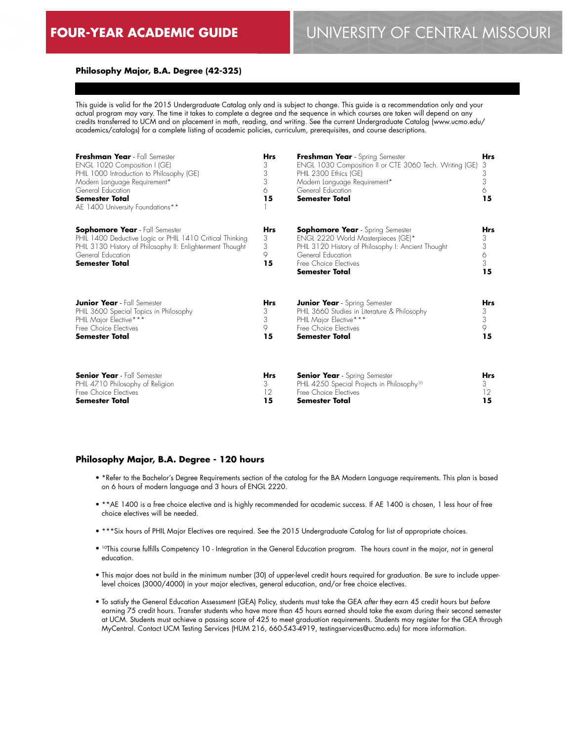# FOUR-YEAR ACADEMIC GUIDE

## UNIVERSITY OF CENTRAL MISSOURI

### Philosophy Major, B.A. Degree (42-325)

This guide is valid for the 2015 Undergraduate Catalog only and is subject to change. This guide is a recommendation only and your actual program may vary. The time it takes to complete a degree and the sequence in which courses are taken will depend on any credits transferred to UCM and on placement in math, reading, and writing. See the current Undergraduate Catalog (www.ucmo.edu/academics/catalogs) for a complete listing of academic policies, curriculum, prerequisites, and course descriptions.

| **Freshman Year** - Fall Semester | **Hrs** | **Freshman Year** - Spring Semester | **Hrs** |
|---|---|---|---|
| ENGL 1020 Composition I (GE) | 3 | ENGL 1030 Composition II or CTE 3060 Tech. Writing (GE) | 3 |
| PHIL 1000 Introduction to Philosophy (GE) | 3 | PHIL 2300 Ethics (GE) | 3 |
| Modern Language Requirement* | 3 | Modern Language Requirement* | 3 |
| General Education | 6 | General Education | 6 |
| **Semester Total** | **15** | **Semester Total** | **15** |
| AE 1400 University Foundations** | 1 | | |

| **Sophomore Year** - Fall Semester | **Hrs** | **Sophomore Year** - Spring Semester | **Hrs** |
|---|---|---|---|
| PHIL 1400 Deductive Logic or PHIL 1410 Critical Thinking | 3 | ENGL 2220 World Masterpieces (GE)* | 3 |
| PHIL 3130 History of Philosophy II: Enlightenment Thought | 3 | PHIL 3120 History of Philosophy I: Ancient Thought | 3 |
| General Education | 9 | General Education | 6 |
| **Semester Total** | **15** | Free Choice Electives | 3 |
| | | **Semester Total** | **15** |

| **Junior Year** - Fall Semester | **Hrs** | **Junior Year** - Spring Semester | **Hrs** |
|---|---|---|---|
| PHIL 3600 Special Topics in Philosophy | 3 | PHIL 3660 Studies in Literature & Philosophy | 3 |
| PHIL Major Elective*** | 3 | PHIL Major Elective*** | 3 |
| Free Choice Electives | 9 | Free Choice Electives | 9 |
| **Semester Total** | **15** | **Semester Total** | **15** |

| **Senior Year** - Fall Semester | **Hrs** | **Senior Year** - Spring Semester | **Hrs** |
|---|---|---|---|
| PHIL 4710 Philosophy of Religion | 3 | PHIL 4250 Special Projects in Philosophy[10] | 3 |
| Free Choice Electives | 12 | Free Choice Electives | 12 |
| **Semester Total** | **15** | **Semester Total** | **15** |

### Philosophy Major, B.A. Degree - 120 hours

- *Refer to the Bachelor's Degree Requirements section of the catalog for the BA Modern Language requirements. This plan is based on 6 hours of modern language and 3 hours of ENGL 2220.
- **AE 1400 is a free choice elective and is highly recommended for academic success. If AE 1400 is chosen, 1 less hour of free choice electives will be needed.
- ***Six hours of PHIL Major Electives are required. See the 2015 Undergraduate Catalog for list of appropriate choices.
- [10]This course fulfills Competency 10 - Integration in the General Education program. The hours count in the major, not in general education.
- This major does not build in the minimum number (30) of upper-level credit hours required for graduation. Be sure to include upper-level choices (3000/4000) in your major electives, general education, and/or free choice electives.
- To satisfy the General Education Assessment (GEA) Policy, students must take the GEA *after* they earn 45 credit hours but *before* earning 75 credit hours. Transfer students who have more than 45 hours earned should take the exam during their second semester at UCM. Students must achieve a passing score of 425 to meet graduation requirements. Students may register for the GEA through MyCentral. Contact UCM Testing Services (HUM 216, 660-543-4919, testingservices@ucmo.edu) for more information.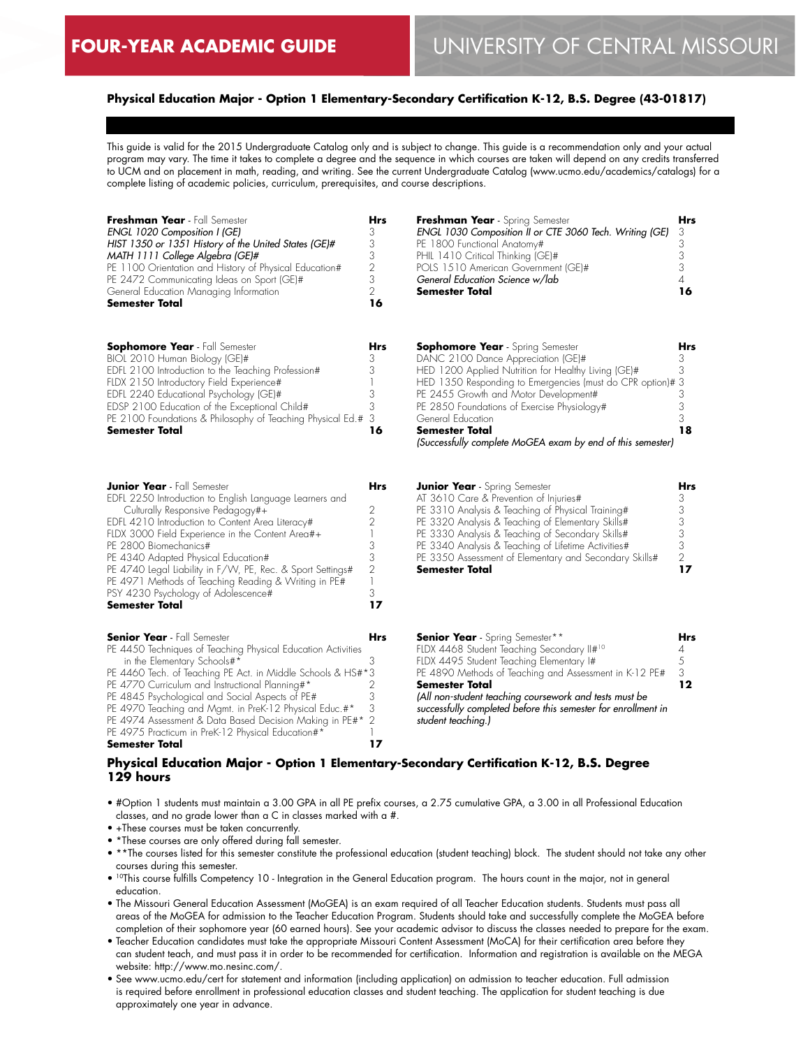# FOUR-YEAR ACADEMIC GUIDE — UNIVERSITY OF CENTRAL MISSOURI

### Physical Education Major - Option 1 Elementary-Secondary Certification K-12, B.S. Degree (43-01817)

This guide is valid for the 2015 Undergraduate Catalog only and is subject to change. This guide is a recommendation only and your actual program may vary. The time it takes to complete a degree and the sequence in which courses are taken will depend on any credits transferred to UCM and on placement in math, reading, and writing. See the current Undergraduate Catalog (www.ucmo.edu/academics/catalogs) for a complete listing of academic policies, curriculum, prerequisites, and course descriptions.

| **Freshman Year** - Fall Semester | **Hrs** |
|---|---|
| *ENGL 1020 Composition I (GE)* | 3 |
| *HIST 1350 or 1351 History of the United States (GE)#* | 3 |
| *MATH 1111 College Algebra (GE)#* | 3 |
| PE 1100 Orientation and History of Physical Education# | 2 |
| PE 2472 Communicating Ideas on Sport (GE)# | 3 |
| General Education Managing Information | 2 |
| **Semester Total** | **16** |

| **Freshman Year** - Spring Semester | **Hrs** |
|---|---|
| *ENGL 1030 Composition II or CTE 3060 Tech. Writing (GE)* | 3 |
| PE 1800 Functional Anatomy# | 3 |
| PHIL 1410 Critical Thinking (GE)# | 3 |
| POLS 1510 American Government (GE)# | 3 |
| *General Education Science w/lab* | 4 |
| **Semester Total** | **16** |

| **Sophomore Year** - Fall Semester | **Hrs** |
|---|---|
| BIOL 2010 Human Biology (GE)# | 3 |
| EDFL 2100 Introduction to the Teaching Profession# | 3 |
| FLDX 2150 Introductory Field Experience# | 1 |
| EDFL 2240 Educational Psychology (GE)# | 3 |
| EDSP 2100 Education of the Exceptional Child# | 3 |
| PE 2100 Foundations & Philosophy of Teaching Physical Ed.# | 3 |
| **Semester Total** | **16** |

| **Sophomore Year** - Spring Semester | **Hrs** |
|---|---|
| DANC 2100 Dance Appreciation (GE)# | 3 |
| HED 1200 Applied Nutrition for Healthy Living (GE)# | 3 |
| HED 1350 Responding to Emergencies (must do CPR option)# | 3 |
| PE 2455 Growth and Motor Development# | 3 |
| PE 2850 Foundations of Exercise Physiology# | 3 |
| General Education | 3 |
| **Semester Total** | **18** |

*(Successfully complete MoGEA exam by end of this semester)*

| **Junior Year** - Fall Semester | **Hrs** |
|---|---|
| EDFL 2250 Introduction to English Language Learners and Culturally Responsive Pedagogy#+ | 2 |
| EDFL 4210 Introduction to Content Area Literacy# | 2 |
| FLDX 3000 Field Experience in the Content Area#+ | 1 |
| PE 2800 Biomechanics# | 3 |
| PE 4340 Adapted Physical Education# | 3 |
| PE 4740 Legal Liability in F/W, PE, Rec. & Sport Settings# | 2 |
| PE 4971 Methods of Teaching Reading & Writing in PE# | 1 |
| PSY 4230 Psychology of Adolescence# | 3 |
| **Semester Total** | **17** |

| **Junior Year** - Spring Semester | **Hrs** |
|---|---|
| AT 3610 Care & Prevention of Injuries# | 3 |
| PE 3310 Analysis & Teaching of Physical Training# | 3 |
| PE 3320 Analysis & Teaching of Elementary Skills# | 3 |
| PE 3330 Analysis & Teaching of Secondary Skills# | 3 |
| PE 3340 Analysis & Teaching of Lifetime Activities# | 3 |
| PE 3350 Assessment of Elementary and Secondary Skills# | 2 |
| **Semester Total** | **17** |

| **Senior Year** - Fall Semester | **Hrs** |
|---|---|
| PE 4450 Techniques of Teaching Physical Education Activities in the Elementary Schools#* | 3 |
| PE 4460 Tech. of Teaching PE Act. in Middle Schools & HS#* | 3 |
| PE 4770 Curriculum and Instructional Planning#* | 2 |
| PE 4845 Psychological and Social Aspects of PE# | 3 |
| PE 4970 Teaching and Mgmt. in PreK-12 Physical Educ.#* | 3 |
| PE 4974 Assessment & Data Based Decision Making in PE#* | 2 |
| PE 4975 Practicum in PreK-12 Physical Education#* | 1 |
| **Semester Total** | **17** |

| **Senior Year** - Spring Semester** | **Hrs** |
|---|---|
| FLDX 4468 Student Teaching Secondary II#[10] | 4 |
| FLDX 4495 Student Teaching Elementary I# | 5 |
| PE 4890 Methods of Teaching and Assessment in K-12 PE# | 3 |
| **Semester Total** | **12** |

*(All non-student teaching coursework and tests must be successfully completed before this semester for enrollment in student teaching.)*

## Physical Education Major - Option 1 Elementary-Secondary Certification K-12, B.S. Degree 129 hours

- #Option 1 students must maintain a 3.00 GPA in all PE prefix courses, a 2.75 cumulative GPA, a 3.00 in all Professional Education classes, and no grade lower than a C in classes marked with a #.
- +These courses must be taken concurrently.
- *These courses are only offered during fall semester.
- **The courses listed for this semester constitute the professional education (student teaching) block. The student should not take any other courses during this semester.
- [10]This course fulfills Competency 10 - Integration in the General Education program. The hours count in the major, not in general education.
- The Missouri General Education Assessment (MoGEA) is an exam required of all Teacher Education students. Students must pass all areas of the MoGEA for admission to the Teacher Education Program. Students should take and successfully complete the MoGEA before completion of their sophomore year (60 earned hours). See your academic advisor to discuss the classes needed to prepare for the exam.
- Teacher Education candidates must take the appropriate Missouri Content Assessment (MoCA) for their certification area before they can student teach, and must pass it in order to be recommended for certification. Information and registration is available on the MEGA website: http://www.mo.nesinc.com/.
- See www.ucmo.edu/cert for statement and information (including application) on admission to teacher education. Full admission is required before enrollment in professional education classes and student teaching. The application for student teaching is due approximately one year in advance.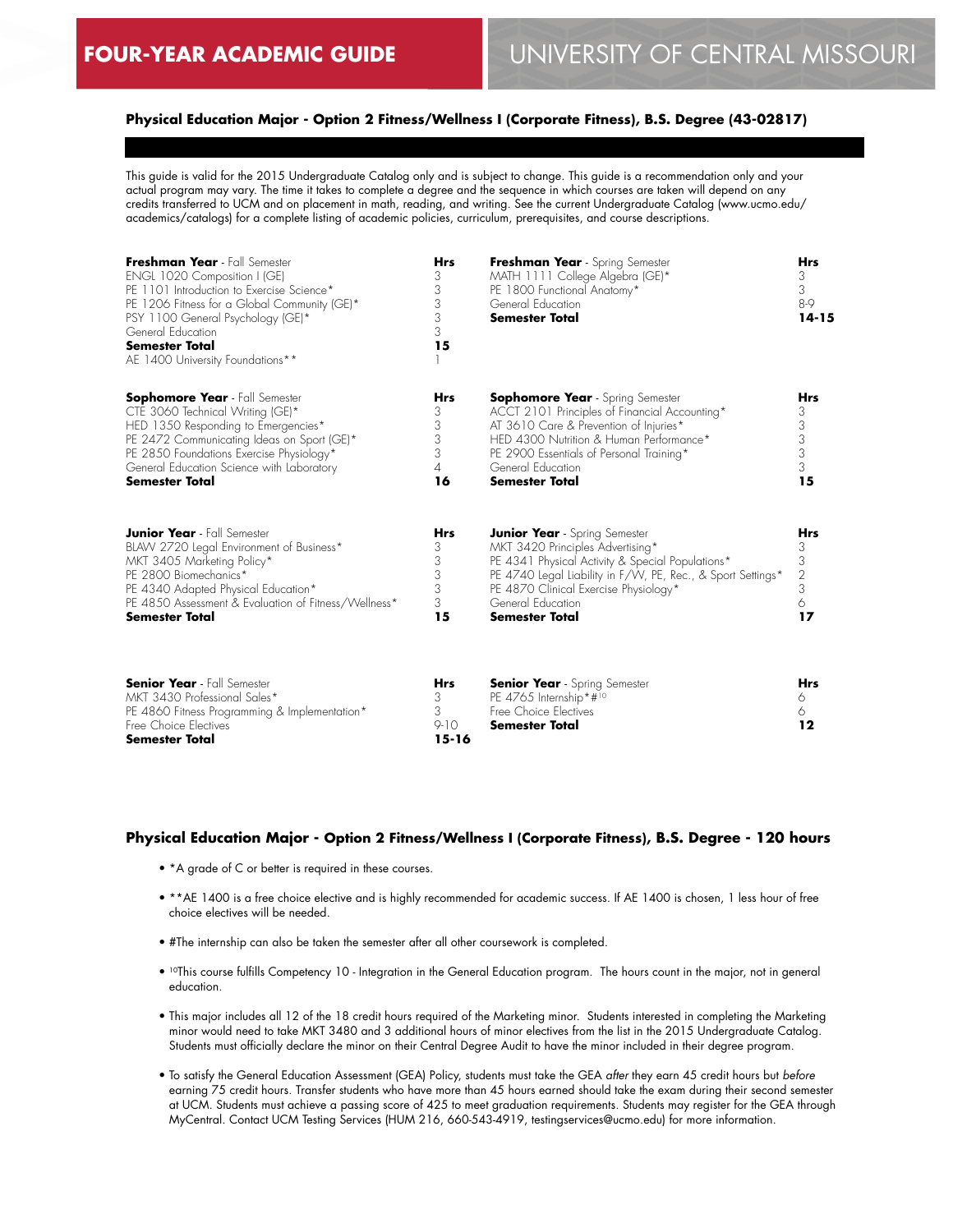# FOUR-YEAR ACADEMIC GUIDE

## UNIVERSITY OF CENTRAL MISSOURI

### Physical Education Major - Option 2 Fitness/Wellness I (Corporate Fitness), B.S. Degree (43-02817)

This guide is valid for the 2015 Undergraduate Catalog only and is subject to change. This guide is a recommendation only and your actual program may vary. The time it takes to complete a degree and the sequence in which courses are taken will depend on any credits transferred to UCM and on placement in math, reading, and writing. See the current Undergraduate Catalog (www.ucmo.edu/academics/catalogs) for a complete listing of academic policies, curriculum, prerequisites, and course descriptions.

| **Freshman Year** - Fall Semester | **Hrs** | **Freshman Year** - Spring Semester | **Hrs** |
|---|---|---|---|
| ENGL 1020 Composition I (GE) | 3 | MATH 1111 College Algebra (GE)* | 3 |
| PE 1101 Introduction to Exercise Science* | 3 | PE 1800 Functional Anatomy* | 3 |
| PE 1206 Fitness for a Global Community (GE)* | 3 | General Education | 8-9 |
| PSY 1100 General Psychology (GE)* | 3 | **Semester Total** | **14-15** |
| General Education | 3 | | |
| **Semester Total** | **15** | | |
| AE 1400 University Foundations** | 1 | | |

| **Sophomore Year** - Fall Semester | **Hrs** | **Sophomore Year** - Spring Semester | **Hrs** |
|---|---|---|---|
| CTE 3060 Technical Writing (GE)* | 3 | ACCT 2101 Principles of Financial Accounting* | 3 |
| HED 1350 Responding to Emergencies* | 3 | AT 3610 Care & Prevention of Injuries* | 3 |
| PE 2472 Communicating Ideas on Sport (GE)* | 3 | HED 4300 Nutrition & Human Performance* | 3 |
| PE 2850 Foundations Exercise Physiology* | 3 | PE 2900 Essentials of Personal Training* | 3 |
| General Education Science with Laboratory | 4 | General Education | 3 |
| **Semester Total** | **16** | **Semester Total** | **15** |

| **Junior Year** - Fall Semester | **Hrs** | **Junior Year** - Spring Semester | **Hrs** |
|---|---|---|---|
| BLAW 2720 Legal Environment of Business* | 3 | MKT 3420 Principles Advertising* | 3 |
| MKT 3405 Marketing Policy* | 3 | PE 4341 Physical Activity & Special Populations* | 3 |
| PE 2800 Biomechanics* | 3 | PE 4740 Legal Liability in F/W, PE, Rec., & Sport Settings* | 2 |
| PE 4340 Adapted Physical Education* | 3 | PE 4870 Clinical Exercise Physiology* | 3 |
| PE 4850 Assessment & Evaluation of Fitness/Wellness* | 3 | General Education | 6 |
| **Semester Total** | **15** | **Semester Total** | **17** |

| **Senior Year** - Fall Semester | **Hrs** | **Senior Year** - Spring Semester | **Hrs** |
|---|---|---|---|
| MKT 3430 Professional Sales* | 3 | PE 4765 Internship*#[10] | 6 |
| PE 4860 Fitness Programming & Implementation* | 3 | Free Choice Electives | 6 |
| Free Choice Electives | 9-10 | **Semester Total** | **12** |
| **Semester Total** | **15-16** | | |

### Physical Education Major - Option 2 Fitness/Wellness I (Corporate Fitness), B.S. Degree - 120 hours

- *A grade of C or better is required in these courses.
- **AE 1400 is a free choice elective and is highly recommended for academic success. If AE 1400 is chosen, 1 less hour of free choice electives will be needed.
- #The internship can also be taken the semester after all other coursework is completed.
- [10]This course fulfills Competency 10 - Integration in the General Education program. The hours count in the major, not in general education.
- This major includes all 12 of the 18 credit hours required of the Marketing minor. Students interested in completing the Marketing minor would need to take MKT 3480 and 3 additional hours of minor electives from the list in the 2015 Undergraduate Catalog. Students must officially declare the minor on their Central Degree Audit to have the minor included in their degree program.
- To satisfy the General Education Assessment (GEA) Policy, students must take the GEA *after* they earn 45 credit hours but *before* earning 75 credit hours. Transfer students who have more than 45 hours earned should take the exam during their second semester at UCM. Students must achieve a passing score of 425 to meet graduation requirements. Students may register for the GEA through MyCentral. Contact UCM Testing Services (HUM 216, 660-543-4919, testingservices@ucmo.edu) for more information.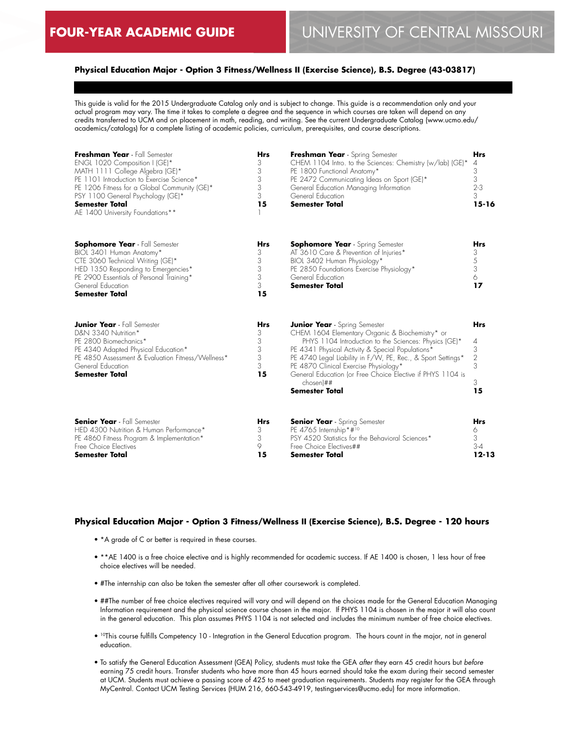# FOUR-YEAR ACADEMIC GUIDE

## UNIVERSITY OF CENTRAL MISSOURI

### Physical Education Major - Option 3 Fitness/Wellness II (Exercise Science), B.S. Degree (43-03817)

This guide is valid for the 2015 Undergraduate Catalog only and is subject to change. This guide is a recommendation only and your actual program may vary. The time it takes to complete a degree and the sequence in which courses are taken will depend on any credits transferred to UCM and on placement in math, reading, and writing. See the current Undergraduate Catalog (www.ucmo.edu/academics/catalogs) for a complete listing of academic policies, curriculum, prerequisites, and course descriptions.

| **Freshman Year** - Fall Semester | **Hrs** | **Freshman Year** - Spring Semester | **Hrs** |
|---|---|---|---|
| ENGL 1020 Composition I (GE)* | 3 | CHEM 1104 Intro. to the Sciences: Chemistry (w/lab) (GE)* | 4 |
| MATH 1111 College Algebra (GE)* | 3 | PE 1800 Functional Anatomy* | 3 |
| PE 1101 Introduction to Exercise Science* | 3 | PE 2472 Communicating Ideas on Sport (GE)* | 3 |
| PE 1206 Fitness for a Global Community (GE)* | 3 | General Education Managing Information | 2-3 |
| PSY 1100 General Psychology (GE)* | 3 | General Education | 3 |
| **Semester Total** | **15** | **Semester Total** | **15-16** |
| AE 1400 University Foundations** | 1 | | |

| **Sophomore Year** - Fall Semester | **Hrs** | **Sophomore Year** - Spring Semester | **Hrs** |
|---|---|---|---|
| BIOL 3401 Human Anatomy* | 3 | AT 3610 Care & Prevention of Injuries* | 3 |
| CTE 3060 Technical Writing (GE)* | 3 | BIOL 3402 Human Physiology* | 5 |
| HED 1350 Responding to Emergencies* | 3 | PE 2850 Foundations Exercise Physiology* | 3 |
| PE 2900 Essentials of Personal Training* | 3 | General Education | 6 |
| General Education | 3 | **Semester Total** | **17** |
| **Semester Total** | **15** | | |

| **Junior Year** - Fall Semester | **Hrs** | **Junior Year** - Spring Semester | **Hrs** |
|---|---|---|---|
| D&N 3340 Nutrition* | 3 | CHEM 1604 Elementary Organic & Biochemistry* or PHYS 1104 Introduction to the Sciences: Physics (GE)* | 4 |
| PE 2800 Biomechanics* | 3 | PE 4341 Physical Activity & Special Populations* | 3 |
| PE 4340 Adapted Physical Education* | 3 | PE 4740 Legal Liability in F/W, PE, Rec., & Sport Settings* | 2 |
| PE 4850 Assessment & Evaluation Fitness/Wellness* | 3 | PE 4870 Clinical Exercise Physiology* | 3 |
| General Education | 3 | General Education (or Free Choice Elective if PHYS 1104 is chosen)## | 3 |
| **Semester Total** | **15** | **Semester Total** | **15** |

| **Senior Year** - Fall Semester | **Hrs** | **Senior Year** - Spring Semester | **Hrs** |
|---|---|---|---|
| HED 4300 Nutrition & Human Performance* | 3 | PE 4765 Internship*#[10] | 6 |
| PE 4860 Fitness Program & Implementation* | 3 | PSY 4520 Statistics for the Behavioral Sciences* | 3 |
| Free Choice Electives | 9 | Free Choice Electives## | 3-4 |
| **Semester Total** | **15** | **Semester Total** | **12-13** |

### Physical Education Major - Option 3 Fitness/Wellness II (Exercise Science), B.S. Degree - 120 hours

- *A grade of C or better is required in these courses.
- **AE 1400 is a free choice elective and is highly recommended for academic success. If AE 1400 is chosen, 1 less hour of free choice electives will be needed.
- #The internship can also be taken the semester after all other coursework is completed.
- ##The number of free choice electives required will vary and will depend on the choices made for the General Education Managing Information requirement and the physical science course chosen in the major. If PHYS 1104 is chosen in the major it will also count in the general education. This plan assumes PHYS 1104 is not selected and includes the minimum number of free choice electives.
- [10]This course fulfills Competency 10 - Integration in the General Education program. The hours count in the major, not in general education.
- To satisfy the General Education Assessment (GEA) Policy, students must take the GEA *after* they earn 45 credit hours but *before* earning 75 credit hours. Transfer students who have more than 45 hours earned should take the exam during their second semester at UCM. Students must achieve a passing score of 425 to meet graduation requirements. Students may register for the GEA through MyCentral. Contact UCM Testing Services (HUM 216, 660-543-4919, testingservices@ucmo.edu) for more information.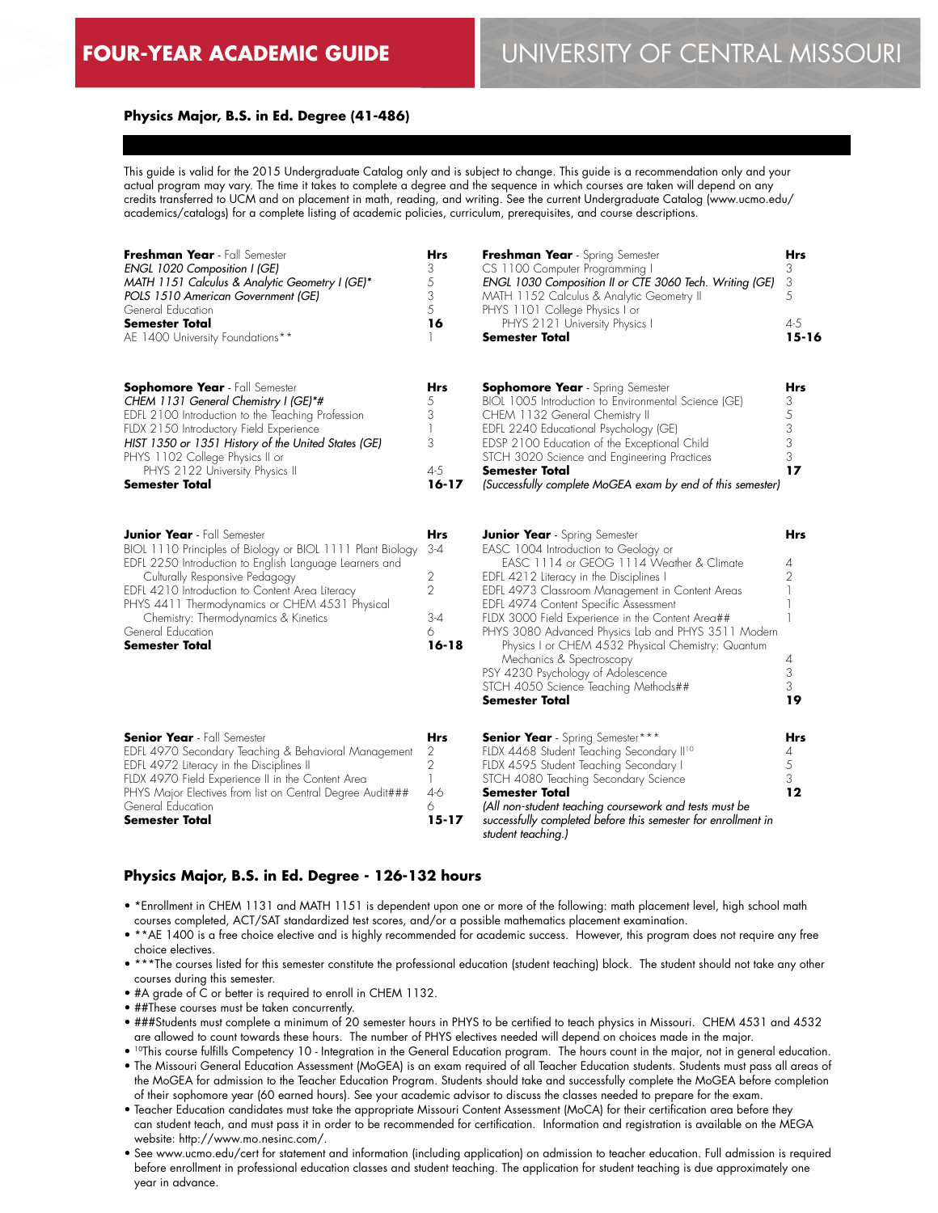# FOUR-YEAR ACADEMIC GUIDE — UNIVERSITY OF CENTRAL MISSOURI

## Physics Major, B.S. in Ed. Degree (41-486)

This guide is valid for the 2015 Undergraduate Catalog only and is subject to change. This guide is a recommendation only and your actual program may vary. The time it takes to complete a degree and the sequence in which courses are taken will depend on any credits transferred to UCM and on placement in math, reading, and writing. See the current Undergraduate Catalog (www.ucmo.edu/academics/catalogs) for a complete listing of academic policies, curriculum, prerequisites, and course descriptions.

| **Freshman Year** - Fall Semester | Hrs |
|---|---|
| *ENGL 1020 Composition I (GE)* | 3 |
| *MATH 1151 Calculus & Analytic Geometry I (GE)** | 5 |
| *POLS 1510 American Government (GE)* | 3 |
| General Education | 5 |
| **Semester Total** | **16** |
| AE 1400 University Foundations** | 1 |

| **Freshman Year** - Spring Semester | Hrs |
|---|---|
| CS 1100 Computer Programming I | 3 |
| *ENGL 1030 Composition II or CTE 3060 Tech. Writing (GE)* | 3 |
| MATH 1152 Calculus & Analytic Geometry II | 5 |
| PHYS 1101 College Physics I or PHYS 2121 University Physics I | 4-5 |
| **Semester Total** | **15-16** |

| **Sophomore Year** - Fall Semester | Hrs |
|---|---|
| *CHEM 1131 General Chemistry I (GE)*#* | 5 |
| EDFL 2100 Introduction to the Teaching Profession | 3 |
| FLDX 2150 Introductory Field Experience | 1 |
| *HIST 1350 or 1351 History of the United States (GE)* | 3 |
| PHYS 1102 College Physics II or PHYS 2122 University Physics II | 4-5 |
| **Semester Total** | **16-17** |

| **Sophomore Year** - Spring Semester | Hrs |
|---|---|
| BIOL 1005 Introduction to Environmental Science (GE) | 3 |
| CHEM 1132 General Chemistry II | 5 |
| EDFL 2240 Educational Psychology (GE) | 3 |
| EDSP 2100 Education of the Exceptional Child | 3 |
| STCH 3020 Science and Engineering Practices | 3 |
| **Semester Total** | **17** |

*(Successfully complete MoGEA exam by end of this semester)*

| **Junior Year** - Fall Semester | Hrs |
|---|---|
| BIOL 1110 Principles of Biology or BIOL 1111 Plant Biology | 3-4 |
| EDFL 2250 Introduction to English Language Learners and Culturally Responsive Pedagogy | 2 |
| EDFL 4210 Introduction to Content Area Literacy | 2 |
| PHYS 4411 Thermodynamics or CHEM 4531 Physical Chemistry: Thermodynamics & Kinetics | 3-4 |
| General Education | 6 |
| **Semester Total** | **16-18** |

| **Junior Year** - Spring Semester | Hrs |
|---|---|
| EASC 1004 Introduction to Geology or EASC 1114 or GEOG 1114 Weather & Climate | 4 |
| EDFL 4212 Literacy in the Disciplines I | 2 |
| EDFL 4973 Classroom Management in Content Areas | 1 |
| EDFL 4974 Content Specific Assessment | 1 |
| FLDX 3000 Field Experience in the Content Area## | 1 |
| PHYS 3080 Advanced Physics Lab and PHYS 3511 Modern Physics I or CHEM 4532 Physical Chemistry: Quantum Mechanics & Spectroscopy | 4 |
| PSY 4230 Psychology of Adolescence | 3 |
| STCH 4050 Science Teaching Methods## | 3 |
| **Semester Total** | **19** |

| **Senior Year** - Fall Semester | Hrs |
|---|---|
| EDFL 4970 Secondary Teaching & Behavioral Management | 2 |
| EDFL 4972 Literacy in the Disciplines II | 2 |
| FLDX 4970 Field Experience II in the Content Area | 1 |
| PHYS Major Electives from list on Central Degree Audit### | 4-6 |
| General Education | 6 |
| **Semester Total** | **15-17** |

| **Senior Year** - Spring Semester*** | Hrs |
|---|---|
| FLDX 4468 Student Teaching Secondary II[10] | 4 |
| FLDX 4595 Student Teaching Secondary I | 5 |
| STCH 4080 Teaching Secondary Science | 3 |
| **Semester Total** | **12** |

*(All non-student teaching coursework and tests must be successfully completed before this semester for enrollment in student teaching.)*

## Physics Major, B.S. in Ed. Degree - 126-132 hours

- *Enrollment in CHEM 1131 and MATH 1151 is dependent upon one or more of the following: math placement level, high school math courses completed, ACT/SAT standardized test scores, and/or a possible mathematics placement examination.
- **AE 1400 is a free choice elective and is highly recommended for academic success. However, this program does not require any free choice electives.
- ***The courses listed for this semester constitute the professional education (student teaching) block. The student should not take any other courses during this semester.
- #A grade of C or better is required to enroll in CHEM 1132.
- ##These courses must be taken concurrently.
- ###Students must complete a minimum of 20 semester hours in PHYS to be certified to teach physics in Missouri. CHEM 4531 and 4532 are allowed to count towards these hours. The number of PHYS electives needed will depend on choices made in the major.
- [10]This course fulfills Competency 10 - Integration in the General Education program. The hours count in the major, not in general education.
- The Missouri General Education Assessment (MoGEA) is an exam required of all Teacher Education students. Students must pass all areas of the MoGEA for admission to the Teacher Education Program. Students should take and successfully complete the MoGEA before completion of their sophomore year (60 earned hours). See your academic advisor to discuss the classes needed to prepare for the exam.
- Teacher Education candidates must take the appropriate Missouri Content Assessment (MoCA) for their certification area before they can student teach, and must pass it in order to be recommended for certification. Information and registration is available on the MEGA website: http://www.mo.nesinc.com/.
- See www.ucmo.edu/cert for statement and information (including application) on admission to teacher education. Full admission is required before enrollment in professional education classes and student teaching. The application for student teaching is due approximately one year in advance.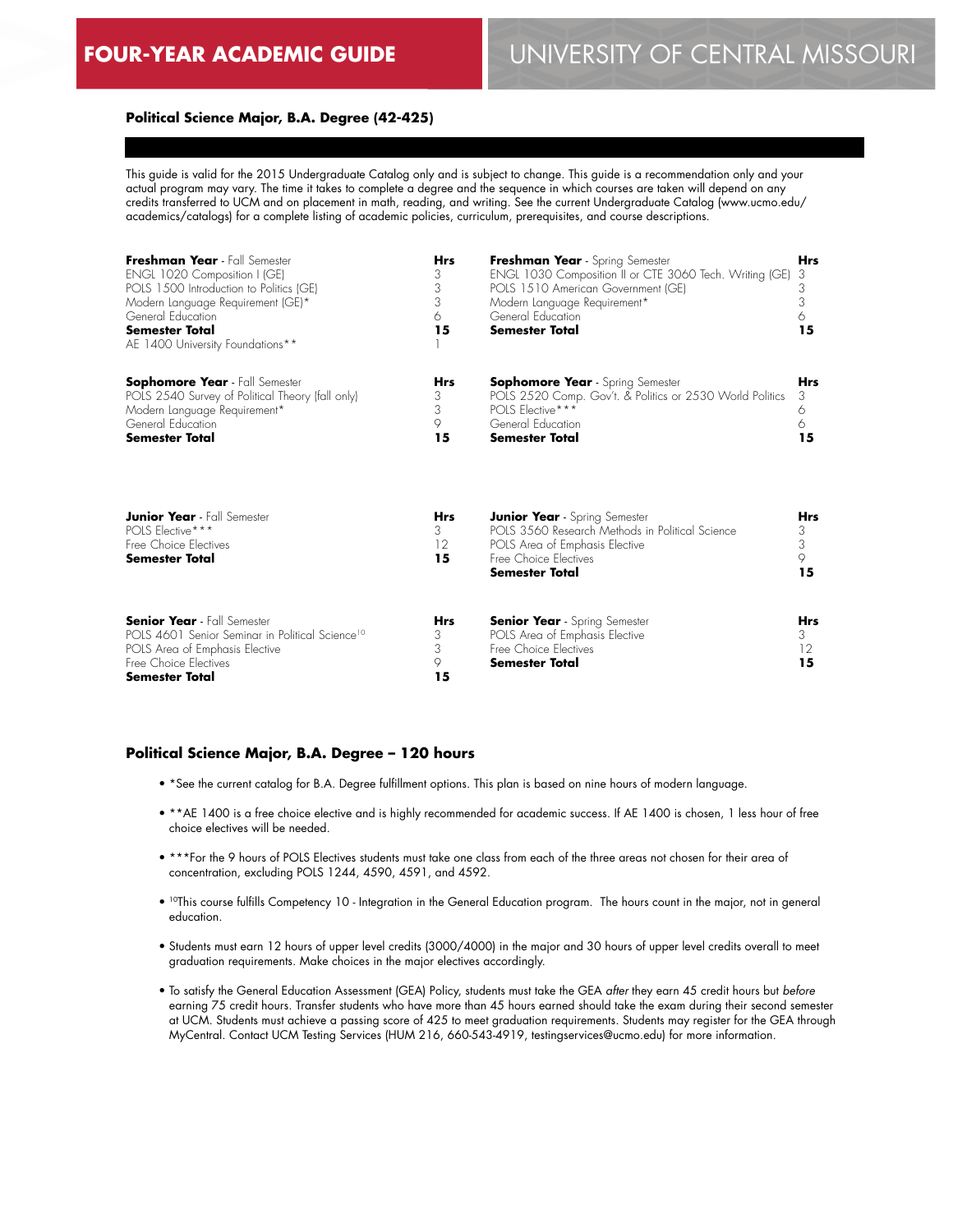FOUR-YEAR ACADEMIC GUIDE

UNIVERSITY OF CENTRAL MISSOURI

**Political Science Major, B.A. Degree (42-425)**

This guide is valid for the 2015 Undergraduate Catalog only and is subject to change. This guide is a recommendation only and your actual program may vary. The time it takes to complete a degree and the sequence in which courses are taken will depend on any credits transferred to UCM and on placement in math, reading, and writing. See the current Undergraduate Catalog (www.ucmo.edu/academics/catalogs) for a complete listing of academic policies, curriculum, prerequisites, and course descriptions.

| **Freshman Year** - Fall Semester | **Hrs** | **Freshman Year** - Spring Semester | **Hrs** |
|---|---|---|---|
| ENGL 1020 Composition I (GE) | 3 | ENGL 1030 Composition II or CTE 3060 Tech. Writing (GE) | 3 |
| POLS 1500 Introduction to Politics (GE) | 3 | POLS 1510 American Government (GE) | 3 |
| Modern Language Requirement (GE)* | 3 | Modern Language Requirement* | 3 |
| General Education | 6 | General Education | 6 |
| **Semester Total** | **15** | **Semester Total** | **15** |
| AE 1400 University Foundations** | 1 | | |

| **Sophomore Year** - Fall Semester | **Hrs** | **Sophomore Year** - Spring Semester | **Hrs** |
|---|---|---|---|
| POLS 2540 Survey of Political Theory (fall only) | 3 | POLS 2520 Comp. Gov't. & Politics or 2530 World Politics | 3 |
| Modern Language Requirement* | 3 | POLS Elective*** | 6 |
| General Education | 9 | General Education | 6 |
| **Semester Total** | **15** | **Semester Total** | **15** |

| **Junior Year** - Fall Semester | **Hrs** | **Junior Year** - Spring Semester | **Hrs** |
|---|---|---|---|
| POLS Elective*** | 3 | POLS 3560 Research Methods in Political Science | 3 |
| Free Choice Electives | 12 | POLS Area of Emphasis Elective | 3 |
| **Semester Total** | **15** | Free Choice Electives | 9 |
| | | **Semester Total** | **15** |

| **Senior Year** - Fall Semester | **Hrs** | **Senior Year** - Spring Semester | **Hrs** |
|---|---|---|---|
| POLS 4601 Senior Seminar in Political Science[10] | 3 | POLS Area of Emphasis Elective | 3 |
| POLS Area of Emphasis Elective | 3 | Free Choice Electives | 12 |
| Free Choice Electives | 9 | **Semester Total** | **15** |
| **Semester Total** | **15** | | |

### Political Science Major, B.A. Degree – 120 hours

- *See the current catalog for B.A. Degree fulfillment options. This plan is based on nine hours of modern language.
- **AE 1400 is a free choice elective and is highly recommended for academic success. If AE 1400 is chosen, 1 less hour of free choice electives will be needed.
- ***For the 9 hours of POLS Electives students must take one class from each of the three areas not chosen for their area of concentration, excluding POLS 1244, 4590, 4591, and 4592.
- [10]This course fulfills Competency 10 - Integration in the General Education program. The hours count in the major, not in general education.
- Students must earn 12 hours of upper level credits (3000/4000) in the major and 30 hours of upper level credits overall to meet graduation requirements. Make choices in the major electives accordingly.
- To satisfy the General Education Assessment (GEA) Policy, students must take the GEA *after* they earn 45 credit hours but *before* earning 75 credit hours. Transfer students who have more than 45 hours earned should take the exam during their second semester at UCM. Students must achieve a passing score of 425 to meet graduation requirements. Students may register for the GEA through MyCentral. Contact UCM Testing Services (HUM 216, 660-543-4919, testingservices@ucmo.edu) for more information.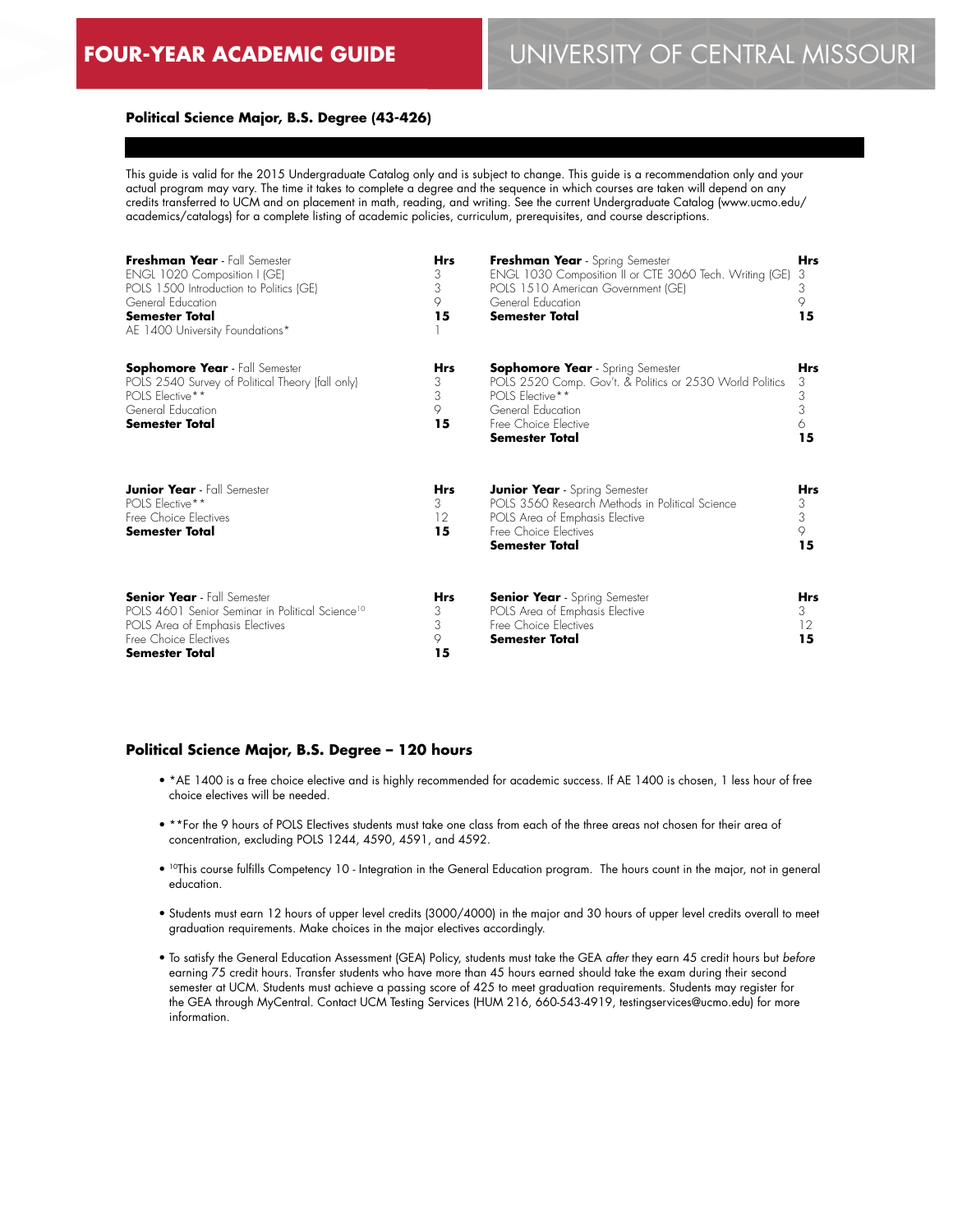## FOUR-YEAR ACADEMIC GUIDE — UNIVERSITY OF CENTRAL MISSOURI

### Political Science Major, B.S. Degree (43-426)

This guide is valid for the 2015 Undergraduate Catalog only and is subject to change. This guide is a recommendation only and your actual program may vary. The time it takes to complete a degree and the sequence in which courses are taken will depend on any credits transferred to UCM and on placement in math, reading, and writing. See the current Undergraduate Catalog (www.ucmo.edu/academics/catalogs) for a complete listing of academic policies, curriculum, prerequisites, and course descriptions.

| **Freshman Year** - Fall Semester | **Hrs** | **Freshman Year** - Spring Semester | **Hrs** |
|---|---|---|---|
| ENGL 1020 Composition I (GE) | 3 | ENGL 1030 Composition II or CTE 3060 Tech. Writing (GE) | 3 |
| POLS 1500 Introduction to Politics (GE) | 3 | POLS 1510 American Government (GE) | 3 |
| General Education | 9 | General Education | 9 |
| **Semester Total** | **15** | **Semester Total** | **15** |
| AE 1400 University Foundations* | 1 | | |

| **Sophomore Year** - Fall Semester | **Hrs** | **Sophomore Year** - Spring Semester | **Hrs** |
|---|---|---|---|
| POLS 2540 Survey of Political Theory (fall only) | 3 | POLS 2520 Comp. Gov't. & Politics or 2530 World Politics | 3 |
| POLS Elective** | 3 | POLS Elective** | 3 |
| General Education | 9 | General Education | 3 |
| **Semester Total** | **15** | Free Choice Elective | 6 |
| | | **Semester Total** | **15** |

| **Junior Year** - Fall Semester | **Hrs** | **Junior Year** - Spring Semester | **Hrs** |
|---|---|---|---|
| POLS Elective** | 3 | POLS 3560 Research Methods in Political Science | 3 |
| Free Choice Electives | 12 | POLS Area of Emphasis Elective | 3 |
| **Semester Total** | **15** | Free Choice Electives | 9 |
| | | **Semester Total** | **15** |

| **Senior Year** - Fall Semester | **Hrs** | **Senior Year** - Spring Semester | **Hrs** |
|---|---|---|---|
| POLS 4601 Senior Seminar in Political Science[10] | 3 | POLS Area of Emphasis Elective | 3 |
| POLS Area of Emphasis Electives | 3 | Free Choice Electives | 12 |
| Free Choice Electives | 9 | **Semester Total** | **15** |
| **Semester Total** | **15** | | |

### Political Science Major, B.S. Degree – 120 hours

- *AE 1400 is a free choice elective and is highly recommended for academic success. If AE 1400 is chosen, 1 less hour of free choice electives will be needed.
- **For the 9 hours of POLS Electives students must take one class from each of the three areas not chosen for their area of concentration, excluding POLS 1244, 4590, 4591, and 4592.
- [10]This course fulfills Competency 10 - Integration in the General Education program. The hours count in the major, not in general education.
- Students must earn 12 hours of upper level credits (3000/4000) in the major and 30 hours of upper level credits overall to meet graduation requirements. Make choices in the major electives accordingly.
- To satisfy the General Education Assessment (GEA) Policy, students must take the GEA *after* they earn 45 credit hours but *before* earning 75 credit hours. Transfer students who have more than 45 hours earned should take the exam during their second semester at UCM. Students must achieve a passing score of 425 to meet graduation requirements. Students may register for the GEA through MyCentral. Contact UCM Testing Services (HUM 216, 660-543-4919, testingservices@ucmo.edu) for more information.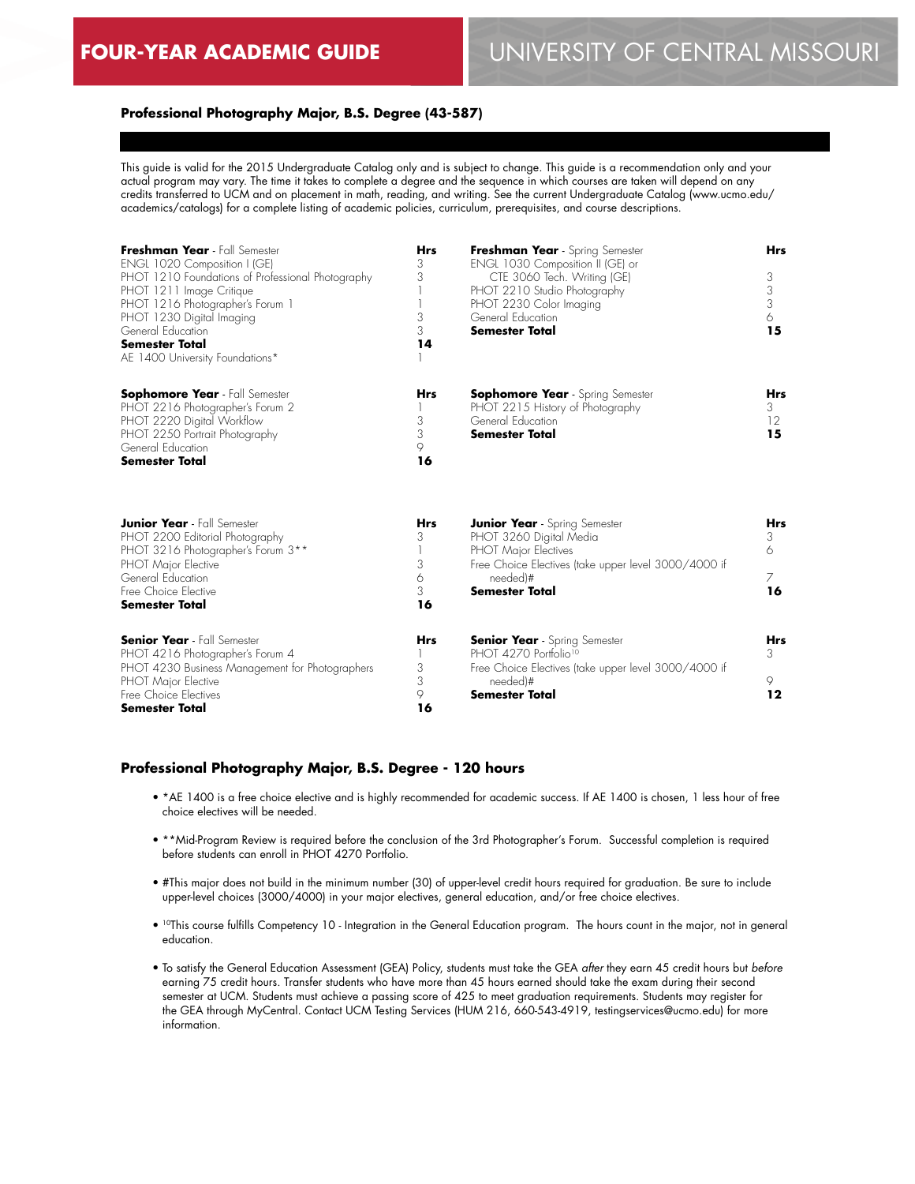**FOUR-YEAR ACADEMIC GUIDE** UNIVERSITY OF CENTRAL MISSOURI

### Professional Photography Major, B.S. Degree (43-587)

This guide is valid for the 2015 Undergraduate Catalog only and is subject to change. This guide is a recommendation only and your actual program may vary. The time it takes to complete a degree and the sequence in which courses are taken will depend on any credits transferred to UCM and on placement in math, reading, and writing. See the current Undergraduate Catalog (www.ucmo.edu/academics/catalogs) for a complete listing of academic policies, curriculum, prerequisites, and course descriptions.

| **Freshman Year** - Fall Semester | **Hrs** | **Freshman Year** - Spring Semester | **Hrs** |
|---|---|---|---|
| ENGL 1020 Composition I (GE) | 3 | ENGL 1030 Composition II (GE) or CTE 3060 Tech. Writing (GE) | 3 |
| PHOT 1210 Foundations of Professional Photography | 3 | PHOT 2210 Studio Photography | 3 |
| PHOT 1211 Image Critique | 1 | PHOT 2230 Color Imaging | 3 |
| PHOT 1216 Photographer's Forum 1 | 1 | General Education | 6 |
| PHOT 1230 Digital Imaging | 3 | **Semester Total** | **15** |
| General Education | 3 | | |
| **Semester Total** | **14** | | |
| AE 1400 University Foundations* | 1 | | |

| **Sophomore Year** - Fall Semester | **Hrs** | **Sophomore Year** - Spring Semester | **Hrs** |
|---|---|---|---|
| PHOT 2216 Photographer's Forum 2 | 1 | PHOT 2215 History of Photography | 3 |
| PHOT 2220 Digital Workflow | 3 | General Education | 12 |
| PHOT 2250 Portrait Photography | 3 | **Semester Total** | **15** |
| General Education | 9 | | |
| **Semester Total** | **16** | | |

| **Junior Year** - Fall Semester | **Hrs** | **Junior Year** - Spring Semester | **Hrs** |
|---|---|---|---|
| PHOT 2200 Editorial Photography | 3 | PHOT 3260 Digital Media | 3 |
| PHOT 3216 Photographer's Forum 3** | 1 | PHOT Major Electives | 6 |
| PHOT Major Elective | 3 | Free Choice Electives (take upper level 3000/4000 if needed)# | 7 |
| General Education | 6 | **Semester Total** | **16** |
| Free Choice Elective | 3 | | |
| **Semester Total** | **16** | | |

| **Senior Year** - Fall Semester | **Hrs** | **Senior Year** - Spring Semester | **Hrs** |
|---|---|---|---|
| PHOT 4216 Photographer's Forum 4 | 1 | PHOT 4270 Portfolio[10] | 3 |
| PHOT 4230 Business Management for Photographers | 3 | Free Choice Electives (take upper level 3000/4000 if needed)# | 9 |
| PHOT Major Elective | 3 | **Semester Total** | **12** |
| Free Choice Electives | 9 | | |
| **Semester Total** | **16** | | |

### Professional Photography Major, B.S. Degree - 120 hours

- *AE 1400 is a free choice elective and is highly recommended for academic success. If AE 1400 is chosen, 1 less hour of free choice electives will be needed.
- **Mid-Program Review is required before the conclusion of the 3rd Photographer's Forum. Successful completion is required before students can enroll in PHOT 4270 Portfolio.
- #This major does not build in the minimum number (30) of upper-level credit hours required for graduation. Be sure to include upper-level choices (3000/4000) in your major electives, general education, and/or free choice electives.
- [10]This course fulfills Competency 10 - Integration in the General Education program. The hours count in the major, not in general education.
- To satisfy the General Education Assessment (GEA) Policy, students must take the GEA *after* they earn 45 credit hours but *before* earning 75 credit hours. Transfer students who have more than 45 hours earned should take the exam during their second semester at UCM. Students must achieve a passing score of 425 to meet graduation requirements. Students may register for the GEA through MyCentral. Contact UCM Testing Services (HUM 216, 660-543-4919, testingservices@ucmo.edu) for more information.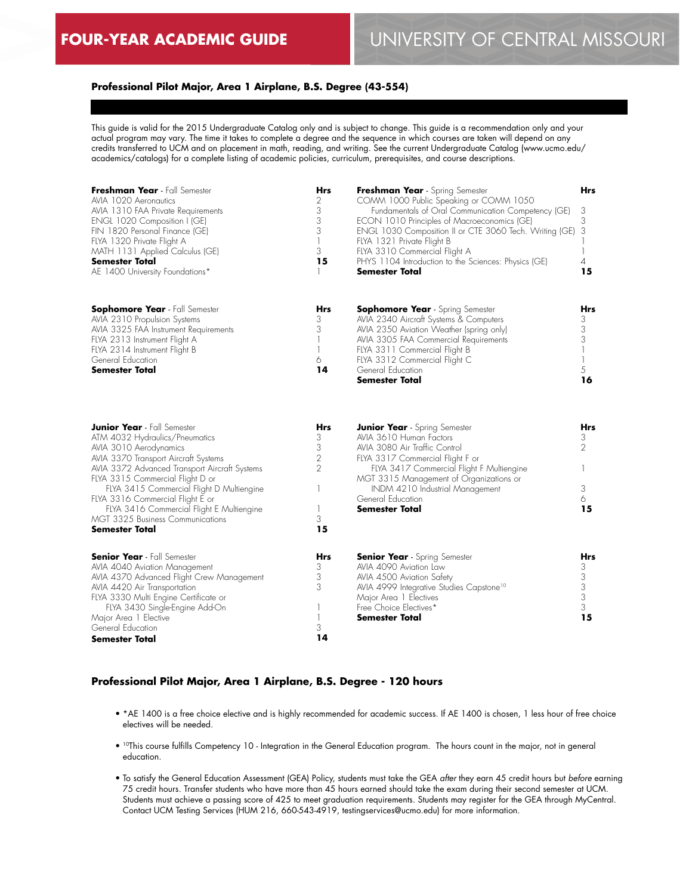# FOUR-YEAR ACADEMIC GUIDE — UNIVERSITY OF CENTRAL MISSOURI

## Professional Pilot Major, Area 1 Airplane, B.S. Degree (43-554)

This guide is valid for the 2015 Undergraduate Catalog only and is subject to change. This guide is a recommendation only and your actual program may vary. The time it takes to complete a degree and the sequence in which courses are taken will depend on any credits transferred to UCM and on placement in math, reading, and writing. See the current Undergraduate Catalog (www.ucmo.edu/academics/catalogs) for a complete listing of academic policies, curriculum, prerequisites, and course descriptions.

| **Freshman Year** - Fall Semester | **Hrs** |
|---|---|
| AVIA 1020 Aeronautics | 2 |
| AVIA 1310 FAA Private Requirements | 3 |
| ENGL 1020 Composition I (GE) | 3 |
| FIN 1820 Personal Finance (GE) | 3 |
| FLYA 1320 Private Flight A | 1 |
| MATH 1131 Applied Calculus (GE) | 3 |
| **Semester Total** | **15** |
| AE 1400 University Foundations* | 1 |

| **Freshman Year** - Spring Semester | **Hrs** |
|---|---|
| COMM 1000 Public Speaking or COMM 1050 Fundamentals of Oral Communication Competency (GE) | 3 |
| ECON 1010 Principles of Macroeconomics (GE) | 3 |
| ENGL 1030 Composition II or CTE 3060 Tech. Writing (GE) | 3 |
| FLYA 1321 Private Flight B | 1 |
| FLYA 3310 Commercial Flight A | 1 |
| PHYS 1104 Introduction to the Sciences: Physics (GE) | 4 |
| **Semester Total** | **15** |

| **Sophomore Year** - Fall Semester | **Hrs** |
|---|---|
| AVIA 2310 Propulsion Systems | 3 |
| AVIA 3325 FAA Instrument Requirements | 3 |
| FLYA 2313 Instrument Flight A | 1 |
| FLYA 2314 Instrument Flight B | 1 |
| General Education | 6 |
| **Semester Total** | **14** |

| **Sophomore Year** - Spring Semester | **Hrs** |
|---|---|
| AVIA 2340 Aircraft Systems & Computers | 3 |
| AVIA 2350 Aviation Weather (spring only) | 3 |
| AVIA 3305 FAA Commercial Requirements | 3 |
| FLYA 3311 Commercial Flight B | 1 |
| FLYA 3312 Commercial Flight C | 1 |
| General Education | 5 |
| **Semester Total** | **16** |

| **Junior Year** - Fall Semester | **Hrs** |
|---|---|
| ATM 4032 Hydraulics/Pneumatics | 3 |
| AVIA 3010 Aerodynamics | 3 |
| AVIA 3370 Transport Aircraft Systems | 2 |
| AVIA 3372 Advanced Transport Aircraft Systems | 2 |
| FLYA 3315 Commercial Flight D or FLYA 3415 Commercial Flight D Multiengine | 1 |
| FLYA 3316 Commercial Flight E or FLYA 3416 Commercial Flight E Multiengine | 1 |
| MGT 3325 Business Communications | 3 |
| **Semester Total** | **15** |

| **Junior Year** - Spring Semester | **Hrs** |
|---|---|
| AVIA 3610 Human Factors | 3 |
| AVIA 3080 Air Traffic Control | 2 |
| FLYA 3317 Commercial Flight F or FLYA 3417 Commercial Flight F Multiengine | 1 |
| MGT 3315 Management of Organizations or INDM 4210 Industrial Management | 3 |
| General Education | 6 |
| **Semester Total** | **15** |

| **Senior Year** - Fall Semester | **Hrs** |
|---|---|
| AVIA 4040 Aviation Management | 3 |
| AVIA 4370 Advanced Flight Crew Management | 3 |
| AVIA 4420 Air Transportation | 3 |
| FLYA 3330 Multi Engine Certificate or FLYA 3430 Single-Engine Add-On | 1 |
| Major Area 1 Elective | 1 |
| General Education | 3 |
| **Semester Total** | **14** |

| **Senior Year** - Spring Semester | **Hrs** |
|---|---|
| AVIA 4090 Aviation Law | 3 |
| AVIA 4500 Aviation Safety | 3 |
| AVIA 4999 Integrative Studies Capstone[10] | 3 |
| Major Area 1 Electives | 3 |
| Free Choice Electives* | 3 |
| **Semester Total** | **15** |

## Professional Pilot Major, Area 1 Airplane, B.S. Degree - 120 hours

- *AE 1400 is a free choice elective and is highly recommended for academic success. If AE 1400 is chosen, 1 less hour of free choice electives will be needed.
- [10]This course fulfills Competency 10 - Integration in the General Education program. The hours count in the major, not in general education.
- To satisfy the General Education Assessment (GEA) Policy, students must take the GEA *after* they earn 45 credit hours but *before* earning 75 credit hours. Transfer students who have more than 45 hours earned should take the exam during their second semester at UCM. Students must achieve a passing score of 425 to meet graduation requirements. Students may register for the GEA through MyCentral. Contact UCM Testing Services (HUM 216, 660-543-4919, testingservices@ucmo.edu) for more information.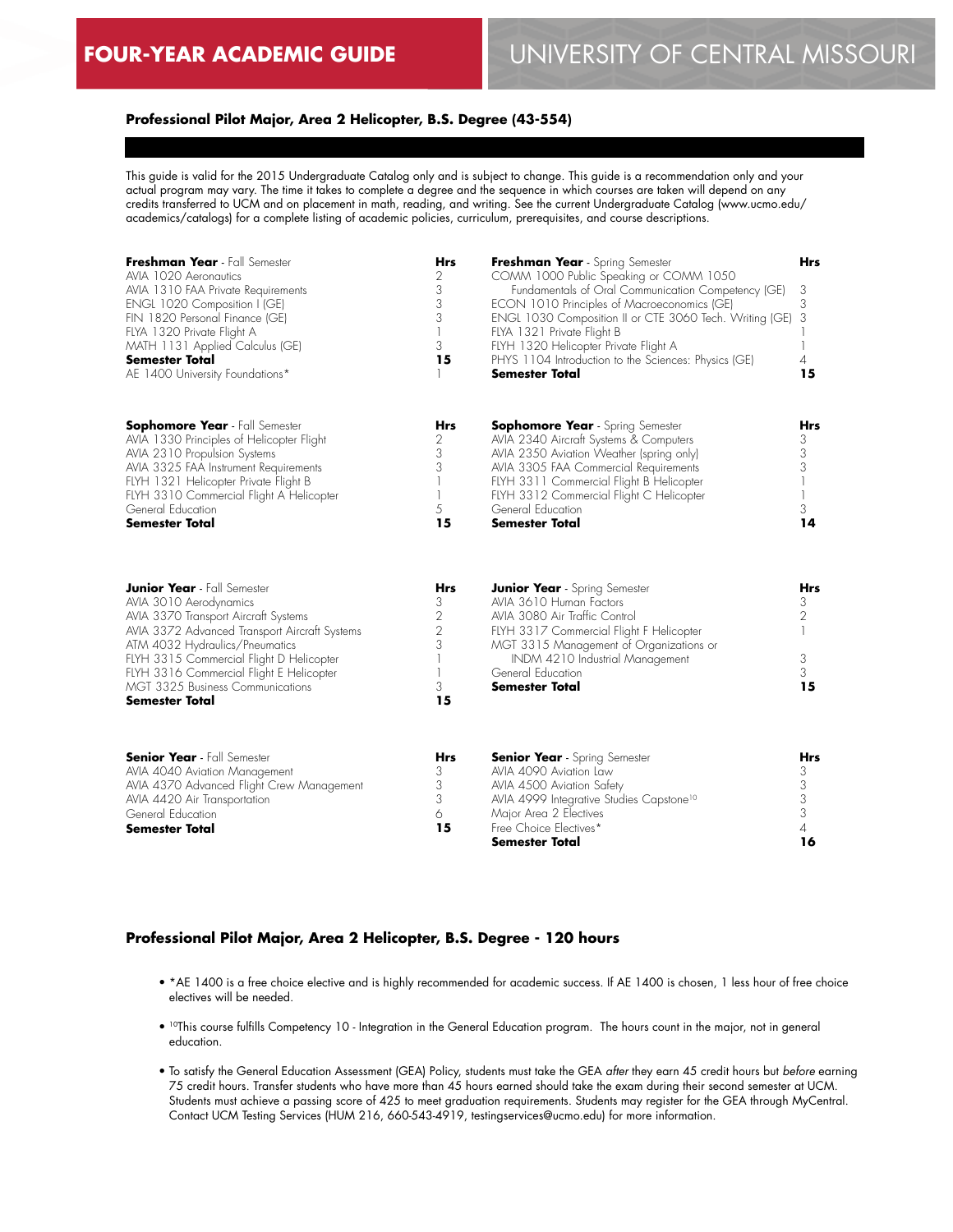## FOUR-YEAR ACADEMIC GUIDE — UNIVERSITY OF CENTRAL MISSOURI

### Professional Pilot Major, Area 2 Helicopter, B.S. Degree (43-554)

This guide is valid for the 2015 Undergraduate Catalog only and is subject to change. This guide is a recommendation only and your actual program may vary. The time it takes to complete a degree and the sequence in which courses are taken will depend on any credits transferred to UCM and on placement in math, reading, and writing. See the current Undergraduate Catalog (www.ucmo.edu/academics/catalogs) for a complete listing of academic policies, curriculum, prerequisites, and course descriptions.

| **Freshman Year** - Fall Semester | Hrs |
|---|---|
| AVIA 1020 Aeronautics | 2 |
| AVIA 1310 FAA Private Requirements | 3 |
| ENGL 1020 Composition I (GE) | 3 |
| FIN 1820 Personal Finance (GE) | 3 |
| FLYA 1320 Private Flight A | 1 |
| MATH 1131 Applied Calculus (GE) | 3 |
| **Semester Total** | **15** |
| AE 1400 University Foundations* | 1 |

| **Freshman Year** - Spring Semester | Hrs |
|---|---|
| COMM 1000 Public Speaking or COMM 1050 Fundamentals of Oral Communication Competency (GE) | 3 |
| ECON 1010 Principles of Macroeconomics (GE) | 3 |
| ENGL 1030 Composition II or CTE 3060 Tech. Writing (GE) | 3 |
| FLYA 1321 Private Flight B | 1 |
| FLYH 1320 Helicopter Private Flight A | 1 |
| PHYS 1104 Introduction to the Sciences: Physics (GE) | 4 |
| **Semester Total** | **15** |

| **Sophomore Year** - Fall Semester | Hrs |
|---|---|
| AVIA 1330 Principles of Helicopter Flight | 2 |
| AVIA 2310 Propulsion Systems | 3 |
| AVIA 3325 FAA Instrument Requirements | 3 |
| FLYH 1321 Helicopter Private Flight B | 1 |
| FLYH 3310 Commercial Flight A Helicopter | 1 |
| General Education | 5 |
| **Semester Total** | **15** |

| **Sophomore Year** - Spring Semester | Hrs |
|---|---|
| AVIA 2340 Aircraft Systems & Computers | 3 |
| AVIA 2350 Aviation Weather (spring only) | 3 |
| AVIA 3305 FAA Commercial Requirements | 3 |
| FLYH 3311 Commercial Flight B Helicopter | 1 |
| FLYH 3312 Commercial Flight C Helicopter | 1 |
| General Education | 3 |
| **Semester Total** | **14** |

| **Junior Year** - Fall Semester | Hrs |
|---|---|
| AVIA 3010 Aerodynamics | 3 |
| AVIA 3370 Transport Aircraft Systems | 2 |
| AVIA 3372 Advanced Transport Aircraft Systems | 2 |
| ATM 4032 Hydraulics/Pneumatics | 3 |
| FLYH 3315 Commercial Flight D Helicopter | 1 |
| FLYH 3316 Commercial Flight E Helicopter | 1 |
| MGT 3325 Business Communications | 3 |
| **Semester Total** | **15** |

| **Junior Year** - Spring Semester | Hrs |
|---|---|
| AVIA 3610 Human Factors | 3 |
| AVIA 3080 Air Traffic Control | 2 |
| FLYH 3317 Commercial Flight F Helicopter | 1 |
| MGT 3315 Management of Organizations or INDM 4210 Industrial Management | 3 |
| General Education | 3 |
| **Semester Total** | **15** |

| **Senior Year** - Fall Semester | Hrs |
|---|---|
| AVIA 4040 Aviation Management | 3 |
| AVIA 4370 Advanced Flight Crew Management | 3 |
| AVIA 4420 Air Transportation | 3 |
| General Education | 6 |
| **Semester Total** | **15** |

| **Senior Year** - Spring Semester | Hrs |
|---|---|
| AVIA 4090 Aviation Law | 3 |
| AVIA 4500 Aviation Safety | 3 |
| AVIA 4999 Integrative Studies Capstone[10] | 3 |
| Major Area 2 Electives | 3 |
| Free Choice Electives* | 4 |
| **Semester Total** | **16** |

### Professional Pilot Major, Area 2 Helicopter, B.S. Degree - 120 hours

- *AE 1400 is a free choice elective and is highly recommended for academic success. If AE 1400 is chosen, 1 less hour of free choice electives will be needed.
- [10]This course fulfills Competency 10 - Integration in the General Education program. The hours count in the major, not in general education.
- To satisfy the General Education Assessment (GEA) Policy, students must take the GEA *after* they earn 45 credit hours but *before* earning 75 credit hours. Transfer students who have more than 45 hours earned should take the exam during their second semester at UCM. Students must achieve a passing score of 425 to meet graduation requirements. Students may register for the GEA through MyCentral. Contact UCM Testing Services (HUM 216, 660-543-4919, testingservices@ucmo.edu) for more information.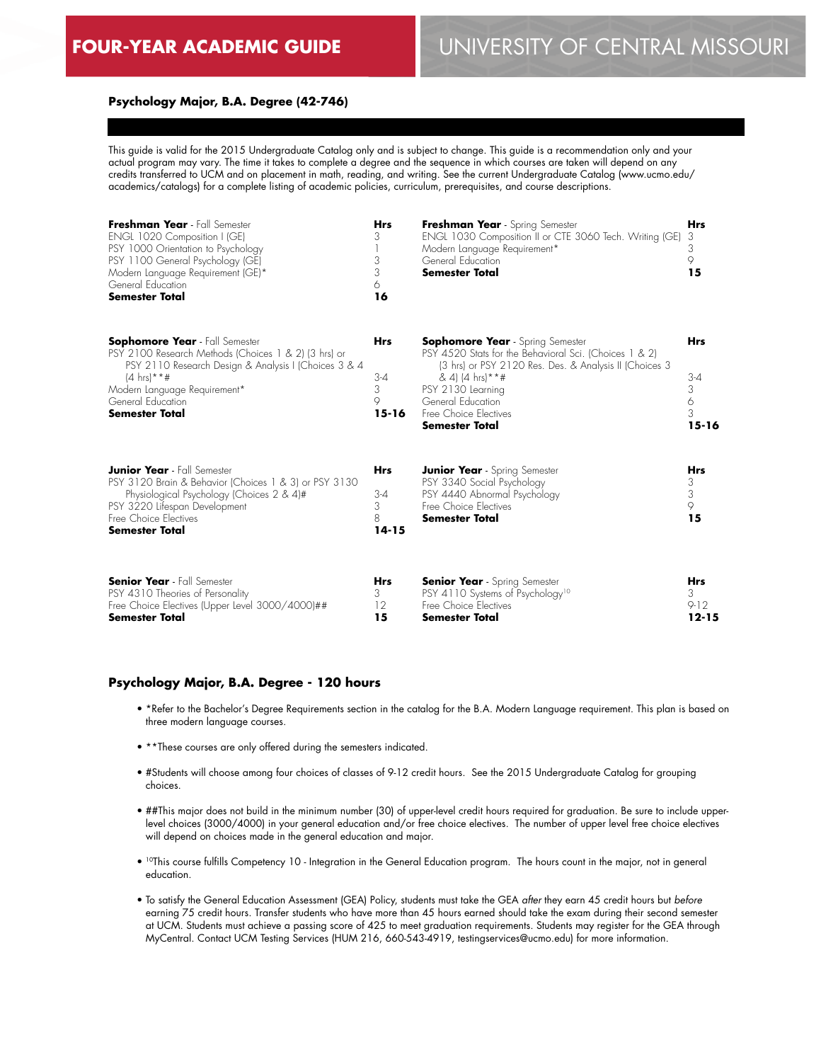# FOUR-YEAR ACADEMIC GUIDE — UNIVERSITY OF CENTRAL MISSOURI

## Psychology Major, B.A. Degree (42-746)

This guide is valid for the 2015 Undergraduate Catalog only and is subject to change. This guide is a recommendation only and your actual program may vary. The time it takes to complete a degree and the sequence in which courses are taken will depend on any credits transferred to UCM and on placement in math, reading, and writing. See the current Undergraduate Catalog (www.ucmo.edu/academics/catalogs) for a complete listing of academic policies, curriculum, prerequisites, and course descriptions.

| **Freshman Year** - Fall Semester | **Hrs** | **Freshman Year** - Spring Semester | **Hrs** |
|---|---|---|---|
| ENGL 1020 Composition I (GE) | 3 | ENGL 1030 Composition II or CTE 3060 Tech. Writing (GE) | 3 |
| PSY 1000 Orientation to Psychology | 1 | Modern Language Requirement* | 3 |
| PSY 1100 General Psychology (GE) | 3 | General Education | 9 |
| Modern Language Requirement (GE)* | 3 | **Semester Total** | **15** |
| General Education | 6 | | |
| **Semester Total** | **16** | | |

| **Sophomore Year** - Fall Semester | **Hrs** | **Sophomore Year** - Spring Semester | **Hrs** |
|---|---|---|---|
| PSY 2100 Research Methods (Choices 1 & 2) (3 hrs) or PSY 2110 Research Design & Analysis I (Choices 3 & 4 (4 hrs)**# | 3-4 | PSY 4520 Stats for the Behavioral Sci. (Choices 1 & 2) (3 hrs) or PSY 2120 Res. Des. & Analysis II (Choices 3 & 4) (4 hrs)**# | 3-4 |
| Modern Language Requirement* | 3 | PSY 2130 Learning | 3 |
| General Education | 9 | General Education | 6 |
| **Semester Total** | **15-16** | Free Choice Electives | 3 |
| | | **Semester Total** | **15-16** |

| **Junior Year** - Fall Semester | **Hrs** | **Junior Year** - Spring Semester | **Hrs** |
|---|---|---|---|
| PSY 3120 Brain & Behavior (Choices 1 & 3) or PSY 3130 Physiological Psychology (Choices 2 & 4)# | 3-4 | PSY 3340 Social Psychology | 3 |
| PSY 3220 Lifespan Development | 3 | PSY 4440 Abnormal Psychology | 3 |
| Free Choice Electives | 8 | Free Choice Electives | 9 |
| **Semester Total** | **14-15** | **Semester Total** | **15** |

| **Senior Year** - Fall Semester | **Hrs** | **Senior Year** - Spring Semester | **Hrs** |
|---|---|---|---|
| PSY 4310 Theories of Personality | 3 | PSY 4110 Systems of Psychology[10] | 3 |
| Free Choice Electives (Upper Level 3000/4000)## | 12 | Free Choice Electives | 9-12 |
| **Semester Total** | **15** | **Semester Total** | **12-15** |

### Psychology Major, B.A. Degree - 120 hours

- *Refer to the Bachelor's Degree Requirements section in the catalog for the B.A. Modern Language requirement. This plan is based on three modern language courses.
- **These courses are only offered during the semesters indicated.
- #Students will choose among four choices of classes of 9-12 credit hours. See the 2015 Undergraduate Catalog for grouping choices.
- ##This major does not build in the minimum number (30) of upper-level credit hours required for graduation. Be sure to include upper-level choices (3000/4000) in your general education and/or free choice electives. The number of upper level free choice electives will depend on choices made in the general education and major.
- [10]This course fulfills Competency 10 - Integration in the General Education program. The hours count in the major, not in general education.
- To satisfy the General Education Assessment (GEA) Policy, students must take the GEA *after* they earn 45 credit hours but *before* earning 75 credit hours. Transfer students who have more than 45 hours earned should take the exam during their second semester at UCM. Students must achieve a passing score of 425 to meet graduation requirements. Students may register for the GEA through MyCentral. Contact UCM Testing Services (HUM 216, 660-543-4919, testingservices@ucmo.edu) for more information.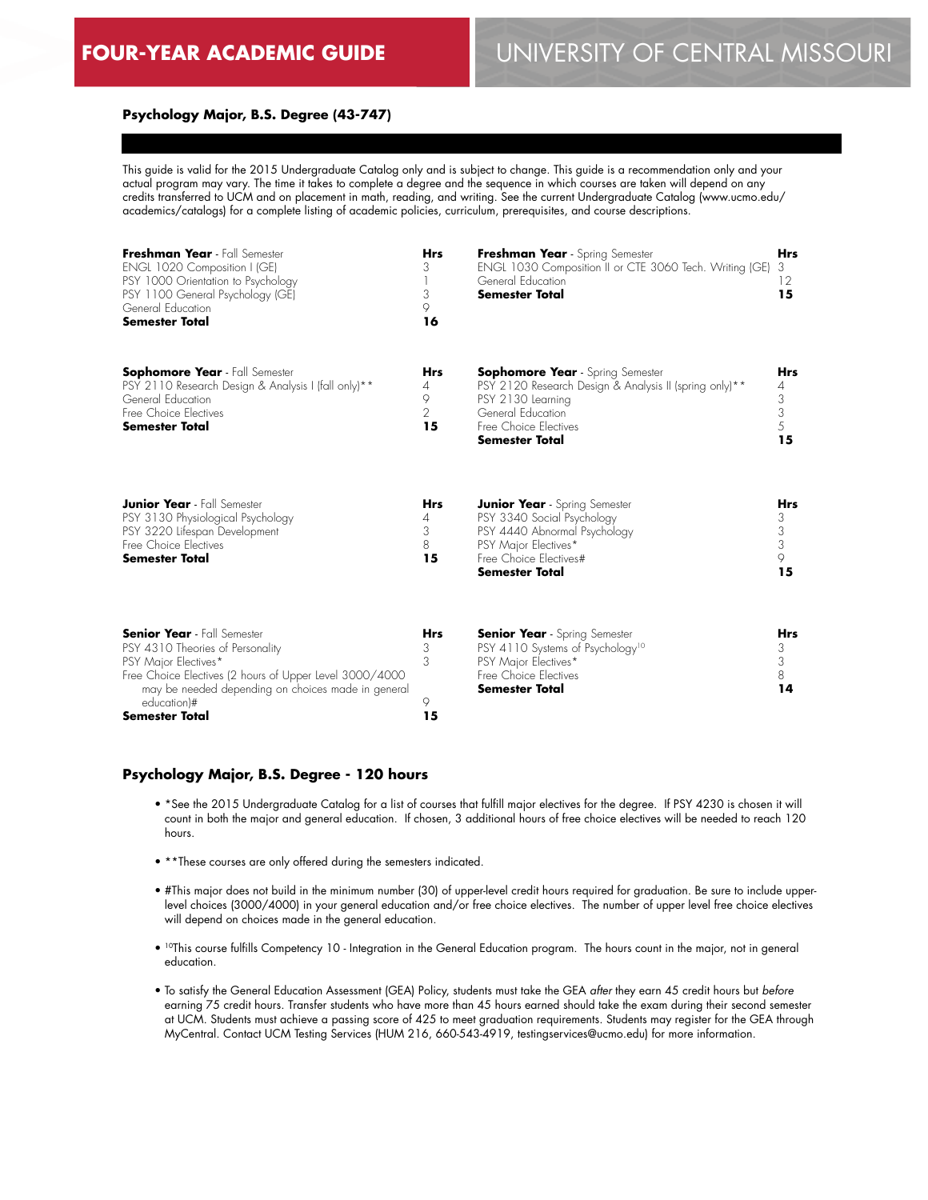## Psychology Major, B.S. Degree (43-747)

This guide is valid for the 2015 Undergraduate Catalog only and is subject to change. This guide is a recommendation only and your actual program may vary. The time it takes to complete a degree and the sequence in which courses are taken will depend on any credits transferred to UCM and on placement in math, reading, and writing. See the current Undergraduate Catalog (www.ucmo.edu/academics/catalogs) for a complete listing of academic policies, curriculum, prerequisites, and course descriptions.

| **Freshman Year** - Fall Semester | **Hrs** |
|---|---|
| ENGL 1020 Composition I (GE) | 3 |
| PSY 1000 Orientation to Psychology | 1 |
| PSY 1100 General Psychology (GE) | 3 |
| General Education | 9 |
| **Semester Total** | **16** |

| **Freshman Year** - Spring Semester | **Hrs** |
|---|---|
| ENGL 1030 Composition II or CTE 3060 Tech. Writing (GE) | 3 |
| General Education | 12 |
| **Semester Total** | **15** |

| **Sophomore Year** - Fall Semester | **Hrs** |
|---|---|
| PSY 2110 Research Design & Analysis I (fall only)** | 4 |
| General Education | 9 |
| Free Choice Electives | 2 |
| **Semester Total** | **15** |

| **Sophomore Year** - Spring Semester | **Hrs** |
|---|---|
| PSY 2120 Research Design & Analysis II (spring only)** | 4 |
| PSY 2130 Learning | 3 |
| General Education | 3 |
| Free Choice Electives | 5 |
| **Semester Total** | **15** |

| **Junior Year** - Fall Semester | **Hrs** |
|---|---|
| PSY 3130 Physiological Psychology | 4 |
| PSY 3220 Lifespan Development | 3 |
| Free Choice Electives | 8 |
| **Semester Total** | **15** |

| **Junior Year** - Spring Semester | **Hrs** |
|---|---|
| PSY 3340 Social Psychology | 3 |
| PSY 4440 Abnormal Psychology | 3 |
| PSY Major Electives* | 3 |
| Free Choice Electives# | 9 |
| **Semester Total** | **15** |

| **Senior Year** - Fall Semester | **Hrs** |
|---|---|
| PSY 4310 Theories of Personality | 3 |
| PSY Major Electives* | 3 |
| Free Choice Electives (2 hours of Upper Level 3000/4000 may be needed depending on choices made in general education)# | 9 |
| **Semester Total** | **15** |

| **Senior Year** - Spring Semester | **Hrs** |
|---|---|
| PSY 4110 Systems of Psychology[10] | 3 |
| PSY Major Electives* | 3 |
| Free Choice Electives | 8 |
| **Semester Total** | **14** |

### Psychology Major, B.S. Degree - 120 hours

- *See the 2015 Undergraduate Catalog for a list of courses that fulfill major electives for the degree. If PSY 4230 is chosen it will count in both the major and general education. If chosen, 3 additional hours of free choice electives will be needed to reach 120 hours.
- **These courses are only offered during the semesters indicated.
- #This major does not build in the minimum number (30) of upper-level credit hours required for graduation. Be sure to include upper-level choices (3000/4000) in your general education and/or free choice electives. The number of upper level free choice electives will depend on choices made in the general education.
- [10]This course fulfills Competency 10 - Integration in the General Education program. The hours count in the major, not in general education.
- To satisfy the General Education Assessment (GEA) Policy, students must take the GEA *after* they earn 45 credit hours but *before* earning 75 credit hours. Transfer students who have more than 45 hours earned should take the exam during their second semester at UCM. Students must achieve a passing score of 425 to meet graduation requirements. Students may register for the GEA through MyCentral. Contact UCM Testing Services (HUM 216, 660-543-4919, testingservices@ucmo.edu) for more information.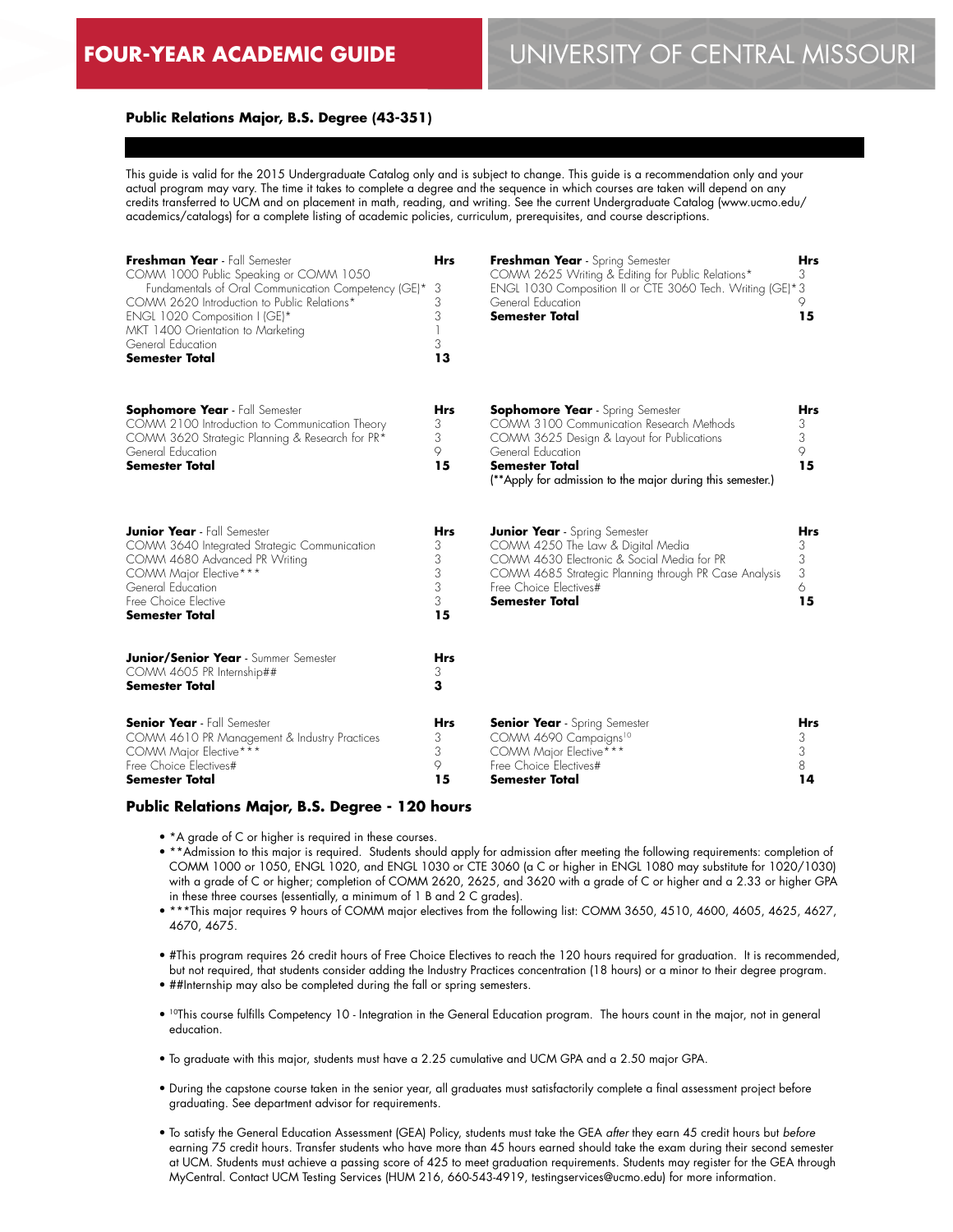# FOUR-YEAR ACADEMIC GUIDE

# UNIVERSITY OF CENTRAL MISSOURI

## Public Relations Major, B.S. Degree (43-351)

This guide is valid for the 2015 Undergraduate Catalog only and is subject to change. This guide is a recommendation only and your actual program may vary. The time it takes to complete a degree and the sequence in which courses are taken will depend on any credits transferred to UCM and on placement in math, reading, and writing. See the current Undergraduate Catalog (www.ucmo.edu/academics/catalogs) for a complete listing of academic policies, curriculum, prerequisites, and course descriptions.

| **Freshman Year** - Fall Semester | **Hrs** |
|---|---|
| COMM 1000 Public Speaking or COMM 1050 Fundamentals of Oral Communication Competency (GE)* | 3 |
| COMM 2620 Introduction to Public Relations* | 3 |
| ENGL 1020 Composition I (GE)* | 3 |
| MKT 1400 Orientation to Marketing | 1 |
| General Education | 3 |
| **Semester Total** | **13** |

| **Freshman Year** - Spring Semester | **Hrs** |
|---|---|
| COMM 2625 Writing & Editing for Public Relations* | 3 |
| ENGL 1030 Composition II or CTE 3060 Tech. Writing (GE)* | 3 |
| General Education | 9 |
| **Semester Total** | **15** |

| **Sophomore Year** - Fall Semester | **Hrs** |
|---|---|
| COMM 2100 Introduction to Communication Theory | 3 |
| COMM 3620 Strategic Planning & Research for PR* | 3 |
| General Education | 9 |
| **Semester Total** | **15** |

| **Sophomore Year** - Spring Semester | **Hrs** |
|---|---|
| COMM 3100 Communication Research Methods | 3 |
| COMM 3625 Design & Layout for Publications | 3 |
| General Education | 9 |
| **Semester Total** | **15** |

(**Apply for admission to the major during this semester.)

| **Junior Year** - Fall Semester | **Hrs** |
|---|---|
| COMM 3640 Integrated Strategic Communication | 3 |
| COMM 4680 Advanced PR Writing | 3 |
| COMM Major Elective*** | 3 |
| General Education | 3 |
| Free Choice Elective | 3 |
| **Semester Total** | **15** |

| **Junior Year** - Spring Semester | **Hrs** |
|---|---|
| COMM 4250 The Law & Digital Media | 3 |
| COMM 4630 Electronic & Social Media for PR | 3 |
| COMM 4685 Strategic Planning through PR Case Analysis | 3 |
| Free Choice Electives# | 6 |
| **Semester Total** | **15** |

| **Junior/Senior Year** - Summer Semester | **Hrs** |
|---|---|
| COMM 4605 PR Internship## | 3 |
| **Semester Total** | **3** |

| **Senior Year** - Fall Semester | **Hrs** |
|---|---|
| COMM 4610 PR Management & Industry Practices | 3 |
| COMM Major Elective*** | 3 |
| Free Choice Electives# | 9 |
| **Semester Total** | **15** |

| **Senior Year** - Spring Semester | **Hrs** |
|---|---|
| COMM 4690 Campaigns[10] | 3 |
| COMM Major Elective*** | 3 |
| Free Choice Electives# | 8 |
| **Semester Total** | **14** |

## Public Relations Major, B.S. Degree - 120 hours

- *A grade of C or higher is required in these courses.
- **Admission to this major is required. Students should apply for admission after meeting the following requirements: completion of COMM 1000 or 1050, ENGL 1020, and ENGL 1030 or CTE 3060 (a C or higher in ENGL 1080 may substitute for 1020/1030) with a grade of C or higher; completion of COMM 2620, 2625, and 3620 with a grade of C or higher and a 2.33 or higher GPA in these three courses (essentially, a minimum of 1 B and 2 C grades).
- ***This major requires 9 hours of COMM major electives from the following list: COMM 3650, 4510, 4600, 4605, 4625, 4627, 4670, 4675.
- #This program requires 26 credit hours of Free Choice Electives to reach the 120 hours required for graduation. It is recommended, but not required, that students consider adding the Industry Practices concentration (18 hours) or a minor to their degree program.
- ##Internship may also be completed during the fall or spring semesters.
- [10]This course fulfills Competency 10 - Integration in the General Education program. The hours count in the major, not in general education.
- To graduate with this major, students must have a 2.25 cumulative and UCM GPA and a 2.50 major GPA.
- During the capstone course taken in the senior year, all graduates must satisfactorily complete a final assessment project before graduating. See department advisor for requirements.
- To satisfy the General Education Assessment (GEA) Policy, students must take the GEA *after* they earn 45 credit hours but *before* earning 75 credit hours. Transfer students who have more than 45 hours earned should take the exam during their second semester at UCM. Students must achieve a passing score of 425 to meet graduation requirements. Students may register for the GEA through MyCentral. Contact UCM Testing Services (HUM 216, 660-543-4919, testingservices@ucmo.edu) for more information.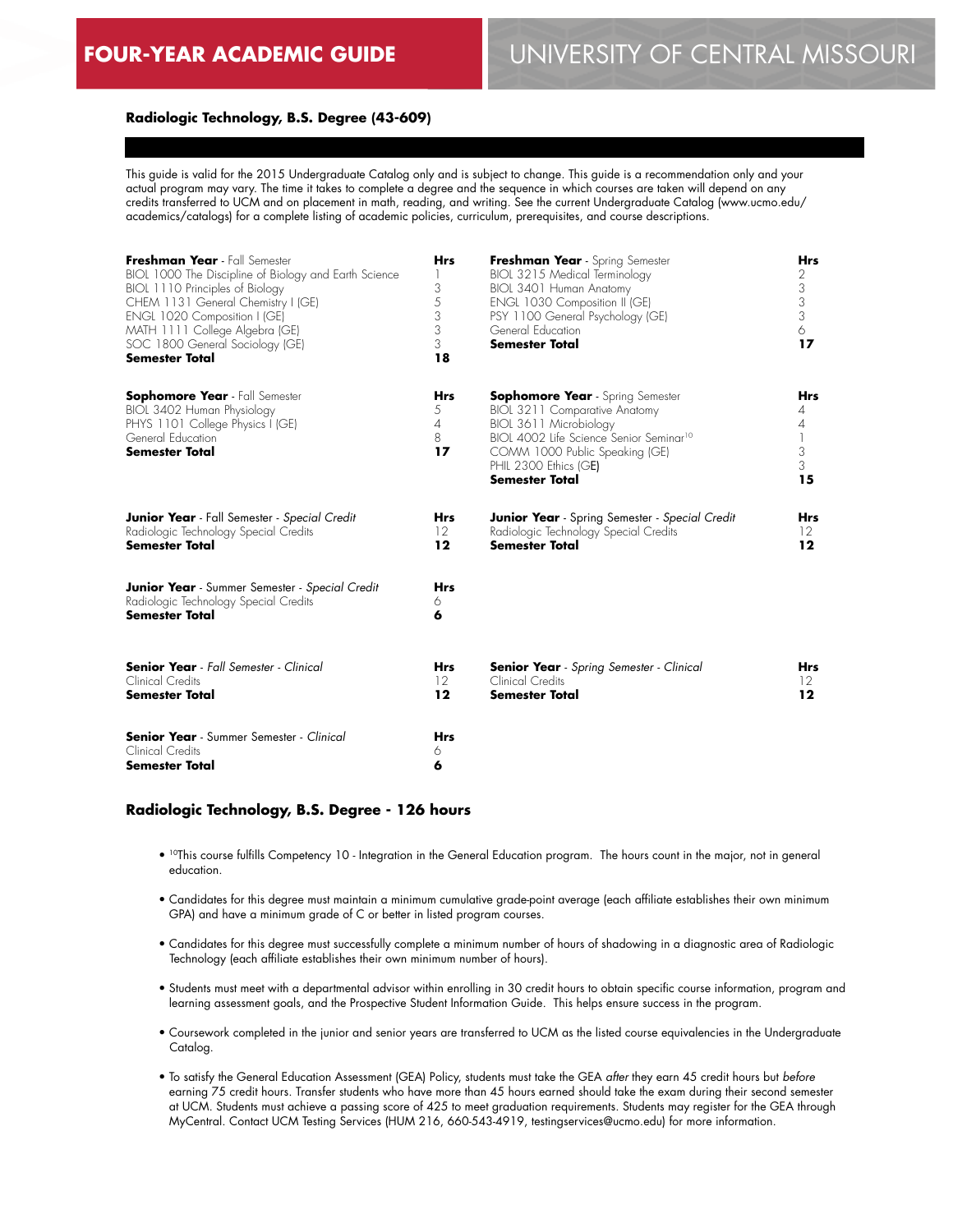# FOUR-YEAR ACADEMIC GUIDE — UNIVERSITY OF CENTRAL MISSOURI

## Radiologic Technology, B.S. Degree (43-609)

This guide is valid for the 2015 Undergraduate Catalog only and is subject to change. This guide is a recommendation only and your actual program may vary. The time it takes to complete a degree and the sequence in which courses are taken will depend on any credits transferred to UCM and on placement in math, reading, and writing. See the current Undergraduate Catalog (www.ucmo.edu/academics/catalogs) for a complete listing of academic policies, curriculum, prerequisites, and course descriptions.

| **Freshman Year** - Fall Semester | **Hrs** |
|---|---|
| BIOL 1000 The Discipline of Biology and Earth Science | 1 |
| BIOL 1110 Principles of Biology | 3 |
| CHEM 1131 General Chemistry I (GE) | 5 |
| ENGL 1020 Composition I (GE) | 3 |
| MATH 1111 College Algebra (GE) | 3 |
| SOC 1800 General Sociology (GE) | 3 |
| **Semester Total** | **18** |

| **Freshman Year** - Spring Semester | **Hrs** |
|---|---|
| BIOL 3215 Medical Terminology | 2 |
| BIOL 3401 Human Anatomy | 3 |
| ENGL 1030 Composition II (GE) | 3 |
| PSY 1100 General Psychology (GE) | 3 |
| General Education | 6 |
| **Semester Total** | **17** |

| **Sophomore Year** - Fall Semester | **Hrs** |
|---|---|
| BIOL 3402 Human Physiology | 5 |
| PHYS 1101 College Physics I (GE) | 4 |
| General Education | 8 |
| **Semester Total** | **17** |

| **Sophomore Year** - Spring Semester | **Hrs** |
|---|---|
| BIOL 3211 Comparative Anatomy | 4 |
| BIOL 3611 Microbiology | 4 |
| BIOL 4002 Life Science Senior Seminar[10] | 1 |
| COMM 1000 Public Speaking (GE) | 3 |
| PHIL 2300 Ethics (GE) | 3 |
| **Semester Total** | **15** |

| **Junior Year** - Fall Semester - *Special Credit* | **Hrs** |
|---|---|
| Radiologic Technology Special Credits | 12 |
| **Semester Total** | **12** |

| **Junior Year** - Spring Semester - *Special Credit* | **Hrs** |
|---|---|
| Radiologic Technology Special Credits | 12 |
| **Semester Total** | **12** |

| **Junior Year** - Summer Semester - *Special Credit* | **Hrs** |
|---|---|
| Radiologic Technology Special Credits | 6 |
| **Semester Total** | **6** |

| **Senior Year** - *Fall Semester - Clinical* | **Hrs** |
|---|---|
| Clinical Credits | 12 |
| **Semester Total** | **12** |

| **Senior Year** - *Spring Semester - Clinical* | **Hrs** |
|---|---|
| Clinical Credits | 12 |
| **Semester Total** | **12** |

| **Senior Year** - Summer Semester - *Clinical* | **Hrs** |
|---|---|
| Clinical Credits | 6 |
| **Semester Total** | **6** |

### Radiologic Technology, B.S. Degree - 126 hours

- [10]This course fulfills Competency 10 - Integration in the General Education program. The hours count in the major, not in general education.
- Candidates for this degree must maintain a minimum cumulative grade-point average (each affiliate establishes their own minimum GPA) and have a minimum grade of C or better in listed program courses.
- Candidates for this degree must successfully complete a minimum number of hours of shadowing in a diagnostic area of Radiologic Technology (each affiliate establishes their own minimum number of hours).
- Students must meet with a departmental advisor within enrolling in 30 credit hours to obtain specific course information, program and learning assessment goals, and the Prospective Student Information Guide. This helps ensure success in the program.
- Coursework completed in the junior and senior years are transferred to UCM as the listed course equivalencies in the Undergraduate Catalog.
- To satisfy the General Education Assessment (GEA) Policy, students must take the GEA *after* they earn 45 credit hours but *before* earning 75 credit hours. Transfer students who have more than 45 hours earned should take the exam during their second semester at UCM. Students must achieve a passing score of 425 to meet graduation requirements. Students may register for the GEA through MyCentral. Contact UCM Testing Services (HUM 216, 660-543-4919, testingservices@ucmo.edu) for more information.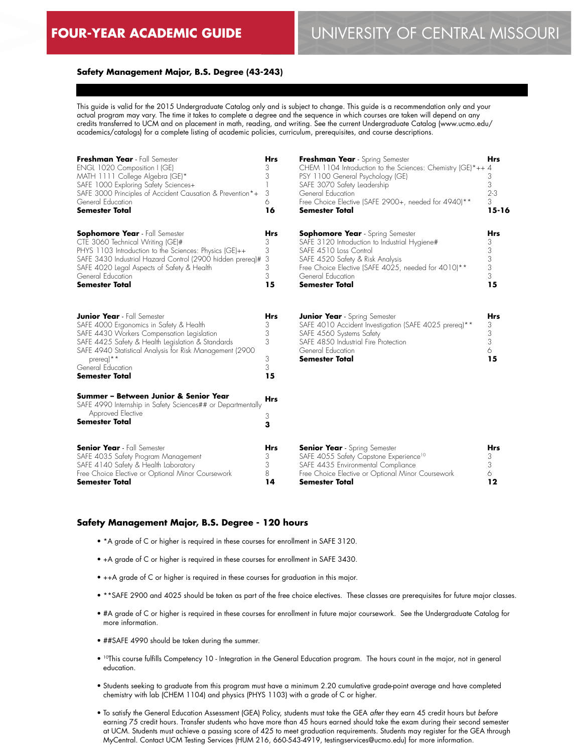# FOUR-YEAR ACADEMIC GUIDE

# UNIVERSITY OF CENTRAL MISSOURI

## Safety Management Major, B.S. Degree (43-243)

This guide is valid for the 2015 Undergraduate Catalog only and is subject to change. This guide is a recommendation only and your actual program may vary. The time it takes to complete a degree and the sequence in which courses are taken will depend on any credits transferred to UCM and on placement in math, reading, and writing. See the current Undergraduate Catalog (www.ucmo.edu/academics/catalogs) for a complete listing of academic policies, curriculum, prerequisites, and course descriptions.

| **Freshman Year** - Fall Semester | Hrs |
|---|---|
| ENGL 1020 Composition I (GE) | 3 |
| MATH 1111 College Algebra (GE)* | 3 |
| SAFE 1000 Exploring Safety Sciences+ | 1 |
| SAFE 3000 Principles of Accident Causation & Prevention*+ | 3 |
| General Education | 6 |
| **Semester Total** | **16** |

| **Freshman Year** - Spring Semester | Hrs |
|---|---|
| CHEM 1104 Introduction to the Sciences: Chemistry (GE)*++ | 4 |
| PSY 1100 General Psychology (GE) | 3 |
| SAFE 3070 Safety Leadership | 3 |
| General Education | 2-3 |
| Free Choice Elective (SAFE 2900+, needed for 4940)** | 3 |
| **Semester Total** | **15-16** |

| **Sophomore Year** - Fall Semester | Hrs |
|---|---|
| CTE 3060 Technical Writing (GE)# | 3 |
| PHYS 1103 Introduction to the Sciences: Physics (GE)++ | 3 |
| SAFE 3430 Industrial Hazard Control (2900 hidden prereq)# | 3 |
| SAFE 4020 Legal Aspects of Safety & Health | 3 |
| General Education | 3 |
| **Semester Total** | **15** |

| **Sophomore Year** - Spring Semester | Hrs |
|---|---|
| SAFE 3120 Introduction to Industrial Hygiene# | 3 |
| SAFE 4510 Loss Control | 3 |
| SAFE 4520 Safety & Risk Analysis | 3 |
| Free Choice Elective (SAFE 4025, needed for 4010)** | 3 |
| General Education | 3 |
| **Semester Total** | **15** |

| **Junior Year** - Fall Semester | Hrs |
|---|---|
| SAFE 4000 Ergonomics in Safety & Health | 3 |
| SAFE 4430 Workers Compensation Legislation | 3 |
| SAFE 4425 Safety & Health Legislation & Standards | 3 |
| SAFE 4940 Statistical Analysis for Risk Management (2900 prereq)** | 3 |
| General Education | 3 |
| **Semester Total** | **15** |

| **Junior Year** - Spring Semester | Hrs |
|---|---|
| SAFE 4010 Accident Investigation (SAFE 4025 prereq)** | 3 |
| SAFE 4560 Systems Safety | 3 |
| SAFE 4850 Industrial Fire Protection | 3 |
| General Education | 6 |
| **Semester Total** | **15** |

| **Summer – Between Junior & Senior Year** | Hrs |
|---|---|
| SAFE 4990 Internship in Safety Sciences## or Departmentally Approved Elective | 3 |
| **Semester Total** | **3** |

| **Senior Year** - Fall Semester | Hrs |
|---|---|
| SAFE 4035 Safety Program Management | 3 |
| SAFE 4140 Safety & Health Laboratory | 3 |
| Free Choice Elective or Optional Minor Coursework | 8 |
| **Semester Total** | **14** |

| **Senior Year** - Spring Semester | Hrs |
|---|---|
| SAFE 4055 Safety Capstone Experience[10] | 3 |
| SAFE 4435 Environmental Compliance | 3 |
| Free Choice Elective or Optional Minor Coursework | 6 |
| **Semester Total** | **12** |

## Safety Management Major, B.S. Degree - 120 hours

- *A grade of C or higher is required in these courses for enrollment in SAFE 3120.
- +A grade of C or higher is required in these courses for enrollment in SAFE 3430.
- ++A grade of C or higher is required in these courses for graduation in this major.
- **SAFE 2900 and 4025 should be taken as part of the free choice electives. These classes are prerequisites for future major classes.
- #A grade of C or higher is required in these courses for enrollment in future major coursework. See the Undergraduate Catalog for more information.
- ##SAFE 4990 should be taken during the summer.
- [10]This course fulfills Competency 10 - Integration in the General Education program. The hours count in the major, not in general education.
- Students seeking to graduate from this program must have a minimum 2.20 cumulative grade-point average and have completed chemistry with lab (CHEM 1104) and physics (PHYS 1103) with a grade of C or higher.
- To satisfy the General Education Assessment (GEA) Policy, students must take the GEA *after* they earn 45 credit hours but *before* earning 75 credit hours. Transfer students who have more than 45 hours earned should take the exam during their second semester at UCM. Students must achieve a passing score of 425 to meet graduation requirements. Students may register for the GEA through MyCentral. Contact UCM Testing Services (HUM 216, 660-543-4919, testingservices@ucmo.edu) for more information.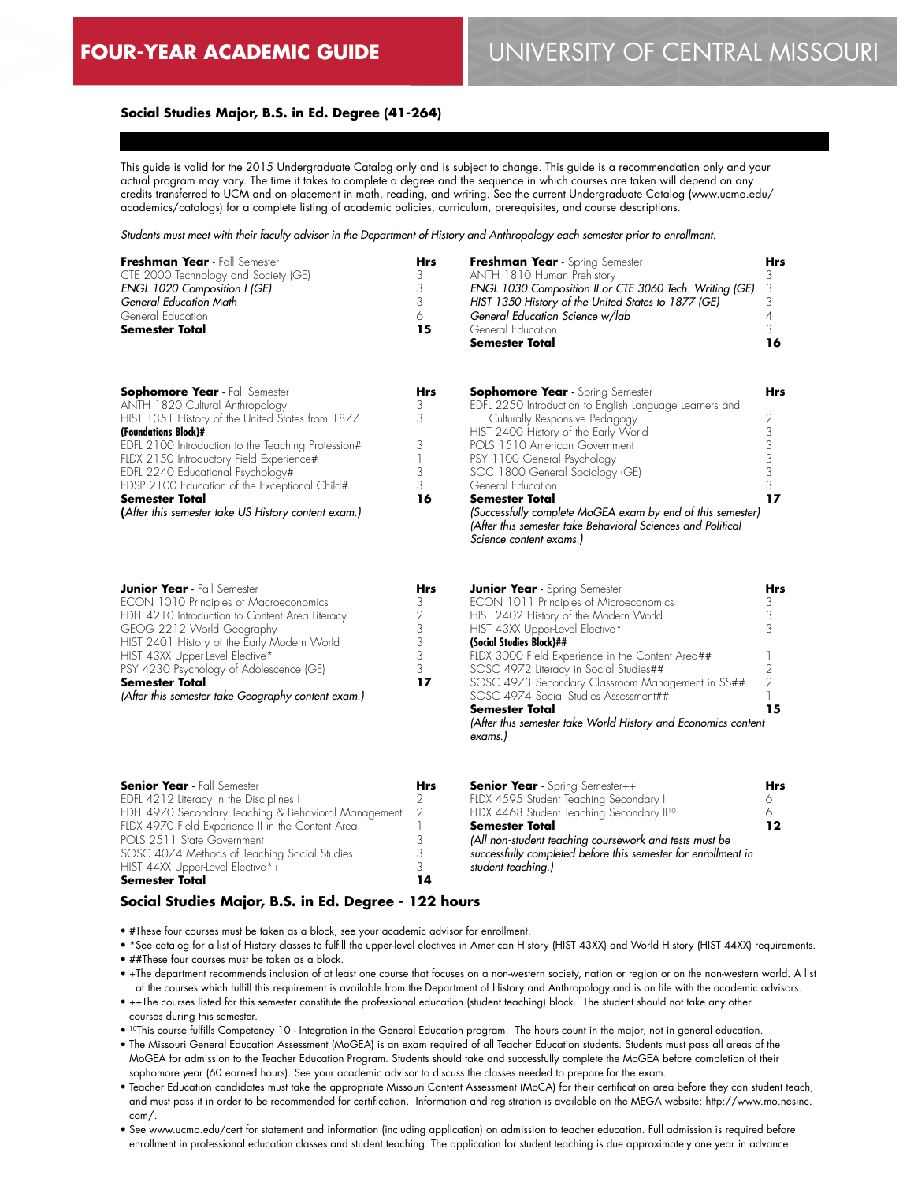# FOUR-YEAR ACADEMIC GUIDE

# UNIVERSITY OF CENTRAL MISSOURI

## Social Studies Major, B.S. in Ed. Degree (41-264)

This guide is valid for the 2015 Undergraduate Catalog only and is subject to change. This guide is a recommendation only and your actual program may vary. The time it takes to complete a degree and the sequence in which courses are taken will depend on any credits transferred to UCM and on placement in math, reading, and writing. See the current Undergraduate Catalog (www.ucmo.edu/academics/catalogs) for a complete listing of academic policies, curriculum, prerequisites, and course descriptions.

*Students must meet with their faculty advisor in the Department of History and Anthropology each semester prior to enrollment.*

| **Freshman Year** - Fall Semester | **Hrs** |
|---|---|
| CTE 2000 Technology and Society (GE) | 3 |
| *ENGL 1020 Composition I (GE)* | 3 |
| *General Education Math* | 3 |
| General Education | 6 |
| **Semester Total** | **15** |

| **Freshman Year** - Spring Semester | **Hrs** |
|---|---|
| ANTH 1810 Human Prehistory | 3 |
| *ENGL 1030 Composition II or CTE 3060 Tech. Writing (GE)* | 3 |
| *HIST 1350 History of the United States to 1877 (GE)* | 3 |
| *General Education Science w/lab* | 4 |
| General Education | 3 |
| **Semester Total** | **16** |

| **Sophomore Year** - Fall Semester | **Hrs** |
|---|---|
| ANTH 1820 Cultural Anthropology | 3 |
| HIST 1351 History of the United States from 1877 | 3 |
| **(Foundations Block)#** | |
| EDFL 2100 Introduction to the Teaching Profession# | 3 |
| FLDX 2150 Introductory Field Experience# | 1 |
| EDFL 2240 Educational Psychology# | 3 |
| EDSP 2100 Education of the Exceptional Child# | 3 |
| **Semester Total** | **16** |

*(After this semester take US History content exam.)*

| **Sophomore Year** - Spring Semester | **Hrs** |
|---|---|
| EDFL 2250 Introduction to English Language Learners and Culturally Responsive Pedagogy | 2 |
| HIST 2400 History of the Early World | 3 |
| POLS 1510 American Government | 3 |
| PSY 1100 General Psychology | 3 |
| SOC 1800 General Sociology (GE) | 3 |
| General Education | 3 |
| **Semester Total** | **17** |

*(Successfully complete MoGEA exam by end of this semester)*
*(After this semester take Behavioral Sciences and Political Science content exams.)*

| **Junior Year** - Fall Semester | **Hrs** |
|---|---|
| ECON 1010 Principles of Macroeconomics | 3 |
| EDFL 4210 Introduction to Content Area Literacy | 2 |
| GEOG 2212 World Geography | 3 |
| HIST 2401 History of the Early Modern World | 3 |
| HIST 43XX Upper-Level Elective* | 3 |
| PSY 4230 Psychology of Adolescence (GE) | 3 |
| **Semester Total** | **17** |

*(After this semester take Geography content exam.)*

| **Junior Year** - Spring Semester | **Hrs** |
|---|---|
| ECON 1011 Principles of Microeconomics | 3 |
| HIST 2402 History of the Modern World | 3 |
| HIST 43XX Upper-Level Elective* | 3 |
| **(Social Studies Block)##** | |
| FLDX 3000 Field Experience in the Content Area## | 1 |
| SOSC 4972 Literacy in Social Studies## | 2 |
| SOSC 4973 Secondary Classroom Management in SS## | 2 |
| SOSC 4974 Social Studies Assessment## | 1 |
| **Semester Total** | **15** |

*(After this semester take World History and Economics content exams.)*

| **Senior Year** - Fall Semester | **Hrs** |
|---|---|
| EDFL 4212 Literacy in the Disciplines I | 2 |
| EDFL 4970 Secondary Teaching & Behavioral Management | 2 |
| FLDX 4970 Field Experience II in the Content Area | 1 |
| POLS 2511 State Government | 3 |
| SOSC 4074 Methods of Teaching Social Studies | 3 |
| HIST 44XX Upper-Level Elective*+ | 3 |
| **Semester Total** | **14** |

| **Senior Year** - Spring Semester++ | **Hrs** |
|---|---|
| FLDX 4595 Student Teaching Secondary I | 6 |
| FLDX 4468 Student Teaching Secondary II[10] | 6 |
| **Semester Total** | **12** |

*(All non-student teaching coursework and tests must be successfully completed before this semester for enrollment in student teaching.)*

### Social Studies Major, B.S. in Ed. Degree - 122 hours

- #These four courses must be taken as a block, see your academic advisor for enrollment.
- *See catalog for a list of History classes to fulfill the upper-level electives in American History (HIST 43XX) and World History (HIST 44XX) requirements.
- ##These four courses must be taken as a block.
- +The department recommends inclusion of at least one course that focuses on a non-western society, nation or region or on the non-western world. A list of the courses which fulfill this requirement is available from the Department of History and Anthropology and is on file with the academic advisors.
- ++The courses listed for this semester constitute the professional education (student teaching) block. The student should not take any other courses during this semester.
- [10]This course fulfills Competency 10 - Integration in the General Education program. The hours count in the major, not in general education.
- The Missouri General Education Assessment (MoGEA) is an exam required of all Teacher Education students. Students must pass all areas of the MoGEA for admission to the Teacher Education Program. Students should take and successfully complete the MoGEA before completion of their sophomore year (60 earned hours). See your academic advisor to discuss the classes needed to prepare for the exam.
- Teacher Education candidates must take the appropriate Missouri Content Assessment (MoCA) for their certification area before they can student teach, and must pass it in order to be recommended for certification. Information and registration is available on the MEGA website: http://www.mo.nesinc.com/.
- See www.ucmo.edu/cert for statement and information (including application) on admission to teacher education. Full admission is required before enrollment in professional education classes and student teaching. The application for student teaching is due approximately one year in advance.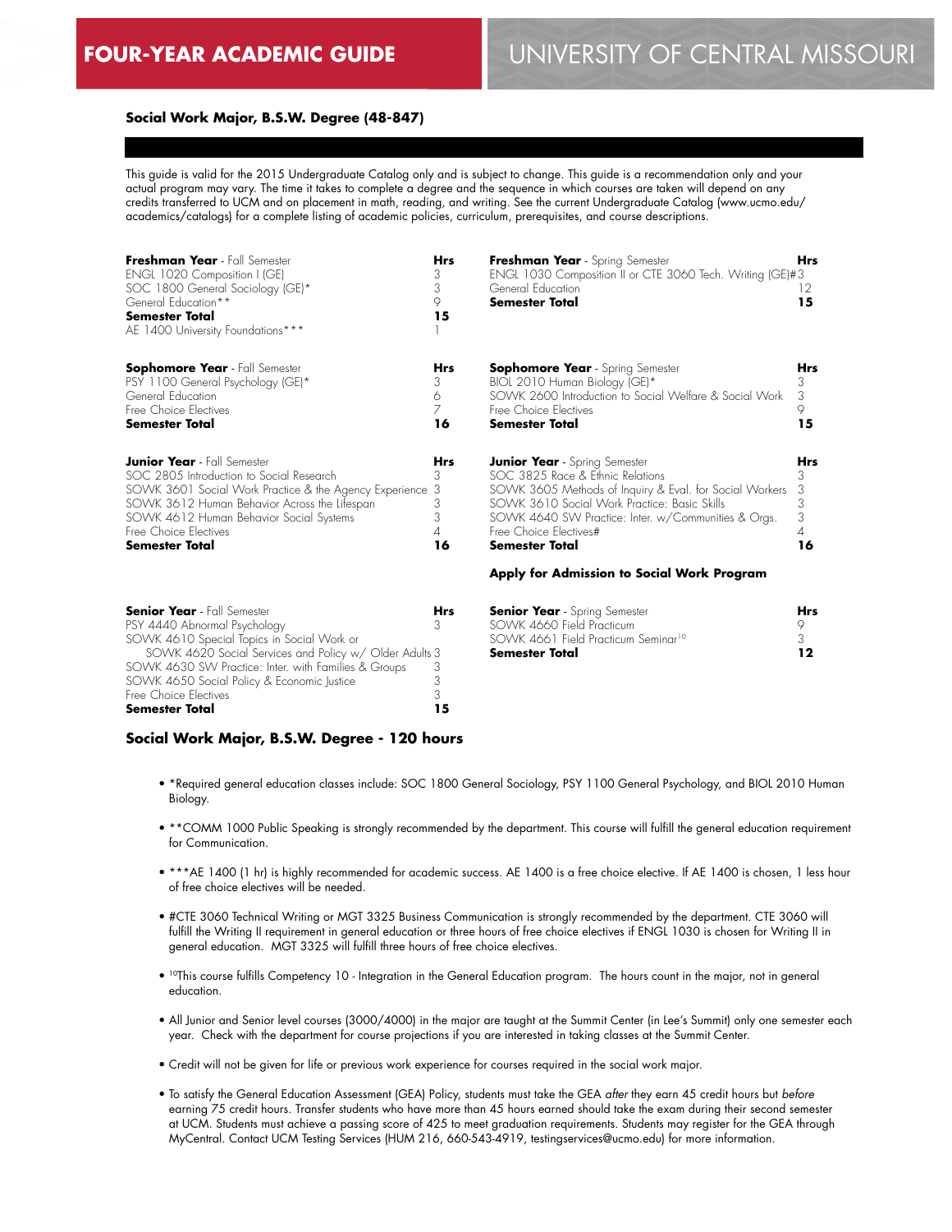# FOUR-YEAR ACADEMIC GUIDE

## UNIVERSITY OF CENTRAL MISSOURI

### Social Work Major, B.S.W. Degree (48-847)

This guide is valid for the 2015 Undergraduate Catalog only and is subject to change. This guide is a recommendation only and your actual program may vary. The time it takes to complete a degree and the sequence in which courses are taken will depend on any credits transferred to UCM and on placement in math, reading, and writing. See the current Undergraduate Catalog (www.ucmo.edu/academics/catalogs) for a complete listing of academic policies, curriculum, prerequisites, and course descriptions.

| **Freshman Year** - Fall Semester | **Hrs** |
|---|---|
| ENGL 1020 Composition I (GE) | 3 |
| SOC 1800 General Sociology (GE)* | 3 |
| General Education** | 9 |
| **Semester Total** | **15** |
| AE 1400 University Foundations*** | 1 |

| **Freshman Year** - Spring Semester | **Hrs** |
|---|---|
| ENGL 1030 Composition II or CTE 3060 Tech. Writing (GE)# | 3 |
| General Education | 12 |
| **Semester Total** | **15** |

| **Sophomore Year** - Fall Semester | **Hrs** |
|---|---|
| PSY 1100 General Psychology (GE)* | 3 |
| General Education | 6 |
| Free Choice Electives | 7 |
| **Semester Total** | **16** |

| **Sophomore Year** - Spring Semester | **Hrs** |
|---|---|
| BIOL 2010 Human Biology (GE)* | 3 |
| SOWK 2600 Introduction to Social Welfare & Social Work | 3 |
| Free Choice Electives | 9 |
| **Semester Total** | **15** |

| **Junior Year** - Fall Semester | **Hrs** |
|---|---|
| SOC 2805 Introduction to Social Research | 3 |
| SOWK 3601 Social Work Practice & the Agency Experience | 3 |
| SOWK 3612 Human Behavior Across the Lifespan | 3 |
| SOWK 4612 Human Behavior Social Systems | 3 |
| Free Choice Electives | 4 |
| **Semester Total** | **16** |

| **Junior Year** - Spring Semester | **Hrs** |
|---|---|
| SOC 3825 Race & Ethnic Relations | 3 |
| SOWK 3605 Methods of Inquiry & Eval. for Social Workers | 3 |
| SOWK 3610 Social Work Practice: Basic Skills | 3 |
| SOWK 4640 SW Practice: Inter. w/Communities & Orgs. | 3 |
| Free Choice Electives# | 4 |
| **Semester Total** | **16** |

**Apply for Admission to Social Work Program**

| **Senior Year** - Fall Semester | **Hrs** |
|---|---|
| PSY 4440 Abnormal Psychology | 3 |
| SOWK 4610 Special Topics in Social Work or SOWK 4620 Social Services and Policy w/ Older Adults | 3 |
| SOWK 4630 SW Practice: Inter. with Families & Groups | 3 |
| SOWK 4650 Social Policy & Economic Justice | 3 |
| Free Choice Electives | 3 |
| **Semester Total** | **15** |

| **Senior Year** - Spring Semester | **Hrs** |
|---|---|
| SOWK 4660 Field Practicum | 9 |
| SOWK 4661 Field Practicum Seminar[10] | 3 |
| **Semester Total** | **12** |

### Social Work Major, B.S.W. Degree - 120 hours

- *Required general education classes include: SOC 1800 General Sociology, PSY 1100 General Psychology, and BIOL 2010 Human Biology.
- **COMM 1000 Public Speaking is strongly recommended by the department. This course will fulfill the general education requirement for Communication.
- ***AE 1400 (1 hr) is highly recommended for academic success. AE 1400 is a free choice elective. If AE 1400 is chosen, 1 less hour of free choice electives will be needed.
- #CTE 3060 Technical Writing or MGT 3325 Business Communication is strongly recommended by the department. CTE 3060 will fulfill the Writing II requirement in general education or three hours of free choice electives if ENGL 1030 is chosen for Writing II in general education. MGT 3325 will fulfill three hours of free choice electives.
- [10]This course fulfills Competency 10 - Integration in the General Education program. The hours count in the major, not in general education.
- All Junior and Senior level courses (3000/4000) in the major are taught at the Summit Center (in Lee's Summit) only one semester each year. Check with the department for course projections if you are interested in taking classes at the Summit Center.
- Credit will not be given for life or previous work experience for courses required in the social work major.
- To satisfy the General Education Assessment (GEA) Policy, students must take the GEA *after* they earn 45 credit hours but *before* earning 75 credit hours. Transfer students who have more than 45 hours earned should take the exam during their second semester at UCM. Students must achieve a passing score of 425 to meet graduation requirements. Students may register for the GEA through MyCentral. Contact UCM Testing Services (HUM 216, 660-543-4919, testingservices@ucmo.edu) for more information.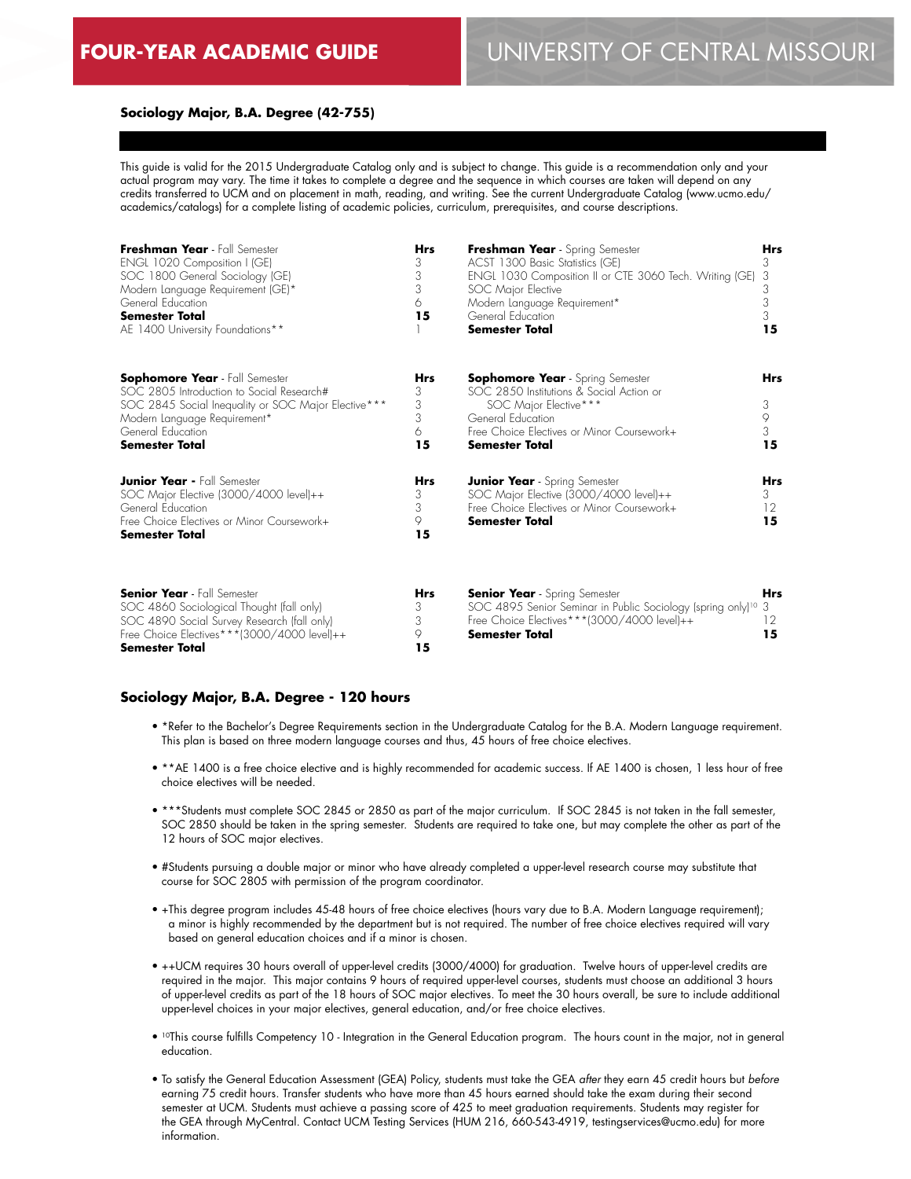# FOUR-YEAR ACADEMIC GUIDE

# UNIVERSITY OF CENTRAL MISSOURI

### Sociology Major, B.A. Degree (42-755)

This guide is valid for the 2015 Undergraduate Catalog only and is subject to change. This guide is a recommendation only and your actual program may vary. The time it takes to complete a degree and the sequence in which courses are taken will depend on any credits transferred to UCM and on placement in math, reading, and writing. See the current Undergraduate Catalog (www.ucmo.edu/academics/catalogs) for a complete listing of academic policies, curriculum, prerequisites, and course descriptions.

| **Freshman Year** - Fall Semester | **Hrs** |
|---|---|
| ENGL 1020 Composition I (GE) | 3 |
| SOC 1800 General Sociology (GE) | 3 |
| Modern Language Requirement (GE)* | 3 |
| General Education | 6 |
| **Semester Total** | **15** |
| AE 1400 University Foundations** | 1 |

| **Freshman Year** - Spring Semester | **Hrs** |
|---|---|
| ACST 1300 Basic Statistics (GE) | 3 |
| ENGL 1030 Composition II or CTE 3060 Tech. Writing (GE) | 3 |
| SOC Major Elective | 3 |
| Modern Language Requirement* | 3 |
| General Education | 3 |
| **Semester Total** | **15** |

| **Sophomore Year** - Fall Semester | **Hrs** |
|---|---|
| SOC 2805 Introduction to Social Research# | 3 |
| SOC 2845 Social Inequality or SOC Major Elective*** | 3 |
| Modern Language Requirement* | 3 |
| General Education | 6 |
| **Semester Total** | **15** |

| **Sophomore Year** - Spring Semester | **Hrs** |
|---|---|
| SOC 2850 Institutions & Social Action or SOC Major Elective*** | 3 |
| General Education | 9 |
| Free Choice Electives or Minor Coursework+ | 3 |
| **Semester Total** | **15** |

| **Junior Year** - Fall Semester | **Hrs** |
|---|---|
| SOC Major Elective (3000/4000 level)++ | 3 |
| General Education | 3 |
| Free Choice Electives or Minor Coursework+ | 9 |
| **Semester Total** | **15** |

| **Junior Year** - Spring Semester | **Hrs** |
|---|---|
| SOC Major Elective (3000/4000 level)++ | 3 |
| Free Choice Electives or Minor Coursework+ | 12 |
| **Semester Total** | **15** |

| **Senior Year** - Fall Semester | **Hrs** |
|---|---|
| SOC 4860 Sociological Thought (fall only) | 3 |
| SOC 4890 Social Survey Research (fall only) | 3 |
| Free Choice Electives***(3000/4000 level)++ | 9 |
| **Semester Total** | **15** |

| **Senior Year** - Spring Semester | **Hrs** |
|---|---|
| SOC 4895 Senior Seminar in Public Sociology (spring only)[10] | 3 |
| Free Choice Electives***(3000/4000 level)++ | 12 |
| **Semester Total** | **15** |

### Sociology Major, B.A. Degree - 120 hours

- *Refer to the Bachelor's Degree Requirements section in the Undergraduate Catalog for the B.A. Modern Language requirement. This plan is based on three modern language courses and thus, 45 hours of free choice electives.
- **AE 1400 is a free choice elective and is highly recommended for academic success. If AE 1400 is chosen, 1 less hour of free choice electives will be needed.
- ***Students must complete SOC 2845 or 2850 as part of the major curriculum. If SOC 2845 is not taken in the fall semester, SOC 2850 should be taken in the spring semester. Students are required to take one, but may complete the other as part of the 12 hours of SOC major electives.
- #Students pursuing a double major or minor who have already completed a upper-level research course may substitute that course for SOC 2805 with permission of the program coordinator.
- +This degree program includes 45-48 hours of free choice electives (hours vary due to B.A. Modern Language requirement); a minor is highly recommended by the department but is not required. The number of free choice electives required will vary based on general education choices and if a minor is chosen.
- ++UCM requires 30 hours overall of upper-level credits (3000/4000) for graduation. Twelve hours of upper-level credits are required in the major. This major contains 9 hours of required upper-level courses, students must choose an additional 3 hours of upper-level credits as part of the 18 hours of SOC major electives. To meet the 30 hours overall, be sure to include additional upper-level choices in your major electives, general education, and/or free choice electives.
- [10]This course fulfills Competency 10 - Integration in the General Education program. The hours count in the major, not in general education.
- To satisfy the General Education Assessment (GEA) Policy, students must take the GEA *after* they earn 45 credit hours but *before* earning 75 credit hours. Transfer students who have more than 45 hours earned should take the exam during their second semester at UCM. Students must achieve a passing score of 425 to meet graduation requirements. Students may register for the GEA through MyCentral. Contact UCM Testing Services (HUM 216, 660-543-4919, testingservices@ucmo.edu) for more information.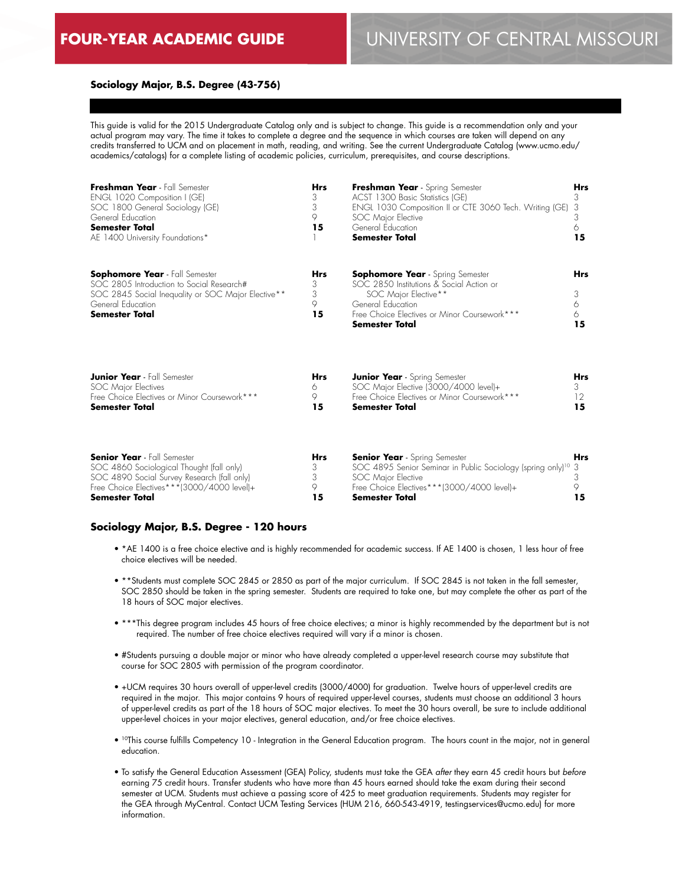# FOUR-YEAR ACADEMIC GUIDE

# UNIVERSITY OF CENTRAL MISSOURI

### Sociology Major, B.S. Degree (43-756)

This guide is valid for the 2015 Undergraduate Catalog only and is subject to change. This guide is a recommendation only and your actual program may vary. The time it takes to complete a degree and the sequence in which courses are taken will depend on any credits transferred to UCM and on placement in math, reading, and writing. See the current Undergraduate Catalog (www.ucmo.edu/academics/catalogs) for a complete listing of academic policies, curriculum, prerequisites, and course descriptions.

| **Freshman Year** - Fall Semester | **Hrs** |
|---|---|
| ENGL 1020 Composition I (GE) | 3 |
| SOC 1800 General Sociology (GE) | 3 |
| General Education | 9 |
| **Semester Total** | **15** |
| AE 1400 University Foundations* | 1 |

| **Freshman Year** - Spring Semester | **Hrs** |
|---|---|
| ACST 1300 Basic Statistics (GE) | 3 |
| ENGL 1030 Composition II or CTE 3060 Tech. Writing (GE) | 3 |
| SOC Major Elective | 3 |
| General Education | 6 |
| **Semester Total** | **15** |

| **Sophomore Year** - Fall Semester | **Hrs** |
|---|---|
| SOC 2805 Introduction to Social Research# | 3 |
| SOC 2845 Social Inequality or SOC Major Elective** | 3 |
| General Education | 9 |
| **Semester Total** | **15** |

| **Sophomore Year** - Spring Semester | **Hrs** |
|---|---|
| SOC 2850 Institutions & Social Action or SOC Major Elective** | 3 |
| General Education | 6 |
| Free Choice Electives or Minor Coursework*** | 6 |
| **Semester Total** | **15** |

| **Junior Year** - Fall Semester | **Hrs** |
|---|---|
| SOC Major Electives | 6 |
| Free Choice Electives or Minor Coursework*** | 9 |
| **Semester Total** | **15** |

| **Junior Year** - Spring Semester | **Hrs** |
|---|---|
| SOC Major Elective (3000/4000 level)+ | 3 |
| Free Choice Electives or Minor Coursework*** | 12 |
| **Semester Total** | **15** |

| **Senior Year** - Fall Semester | **Hrs** |
|---|---|
| SOC 4860 Sociological Thought (fall only) | 3 |
| SOC 4890 Social Survey Research (fall only) | 3 |
| Free Choice Electives***(3000/4000 level)+ | 9 |
| **Semester Total** | **15** |

| **Senior Year** - Spring Semester | **Hrs** |
|---|---|
| SOC 4895 Senior Seminar in Public Sociology (spring only)[10] | 3 |
| SOC Major Elective | 3 |
| Free Choice Electives***(3000/4000 level)+ | 9 |
| **Semester Total** | **15** |

### Sociology Major, B.S. Degree - 120 hours

- *AE 1400 is a free choice elective and is highly recommended for academic success. If AE 1400 is chosen, 1 less hour of free choice electives will be needed.
- **Students must complete SOC 2845 or 2850 as part of the major curriculum. If SOC 2845 is not taken in the fall semester, SOC 2850 should be taken in the spring semester. Students are required to take one, but may complete the other as part of the 18 hours of SOC major electives.
- ***This degree program includes 45 hours of free choice electives; a minor is highly recommended by the department but is not required. The number of free choice electives required will vary if a minor is chosen.
- #Students pursuing a double major or minor who have already completed a upper-level research course may substitute that course for SOC 2805 with permission of the program coordinator.
- +UCM requires 30 hours overall of upper-level credits (3000/4000) for graduation. Twelve hours of upper-level credits are required in the major. This major contains 9 hours of required upper-level courses, students must choose an additional 3 hours of upper-level credits as part of the 18 hours of SOC major electives. To meet the 30 hours overall, be sure to include additional upper-level choices in your major electives, general education, and/or free choice electives.
- [10]This course fulfills Competency 10 - Integration in the General Education program. The hours count in the major, not in general education.
- To satisfy the General Education Assessment (GEA) Policy, students must take the GEA *after* they earn 45 credit hours but *before* earning 75 credit hours. Transfer students who have more than 45 hours earned should take the exam during their second semester at UCM. Students must achieve a passing score of 425 to meet graduation requirements. Students may register for the GEA through MyCentral. Contact UCM Testing Services (HUM 216, 660-543-4919, testingservices@ucmo.edu) for more information.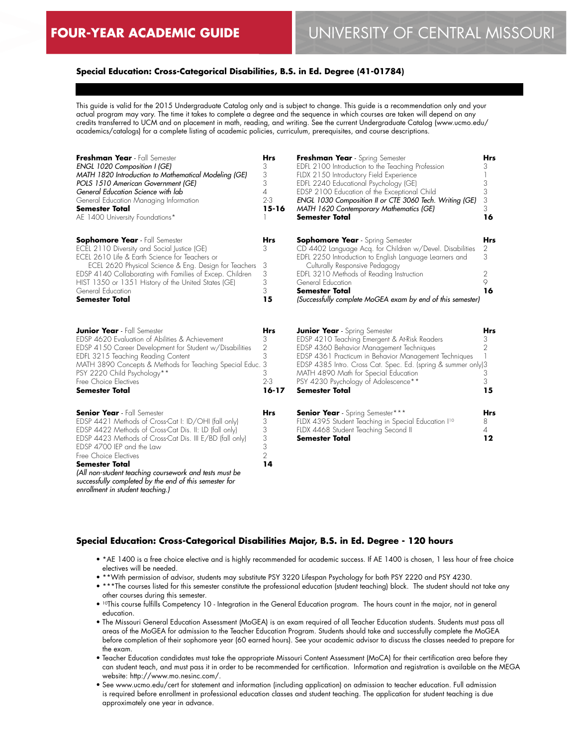**FOUR-YEAR ACADEMIC GUIDE** | UNIVERSITY OF CENTRAL MISSOURI

### Special Education: Cross-Categorical Disabilities, B.S. in Ed. Degree (41-01784)

This guide is valid for the 2015 Undergraduate Catalog only and is subject to change. This guide is a recommendation only and your actual program may vary. The time it takes to complete a degree and the sequence in which courses are taken will depend on any credits transferred to UCM and on placement in math, reading, and writing. See the current Undergraduate Catalog (www.ucmo.edu/academics/catalogs) for a complete listing of academic policies, curriculum, prerequisites, and course descriptions.

| **Freshman Year** - Fall Semester | **Hrs** |
|---|---|
| *ENGL 1020 Composition I (GE)* | 3 |
| *MATH 1820 Introduction to Mathematical Modeling (GE)* | 3 |
| *POLS 1510 American Government (GE)* | 3 |
| *General Education Science with lab* | 4 |
| General Education Managing Information | 2-3 |
| **Semester Total** | **15-16** |
| AE 1400 University Foundations* | 1 |

| **Freshman Year** - Spring Semester | **Hrs** |
|---|---|
| EDFL 2100 Introduction to the Teaching Profession | 3 |
| FLDX 2150 Introductory Field Experience | 1 |
| EDFL 2240 Educational Psychology (GE) | 3 |
| EDSP 2100 Education of the Exceptional Child | 3 |
| *ENGL 1030 Composition II or CTE 3060 Tech. Writing (GE)* | 3 |
| *MATH 1620 Contemporary Mathematics (GE)* | 3 |
| **Semester Total** | **16** |

| **Sophomore Year** - Fall Semester | **Hrs** |
|---|---|
| ECEL 2110 Diversity and Social Justice (GE) | 3 |
| ECEL 2610 Life & Earth Science for Teachers or ECEL 2620 Physical Science & Eng. Design for Teachers | 3 |
| EDSP 4140 Collaborating with Families of Excep. Children | 3 |
| HIST 1350 or 1351 History of the United States (GE) | 3 |
| General Education | 3 |
| **Semester Total** | **15** |

| **Sophomore Year** - Spring Semester | **Hrs** |
|---|---|
| CD 4402 Language Acq. for Children w/Devel. Disabilities | 2 |
| EDFL 2250 Introduction to English Language Learners and Culturally Responsive Pedagogy | 3 |
| EDFL 3210 Methods of Reading Instruction | 2 |
| General Education | 9 |
| **Semester Total** | **16** |
| *(Successfully complete MoGEA exam by end of this semester)* | |

| **Junior Year** - Fall Semester | **Hrs** |
|---|---|
| EDSP 4620 Evaluation of Abilities & Achievement | 3 |
| EDSP 4150 Career Development for Student w/Disabilities | 2 |
| EDFL 3215 Teaching Reading Content | 3 |
| MATH 3890 Concepts & Methods for Teaching Special Educ. | 3 |
| PSY 2220 Child Psychology** | 3 |
| Free Choice Electives | 2-3 |
| **Semester Total** | **16-17** |

| **Junior Year** - Spring Semester | **Hrs** |
|---|---|
| EDSP 4210 Teaching Emergent & At-Risk Readers | 3 |
| EDSP 4360 Behavior Management Techniques | 2 |
| EDSP 4361 Practicum in Behavior Management Techniques | 1 |
| EDSP 4385 Intro. Cross Cat. Spec. Ed. (spring & summer only) | 3 |
| MATH 4890 Math for Special Education | 3 |
| PSY 4230 Psychology of Adolescence** | 3 |
| **Semester Total** | **15** |

| **Senior Year** - Fall Semester | **Hrs** |
|---|---|
| EDSP 4421 Methods of Cross-Cat I: ID/OHI (fall only) | 3 |
| EDSP 4422 Methods of Cross-Cat Dis. II: LD (fall only) | 3 |
| EDSP 4423 Methods of Cross-Cat Dis. III E/BD (fall only) | 3 |
| EDSP 4700 IEP and the Law | 3 |
| Free Choice Electives | 2 |
| **Semester Total** | **14** |

*(All non-student teaching coursework and tests must be successfully completed by the end of this semester for enrollment in student teaching.)*

| **Senior Year** - Spring Semester*** | **Hrs** |
|---|---|
| FLDX 4395 Student Teaching in Special Education I[10] | 8 |
| FLDX 4468 Student Teaching Second II | 4 |
| **Semester Total** | **12** |

### Special Education: Cross-Categorical Disabilities Major, B.S. in Ed. Degree - 120 hours

- *AE 1400 is a free choice elective and is highly recommended for academic success. If AE 1400 is chosen, 1 less hour of free choice electives will be needed.
- **With permission of advisor, students may substitute PSY 3220 Lifespan Psychology for both PSY 2220 and PSY 4230.
- ***The courses listed for this semester constitute the professional education (student teaching) block. The student should not take any other courses during this semester.
- [10]This course fulfills Competency 10 - Integration in the General Education program. The hours count in the major, not in general education.
- The Missouri General Education Assessment (MoGEA) is an exam required of all Teacher Education students. Students must pass all areas of the MoGEA for admission to the Teacher Education Program. Students should take and successfully complete the MoGEA before completion of their sophomore year (60 earned hours). See your academic advisor to discuss the classes needed to prepare for the exam.
- Teacher Education candidates must take the appropriate Missouri Content Assessment (MoCA) for their certification area before they can student teach, and must pass it in order to be recommended for certification. Information and registration is available on the MEGA website: http://www.mo.nesinc.com/.
- See www.ucmo.edu/cert for statement and information (including application) on admission to teacher education. Full admission is required before enrollment in professional education classes and student teaching. The application for student teaching is due approximately one year in advance.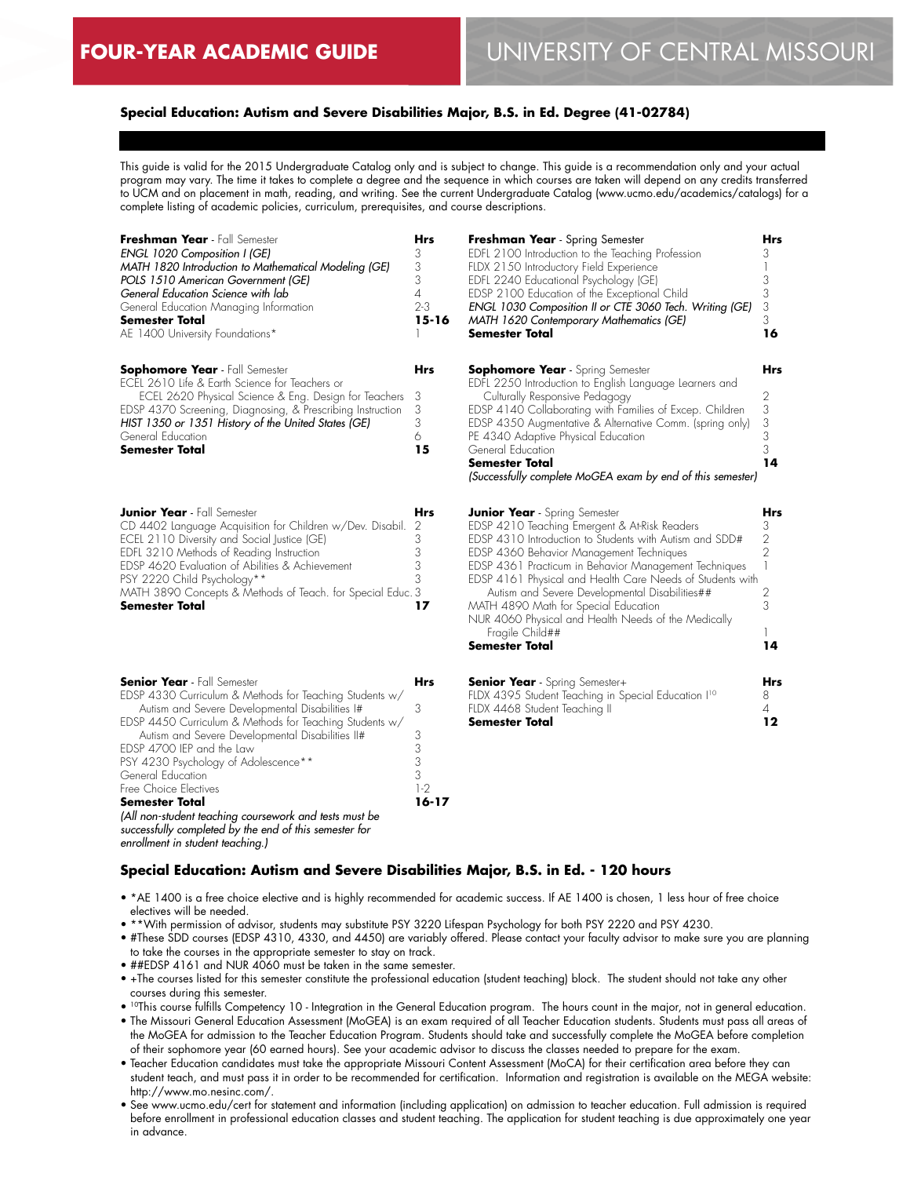# FOUR-YEAR ACADEMIC GUIDE — UNIVERSITY OF CENTRAL MISSOURI

## Special Education: Autism and Severe Disabilities Major, B.S. in Ed. Degree (41-02784)

This guide is valid for the 2015 Undergraduate Catalog only and is subject to change. This guide is a recommendation only and your actual program may vary. The time it takes to complete a degree and the sequence in which courses are taken will depend on any credits transferred to UCM and on placement in math, reading, and writing. See the current Undergraduate Catalog (www.ucmo.edu/academics/catalogs) for a complete listing of academic policies, curriculum, prerequisites, and course descriptions.

| **Freshman Year** - Fall Semester | **Hrs** |
|---|---|
| *ENGL 1020 Composition I (GE)* | 3 |
| *MATH 1820 Introduction to Mathematical Modeling (GE)* | 3 |
| *POLS 1510 American Government (GE)* | 3 |
| *General Education Science with lab* | 4 |
| General Education Managing Information | 2-3 |
| **Semester Total** | **15-16** |
| AE 1400 University Foundations* | 1 |

| **Freshman Year** - Spring Semester | **Hrs** |
|---|---|
| EDFL 2100 Introduction to the Teaching Profession | 3 |
| FLDX 2150 Introductory Field Experience | 1 |
| EDFL 2240 Educational Psychology (GE) | 3 |
| EDSP 2100 Education of the Exceptional Child | 3 |
| *ENGL 1030 Composition II or CTE 3060 Tech. Writing (GE)* | 3 |
| *MATH 1620 Contemporary Mathematics (GE)* | 3 |
| **Semester Total** | **16** |

| **Sophomore Year** - Fall Semester | **Hrs** |
|---|---|
| ECEL 2610 Life & Earth Science for Teachers or ECEL 2620 Physical Science & Eng. Design for Teachers | 3 |
| EDSP 4370 Screening, Diagnosing, & Prescribing Instruction | 3 |
| *HIST 1350 or 1351 History of the United States (GE)* | 3 |
| General Education | 6 |
| **Semester Total** | **15** |

| **Sophomore Year** - Spring Semester | **Hrs** |
|---|---|
| EDFL 2250 Introduction to English Language Learners and Culturally Responsive Pedagogy | 2 |
| EDSP 4140 Collaborating with Families of Excep. Children | 3 |
| EDSP 4350 Augmentative & Alternative Comm. (spring only) | 3 |
| PE 4340 Adaptive Physical Education | 3 |
| General Education | 3 |
| **Semester Total** | **14** |

*(Successfully complete MoGEA exam by end of this semester)*

| **Junior Year** - Fall Semester | **Hrs** |
|---|---|
| CD 4402 Language Acquisition for Children w/Dev. Disabil. | 2 |
| ECEL 2110 Diversity and Social Justice (GE) | 3 |
| EDFL 3210 Methods of Reading Instruction | 3 |
| EDSP 4620 Evaluation of Abilities & Achievement | 3 |
| PSY 2220 Child Psychology** | 3 |
| MATH 3890 Concepts & Methods of Teach. for Special Educ. | 3 |
| **Semester Total** | **17** |

| **Junior Year** - Spring Semester | **Hrs** |
|---|---|
| EDSP 4210 Teaching Emergent & At-Risk Readers | 3 |
| EDSP 4310 Introduction to Students with Autism and SDD# | 2 |
| EDSP 4360 Behavior Management Techniques | 2 |
| EDSP 4361 Practicum in Behavior Management Techniques | 1 |
| EDSP 4161 Physical and Health Care Needs of Students with Autism and Severe Developmental Disabilities## | 2 |
| MATH 4890 Math for Special Education | 3 |
| NUR 4060 Physical and Health Needs of the Medically Fragile Child## | 1 |
| **Semester Total** | **14** |

| **Senior Year** - Fall Semester | **Hrs** |
|---|---|
| EDSP 4330 Curriculum & Methods for Teaching Students w/ Autism and Severe Developmental Disabilities I# | 3 |
| EDSP 4450 Curriculum & Methods for Teaching Students w/ Autism and Severe Developmental Disabilities II# | 3 |
| EDSP 4700 IEP and the Law | 3 |
| PSY 4230 Psychology of Adolescence** | 3 |
| General Education | 3 |
| Free Choice Electives | 1-2 |
| **Semester Total** | **16-17** |

*(All non-student teaching coursework and tests must be successfully completed by the end of this semester for enrollment in student teaching.)*

| **Senior Year** - Spring Semester+ | **Hrs** |
|---|---|
| FLDX 4395 Student Teaching in Special Education I[10] | 8 |
| FLDX 4468 Student Teaching II | 4 |
| **Semester Total** | **12** |

### Special Education: Autism and Severe Disabilities Major, B.S. in Ed. - 120 hours

- *AE 1400 is a free choice elective and is highly recommended for academic success. If AE 1400 is chosen, 1 less hour of free choice electives will be needed.
- **With permission of advisor, students may substitute PSY 3220 Lifespan Psychology for both PSY 2220 and PSY 4230.
- #These SDD courses (EDSP 4310, 4330, and 4450) are variably offered. Please contact your faculty advisor to make sure you are planning to take the courses in the appropriate semester to stay on track.
- ##EDSP 4161 and NUR 4060 must be taken in the same semester.
- +The courses listed for this semester constitute the professional education (student teaching) block. The student should not take any other courses during this semester.
- [10]This course fulfills Competency 10 - Integration in the General Education program. The hours count in the major, not in general education.
- The Missouri General Education Assessment (MoGEA) is an exam required of all Teacher Education students. Students must pass all areas of the MoGEA for admission to the Teacher Education Program. Students should take and successfully complete the MoGEA before completion of their sophomore year (60 earned hours). See your academic advisor to discuss the classes needed to prepare for the exam.
- Teacher Education candidates must take the appropriate Missouri Content Assessment (MoCA) for their certification area before they can student teach, and must pass it in order to be recommended for certification. Information and registration is available on the MEGA website: http://www.mo.nesinc.com/.
- See www.ucmo.edu/cert for statement and information (including application) on admission to teacher education. Full admission is required before enrollment in professional education classes and student teaching. The application for student teaching is due approximately one year in advance.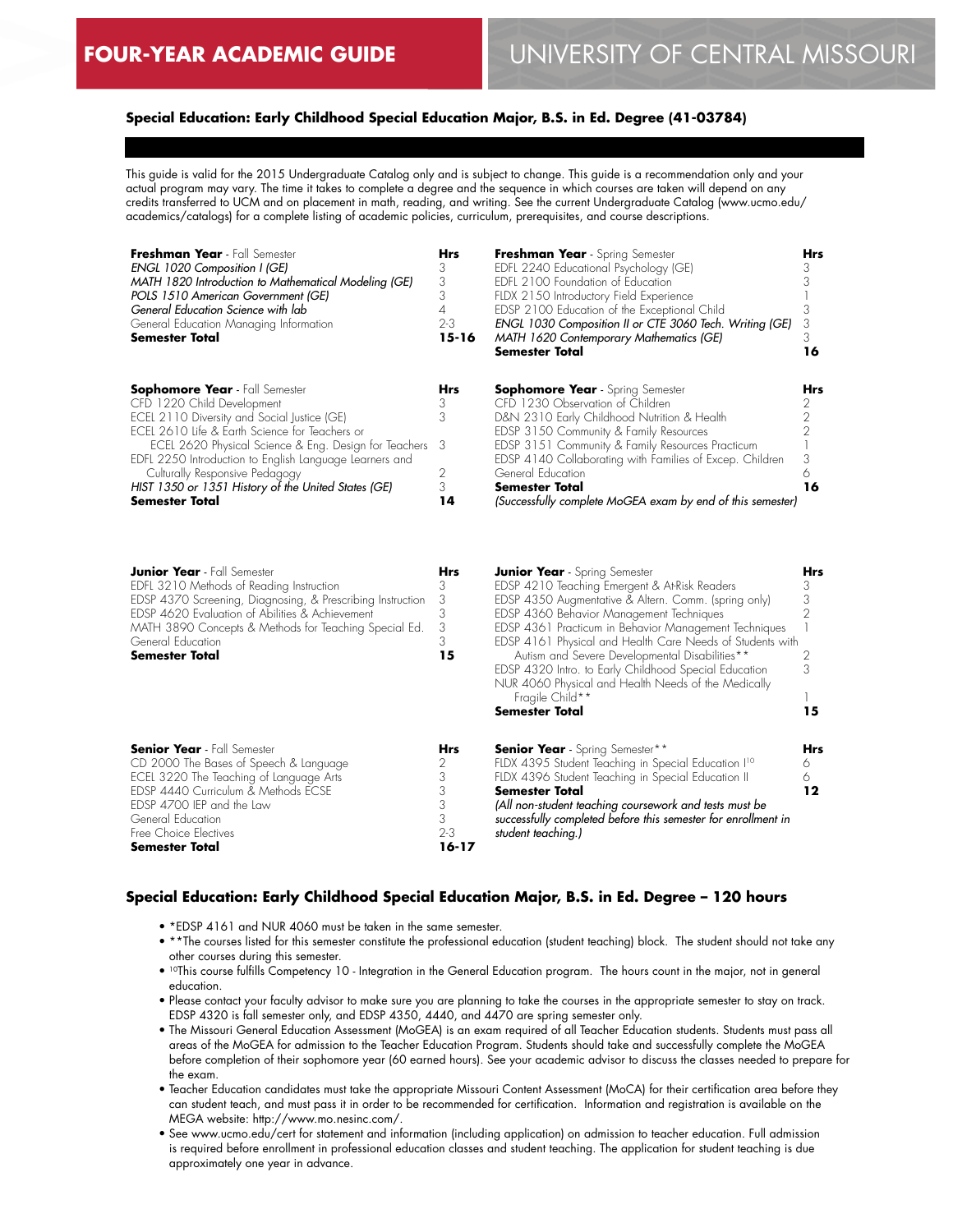# FOUR-YEAR ACADEMIC GUIDE

## UNIVERSITY OF CENTRAL MISSOURI

### Special Education: Early Childhood Special Education Major, B.S. in Ed. Degree (41-03784)

This guide is valid for the 2015 Undergraduate Catalog only and is subject to change. This guide is a recommendation only and your actual program may vary. The time it takes to complete a degree and the sequence in which courses are taken will depend on any credits transferred to UCM and on placement in math, reading, and writing. See the current Undergraduate Catalog (www.ucmo.edu/academics/catalogs) for a complete listing of academic policies, curriculum, prerequisites, and course descriptions.

| **Freshman Year** - Fall Semester | **Hrs** |
|---|---|
| *ENGL 1020 Composition I (GE)* | 3 |
| *MATH 1820 Introduction to Mathematical Modeling (GE)* | 3 |
| *POLS 1510 American Government (GE)* | 3 |
| *General Education Science with lab* | 4 |
| General Education Managing Information | 2-3 |
| **Semester Total** | **15-16** |

| **Freshman Year** - Spring Semester | **Hrs** |
|---|---|
| EDFL 2240 Educational Psychology (GE) | 3 |
| EDFL 2100 Foundation of Education | 3 |
| FLDX 2150 Introductory Field Experience | 1 |
| EDSP 2100 Education of the Exceptional Child | 3 |
| *ENGL 1030 Composition II or CTE 3060 Tech. Writing (GE)* | 3 |
| *MATH 1620 Contemporary Mathematics (GE)* | 3 |
| **Semester Total** | **16** |

| **Sophomore Year** - Fall Semester | **Hrs** |
|---|---|
| CFD 1220 Child Development | 3 |
| ECEL 2110 Diversity and Social Justice (GE) | 3 |
| ECEL 2610 Life & Earth Science for Teachers or ECEL 2620 Physical Science & Eng. Design for Teachers | 3 |
| EDFL 2250 Introduction to English Language Learners and Culturally Responsive Pedagogy | 2 |
| *HIST 1350 or 1351 History of the United States (GE)* | 3 |
| **Semester Total** | **14** |

| **Sophomore Year** - Spring Semester | **Hrs** |
|---|---|
| CFD 1230 Observation of Children | 2 |
| D&N 2310 Early Childhood Nutrition & Health | 2 |
| EDSP 3150 Community & Family Resources | 2 |
| EDSP 3151 Community & Family Resources Practicum | 1 |
| EDSP 4140 Collaborating with Families of Excep. Children | 3 |
| General Education | 6 |
| **Semester Total** | **16** |
| *(Successfully complete MoGEA exam by end of this semester)* | |

| **Junior Year** - Fall Semester | **Hrs** |
|---|---|
| EDFL 3210 Methods of Reading Instruction | 3 |
| EDSP 4370 Screening, Diagnosing, & Prescribing Instruction | 3 |
| EDSP 4620 Evaluation of Abilities & Achievement | 3 |
| MATH 3890 Concepts & Methods for Teaching Special Ed. | 3 |
| General Education | 3 |
| **Semester Total** | **15** |

| **Junior Year** - Spring Semester | **Hrs** |
|---|---|
| EDSP 4210 Teaching Emergent & At-Risk Readers | 3 |
| EDSP 4350 Augmentative & Altern. Comm. (spring only) | 3 |
| EDSP 4360 Behavior Management Techniques | 2 |
| EDSP 4361 Practicum in Behavior Management Techniques | 1 |
| EDSP 4161 Physical and Health Care Needs of Students with Autism and Severe Developmental Disabilities** | 2 |
| EDSP 4320 Intro. to Early Childhood Special Education | 3 |
| NUR 4060 Physical and Health Needs of the Medically Fragile Child** | 1 |
| **Semester Total** | **15** |

| **Senior Year** - Fall Semester | **Hrs** |
|---|---|
| CD 2000 The Bases of Speech & Language | 2 |
| ECEL 3220 The Teaching of Language Arts | 3 |
| EDSP 4440 Curriculum & Methods ECSE | 3 |
| EDSP 4700 IEP and the Law | 3 |
| General Education | 3 |
| Free Choice Electives | 2-3 |
| **Semester Total** | **16-17** |

| **Senior Year** - Spring Semester** | **Hrs** |
|---|---|
| FLDX 4395 Student Teaching in Special Education I[10] | 6 |
| FLDX 4396 Student Teaching in Special Education II | 6 |
| **Semester Total** | **12** |
| *(All non-student teaching coursework and tests must be successfully completed before this semester for enrollment in student teaching.)* | |

### Special Education: Early Childhood Special Education Major, B.S. in Ed. Degree – 120 hours

- *EDSP 4161 and NUR 4060 must be taken in the same semester.
- **The courses listed for this semester constitute the professional education (student teaching) block. The student should not take any other courses during this semester.
- [10]This course fulfills Competency 10 - Integration in the General Education program. The hours count in the major, not in general education.
- Please contact your faculty advisor to make sure you are planning to take the courses in the appropriate semester to stay on track. EDSP 4320 is fall semester only, and EDSP 4350, 4440, and 4470 are spring semester only.
- The Missouri General Education Assessment (MoGEA) is an exam required of all Teacher Education students. Students must pass all areas of the MoGEA for admission to the Teacher Education Program. Students should take and successfully complete the MoGEA before completion of their sophomore year (60 earned hours). See your academic advisor to discuss the classes needed to prepare for the exam.
- Teacher Education candidates must take the appropriate Missouri Content Assessment (MoCA) for their certification area before they can student teach, and must pass it in order to be recommended for certification. Information and registration is available on the MEGA website: http://www.mo.nesinc.com/.
- See www.ucmo.edu/cert for statement and information (including application) on admission to teacher education. Full admission is required before enrollment in professional education classes and student teaching. The application for student teaching is due approximately one year in advance.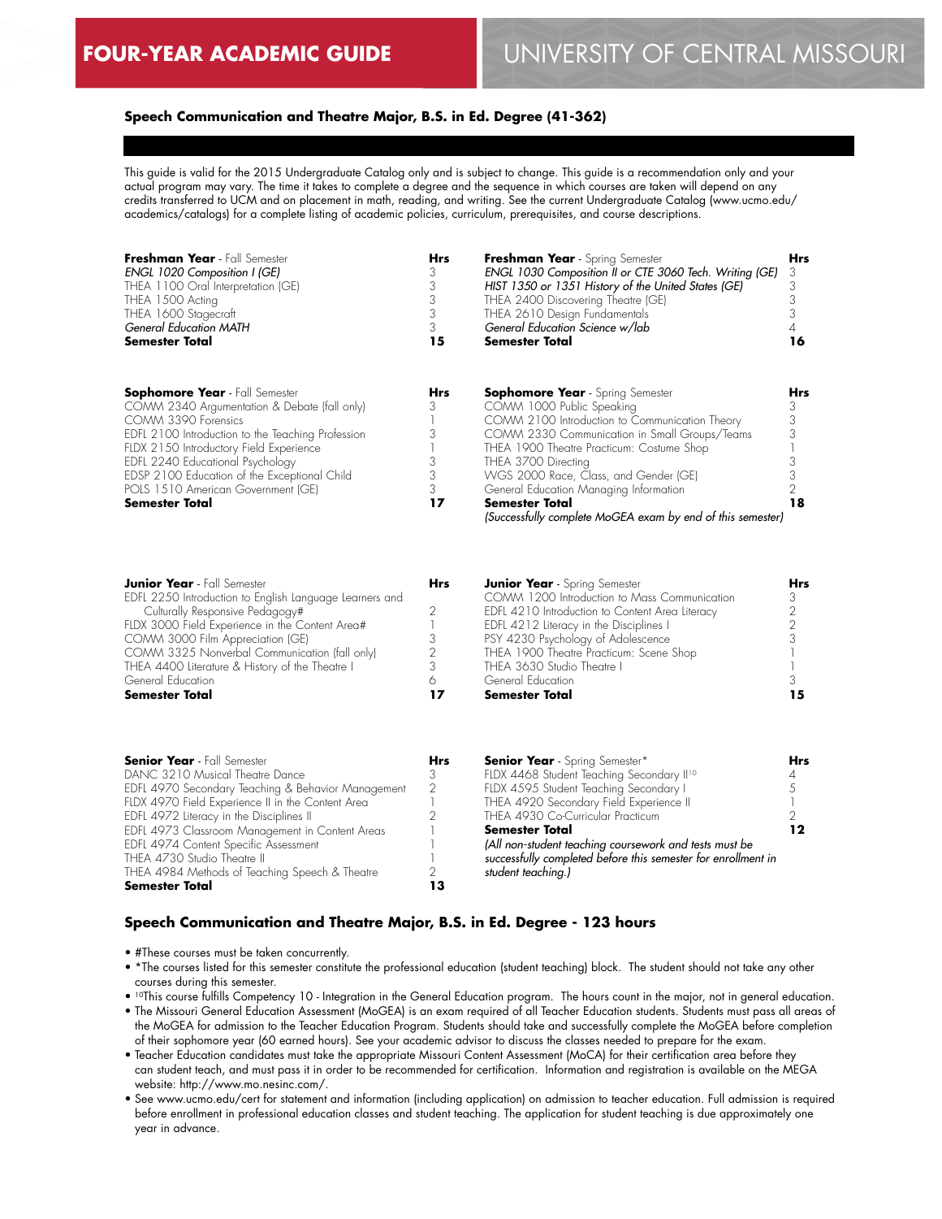# FOUR-YEAR ACADEMIC GUIDE — UNIVERSITY OF CENTRAL MISSOURI

## Speech Communication and Theatre Major, B.S. in Ed. Degree (41-362)

This guide is valid for the 2015 Undergraduate Catalog only and is subject to change. This guide is a recommendation only and your actual program may vary. The time it takes to complete a degree and the sequence in which courses are taken will depend on any credits transferred to UCM and on placement in math, reading, and writing. See the current Undergraduate Catalog (www.ucmo.edu/academics/catalogs) for a complete listing of academic policies, curriculum, prerequisites, and course descriptions.

| **Freshman Year** - Fall Semester | **Hrs** |
|---|---|
| *ENGL 1020 Composition I (GE)* | 3 |
| THEA 1100 Oral Interpretation (GE) | 3 |
| THEA 1500 Acting | 3 |
| THEA 1600 Stagecraft | 3 |
| *General Education MATH* | 3 |
| **Semester Total** | **15** |

| **Freshman Year** - Spring Semester | **Hrs** |
|---|---|
| *ENGL 1030 Composition II or CTE 3060 Tech. Writing (GE)* | 3 |
| *HIST 1350 or 1351 History of the United States (GE)* | 3 |
| THEA 2400 Discovering Theatre (GE) | 3 |
| THEA 2610 Design Fundamentals | 3 |
| *General Education Science w/lab* | 4 |
| **Semester Total** | **16** |

| **Sophomore Year** - Fall Semester | **Hrs** |
|---|---|
| COMM 2340 Argumentation & Debate (fall only) | 3 |
| COMM 3390 Forensics | 1 |
| EDFL 2100 Introduction to the Teaching Profession | 3 |
| FLDX 2150 Introductory Field Experience | 1 |
| EDFL 2240 Educational Psychology | 3 |
| EDSP 2100 Education of the Exceptional Child | 3 |
| POLS 1510 American Government (GE) | 3 |
| **Semester Total** | **17** |

| **Sophomore Year** - Spring Semester | **Hrs** |
|---|---|
| COMM 1000 Public Speaking | 3 |
| COMM 2100 Introduction to Communication Theory | 3 |
| COMM 2330 Communication in Small Groups/Teams | 3 |
| THEA 1900 Theatre Practicum: Costume Shop | 1 |
| THEA 3700 Directing | 3 |
| WGS 2000 Race, Class, and Gender (GE) | 3 |
| General Education Managing Information | 2 |
| **Semester Total** | **18** |
| *(Successfully complete MoGEA exam by end of this semester)* | |

| **Junior Year** - Fall Semester | **Hrs** |
|---|---|
| EDFL 2250 Introduction to English Language Learners and Culturally Responsive Pedagogy# | 2 |
| FLDX 3000 Field Experience in the Content Area# | 1 |
| COMM 3000 Film Appreciation (GE) | 3 |
| COMM 3325 Nonverbal Communication (fall only) | 2 |
| THEA 4400 Literature & History of the Theatre I | 3 |
| General Education | 6 |
| **Semester Total** | **17** |

| **Junior Year** - Spring Semester | **Hrs** |
|---|---|
| COMM 1200 Introduction to Mass Communication | 3 |
| EDFL 4210 Introduction to Content Area Literacy | 2 |
| EDFL 4212 Literacy in the Disciplines I | 2 |
| PSY 4230 Psychology of Adolescence | 3 |
| THEA 1900 Theatre Practicum: Scene Shop | 1 |
| THEA 3630 Studio Theatre I | 1 |
| General Education | 3 |
| **Semester Total** | **15** |

| **Senior Year** - Fall Semester | **Hrs** |
|---|---|
| DANC 3210 Musical Theatre Dance | 3 |
| EDFL 4970 Secondary Teaching & Behavior Management | 2 |
| FLDX 4970 Field Experience II in the Content Area | 1 |
| EDFL 4972 Literacy in the Disciplines II | 2 |
| EDFL 4973 Classroom Management in Content Areas | 1 |
| EDFL 4974 Content Specific Assessment | 1 |
| THEA 4730 Studio Theatre II | 1 |
| THEA 4984 Methods of Teaching Speech & Theatre | 2 |
| **Semester Total** | **13** |

| **Senior Year** - Spring Semester* | **Hrs** |
|---|---|
| FLDX 4468 Student Teaching Secondary II[10] | 4 |
| FLDX 4595 Student Teaching Secondary I | 5 |
| THEA 4920 Secondary Field Experience II | 1 |
| THEA 4930 Co-Curricular Practicum | 2 |
| **Semester Total** | **12** |
| *(All non-student teaching coursework and tests must be successfully completed before this semester for enrollment in student teaching.)* | |

### Speech Communication and Theatre Major, B.S. in Ed. Degree - 123 hours

- #These courses must be taken concurrently.
- *The courses listed for this semester constitute the professional education (student teaching) block. The student should not take any other courses during this semester.
- [10]This course fulfills Competency 10 - Integration in the General Education program. The hours count in the major, not in general education.
- The Missouri General Education Assessment (MoGEA) is an exam required of all Teacher Education students. Students must pass all areas of the MoGEA for admission to the Teacher Education Program. Students should take and successfully complete the MoGEA before completion of their sophomore year (60 earned hours). See your academic advisor to discuss the classes needed to prepare for the exam.
- Teacher Education candidates must take the appropriate Missouri Content Assessment (MoCA) for their certification area before they can student teach, and must pass it in order to be recommended for certification. Information and registration is available on the MEGA website: http://www.mo.nesinc.com/.
- See www.ucmo.edu/cert for statement and information (including application) on admission to teacher education. Full admission is required before enrollment in professional education classes and student teaching. The application for student teaching is due approximately one year in advance.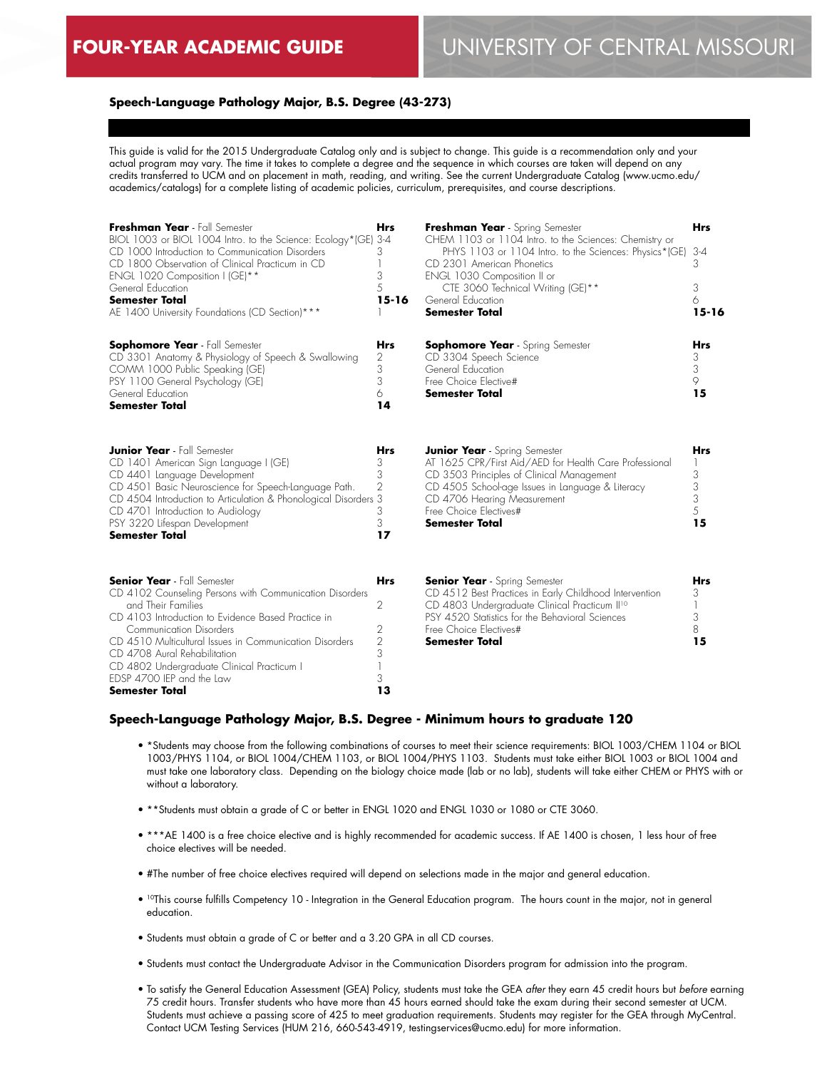# FOUR-YEAR ACADEMIC GUIDE

# UNIVERSITY OF CENTRAL MISSOURI

## Speech-Language Pathology Major, B.S. Degree (43-273)

This guide is valid for the 2015 Undergraduate Catalog only and is subject to change. This guide is a recommendation only and your actual program may vary. The time it takes to complete a degree and the sequence in which courses are taken will depend on any credits transferred to UCM and on placement in math, reading, and writing. See the current Undergraduate Catalog (www.ucmo.edu/academics/catalogs) for a complete listing of academic policies, curriculum, prerequisites, and course descriptions.

| **Freshman Year** - Fall Semester | **Hrs** |
|---|---|
| BIOL 1003 or BIOL 1004 Intro. to the Science: Ecology*(GE) | 3-4 |
| CD 1000 Introduction to Communication Disorders | 3 |
| CD 1800 Observation of Clinical Practicum in CD | 1 |
| ENGL 1020 Composition I (GE)** | 3 |
| General Education | 5 |
| **Semester Total** | **15-16** |
| AE 1400 University Foundations (CD Section)*** | 1 |

| **Freshman Year** - Spring Semester | **Hrs** |
|---|---|
| CHEM 1103 or 1104 Intro. to the Sciences: Chemistry or PHYS 1103 or 1104 Intro. to the Sciences: Physics*(GE) | 3-4 |
| CD 2301 American Phonetics | 3 |
| ENGL 1030 Composition II or CTE 3060 Technical Writing (GE)** | 3 |
| General Education | 6 |
| **Semester Total** | **15-16** |

| **Sophomore Year** - Fall Semester | **Hrs** |
|---|---|
| CD 3301 Anatomy & Physiology of Speech & Swallowing | 2 |
| COMM 1000 Public Speaking (GE) | 3 |
| PSY 1100 General Psychology (GE) | 3 |
| General Education | 6 |
| **Semester Total** | **14** |

| **Sophomore Year** - Spring Semester | **Hrs** |
|---|---|
| CD 3304 Speech Science | 3 |
| General Education | 3 |
| Free Choice Elective# | 9 |
| **Semester Total** | **15** |

| **Junior Year** - Fall Semester | **Hrs** |
|---|---|
| CD 1401 American Sign Language I (GE) | 3 |
| CD 4401 Language Development | 3 |
| CD 4501 Basic Neuroscience for Speech-Language Path. | 2 |
| CD 4504 Introduction to Articulation & Phonological Disorders | 3 |
| CD 4701 Introduction to Audiology | 3 |
| PSY 3220 Lifespan Development | 3 |
| **Semester Total** | **17** |

| **Junior Year** - Spring Semester | **Hrs** |
|---|---|
| AT 1625 CPR/First Aid/AED for Health Care Professional | 1 |
| CD 3503 Principles of Clinical Management | 3 |
| CD 4505 School-age Issues in Language & Literacy | 3 |
| CD 4706 Hearing Measurement | 3 |
| Free Choice Electives# | 5 |
| **Semester Total** | **15** |

| **Senior Year** - Fall Semester | **Hrs** |
|---|---|
| CD 4102 Counseling Persons with Communication Disorders and Their Families | 2 |
| CD 4103 Introduction to Evidence Based Practice in Communication Disorders | 2 |
| CD 4510 Multicultural Issues in Communication Disorders | 2 |
| CD 4708 Aural Rehabilitation | 3 |
| CD 4802 Undergraduate Clinical Practicum I | 1 |
| EDSP 4700 IEP and the Law | 3 |
| **Semester Total** | **13** |

| **Senior Year** - Spring Semester | **Hrs** |
|---|---|
| CD 4512 Best Practices in Early Childhood Intervention | 3 |
| CD 4803 Undergraduate Clinical Practicum II[10] | 1 |
| PSY 4520 Statistics for the Behavioral Sciences | 3 |
| Free Choice Electives# | 8 |
| **Semester Total** | **15** |

## Speech-Language Pathology Major, B.S. Degree - Minimum hours to graduate 120

- *Students may choose from the following combinations of courses to meet their science requirements: BIOL 1003/CHEM 1104 or BIOL 1003/PHYS 1104, or BIOL 1004/CHEM 1103, or BIOL 1004/PHYS 1103. Students must take either BIOL 1003 or BIOL 1004 and must take one laboratory class. Depending on the biology choice made (lab or no lab), students will take either CHEM or PHYS with or without a laboratory.
- **Students must obtain a grade of C or better in ENGL 1020 and ENGL 1030 or 1080 or CTE 3060.
- ***AE 1400 is a free choice elective and is highly recommended for academic success. If AE 1400 is chosen, 1 less hour of free choice electives will be needed.
- #The number of free choice electives required will depend on selections made in the major and general education.
- [10]This course fulfills Competency 10 - Integration in the General Education program. The hours count in the major, not in general education.
- Students must obtain a grade of C or better and a 3.20 GPA in all CD courses.
- Students must contact the Undergraduate Advisor in the Communication Disorders program for admission into the program.
- To satisfy the General Education Assessment (GEA) Policy, students must take the GEA *after* they earn 45 credit hours but *before* earning 75 credit hours. Transfer students who have more than 45 hours earned should take the exam during their second semester at UCM. Students must achieve a passing score of 425 to meet graduation requirements. Students may register for the GEA through MyCentral. Contact UCM Testing Services (HUM 216, 660-543-4919, testingservices@ucmo.edu) for more information.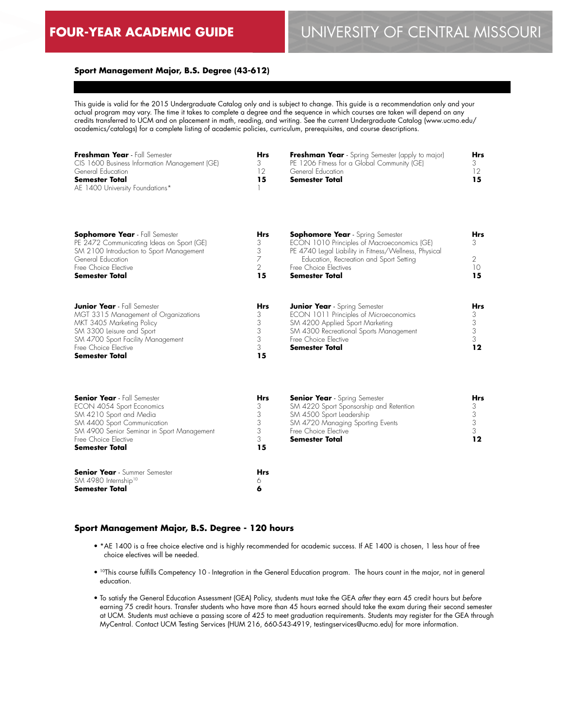# FOUR-YEAR ACADEMIC GUIDE — UNIVERSITY OF CENTRAL MISSOURI

## Sport Management Major, B.S. Degree (43-612)

This guide is valid for the 2015 Undergraduate Catalog only and is subject to change. This guide is a recommendation only and your actual program may vary. The time it takes to complete a degree and the sequence in which courses are taken will depend on any credits transferred to UCM and on placement in math, reading, and writing. See the current Undergraduate Catalog (www.ucmo.edu/academics/catalogs) for a complete listing of academic policies, curriculum, prerequisites, and course descriptions.

| **Freshman Year** - Fall Semester | Hrs |
|---|---|
| CIS 1600 Business Information Management (GE) | 3 |
| General Education | 12 |
| **Semester Total** | **15** |
| AE 1400 University Foundations* | 1 |

| **Freshman Year** - Spring Semester (apply to major) | Hrs |
|---|---|
| PE 1206 Fitness for a Global Community (GE) | 3 |
| General Education | 12 |
| **Semester Total** | **15** |

| **Sophomore Year** - Fall Semester | Hrs |
|---|---|
| PE 2472 Communicating Ideas on Sport (GE) | 3 |
| SM 2100 Introduction to Sport Management | 3 |
| General Education | 7 |
| Free Choice Elective | 2 |
| **Semester Total** | **15** |

| **Sophomore Year** - Spring Semester | Hrs |
|---|---|
| ECON 1010 Principles of Macroeconomics (GE) | 3 |
| PE 4740 Legal Liability in Fitness/Wellness, Physical Education, Recreation and Sport Setting | 2 |
| Free Choice Electives | 10 |
| **Semester Total** | **15** |

| **Junior Year** - Fall Semester | Hrs |
|---|---|
| MGT 3315 Management of Organizations | 3 |
| MKT 3405 Marketing Policy | 3 |
| SM 3300 Leisure and Sport | 3 |
| SM 4700 Sport Facility Management | 3 |
| Free Choice Elective | 3 |
| **Semester Total** | **15** |

| **Junior Year** - Spring Semester | Hrs |
|---|---|
| ECON 1011 Principles of Microeconomics | 3 |
| SM 4200 Applied Sport Marketing | 3 |
| SM 4300 Recreational Sports Management | 3 |
| Free Choice Elective | 3 |
| **Semester Total** | **12** |

| **Senior Year** - Fall Semester | Hrs |
|---|---|
| ECON 4054 Sport Economics | 3 |
| SM 4210 Sport and Media | 3 |
| SM 4400 Sport Communication | 3 |
| SM 4900 Senior Seminar in Sport Management | 3 |
| Free Choice Elective | 3 |
| **Semester Total** | **15** |

| **Senior Year** - Spring Semester | Hrs |
|---|---|
| SM 4220 Sport Sponsorship and Retention | 3 |
| SM 4500 Sport Leadership | 3 |
| SM 4720 Managing Sporting Events | 3 |
| Free Choice Elective | 3 |
| **Semester Total** | **12** |

| **Senior Year** - Summer Semester | Hrs |
|---|---|
| SM 4980 Internship[10] | 6 |
| **Semester Total** | **6** |

### Sport Management Major, B.S. Degree - 120 hours

- *AE 1400 is a free choice elective and is highly recommended for academic success. If AE 1400 is chosen, 1 less hour of free choice electives will be needed.
- [10]This course fulfills Competency 10 - Integration in the General Education program. The hours count in the major, not in general education.
- To satisfy the General Education Assessment (GEA) Policy, students must take the GEA *after* they earn 45 credit hours but *before* earning 75 credit hours. Transfer students who have more than 45 hours earned should take the exam during their second semester at UCM. Students must achieve a passing score of 425 to meet graduation requirements. Students may register for the GEA through MyCentral. Contact UCM Testing Services (HUM 216, 660-543-4919, testingservices@ucmo.edu) for more information.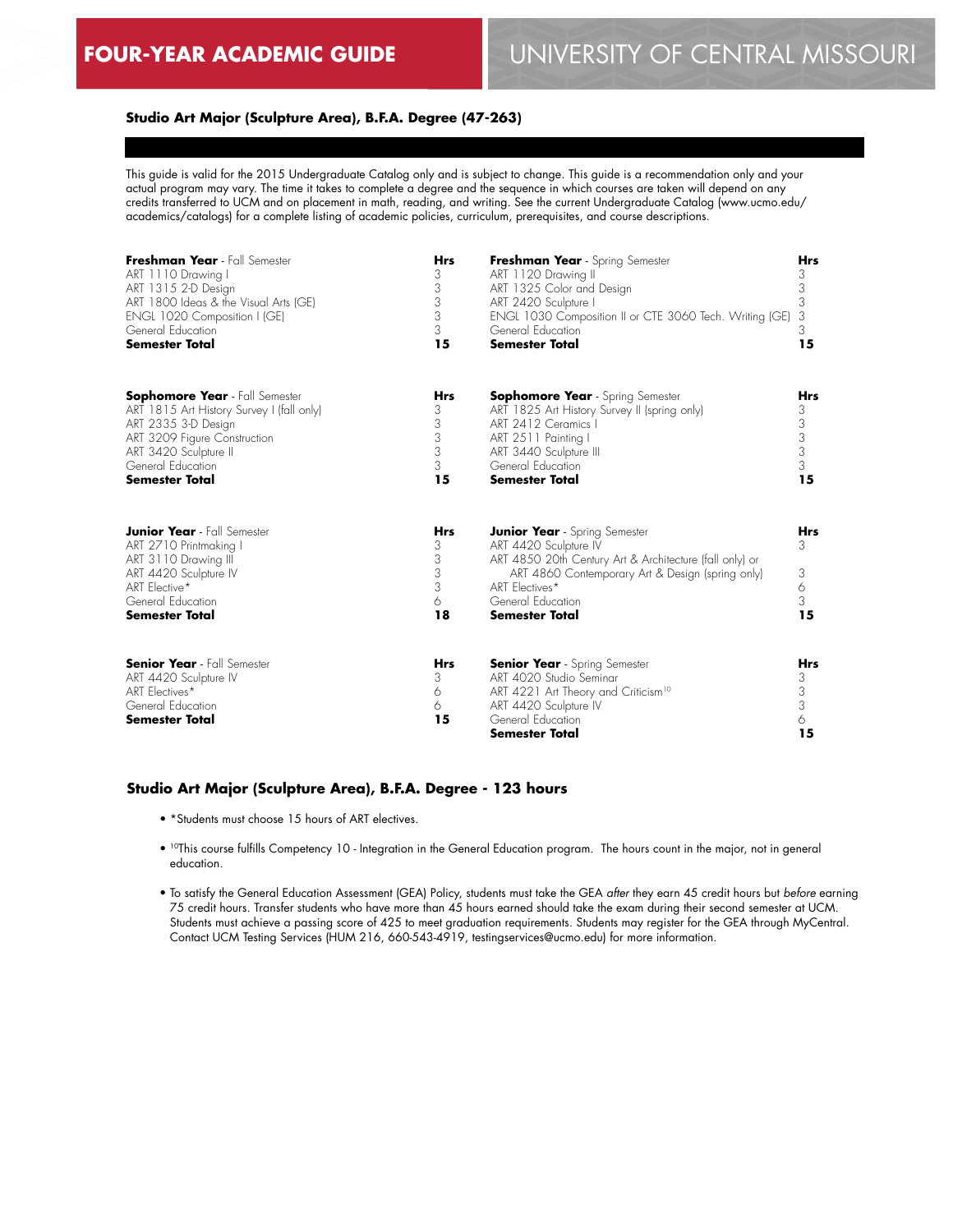## Studio Art Major (Sculpture Area), B.F.A. Degree (47-263)

This guide is valid for the 2015 Undergraduate Catalog only and is subject to change. This guide is a recommendation only and your actual program may vary. The time it takes to complete a degree and the sequence in which courses are taken will depend on any credits transferred to UCM and on placement in math, reading, and writing. See the current Undergraduate Catalog (www.ucmo.edu/academics/catalogs) for a complete listing of academic policies, curriculum, prerequisites, and course descriptions.

| **Freshman Year** - Fall Semester | **Hrs** |
|---|---|
| ART 1110 Drawing I | 3 |
| ART 1315 2-D Design | 3 |
| ART 1800 Ideas & the Visual Arts (GE) | 3 |
| ENGL 1020 Composition I (GE) | 3 |
| General Education | 3 |
| **Semester Total** | **15** |

| **Freshman Year** - Spring Semester | **Hrs** |
|---|---|
| ART 1120 Drawing II | 3 |
| ART 1325 Color and Design | 3 |
| ART 2420 Sculpture I | 3 |
| ENGL 1030 Composition II or CTE 3060 Tech. Writing (GE) | 3 |
| General Education | 3 |
| **Semester Total** | **15** |

| **Sophomore Year** - Fall Semester | **Hrs** |
|---|---|
| ART 1815 Art History Survey I (fall only) | 3 |
| ART 2335 3-D Design | 3 |
| ART 3209 Figure Construction | 3 |
| ART 3420 Sculpture II | 3 |
| General Education | 3 |
| **Semester Total** | **15** |

| **Sophomore Year** - Spring Semester | **Hrs** |
|---|---|
| ART 1825 Art History Survey II (spring only) | 3 |
| ART 2412 Ceramics I | 3 |
| ART 2511 Painting I | 3 |
| ART 3440 Sculpture III | 3 |
| General Education | 3 |
| **Semester Total** | **15** |

| **Junior Year** - Fall Semester | **Hrs** |
|---|---|
| ART 2710 Printmaking I | 3 |
| ART 3110 Drawing III | 3 |
| ART 4420 Sculpture IV | 3 |
| ART Elective* | 3 |
| General Education | 6 |
| **Semester Total** | **18** |

| **Junior Year** - Spring Semester | **Hrs** |
|---|---|
| ART 4420 Sculpture IV | 3 |
| ART 4850 20th Century Art & Architecture (fall only) or ART 4860 Contemporary Art & Design (spring only) | 3 |
| ART Electives* | 6 |
| General Education | 3 |
| **Semester Total** | **15** |

| **Senior Year** - Fall Semester | **Hrs** |
|---|---|
| ART 4420 Sculpture IV | 3 |
| ART Electives* | 6 |
| General Education | 6 |
| **Semester Total** | **15** |

| **Senior Year** - Spring Semester | **Hrs** |
|---|---|
| ART 4020 Studio Seminar | 3 |
| ART 4221 Art Theory and Criticism[10] | 3 |
| ART 4420 Sculpture IV | 3 |
| General Education | 6 |
| **Semester Total** | **15** |

### Studio Art Major (Sculpture Area), B.F.A. Degree - 123 hours

- *Students must choose 15 hours of ART electives.
- [10]This course fulfills Competency 10 - Integration in the General Education program. The hours count in the major, not in general education.
- To satisfy the General Education Assessment (GEA) Policy, students must take the GEA *after* they earn 45 credit hours but *before* earning 75 credit hours. Transfer students who have more than 45 hours earned should take the exam during their second semester at UCM. Students must achieve a passing score of 425 to meet graduation requirements. Students may register for the GEA through MyCentral. Contact UCM Testing Services (HUM 216, 660-543-4919, testingservices@ucmo.edu) for more information.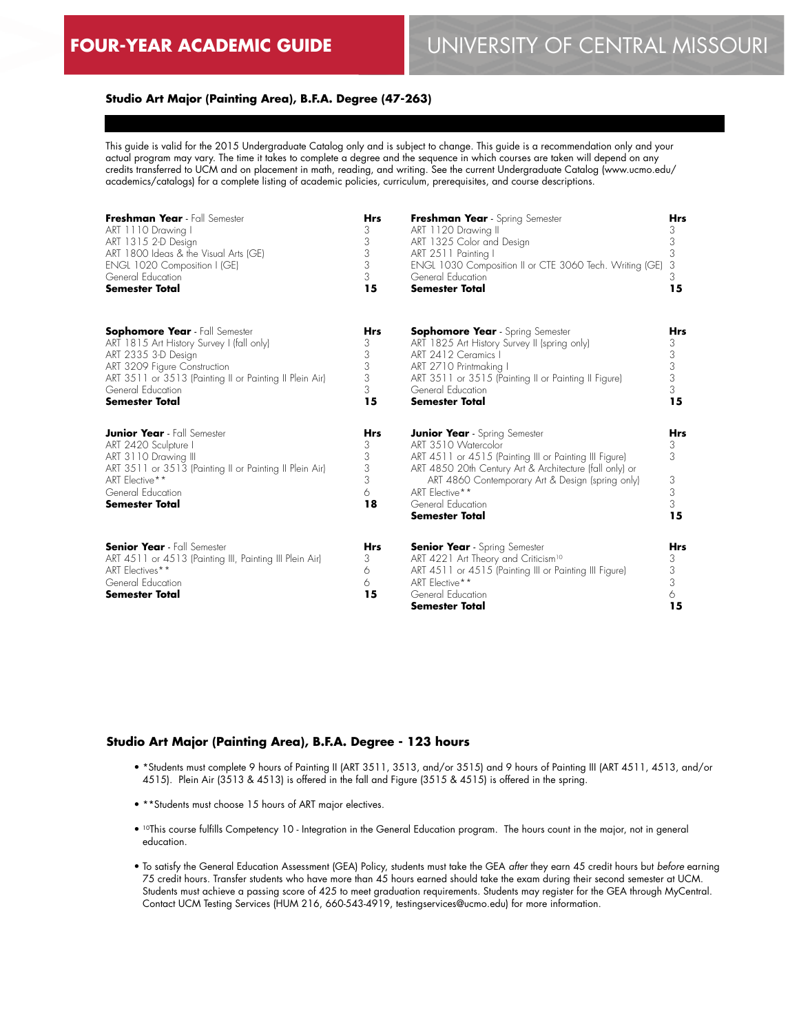**FOUR-YEAR ACADEMIC GUIDE** UNIVERSITY OF CENTRAL MISSOURI

### Studio Art Major (Painting Area), B.F.A. Degree (47-263)

This guide is valid for the 2015 Undergraduate Catalog only and is subject to change. This guide is a recommendation only and your actual program may vary. The time it takes to complete a degree and the sequence in which courses are taken will depend on any credits transferred to UCM and on placement in math, reading, and writing. See the current Undergraduate Catalog (www.ucmo.edu/academics/catalogs) for a complete listing of academic policies, curriculum, prerequisites, and course descriptions.

| **Freshman Year** - Fall Semester | **Hrs** |
|---|---|
| ART 1110 Drawing I | 3 |
| ART 1315 2-D Design | 3 |
| ART 1800 Ideas & the Visual Arts (GE) | 3 |
| ENGL 1020 Composition I (GE) | 3 |
| General Education | 3 |
| **Semester Total** | **15** |

| **Freshman Year** - Spring Semester | **Hrs** |
|---|---|
| ART 1120 Drawing II | 3 |
| ART 1325 Color and Design | 3 |
| ART 2511 Painting I | 3 |
| ENGL 1030 Composition II or CTE 3060 Tech. Writing (GE) | 3 |
| General Education | 3 |
| **Semester Total** | **15** |

| **Sophomore Year** - Fall Semester | **Hrs** |
|---|---|
| ART 1815 Art History Survey I (fall only) | 3 |
| ART 2335 3-D Design | 3 |
| ART 3209 Figure Construction | 3 |
| ART 3511 or 3513 (Painting II or Painting II Plein Air) | 3 |
| General Education | 3 |
| **Semester Total** | **15** |

| **Sophomore Year** - Spring Semester | **Hrs** |
|---|---|
| ART 1825 Art History Survey II (spring only) | 3 |
| ART 2412 Ceramics I | 3 |
| ART 2710 Printmaking I | 3 |
| ART 3511 or 3515 (Painting II or Painting II Figure) | 3 |
| General Education | 3 |
| **Semester Total** | **15** |

| **Junior Year** - Fall Semester | **Hrs** |
|---|---|
| ART 2420 Sculpture I | 3 |
| ART 3110 Drawing III | 3 |
| ART 3511 or 3513 (Painting II or Painting II Plein Air) | 3 |
| ART Elective** | 3 |
| General Education | 6 |
| **Semester Total** | **18** |

| **Junior Year** - Spring Semester | **Hrs** |
|---|---|
| ART 3510 Watercolor | 3 |
| ART 4511 or 4515 (Painting III or Painting III Figure) | 3 |
| ART 4850 20th Century Art & Architecture (fall only) or ART 4860 Contemporary Art & Design (spring only) | 3 |
| ART Elective** | 3 |
| General Education | 3 |
| **Semester Total** | **15** |

| **Senior Year** - Fall Semester | **Hrs** |
|---|---|
| ART 4511 or 4513 (Painting III, Painting III Plein Air) | 3 |
| ART Electives** | 6 |
| General Education | 6 |
| **Semester Total** | **15** |

| **Senior Year** - Spring Semester | **Hrs** |
|---|---|
| ART 4221 Art Theory and Criticism[10] | 3 |
| ART 4511 or 4515 (Painting III or Painting III Figure) | 3 |
| ART Elective** | 3 |
| General Education | 6 |
| **Semester Total** | **15** |

### Studio Art Major (Painting Area), B.F.A. Degree - 123 hours

- *Students must complete 9 hours of Painting II (ART 3511, 3513, and/or 3515) and 9 hours of Painting III (ART 4511, 4513, and/or 4515). Plein Air (3513 & 4513) is offered in the fall and Figure (3515 & 4515) is offered in the spring.
- **Students must choose 15 hours of ART major electives.
- [10]This course fulfills Competency 10 - Integration in the General Education program. The hours count in the major, not in general education.
- To satisfy the General Education Assessment (GEA) Policy, students must take the GEA *after* they earn 45 credit hours but *before* earning 75 credit hours. Transfer students who have more than 45 hours earned should take the exam during their second semester at UCM. Students must achieve a passing score of 425 to meet graduation requirements. Students may register for the GEA through MyCentral. Contact UCM Testing Services (HUM 216, 660-543-4919, testingservices@ucmo.edu) for more information.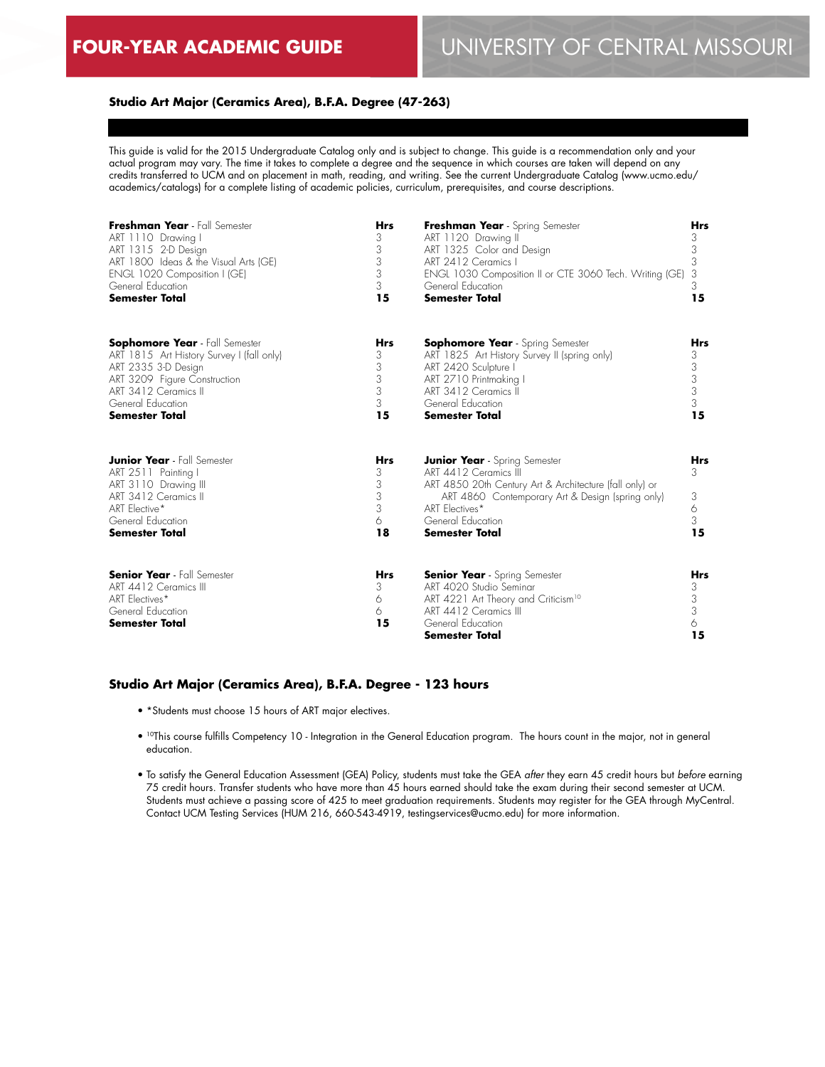# FOUR-YEAR ACADEMIC GUIDE

# UNIVERSITY OF CENTRAL MISSOURI

### Studio Art Major (Ceramics Area), B.F.A. Degree (47-263)

This guide is valid for the 2015 Undergraduate Catalog only and is subject to change. This guide is a recommendation only and your actual program may vary. The time it takes to complete a degree and the sequence in which courses are taken will depend on any credits transferred to UCM and on placement in math, reading, and writing. See the current Undergraduate Catalog (www.ucmo.edu/academics/catalogs) for a complete listing of academic policies, curriculum, prerequisites, and course descriptions.

| **Freshman Year** - Fall Semester | **Hrs** | **Freshman Year** - Spring Semester | **Hrs** |
|---|---|---|---|
| ART 1110 Drawing I | 3 | ART 1120 Drawing II | 3 |
| ART 1315 2-D Design | 3 | ART 1325 Color and Design | 3 |
| ART 1800 Ideas & the Visual Arts (GE) | 3 | ART 2412 Ceramics I | 3 |
| ENGL 1020 Composition I (GE) | 3 | ENGL 1030 Composition II or CTE 3060 Tech. Writing (GE) | 3 |
| General Education | 3 | General Education | 3 |
| **Semester Total** | **15** | **Semester Total** | **15** |

| **Sophomore Year** - Fall Semester | **Hrs** | **Sophomore Year** - Spring Semester | **Hrs** |
|---|---|---|---|
| ART 1815 Art History Survey I (fall only) | 3 | ART 1825 Art History Survey II (spring only) | 3 |
| ART 2335 3-D Design | 3 | ART 2420 Sculpture I | 3 |
| ART 3209 Figure Construction | 3 | ART 2710 Printmaking I | 3 |
| ART 3412 Ceramics II | 3 | ART 3412 Ceramics II | 3 |
| General Education | 3 | General Education | 3 |
| **Semester Total** | **15** | **Semester Total** | **15** |

| **Junior Year** - Fall Semester | **Hrs** | **Junior Year** - Spring Semester | **Hrs** |
|---|---|---|---|
| ART 2511 Painting I | 3 | ART 4412 Ceramics III | 3 |
| ART 3110 Drawing III | 3 | ART 4850 20th Century Art & Architecture (fall only) or ART 4860 Contemporary Art & Design (spring only) | 3 |
| ART 3412 Ceramics II | 3 | ART Electives* | 6 |
| ART Elective* | 3 | General Education | 3 |
| General Education | 6 | | |
| **Semester Total** | **18** | **Semester Total** | **15** |

| **Senior Year** - Fall Semester | **Hrs** | **Senior Year** - Spring Semester | **Hrs** |
|---|---|---|---|
| ART 4412 Ceramics III | 3 | ART 4020 Studio Seminar | 3 |
| ART Electives* | 6 | ART 4221 Art Theory and Criticism[10] | 3 |
| General Education | 6 | ART 4412 Ceramics III | 3 |
| | | General Education | 6 |
| **Semester Total** | **15** | **Semester Total** | **15** |

### Studio Art Major (Ceramics Area), B.F.A. Degree - 123 hours

- *Students must choose 15 hours of ART major electives.
- [10]This course fulfills Competency 10 - Integration in the General Education program. The hours count in the major, not in general education.
- To satisfy the General Education Assessment (GEA) Policy, students must take the GEA *after* they earn 45 credit hours but *before* earning 75 credit hours. Transfer students who have more than 45 hours earned should take the exam during their second semester at UCM. Students must achieve a passing score of 425 to meet graduation requirements. Students may register for the GEA through MyCentral. Contact UCM Testing Services (HUM 216, 660-543-4919, testingservices@ucmo.edu) for more information.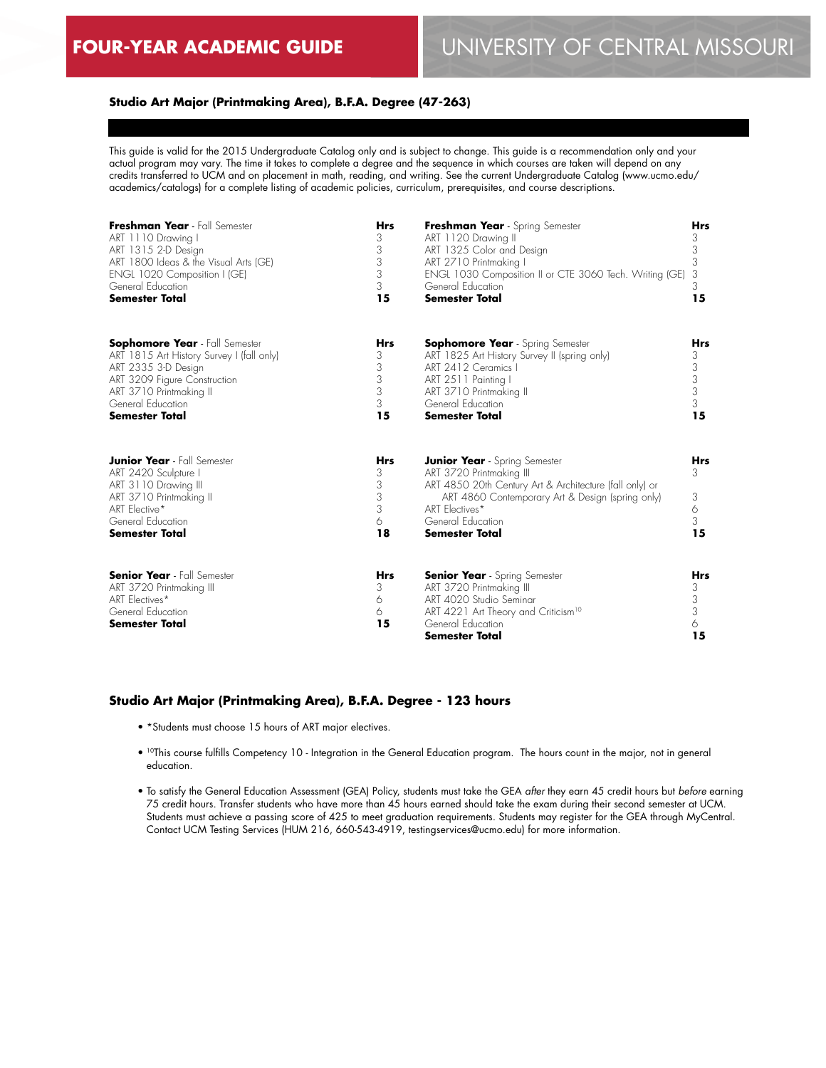# FOUR-YEAR ACADEMIC GUIDE

# UNIVERSITY OF CENTRAL MISSOURI

## Studio Art Major (Printmaking Area), B.F.A. Degree (47-263)

This guide is valid for the 2015 Undergraduate Catalog only and is subject to change. This guide is a recommendation only and your actual program may vary. The time it takes to complete a degree and the sequence in which courses are taken will depend on any credits transferred to UCM and on placement in math, reading, and writing. See the current Undergraduate Catalog (www.ucmo.edu/academics/catalogs) for a complete listing of academic policies, curriculum, prerequisites, and course descriptions.

| **Freshman Year** - Fall Semester | **Hrs** | **Freshman Year** - Spring Semester | **Hrs** |
|---|---|---|---|
| ART 1110 Drawing I | 3 | ART 1120 Drawing II | 3 |
| ART 1315 2-D Design | 3 | ART 1325 Color and Design | 3 |
| ART 1800 Ideas & the Visual Arts (GE) | 3 | ART 2710 Printmaking I | 3 |
| ENGL 1020 Composition I (GE) | 3 | ENGL 1030 Composition II or CTE 3060 Tech. Writing (GE) | 3 |
| General Education | 3 | General Education | 3 |
| **Semester Total** | **15** | **Semester Total** | **15** |

| **Sophomore Year** - Fall Semester | **Hrs** | **Sophomore Year** - Spring Semester | **Hrs** |
|---|---|---|---|
| ART 1815 Art History Survey I (fall only) | 3 | ART 1825 Art History Survey II (spring only) | 3 |
| ART 2335 3-D Design | 3 | ART 2412 Ceramics I | 3 |
| ART 3209 Figure Construction | 3 | ART 2511 Painting I | 3 |
| ART 3710 Printmaking II | 3 | ART 3710 Printmaking II | 3 |
| General Education | 3 | General Education | 3 |
| **Semester Total** | **15** | **Semester Total** | **15** |

| **Junior Year** - Fall Semester | **Hrs** | **Junior Year** - Spring Semester | **Hrs** |
|---|---|---|---|
| ART 2420 Sculpture I | 3 | ART 3720 Printmaking III | 3 |
| ART 3110 Drawing III | 3 | ART 4850 20th Century Art & Architecture (fall only) or ART 4860 Contemporary Art & Design (spring only) | 3 |
| ART 3710 Printmaking II | 3 | ART Electives* | 6 |
| ART Elective* | 3 | General Education | 3 |
| General Education | 6 | | |
| **Semester Total** | **18** | **Semester Total** | **15** |

| **Senior Year** - Fall Semester | **Hrs** | **Senior Year** - Spring Semester | **Hrs** |
|---|---|---|---|
| ART 3720 Printmaking III | 3 | ART 3720 Printmaking III | 3 |
| ART Electives* | 6 | ART 4020 Studio Seminar | 3 |
| General Education | 6 | ART 4221 Art Theory and Criticism[10] | 3 |
| | | General Education | 6 |
| **Semester Total** | **15** | **Semester Total** | **15** |

## Studio Art Major (Printmaking Area), B.F.A. Degree - 123 hours

- *Students must choose 15 hours of ART major electives.
- [10]This course fulfills Competency 10 - Integration in the General Education program. The hours count in the major, not in general education.
- To satisfy the General Education Assessment (GEA) Policy, students must take the GEA *after* they earn 45 credit hours but *before* earning 75 credit hours. Transfer students who have more than 45 hours earned should take the exam during their second semester at UCM. Students must achieve a passing score of 425 to meet graduation requirements. Students may register for the GEA through MyCentral. Contact UCM Testing Services (HUM 216, 660-543-4919, testingservices@ucmo.edu) for more information.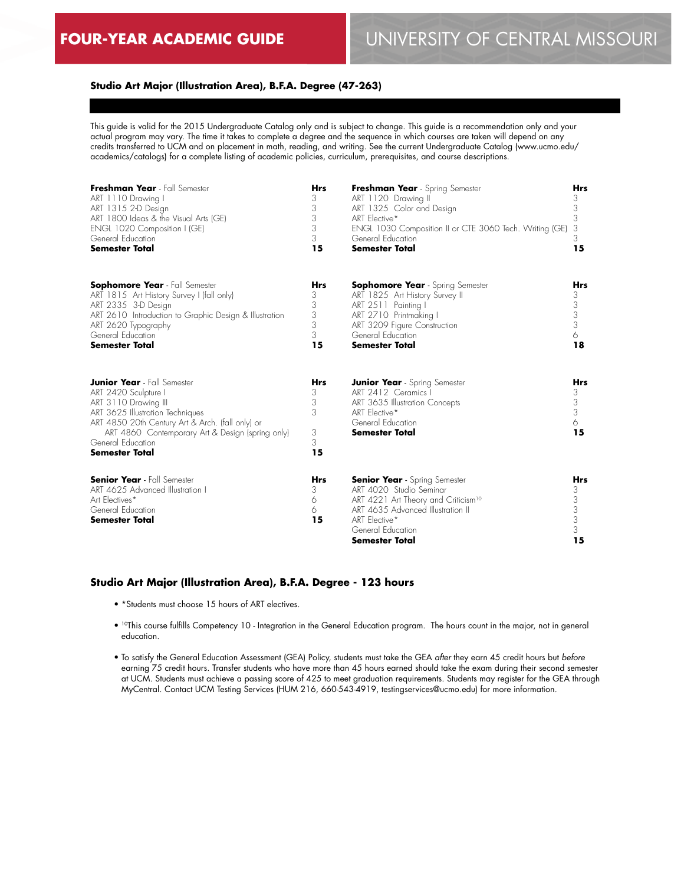# FOUR-YEAR ACADEMIC GUIDE

# UNIVERSITY OF CENTRAL MISSOURI

### Studio Art Major (Illustration Area), B.F.A. Degree (47-263)

This guide is valid for the 2015 Undergraduate Catalog only and is subject to change. This guide is a recommendation only and your actual program may vary. The time it takes to complete a degree and the sequence in which courses are taken will depend on any credits transferred to UCM and on placement in math, reading, and writing. See the current Undergraduate Catalog (www.ucmo.edu/academics/catalogs) for a complete listing of academic policies, curriculum, prerequisites, and course descriptions.

| **Freshman Year** - Fall Semester | **Hrs** |
|---|---|
| ART 1110 Drawing I | 3 |
| ART 1315 2-D Design | 3 |
| ART 1800 Ideas & the Visual Arts (GE) | 3 |
| ENGL 1020 Composition I (GE) | 3 |
| General Education | 3 |
| **Semester Total** | **15** |

| **Freshman Year** - Spring Semester | **Hrs** |
|---|---|
| ART 1120 Drawing II | 3 |
| ART 1325 Color and Design | 3 |
| ART Elective* | 3 |
| ENGL 1030 Composition II or CTE 3060 Tech. Writing (GE) | 3 |
| General Education | 3 |
| **Semester Total** | **15** |

| **Sophomore Year** - Fall Semester | **Hrs** |
|---|---|
| ART 1815 Art History Survey I (fall only) | 3 |
| ART 2335 3-D Design | 3 |
| ART 2610 Introduction to Graphic Design & Illustration | 3 |
| ART 2620 Typography | 3 |
| General Education | 3 |
| **Semester Total** | **15** |

| **Sophomore Year** - Spring Semester | **Hrs** |
|---|---|
| ART 1825 Art History Survey II | 3 |
| ART 2511 Painting I | 3 |
| ART 2710 Printmaking I | 3 |
| ART 3209 Figure Construction | 3 |
| General Education | 6 |
| **Semester Total** | **18** |

| **Junior Year** - Fall Semester | **Hrs** |
|---|---|
| ART 2420 Sculpture I | 3 |
| ART 3110 Drawing III | 3 |
| ART 3625 Illustration Techniques | 3 |
| ART 4850 20th Century Art & Arch. (fall only) or ART 4860 Contemporary Art & Design (spring only) | 3 |
| General Education | 3 |
| **Semester Total** | **15** |

| **Junior Year** - Spring Semester | **Hrs** |
|---|---|
| ART 2412 Ceramics I | 3 |
| ART 3635 Illustration Concepts | 3 |
| ART Elective* | 3 |
| General Education | 6 |
| **Semester Total** | **15** |

| **Senior Year** - Fall Semester | **Hrs** |
|---|---|
| ART 4625 Advanced Illustration I | 3 |
| Art Electives* | 6 |
| General Education | 6 |
| **Semester Total** | **15** |

| **Senior Year** - Spring Semester | **Hrs** |
|---|---|
| ART 4020 Studio Seminar | 3 |
| ART 4221 Art Theory and Criticism[10] | 3 |
| ART 4635 Advanced Illustration II | 3 |
| ART Elective* | 3 |
| General Education | 3 |
| **Semester Total** | **15** |

### Studio Art Major (Illustration Area), B.F.A. Degree - 123 hours

- *Students must choose 15 hours of ART electives.
- [10]This course fulfills Competency 10 - Integration in the General Education program. The hours count in the major, not in general education.
- To satisfy the General Education Assessment (GEA) Policy, students must take the GEA *after* they earn 45 credit hours but *before* earning 75 credit hours. Transfer students who have more than 45 hours earned should take the exam during their second semester at UCM. Students must achieve a passing score of 425 to meet graduation requirements. Students may register for the GEA through MyCentral. Contact UCM Testing Services (HUM 216, 660-543-4919, testingservices@ucmo.edu) for more information.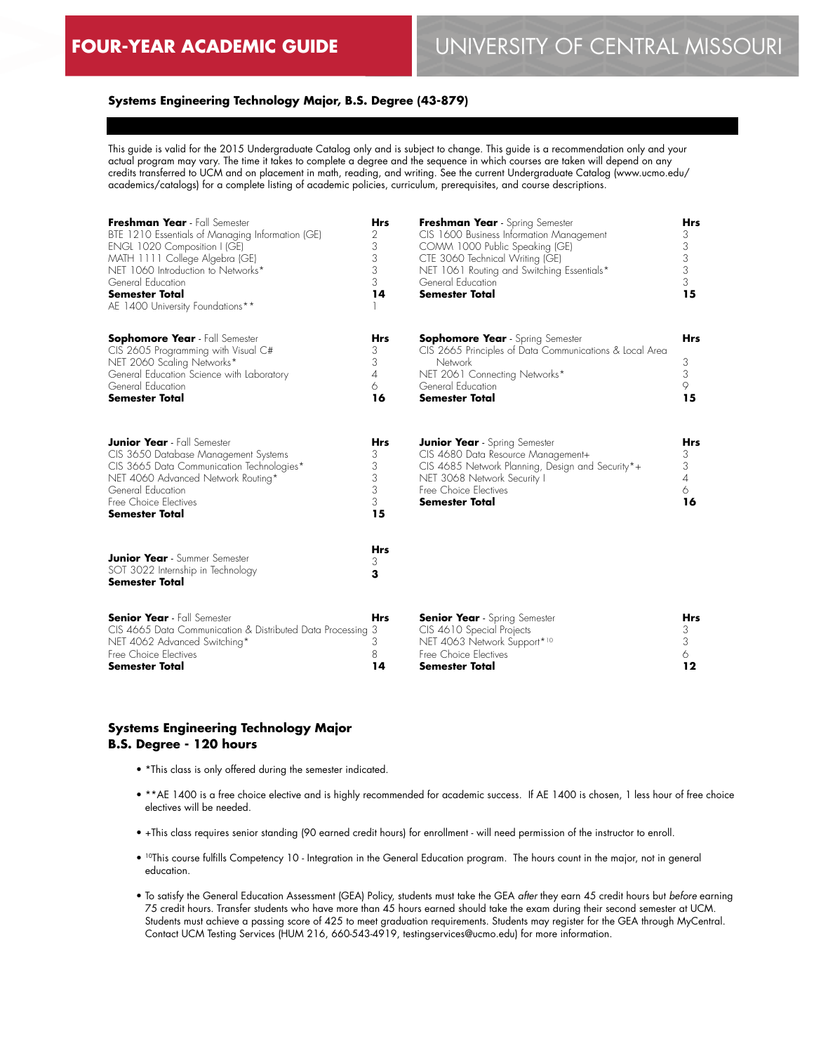## Systems Engineering Technology Major, B.S. Degree (43-879)

This guide is valid for the 2015 Undergraduate Catalog only and is subject to change. This guide is a recommendation only and your actual program may vary. The time it takes to complete a degree and the sequence in which courses are taken will depend on any credits transferred to UCM and on placement in math, reading, and writing. See the current Undergraduate Catalog (www.ucmo.edu/academics/catalogs) for a complete listing of academic policies, curriculum, prerequisites, and course descriptions.

| **Freshman Year** - Fall Semester | **Hrs** |
|---|---|
| BTE 1210 Essentials of Managing Information (GE) | 2 |
| ENGL 1020 Composition I (GE) | 3 |
| MATH 1111 College Algebra (GE) | 3 |
| NET 1060 Introduction to Networks* | 3 |
| General Education | 3 |
| **Semester Total** | **14** |
| AE 1400 University Foundations** | 1 |

| **Freshman Year** - Spring Semester | **Hrs** |
|---|---|
| CIS 1600 Business Information Management | 3 |
| COMM 1000 Public Speaking (GE) | 3 |
| CTE 3060 Technical Writing (GE) | 3 |
| NET 1061 Routing and Switching Essentials* | 3 |
| General Education | 3 |
| **Semester Total** | **15** |

| **Sophomore Year** - Fall Semester | **Hrs** |
|---|---|
| CIS 2605 Programming with Visual C# | 3 |
| NET 2060 Scaling Networks* | 3 |
| General Education Science with Laboratory | 4 |
| General Education | 6 |
| **Semester Total** | **16** |

| **Sophomore Year** - Spring Semester | **Hrs** |
|---|---|
| CIS 2665 Principles of Data Communications & Local Area Network | 3 |
| NET 2061 Connecting Networks* | 3 |
| General Education | 9 |
| **Semester Total** | **15** |

| **Junior Year** - Fall Semester | **Hrs** |
|---|---|
| CIS 3650 Database Management Systems | 3 |
| CIS 3665 Data Communication Technologies* | 3 |
| NET 4060 Advanced Network Routing* | 3 |
| General Education | 3 |
| Free Choice Electives | 3 |
| **Semester Total** | **15** |

| **Junior Year** - Spring Semester | **Hrs** |
|---|---|
| CIS 4680 Data Resource Management+ | 3 |
| CIS 4685 Network Planning, Design and Security*+ | 3 |
| NET 3068 Network Security I | 4 |
| Free Choice Electives | 6 |
| **Semester Total** | **16** |

| **Junior Year** - Summer Semester | **Hrs** |
|---|---|
| SOT 3022 Internship in Technology | 3 |
| **Semester Total** | **3** |

| **Senior Year** - Fall Semester | **Hrs** |
|---|---|
| CIS 4665 Data Communication & Distributed Data Processing | 3 |
| NET 4062 Advanced Switching* | 3 |
| Free Choice Electives | 8 |
| **Semester Total** | **14** |

| **Senior Year** - Spring Semester | **Hrs** |
|---|---|
| CIS 4610 Special Projects | 3 |
| NET 4063 Network Support*[10] | 3 |
| Free Choice Electives | 6 |
| **Semester Total** | **12** |

### Systems Engineering Technology Major
### B.S. Degree - 120 hours

- *This class is only offered during the semester indicated.
- **AE 1400 is a free choice elective and is highly recommended for academic success. If AE 1400 is chosen, 1 less hour of free choice electives will be needed.
- +This class requires senior standing (90 earned credit hours) for enrollment - will need permission of the instructor to enroll.
- [10]This course fulfills Competency 10 - Integration in the General Education program. The hours count in the major, not in general education.
- To satisfy the General Education Assessment (GEA) Policy, students must take the GEA *after* they earn 45 credit hours but *before* earning 75 credit hours. Transfer students who have more than 45 hours earned should take the exam during their second semester at UCM. Students must achieve a passing score of 425 to meet graduation requirements. Students may register for the GEA through MyCentral. Contact UCM Testing Services (HUM 216, 660-543-4919, testingservices@ucmo.edu) for more information.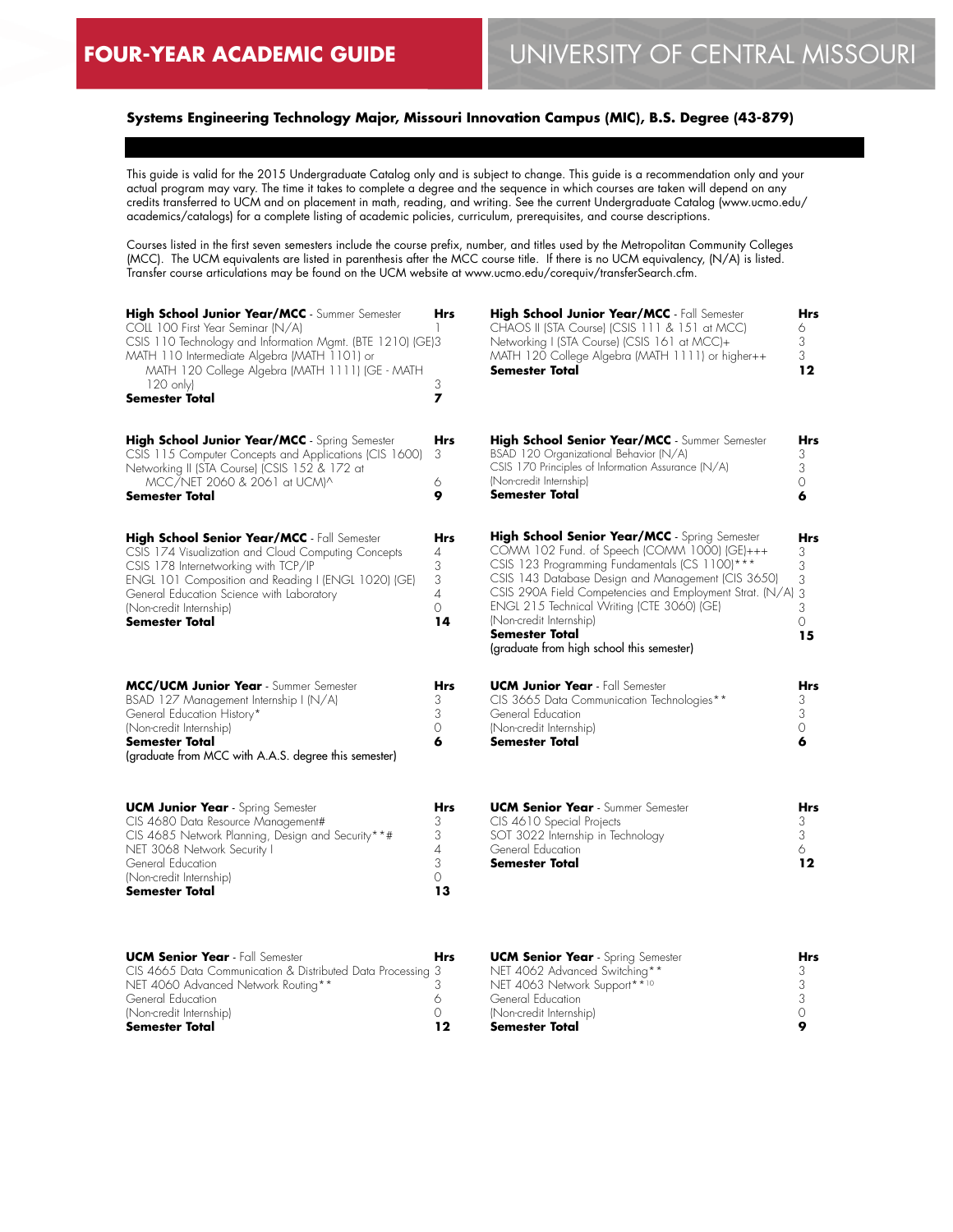# FOUR-YEAR ACADEMIC GUIDE

## UNIVERSITY OF CENTRAL MISSOURI

### Systems Engineering Technology Major, Missouri Innovation Campus (MIC), B.S. Degree (43-879)

This guide is valid for the 2015 Undergraduate Catalog only and is subject to change. This guide is a recommendation only and your actual program may vary. The time it takes to complete a degree and the sequence in which courses are taken will depend on any credits transferred to UCM and on placement in math, reading, and writing. See the current Undergraduate Catalog (www.ucmo.edu/academics/catalogs) for a complete listing of academic policies, curriculum, prerequisites, and course descriptions.

Courses listed in the first seven semesters include the course prefix, number, and titles used by the Metropolitan Community Colleges (MCC). The UCM equivalents are listed in parenthesis after the MCC course title. If there is no UCM equivalency, (N/A) is listed. Transfer course articulations may be found on the UCM website at www.ucmo.edu/corequiv/transferSearch.cfm.

| **High School Junior Year/MCC** - Summer Semester | **Hrs** |
|---|---|
| COLL 100 First Year Seminar (N/A) | 1 |
| CSIS 110 Technology and Information Mgmt. (BTE 1210) (GE) | 3 |
| MATH 110 Intermediate Algebra (MATH 1101) or MATH 120 College Algebra (MATH 1111) (GE - MATH 120 only) | 3 |
| **Semester Total** | **7** |

| **High School Junior Year/MCC** - Fall Semester | **Hrs** |
|---|---|
| CHAOS II (STA Course) (CSIS 111 & 151 at MCC) | 6 |
| Networking I (STA Course) (CSIS 161 at MCC)+ | 3 |
| MATH 120 College Algebra (MATH 1111) or higher++ | 3 |
| **Semester Total** | **12** |

| **High School Junior Year/MCC** - Spring Semester | **Hrs** |
|---|---|
| CSIS 115 Computer Concepts and Applications (CIS 1600) | 3 |
| Networking II (STA Course) (CSIS 152 & 172 at MCC/NET 2060 & 2061 at UCM)^ | 6 |
| **Semester Total** | **9** |

| **High School Senior Year/MCC** - Summer Semester | **Hrs** |
|---|---|
| BSAD 120 Organizational Behavior (N/A) | 3 |
| CSIS 170 Principles of Information Assurance (N/A) | 3 |
| (Non-credit Internship) | 0 |
| **Semester Total** | **6** |

| **High School Senior Year/MCC** - Fall Semester | **Hrs** |
|---|---|
| CSIS 174 Visualization and Cloud Computing Concepts | 4 |
| CSIS 178 Internetworking with TCP/IP | 3 |
| ENGL 101 Composition and Reading I (ENGL 1020) (GE) | 3 |
| General Education Science with Laboratory | 4 |
| (Non-credit Internship) | 0 |
| **Semester Total** | **14** |

| **High School Senior Year/MCC** - Spring Semester | **Hrs** |
|---|---|
| COMM 102 Fund. of Speech (COMM 1000) (GE)+++ | 3 |
| CSIS 123 Programming Fundamentals (CS 1100)*** | 3 |
| CSIS 143 Database Design and Management (CIS 3650) | 3 |
| CSIS 290A Field Competencies and Employment Strat. (N/A) | 3 |
| ENGL 215 Technical Writing (CTE 3060) (GE) | 3 |
| (Non-credit Internship) | 0 |
| **Semester Total** | **15** |
| (graduate from high school this semester) | |

| **MCC/UCM Junior Year** - Summer Semester | **Hrs** |
|---|---|
| BSAD 127 Management Internship I (N/A) | 3 |
| General Education History* | 3 |
| (Non-credit Internship) | 0 |
| **Semester Total** | **6** |
| (graduate from MCC with A.A.S. degree this semester) | |

| **UCM Junior Year** - Fall Semester | **Hrs** |
|---|---|
| CIS 3665 Data Communication Technologies** | 3 |
| General Education | 3 |
| (Non-credit Internship) | 0 |
| **Semester Total** | **6** |

| **UCM Junior Year** - Spring Semester | **Hrs** |
|---|---|
| CIS 4680 Data Resource Management# | 3 |
| CIS 4685 Network Planning, Design and Security**# | 3 |
| NET 3068 Network Security I | 4 |
| General Education | 3 |
| (Non-credit Internship) | 0 |
| **Semester Total** | **13** |

| **UCM Senior Year** - Summer Semester | **Hrs** |
|---|---|
| CIS 4610 Special Projects | 3 |
| SOT 3022 Internship in Technology | 3 |
| General Education | 6 |
| **Semester Total** | **12** |

| **UCM Senior Year** - Fall Semester | **Hrs** |
|---|---|
| CIS 4665 Data Communication & Distributed Data Processing | 3 |
| NET 4060 Advanced Network Routing** | 3 |
| General Education | 6 |
| (Non-credit Internship) | 0 |
| **Semester Total** | **12** |

| **UCM Senior Year** - Spring Semester | **Hrs** |
|---|---|
| NET 4062 Advanced Switching** | 3 |
| NET 4063 Network Support**[10] | 3 |
| General Education | 3 |
| (Non-credit Internship) | 0 |
| **Semester Total** | **9** |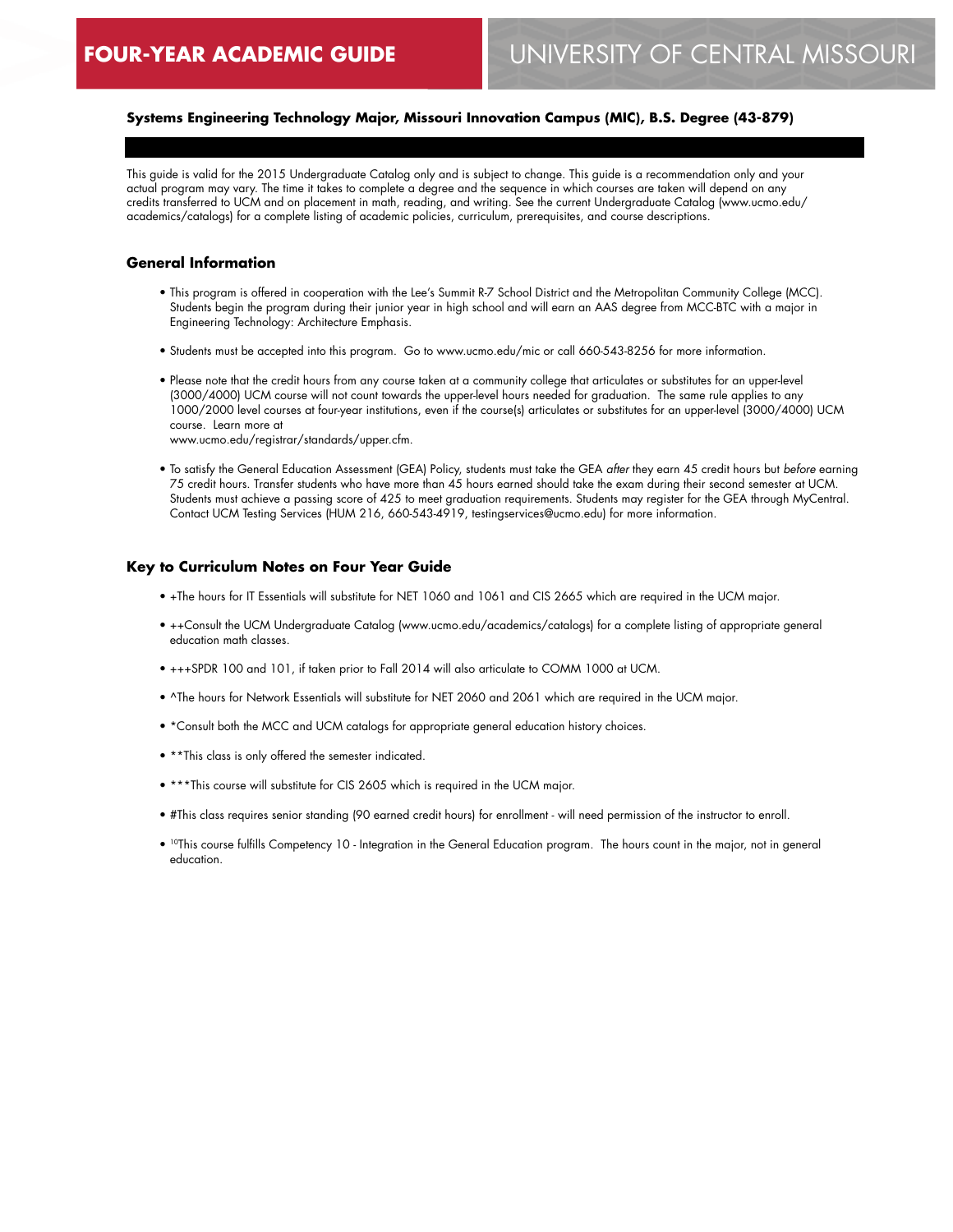# FOUR-YEAR ACADEMIC GUIDE

# UNIVERSITY OF CENTRAL MISSOURI

**Systems Engineering Technology Major, Missouri Innovation Campus (MIC), B.S. Degree (43-879)**

This guide is valid for the 2015 Undergraduate Catalog only and is subject to change. This guide is a recommendation only and your actual program may vary. The time it takes to complete a degree and the sequence in which courses are taken will depend on any credits transferred to UCM and on placement in math, reading, and writing. See the current Undergraduate Catalog (www.ucmo.edu/academics/catalogs) for a complete listing of academic policies, curriculum, prerequisites, and course descriptions.

## General Information

- This program is offered in cooperation with the Lee's Summit R-7 School District and the Metropolitan Community College (MCC). Students begin the program during their junior year in high school and will earn an AAS degree from MCC-BTC with a major in Engineering Technology: Architecture Emphasis.
- Students must be accepted into this program. Go to www.ucmo.edu/mic or call 660-543-8256 for more information.
- Please note that the credit hours from any course taken at a community college that articulates or substitutes for an upper-level (3000/4000) UCM course will not count towards the upper-level hours needed for graduation. The same rule applies to any 1000/2000 level courses at four-year institutions, even if the course(s) articulates or substitutes for an upper-level (3000/4000) UCM course. Learn more at www.ucmo.edu/registrar/standards/upper.cfm.
- To satisfy the General Education Assessment (GEA) Policy, students must take the GEA *after* they earn 45 credit hours but *before* earning 75 credit hours. Transfer students who have more than 45 hours earned should take the exam during their second semester at UCM. Students must achieve a passing score of 425 to meet graduation requirements. Students may register for the GEA through MyCentral. Contact UCM Testing Services (HUM 216, 660-543-4919, testingservices@ucmo.edu) for more information.

## Key to Curriculum Notes on Four Year Guide

- +The hours for IT Essentials will substitute for NET 1060 and 1061 and CIS 2665 which are required in the UCM major.
- ++Consult the UCM Undergraduate Catalog (www.ucmo.edu/academics/catalogs) for a complete listing of appropriate general education math classes.
- +++SPDR 100 and 101, if taken prior to Fall 2014 will also articulate to COMM 1000 at UCM.
- ^The hours for Network Essentials will substitute for NET 2060 and 2061 which are required in the UCM major.
- *Consult both the MCC and UCM catalogs for appropriate general education history choices.
- **This class is only offered the semester indicated.
- ***This course will substitute for CIS 2605 which is required in the UCM major.
- #This class requires senior standing (90 earned credit hours) for enrollment - will need permission of the instructor to enroll.
- [10]This course fulfills Competency 10 - Integration in the General Education program. The hours count in the major, not in general education.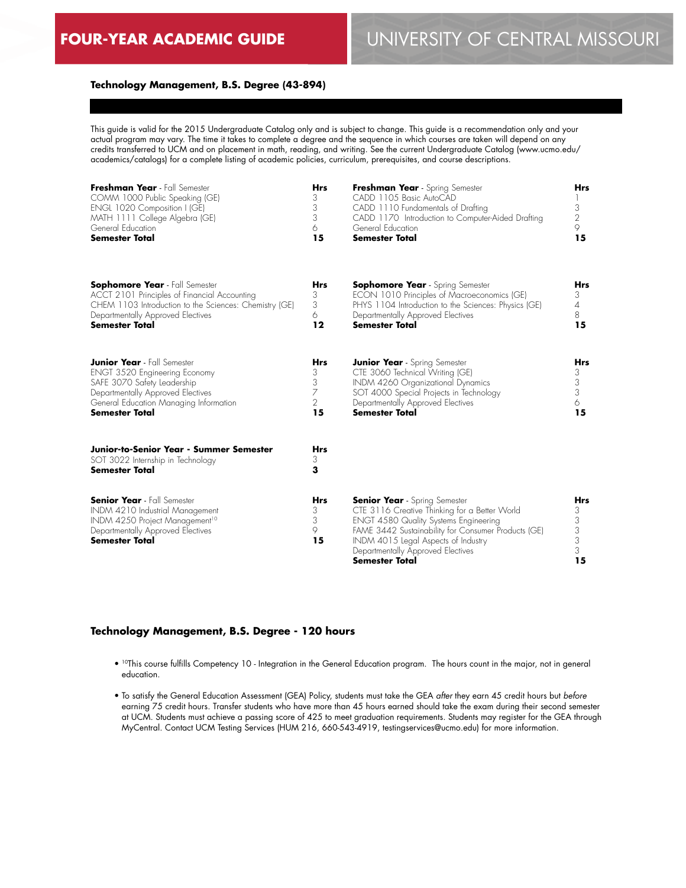# FOUR-YEAR ACADEMIC GUIDE

# UNIVERSITY OF CENTRAL MISSOURI

### Technology Management, B.S. Degree (43-894)

This guide is valid for the 2015 Undergraduate Catalog only and is subject to change. This guide is a recommendation only and your actual program may vary. The time it takes to complete a degree and the sequence in which courses are taken will depend on any credits transferred to UCM and on placement in math, reading, and writing. See the current Undergraduate Catalog (www.ucmo.edu/academics/catalogs) for a complete listing of academic policies, curriculum, prerequisites, and course descriptions.

| **Freshman Year** - Fall Semester | **Hrs** |
|---|---|
| COMM 1000 Public Speaking (GE) | 3 |
| ENGL 1020 Composition I (GE) | 3 |
| MATH 1111 College Algebra (GE) | 3 |
| General Education | 6 |
| **Semester Total** | **15** |

| **Freshman Year** - Spring Semester | **Hrs** |
|---|---|
| CADD 1105 Basic AutoCAD | 1 |
| CADD 1110 Fundamentals of Drafting | 3 |
| CADD 1170 Introduction to Computer-Aided Drafting | 2 |
| General Education | 9 |
| **Semester Total** | **15** |

| **Sophomore Year** - Fall Semester | **Hrs** |
|---|---|
| ACCT 2101 Principles of Financial Accounting | 3 |
| CHEM 1103 Introduction to the Sciences: Chemistry (GE) | 3 |
| Departmentally Approved Electives | 6 |
| **Semester Total** | **12** |

| **Sophomore Year** - Spring Semester | **Hrs** |
|---|---|
| ECON 1010 Principles of Macroeconomics (GE) | 3 |
| PHYS 1104 Introduction to the Sciences: Physics (GE) | 4 |
| Departmentally Approved Electives | 8 |
| **Semester Total** | **15** |

| **Junior Year** - Fall Semester | **Hrs** |
|---|---|
| ENGT 3520 Engineering Economy | 3 |
| SAFE 3070 Safety Leadership | 3 |
| Departmentally Approved Electives | 7 |
| General Education Managing Information | 2 |
| **Semester Total** | **15** |

| **Junior Year** - Spring Semester | **Hrs** |
|---|---|
| CTE 3060 Technical Writing (GE) | 3 |
| INDM 4260 Organizational Dynamics | 3 |
| SOT 4000 Special Projects in Technology | 3 |
| Departmentally Approved Electives | 6 |
| **Semester Total** | **15** |

| **Junior-to-Senior Year - Summer Semester** | **Hrs** |
|---|---|
| SOT 3022 Internship in Technology | 3 |
| **Semester Total** | **3** |

| **Senior Year** - Fall Semester | **Hrs** |
|---|---|
| INDM 4210 Industrial Management | 3 |
| INDM 4250 Project Management[10] | 3 |
| Departmentally Approved Electives | 9 |
| **Semester Total** | **15** |

| **Senior Year** - Spring Semester | **Hrs** |
|---|---|
| CTE 3116 Creative Thinking for a Better World | 3 |
| ENGT 4580 Quality Systems Engineering | 3 |
| FAME 3442 Sustainability for Consumer Products (GE) | 3 |
| INDM 4015 Legal Aspects of Industry | 3 |
| Departmentally Approved Electives | 3 |
| **Semester Total** | **15** |

### Technology Management, B.S. Degree - 120 hours

- [10]This course fulfills Competency 10 - Integration in the General Education program. The hours count in the major, not in general education.
- To satisfy the General Education Assessment (GEA) Policy, students must take the GEA *after* they earn 45 credit hours but *before* earning 75 credit hours. Transfer students who have more than 45 hours earned should take the exam during their second semester at UCM. Students must achieve a passing score of 425 to meet graduation requirements. Students may register for the GEA through MyCentral. Contact UCM Testing Services (HUM 216, 660-543-4919, testingservices@ucmo.edu) for more information.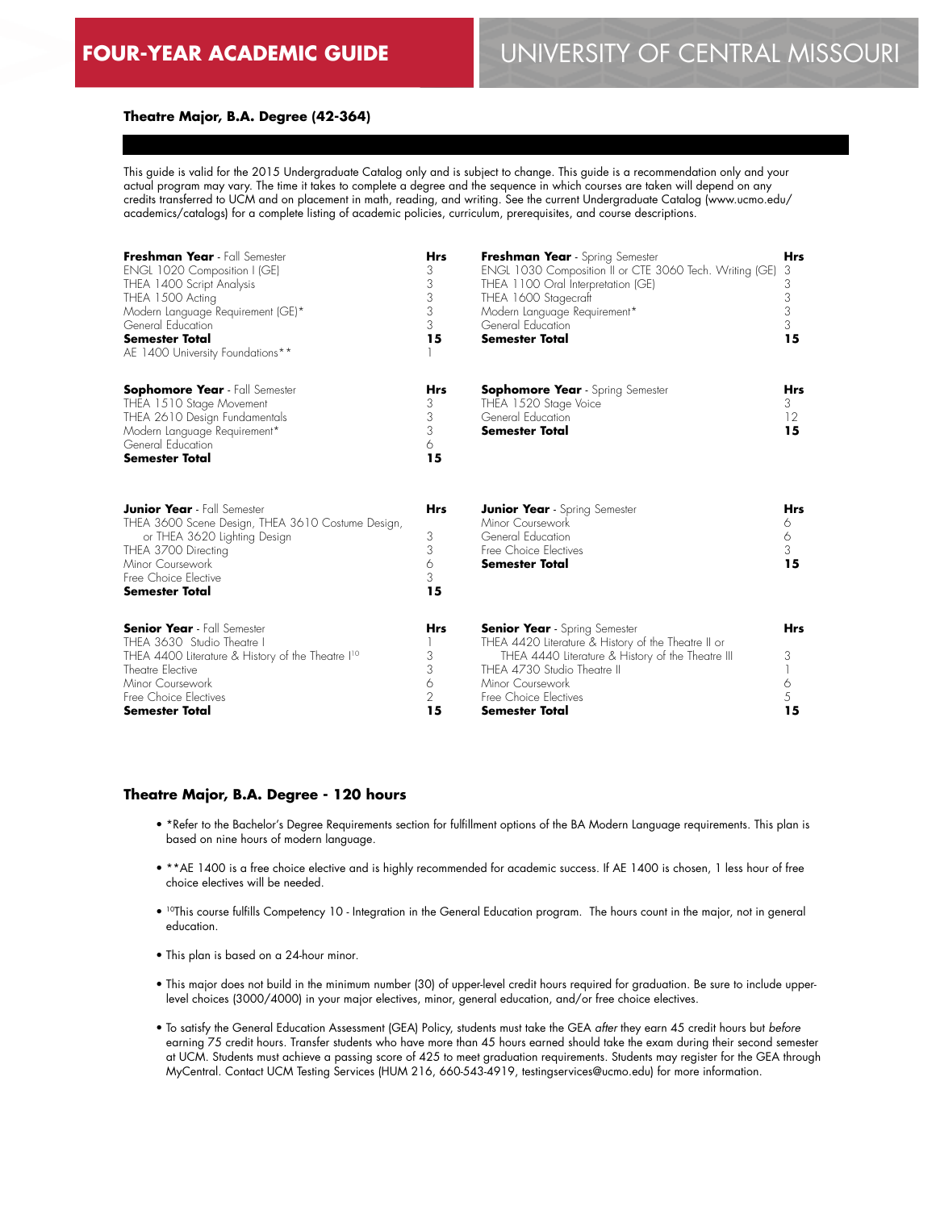## FOUR-YEAR ACADEMIC GUIDE — UNIVERSITY OF CENTRAL MISSOURI

### Theatre Major, B.A. Degree (42-364)

This guide is valid for the 2015 Undergraduate Catalog only and is subject to change. This guide is a recommendation only and your actual program may vary. The time it takes to complete a degree and the sequence in which courses are taken will depend on any credits transferred to UCM and on placement in math, reading, and writing. See the current Undergraduate Catalog (www.ucmo.edu/academics/catalogs) for a complete listing of academic policies, curriculum, prerequisites, and course descriptions.

| **Freshman Year** - Fall Semester | Hrs |
|---|---|
| ENGL 1020 Composition I (GE) | 3 |
| THEA 1400 Script Analysis | 3 |
| THEA 1500 Acting | 3 |
| Modern Language Requirement (GE)* | 3 |
| General Education | 3 |
| **Semester Total** | **15** |
| AE 1400 University Foundations** | 1 |

| **Freshman Year** - Spring Semester | Hrs |
|---|---|
| ENGL 1030 Composition II or CTE 3060 Tech. Writing (GE) | 3 |
| THEA 1100 Oral Interpretation (GE) | 3 |
| THEA 1600 Stagecraft | 3 |
| Modern Language Requirement* | 3 |
| General Education | 3 |
| **Semester Total** | **15** |

| **Sophomore Year** - Fall Semester | Hrs |
|---|---|
| THEA 1510 Stage Movement | 3 |
| THEA 2610 Design Fundamentals | 3 |
| Modern Language Requirement* | 3 |
| General Education | 6 |
| **Semester Total** | **15** |

| **Sophomore Year** - Spring Semester | Hrs |
|---|---|
| THEA 1520 Stage Voice | 3 |
| General Education | 12 |
| **Semester Total** | **15** |

| **Junior Year** - Fall Semester | Hrs |
|---|---|
| THEA 3600 Scene Design, THEA 3610 Costume Design, or THEA 3620 Lighting Design | 3 |
| THEA 3700 Directing | 3 |
| Minor Coursework | 6 |
| Free Choice Elective | 3 |
| **Semester Total** | **15** |

| **Junior Year** - Spring Semester | Hrs |
|---|---|
| Minor Coursework | 6 |
| General Education | 6 |
| Free Choice Electives | 3 |
| **Semester Total** | **15** |

| **Senior Year** - Fall Semester | Hrs |
|---|---|
| THEA 3630 Studio Theatre I | 1 |
| THEA 4400 Literature & History of the Theatre I[10] | 3 |
| Theatre Elective | 3 |
| Minor Coursework | 6 |
| Free Choice Electives | 2 |
| **Semester Total** | **15** |

| **Senior Year** - Spring Semester | Hrs |
|---|---|
| THEA 4420 Literature & History of the Theatre II or THEA 4440 Literature & History of the Theatre III | 3 |
| THEA 4730 Studio Theatre II | 1 |
| Minor Coursework | 6 |
| Free Choice Electives | 5 |
| **Semester Total** | **15** |

### Theatre Major, B.A. Degree - 120 hours

- *Refer to the Bachelor's Degree Requirements section for fulfillment options of the BA Modern Language requirements. This plan is based on nine hours of modern language.
- **AE 1400 is a free choice elective and is highly recommended for academic success. If AE 1400 is chosen, 1 less hour of free choice electives will be needed.
- [10]This course fulfills Competency 10 - Integration in the General Education program. The hours count in the major, not in general education.
- This plan is based on a 24-hour minor.
- This major does not build in the minimum number (30) of upper-level credit hours required for graduation. Be sure to include upper-level choices (3000/4000) in your major electives, minor, general education, and/or free choice electives.
- To satisfy the General Education Assessment (GEA) Policy, students must take the GEA *after* they earn 45 credit hours but *before* earning 75 credit hours. Transfer students who have more than 45 hours earned should take the exam during their second semester at UCM. Students must achieve a passing score of 425 to meet graduation requirements. Students may register for the GEA through MyCentral. Contact UCM Testing Services (HUM 216, 660-543-4919, testingservices@ucmo.edu) for more information.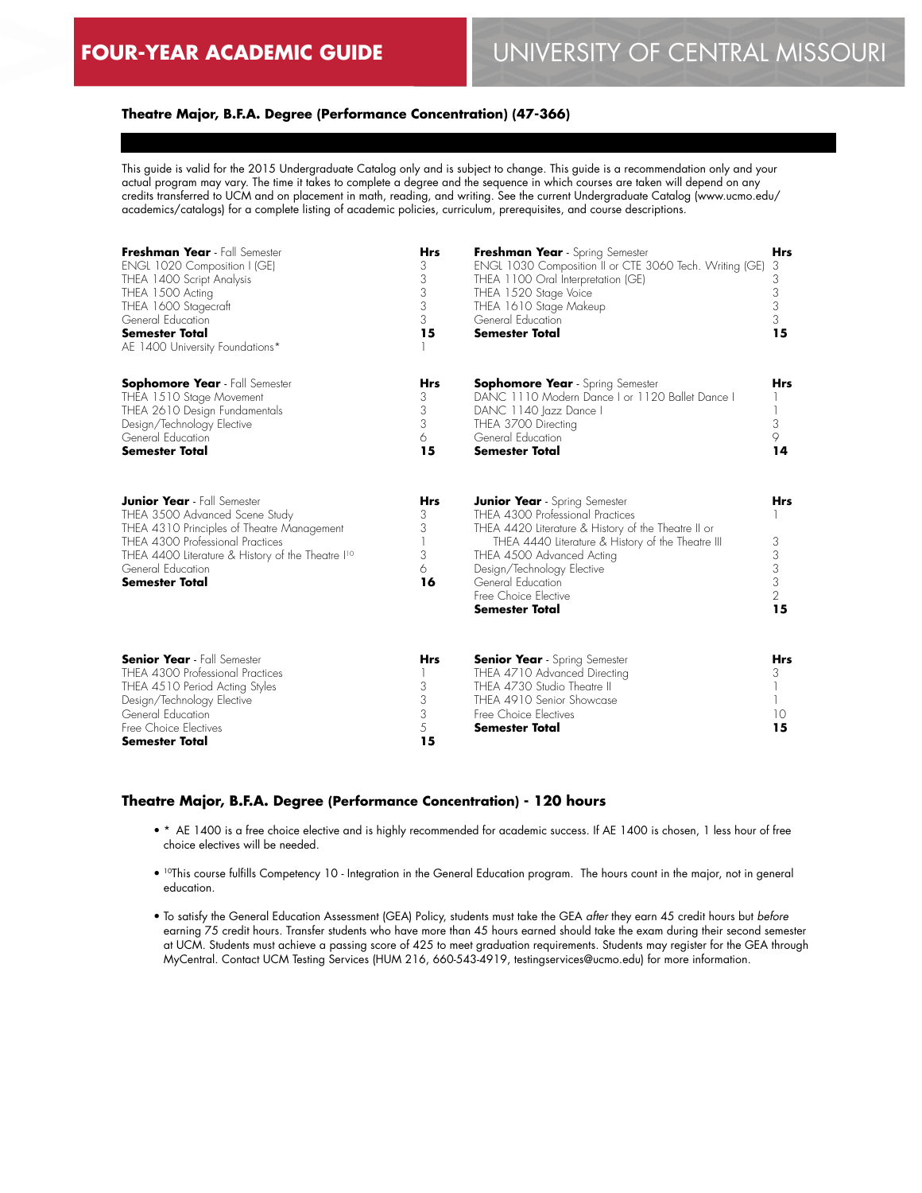**FOUR-YEAR ACADEMIC GUIDE** UNIVERSITY OF CENTRAL MISSOURI

### Theatre Major, B.F.A. Degree (Performance Concentration) (47-366)

This guide is valid for the 2015 Undergraduate Catalog only and is subject to change. This guide is a recommendation only and your actual program may vary. The time it takes to complete a degree and the sequence in which courses are taken will depend on any credits transferred to UCM and on placement in math, reading, and writing. See the current Undergraduate Catalog (www.ucmo.edu/academics/catalogs) for a complete listing of academic policies, curriculum, prerequisites, and course descriptions.

| **Freshman Year** - Fall Semester | **Hrs** | **Freshman Year** - Spring Semester | **Hrs** |
|---|---|---|---|
| ENGL 1020 Composition I (GE) | 3 | ENGL 1030 Composition II or CTE 3060 Tech. Writing (GE) | 3 |
| THEA 1400 Script Analysis | 3 | THEA 1100 Oral Interpretation (GE) | 3 |
| THEA 1500 Acting | 3 | THEA 1520 Stage Voice | 3 |
| THEA 1600 Stagecraft | 3 | THEA 1610 Stage Makeup | 3 |
| General Education | 3 | General Education | 3 |
| **Semester Total** | **15** | **Semester Total** | **15** |
| AE 1400 University Foundations* | 1 | | |

| **Sophomore Year** - Fall Semester | **Hrs** | **Sophomore Year** - Spring Semester | **Hrs** |
|---|---|---|---|
| THEA 1510 Stage Movement | 3 | DANC 1110 Modern Dance I or 1120 Ballet Dance I | 1 |
| THEA 2610 Design Fundamentals | 3 | DANC 1140 Jazz Dance I | 1 |
| Design/Technology Elective | 3 | THEA 3700 Directing | 3 |
| General Education | 6 | General Education | 9 |
| **Semester Total** | **15** | **Semester Total** | **14** |

| **Junior Year** - Fall Semester | **Hrs** | **Junior Year** - Spring Semester | **Hrs** |
|---|---|---|---|
| THEA 3500 Advanced Scene Study | 3 | THEA 4300 Professional Practices | 1 |
| THEA 4310 Principles of Theatre Management | 3 | THEA 4420 Literature & History of the Theatre II or THEA 4440 Literature & History of the Theatre III | 3 |
| THEA 4300 Professional Practices | 1 | THEA 4500 Advanced Acting | 3 |
| THEA 4400 Literature & History of the Theatre I[10] | 3 | Design/Technology Elective | 3 |
| General Education | 6 | General Education | 3 |
| **Semester Total** | **16** | Free Choice Elective | 2 |
| | | **Semester Total** | **15** |

| **Senior Year** - Fall Semester | **Hrs** | **Senior Year** - Spring Semester | **Hrs** |
|---|---|---|---|
| THEA 4300 Professional Practices | 1 | THEA 4710 Advanced Directing | 3 |
| THEA 4510 Period Acting Styles | 3 | THEA 4730 Studio Theatre II | 1 |
| Design/Technology Elective | 3 | THEA 4910 Senior Showcase | 1 |
| General Education | 3 | Free Choice Electives | 10 |
| Free Choice Electives | 5 | **Semester Total** | **15** |
| **Semester Total** | **15** | | |

### Theatre Major, B.F.A. Degree (Performance Concentration) - 120 hours

- \* AE 1400 is a free choice elective and is highly recommended for academic success. If AE 1400 is chosen, 1 less hour of free choice electives will be needed.
- [10]This course fulfills Competency 10 - Integration in the General Education program. The hours count in the major, not in general education.
- To satisfy the General Education Assessment (GEA) Policy, students must take the GEA *after* they earn 45 credit hours but *before* earning 75 credit hours. Transfer students who have more than 45 hours earned should take the exam during their second semester at UCM. Students must achieve a passing score of 425 to meet graduation requirements. Students may register for the GEA through MyCentral. Contact UCM Testing Services (HUM 216, 660-543-4919, testingservices@ucmo.edu) for more information.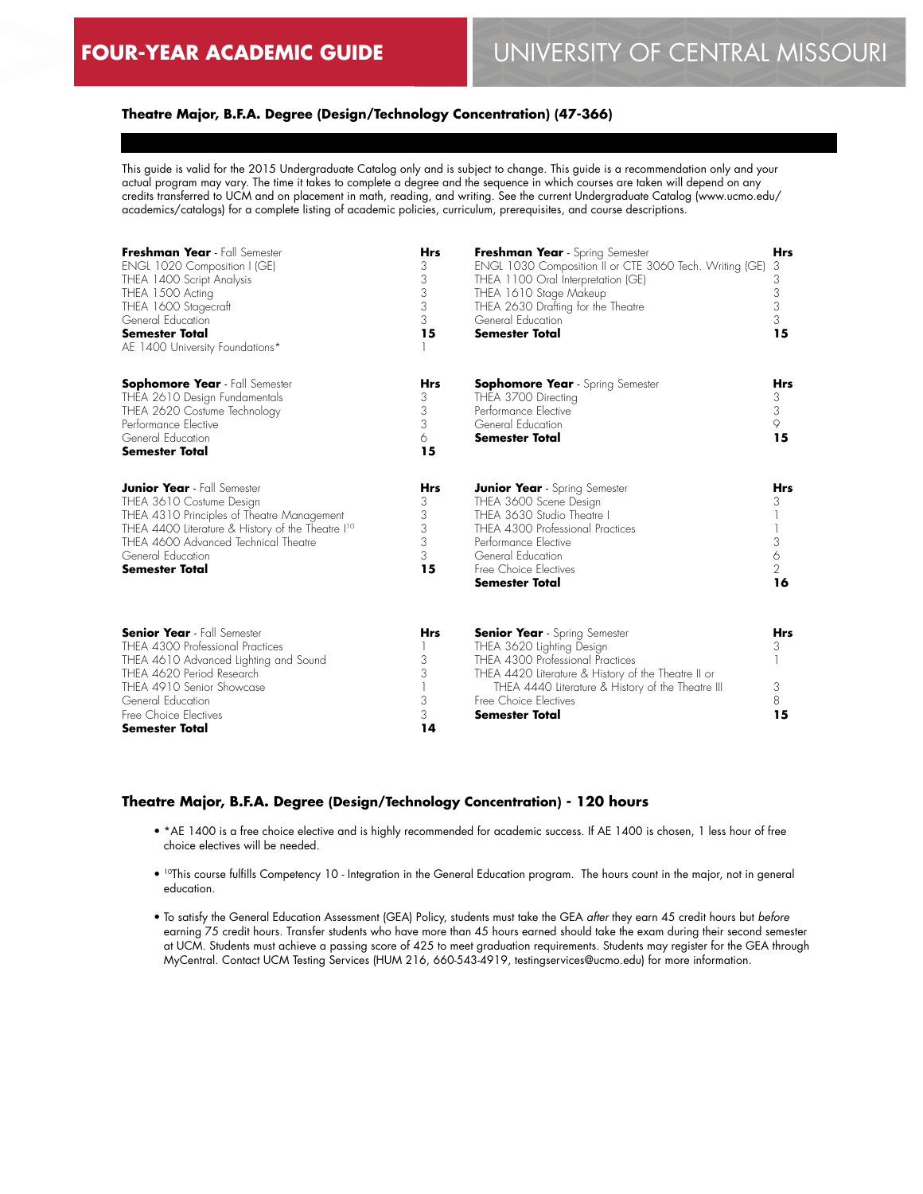# FOUR-YEAR ACADEMIC GUIDE — UNIVERSITY OF CENTRAL MISSOURI

### Theatre Major, B.F.A. Degree (Design/Technology Concentration) (47-366)

This guide is valid for the 2015 Undergraduate Catalog only and is subject to change. This guide is a recommendation only and your actual program may vary. The time it takes to complete a degree and the sequence in which courses are taken will depend on any credits transferred to UCM and on placement in math, reading, and writing. See the current Undergraduate Catalog (www.ucmo.edu/academics/catalogs) for a complete listing of academic policies, curriculum, prerequisites, and course descriptions.

| **Freshman Year** - Fall Semester | **Hrs** |
|---|---|
| ENGL 1020 Composition I (GE) | 3 |
| THEA 1400 Script Analysis | 3 |
| THEA 1500 Acting | 3 |
| THEA 1600 Stagecraft | 3 |
| General Education | 3 |
| **Semester Total** | **15** |
| AE 1400 University Foundations* | 1 |

| **Freshman Year** - Spring Semester | **Hrs** |
|---|---|
| ENGL 1030 Composition II or CTE 3060 Tech. Writing (GE) | 3 |
| THEA 1100 Oral Interpretation (GE) | 3 |
| THEA 1610 Stage Makeup | 3 |
| THEA 2630 Drafting for the Theatre | 3 |
| General Education | 3 |
| **Semester Total** | **15** |

| **Sophomore Year** - Fall Semester | **Hrs** |
|---|---|
| THEA 2610 Design Fundamentals | 3 |
| THEA 2620 Costume Technology | 3 |
| Performance Elective | 3 |
| General Education | 6 |
| **Semester Total** | **15** |

| **Sophomore Year** - Spring Semester | **Hrs** |
|---|---|
| THEA 3700 Directing | 3 |
| Performance Elective | 3 |
| General Education | 9 |
| **Semester Total** | **15** |

| **Junior Year** - Fall Semester | **Hrs** |
|---|---|
| THEA 3610 Costume Design | 3 |
| THEA 4310 Principles of Theatre Management | 3 |
| THEA 4400 Literature & History of the Theatre I[10] | 3 |
| THEA 4600 Advanced Technical Theatre | 3 |
| General Education | 3 |
| **Semester Total** | **15** |

| **Junior Year** - Spring Semester | **Hrs** |
|---|---|
| THEA 3600 Scene Design | 3 |
| THEA 3630 Studio Theatre I | 1 |
| THEA 4300 Professional Practices | 1 |
| Performance Elective | 3 |
| General Education | 6 |
| Free Choice Electives | 2 |
| **Semester Total** | **16** |

| **Senior Year** - Fall Semester | **Hrs** |
|---|---|
| THEA 4300 Professional Practices | 1 |
| THEA 4610 Advanced Lighting and Sound | 3 |
| THEA 4620 Period Research | 3 |
| THEA 4910 Senior Showcase | 1 |
| General Education | 3 |
| Free Choice Electives | 3 |
| **Semester Total** | **14** |

| **Senior Year** - Spring Semester | **Hrs** |
|---|---|
| THEA 3620 Lighting Design | 3 |
| THEA 4300 Professional Practices | 1 |
| THEA 4420 Literature & History of the Theatre II or THEA 4440 Literature & History of the Theatre III | 3 |
| Free Choice Electives | 8 |
| **Semester Total** | **15** |

### Theatre Major, B.F.A. Degree (Design/Technology Concentration) - 120 hours

- *AE 1400 is a free choice elective and is highly recommended for academic success. If AE 1400 is chosen, 1 less hour of free choice electives will be needed.
- [10]This course fulfills Competency 10 - Integration in the General Education program. The hours count in the major, not in general education.
- To satisfy the General Education Assessment (GEA) Policy, students must take the GEA *after* they earn 45 credit hours but *before* earning 75 credit hours. Transfer students who have more than 45 hours earned should take the exam during their second semester at UCM. Students must achieve a passing score of 425 to meet graduation requirements. Students may register for the GEA through MyCentral. Contact UCM Testing Services (HUM 216, 660-543-4919, testingservices@ucmo.edu) for more information.